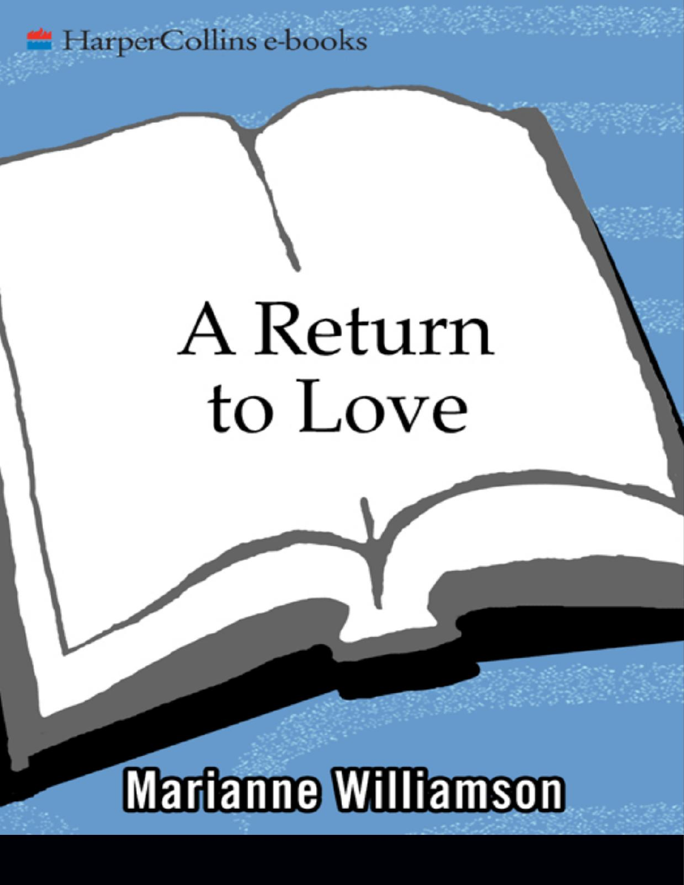HarperCollins e-books

# A Return to Love

Marianne Williamson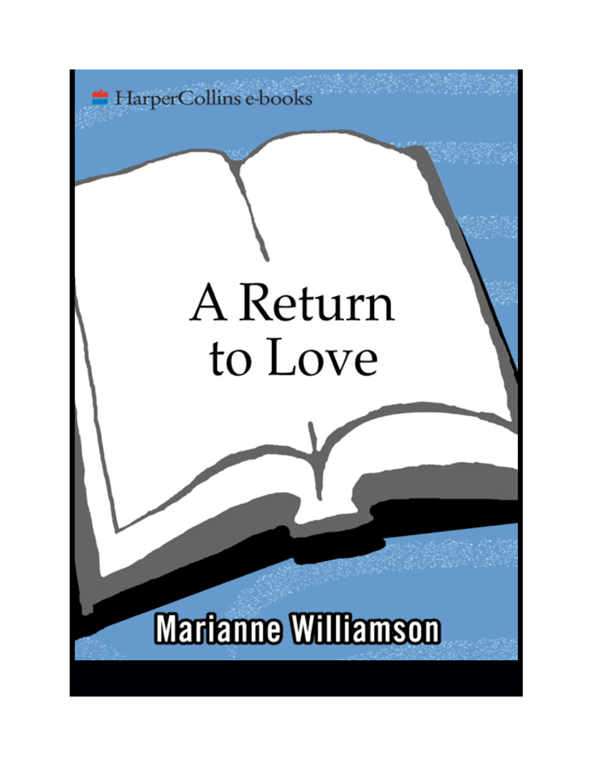HarperCollins e-books

# A Return to Love

Marianne Williamson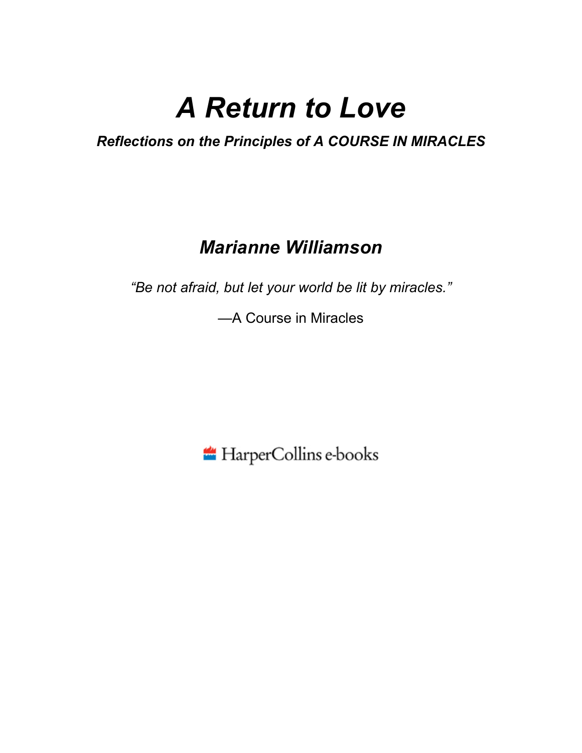# *A Return to Love*

***Reflections on the Principles of A COURSE IN MIRACLES***

***Marianne Williamson***

*"Be not afraid, but let your world be lit by miracles."*

—A Course in Miracles

HarperCollins e-books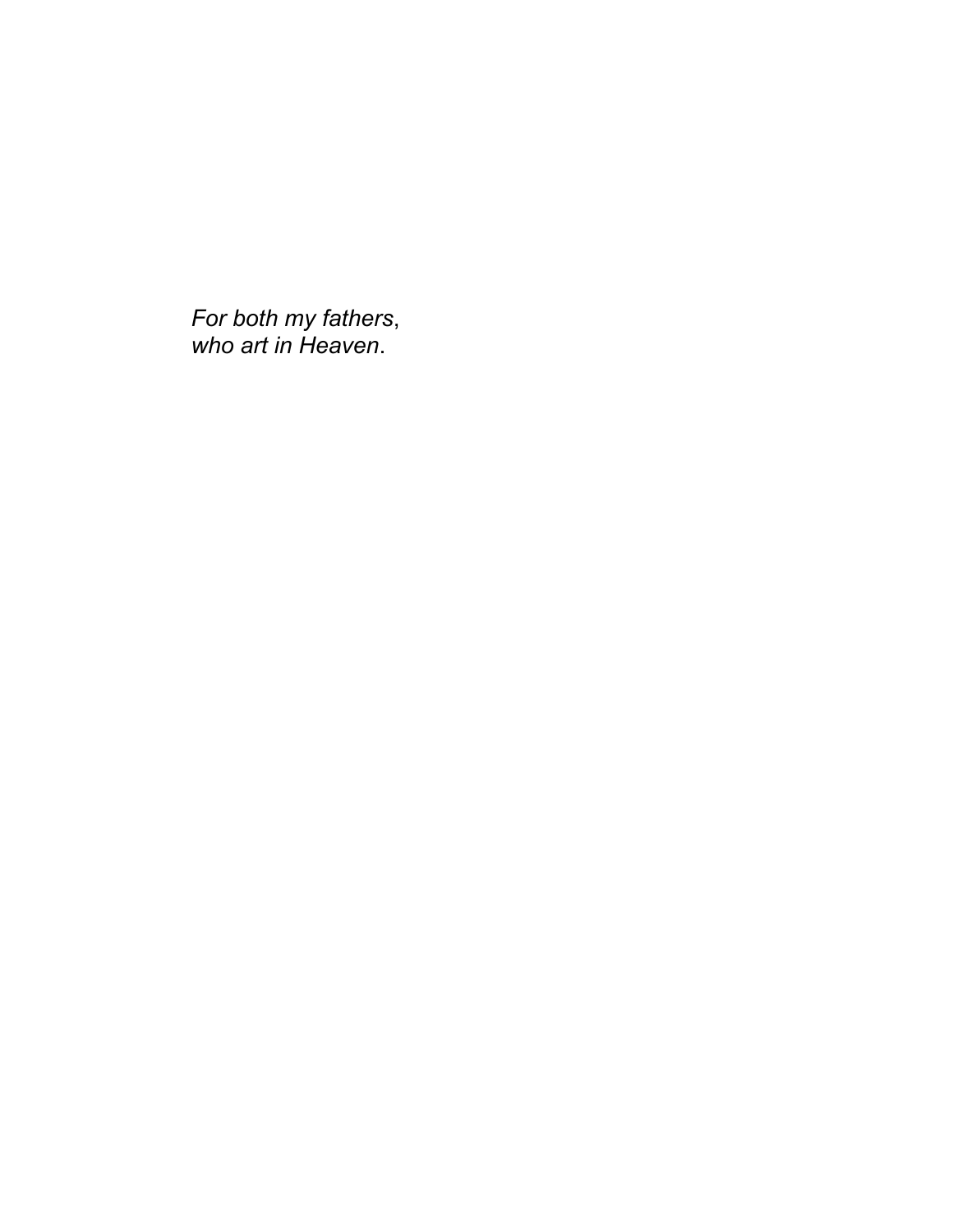*For both my fathers*,
*who art in Heaven*.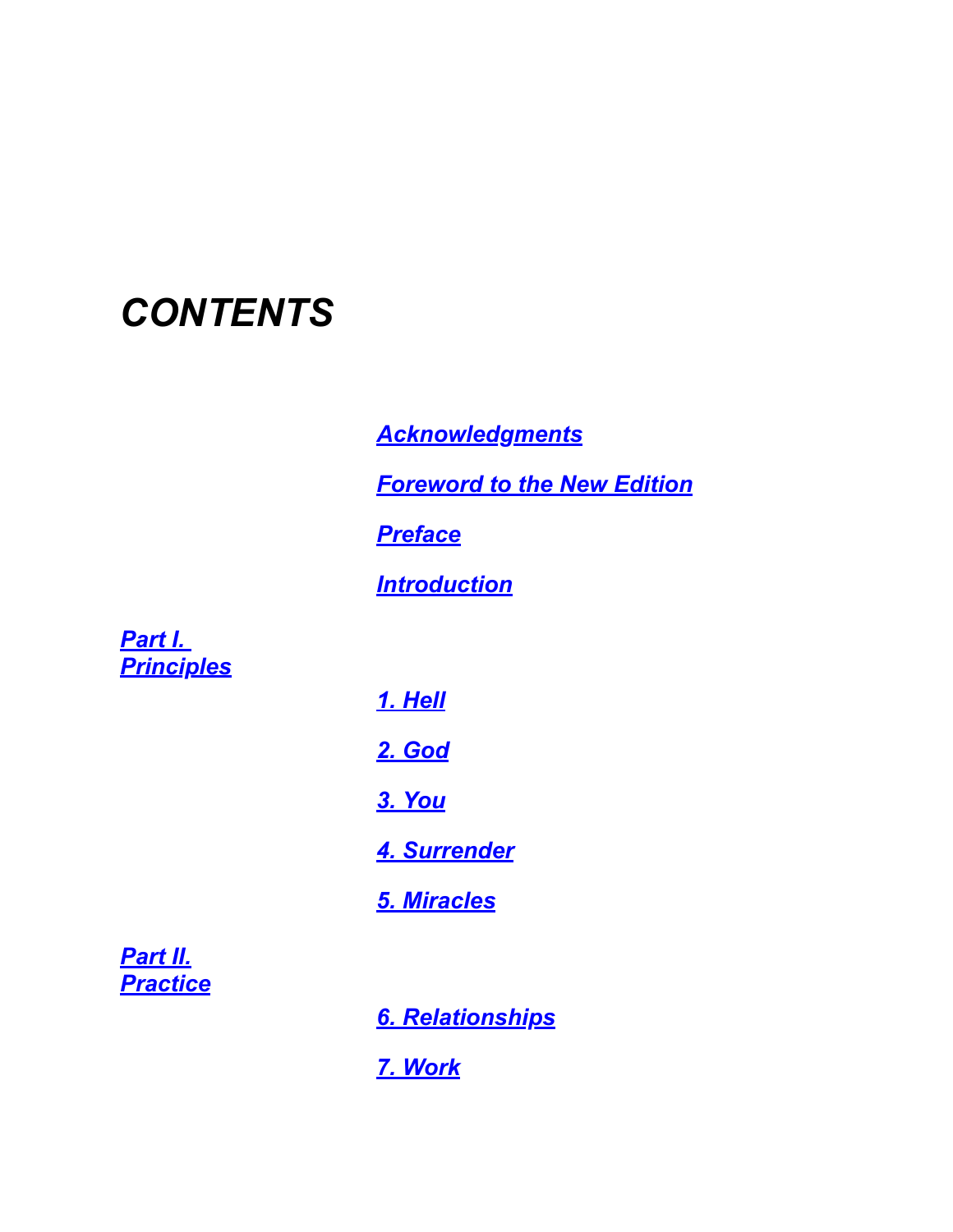# *CONTENTS*

*Acknowledgments*

*Foreword to the New Edition*

*Preface*

*Introduction*

## *Part I. Principles*

*1. Hell*

*2. God*

*3. You*

*4. Surrender*

*5. Miracles*

## *Part II. Practice*

*6. Relationships*

*7. Work*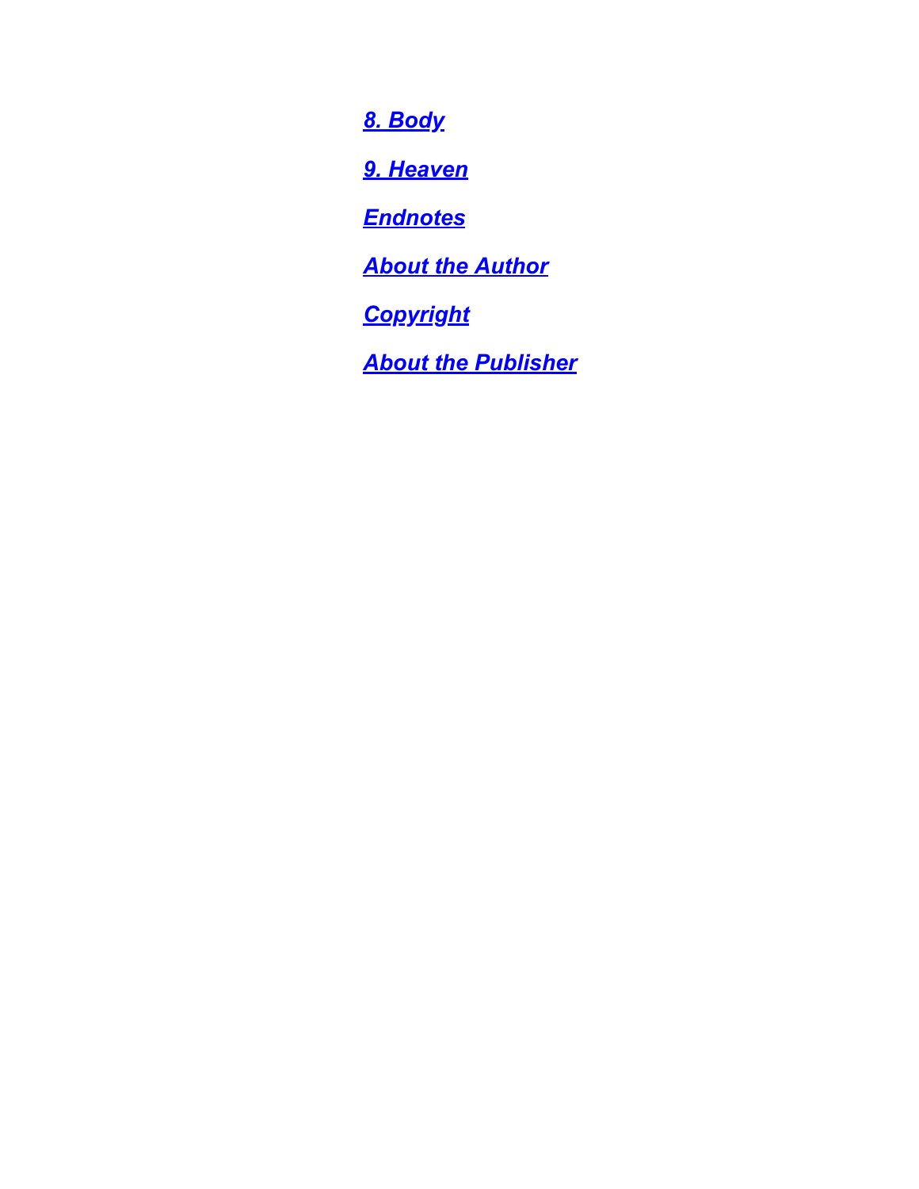*8. Body*

*9. Heaven*

*Endnotes*

*About the Author*

*Copyright*

*About the Publisher*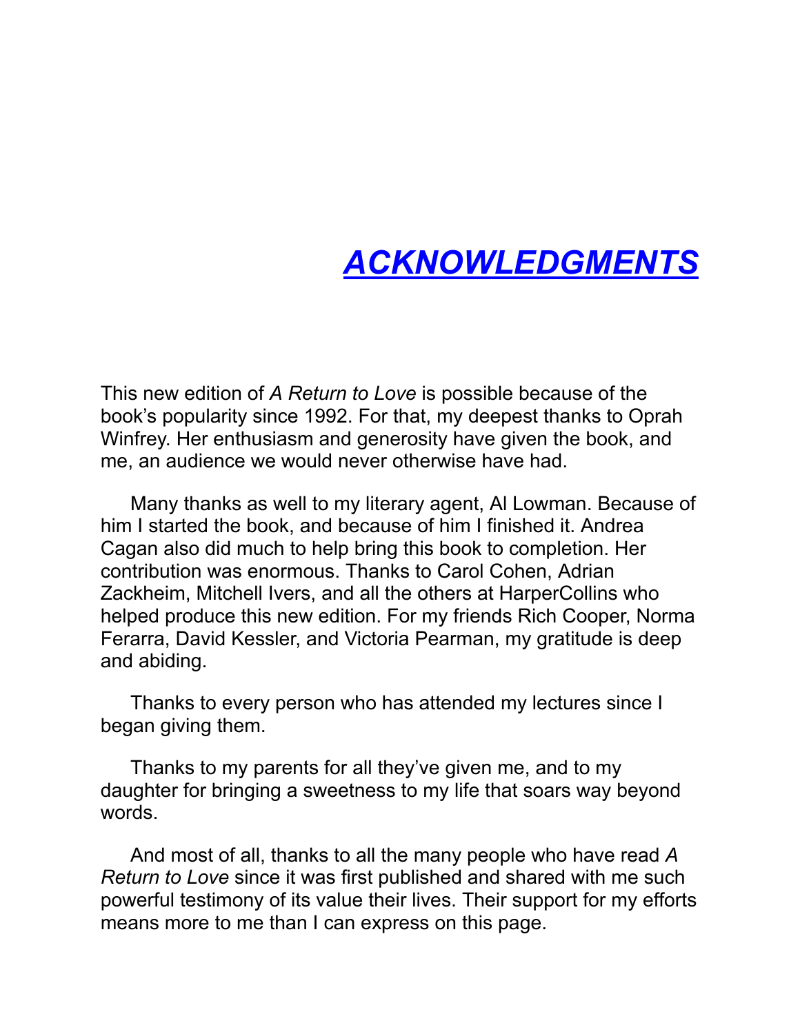# ACKNOWLEDGMENTS

This new edition of *A Return to Love* is possible because of the book's popularity since 1992. For that, my deepest thanks to Oprah Winfrey. Her enthusiasm and generosity have given the book, and me, an audience we would never otherwise have had.

Many thanks as well to my literary agent, Al Lowman. Because of him I started the book, and because of him I finished it. Andrea Cagan also did much to help bring this book to completion. Her contribution was enormous. Thanks to Carol Cohen, Adrian Zackheim, Mitchell Ivers, and all the others at HarperCollins who helped produce this new edition. For my friends Rich Cooper, Norma Ferarra, David Kessler, and Victoria Pearman, my gratitude is deep and abiding.

Thanks to every person who has attended my lectures since I began giving them.

Thanks to my parents for all they've given me, and to my daughter for bringing a sweetness to my life that soars way beyond words.

And most of all, thanks to all the many people who have read *A Return to Love* since it was first published and shared with me such powerful testimony of its value their lives. Their support for my efforts means more to me than I can express on this page.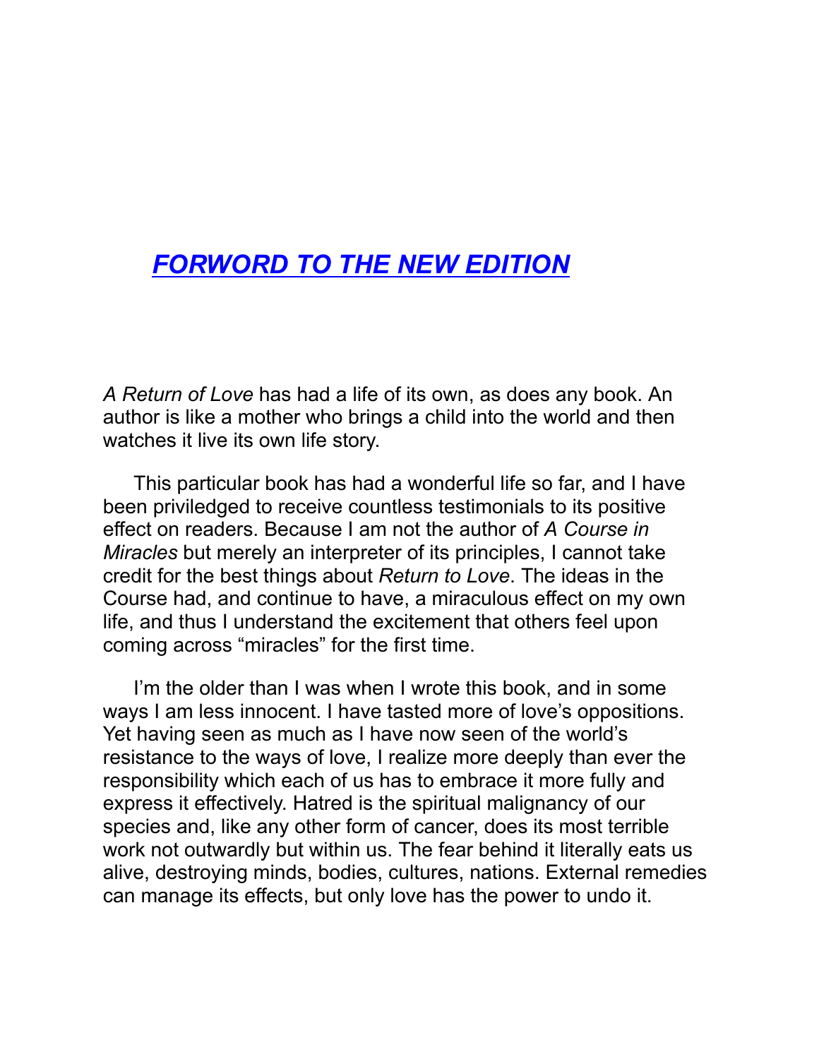## *FORWORD TO THE NEW EDITION*

*A Return of Love* has had a life of its own, as does any book. An author is like a mother who brings a child into the world and then watches it live its own life story.

This particular book has had a wonderful life so far, and I have been priviledged to receive countless testimonials to its positive effect on readers. Because I am not the author of *A Course in Miracles* but merely an interpreter of its principles, I cannot take credit for the best things about *Return to Love*. The ideas in the Course had, and continue to have, a miraculous effect on my own life, and thus I understand the excitement that others feel upon coming across "miracles" for the first time.

I'm the older than I was when I wrote this book, and in some ways I am less innocent. I have tasted more of love's oppositions. Yet having seen as much as I have now seen of the world's resistance to the ways of love, I realize more deeply than ever the responsibility which each of us has to embrace it more fully and express it effectively. Hatred is the spiritual malignancy of our species and, like any other form of cancer, does its most terrible work not outwardly but within us. The fear behind it literally eats us alive, destroying minds, bodies, cultures, nations. External remedies can manage its effects, but only love has the power to undo it.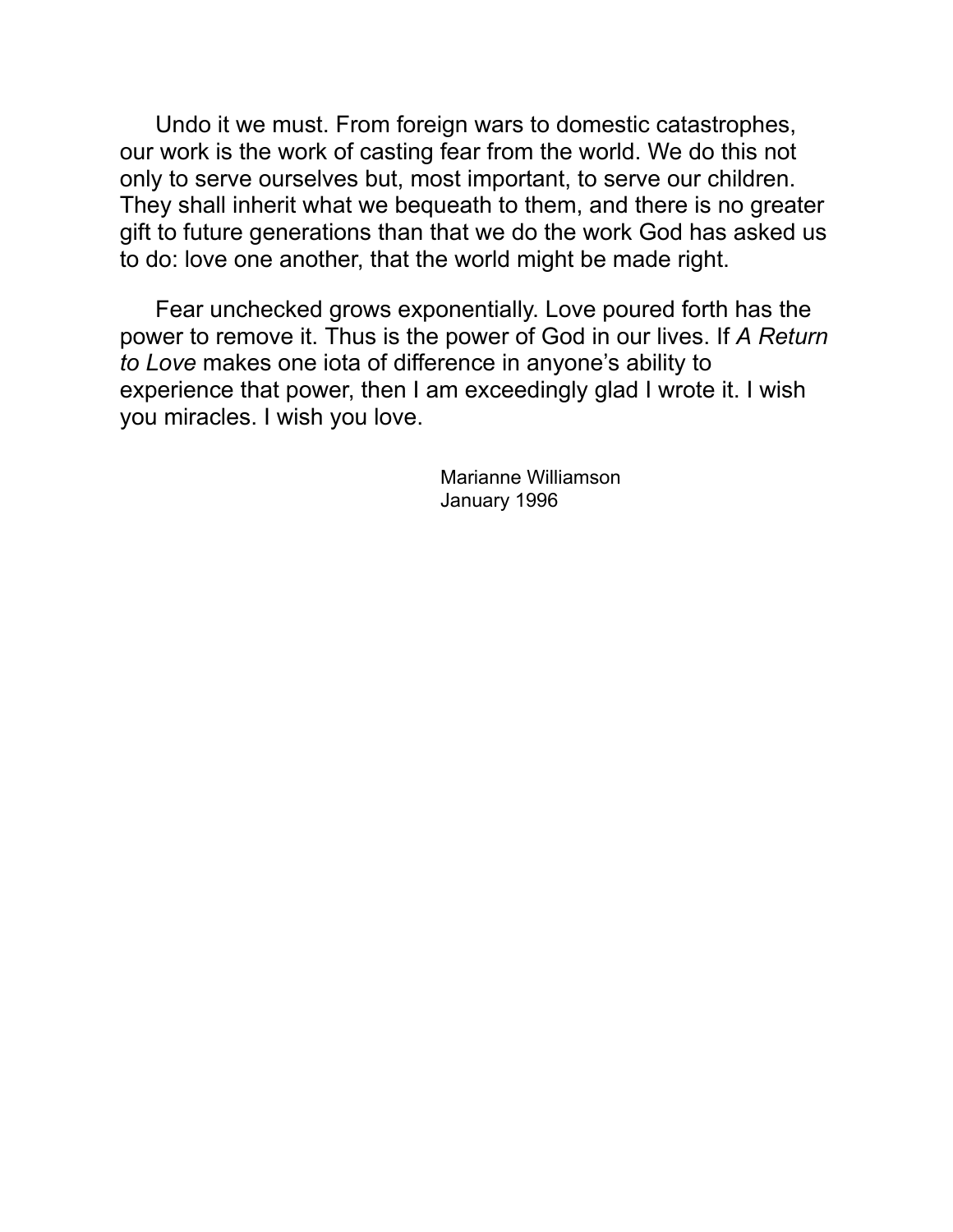Undo it we must. From foreign wars to domestic catastrophes, our work is the work of casting fear from the world. We do this not only to serve ourselves but, most important, to serve our children. They shall inherit what we bequeath to them, and there is no greater gift to future generations than that we do the work God has asked us to do: love one another, that the world might be made right.

Fear unchecked grows exponentially. Love poured forth has the power to remove it. Thus is the power of God in our lives. If *A Return to Love* makes one iota of difference in anyone's ability to experience that power, then I am exceedingly glad I wrote it. I wish you miracles. I wish you love.

Marianne Williamson
January 1996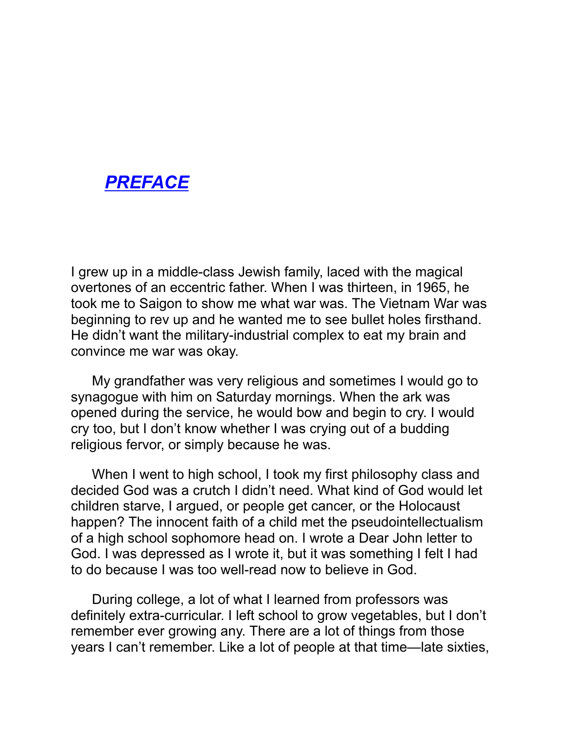## *PREFACE*

I grew up in a middle-class Jewish family, laced with the magical overtones of an eccentric father. When I was thirteen, in 1965, he took me to Saigon to show me what war was. The Vietnam War was beginning to rev up and he wanted me to see bullet holes firsthand. He didn't want the military-industrial complex to eat my brain and convince me war was okay.

My grandfather was very religious and sometimes I would go to synagogue with him on Saturday mornings. When the ark was opened during the service, he would bow and begin to cry. I would cry too, but I don't know whether I was crying out of a budding religious fervor, or simply because he was.

When I went to high school, I took my first philosophy class and decided God was a crutch I didn't need. What kind of God would let children starve, I argued, or people get cancer, or the Holocaust happen? The innocent faith of a child met the pseudointellectualism of a high school sophomore head on. I wrote a Dear John letter to God. I was depressed as I wrote it, but it was something I felt I had to do because I was too well-read now to believe in God.

During college, a lot of what I learned from professors was definitely extra-curricular. I left school to grow vegetables, but I don't remember ever growing any. There are a lot of things from those years I can't remember. Like a lot of people at that time—late sixties,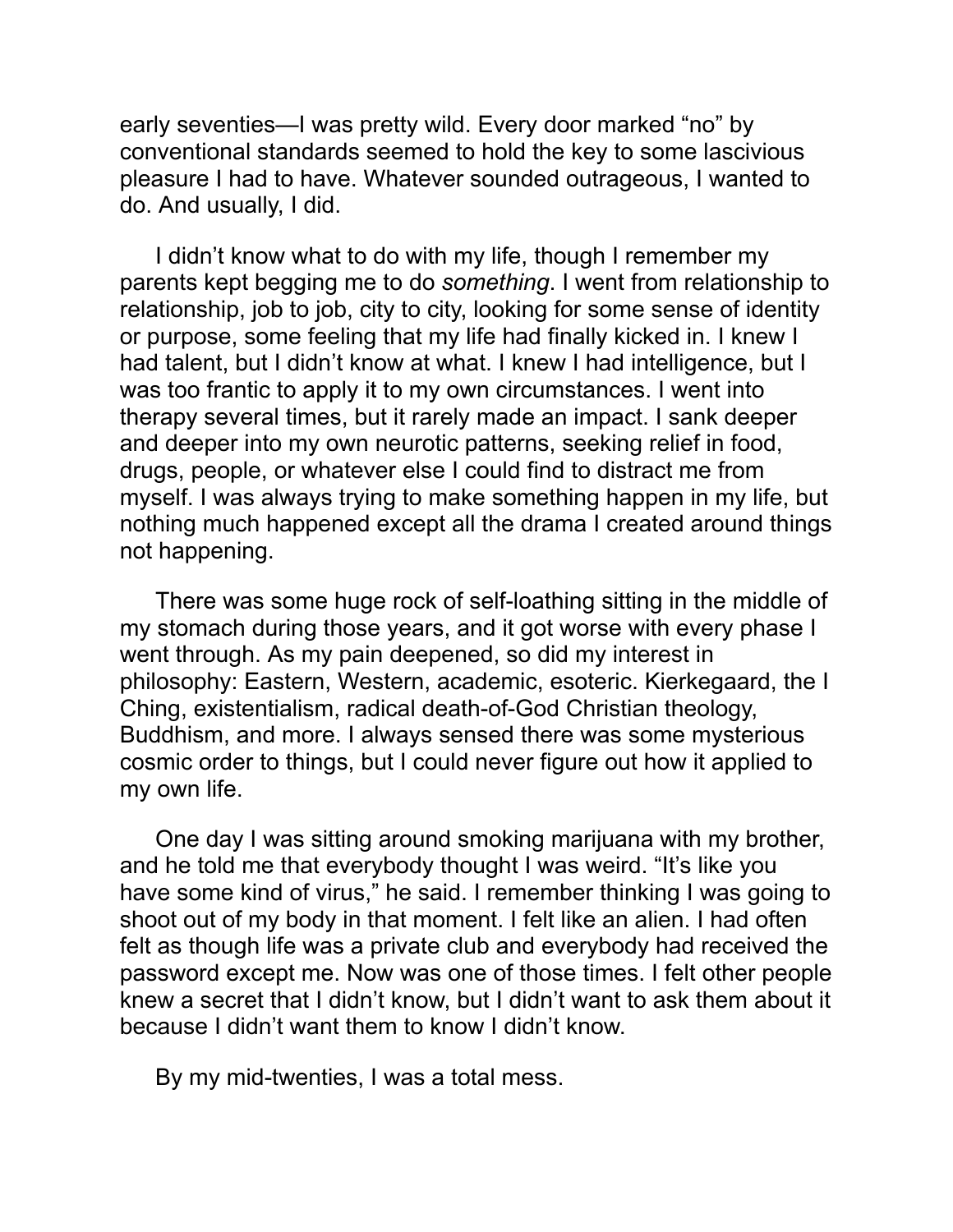early seventies—I was pretty wild. Every door marked "no" by conventional standards seemed to hold the key to some lascivious pleasure I had to have. Whatever sounded outrageous, I wanted to do. And usually, I did.

I didn't know what to do with my life, though I remember my parents kept begging me to do *something*. I went from relationship to relationship, job to job, city to city, looking for some sense of identity or purpose, some feeling that my life had finally kicked in. I knew I had talent, but I didn't know at what. I knew I had intelligence, but I was too frantic to apply it to my own circumstances. I went into therapy several times, but it rarely made an impact. I sank deeper and deeper into my own neurotic patterns, seeking relief in food, drugs, people, or whatever else I could find to distract me from myself. I was always trying to make something happen in my life, but nothing much happened except all the drama I created around things not happening.

There was some huge rock of self-loathing sitting in the middle of my stomach during those years, and it got worse with every phase I went through. As my pain deepened, so did my interest in philosophy: Eastern, Western, academic, esoteric. Kierkegaard, the I Ching, existentialism, radical death-of-God Christian theology, Buddhism, and more. I always sensed there was some mysterious cosmic order to things, but I could never figure out how it applied to my own life.

One day I was sitting around smoking marijuana with my brother, and he told me that everybody thought I was weird. "It's like you have some kind of virus," he said. I remember thinking I was going to shoot out of my body in that moment. I felt like an alien. I had often felt as though life was a private club and everybody had received the password except me. Now was one of those times. I felt other people knew a secret that I didn't know, but I didn't want to ask them about it because I didn't want them to know I didn't know.

By my mid-twenties, I was a total mess.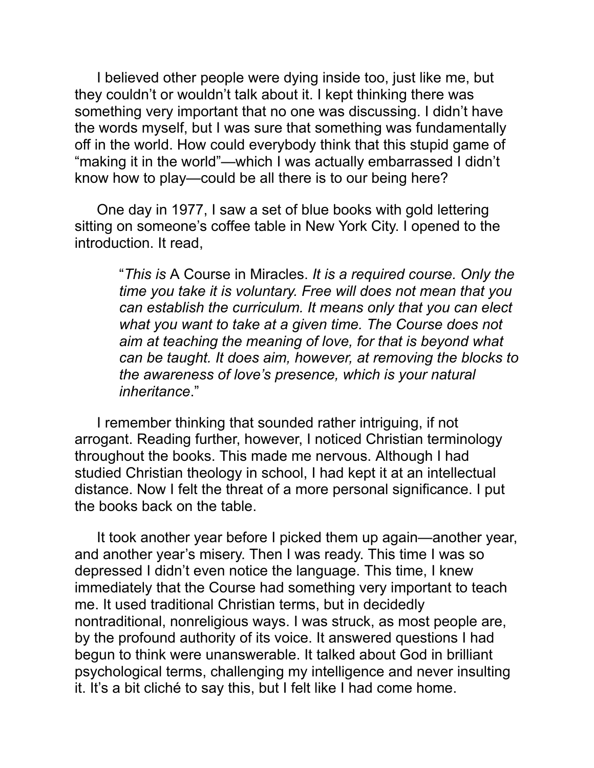I believed other people were dying inside too, just like me, but they couldn't or wouldn't talk about it. I kept thinking there was something very important that no one was discussing. I didn't have the words myself, but I was sure that something was fundamentally off in the world. How could everybody think that this stupid game of "making it in the world"—which I was actually embarrassed I didn't know how to play—could be all there is to our being here?

One day in 1977, I saw a set of blue books with gold lettering sitting on someone's coffee table in New York City. I opened to the introduction. It read,

> "*This is* A Course in Miracles. *It is a required course. Only the time you take it is voluntary. Free will does not mean that you can establish the curriculum. It means only that you can elect what you want to take at a given time. The Course does not aim at teaching the meaning of love, for that is beyond what can be taught. It does aim, however, at removing the blocks to the awareness of love's presence, which is your natural inheritance.*"

I remember thinking that sounded rather intriguing, if not arrogant. Reading further, however, I noticed Christian terminology throughout the books. This made me nervous. Although I had studied Christian theology in school, I had kept it at an intellectual distance. Now I felt the threat of a more personal significance. I put the books back on the table.

It took another year before I picked them up again—another year, and another year's misery. Then I was ready. This time I was so depressed I didn't even notice the language. This time, I knew immediately that the Course had something very important to teach me. It used traditional Christian terms, but in decidedly nontraditional, nonreligious ways. I was struck, as most people are, by the profound authority of its voice. It answered questions I had begun to think were unanswerable. It talked about God in brilliant psychological terms, challenging my intelligence and never insulting it. It's a bit cliché to say this, but I felt like I had come home.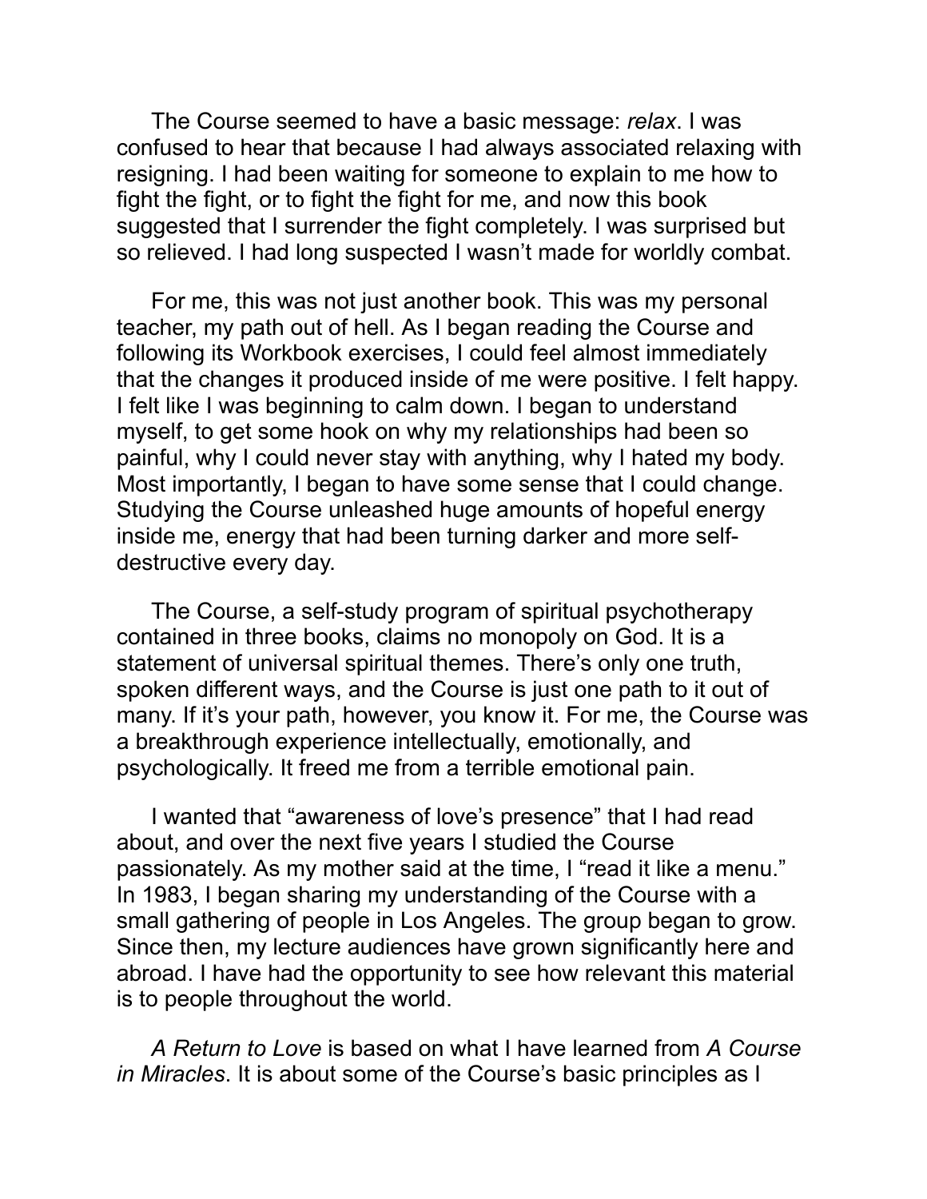The Course seemed to have a basic message: *relax*. I was confused to hear that because I had always associated relaxing with resigning. I had been waiting for someone to explain to me how to fight the fight, or to fight the fight for me, and now this book suggested that I surrender the fight completely. I was surprised but so relieved. I had long suspected I wasn't made for worldly combat.

For me, this was not just another book. This was my personal teacher, my path out of hell. As I began reading the Course and following its Workbook exercises, I could feel almost immediately that the changes it produced inside of me were positive. I felt happy. I felt like I was beginning to calm down. I began to understand myself, to get some hook on why my relationships had been so painful, why I could never stay with anything, why I hated my body. Most importantly, I began to have some sense that I could change. Studying the Course unleashed huge amounts of hopeful energy inside me, energy that had been turning darker and more self-destructive every day.

The Course, a self-study program of spiritual psychotherapy contained in three books, claims no monopoly on God. It is a statement of universal spiritual themes. There's only one truth, spoken different ways, and the Course is just one path to it out of many. If it's your path, however, you know it. For me, the Course was a breakthrough experience intellectually, emotionally, and psychologically. It freed me from a terrible emotional pain.

I wanted that "awareness of love's presence" that I had read about, and over the next five years I studied the Course passionately. As my mother said at the time, I "read it like a menu." In 1983, I began sharing my understanding of the Course with a small gathering of people in Los Angeles. The group began to grow. Since then, my lecture audiences have grown significantly here and abroad. I have had the opportunity to see how relevant this material is to people throughout the world.

*A Return to Love* is based on what I have learned from *A Course in Miracles*. It is about some of the Course's basic principles as I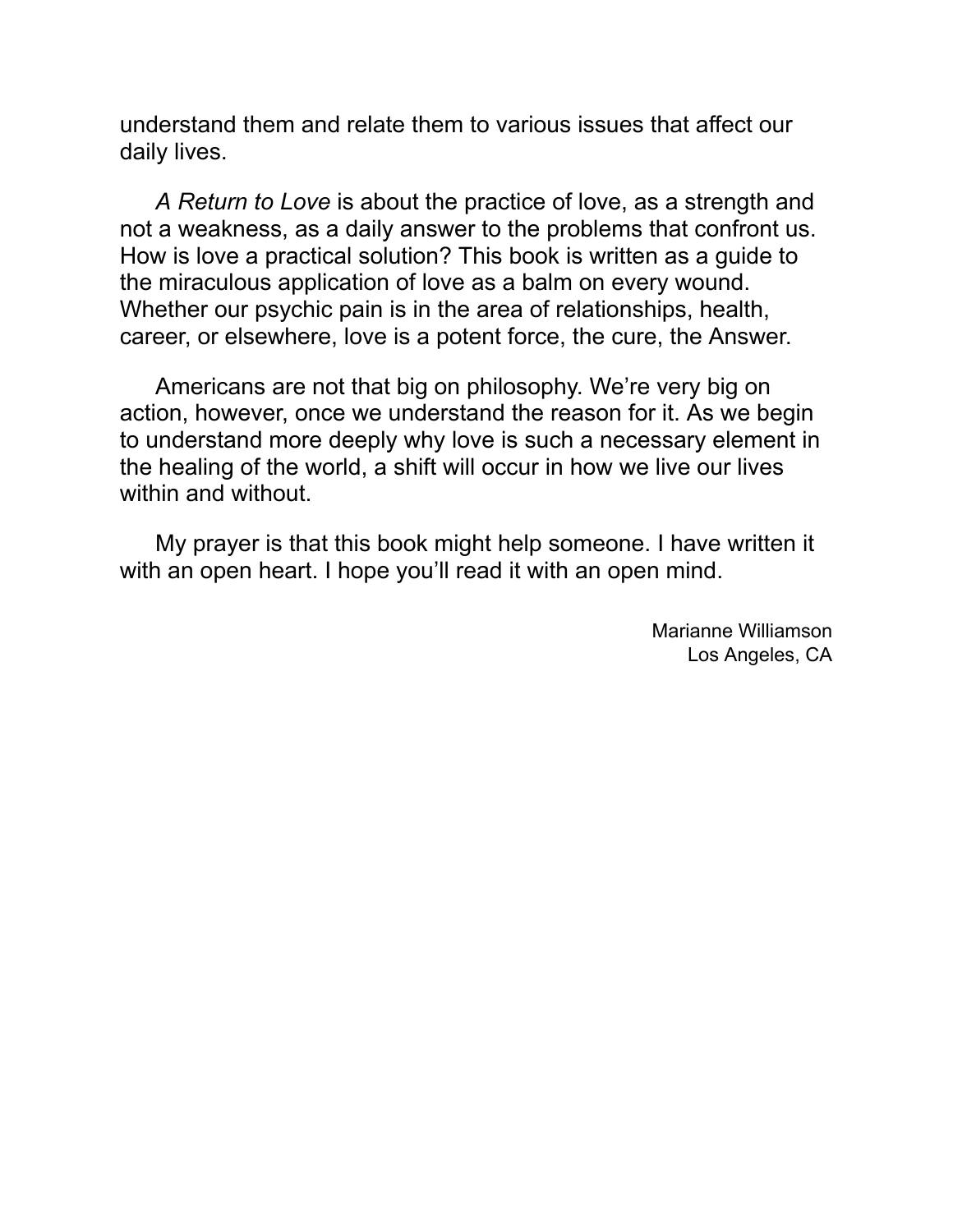understand them and relate them to various issues that affect our daily lives.

*A Return to Love* is about the practice of love, as a strength and not a weakness, as a daily answer to the problems that confront us. How is love a practical solution? This book is written as a guide to the miraculous application of love as a balm on every wound. Whether our psychic pain is in the area of relationships, health, career, or elsewhere, love is a potent force, the cure, the Answer.

Americans are not that big on philosophy. We're very big on action, however, once we understand the reason for it. As we begin to understand more deeply why love is such a necessary element in the healing of the world, a shift will occur in how we live our lives within and without.

My prayer is that this book might help someone. I have written it with an open heart. I hope you'll read it with an open mind.

Marianne Williamson
Los Angeles, CA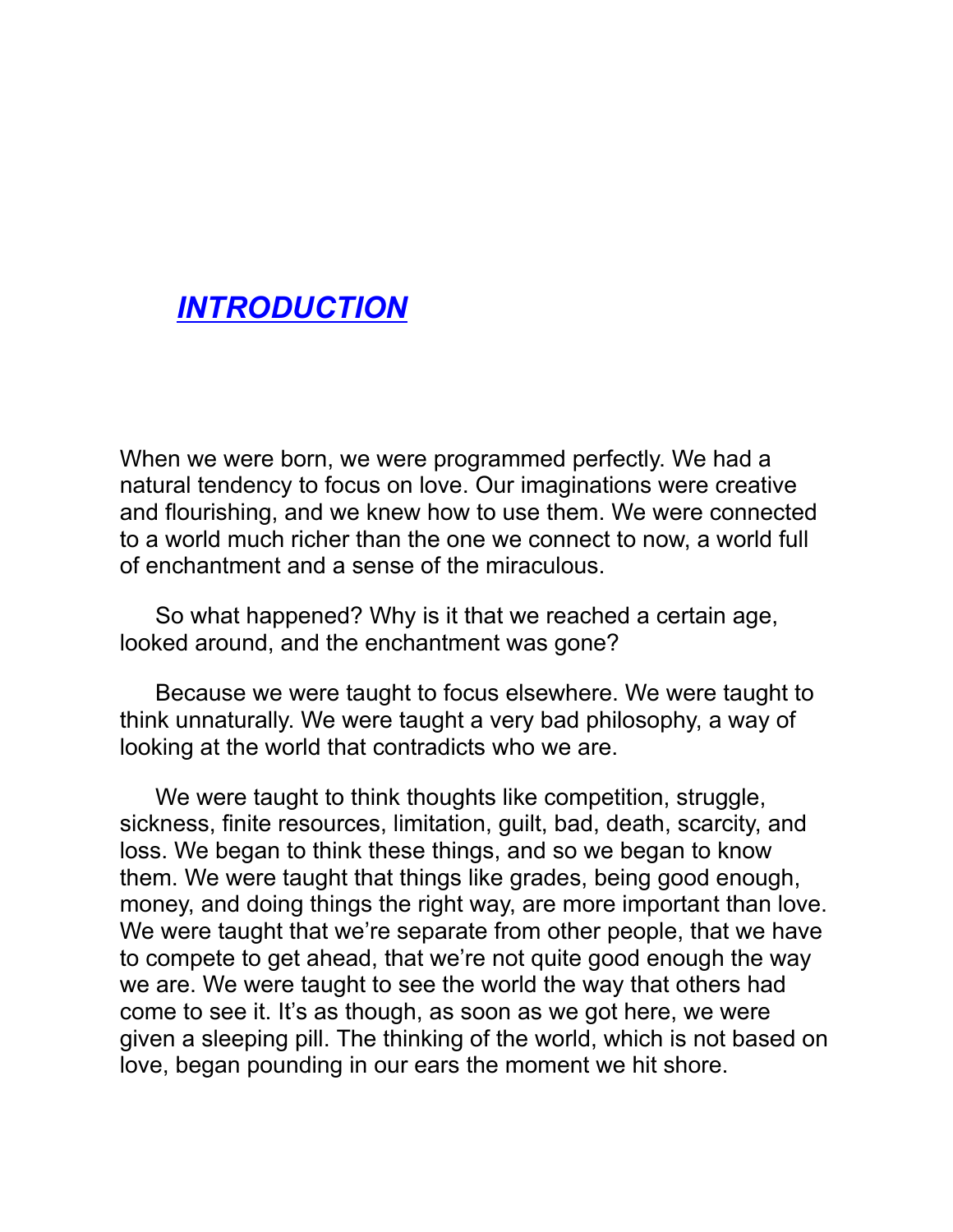# *INTRODUCTION*

When we were born, we were programmed perfectly. We had a natural tendency to focus on love. Our imaginations were creative and flourishing, and we knew how to use them. We were connected to a world much richer than the one we connect to now, a world full of enchantment and a sense of the miraculous.

So what happened? Why is it that we reached a certain age, looked around, and the enchantment was gone?

Because we were taught to focus elsewhere. We were taught to think unnaturally. We were taught a very bad philosophy, a way of looking at the world that contradicts who we are.

We were taught to think thoughts like competition, struggle, sickness, finite resources, limitation, guilt, bad, death, scarcity, and loss. We began to think these things, and so we began to know them. We were taught that things like grades, being good enough, money, and doing things the right way, are more important than love. We were taught that we're separate from other people, that we have to compete to get ahead, that we're not quite good enough the way we are. We were taught to see the world the way that others had come to see it. It's as though, as soon as we got here, we were given a sleeping pill. The thinking of the world, which is not based on love, began pounding in our ears the moment we hit shore.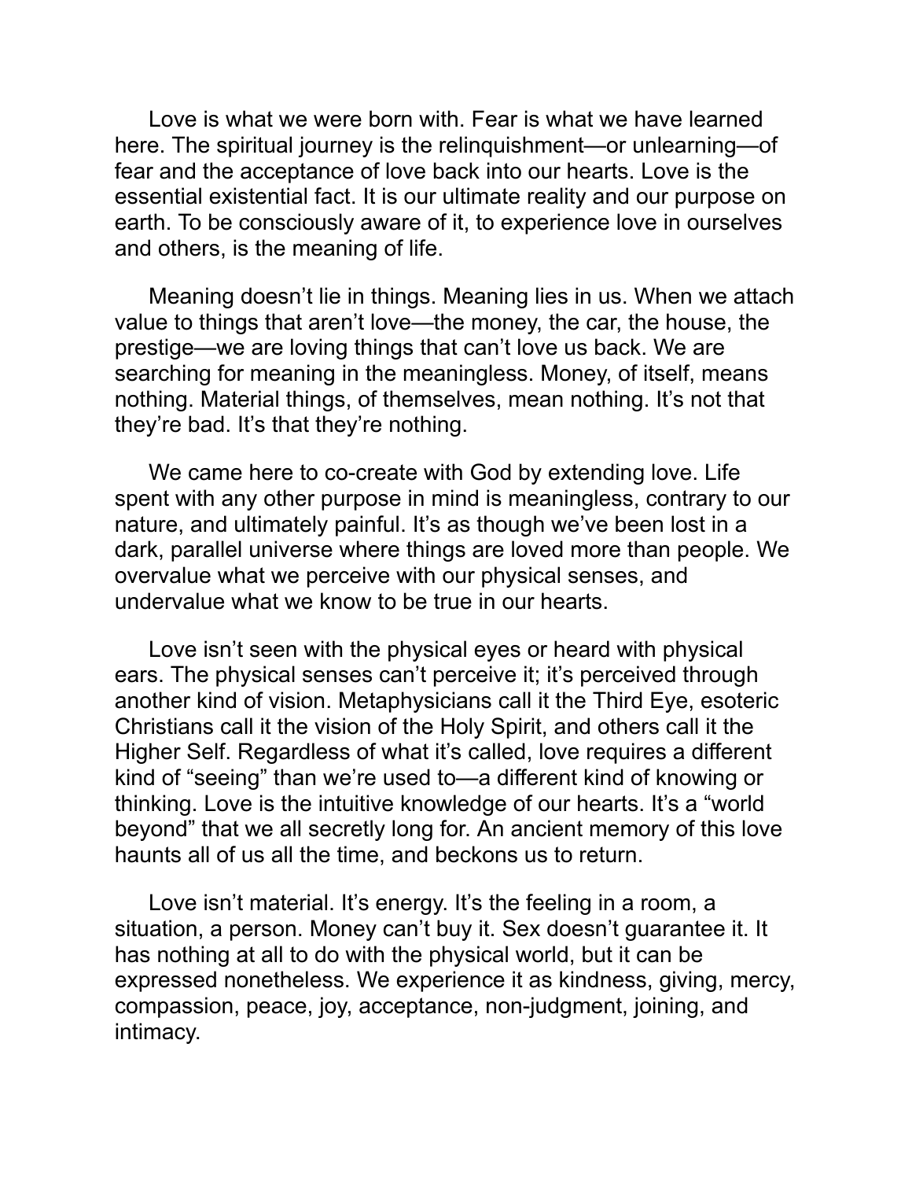Love is what we were born with. Fear is what we have learned here. The spiritual journey is the relinquishment—or unlearning—of fear and the acceptance of love back into our hearts. Love is the essential existential fact. It is our ultimate reality and our purpose on earth. To be consciously aware of it, to experience love in ourselves and others, is the meaning of life.

Meaning doesn't lie in things. Meaning lies in us. When we attach value to things that aren't love—the money, the car, the house, the prestige—we are loving things that can't love us back. We are searching for meaning in the meaningless. Money, of itself, means nothing. Material things, of themselves, mean nothing. It's not that they're bad. It's that they're nothing.

We came here to co-create with God by extending love. Life spent with any other purpose in mind is meaningless, contrary to our nature, and ultimately painful. It's as though we've been lost in a dark, parallel universe where things are loved more than people. We overvalue what we perceive with our physical senses, and undervalue what we know to be true in our hearts.

Love isn't seen with the physical eyes or heard with physical ears. The physical senses can't perceive it; it's perceived through another kind of vision. Metaphysicians call it the Third Eye, esoteric Christians call it the vision of the Holy Spirit, and others call it the Higher Self. Regardless of what it's called, love requires a different kind of "seeing" than we're used to—a different kind of knowing or thinking. Love is the intuitive knowledge of our hearts. It's a "world beyond" that we all secretly long for. An ancient memory of this love haunts all of us all the time, and beckons us to return.

Love isn't material. It's energy. It's the feeling in a room, a situation, a person. Money can't buy it. Sex doesn't guarantee it. It has nothing at all to do with the physical world, but it can be expressed nonetheless. We experience it as kindness, giving, mercy, compassion, peace, joy, acceptance, non-judgment, joining, and intimacy.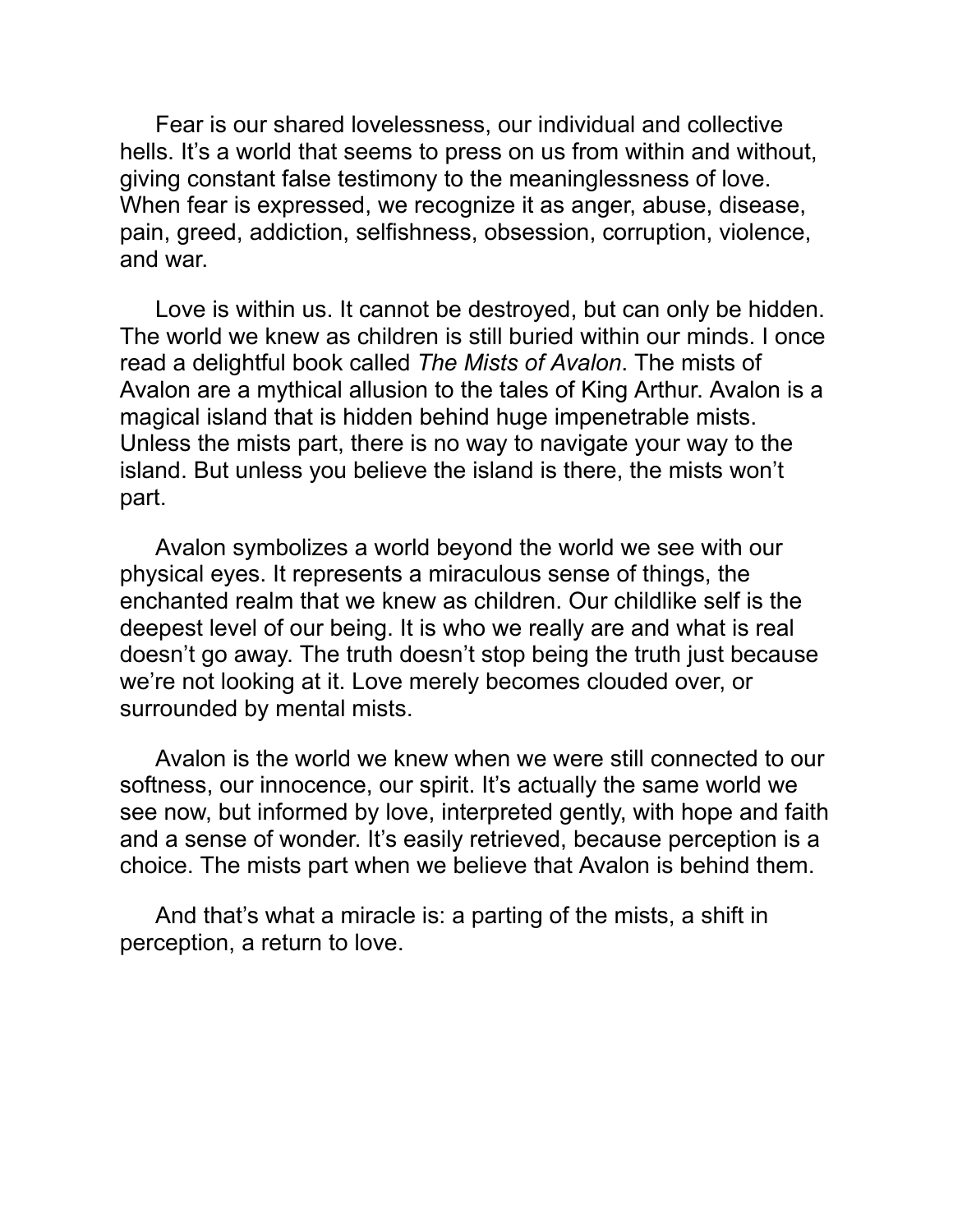Fear is our shared lovelessness, our individual and collective hells. It's a world that seems to press on us from within and without, giving constant false testimony to the meaninglessness of love. When fear is expressed, we recognize it as anger, abuse, disease, pain, greed, addiction, selfishness, obsession, corruption, violence, and war.

Love is within us. It cannot be destroyed, but can only be hidden. The world we knew as children is still buried within our minds. I once read a delightful book called *The Mists of Avalon*. The mists of Avalon are a mythical allusion to the tales of King Arthur. Avalon is a magical island that is hidden behind huge impenetrable mists. Unless the mists part, there is no way to navigate your way to the island. But unless you believe the island is there, the mists won't part.

Avalon symbolizes a world beyond the world we see with our physical eyes. It represents a miraculous sense of things, the enchanted realm that we knew as children. Our childlike self is the deepest level of our being. It is who we really are and what is real doesn't go away. The truth doesn't stop being the truth just because we're not looking at it. Love merely becomes clouded over, or surrounded by mental mists.

Avalon is the world we knew when we were still connected to our softness, our innocence, our spirit. It's actually the same world we see now, but informed by love, interpreted gently, with hope and faith and a sense of wonder. It's easily retrieved, because perception is a choice. The mists part when we believe that Avalon is behind them.

And that's what a miracle is: a parting of the mists, a shift in perception, a return to love.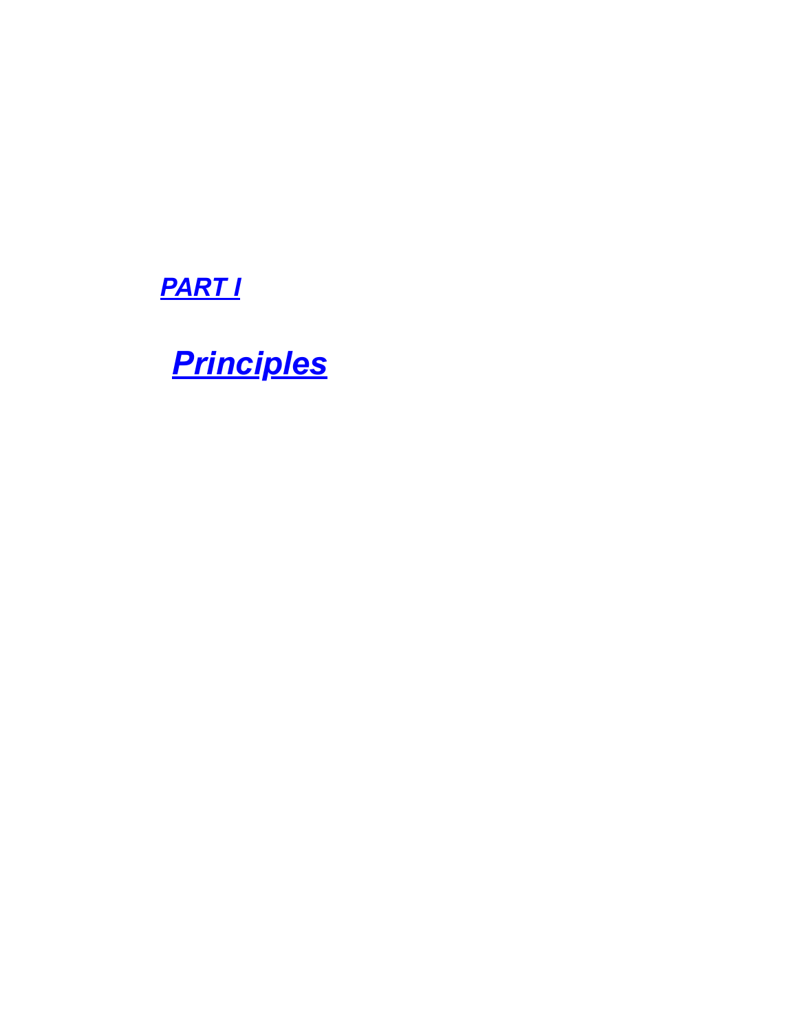# *PART I*

## *Principles*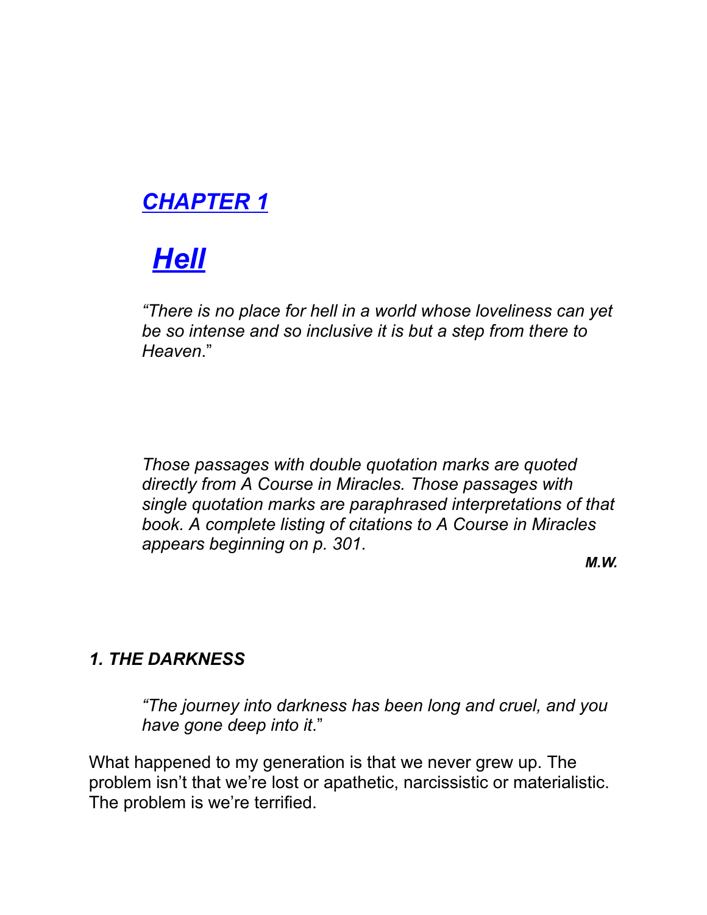# *CHAPTER 1*

## *Hell*

*"There is no place for hell in a world whose loveliness can yet be so intense and so inclusive it is but a step from there to Heaven."*

*Those passages with double quotation marks are quoted directly from A Course in Miracles. Those passages with single quotation marks are paraphrased interpretations of that book. A complete listing of citations to A Course in Miracles appears beginning on p. 301.*

***M.W.***

### *1. THE DARKNESS*

*"The journey into darkness has been long and cruel, and you have gone deep into it."*

What happened to my generation is that we never grew up. The problem isn't that we're lost or apathetic, narcissistic or materialistic. The problem is we're terrified.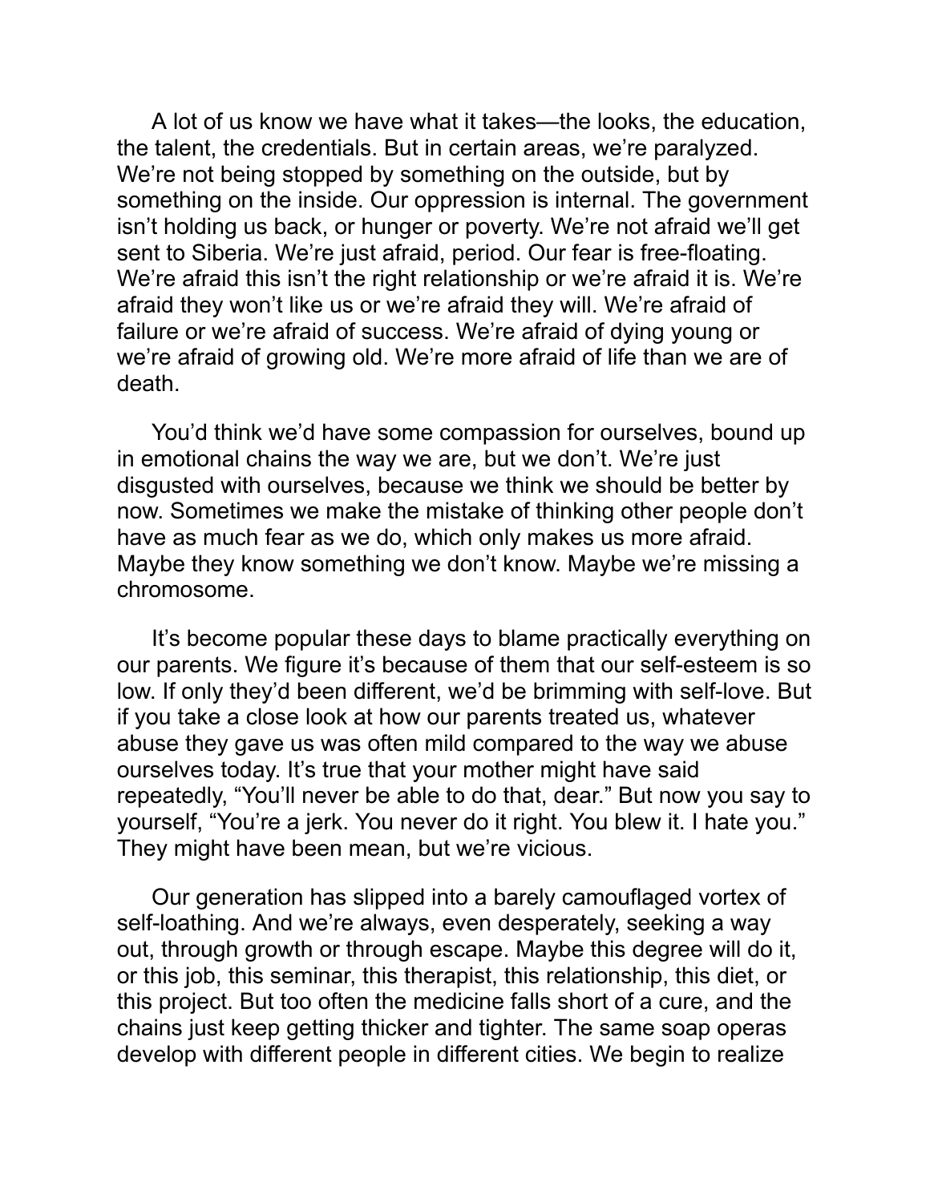A lot of us know we have what it takes—the looks, the education, the talent, the credentials. But in certain areas, we're paralyzed. We're not being stopped by something on the outside, but by something on the inside. Our oppression is internal. The government isn't holding us back, or hunger or poverty. We're not afraid we'll get sent to Siberia. We're just afraid, period. Our fear is free-floating. We're afraid this isn't the right relationship or we're afraid it is. We're afraid they won't like us or we're afraid they will. We're afraid of failure or we're afraid of success. We're afraid of dying young or we're afraid of growing old. We're more afraid of life than we are of death.

You'd think we'd have some compassion for ourselves, bound up in emotional chains the way we are, but we don't. We're just disgusted with ourselves, because we think we should be better by now. Sometimes we make the mistake of thinking other people don't have as much fear as we do, which only makes us more afraid. Maybe they know something we don't know. Maybe we're missing a chromosome.

It's become popular these days to blame practically everything on our parents. We figure it's because of them that our self-esteem is so low. If only they'd been different, we'd be brimming with self-love. But if you take a close look at how our parents treated us, whatever abuse they gave us was often mild compared to the way we abuse ourselves today. It's true that your mother might have said repeatedly, "You'll never be able to do that, dear." But now you say to yourself, "You're a jerk. You never do it right. You blew it. I hate you." They might have been mean, but we're vicious.

Our generation has slipped into a barely camouflaged vortex of self-loathing. And we're always, even desperately, seeking a way out, through growth or through escape. Maybe this degree will do it, or this job, this seminar, this therapist, this relationship, this diet, or this project. But too often the medicine falls short of a cure, and the chains just keep getting thicker and tighter. The same soap operas develop with different people in different cities. We begin to realize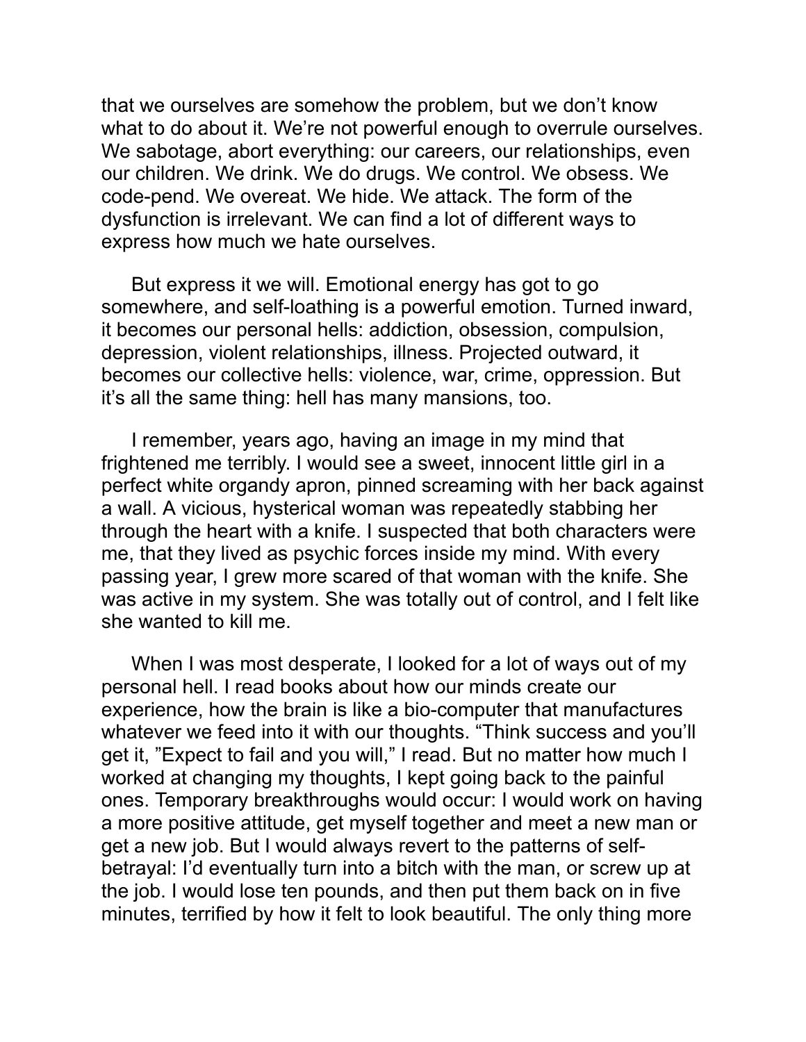that we ourselves are somehow the problem, but we don't know what to do about it. We're not powerful enough to overrule ourselves. We sabotage, abort everything: our careers, our relationships, even our children. We drink. We do drugs. We control. We obsess. We code-pend. We overeat. We hide. We attack. The form of the dysfunction is irrelevant. We can find a lot of different ways to express how much we hate ourselves.

But express it we will. Emotional energy has got to go somewhere, and self-loathing is a powerful emotion. Turned inward, it becomes our personal hells: addiction, obsession, compulsion, depression, violent relationships, illness. Projected outward, it becomes our collective hells: violence, war, crime, oppression. But it's all the same thing: hell has many mansions, too.

I remember, years ago, having an image in my mind that frightened me terribly. I would see a sweet, innocent little girl in a perfect white organdy apron, pinned screaming with her back against a wall. A vicious, hysterical woman was repeatedly stabbing her through the heart with a knife. I suspected that both characters were me, that they lived as psychic forces inside my mind. With every passing year, I grew more scared of that woman with the knife. She was active in my system. She was totally out of control, and I felt like she wanted to kill me.

When I was most desperate, I looked for a lot of ways out of my personal hell. I read books about how our minds create our experience, how the brain is like a bio-computer that manufactures whatever we feed into it with our thoughts. "Think success and you'll get it, "Expect to fail and you will," I read. But no matter how much I worked at changing my thoughts, I kept going back to the painful ones. Temporary breakthroughs would occur: I would work on having a more positive attitude, get myself together and meet a new man or get a new job. But I would always revert to the patterns of self-betrayal: I'd eventually turn into a bitch with the man, or screw up at the job. I would lose ten pounds, and then put them back on in five minutes, terrified by how it felt to look beautiful. The only thing more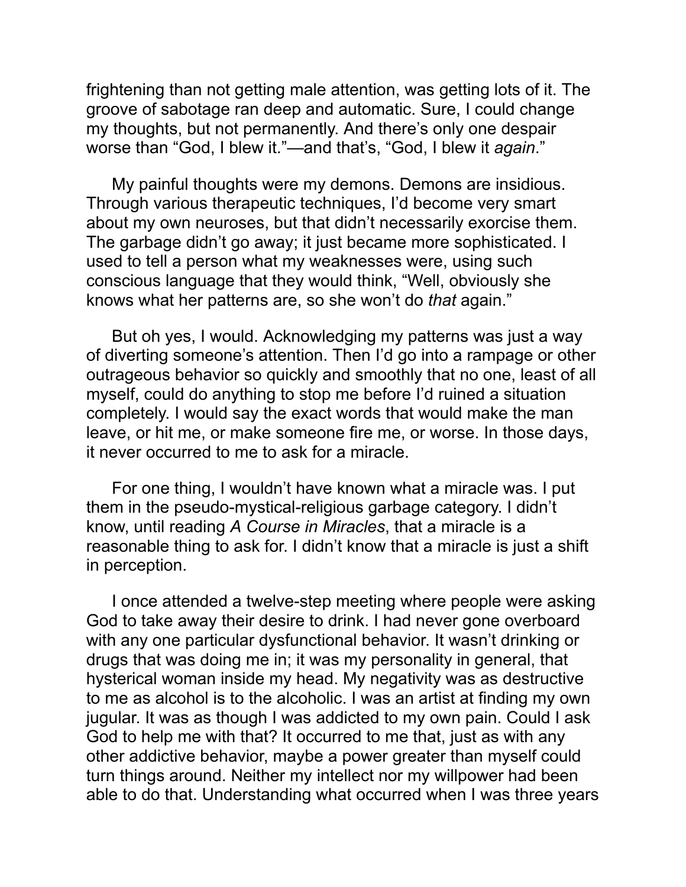frightening than not getting male attention, was getting lots of it. The groove of sabotage ran deep and automatic. Sure, I could change my thoughts, but not permanently. And there's only one despair worse than "God, I blew it."—and that's, "God, I blew it *again*."

My painful thoughts were my demons. Demons are insidious. Through various therapeutic techniques, I'd become very smart about my own neuroses, but that didn't necessarily exorcise them. The garbage didn't go away; it just became more sophisticated. I used to tell a person what my weaknesses were, using such conscious language that they would think, "Well, obviously she knows what her patterns are, so she won't do *that* again."

But oh yes, I would. Acknowledging my patterns was just a way of diverting someone's attention. Then I'd go into a rampage or other outrageous behavior so quickly and smoothly that no one, least of all myself, could do anything to stop me before I'd ruined a situation completely. I would say the exact words that would make the man leave, or hit me, or make someone fire me, or worse. In those days, it never occurred to me to ask for a miracle.

For one thing, I wouldn't have known what a miracle was. I put them in the pseudo-mystical-religious garbage category. I didn't know, until reading *A Course in Miracles*, that a miracle is a reasonable thing to ask for. I didn't know that a miracle is just a shift in perception.

I once attended a twelve-step meeting where people were asking God to take away their desire to drink. I had never gone overboard with any one particular dysfunctional behavior. It wasn't drinking or drugs that was doing me in; it was my personality in general, that hysterical woman inside my head. My negativity was as destructive to me as alcohol is to the alcoholic. I was an artist at finding my own jugular. It was as though I was addicted to my own pain. Could I ask God to help me with that? It occurred to me that, just as with any other addictive behavior, maybe a power greater than myself could turn things around. Neither my intellect nor my willpower had been able to do that. Understanding what occurred when I was three years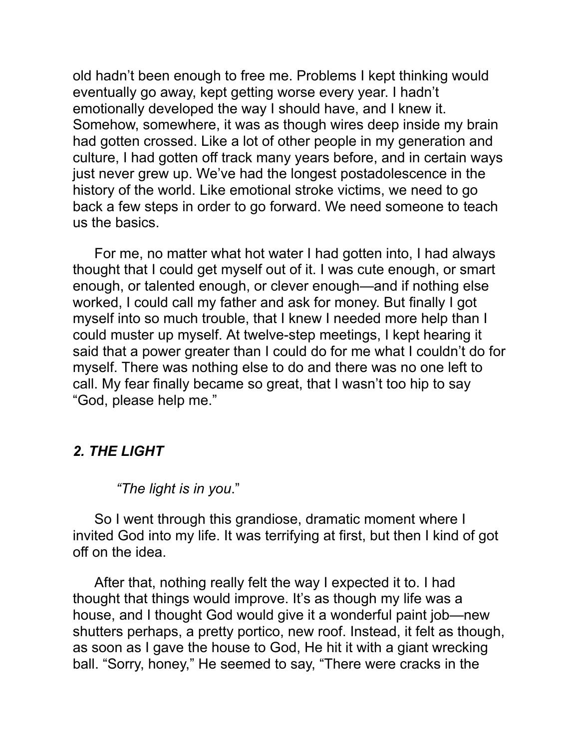old hadn't been enough to free me. Problems I kept thinking would eventually go away, kept getting worse every year. I hadn't emotionally developed the way I should have, and I knew it. Somehow, somewhere, it was as though wires deep inside my brain had gotten crossed. Like a lot of other people in my generation and culture, I had gotten off track many years before, and in certain ways just never grew up. We've had the longest postadolescence in the history of the world. Like emotional stroke victims, we need to go back a few steps in order to go forward. We need someone to teach us the basics.

For me, no matter what hot water I had gotten into, I had always thought that I could get myself out of it. I was cute enough, or smart enough, or talented enough, or clever enough—and if nothing else worked, I could call my father and ask for money. But finally I got myself into so much trouble, that I knew I needed more help than I could muster up myself. At twelve-step meetings, I kept hearing it said that a power greater than I could do for me what I couldn't do for myself. There was nothing else to do and there was no one left to call. My fear finally became so great, that I wasn't too hip to say "God, please help me."

## *2. THE LIGHT*

*"The light is in you*."

So I went through this grandiose, dramatic moment where I invited God into my life. It was terrifying at first, but then I kind of got off on the idea.

After that, nothing really felt the way I expected it to. I had thought that things would improve. It's as though my life was a house, and I thought God would give it a wonderful paint job—new shutters perhaps, a pretty portico, new roof. Instead, it felt as though, as soon as I gave the house to God, He hit it with a giant wrecking ball. "Sorry, honey," He seemed to say, "There were cracks in the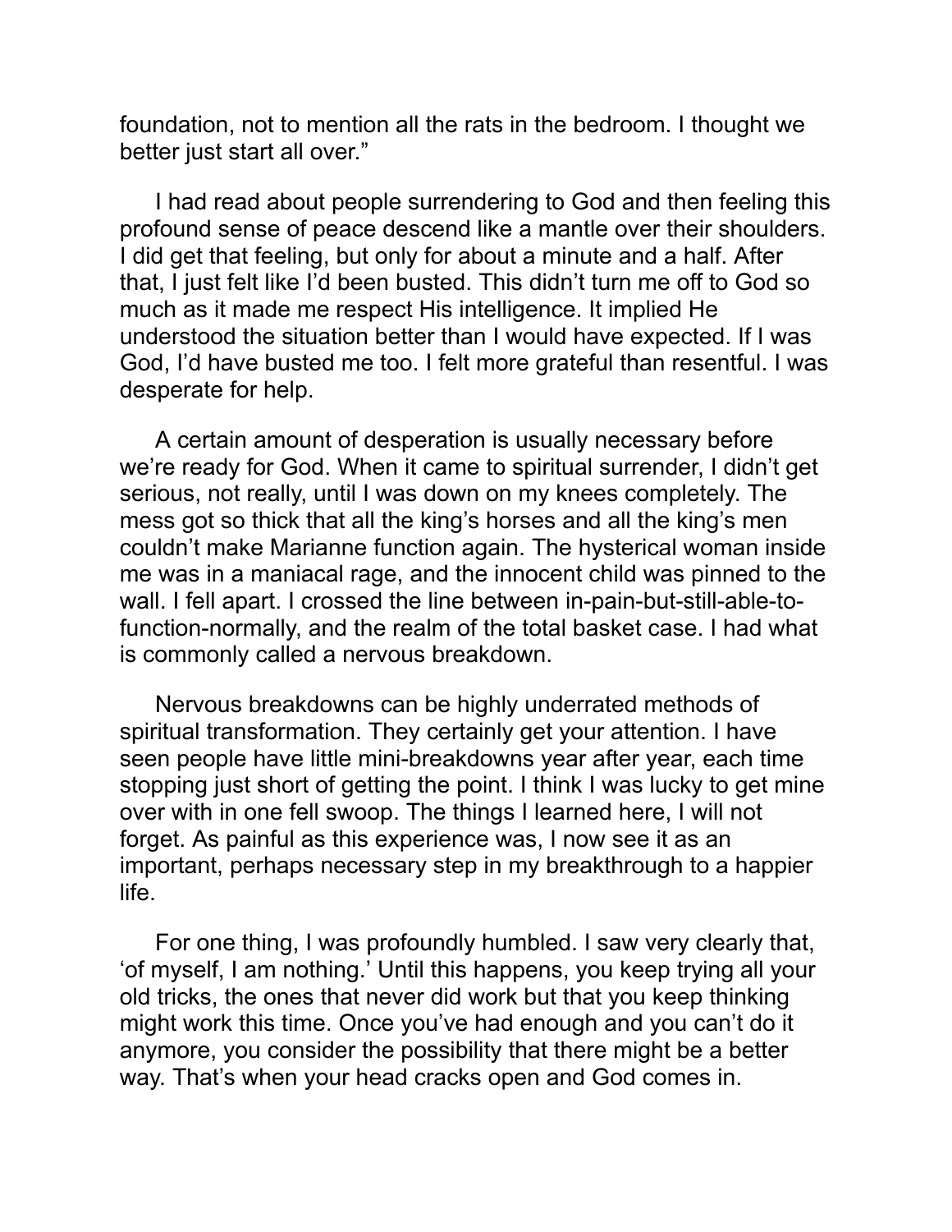foundation, not to mention all the rats in the bedroom. I thought we better just start all over."

I had read about people surrendering to God and then feeling this profound sense of peace descend like a mantle over their shoulders. I did get that feeling, but only for about a minute and a half. After that, I just felt like I'd been busted. This didn't turn me off to God so much as it made me respect His intelligence. It implied He understood the situation better than I would have expected. If I was God, I'd have busted me too. I felt more grateful than resentful. I was desperate for help.

A certain amount of desperation is usually necessary before we're ready for God. When it came to spiritual surrender, I didn't get serious, not really, until I was down on my knees completely. The mess got so thick that all the king's horses and all the king's men couldn't make Marianne function again. The hysterical woman inside me was in a maniacal rage, and the innocent child was pinned to the wall. I fell apart. I crossed the line between in-pain-but-still-able-to-function-normally, and the realm of the total basket case. I had what is commonly called a nervous breakdown.

Nervous breakdowns can be highly underrated methods of spiritual transformation. They certainly get your attention. I have seen people have little mini-breakdowns year after year, each time stopping just short of getting the point. I think I was lucky to get mine over with in one fell swoop. The things I learned here, I will not forget. As painful as this experience was, I now see it as an important, perhaps necessary step in my breakthrough to a happier life.

For one thing, I was profoundly humbled. I saw very clearly that, 'of myself, I am nothing.' Until this happens, you keep trying all your old tricks, the ones that never did work but that you keep thinking might work this time. Once you've had enough and you can't do it anymore, you consider the possibility that there might be a better way. That's when your head cracks open and God comes in.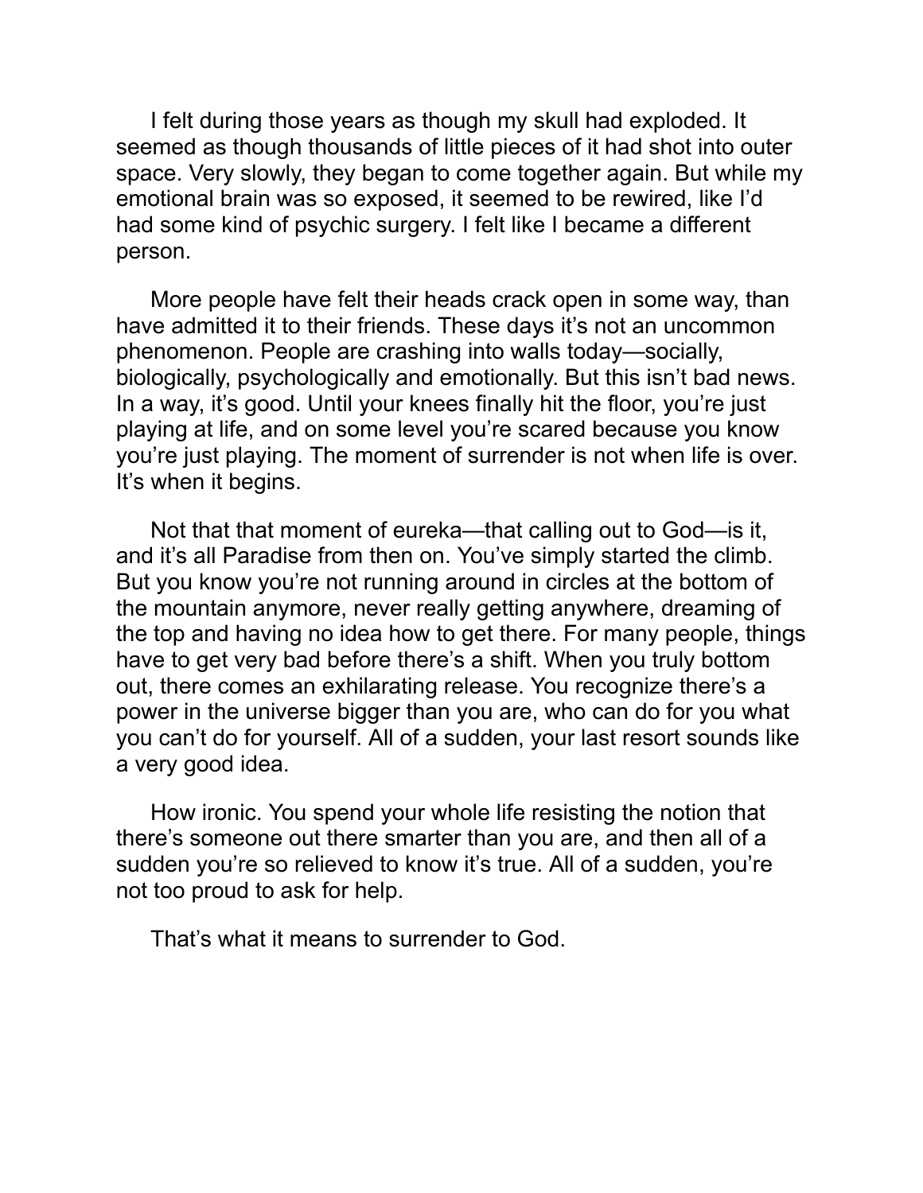I felt during those years as though my skull had exploded. It seemed as though thousands of little pieces of it had shot into outer space. Very slowly, they began to come together again. But while my emotional brain was so exposed, it seemed to be rewired, like I'd had some kind of psychic surgery. I felt like I became a different person.

More people have felt their heads crack open in some way, than have admitted it to their friends. These days it's not an uncommon phenomenon. People are crashing into walls today—socially, biologically, psychologically and emotionally. But this isn't bad news. In a way, it's good. Until your knees finally hit the floor, you're just playing at life, and on some level you're scared because you know you're just playing. The moment of surrender is not when life is over. It's when it begins.

Not that that moment of eureka—that calling out to God—is it, and it's all Paradise from then on. You've simply started the climb. But you know you're not running around in circles at the bottom of the mountain anymore, never really getting anywhere, dreaming of the top and having no idea how to get there. For many people, things have to get very bad before there's a shift. When you truly bottom out, there comes an exhilarating release. You recognize there's a power in the universe bigger than you are, who can do for you what you can't do for yourself. All of a sudden, your last resort sounds like a very good idea.

How ironic. You spend your whole life resisting the notion that there's someone out there smarter than you are, and then all of a sudden you're so relieved to know it's true. All of a sudden, you're not too proud to ask for help.

That's what it means to surrender to God.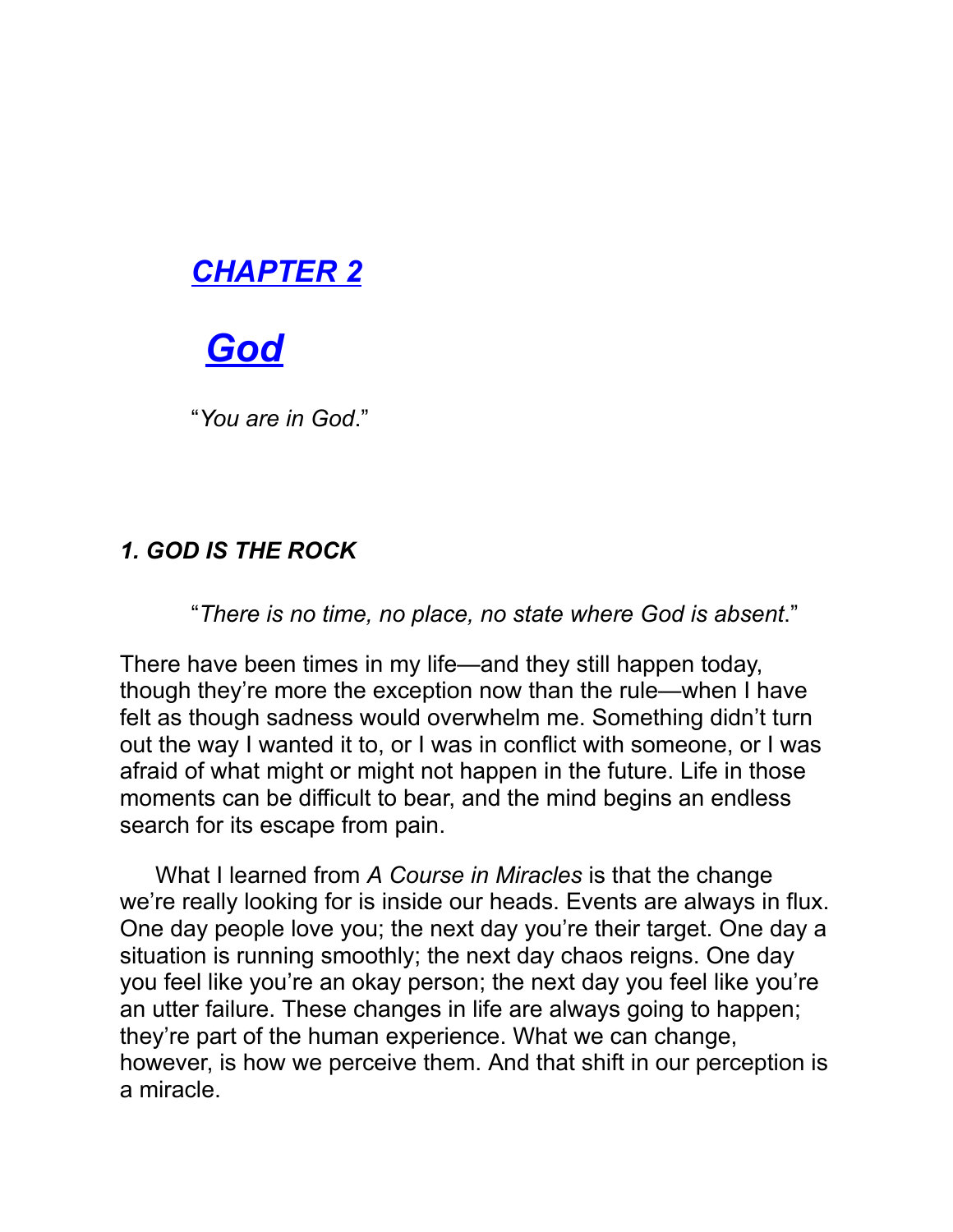# *CHAPTER 2*

## *God*

"*You are in God*."

### *1. GOD IS THE ROCK*

"*There is no time, no place, no state where God is absent*."

There have been times in my life—and they still happen today, though they're more the exception now than the rule—when I have felt as though sadness would overwhelm me. Something didn't turn out the way I wanted it to, or I was in conflict with someone, or I was afraid of what might or might not happen in the future. Life in those moments can be difficult to bear, and the mind begins an endless search for its escape from pain.

What I learned from *A Course in Miracles* is that the change we're really looking for is inside our heads. Events are always in flux. One day people love you; the next day you're their target. One day a situation is running smoothly; the next day chaos reigns. One day you feel like you're an okay person; the next day you feel like you're an utter failure. These changes in life are always going to happen; they're part of the human experience. What we can change, however, is how we perceive them. And that shift in our perception is a miracle.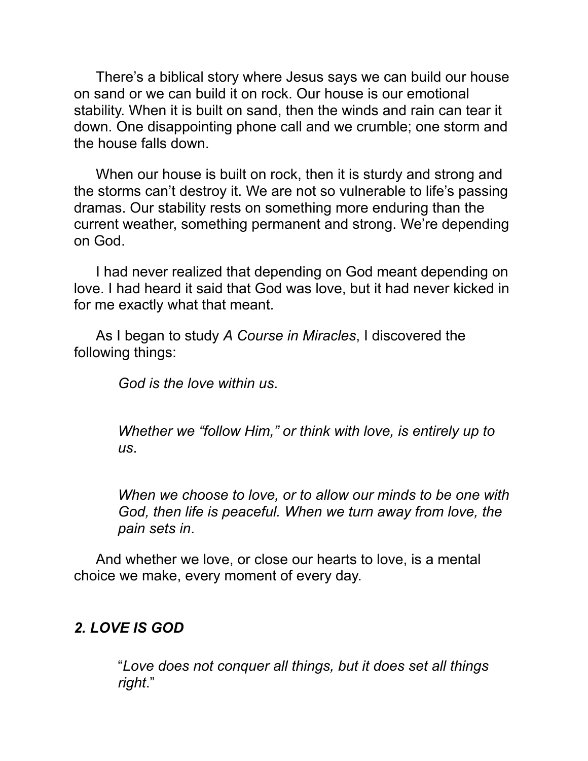There's a biblical story where Jesus says we can build our house on sand or we can build it on rock. Our house is our emotional stability. When it is built on sand, then the winds and rain can tear it down. One disappointing phone call and we crumble; one storm and the house falls down.

When our house is built on rock, then it is sturdy and strong and the storms can't destroy it. We are not so vulnerable to life's passing dramas. Our stability rests on something more enduring than the current weather, something permanent and strong. We're depending on God.

I had never realized that depending on God meant depending on love. I had heard it said that God was love, but it had never kicked in for me exactly what that meant.

As I began to study *A Course in Miracles*, I discovered the following things:

> *God is the love within us*.
>
> *Whether we "follow Him," or think with love, is entirely up to us*.
>
> *When we choose to love, or to allow our minds to be one with God, then life is peaceful. When we turn away from love, the pain sets in*.

And whether we love, or close our hearts to love, is a mental choice we make, every moment of every day.

## *2. LOVE IS GOD*

> "*Love does not conquer all things, but it does set all things right*."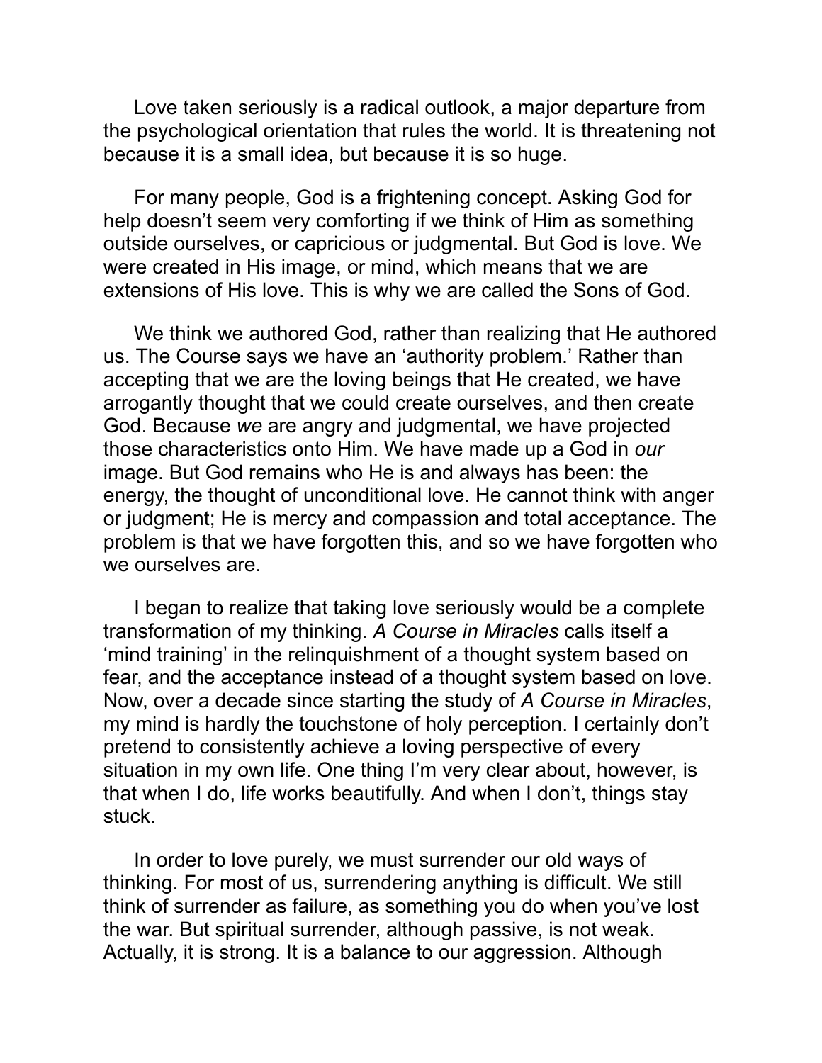Love taken seriously is a radical outlook, a major departure from the psychological orientation that rules the world. It is threatening not because it is a small idea, but because it is so huge.

For many people, God is a frightening concept. Asking God for help doesn't seem very comforting if we think of Him as something outside ourselves, or capricious or judgmental. But God is love. We were created in His image, or mind, which means that we are extensions of His love. This is why we are called the Sons of God.

We think we authored God, rather than realizing that He authored us. The Course says we have an 'authority problem.' Rather than accepting that we are the loving beings that He created, we have arrogantly thought that we could create ourselves, and then create God. Because *we* are angry and judgmental, we have projected those characteristics onto Him. We have made up a God in *our* image. But God remains who He is and always has been: the energy, the thought of unconditional love. He cannot think with anger or judgment; He is mercy and compassion and total acceptance. The problem is that we have forgotten this, and so we have forgotten who we ourselves are.

I began to realize that taking love seriously would be a complete transformation of my thinking. *A Course in Miracles* calls itself a 'mind training' in the relinquishment of a thought system based on fear, and the acceptance instead of a thought system based on love. Now, over a decade since starting the study of *A Course in Miracles*, my mind is hardly the touchstone of holy perception. I certainly don't pretend to consistently achieve a loving perspective of every situation in my own life. One thing I'm very clear about, however, is that when I do, life works beautifully. And when I don't, things stay stuck.

In order to love purely, we must surrender our old ways of thinking. For most of us, surrendering anything is difficult. We still think of surrender as failure, as something you do when you've lost the war. But spiritual surrender, although passive, is not weak. Actually, it is strong. It is a balance to our aggression. Although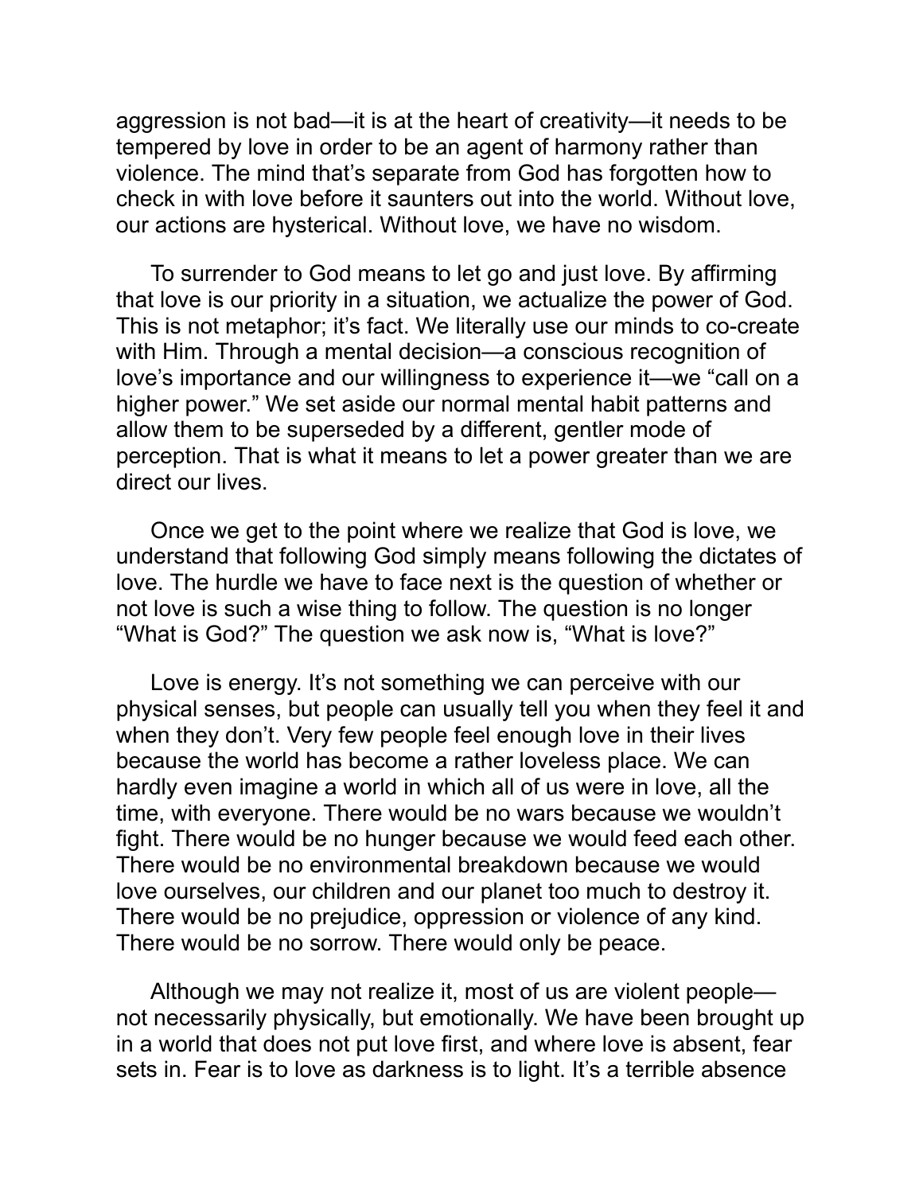aggression is not bad—it is at the heart of creativity—it needs to be tempered by love in order to be an agent of harmony rather than violence. The mind that's separate from God has forgotten how to check in with love before it saunters out into the world. Without love, our actions are hysterical. Without love, we have no wisdom.

To surrender to God means to let go and just love. By affirming that love is our priority in a situation, we actualize the power of God. This is not metaphor; it's fact. We literally use our minds to co-create with Him. Through a mental decision—a conscious recognition of love's importance and our willingness to experience it—we "call on a higher power." We set aside our normal mental habit patterns and allow them to be superseded by a different, gentler mode of perception. That is what it means to let a power greater than we are direct our lives.

Once we get to the point where we realize that God is love, we understand that following God simply means following the dictates of love. The hurdle we have to face next is the question of whether or not love is such a wise thing to follow. The question is no longer "What is God?" The question we ask now is, "What is love?"

Love is energy. It's not something we can perceive with our physical senses, but people can usually tell you when they feel it and when they don't. Very few people feel enough love in their lives because the world has become a rather loveless place. We can hardly even imagine a world in which all of us were in love, all the time, with everyone. There would be no wars because we wouldn't fight. There would be no hunger because we would feed each other. There would be no environmental breakdown because we would love ourselves, our children and our planet too much to destroy it. There would be no prejudice, oppression or violence of any kind. There would be no sorrow. There would only be peace.

Although we may not realize it, most of us are violent people—not necessarily physically, but emotionally. We have been brought up in a world that does not put love first, and where love is absent, fear sets in. Fear is to love as darkness is to light. It's a terrible absence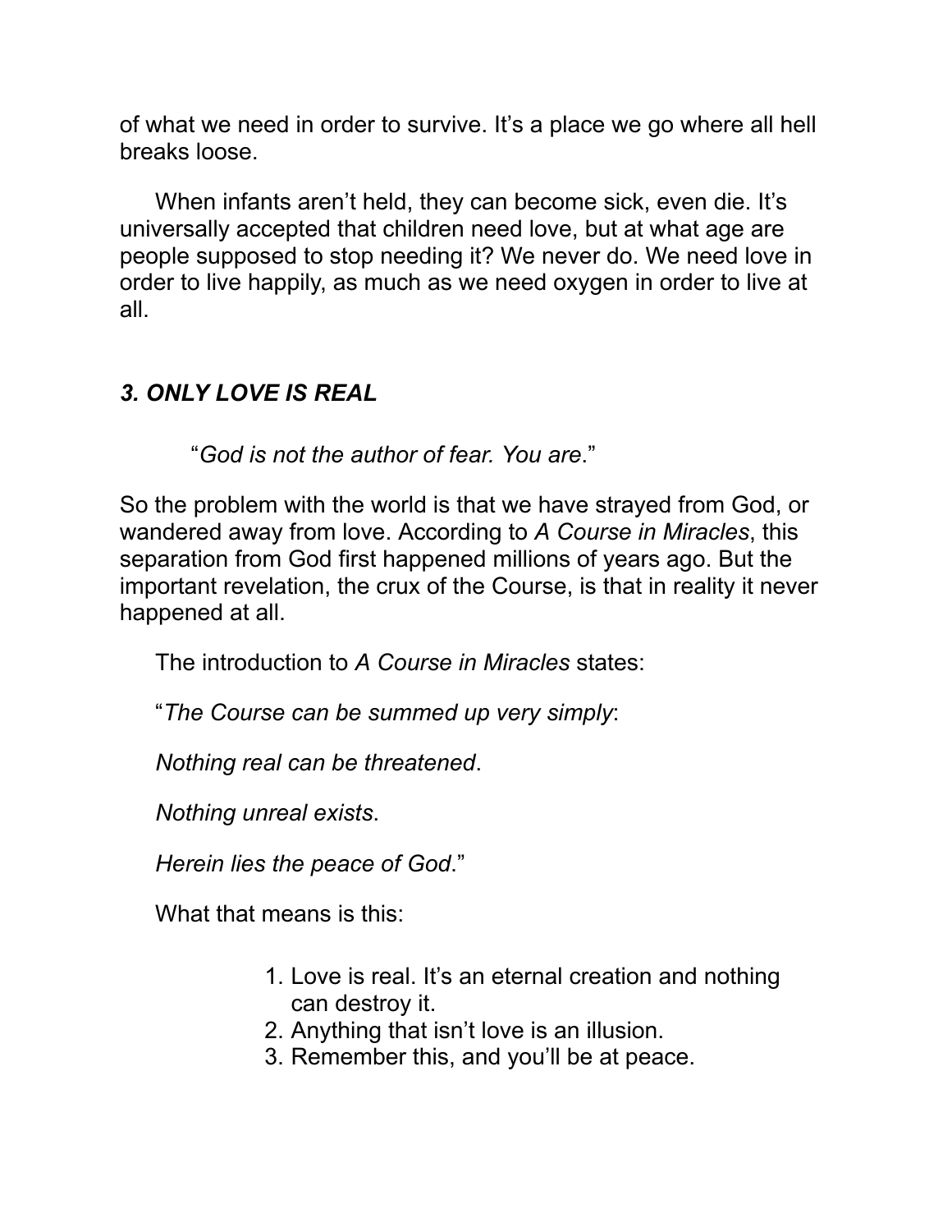of what we need in order to survive. It's a place we go where all hell breaks loose.

When infants aren't held, they can become sick, even die. It's universally accepted that children need love, but at what age are people supposed to stop needing it? We never do. We need love in order to live happily, as much as we need oxygen in order to live at all.

### *3. ONLY LOVE IS REAL*

"*God is not the author of fear. You are*."

So the problem with the world is that we have strayed from God, or wandered away from love. According to *A Course in Miracles*, this separation from God first happened millions of years ago. But the important revelation, the crux of the Course, is that in reality it never happened at all.

The introduction to *A Course in Miracles* states:

"*The Course can be summed up very simply*:

*Nothing real can be threatened*.

*Nothing unreal exists*.

*Herein lies the peace of God*."

What that means is this:

1. Love is real. It's an eternal creation and nothing can destroy it.
2. Anything that isn't love is an illusion.
3. Remember this, and you'll be at peace.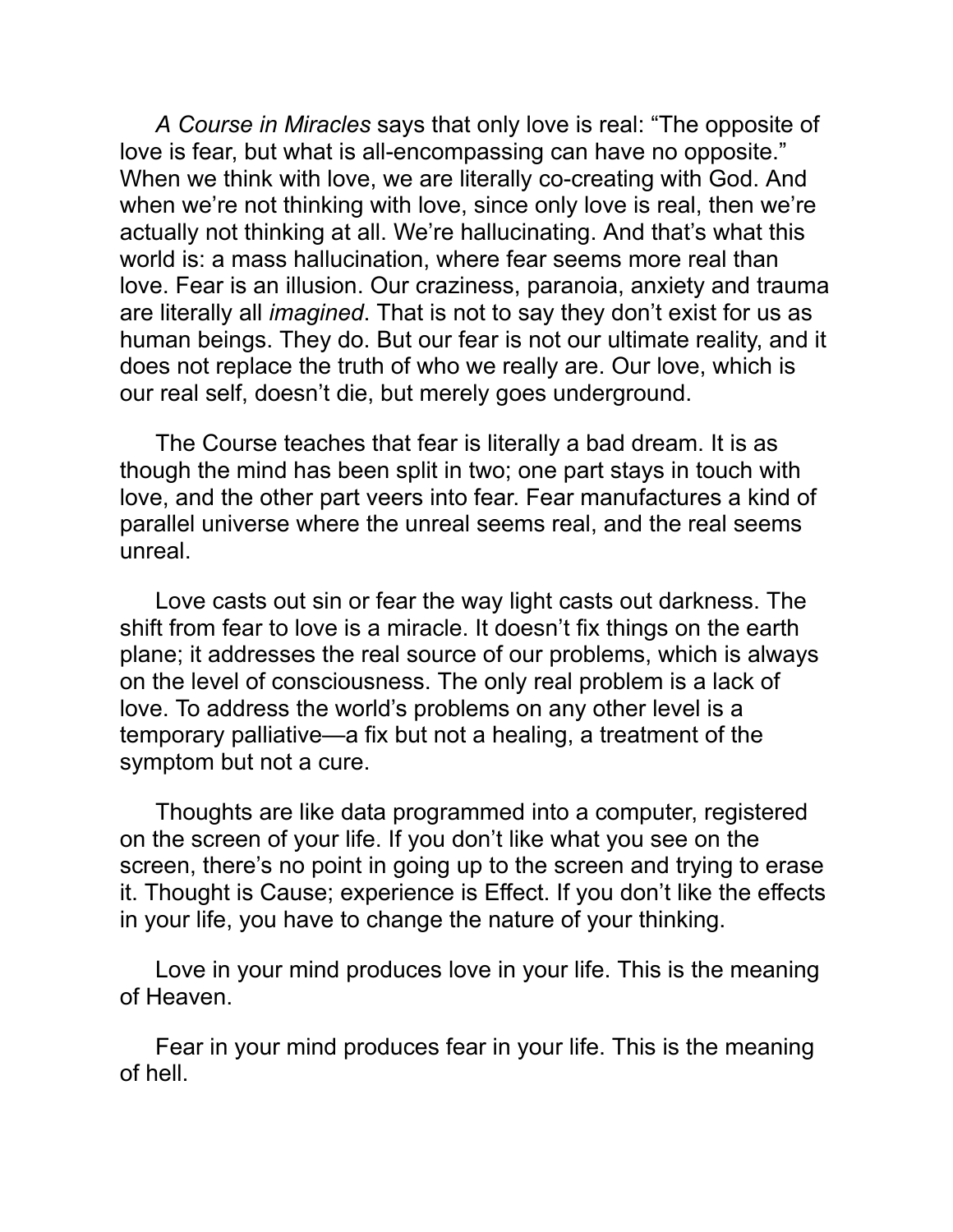*A Course in Miracles* says that only love is real: “The opposite of love is fear, but what is all-encompassing can have no opposite.” When we think with love, we are literally co-creating with God. And when we’re not thinking with love, since only love is real, then we’re actually not thinking at all. We’re hallucinating. And that’s what this world is: a mass hallucination, where fear seems more real than love. Fear is an illusion. Our craziness, paranoia, anxiety and trauma are literally all *imagined*. That is not to say they don’t exist for us as human beings. They do. But our fear is not our ultimate reality, and it does not replace the truth of who we really are. Our love, which is our real self, doesn’t die, but merely goes underground.

The Course teaches that fear is literally a bad dream. It is as though the mind has been split in two; one part stays in touch with love, and the other part veers into fear. Fear manufactures a kind of parallel universe where the unreal seems real, and the real seems unreal.

Love casts out sin or fear the way light casts out darkness. The shift from fear to love is a miracle. It doesn’t fix things on the earth plane; it addresses the real source of our problems, which is always on the level of consciousness. The only real problem is a lack of love. To address the world’s problems on any other level is a temporary palliative—a fix but not a healing, a treatment of the symptom but not a cure.

Thoughts are like data programmed into a computer, registered on the screen of your life. If you don’t like what you see on the screen, there’s no point in going up to the screen and trying to erase it. Thought is Cause; experience is Effect. If you don’t like the effects in your life, you have to change the nature of your thinking.

Love in your mind produces love in your life. This is the meaning of Heaven.

Fear in your mind produces fear in your life. This is the meaning of hell.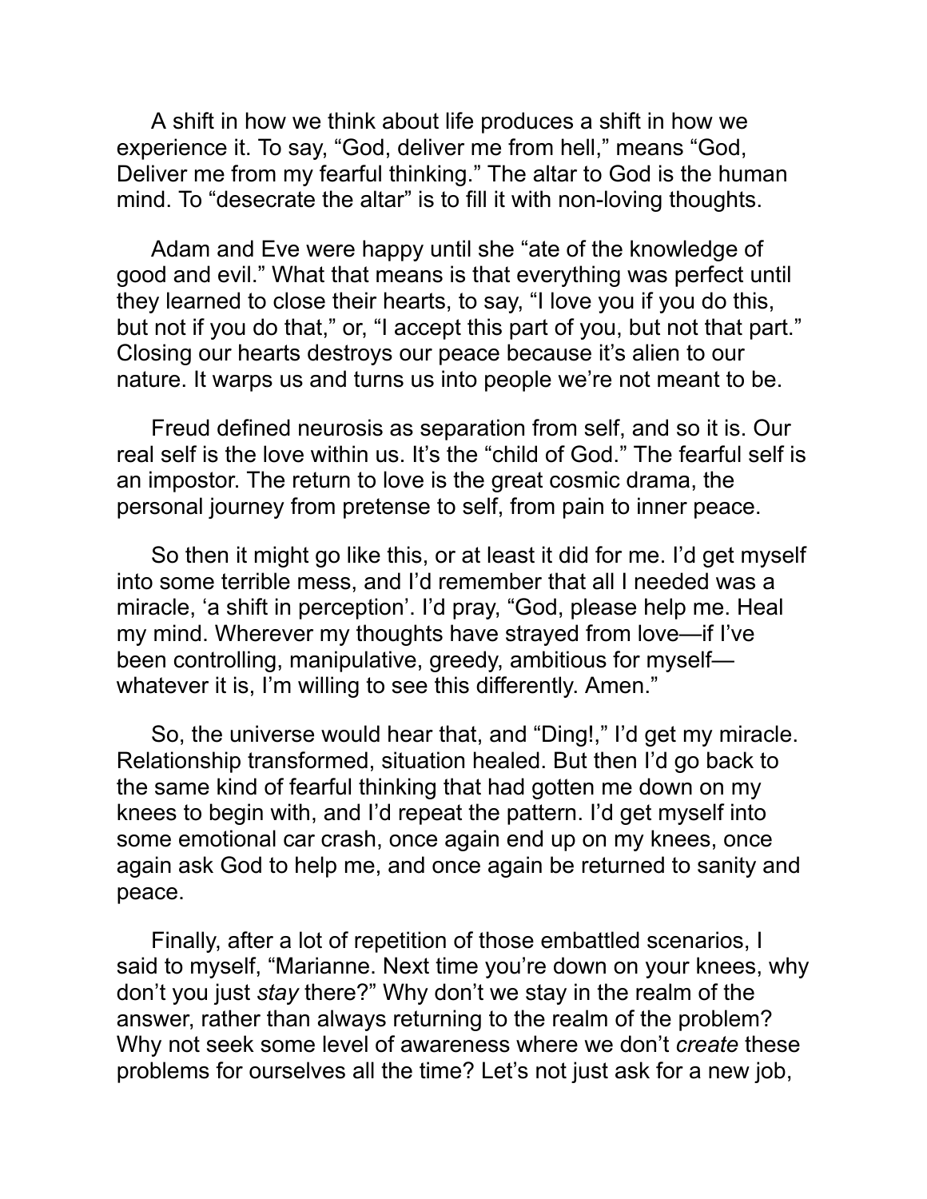A shift in how we think about life produces a shift in how we experience it. To say, "God, deliver me from hell," means "God, Deliver me from my fearful thinking." The altar to God is the human mind. To "desecrate the altar" is to fill it with non-loving thoughts.

Adam and Eve were happy until she "ate of the knowledge of good and evil." What that means is that everything was perfect until they learned to close their hearts, to say, "I love you if you do this, but not if you do that," or, "I accept this part of you, but not that part." Closing our hearts destroys our peace because it's alien to our nature. It warps us and turns us into people we're not meant to be.

Freud defined neurosis as separation from self, and so it is. Our real self is the love within us. It's the "child of God." The fearful self is an impostor. The return to love is the great cosmic drama, the personal journey from pretense to self, from pain to inner peace.

So then it might go like this, or at least it did for me. I'd get myself into some terrible mess, and I'd remember that all I needed was a miracle, 'a shift in perception'. I'd pray, "God, please help me. Heal my mind. Wherever my thoughts have strayed from love—if I've been controlling, manipulative, greedy, ambitious for myself—whatever it is, I'm willing to see this differently. Amen."

So, the universe would hear that, and "Ding!," I'd get my miracle. Relationship transformed, situation healed. But then I'd go back to the same kind of fearful thinking that had gotten me down on my knees to begin with, and I'd repeat the pattern. I'd get myself into some emotional car crash, once again end up on my knees, once again ask God to help me, and once again be returned to sanity and peace.

Finally, after a lot of repetition of those embattled scenarios, I said to myself, "Marianne. Next time you're down on your knees, why don't you just *stay* there?" Why don't we stay in the realm of the answer, rather than always returning to the realm of the problem? Why not seek some level of awareness where we don't *create* these problems for ourselves all the time? Let's not just ask for a new job,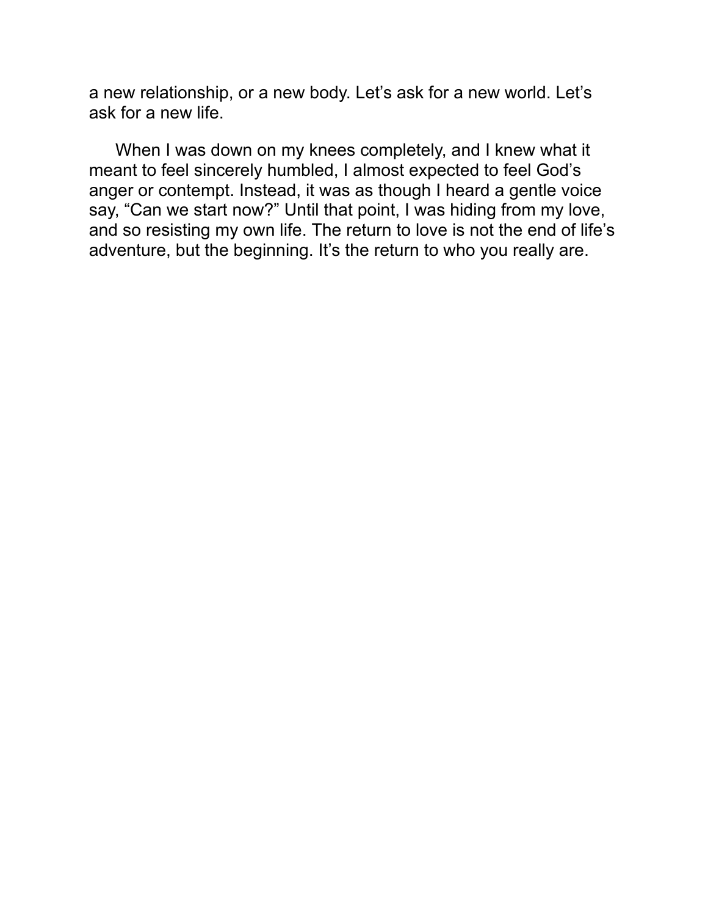a new relationship, or a new body. Let's ask for a new world. Let's ask for a new life.

When I was down on my knees completely, and I knew what it meant to feel sincerely humbled, I almost expected to feel God's anger or contempt. Instead, it was as though I heard a gentle voice say, "Can we start now?" Until that point, I was hiding from my love, and so resisting my own life. The return to love is not the end of life's adventure, but the beginning. It's the return to who you really are.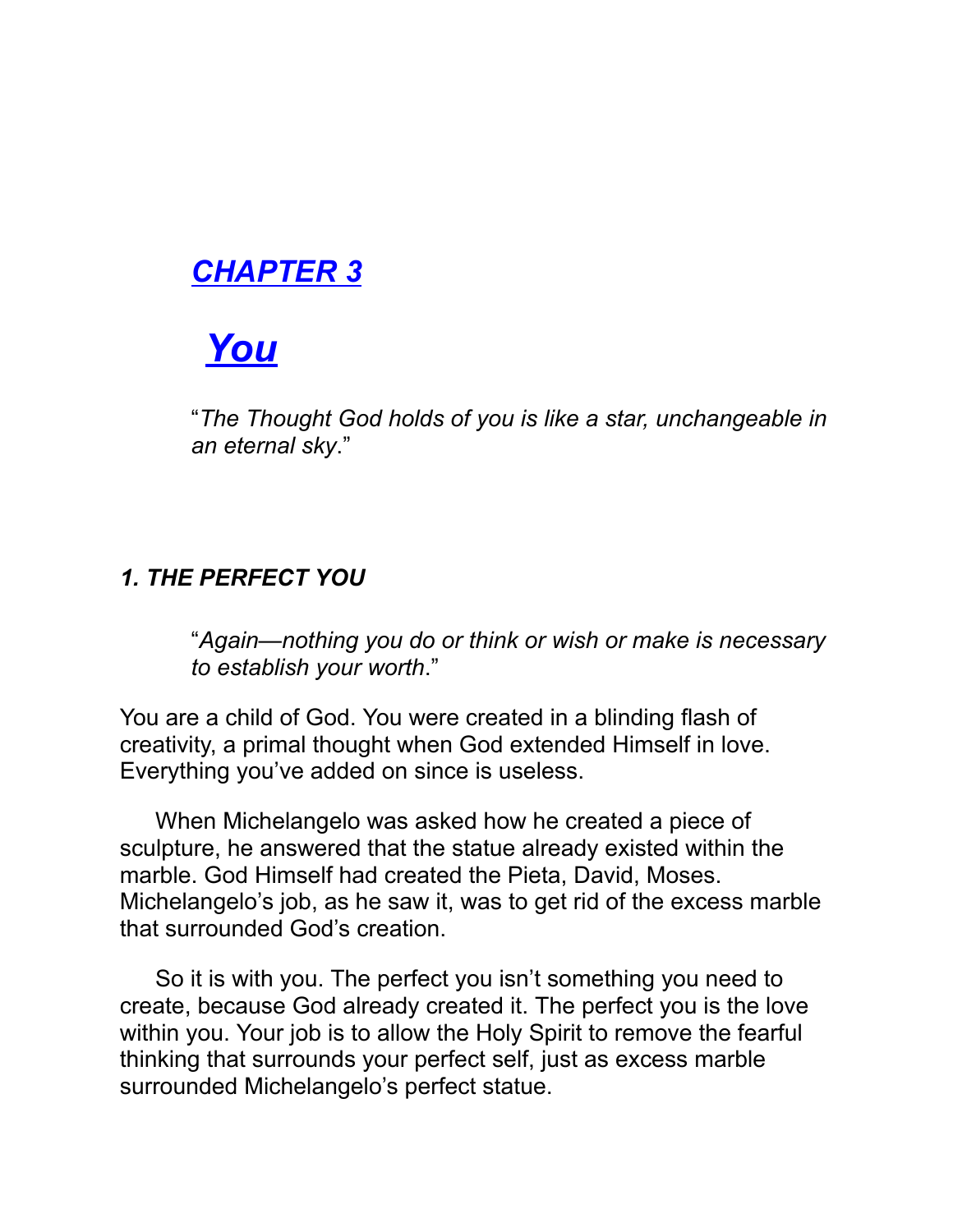# CHAPTER 3

# You

> "*The Thought God holds of you is like a star, unchangeable in an eternal sky*."

### *1. THE PERFECT YOU*

> "*Again—nothing you do or think or wish or make is necessary to establish your worth*."

You are a child of God. You were created in a blinding flash of creativity, a primal thought when God extended Himself in love. Everything you've added on since is useless.

When Michelangelo was asked how he created a piece of sculpture, he answered that the statue already existed within the marble. God Himself had created the Pieta, David, Moses. Michelangelo's job, as he saw it, was to get rid of the excess marble that surrounded God's creation.

So it is with you. The perfect you isn't something you need to create, because God already created it. The perfect you is the love within you. Your job is to allow the Holy Spirit to remove the fearful thinking that surrounds your perfect self, just as excess marble surrounded Michelangelo's perfect statue.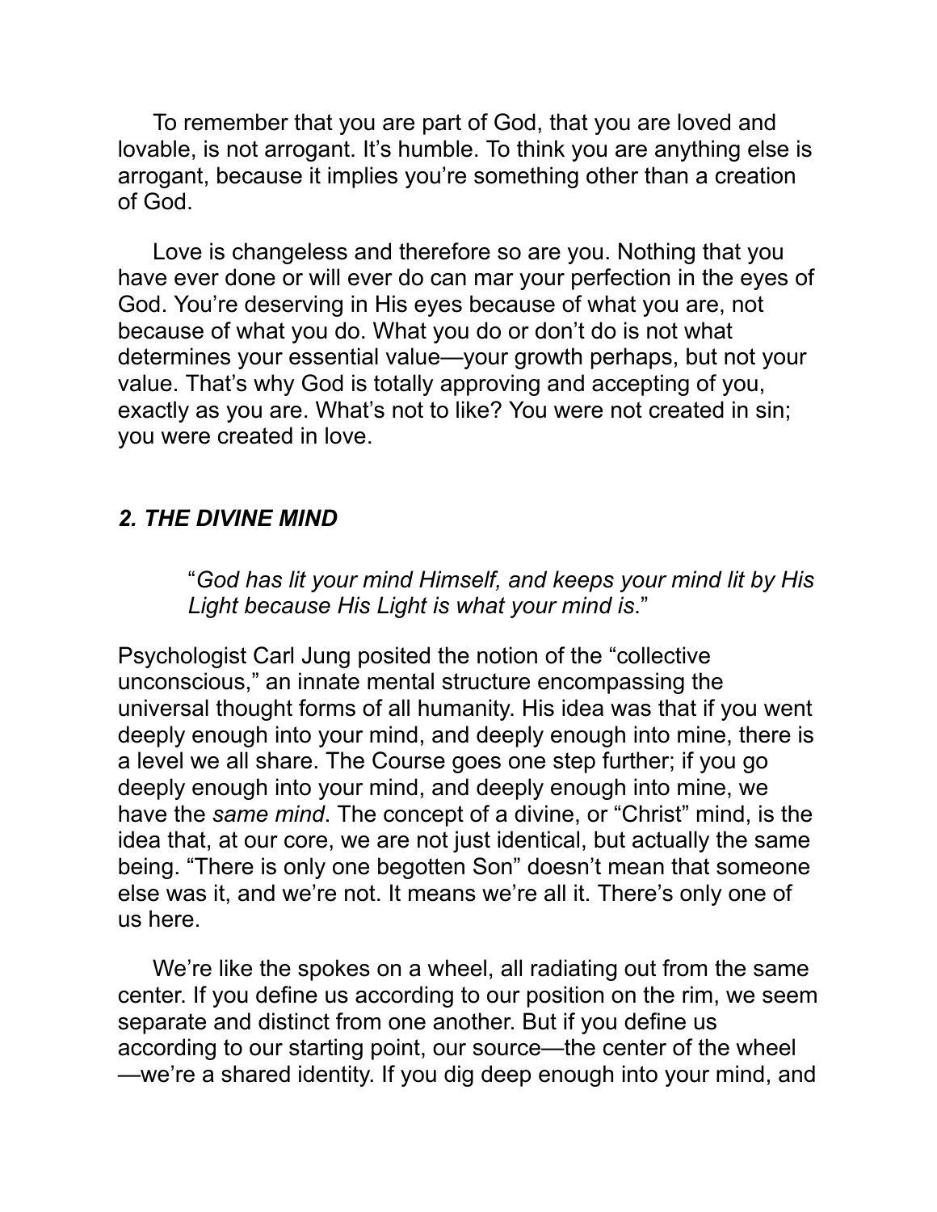To remember that you are part of God, that you are loved and lovable, is not arrogant. It's humble. To think you are anything else is arrogant, because it implies you're something other than a creation of God.

Love is changeless and therefore so are you. Nothing that you have ever done or will ever do can mar your perfection in the eyes of God. You're deserving in His eyes because of what you are, not because of what you do. What you do or don't do is not what determines your essential value—your growth perhaps, but not your value. That's why God is totally approving and accepting of you, exactly as you are. What's not to like? You were not created in sin; you were created in love.

## *2. THE DIVINE MIND*

> "*God has lit your mind Himself, and keeps your mind lit by His Light because His Light is what your mind is*."

Psychologist Carl Jung posited the notion of the "collective unconscious," an innate mental structure encompassing the universal thought forms of all humanity. His idea was that if you went deeply enough into your mind, and deeply enough into mine, there is a level we all share. The Course goes one step further; if you go deeply enough into your mind, and deeply enough into mine, we have the *same mind*. The concept of a divine, or "Christ" mind, is the idea that, at our core, we are not just identical, but actually the same being. "There is only one begotten Son" doesn't mean that someone else was it, and we're not. It means we're all it. There's only one of us here.

We're like the spokes on a wheel, all radiating out from the same center. If you define us according to our position on the rim, we seem separate and distinct from one another. But if you define us according to our starting point, our source—the center of the wheel—we're a shared identity. If you dig deep enough into your mind, and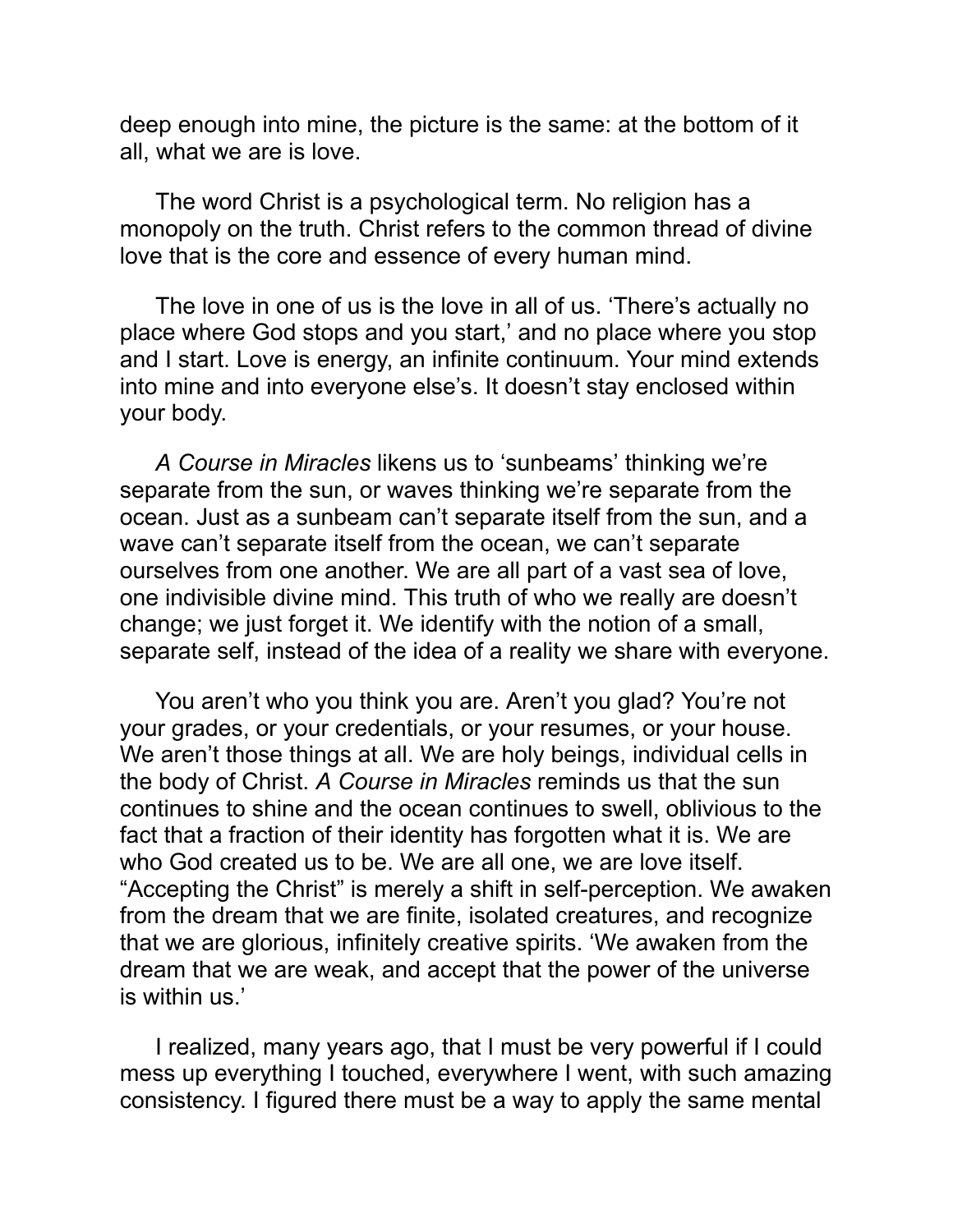deep enough into mine, the picture is the same: at the bottom of it all, what we are is love.

The word Christ is a psychological term. No religion has a monopoly on the truth. Christ refers to the common thread of divine love that is the core and essence of every human mind.

The love in one of us is the love in all of us. 'There's actually no place where God stops and you start,' and no place where you stop and I start. Love is energy, an infinite continuum. Your mind extends into mine and into everyone else's. It doesn't stay enclosed within your body.

*A Course in Miracles* likens us to 'sunbeams' thinking we're separate from the sun, or waves thinking we're separate from the ocean. Just as a sunbeam can't separate itself from the sun, and a wave can't separate itself from the ocean, we can't separate ourselves from one another. We are all part of a vast sea of love, one indivisible divine mind. This truth of who we really are doesn't change; we just forget it. We identify with the notion of a small, separate self, instead of the idea of a reality we share with everyone.

You aren't who you think you are. Aren't you glad? You're not your grades, or your credentials, or your resumes, or your house. We aren't those things at all. We are holy beings, individual cells in the body of Christ. *A Course in Miracles* reminds us that the sun continues to shine and the ocean continues to swell, oblivious to the fact that a fraction of their identity has forgotten what it is. We are who God created us to be. We are all one, we are love itself. "Accepting the Christ" is merely a shift in self-perception. We awaken from the dream that we are finite, isolated creatures, and recognize that we are glorious, infinitely creative spirits. 'We awaken from the dream that we are weak, and accept that the power of the universe is within us.'

I realized, many years ago, that I must be very powerful if I could mess up everything I touched, everywhere I went, with such amazing consistency. I figured there must be a way to apply the same mental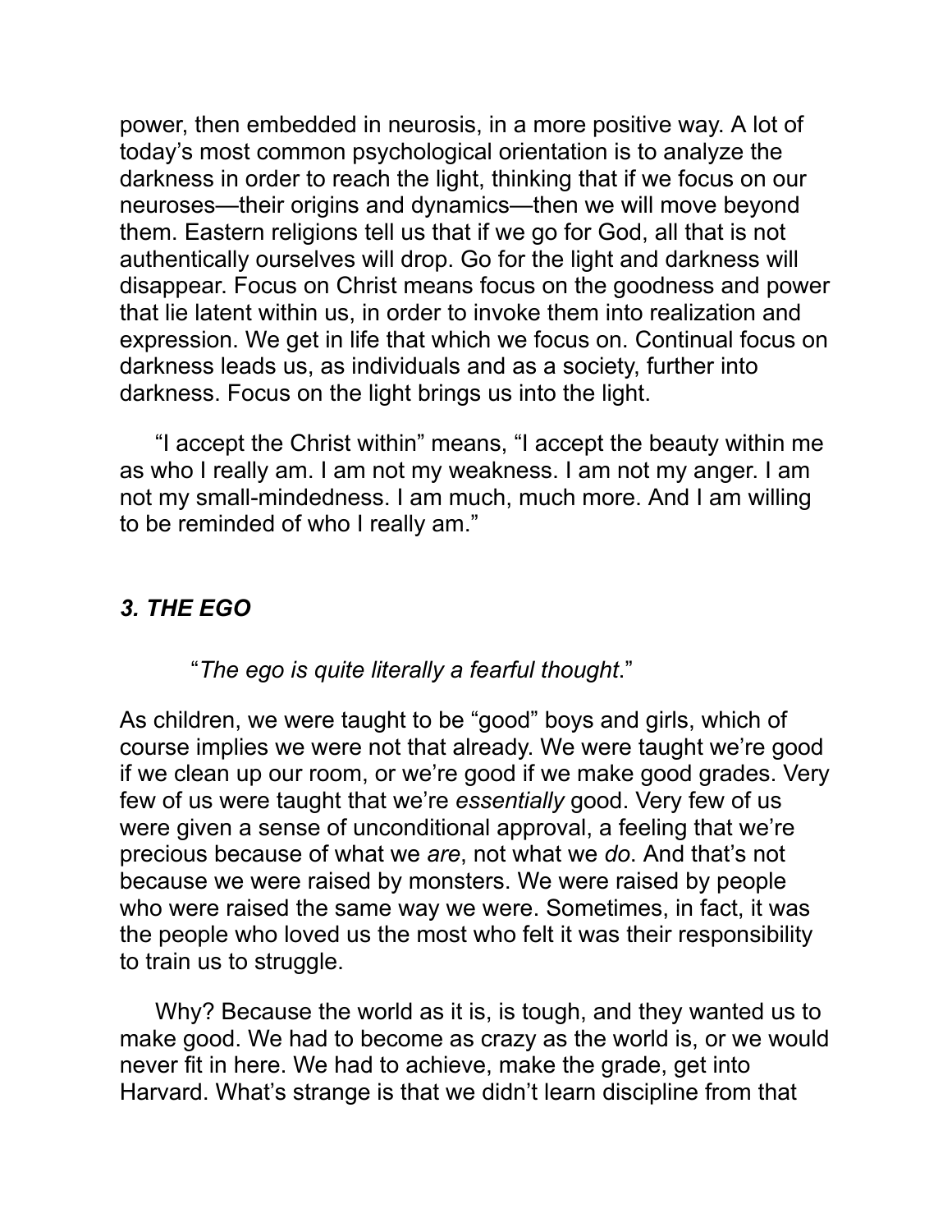power, then embedded in neurosis, in a more positive way. A lot of today's most common psychological orientation is to analyze the darkness in order to reach the light, thinking that if we focus on our neuroses—their origins and dynamics—then we will move beyond them. Eastern religions tell us that if we go for God, all that is not authentically ourselves will drop. Go for the light and darkness will disappear. Focus on Christ means focus on the goodness and power that lie latent within us, in order to invoke them into realization and expression. We get in life that which we focus on. Continual focus on darkness leads us, as individuals and as a society, further into darkness. Focus on the light brings us into the light.

"I accept the Christ within" means, "I accept the beauty within me as who I really am. I am not my weakness. I am not my anger. I am not my small-mindedness. I am much, much more. And I am willing to be reminded of who I really am."

## *3. THE EGO*

"*The ego is quite literally a fearful thought*."

As children, we were taught to be "good" boys and girls, which of course implies we were not that already. We were taught we're good if we clean up our room, or we're good if we make good grades. Very few of us were taught that we're *essentially* good. Very few of us were given a sense of unconditional approval, a feeling that we're precious because of what we *are*, not what we *do*. And that's not because we were raised by monsters. We were raised by people who were raised the same way we were. Sometimes, in fact, it was the people who loved us the most who felt it was their responsibility to train us to struggle.

Why? Because the world as it is, is tough, and they wanted us to make good. We had to become as crazy as the world is, or we would never fit in here. We had to achieve, make the grade, get into Harvard. What's strange is that we didn't learn discipline from that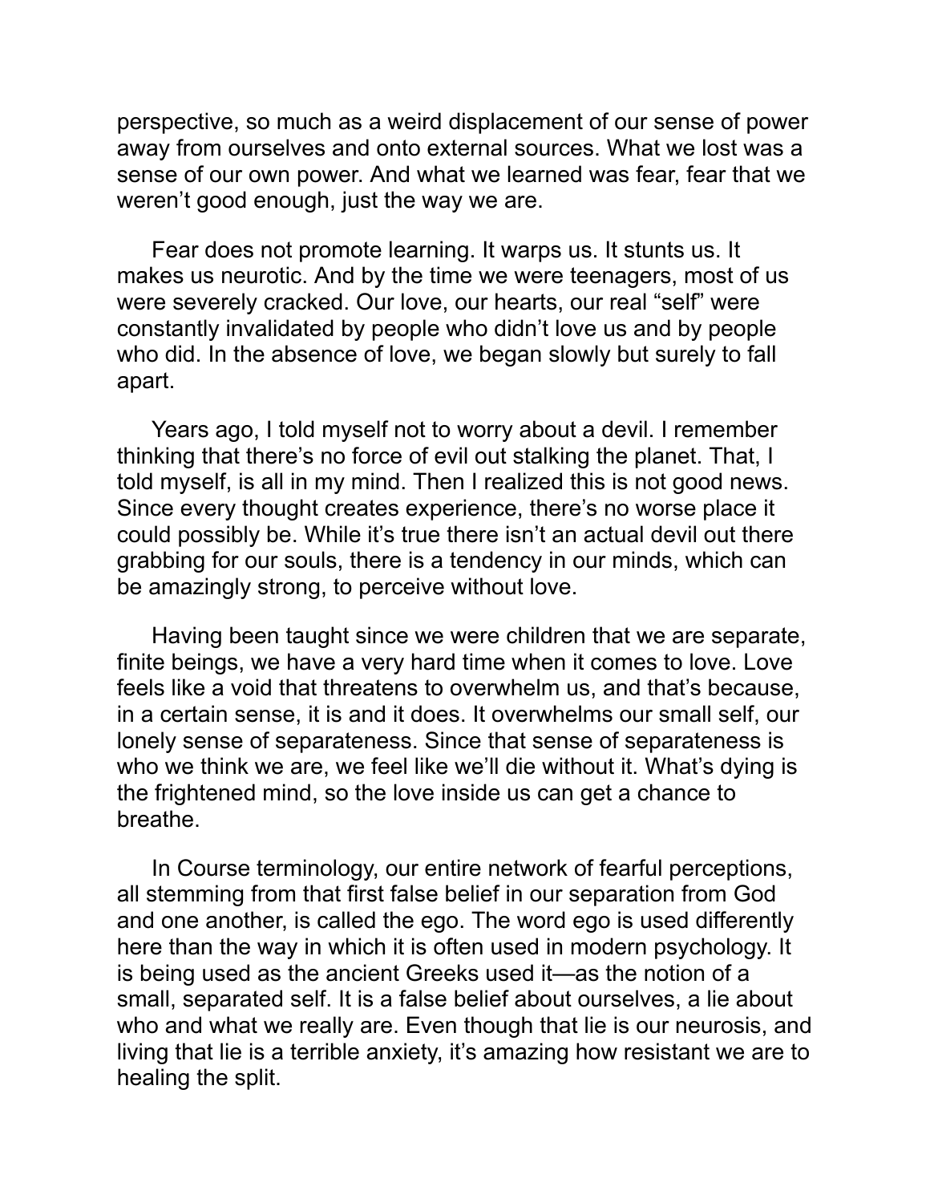perspective, so much as a weird displacement of our sense of power away from ourselves and onto external sources. What we lost was a sense of our own power. And what we learned was fear, fear that we weren't good enough, just the way we are.

Fear does not promote learning. It warps us. It stunts us. It makes us neurotic. And by the time we were teenagers, most of us were severely cracked. Our love, our hearts, our real "self" were constantly invalidated by people who didn't love us and by people who did. In the absence of love, we began slowly but surely to fall apart.

Years ago, I told myself not to worry about a devil. I remember thinking that there's no force of evil out stalking the planet. That, I told myself, is all in my mind. Then I realized this is not good news. Since every thought creates experience, there's no worse place it could possibly be. While it's true there isn't an actual devil out there grabbing for our souls, there is a tendency in our minds, which can be amazingly strong, to perceive without love.

Having been taught since we were children that we are separate, finite beings, we have a very hard time when it comes to love. Love feels like a void that threatens to overwhelm us, and that's because, in a certain sense, it is and it does. It overwhelms our small self, our lonely sense of separateness. Since that sense of separateness is who we think we are, we feel like we'll die without it. What's dying is the frightened mind, so the love inside us can get a chance to breathe.

In Course terminology, our entire network of fearful perceptions, all stemming from that first false belief in our separation from God and one another, is called the ego. The word ego is used differently here than the way in which it is often used in modern psychology. It is being used as the ancient Greeks used it—as the notion of a small, separated self. It is a false belief about ourselves, a lie about who and what we really are. Even though that lie is our neurosis, and living that lie is a terrible anxiety, it's amazing how resistant we are to healing the split.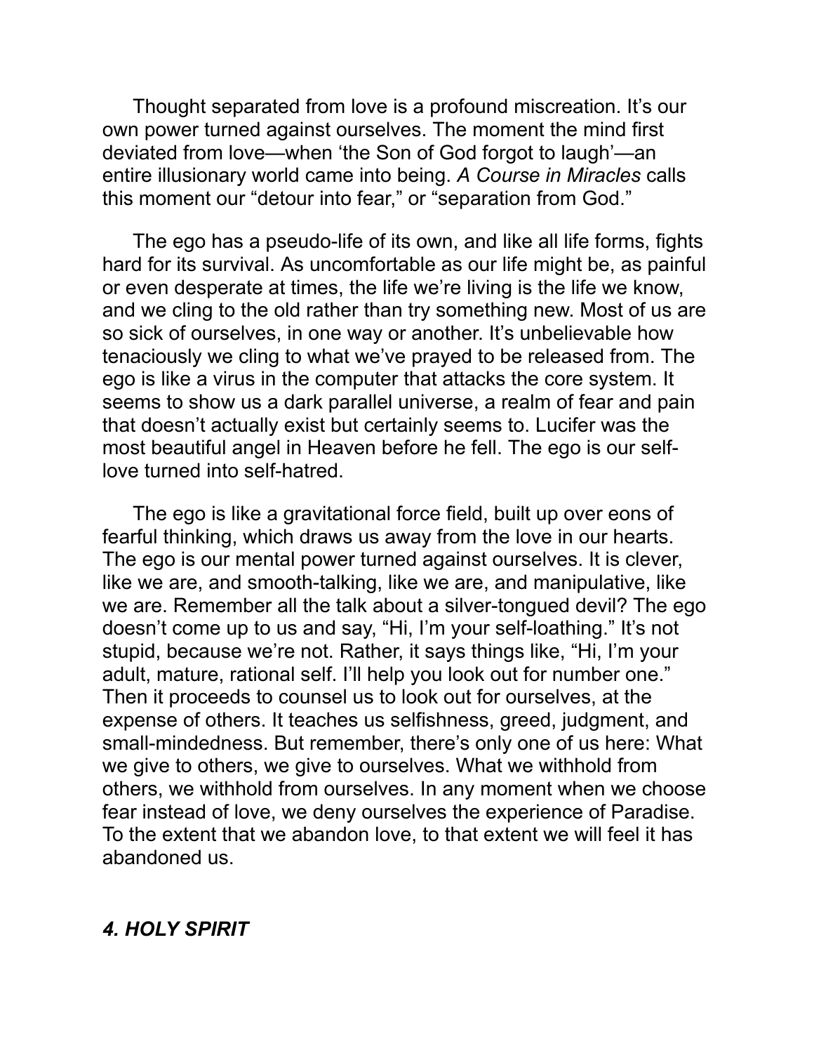Thought separated from love is a profound miscreation. It's our own power turned against ourselves. The moment the mind first deviated from love—when 'the Son of God forgot to laugh'—an entire illusionary world came into being. *A Course in Miracles* calls this moment our "detour into fear," or "separation from God."

The ego has a pseudo-life of its own, and like all life forms, fights hard for its survival. As uncomfortable as our life might be, as painful or even desperate at times, the life we're living is the life we know, and we cling to the old rather than try something new. Most of us are so sick of ourselves, in one way or another. It's unbelievable how tenaciously we cling to what we've prayed to be released from. The ego is like a virus in the computer that attacks the core system. It seems to show us a dark parallel universe, a realm of fear and pain that doesn't actually exist but certainly seems to. Lucifer was the most beautiful angel in Heaven before he fell. The ego is our self-love turned into self-hatred.

The ego is like a gravitational force field, built up over eons of fearful thinking, which draws us away from the love in our hearts. The ego is our mental power turned against ourselves. It is clever, like we are, and smooth-talking, like we are, and manipulative, like we are. Remember all the talk about a silver-tongued devil? The ego doesn't come up to us and say, "Hi, I'm your self-loathing." It's not stupid, because we're not. Rather, it says things like, "Hi, I'm your adult, mature, rational self. I'll help you look out for number one." Then it proceeds to counsel us to look out for ourselves, at the expense of others. It teaches us selfishness, greed, judgment, and small-mindedness. But remember, there's only one of us here: What we give to others, we give to ourselves. What we withhold from others, we withhold from ourselves. In any moment when we choose fear instead of love, we deny ourselves the experience of Paradise. To the extent that we abandon love, to that extent we will feel it has abandoned us.

## *4. HOLY SPIRIT*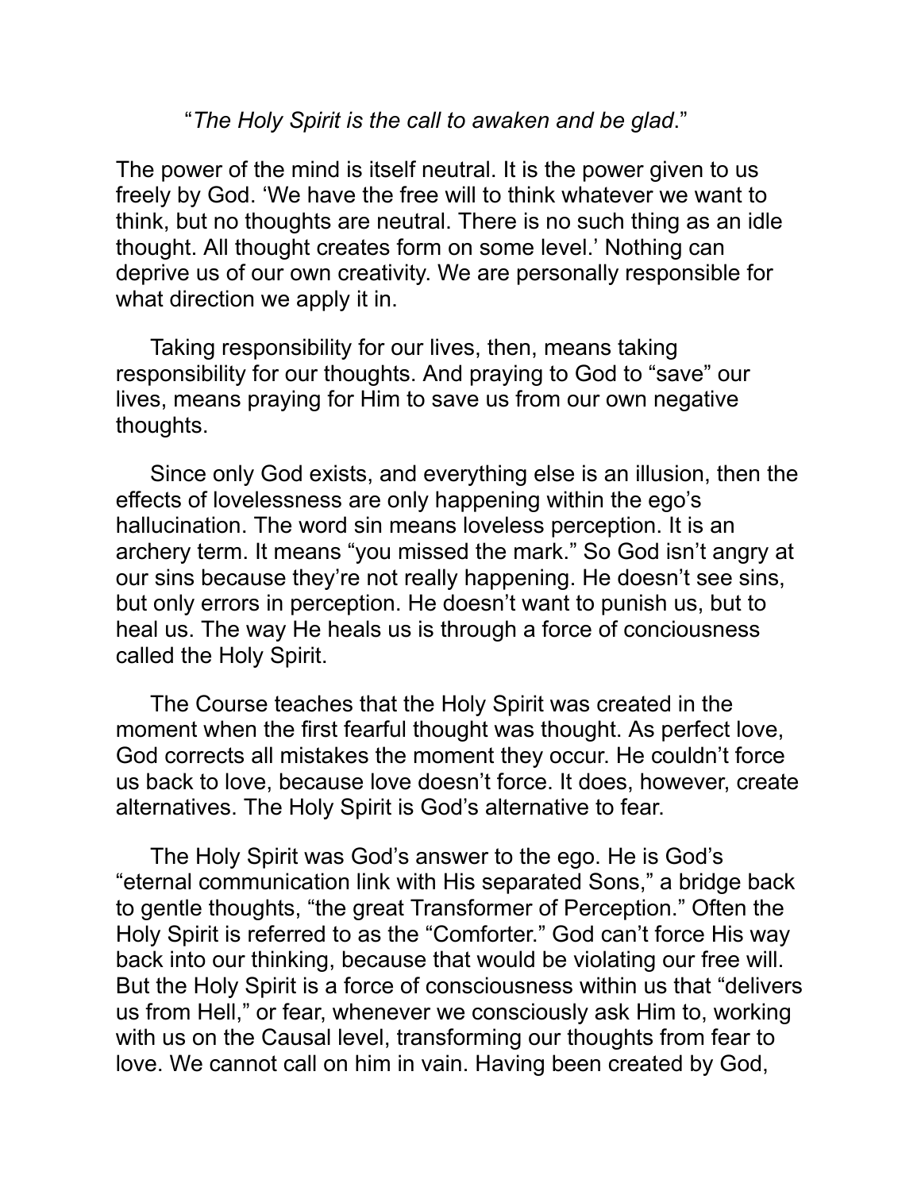“*The Holy Spirit is the call to awaken and be glad*.”

The power of the mind is itself neutral. It is the power given to us freely by God. ‘We have the free will to think whatever we want to think, but no thoughts are neutral. There is no such thing as an idle thought. All thought creates form on some level.’ Nothing can deprive us of our own creativity. We are personally responsible for what direction we apply it in.

Taking responsibility for our lives, then, means taking responsibility for our thoughts. And praying to God to “save” our lives, means praying for Him to save us from our own negative thoughts.

Since only God exists, and everything else is an illusion, then the effects of lovelessness are only happening within the ego’s hallucination. The word sin means loveless perception. It is an archery term. It means “you missed the mark.” So God isn’t angry at our sins because they’re not really happening. He doesn’t see sins, but only errors in perception. He doesn’t want to punish us, but to heal us. The way He heals us is through a force of conciousness called the Holy Spirit.

The Course teaches that the Holy Spirit was created in the moment when the first fearful thought was thought. As perfect love, God corrects all mistakes the moment they occur. He couldn’t force us back to love, because love doesn’t force. It does, however, create alternatives. The Holy Spirit is God’s alternative to fear.

The Holy Spirit was God’s answer to the ego. He is God’s “eternal communication link with His separated Sons,” a bridge back to gentle thoughts, “the great Transformer of Perception.” Often the Holy Spirit is referred to as the “Comforter.” God can’t force His way back into our thinking, because that would be violating our free will. But the Holy Spirit is a force of consciousness within us that “delivers us from Hell,” or fear, whenever we consciously ask Him to, working with us on the Causal level, transforming our thoughts from fear to love. We cannot call on him in vain. Having been created by God,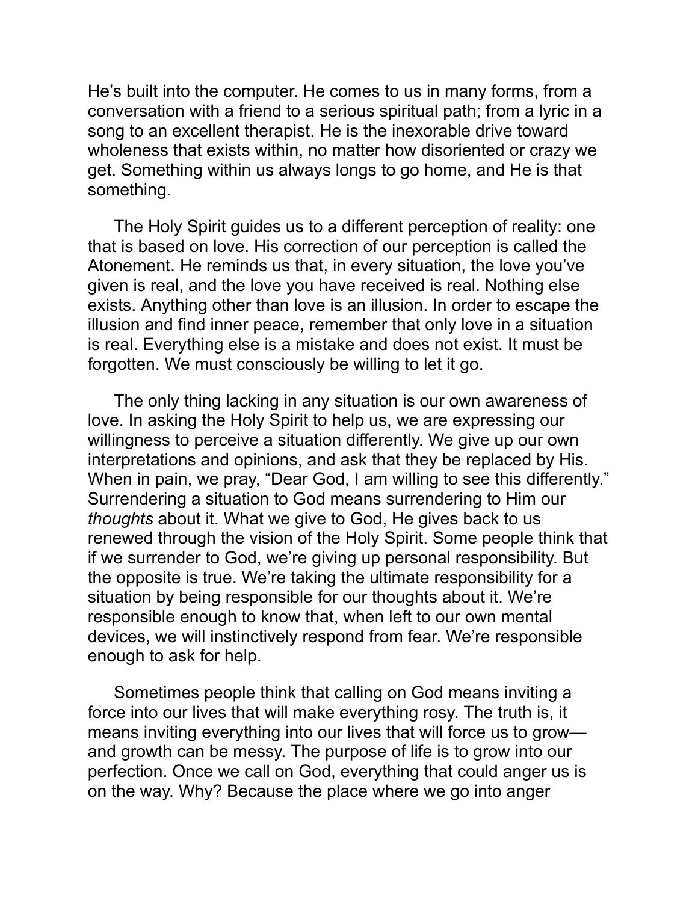He's built into the computer. He comes to us in many forms, from a conversation with a friend to a serious spiritual path; from a lyric in a song to an excellent therapist. He is the inexorable drive toward wholeness that exists within, no matter how disoriented or crazy we get. Something within us always longs to go home, and He is that something.

The Holy Spirit guides us to a different perception of reality: one that is based on love. His correction of our perception is called the Atonement. He reminds us that, in every situation, the love you've given is real, and the love you have received is real. Nothing else exists. Anything other than love is an illusion. In order to escape the illusion and find inner peace, remember that only love in a situation is real. Everything else is a mistake and does not exist. It must be forgotten. We must consciously be willing to let it go.

The only thing lacking in any situation is our own awareness of love. In asking the Holy Spirit to help us, we are expressing our willingness to perceive a situation differently. We give up our own interpretations and opinions, and ask that they be replaced by His. When in pain, we pray, "Dear God, I am willing to see this differently." Surrendering a situation to God means surrendering to Him our *thoughts* about it. What we give to God, He gives back to us renewed through the vision of the Holy Spirit. Some people think that if we surrender to God, we're giving up personal responsibility. But the opposite is true. We're taking the ultimate responsibility for a situation by being responsible for our thoughts about it. We're responsible enough to know that, when left to our own mental devices, we will instinctively respond from fear. We're responsible enough to ask for help.

Sometimes people think that calling on God means inviting a force into our lives that will make everything rosy. The truth is, it means inviting everything into our lives that will force us to grow—and growth can be messy. The purpose of life is to grow into our perfection. Once we call on God, everything that could anger us is on the way. Why? Because the place where we go into anger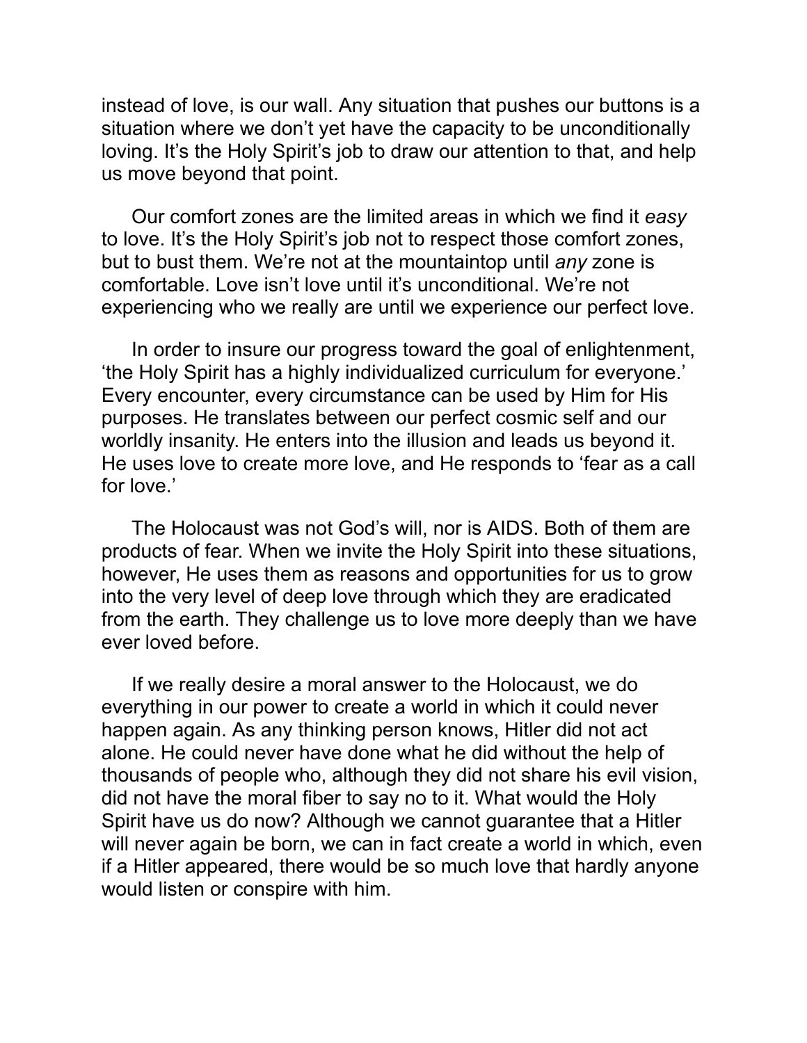instead of love, is our wall. Any situation that pushes our buttons is a situation where we don't yet have the capacity to be unconditionally loving. It's the Holy Spirit's job to draw our attention to that, and help us move beyond that point.

Our comfort zones are the limited areas in which we find it *easy* to love. It's the Holy Spirit's job not to respect those comfort zones, but to bust them. We're not at the mountaintop until *any* zone is comfortable. Love isn't love until it's unconditional. We're not experiencing who we really are until we experience our perfect love.

In order to insure our progress toward the goal of enlightenment, 'the Holy Spirit has a highly individualized curriculum for everyone.' Every encounter, every circumstance can be used by Him for His purposes. He translates between our perfect cosmic self and our worldly insanity. He enters into the illusion and leads us beyond it. He uses love to create more love, and He responds to 'fear as a call for love.'

The Holocaust was not God's will, nor is AIDS. Both of them are products of fear. When we invite the Holy Spirit into these situations, however, He uses them as reasons and opportunities for us to grow into the very level of deep love through which they are eradicated from the earth. They challenge us to love more deeply than we have ever loved before.

If we really desire a moral answer to the Holocaust, we do everything in our power to create a world in which it could never happen again. As any thinking person knows, Hitler did not act alone. He could never have done what he did without the help of thousands of people who, although they did not share his evil vision, did not have the moral fiber to say no to it. What would the Holy Spirit have us do now? Although we cannot guarantee that a Hitler will never again be born, we can in fact create a world in which, even if a Hitler appeared, there would be so much love that hardly anyone would listen or conspire with him.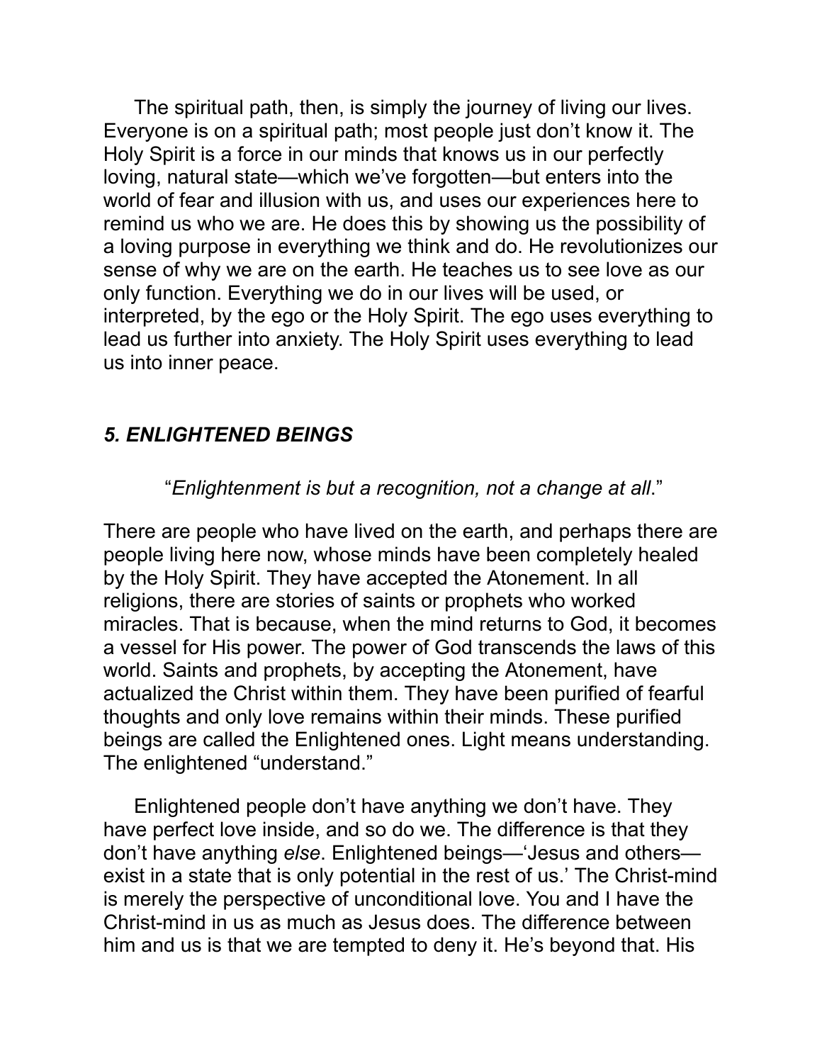The spiritual path, then, is simply the journey of living our lives. Everyone is on a spiritual path; most people just don't know it. The Holy Spirit is a force in our minds that knows us in our perfectly loving, natural state—which we've forgotten—but enters into the world of fear and illusion with us, and uses our experiences here to remind us who we are. He does this by showing us the possibility of a loving purpose in everything we think and do. He revolutionizes our sense of why we are on the earth. He teaches us to see love as our only function. Everything we do in our lives will be used, or interpreted, by the ego or the Holy Spirit. The ego uses everything to lead us further into anxiety. The Holy Spirit uses everything to lead us into inner peace.

### *5. ENLIGHTENED BEINGS*

"*Enlightenment is but a recognition, not a change at all*."

There are people who have lived on the earth, and perhaps there are people living here now, whose minds have been completely healed by the Holy Spirit. They have accepted the Atonement. In all religions, there are stories of saints or prophets who worked miracles. That is because, when the mind returns to God, it becomes a vessel for His power. The power of God transcends the laws of this world. Saints and prophets, by accepting the Atonement, have actualized the Christ within them. They have been purified of fearful thoughts and only love remains within their minds. These purified beings are called the Enlightened ones. Light means understanding. The enlightened "understand."

Enlightened people don't have anything we don't have. They have perfect love inside, and so do we. The difference is that they don't have anything *else*. Enlightened beings—'Jesus and others—exist in a state that is only potential in the rest of us.' The Christ-mind is merely the perspective of unconditional love. You and I have the Christ-mind in us as much as Jesus does. The difference between him and us is that we are tempted to deny it. He's beyond that. His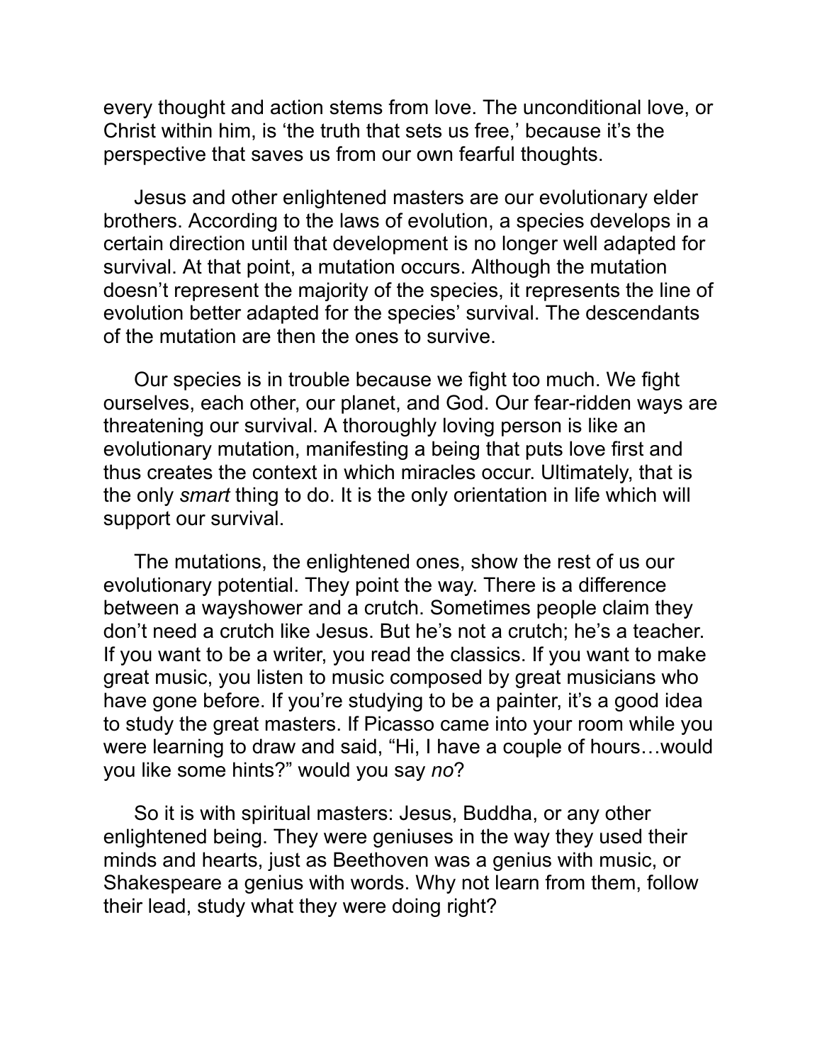every thought and action stems from love. The unconditional love, or Christ within him, is 'the truth that sets us free,' because it's the perspective that saves us from our own fearful thoughts.

Jesus and other enlightened masters are our evolutionary elder brothers. According to the laws of evolution, a species develops in a certain direction until that development is no longer well adapted for survival. At that point, a mutation occurs. Although the mutation doesn't represent the majority of the species, it represents the line of evolution better adapted for the species' survival. The descendants of the mutation are then the ones to survive.

Our species is in trouble because we fight too much. We fight ourselves, each other, our planet, and God. Our fear-ridden ways are threatening our survival. A thoroughly loving person is like an evolutionary mutation, manifesting a being that puts love first and thus creates the context in which miracles occur. Ultimately, that is the only *smart* thing to do. It is the only orientation in life which will support our survival.

The mutations, the enlightened ones, show the rest of us our evolutionary potential. They point the way. There is a difference between a wayshower and a crutch. Sometimes people claim they don't need a crutch like Jesus. But he's not a crutch; he's a teacher. If you want to be a writer, you read the classics. If you want to make great music, you listen to music composed by great musicians who have gone before. If you're studying to be a painter, it's a good idea to study the great masters. If Picasso came into your room while you were learning to draw and said, "Hi, I have a couple of hours…would you like some hints?" would you say *no*?

So it is with spiritual masters: Jesus, Buddha, or any other enlightened being. They were geniuses in the way they used their minds and hearts, just as Beethoven was a genius with music, or Shakespeare a genius with words. Why not learn from them, follow their lead, study what they were doing right?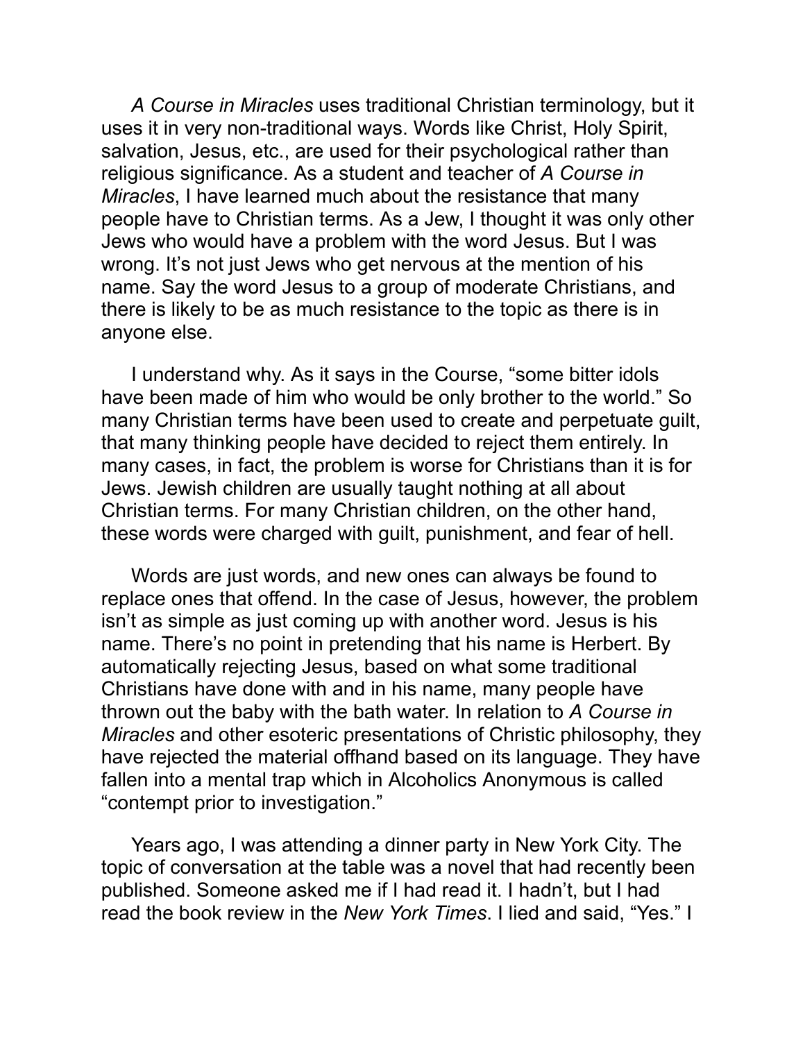*A Course in Miracles* uses traditional Christian terminology, but it uses it in very non-traditional ways. Words like Christ, Holy Spirit, salvation, Jesus, etc., are used for their psychological rather than religious significance. As a student and teacher of *A Course in Miracles*, I have learned much about the resistance that many people have to Christian terms. As a Jew, I thought it was only other Jews who would have a problem with the word Jesus. But I was wrong. It's not just Jews who get nervous at the mention of his name. Say the word Jesus to a group of moderate Christians, and there is likely to be as much resistance to the topic as there is in anyone else.

I understand why. As it says in the Course, "some bitter idols have been made of him who would be only brother to the world." So many Christian terms have been used to create and perpetuate guilt, that many thinking people have decided to reject them entirely. In many cases, in fact, the problem is worse for Christians than it is for Jews. Jewish children are usually taught nothing at all about Christian terms. For many Christian children, on the other hand, these words were charged with guilt, punishment, and fear of hell.

Words are just words, and new ones can always be found to replace ones that offend. In the case of Jesus, however, the problem isn't as simple as just coming up with another word. Jesus is his name. There's no point in pretending that his name is Herbert. By automatically rejecting Jesus, based on what some traditional Christians have done with and in his name, many people have thrown out the baby with the bath water. In relation to *A Course in Miracles* and other esoteric presentations of Christic philosophy, they have rejected the material offhand based on its language. They have fallen into a mental trap which in Alcoholics Anonymous is called "contempt prior to investigation."

Years ago, I was attending a dinner party in New York City. The topic of conversation at the table was a novel that had recently been published. Someone asked me if I had read it. I hadn't, but I had read the book review in the *New York Times*. I lied and said, "Yes." I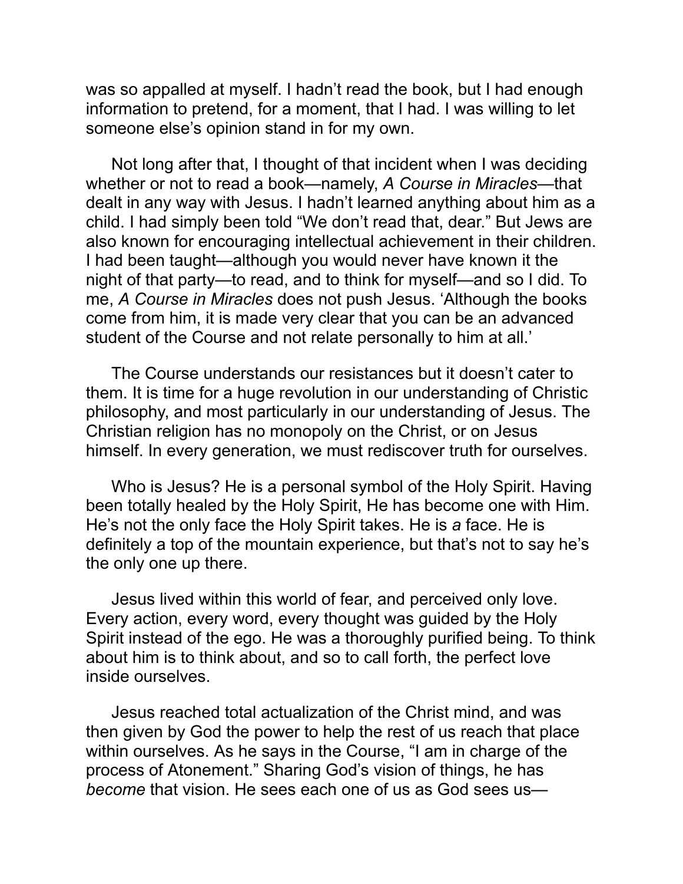was so appalled at myself. I hadn't read the book, but I had enough information to pretend, for a moment, that I had. I was willing to let someone else's opinion stand in for my own.

Not long after that, I thought of that incident when I was deciding whether or not to read a book—namely, *A Course in Miracles*—that dealt in any way with Jesus. I hadn't learned anything about him as a child. I had simply been told "We don't read that, dear." But Jews are also known for encouraging intellectual achievement in their children. I had been taught—although you would never have known it the night of that party—to read, and to think for myself—and so I did. To me, *A Course in Miracles* does not push Jesus. 'Although the books come from him, it is made very clear that you can be an advanced student of the Course and not relate personally to him at all.'

The Course understands our resistances but it doesn't cater to them. It is time for a huge revolution in our understanding of Christic philosophy, and most particularly in our understanding of Jesus. The Christian religion has no monopoly on the Christ, or on Jesus himself. In every generation, we must rediscover truth for ourselves.

Who is Jesus? He is a personal symbol of the Holy Spirit. Having been totally healed by the Holy Spirit, He has become one with Him. He's not the only face the Holy Spirit takes. He is *a* face. He is definitely a top of the mountain experience, but that's not to say he's the only one up there.

Jesus lived within this world of fear, and perceived only love. Every action, every word, every thought was guided by the Holy Spirit instead of the ego. He was a thoroughly purified being. To think about him is to think about, and so to call forth, the perfect love inside ourselves.

Jesus reached total actualization of the Christ mind, and was then given by God the power to help the rest of us reach that place within ourselves. As he says in the Course, "I am in charge of the process of Atonement." Sharing God's vision of things, he has *become* that vision. He sees each one of us as God sees us—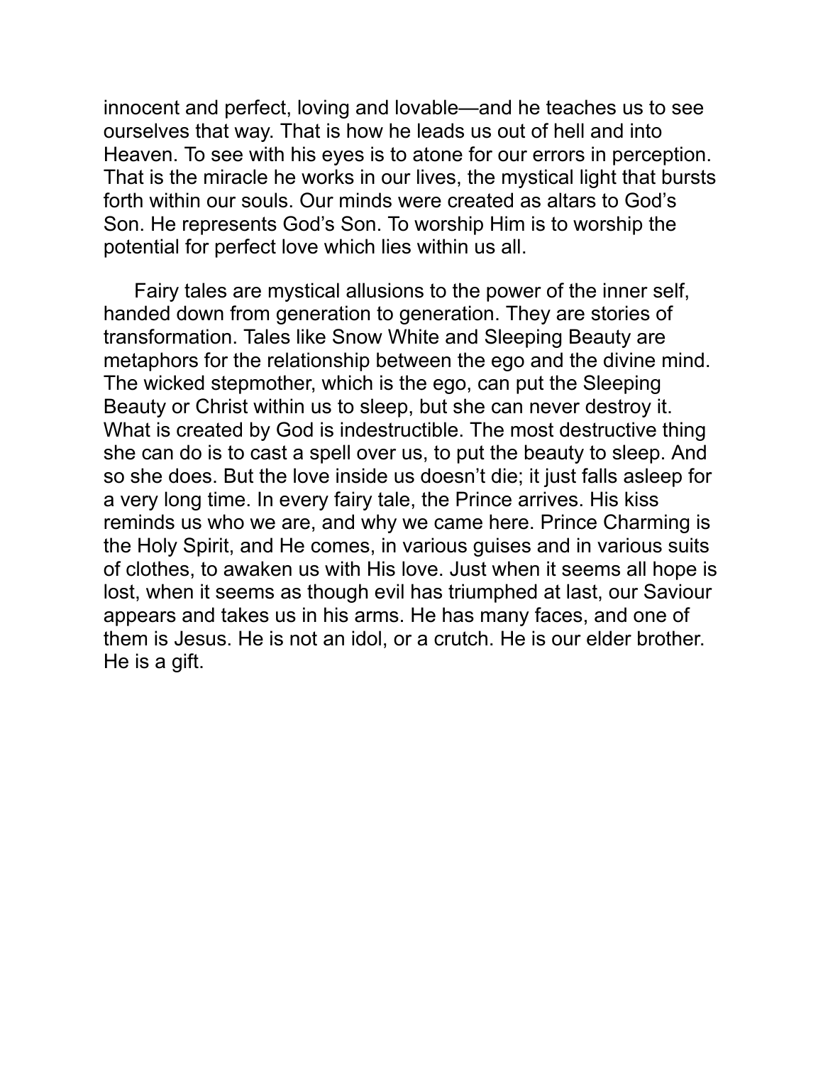innocent and perfect, loving and lovable—and he teaches us to see ourselves that way. That is how he leads us out of hell and into Heaven. To see with his eyes is to atone for our errors in perception. That is the miracle he works in our lives, the mystical light that bursts forth within our souls. Our minds were created as altars to God's Son. He represents God's Son. To worship Him is to worship the potential for perfect love which lies within us all.

Fairy tales are mystical allusions to the power of the inner self, handed down from generation to generation. They are stories of transformation. Tales like Snow White and Sleeping Beauty are metaphors for the relationship between the ego and the divine mind. The wicked stepmother, which is the ego, can put the Sleeping Beauty or Christ within us to sleep, but she can never destroy it. What is created by God is indestructible. The most destructive thing she can do is to cast a spell over us, to put the beauty to sleep. And so she does. But the love inside us doesn't die; it just falls asleep for a very long time. In every fairy tale, the Prince arrives. His kiss reminds us who we are, and why we came here. Prince Charming is the Holy Spirit, and He comes, in various guises and in various suits of clothes, to awaken us with His love. Just when it seems all hope is lost, when it seems as though evil has triumphed at last, our Saviour appears and takes us in his arms. He has many faces, and one of them is Jesus. He is not an idol, or a crutch. He is our elder brother. He is a gift.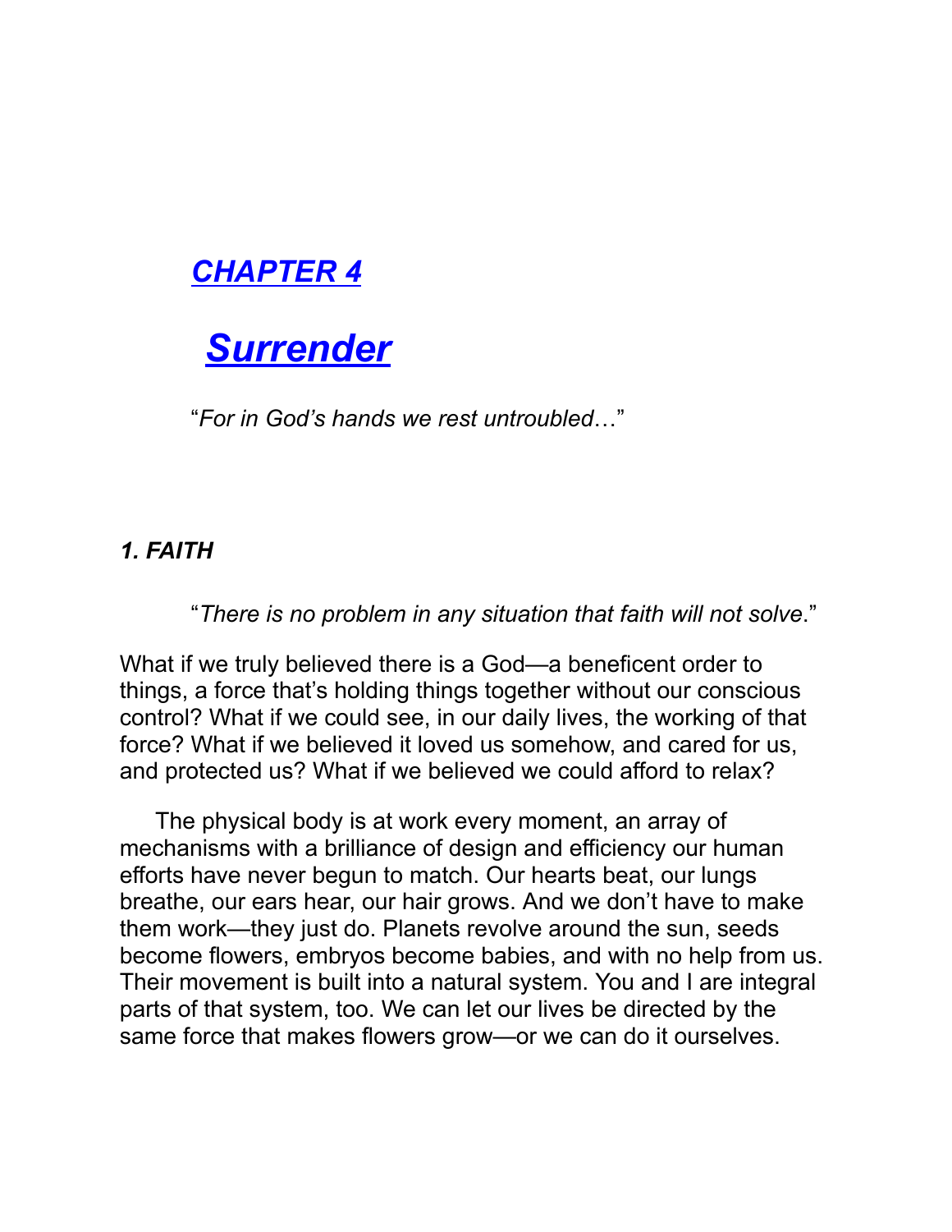# *CHAPTER 4*

# *Surrender*

"*For in God's hands we rest untroubled*…"

### *1. FAITH*

"*There is no problem in any situation that faith will not solve*."

What if we truly believed there is a God—a beneficent order to things, a force that's holding things together without our conscious control? What if we could see, in our daily lives, the working of that force? What if we believed it loved us somehow, and cared for us, and protected us? What if we believed we could afford to relax?

The physical body is at work every moment, an array of mechanisms with a brilliance of design and efficiency our human efforts have never begun to match. Our hearts beat, our lungs breathe, our ears hear, our hair grows. And we don't have to make them work—they just do. Planets revolve around the sun, seeds become flowers, embryos become babies, and with no help from us. Their movement is built into a natural system. You and I are integral parts of that system, too. We can let our lives be directed by the same force that makes flowers grow—or we can do it ourselves.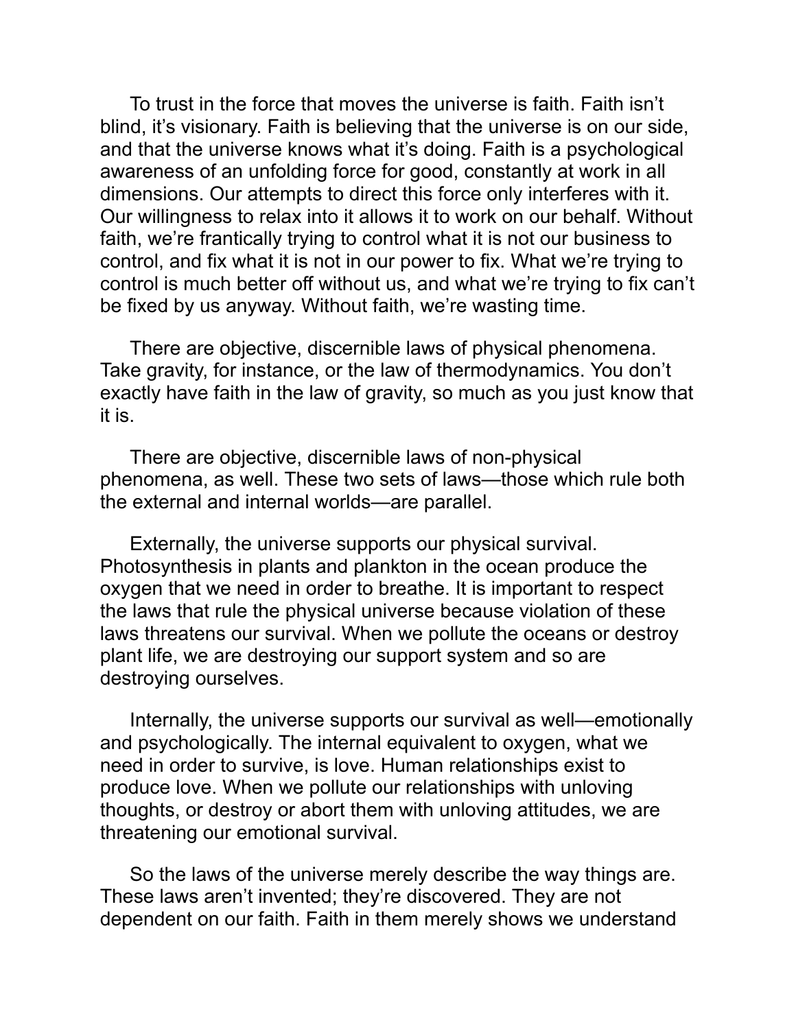To trust in the force that moves the universe is faith. Faith isn't blind, it's visionary. Faith is believing that the universe is on our side, and that the universe knows what it's doing. Faith is a psychological awareness of an unfolding force for good, constantly at work in all dimensions. Our attempts to direct this force only interferes with it. Our willingness to relax into it allows it to work on our behalf. Without faith, we're frantically trying to control what it is not our business to control, and fix what it is not in our power to fix. What we're trying to control is much better off without us, and what we're trying to fix can't be fixed by us anyway. Without faith, we're wasting time.

There are objective, discernible laws of physical phenomena. Take gravity, for instance, or the law of thermodynamics. You don't exactly have faith in the law of gravity, so much as you just know that it is.

There are objective, discernible laws of non-physical phenomena, as well. These two sets of laws—those which rule both the external and internal worlds—are parallel.

Externally, the universe supports our physical survival. Photosynthesis in plants and plankton in the ocean produce the oxygen that we need in order to breathe. It is important to respect the laws that rule the physical universe because violation of these laws threatens our survival. When we pollute the oceans or destroy plant life, we are destroying our support system and so are destroying ourselves.

Internally, the universe supports our survival as well—emotionally and psychologically. The internal equivalent to oxygen, what we need in order to survive, is love. Human relationships exist to produce love. When we pollute our relationships with unloving thoughts, or destroy or abort them with unloving attitudes, we are threatening our emotional survival.

So the laws of the universe merely describe the way things are. These laws aren't invented; they're discovered. They are not dependent on our faith. Faith in them merely shows we understand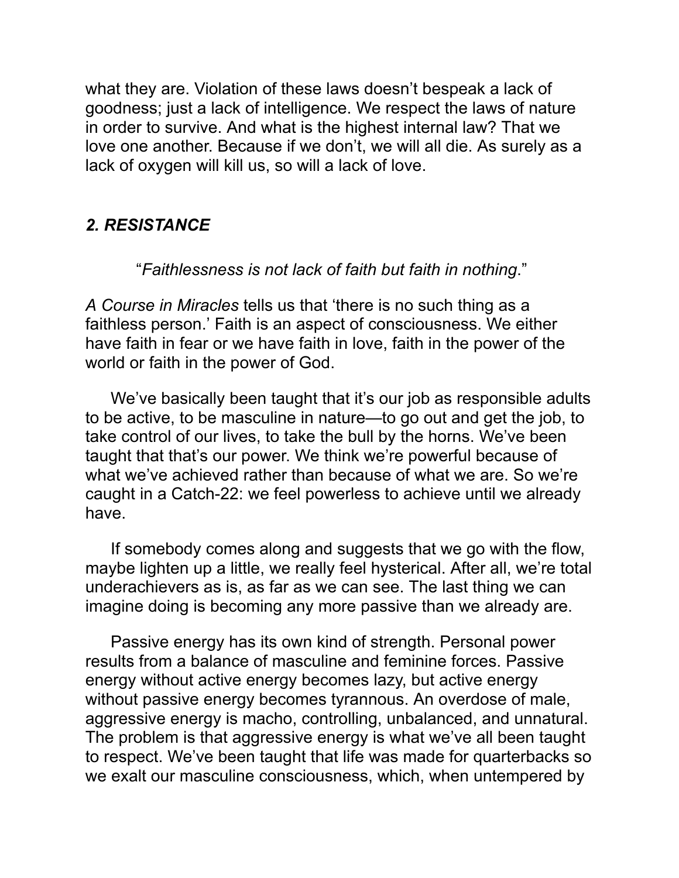what they are. Violation of these laws doesn't bespeak a lack of goodness; just a lack of intelligence. We respect the laws of nature in order to survive. And what is the highest internal law? That we love one another. Because if we don't, we will all die. As surely as a lack of oxygen will kill us, so will a lack of love.

## *2. RESISTANCE*

"*Faithlessness is not lack of faith but faith in nothing*."

*A Course in Miracles* tells us that 'there is no such thing as a faithless person.' Faith is an aspect of consciousness. We either have faith in fear or we have faith in love, faith in the power of the world or faith in the power of God.

We've basically been taught that it's our job as responsible adults to be active, to be masculine in nature—to go out and get the job, to take control of our lives, to take the bull by the horns. We've been taught that that's our power. We think we're powerful because of what we've achieved rather than because of what we are. So we're caught in a Catch-22: we feel powerless to achieve until we already have.

If somebody comes along and suggests that we go with the flow, maybe lighten up a little, we really feel hysterical. After all, we're total underachievers as is, as far as we can see. The last thing we can imagine doing is becoming any more passive than we already are.

Passive energy has its own kind of strength. Personal power results from a balance of masculine and feminine forces. Passive energy without active energy becomes lazy, but active energy without passive energy becomes tyrannous. An overdose of male, aggressive energy is macho, controlling, unbalanced, and unnatural. The problem is that aggressive energy is what we've all been taught to respect. We've been taught that life was made for quarterbacks so we exalt our masculine consciousness, which, when untempered by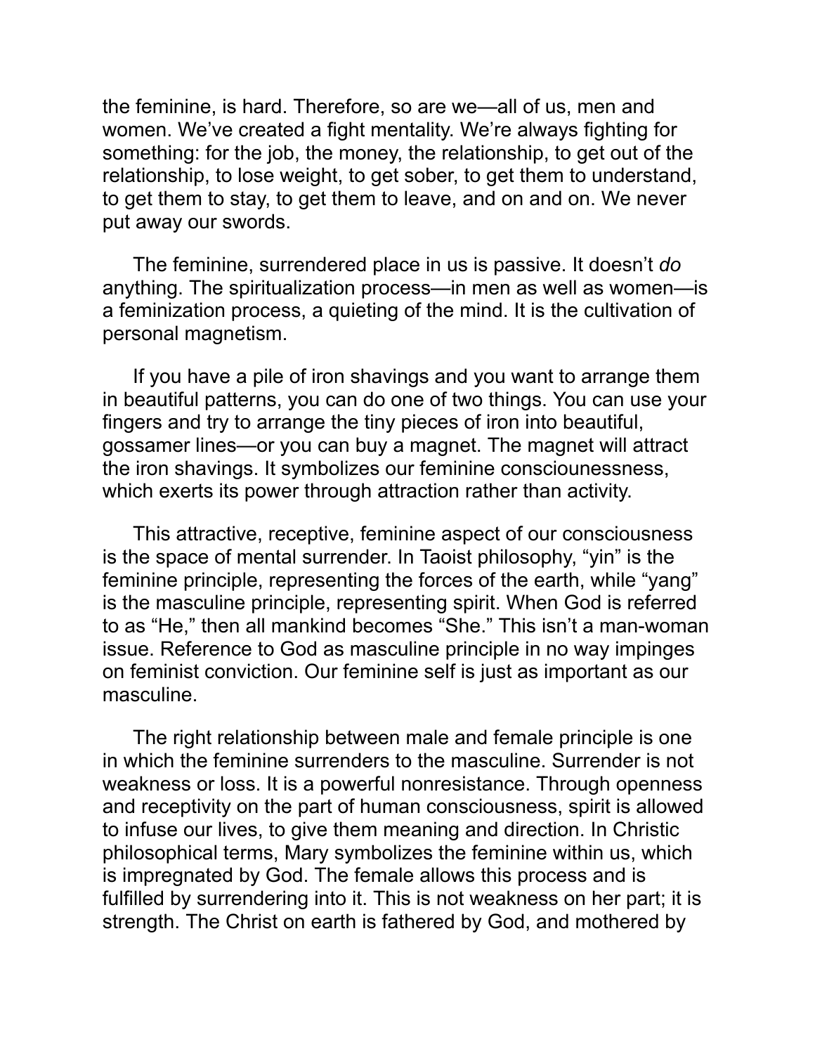the feminine, is hard. Therefore, so are we—all of us, men and women. We've created a fight mentality. We're always fighting for something: for the job, the money, the relationship, to get out of the relationship, to lose weight, to get sober, to get them to understand, to get them to stay, to get them to leave, and on and on. We never put away our swords.

The feminine, surrendered place in us is passive. It doesn't *do* anything. The spiritualization process—in men as well as women—is a feminization process, a quieting of the mind. It is the cultivation of personal magnetism.

If you have a pile of iron shavings and you want to arrange them in beautiful patterns, you can do one of two things. You can use your fingers and try to arrange the tiny pieces of iron into beautiful, gossamer lines—or you can buy a magnet. The magnet will attract the iron shavings. It symbolizes our feminine consciounessness, which exerts its power through attraction rather than activity.

This attractive, receptive, feminine aspect of our consciousness is the space of mental surrender. In Taoist philosophy, "yin" is the feminine principle, representing the forces of the earth, while "yang" is the masculine principle, representing spirit. When God is referred to as "He," then all mankind becomes "She." This isn't a man-woman issue. Reference to God as masculine principle in no way impinges on feminist conviction. Our feminine self is just as important as our masculine.

The right relationship between male and female principle is one in which the feminine surrenders to the masculine. Surrender is not weakness or loss. It is a powerful nonresistance. Through openness and receptivity on the part of human consciousness, spirit is allowed to infuse our lives, to give them meaning and direction. In Christic philosophical terms, Mary symbolizes the feminine within us, which is impregnated by God. The female allows this process and is fulfilled by surrendering into it. This is not weakness on her part; it is strength. The Christ on earth is fathered by God, and mothered by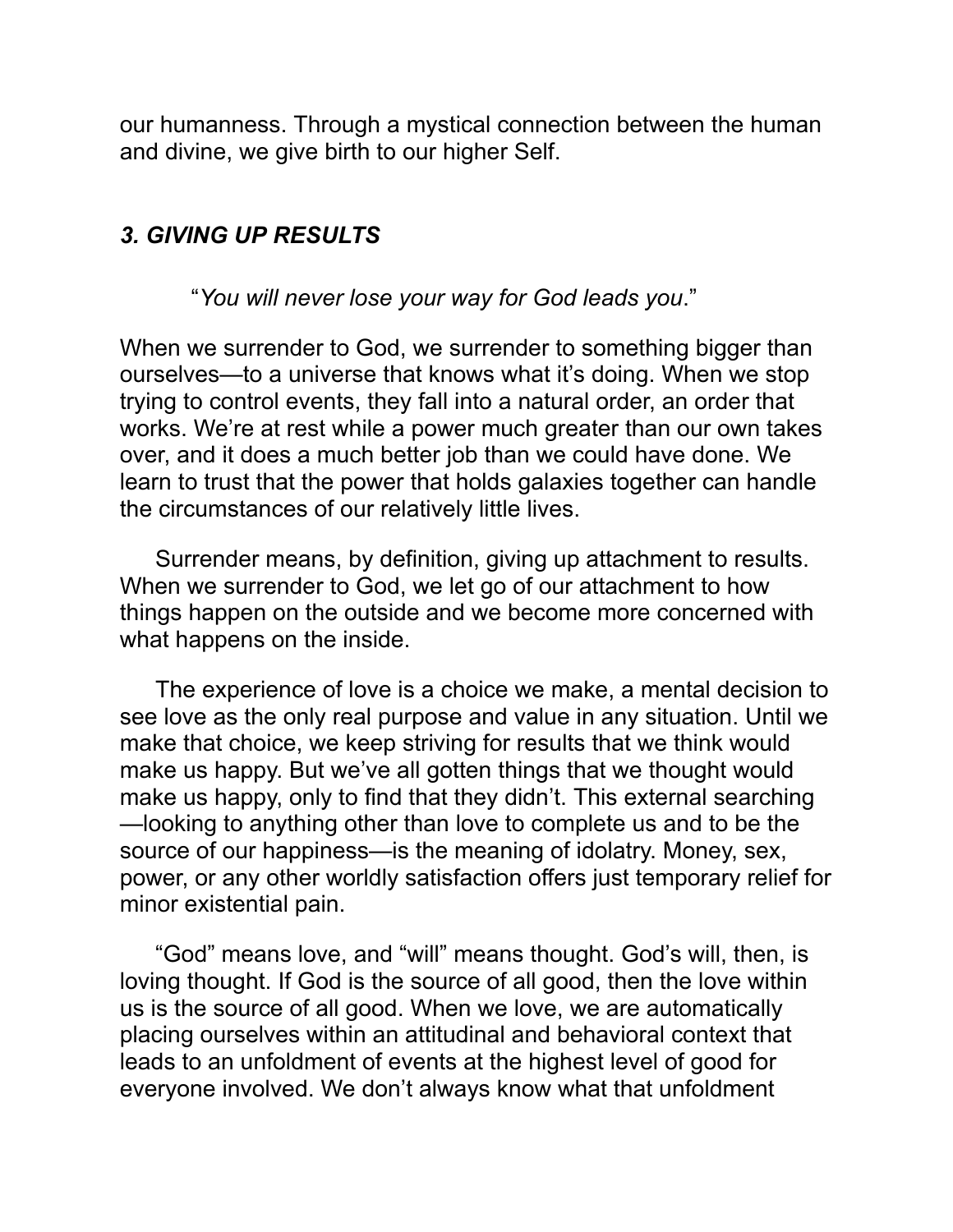our humanness. Through a mystical connection between the human and divine, we give birth to our higher Self.

### *3. GIVING UP RESULTS*

“*You will never lose your way for God leads you*.”

When we surrender to God, we surrender to something bigger than ourselves—to a universe that knows what it’s doing. When we stop trying to control events, they fall into a natural order, an order that works. We’re at rest while a power much greater than our own takes over, and it does a much better job than we could have done. We learn to trust that the power that holds galaxies together can handle the circumstances of our relatively little lives.

Surrender means, by definition, giving up attachment to results. When we surrender to God, we let go of our attachment to how things happen on the outside and we become more concerned with what happens on the inside.

The experience of love is a choice we make, a mental decision to see love as the only real purpose and value in any situation. Until we make that choice, we keep striving for results that we think would make us happy. But we’ve all gotten things that we thought would make us happy, only to find that they didn’t. This external searching—looking to anything other than love to complete us and to be the source of our happiness—is the meaning of idolatry. Money, sex, power, or any other worldly satisfaction offers just temporary relief for minor existential pain.

“God” means love, and “will” means thought. God’s will, then, is loving thought. If God is the source of all good, then the love within us is the source of all good. When we love, we are automatically placing ourselves within an attitudinal and behavioral context that leads to an unfoldment of events at the highest level of good for everyone involved. We don’t always know what that unfoldment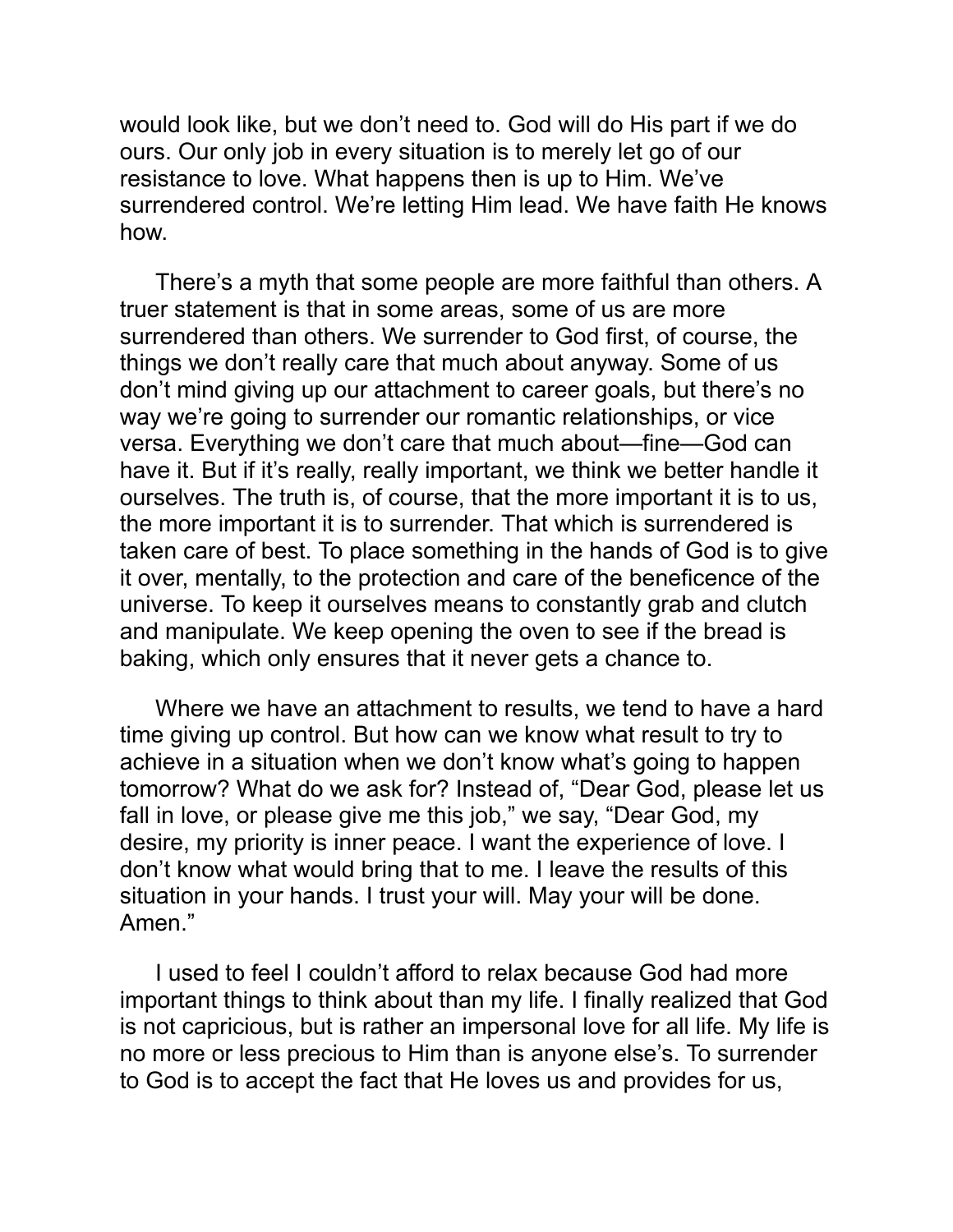would look like, but we don't need to. God will do His part if we do ours. Our only job in every situation is to merely let go of our resistance to love. What happens then is up to Him. We've surrendered control. We're letting Him lead. We have faith He knows how.

There's a myth that some people are more faithful than others. A truer statement is that in some areas, some of us are more surrendered than others. We surrender to God first, of course, the things we don't really care that much about anyway. Some of us don't mind giving up our attachment to career goals, but there's no way we're going to surrender our romantic relationships, or vice versa. Everything we don't care that much about—fine—God can have it. But if it's really, really important, we think we better handle it ourselves. The truth is, of course, that the more important it is to us, the more important it is to surrender. That which is surrendered is taken care of best. To place something in the hands of God is to give it over, mentally, to the protection and care of the beneficence of the universe. To keep it ourselves means to constantly grab and clutch and manipulate. We keep opening the oven to see if the bread is baking, which only ensures that it never gets a chance to.

Where we have an attachment to results, we tend to have a hard time giving up control. But how can we know what result to try to achieve in a situation when we don't know what's going to happen tomorrow? What do we ask for? Instead of, "Dear God, please let us fall in love, or please give me this job," we say, "Dear God, my desire, my priority is inner peace. I want the experience of love. I don't know what would bring that to me. I leave the results of this situation in your hands. I trust your will. May your will be done. Amen."

I used to feel I couldn't afford to relax because God had more important things to think about than my life. I finally realized that God is not capricious, but is rather an impersonal love for all life. My life is no more or less precious to Him than is anyone else's. To surrender to God is to accept the fact that He loves us and provides for us,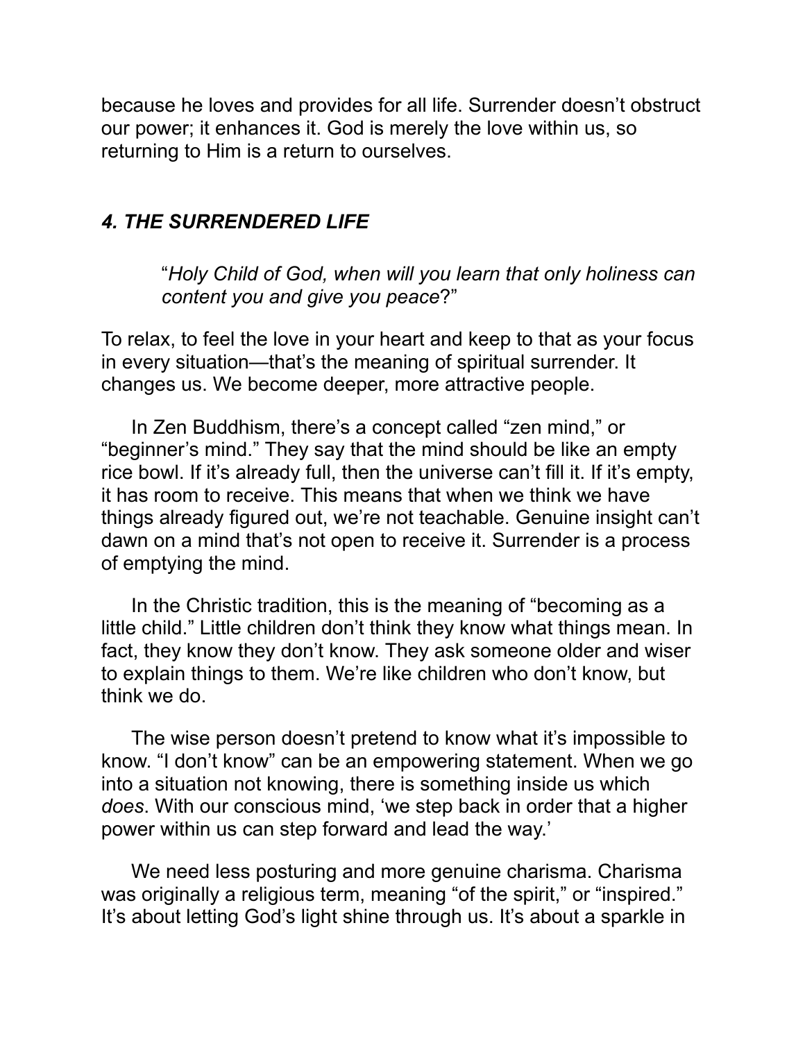because he loves and provides for all life. Surrender doesn't obstruct our power; it enhances it. God is merely the love within us, so returning to Him is a return to ourselves.

## *4. THE SURRENDERED LIFE*

> "*Holy Child of God, when will you learn that only holiness can content you and give you peace*?"

To relax, to feel the love in your heart and keep to that as your focus in every situation—that's the meaning of spiritual surrender. It changes us. We become deeper, more attractive people.

In Zen Buddhism, there's a concept called "zen mind," or "beginner's mind." They say that the mind should be like an empty rice bowl. If it's already full, then the universe can't fill it. If it's empty, it has room to receive. This means that when we think we have things already figured out, we're not teachable. Genuine insight can't dawn on a mind that's not open to receive it. Surrender is a process of emptying the mind.

In the Christic tradition, this is the meaning of "becoming as a little child." Little children don't think they know what things mean. In fact, they know they don't know. They ask someone older and wiser to explain things to them. We're like children who don't know, but think we do.

The wise person doesn't pretend to know what it's impossible to know. "I don't know" can be an empowering statement. When we go into a situation not knowing, there is something inside us which *does*. With our conscious mind, 'we step back in order that a higher power within us can step forward and lead the way.'

We need less posturing and more genuine charisma. Charisma was originally a religious term, meaning "of the spirit," or "inspired." It's about letting God's light shine through us. It's about a sparkle in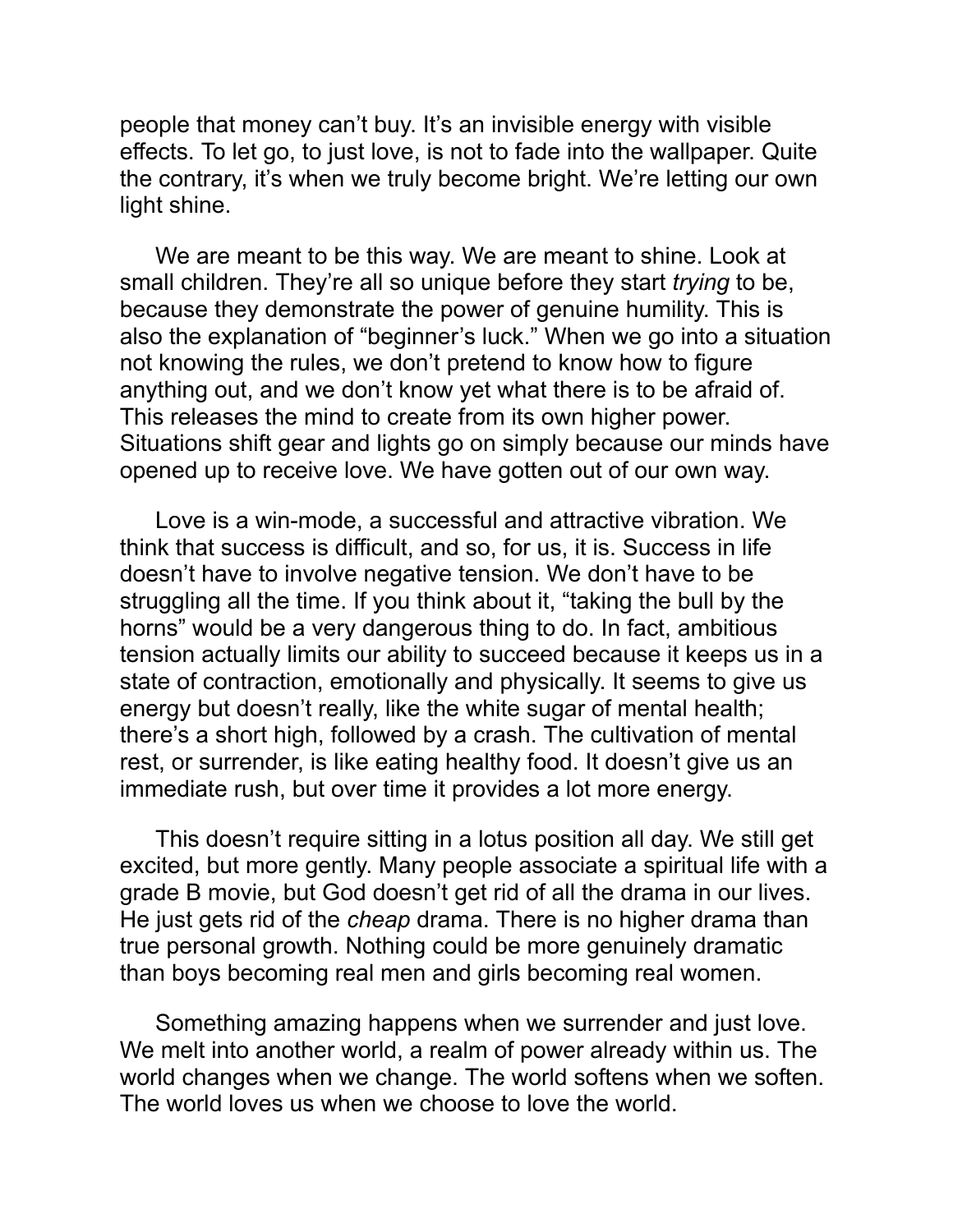people that money can't buy. It's an invisible energy with visible effects. To let go, to just love, is not to fade into the wallpaper. Quite the contrary, it's when we truly become bright. We're letting our own light shine.

We are meant to be this way. We are meant to shine. Look at small children. They're all so unique before they start *trying* to be, because they demonstrate the power of genuine humility. This is also the explanation of "beginner's luck." When we go into a situation not knowing the rules, we don't pretend to know how to figure anything out, and we don't know yet what there is to be afraid of. This releases the mind to create from its own higher power. Situations shift gear and lights go on simply because our minds have opened up to receive love. We have gotten out of our own way.

Love is a win-mode, a successful and attractive vibration. We think that success is difficult, and so, for us, it is. Success in life doesn't have to involve negative tension. We don't have to be struggling all the time. If you think about it, "taking the bull by the horns" would be a very dangerous thing to do. In fact, ambitious tension actually limits our ability to succeed because it keeps us in a state of contraction, emotionally and physically. It seems to give us energy but doesn't really, like the white sugar of mental health; there's a short high, followed by a crash. The cultivation of mental rest, or surrender, is like eating healthy food. It doesn't give us an immediate rush, but over time it provides a lot more energy.

This doesn't require sitting in a lotus position all day. We still get excited, but more gently. Many people associate a spiritual life with a grade B movie, but God doesn't get rid of all the drama in our lives. He just gets rid of the *cheap* drama. There is no higher drama than true personal growth. Nothing could be more genuinely dramatic than boys becoming real men and girls becoming real women.

Something amazing happens when we surrender and just love. We melt into another world, a realm of power already within us. The world changes when we change. The world softens when we soften. The world loves us when we choose to love the world.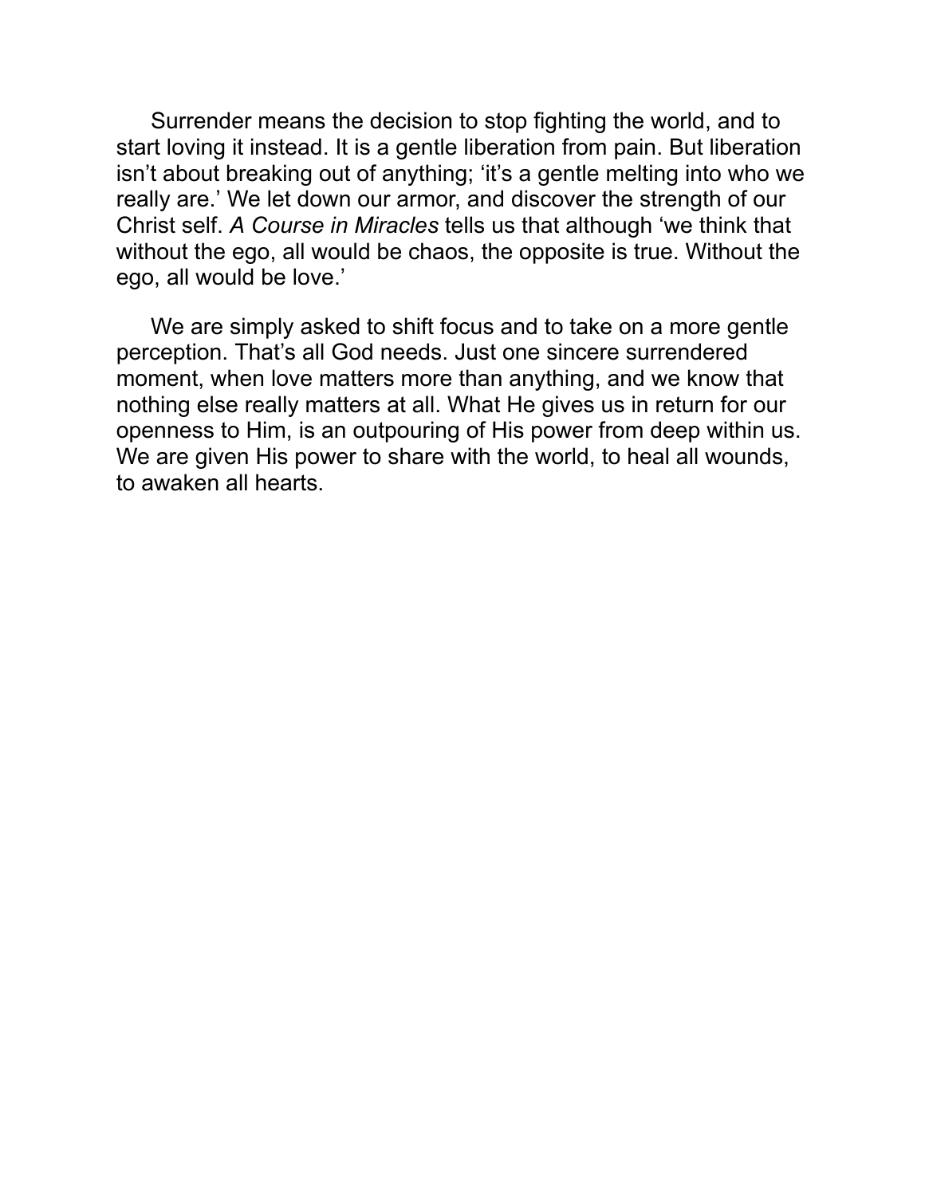Surrender means the decision to stop fighting the world, and to start loving it instead. It is a gentle liberation from pain. But liberation isn't about breaking out of anything; 'it's a gentle melting into who we really are.' We let down our armor, and discover the strength of our Christ self. *A Course in Miracles* tells us that although 'we think that without the ego, all would be chaos, the opposite is true. Without the ego, all would be love.'

We are simply asked to shift focus and to take on a more gentle perception. That's all God needs. Just one sincere surrendered moment, when love matters more than anything, and we know that nothing else really matters at all. What He gives us in return for our openness to Him, is an outpouring of His power from deep within us. We are given His power to share with the world, to heal all wounds, to awaken all hearts.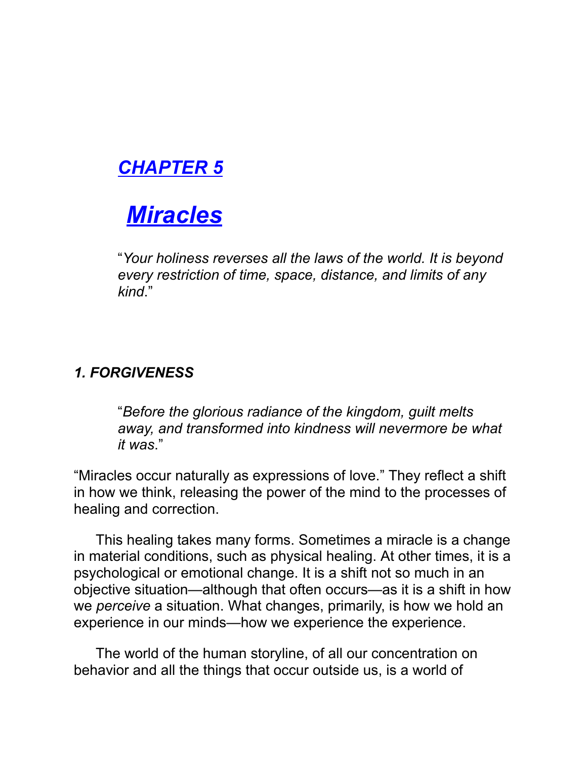# *CHAPTER 5*

# *Miracles*

> "*Your holiness reverses all the laws of the world. It is beyond every restriction of time, space, distance, and limits of any kind*."

### *1. FORGIVENESS*

> "*Before the glorious radiance of the kingdom, guilt melts away, and transformed into kindness will nevermore be what it was*."

"Miracles occur naturally as expressions of love." They reflect a shift in how we think, releasing the power of the mind to the processes of healing and correction.

This healing takes many forms. Sometimes a miracle is a change in material conditions, such as physical healing. At other times, it is a psychological or emotional change. It is a shift not so much in an objective situation—although that often occurs—as it is a shift in how we *perceive* a situation. What changes, primarily, is how we hold an experience in our minds—how we experience the experience.

The world of the human storyline, of all our concentration on behavior and all the things that occur outside us, is a world of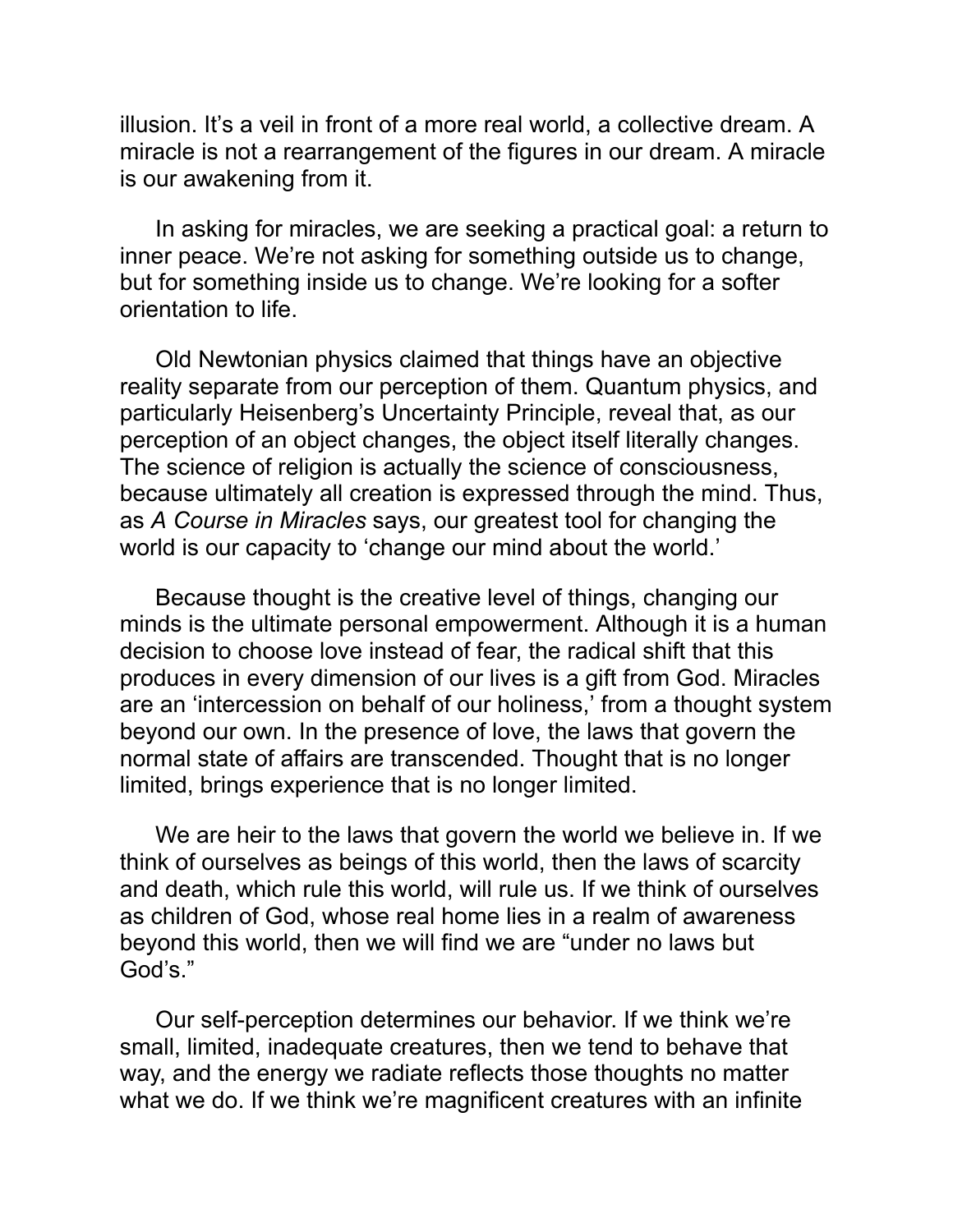illusion. It's a veil in front of a more real world, a collective dream. A miracle is not a rearrangement of the figures in our dream. A miracle is our awakening from it.

In asking for miracles, we are seeking a practical goal: a return to inner peace. We're not asking for something outside us to change, but for something inside us to change. We're looking for a softer orientation to life.

Old Newtonian physics claimed that things have an objective reality separate from our perception of them. Quantum physics, and particularly Heisenberg's Uncertainty Principle, reveal that, as our perception of an object changes, the object itself literally changes. The science of religion is actually the science of consciousness, because ultimately all creation is expressed through the mind. Thus, as *A Course in Miracles* says, our greatest tool for changing the world is our capacity to 'change our mind about the world.'

Because thought is the creative level of things, changing our minds is the ultimate personal empowerment. Although it is a human decision to choose love instead of fear, the radical shift that this produces in every dimension of our lives is a gift from God. Miracles are an 'intercession on behalf of our holiness,' from a thought system beyond our own. In the presence of love, the laws that govern the normal state of affairs are transcended. Thought that is no longer limited, brings experience that is no longer limited.

We are heir to the laws that govern the world we believe in. If we think of ourselves as beings of this world, then the laws of scarcity and death, which rule this world, will rule us. If we think of ourselves as children of God, whose real home lies in a realm of awareness beyond this world, then we will find we are "under no laws but God's."

Our self-perception determines our behavior. If we think we're small, limited, inadequate creatures, then we tend to behave that way, and the energy we radiate reflects those thoughts no matter what we do. If we think we're magnificent creatures with an infinite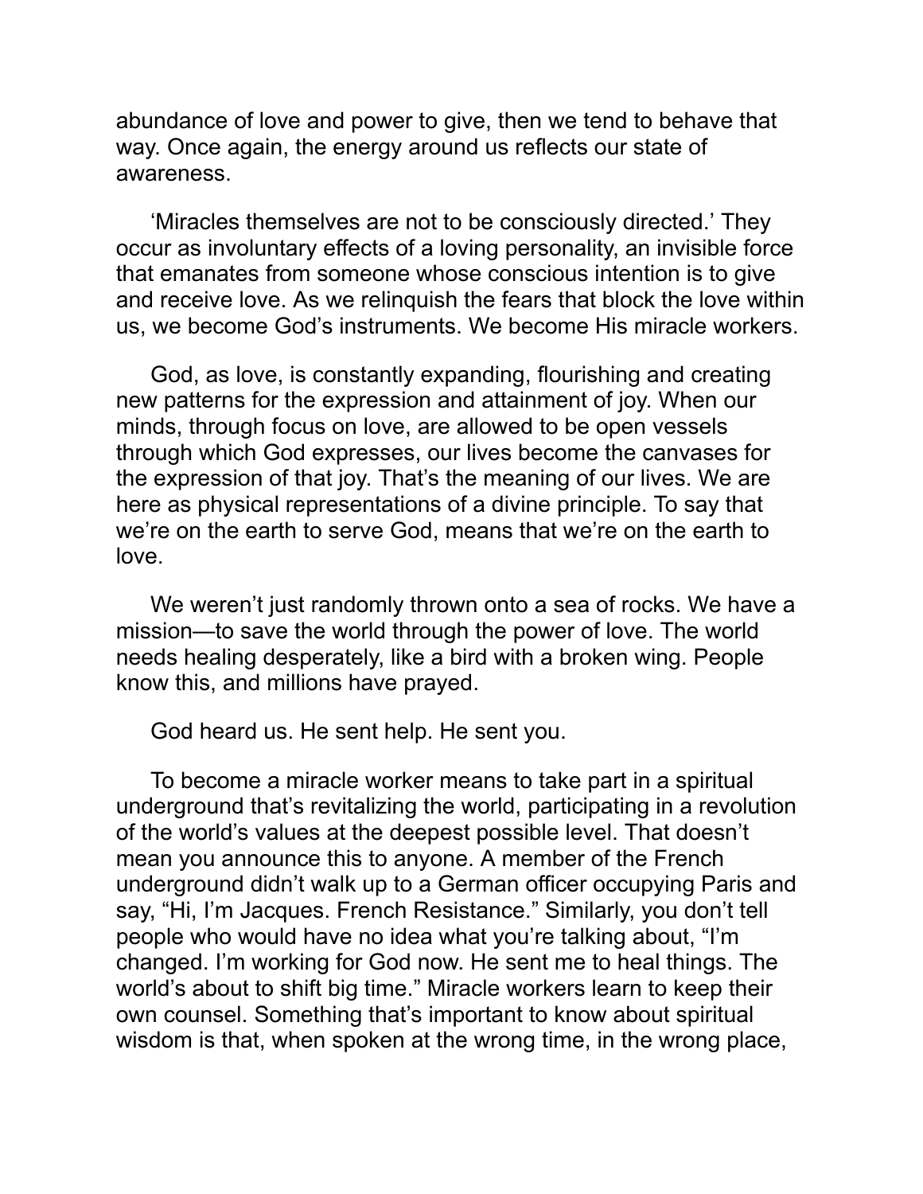abundance of love and power to give, then we tend to behave that way. Once again, the energy around us reflects our state of awareness.

'Miracles themselves are not to be consciously directed.' They occur as involuntary effects of a loving personality, an invisible force that emanates from someone whose conscious intention is to give and receive love. As we relinquish the fears that block the love within us, we become God's instruments. We become His miracle workers.

God, as love, is constantly expanding, flourishing and creating new patterns for the expression and attainment of joy. When our minds, through focus on love, are allowed to be open vessels through which God expresses, our lives become the canvases for the expression of that joy. That's the meaning of our lives. We are here as physical representations of a divine principle. To say that we're on the earth to serve God, means that we're on the earth to love.

We weren't just randomly thrown onto a sea of rocks. We have a mission—to save the world through the power of love. The world needs healing desperately, like a bird with a broken wing. People know this, and millions have prayed.

God heard us. He sent help. He sent you.

To become a miracle worker means to take part in a spiritual underground that's revitalizing the world, participating in a revolution of the world's values at the deepest possible level. That doesn't mean you announce this to anyone. A member of the French underground didn't walk up to a German officer occupying Paris and say, "Hi, I'm Jacques. French Resistance." Similarly, you don't tell people who would have no idea what you're talking about, "I'm changed. I'm working for God now. He sent me to heal things. The world's about to shift big time." Miracle workers learn to keep their own counsel. Something that's important to know about spiritual wisdom is that, when spoken at the wrong time, in the wrong place,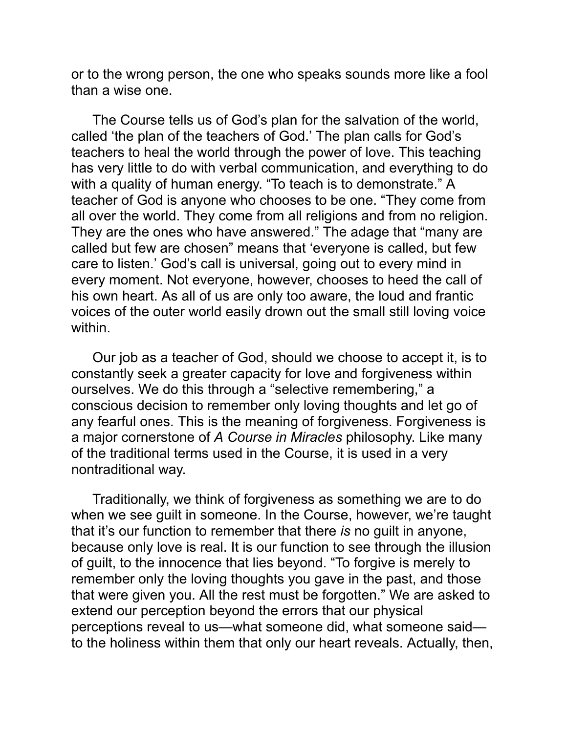or to the wrong person, the one who speaks sounds more like a fool than a wise one.

The Course tells us of God's plan for the salvation of the world, called 'the plan of the teachers of God.' The plan calls for God's teachers to heal the world through the power of love. This teaching has very little to do with verbal communication, and everything to do with a quality of human energy. "To teach is to demonstrate." A teacher of God is anyone who chooses to be one. "They come from all over the world. They come from all religions and from no religion. They are the ones who have answered." The adage that "many are called but few are chosen" means that 'everyone is called, but few care to listen.' God's call is universal, going out to every mind in every moment. Not everyone, however, chooses to heed the call of his own heart. As all of us are only too aware, the loud and frantic voices of the outer world easily drown out the small still loving voice within.

Our job as a teacher of God, should we choose to accept it, is to constantly seek a greater capacity for love and forgiveness within ourselves. We do this through a "selective remembering," a conscious decision to remember only loving thoughts and let go of any fearful ones. This is the meaning of forgiveness. Forgiveness is a major cornerstone of *A Course in Miracles* philosophy. Like many of the traditional terms used in the Course, it is used in a very nontraditional way.

Traditionally, we think of forgiveness as something we are to do when we see guilt in someone. In the Course, however, we're taught that it's our function to remember that there *is* no guilt in anyone, because only love is real. It is our function to see through the illusion of guilt, to the innocence that lies beyond. "To forgive is merely to remember only the loving thoughts you gave in the past, and those that were given you. All the rest must be forgotten." We are asked to extend our perception beyond the errors that our physical perceptions reveal to us—what someone did, what someone said—to the holiness within them that only our heart reveals. Actually, then,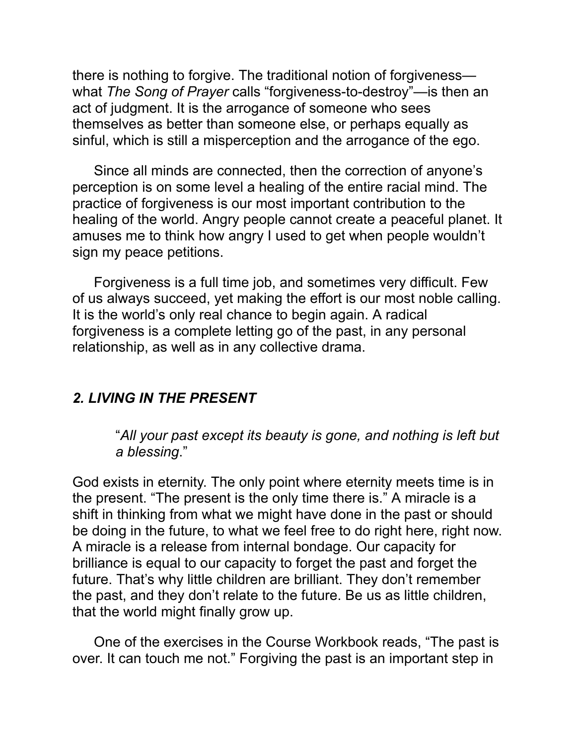there is nothing to forgive. The traditional notion of forgiveness—what *The Song of Prayer* calls "forgiveness-to-destroy"—is then an act of judgment. It is the arrogance of someone who sees themselves as better than someone else, or perhaps equally as sinful, which is still a misperception and the arrogance of the ego.

Since all minds are connected, then the correction of anyone's perception is on some level a healing of the entire racial mind. The practice of forgiveness is our most important contribution to the healing of the world. Angry people cannot create a peaceful planet. It amuses me to think how angry I used to get when people wouldn't sign my peace petitions.

Forgiveness is a full time job, and sometimes very difficult. Few of us always succeed, yet making the effort is our most noble calling. It is the world's only real chance to begin again. A radical forgiveness is a complete letting go of the past, in any personal relationship, as well as in any collective drama.

## *2. LIVING IN THE PRESENT*

> "*All your past except its beauty is gone, and nothing is left but a blessing*."

God exists in eternity. The only point where eternity meets time is in the present. "The present is the only time there is." A miracle is a shift in thinking from what we might have done in the past or should be doing in the future, to what we feel free to do right here, right now. A miracle is a release from internal bondage. Our capacity for brilliance is equal to our capacity to forget the past and forget the future. That's why little children are brilliant. They don't remember the past, and they don't relate to the future. Be us as little children, that the world might finally grow up.

One of the exercises in the Course Workbook reads, "The past is over. It can touch me not." Forgiving the past is an important step in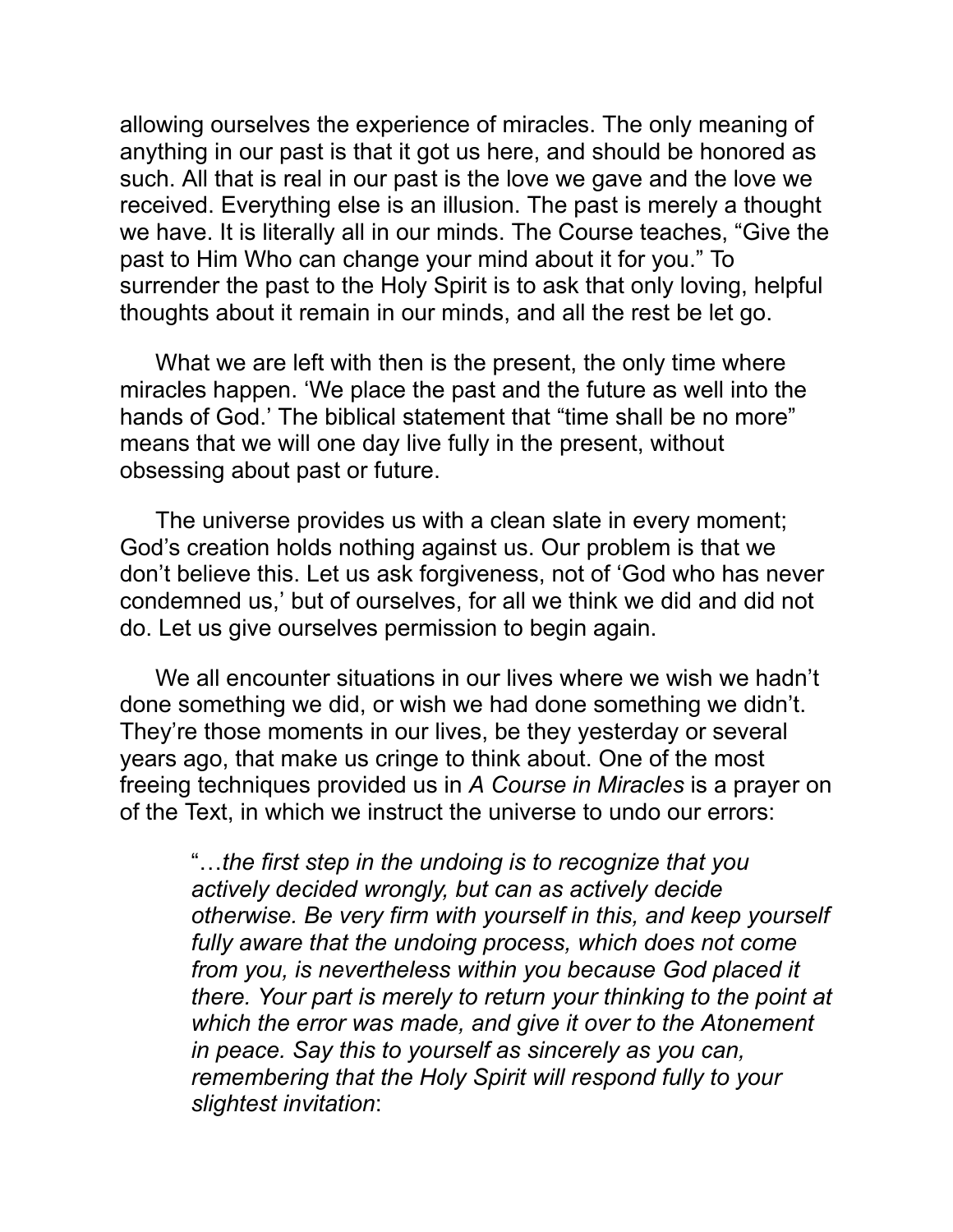allowing ourselves the experience of miracles. The only meaning of anything in our past is that it got us here, and should be honored as such. All that is real in our past is the love we gave and the love we received. Everything else is an illusion. The past is merely a thought we have. It is literally all in our minds. The Course teaches, "Give the past to Him Who can change your mind about it for you." To surrender the past to the Holy Spirit is to ask that only loving, helpful thoughts about it remain in our minds, and all the rest be let go.

What we are left with then is the present, the only time where miracles happen. 'We place the past and the future as well into the hands of God.' The biblical statement that "time shall be no more" means that we will one day live fully in the present, without obsessing about past or future.

The universe provides us with a clean slate in every moment; God's creation holds nothing against us. Our problem is that we don't believe this. Let us ask forgiveness, not of 'God who has never condemned us,' but of ourselves, for all we think we did and did not do. Let us give ourselves permission to begin again.

We all encounter situations in our lives where we wish we hadn't done something we did, or wish we had done something we didn't. They're those moments in our lives, be they yesterday or several years ago, that make us cringe to think about. One of the most freeing techniques provided us in *A Course in Miracles* is a prayer on of the Text, in which we instruct the universe to undo our errors:

> "…*the first step in the undoing is to recognize that you actively decided wrongly, but can as actively decide otherwise. Be very firm with yourself in this, and keep yourself fully aware that the undoing process, which does not come from you, is nevertheless within you because God placed it there. Your part is merely to return your thinking to the point at which the error was made, and give it over to the Atonement in peace. Say this to yourself as sincerely as you can, remembering that the Holy Spirit will respond fully to your slightest invitation*: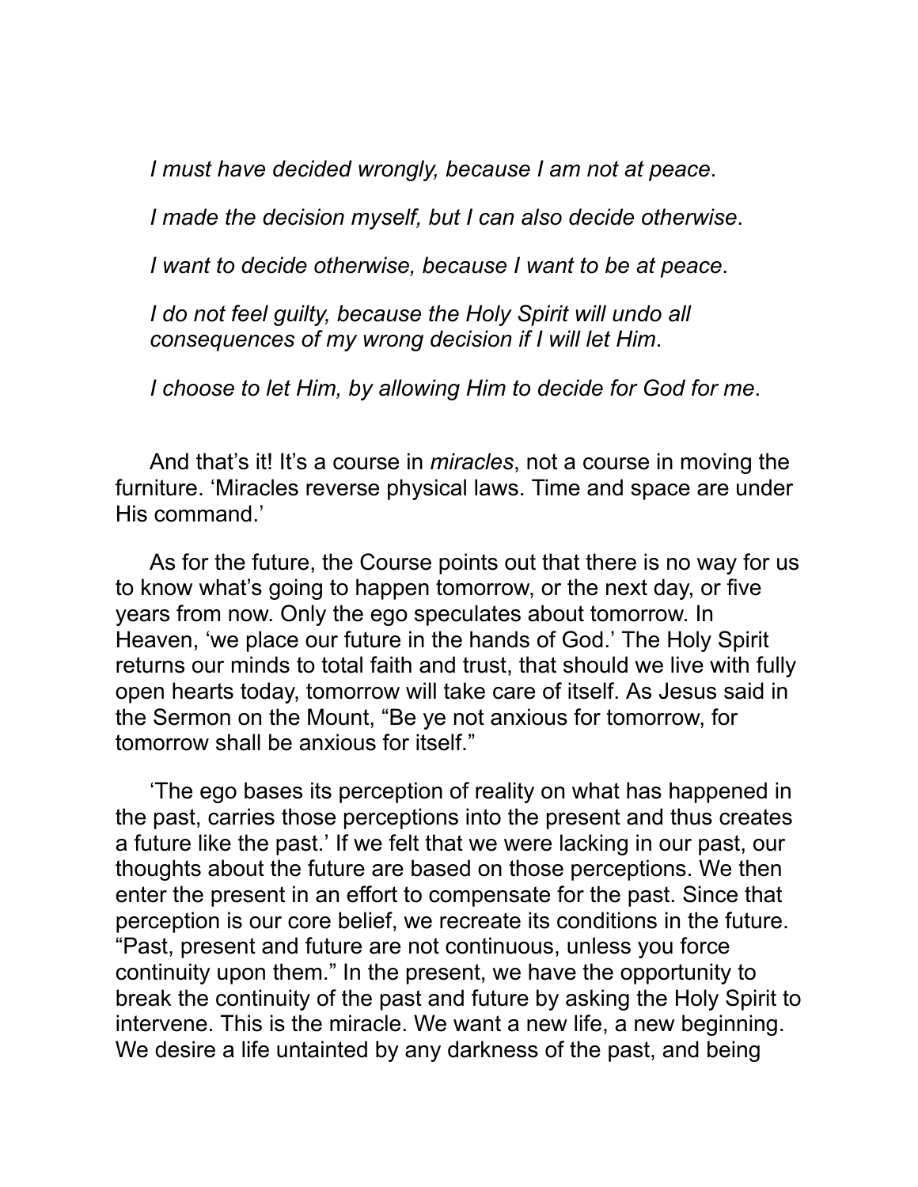*I must have decided wrongly, because I am not at peace*.

*I made the decision myself, but I can also decide otherwise.*

*I want to decide otherwise, because I want to be at peace*.

*I do not feel guilty, because the Holy Spirit will undo all consequences of my wrong decision if I will let Him*.

*I choose to let Him, by allowing Him to decide for God for me*.

And that's it! It's a course in *miracles*, not a course in moving the furniture. 'Miracles reverse physical laws. Time and space are under His command.'

As for the future, the Course points out that there is no way for us to know what's going to happen tomorrow, or the next day, or five years from now. Only the ego speculates about tomorrow. In Heaven, 'we place our future in the hands of God.' The Holy Spirit returns our minds to total faith and trust, that should we live with fully open hearts today, tomorrow will take care of itself. As Jesus said in the Sermon on the Mount, "Be ye not anxious for tomorrow, for tomorrow shall be anxious for itself."

'The ego bases its perception of reality on what has happened in the past, carries those perceptions into the present and thus creates a future like the past.' If we felt that we were lacking in our past, our thoughts about the future are based on those perceptions. We then enter the present in an effort to compensate for the past. Since that perception is our core belief, we recreate its conditions in the future. "Past, present and future are not continuous, unless you force continuity upon them." In the present, we have the opportunity to break the continuity of the past and future by asking the Holy Spirit to intervene. This is the miracle. We want a new life, a new beginning. We desire a life untainted by any darkness of the past, and being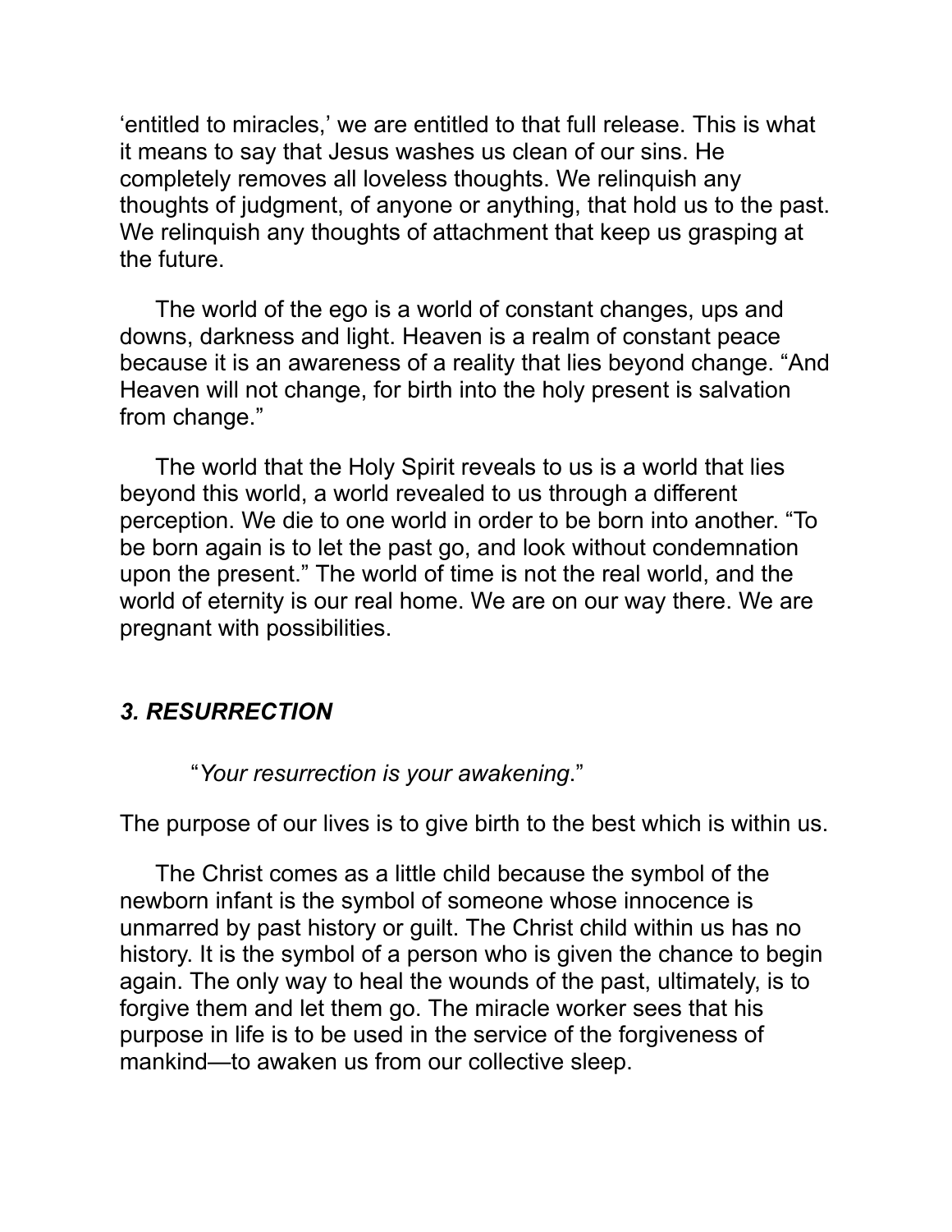'entitled to miracles,' we are entitled to that full release. This is what it means to say that Jesus washes us clean of our sins. He completely removes all loveless thoughts. We relinquish any thoughts of judgment, of anyone or anything, that hold us to the past. We relinquish any thoughts of attachment that keep us grasping at the future.

The world of the ego is a world of constant changes, ups and downs, darkness and light. Heaven is a realm of constant peace because it is an awareness of a reality that lies beyond change. "And Heaven will not change, for birth into the holy present is salvation from change."

The world that the Holy Spirit reveals to us is a world that lies beyond this world, a world revealed to us through a different perception. We die to one world in order to be born into another. "To be born again is to let the past go, and look without condemnation upon the present." The world of time is not the real world, and the world of eternity is our real home. We are on our way there. We are pregnant with possibilities.

### *3. RESURRECTION*

"*Your resurrection is your awakening*."

The purpose of our lives is to give birth to the best which is within us.

The Christ comes as a little child because the symbol of the newborn infant is the symbol of someone whose innocence is unmarred by past history or guilt. The Christ child within us has no history. It is the symbol of a person who is given the chance to begin again. The only way to heal the wounds of the past, ultimately, is to forgive them and let them go. The miracle worker sees that his purpose in life is to be used in the service of the forgiveness of mankind—to awaken us from our collective sleep.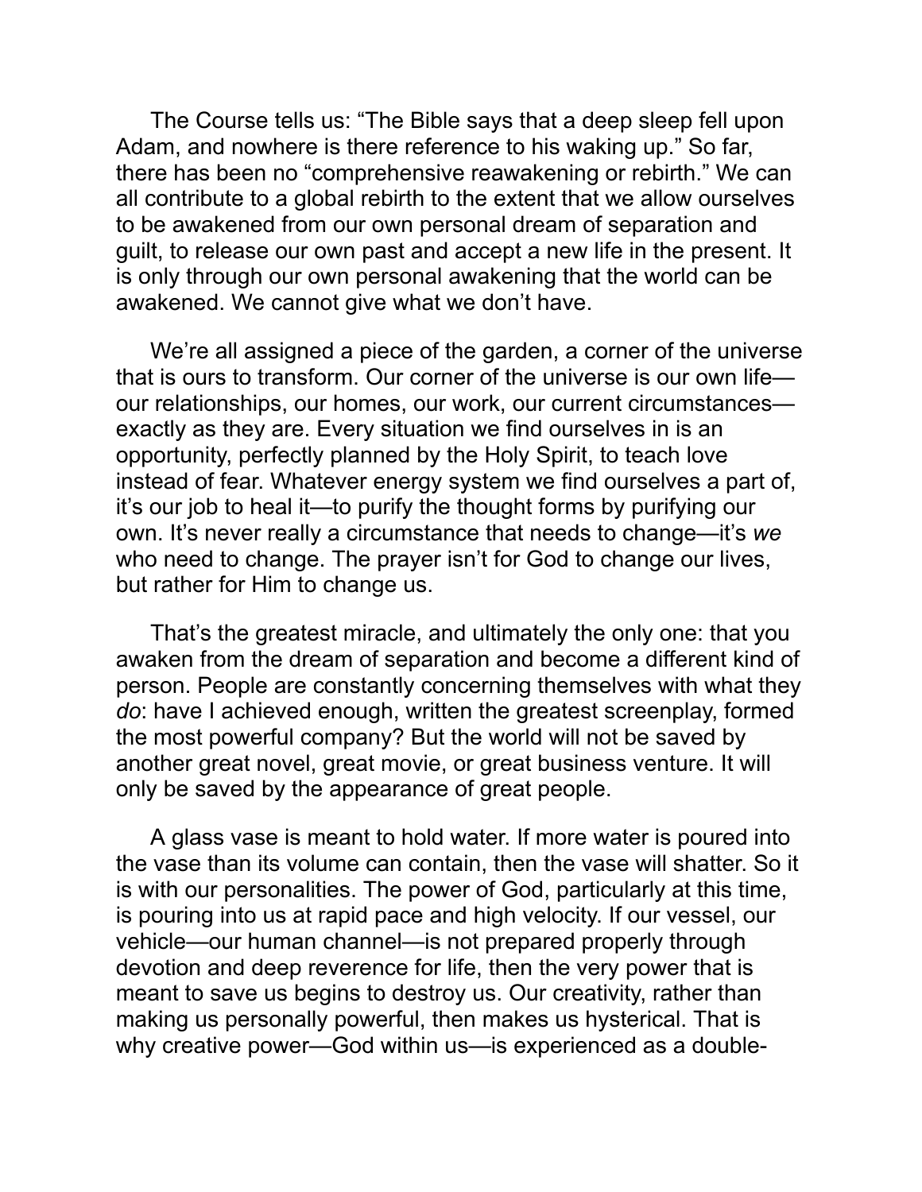The Course tells us: “The Bible says that a deep sleep fell upon Adam, and nowhere is there reference to his waking up.” So far, there has been no “comprehensive reawakening or rebirth.” We can all contribute to a global rebirth to the extent that we allow ourselves to be awakened from our own personal dream of separation and guilt, to release our own past and accept a new life in the present. It is only through our own personal awakening that the world can be awakened. We cannot give what we don’t have.

We’re all assigned a piece of the garden, a corner of the universe that is ours to transform. Our corner of the universe is our own life—our relationships, our homes, our work, our current circumstances—exactly as they are. Every situation we find ourselves in is an opportunity, perfectly planned by the Holy Spirit, to teach love instead of fear. Whatever energy system we find ourselves a part of, it’s our job to heal it—to purify the thought forms by purifying our own. It’s never really a circumstance that needs to change—it’s *we* who need to change. The prayer isn’t for God to change our lives, but rather for Him to change us.

That’s the greatest miracle, and ultimately the only one: that you awaken from the dream of separation and become a different kind of person. People are constantly concerning themselves with what they *do*: have I achieved enough, written the greatest screenplay, formed the most powerful company? But the world will not be saved by another great novel, great movie, or great business venture. It will only be saved by the appearance of great people.

A glass vase is meant to hold water. If more water is poured into the vase than its volume can contain, then the vase will shatter. So it is with our personalities. The power of God, particularly at this time, is pouring into us at rapid pace and high velocity. If our vessel, our vehicle—our human channel—is not prepared properly through devotion and deep reverence for life, then the very power that is meant to save us begins to destroy us. Our creativity, rather than making us personally powerful, then makes us hysterical. That is why creative power—God within us—is experienced as a double-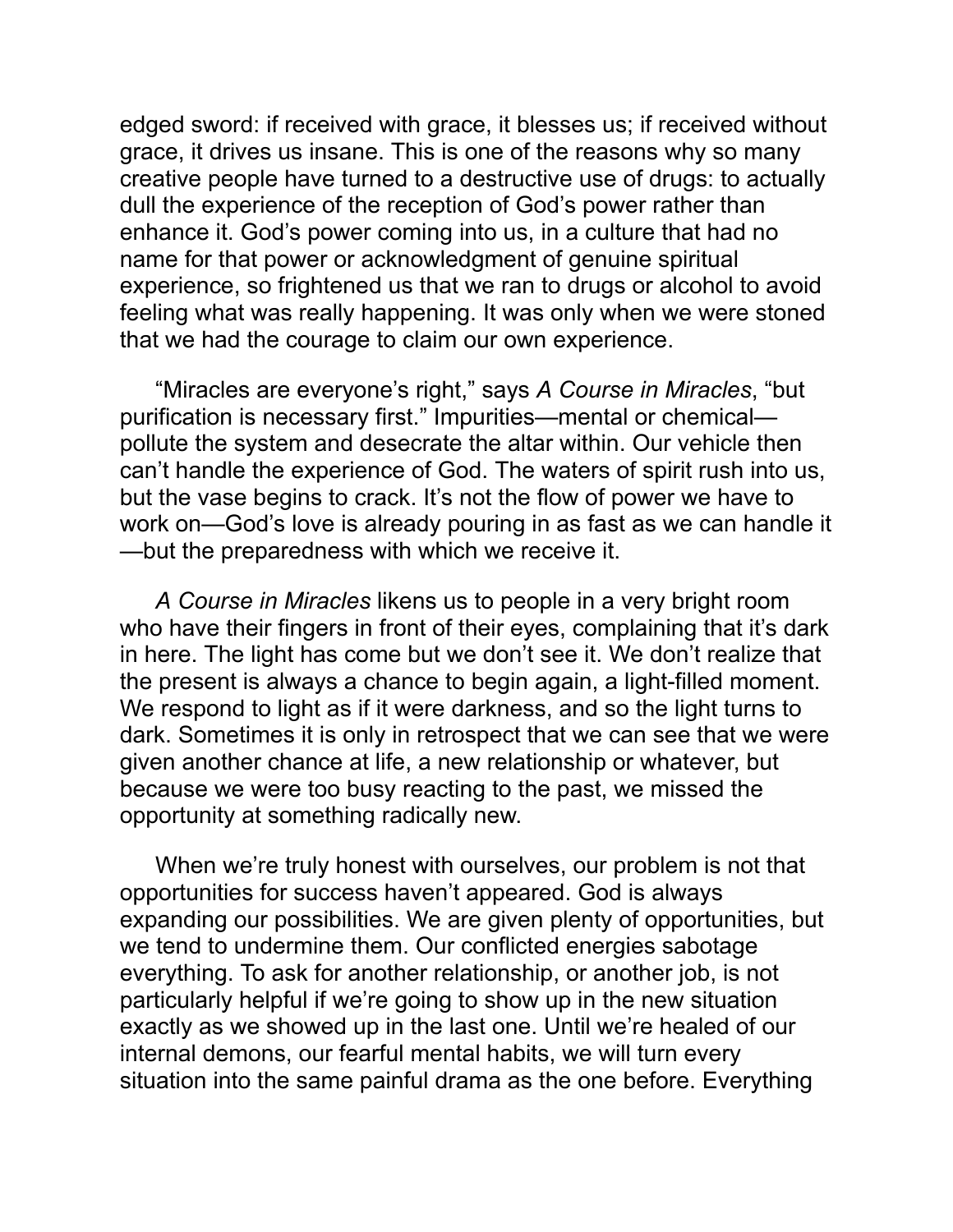edged sword: if received with grace, it blesses us; if received without grace, it drives us insane. This is one of the reasons why so many creative people have turned to a destructive use of drugs: to actually dull the experience of the reception of God's power rather than enhance it. God's power coming into us, in a culture that had no name for that power or acknowledgment of genuine spiritual experience, so frightened us that we ran to drugs or alcohol to avoid feeling what was really happening. It was only when we were stoned that we had the courage to claim our own experience.

"Miracles are everyone's right," says *A Course in Miracles*, "but purification is necessary first." Impurities—mental or chemical—pollute the system and desecrate the altar within. Our vehicle then can't handle the experience of God. The waters of spirit rush into us, but the vase begins to crack. It's not the flow of power we have to work on—God's love is already pouring in as fast as we can handle it—but the preparedness with which we receive it.

*A Course in Miracles* likens us to people in a very bright room who have their fingers in front of their eyes, complaining that it's dark in here. The light has come but we don't see it. We don't realize that the present is always a chance to begin again, a light-filled moment. We respond to light as if it were darkness, and so the light turns to dark. Sometimes it is only in retrospect that we can see that we were given another chance at life, a new relationship or whatever, but because we were too busy reacting to the past, we missed the opportunity at something radically new.

When we're truly honest with ourselves, our problem is not that opportunities for success haven't appeared. God is always expanding our possibilities. We are given plenty of opportunities, but we tend to undermine them. Our conflicted energies sabotage everything. To ask for another relationship, or another job, is not particularly helpful if we're going to show up in the new situation exactly as we showed up in the last one. Until we're healed of our internal demons, our fearful mental habits, we will turn every situation into the same painful drama as the one before. Everything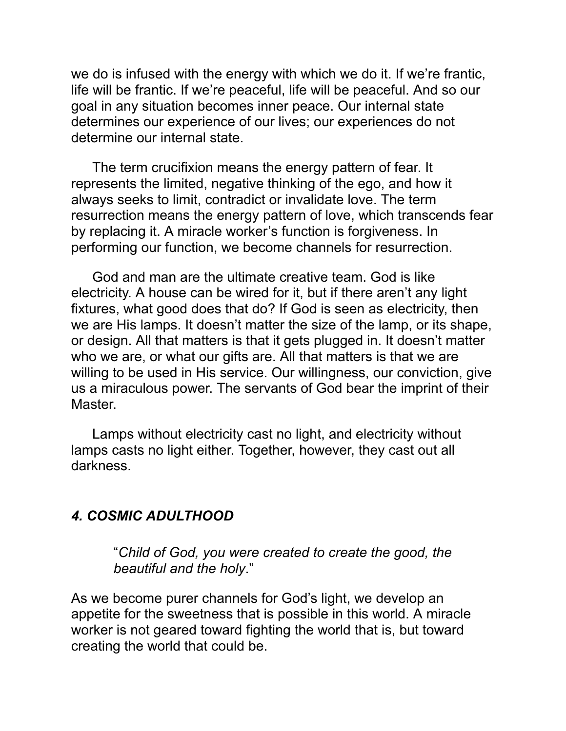we do is infused with the energy with which we do it. If we're frantic, life will be frantic. If we're peaceful, life will be peaceful. And so our goal in any situation becomes inner peace. Our internal state determines our experience of our lives; our experiences do not determine our internal state.

The term crucifixion means the energy pattern of fear. It represents the limited, negative thinking of the ego, and how it always seeks to limit, contradict or invalidate love. The term resurrection means the energy pattern of love, which transcends fear by replacing it. A miracle worker's function is forgiveness. In performing our function, we become channels for resurrection.

God and man are the ultimate creative team. God is like electricity. A house can be wired for it, but if there aren't any light fixtures, what good does that do? If God is seen as electricity, then we are His lamps. It doesn't matter the size of the lamp, or its shape, or design. All that matters is that it gets plugged in. It doesn't matter who we are, or what our gifts are. All that matters is that we are willing to be used in His service. Our willingness, our conviction, give us a miraculous power. The servants of God bear the imprint of their Master.

Lamps without electricity cast no light, and electricity without lamps casts no light either. Together, however, they cast out all darkness.

## *4. COSMIC ADULTHOOD*

> "*Child of God, you were created to create the good, the beautiful and the holy*."

As we become purer channels for God's light, we develop an appetite for the sweetness that is possible in this world. A miracle worker is not geared toward fighting the world that is, but toward creating the world that could be.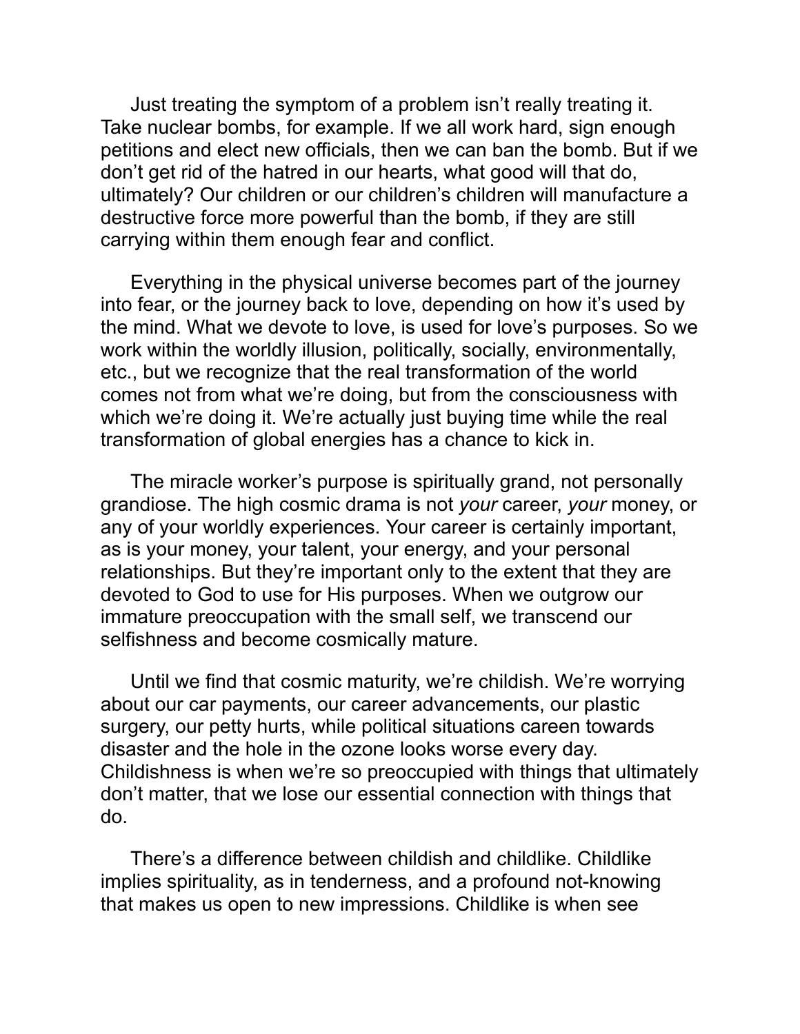Just treating the symptom of a problem isn't really treating it. Take nuclear bombs, for example. If we all work hard, sign enough petitions and elect new officials, then we can ban the bomb. But if we don't get rid of the hatred in our hearts, what good will that do, ultimately? Our children or our children's children will manufacture a destructive force more powerful than the bomb, if they are still carrying within them enough fear and conflict.

Everything in the physical universe becomes part of the journey into fear, or the journey back to love, depending on how it's used by the mind. What we devote to love, is used for love's purposes. So we work within the worldly illusion, politically, socially, environmentally, etc., but we recognize that the real transformation of the world comes not from what we're doing, but from the consciousness with which we're doing it. We're actually just buying time while the real transformation of global energies has a chance to kick in.

The miracle worker's purpose is spiritually grand, not personally grandiose. The high cosmic drama is not *your* career, *your* money, or any of your worldly experiences. Your career is certainly important, as is your money, your talent, your energy, and your personal relationships. But they're important only to the extent that they are devoted to God to use for His purposes. When we outgrow our immature preoccupation with the small self, we transcend our selfishness and become cosmically mature.

Until we find that cosmic maturity, we're childish. We're worrying about our car payments, our career advancements, our plastic surgery, our petty hurts, while political situations careen towards disaster and the hole in the ozone looks worse every day. Childishness is when we're so preoccupied with things that ultimately don't matter, that we lose our essential connection with things that do.

There's a difference between childish and childlike. Childlike implies spirituality, as in tenderness, and a profound not-knowing that makes us open to new impressions. Childlike is when see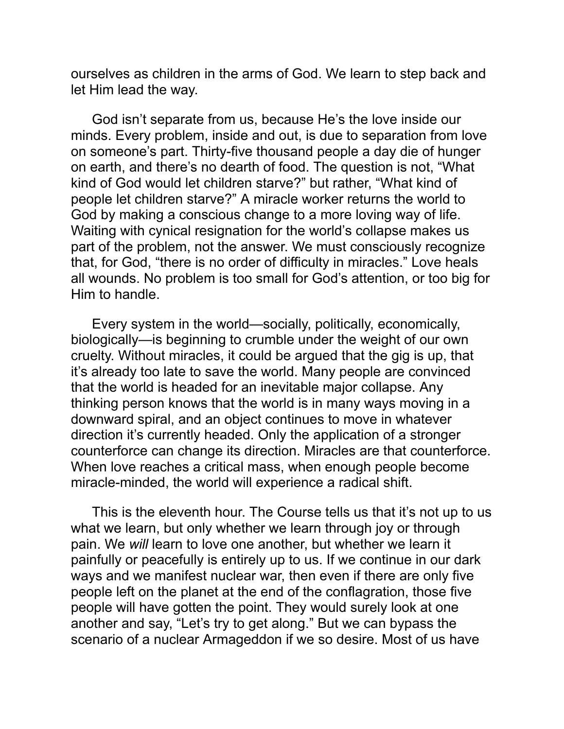ourselves as children in the arms of God. We learn to step back and let Him lead the way.

God isn't separate from us, because He's the love inside our minds. Every problem, inside and out, is due to separation from love on someone's part. Thirty-five thousand people a day die of hunger on earth, and there's no dearth of food. The question is not, "What kind of God would let children starve?" but rather, "What kind of people let children starve?" A miracle worker returns the world to God by making a conscious change to a more loving way of life. Waiting with cynical resignation for the world's collapse makes us part of the problem, not the answer. We must consciously recognize that, for God, "there is no order of difficulty in miracles." Love heals all wounds. No problem is too small for God's attention, or too big for Him to handle.

Every system in the world—socially, politically, economically, biologically—is beginning to crumble under the weight of our own cruelty. Without miracles, it could be argued that the gig is up, that it's already too late to save the world. Many people are convinced that the world is headed for an inevitable major collapse. Any thinking person knows that the world is in many ways moving in a downward spiral, and an object continues to move in whatever direction it's currently headed. Only the application of a stronger counterforce can change its direction. Miracles are that counterforce. When love reaches a critical mass, when enough people become miracle-minded, the world will experience a radical shift.

This is the eleventh hour. The Course tells us that it's not up to us what we learn, but only whether we learn through joy or through pain. We *will* learn to love one another, but whether we learn it painfully or peacefully is entirely up to us. If we continue in our dark ways and we manifest nuclear war, then even if there are only five people left on the planet at the end of the conflagration, those five people will have gotten the point. They would surely look at one another and say, "Let's try to get along." But we can bypass the scenario of a nuclear Armageddon if we so desire. Most of us have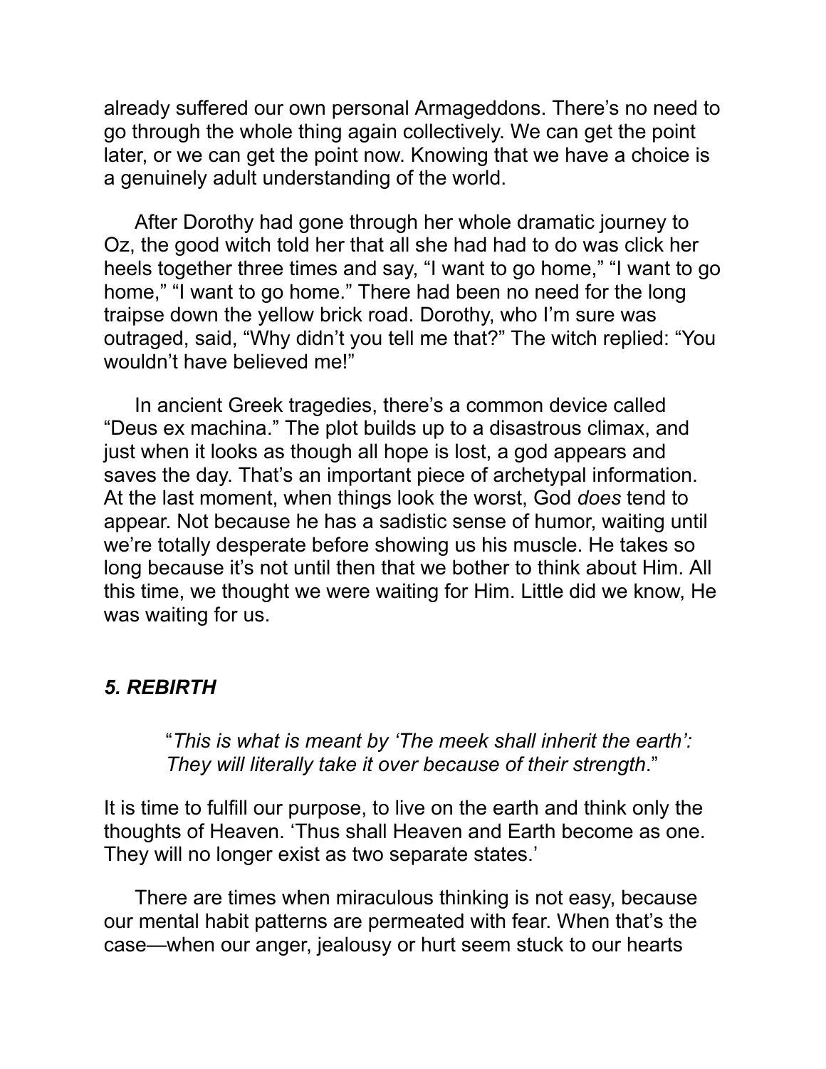already suffered our own personal Armageddons. There's no need to go through the whole thing again collectively. We can get the point later, or we can get the point now. Knowing that we have a choice is a genuinely adult understanding of the world.

After Dorothy had gone through her whole dramatic journey to Oz, the good witch told her that all she had had to do was click her heels together three times and say, "I want to go home," "I want to go home," "I want to go home." There had been no need for the long traipse down the yellow brick road. Dorothy, who I'm sure was outraged, said, "Why didn't you tell me that?" The witch replied: "You wouldn't have believed me!"

In ancient Greek tragedies, there's a common device called "Deus ex machina." The plot builds up to a disastrous climax, and just when it looks as though all hope is lost, a god appears and saves the day. That's an important piece of archetypal information. At the last moment, when things look the worst, God *does* tend to appear. Not because he has a sadistic sense of humor, waiting until we're totally desperate before showing us his muscle. He takes so long because it's not until then that we bother to think about Him. All this time, we thought we were waiting for Him. Little did we know, He was waiting for us.

### *5. REBIRTH*

> "*This is what is meant by 'The meek shall inherit the earth': They will literally take it over because of their strength*."

It is time to fulfill our purpose, to live on the earth and think only the thoughts of Heaven. 'Thus shall Heaven and Earth become as one. They will no longer exist as two separate states.'

There are times when miraculous thinking is not easy, because our mental habit patterns are permeated with fear. When that's the case—when our anger, jealousy or hurt seem stuck to our hearts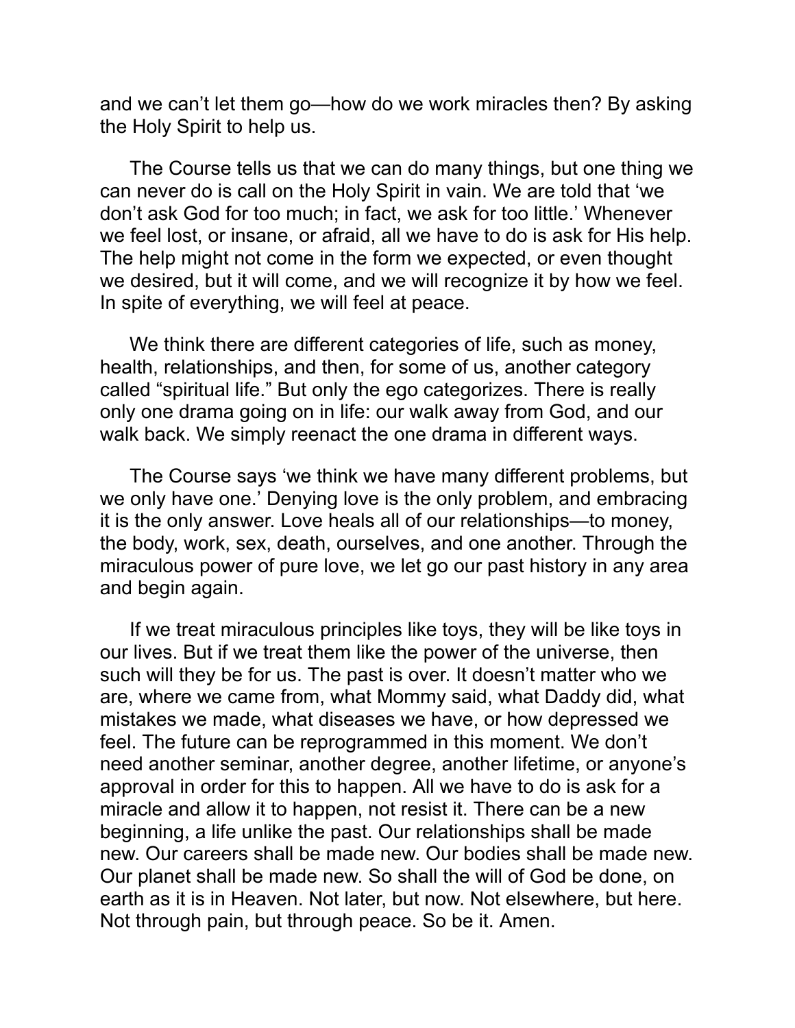and we can't let them go—how do we work miracles then? By asking the Holy Spirit to help us.

The Course tells us that we can do many things, but one thing we can never do is call on the Holy Spirit in vain. We are told that 'we don't ask God for too much; in fact, we ask for too little.' Whenever we feel lost, or insane, or afraid, all we have to do is ask for His help. The help might not come in the form we expected, or even thought we desired, but it will come, and we will recognize it by how we feel. In spite of everything, we will feel at peace.

We think there are different categories of life, such as money, health, relationships, and then, for some of us, another category called "spiritual life." But only the ego categorizes. There is really only one drama going on in life: our walk away from God, and our walk back. We simply reenact the one drama in different ways.

The Course says 'we think we have many different problems, but we only have one.' Denying love is the only problem, and embracing it is the only answer. Love heals all of our relationships—to money, the body, work, sex, death, ourselves, and one another. Through the miraculous power of pure love, we let go our past history in any area and begin again.

If we treat miraculous principles like toys, they will be like toys in our lives. But if we treat them like the power of the universe, then such will they be for us. The past is over. It doesn't matter who we are, where we came from, what Mommy said, what Daddy did, what mistakes we made, what diseases we have, or how depressed we feel. The future can be reprogrammed in this moment. We don't need another seminar, another degree, another lifetime, or anyone's approval in order for this to happen. All we have to do is ask for a miracle and allow it to happen, not resist it. There can be a new beginning, a life unlike the past. Our relationships shall be made new. Our careers shall be made new. Our bodies shall be made new. Our planet shall be made new. So shall the will of God be done, on earth as it is in Heaven. Not later, but now. Not elsewhere, but here. Not through pain, but through peace. So be it. Amen.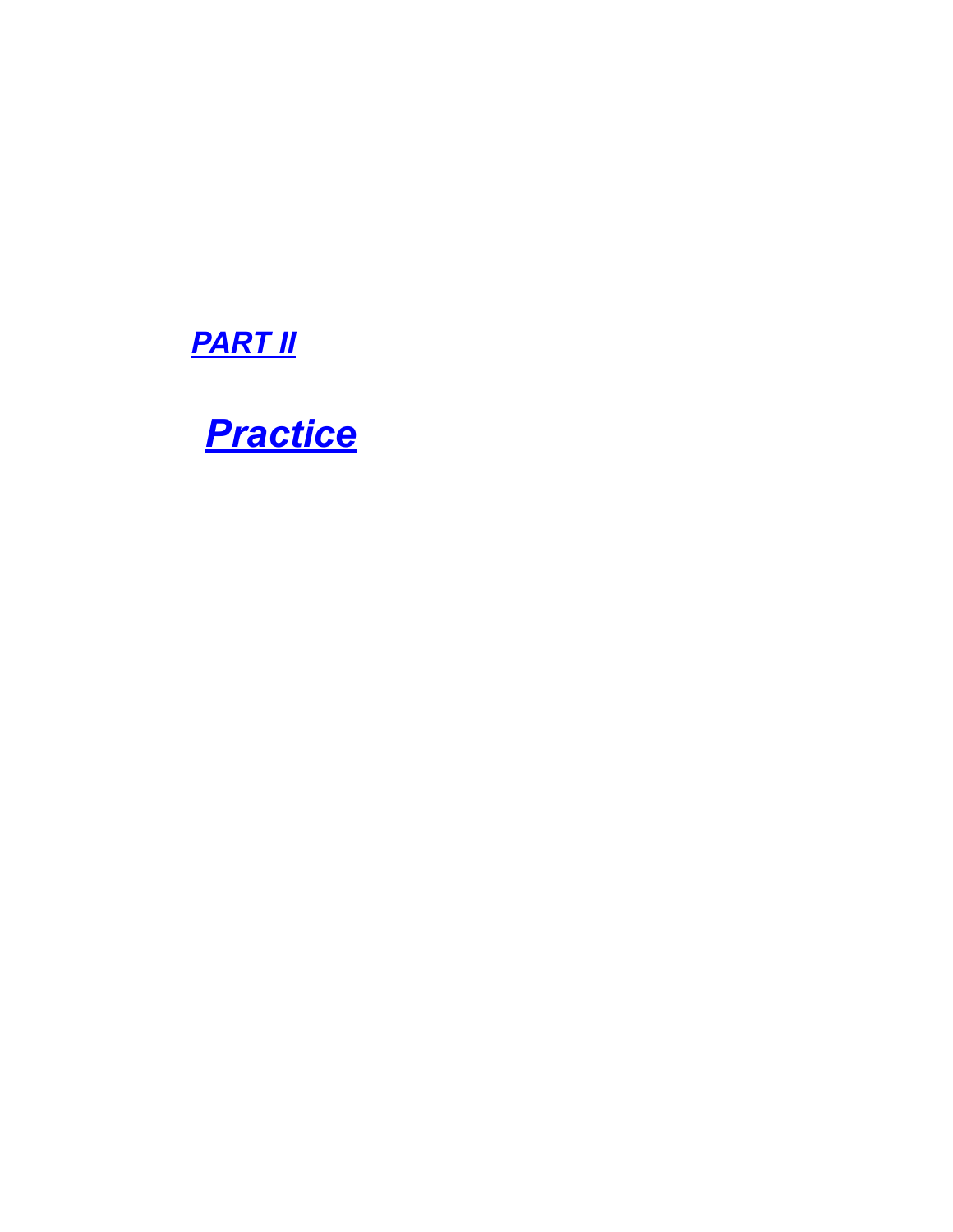# *PART II*

## *Practice*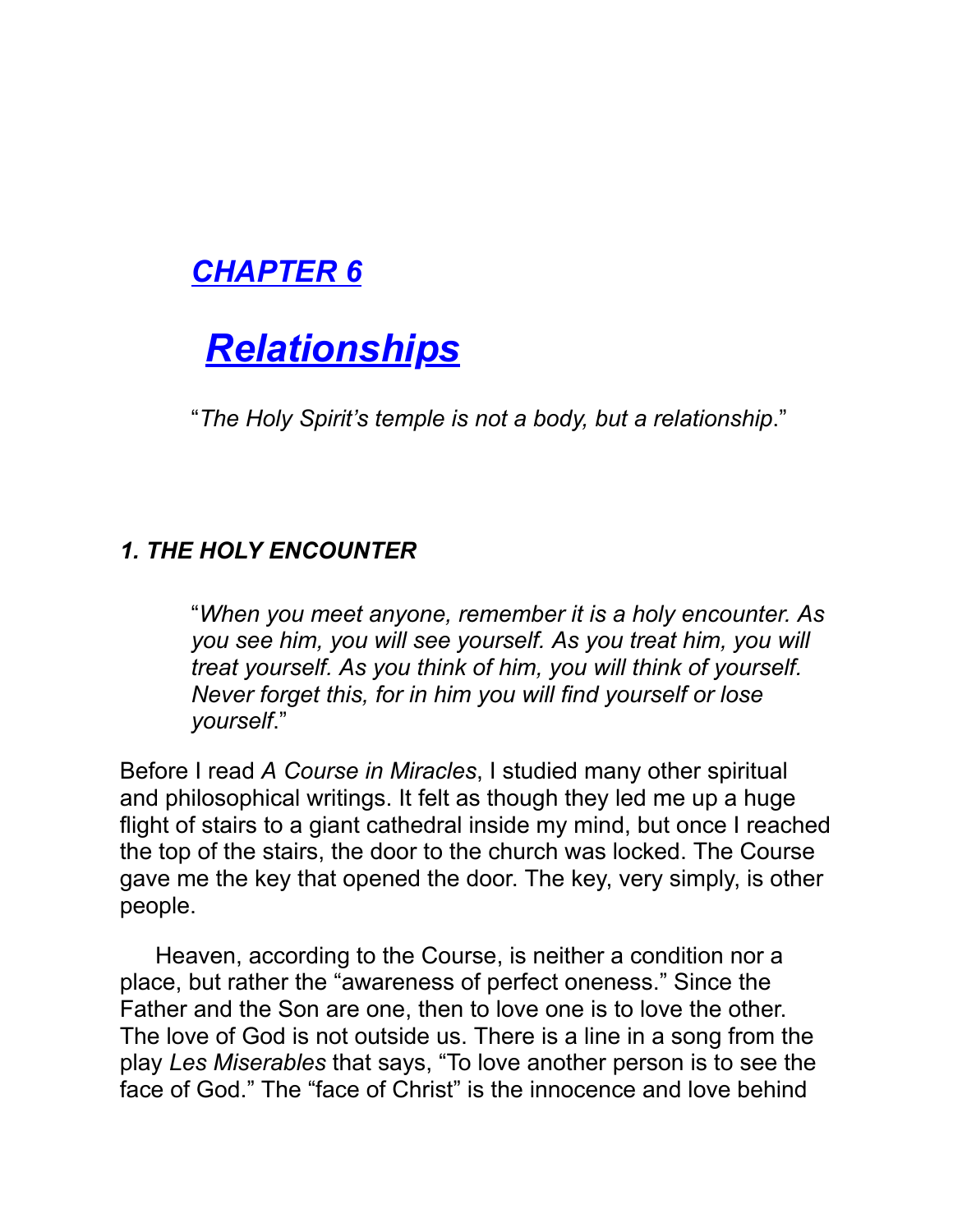# *CHAPTER 6*

# *Relationships*

"*The Holy Spirit's temple is not a body, but a relationship*."

### *1. THE HOLY ENCOUNTER*

> "*When you meet anyone, remember it is a holy encounter. As you see him, you will see yourself. As you treat him, you will treat yourself. As you think of him, you will think of yourself. Never forget this, for in him you will find yourself or lose yourself*."

Before I read *A Course in Miracles*, I studied many other spiritual and philosophical writings. It felt as though they led me up a huge flight of stairs to a giant cathedral inside my mind, but once I reached the top of the stairs, the door to the church was locked. The Course gave me the key that opened the door. The key, very simply, is other people.

Heaven, according to the Course, is neither a condition nor a place, but rather the "awareness of perfect oneness." Since the Father and the Son are one, then to love one is to love the other. The love of God is not outside us. There is a line in a song from the play *Les Miserables* that says, "To love another person is to see the face of God." The "face of Christ" is the innocence and love behind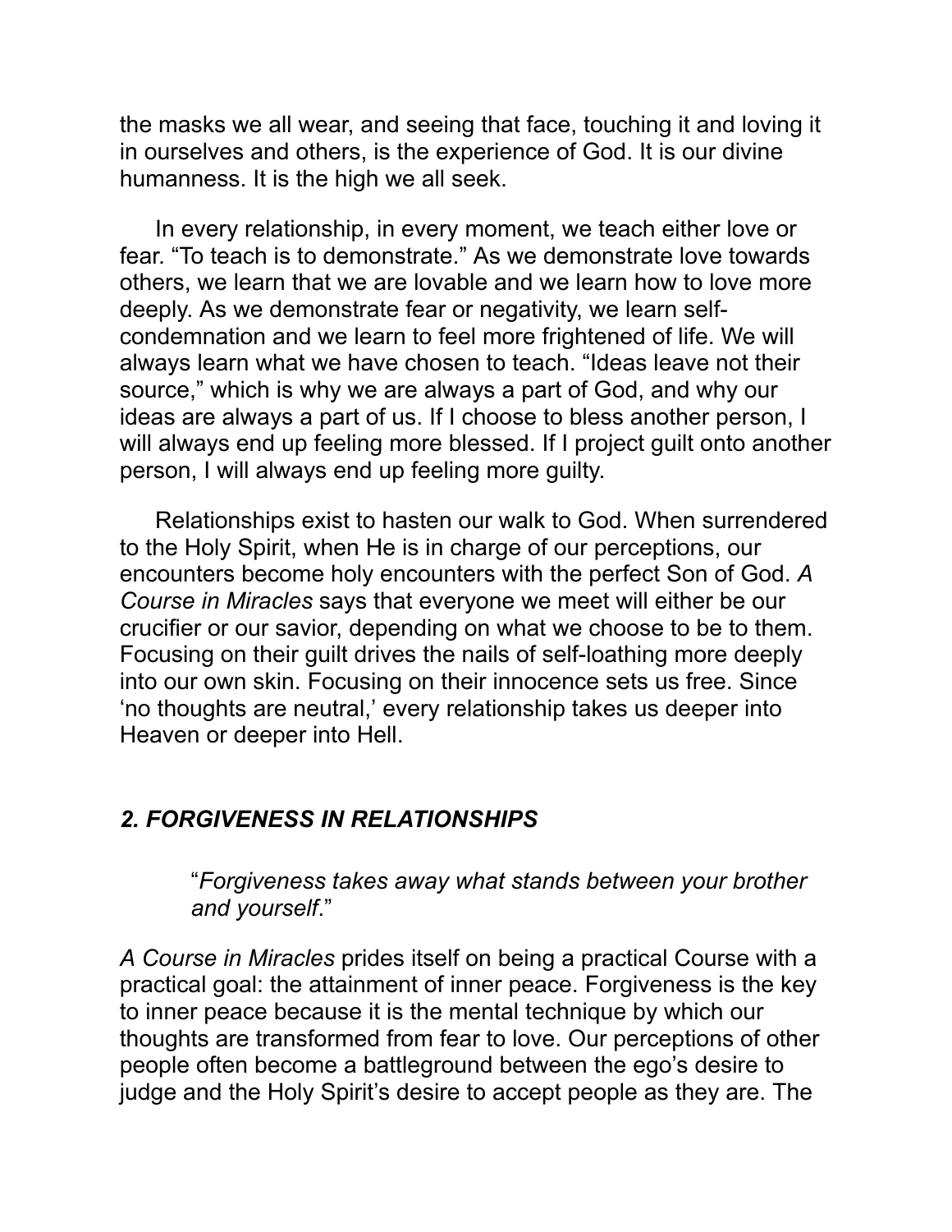the masks we all wear, and seeing that face, touching it and loving it in ourselves and others, is the experience of God. It is our divine humanness. It is the high we all seek.

In every relationship, in every moment, we teach either love or fear. “To teach is to demonstrate.” As we demonstrate love towards others, we learn that we are lovable and we learn how to love more deeply. As we demonstrate fear or negativity, we learn self-condemnation and we learn to feel more frightened of life. We will always learn what we have chosen to teach. “Ideas leave not their source,” which is why we are always a part of God, and why our ideas are always a part of us. If I choose to bless another person, I will always end up feeling more blessed. If I project guilt onto another person, I will always end up feeling more guilty.

Relationships exist to hasten our walk to God. When surrendered to the Holy Spirit, when He is in charge of our perceptions, our encounters become holy encounters with the perfect Son of God. *A Course in Miracles* says that everyone we meet will either be our crucifier or our savior, depending on what we choose to be to them. Focusing on their guilt drives the nails of self-loathing more deeply into our own skin. Focusing on their innocence sets us free. Since ‘no thoughts are neutral,’ every relationship takes us deeper into Heaven or deeper into Hell.

## *2. FORGIVENESS IN RELATIONSHIPS*

> “*Forgiveness takes away what stands between your brother and yourself*.”

*A Course in Miracles* prides itself on being a practical Course with a practical goal: the attainment of inner peace. Forgiveness is the key to inner peace because it is the mental technique by which our thoughts are transformed from fear to love. Our perceptions of other people often become a battleground between the ego’s desire to judge and the Holy Spirit’s desire to accept people as they are. The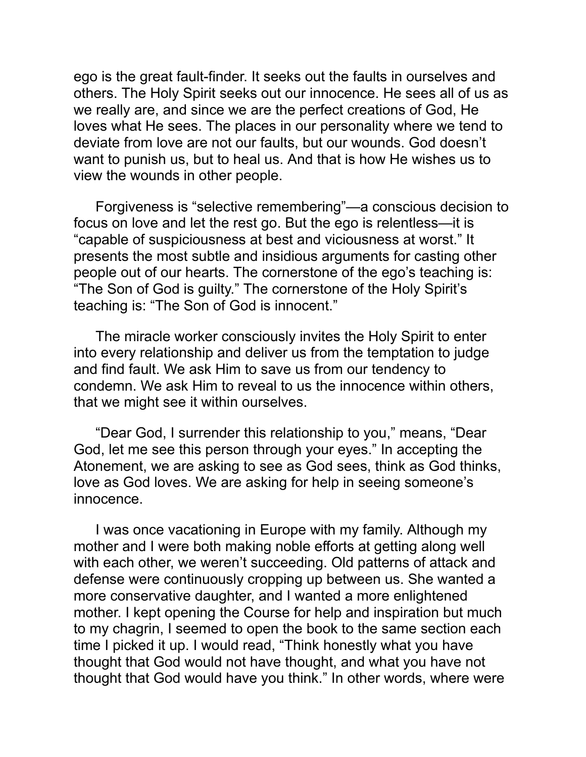ego is the great fault-finder. It seeks out the faults in ourselves and others. The Holy Spirit seeks out our innocence. He sees all of us as we really are, and since we are the perfect creations of God, He loves what He sees. The places in our personality where we tend to deviate from love are not our faults, but our wounds. God doesn't want to punish us, but to heal us. And that is how He wishes us to view the wounds in other people.

Forgiveness is "selective remembering"—a conscious decision to focus on love and let the rest go. But the ego is relentless—it is "capable of suspiciousness at best and viciousness at worst." It presents the most subtle and insidious arguments for casting other people out of our hearts. The cornerstone of the ego's teaching is: "The Son of God is guilty." The cornerstone of the Holy Spirit's teaching is: "The Son of God is innocent."

The miracle worker consciously invites the Holy Spirit to enter into every relationship and deliver us from the temptation to judge and find fault. We ask Him to save us from our tendency to condemn. We ask Him to reveal to us the innocence within others, that we might see it within ourselves.

"Dear God, I surrender this relationship to you," means, "Dear God, let me see this person through your eyes." In accepting the Atonement, we are asking to see as God sees, think as God thinks, love as God loves. We are asking for help in seeing someone's innocence.

I was once vacationing in Europe with my family. Although my mother and I were both making noble efforts at getting along well with each other, we weren't succeeding. Old patterns of attack and defense were continuously cropping up between us. She wanted a more conservative daughter, and I wanted a more enlightened mother. I kept opening the Course for help and inspiration but much to my chagrin, I seemed to open the book to the same section each time I picked it up. I would read, "Think honestly what you have thought that God would not have thought, and what you have not thought that God would have you think." In other words, where were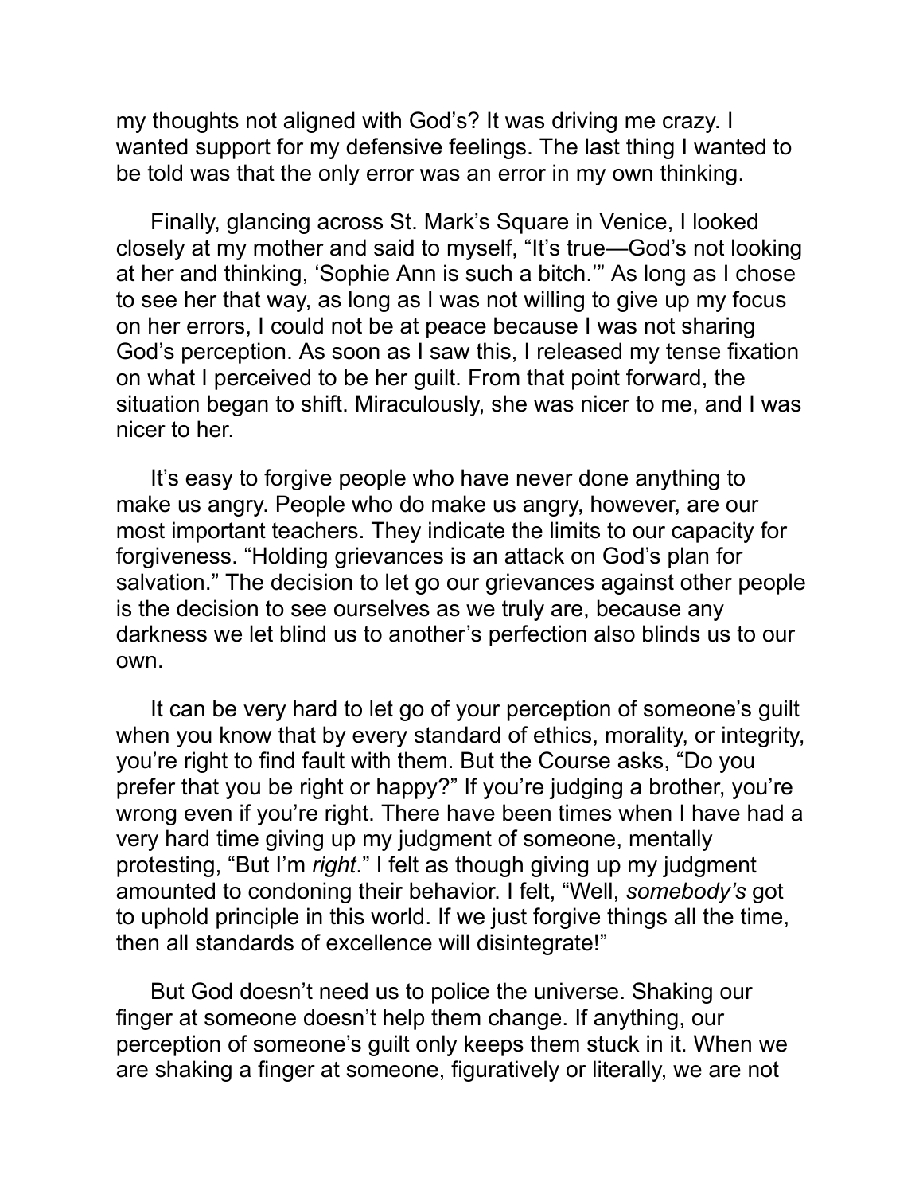my thoughts not aligned with God's? It was driving me crazy. I wanted support for my defensive feelings. The last thing I wanted to be told was that the only error was an error in my own thinking.

Finally, glancing across St. Mark's Square in Venice, I looked closely at my mother and said to myself, "It's true—God's not looking at her and thinking, 'Sophie Ann is such a bitch.'" As long as I chose to see her that way, as long as I was not willing to give up my focus on her errors, I could not be at peace because I was not sharing God's perception. As soon as I saw this, I released my tense fixation on what I perceived to be her guilt. From that point forward, the situation began to shift. Miraculously, she was nicer to me, and I was nicer to her.

It's easy to forgive people who have never done anything to make us angry. People who do make us angry, however, are our most important teachers. They indicate the limits to our capacity for forgiveness. "Holding grievances is an attack on God's plan for salvation." The decision to let go our grievances against other people is the decision to see ourselves as we truly are, because any darkness we let blind us to another's perfection also blinds us to our own.

It can be very hard to let go of your perception of someone's guilt when you know that by every standard of ethics, morality, or integrity, you're right to find fault with them. But the Course asks, "Do you prefer that you be right or happy?" If you're judging a brother, you're wrong even if you're right. There have been times when I have had a very hard time giving up my judgment of someone, mentally protesting, "But I'm *right*." I felt as though giving up my judgment amounted to condoning their behavior. I felt, "Well, *somebody's* got to uphold principle in this world. If we just forgive things all the time, then all standards of excellence will disintegrate!"

But God doesn't need us to police the universe. Shaking our finger at someone doesn't help them change. If anything, our perception of someone's guilt only keeps them stuck in it. When we are shaking a finger at someone, figuratively or literally, we are not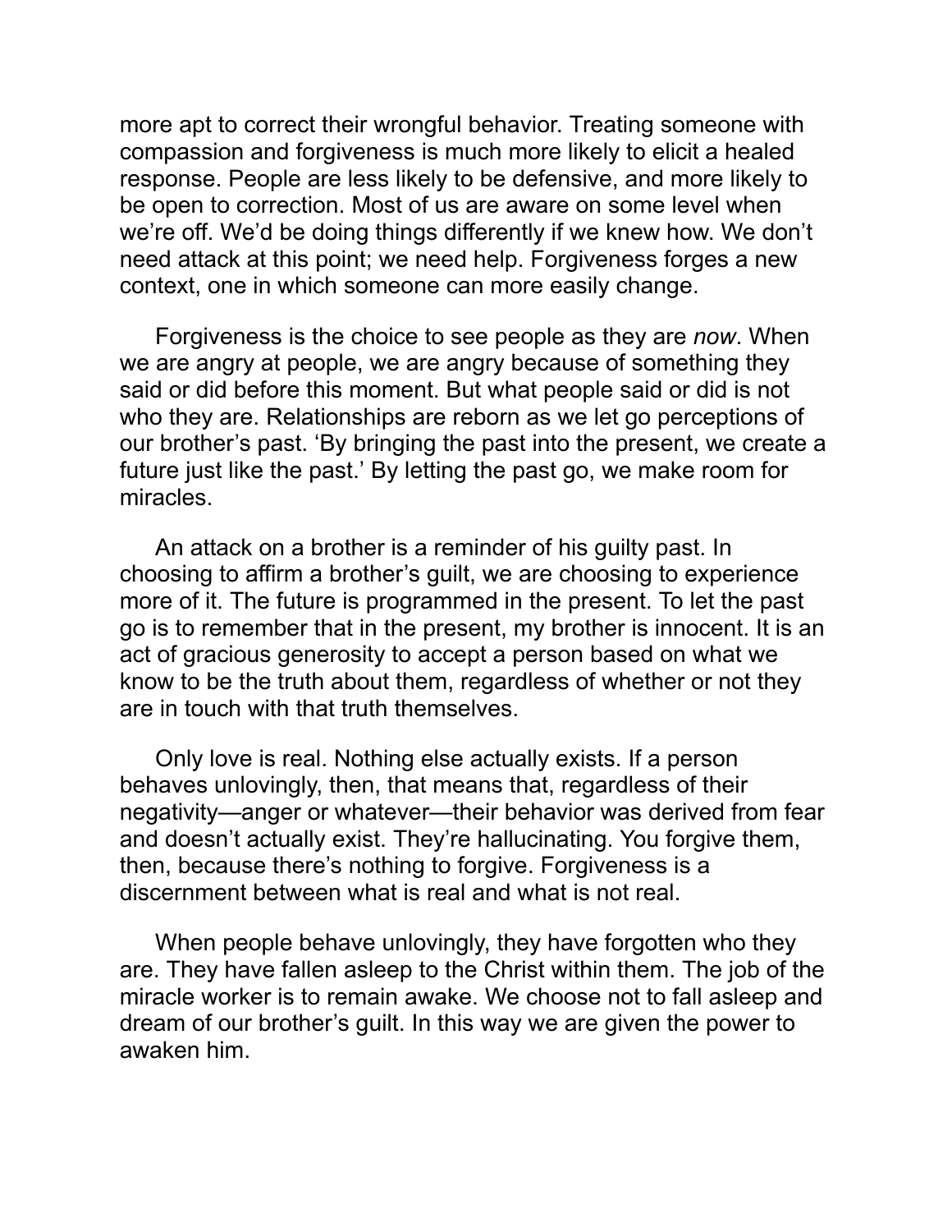more apt to correct their wrongful behavior. Treating someone with compassion and forgiveness is much more likely to elicit a healed response. People are less likely to be defensive, and more likely to be open to correction. Most of us are aware on some level when we're off. We'd be doing things differently if we knew how. We don't need attack at this point; we need help. Forgiveness forges a new context, one in which someone can more easily change.

Forgiveness is the choice to see people as they are *now*. When we are angry at people, we are angry because of something they said or did before this moment. But what people said or did is not who they are. Relationships are reborn as we let go perceptions of our brother's past. 'By bringing the past into the present, we create a future just like the past.' By letting the past go, we make room for miracles.

An attack on a brother is a reminder of his guilty past. In choosing to affirm a brother's guilt, we are choosing to experience more of it. The future is programmed in the present. To let the past go is to remember that in the present, my brother is innocent. It is an act of gracious generosity to accept a person based on what we know to be the truth about them, regardless of whether or not they are in touch with that truth themselves.

Only love is real. Nothing else actually exists. If a person behaves unlovingly, then, that means that, regardless of their negativity—anger or whatever—their behavior was derived from fear and doesn't actually exist. They're hallucinating. You forgive them, then, because there's nothing to forgive. Forgiveness is a discernment between what is real and what is not real.

When people behave unlovingly, they have forgotten who they are. They have fallen asleep to the Christ within them. The job of the miracle worker is to remain awake. We choose not to fall asleep and dream of our brother's guilt. In this way we are given the power to awaken him.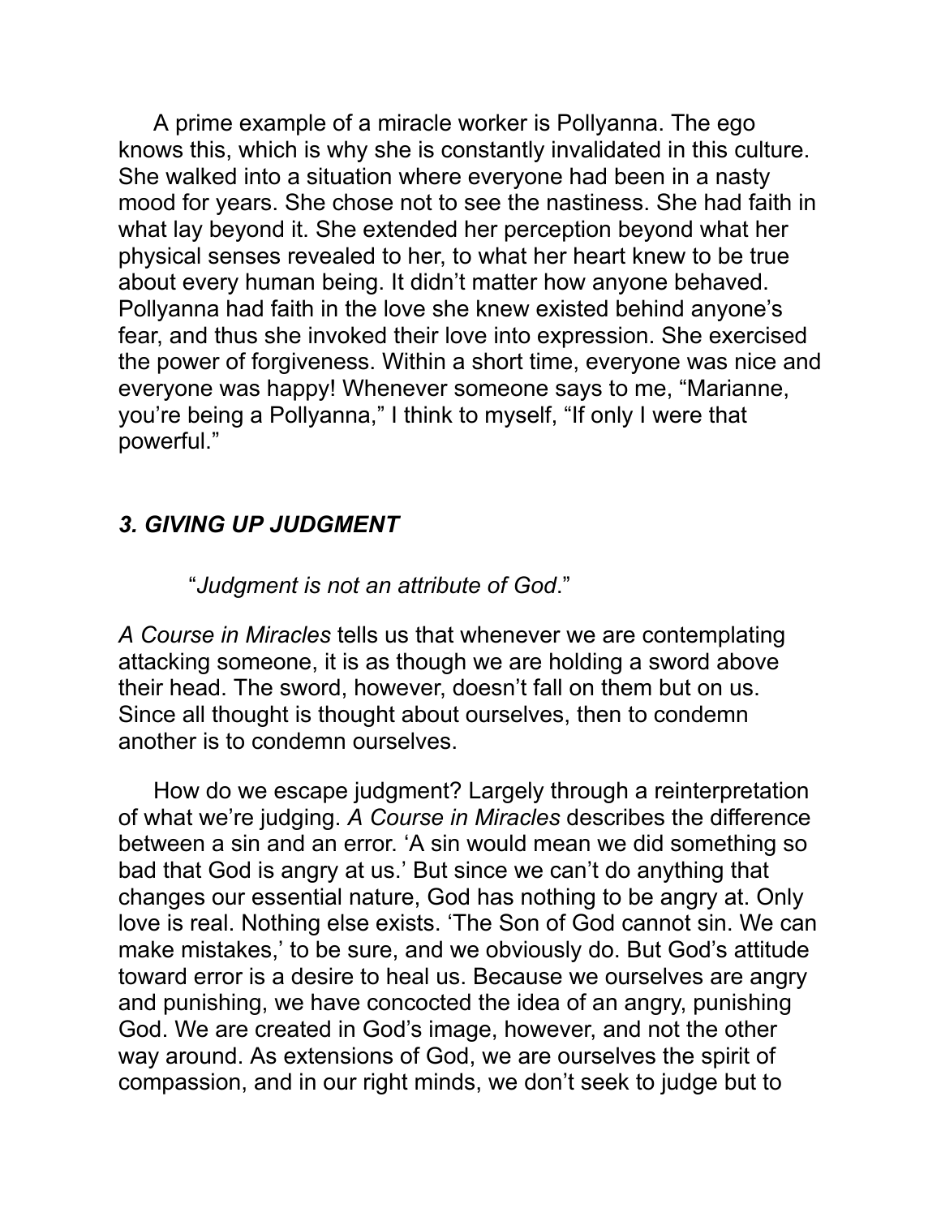A prime example of a miracle worker is Pollyanna. The ego knows this, which is why she is constantly invalidated in this culture. She walked into a situation where everyone had been in a nasty mood for years. She chose not to see the nastiness. She had faith in what lay beyond it. She extended her perception beyond what her physical senses revealed to her, to what her heart knew to be true about every human being. It didn't matter how anyone behaved. Pollyanna had faith in the love she knew existed behind anyone's fear, and thus she invoked their love into expression. She exercised the power of forgiveness. Within a short time, everyone was nice and everyone was happy! Whenever someone says to me, "Marianne, you're being a Pollyanna," I think to myself, "If only I were that powerful."

### *3. GIVING UP JUDGMENT*

"*Judgment is not an attribute of God*."

*A Course in Miracles* tells us that whenever we are contemplating attacking someone, it is as though we are holding a sword above their head. The sword, however, doesn't fall on them but on us. Since all thought is thought about ourselves, then to condemn another is to condemn ourselves.

How do we escape judgment? Largely through a reinterpretation of what we're judging. *A Course in Miracles* describes the difference between a sin and an error. 'A sin would mean we did something so bad that God is angry at us.' But since we can't do anything that changes our essential nature, God has nothing to be angry at. Only love is real. Nothing else exists. 'The Son of God cannot sin. We can make mistakes,' to be sure, and we obviously do. But God's attitude toward error is a desire to heal us. Because we ourselves are angry and punishing, we have concocted the idea of an angry, punishing God. We are created in God's image, however, and not the other way around. As extensions of God, we are ourselves the spirit of compassion, and in our right minds, we don't seek to judge but to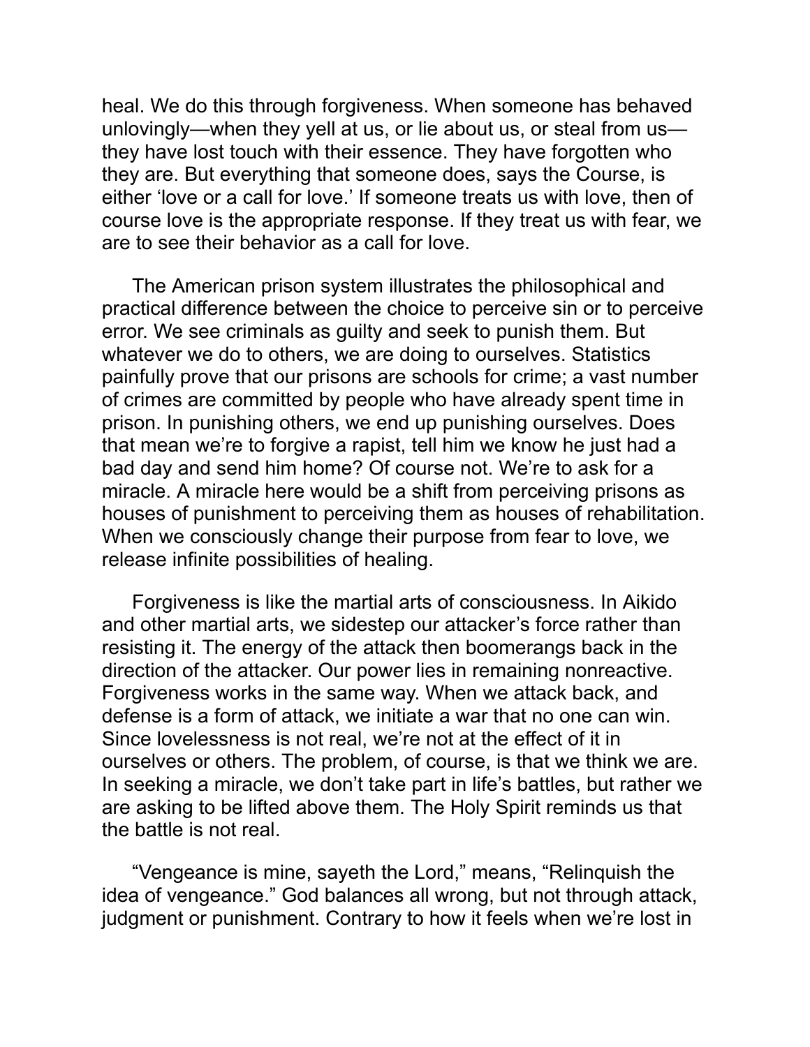heal. We do this through forgiveness. When someone has behaved unlovingly—when they yell at us, or lie about us, or steal from us—they have lost touch with their essence. They have forgotten who they are. But everything that someone does, says the Course, is either 'love or a call for love.' If someone treats us with love, then of course love is the appropriate response. If they treat us with fear, we are to see their behavior as a call for love.

The American prison system illustrates the philosophical and practical difference between the choice to perceive sin or to perceive error. We see criminals as guilty and seek to punish them. But whatever we do to others, we are doing to ourselves. Statistics painfully prove that our prisons are schools for crime; a vast number of crimes are committed by people who have already spent time in prison. In punishing others, we end up punishing ourselves. Does that mean we're to forgive a rapist, tell him we know he just had a bad day and send him home? Of course not. We're to ask for a miracle. A miracle here would be a shift from perceiving prisons as houses of punishment to perceiving them as houses of rehabilitation. When we consciously change their purpose from fear to love, we release infinite possibilities of healing.

Forgiveness is like the martial arts of consciousness. In Aikido and other martial arts, we sidestep our attacker's force rather than resisting it. The energy of the attack then boomerangs back in the direction of the attacker. Our power lies in remaining nonreactive. Forgiveness works in the same way. When we attack back, and defense is a form of attack, we initiate a war that no one can win. Since lovelessness is not real, we're not at the effect of it in ourselves or others. The problem, of course, is that we think we are. In seeking a miracle, we don't take part in life's battles, but rather we are asking to be lifted above them. The Holy Spirit reminds us that the battle is not real.

"Vengeance is mine, sayeth the Lord," means, "Relinquish the idea of vengeance." God balances all wrong, but not through attack, judgment or punishment. Contrary to how it feels when we're lost in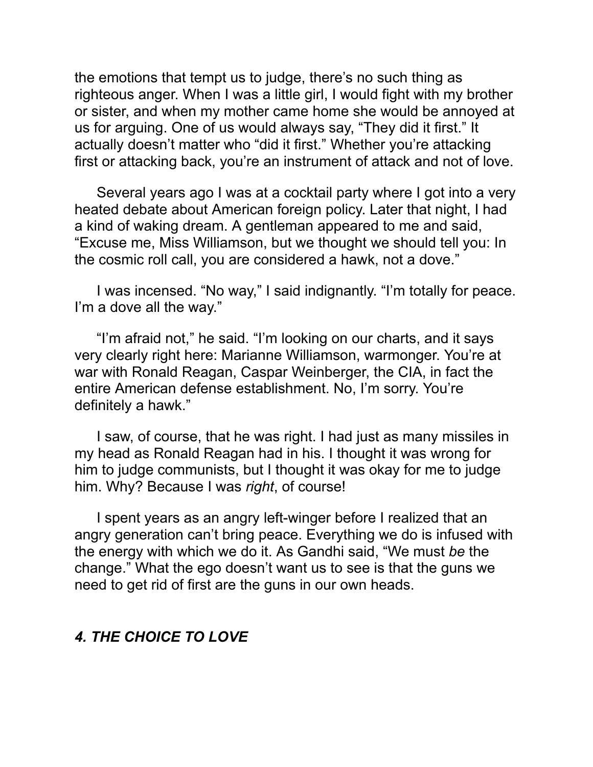the emotions that tempt us to judge, there's no such thing as righteous anger. When I was a little girl, I would fight with my brother or sister, and when my mother came home she would be annoyed at us for arguing. One of us would always say, "They did it first." It actually doesn't matter who "did it first." Whether you're attacking first or attacking back, you're an instrument of attack and not of love.

Several years ago I was at a cocktail party where I got into a very heated debate about American foreign policy. Later that night, I had a kind of waking dream. A gentleman appeared to me and said, "Excuse me, Miss Williamson, but we thought we should tell you: In the cosmic roll call, you are considered a hawk, not a dove."

I was incensed. "No way," I said indignantly. "I'm totally for peace. I'm a dove all the way."

"I'm afraid not," he said. "I'm looking on our charts, and it says very clearly right here: Marianne Williamson, warmonger. You're at war with Ronald Reagan, Caspar Weinberger, the CIA, in fact the entire American defense establishment. No, I'm sorry. You're definitely a hawk."

I saw, of course, that he was right. I had just as many missiles in my head as Ronald Reagan had in his. I thought it was wrong for him to judge communists, but I thought it was okay for me to judge him. Why? Because I was *right*, of course!

I spent years as an angry left-winger before I realized that an angry generation can't bring peace. Everything we do is infused with the energy with which we do it. As Gandhi said, "We must *be* the change." What the ego doesn't want us to see is that the guns we need to get rid of first are the guns in our own heads.

## *4. THE CHOICE TO LOVE*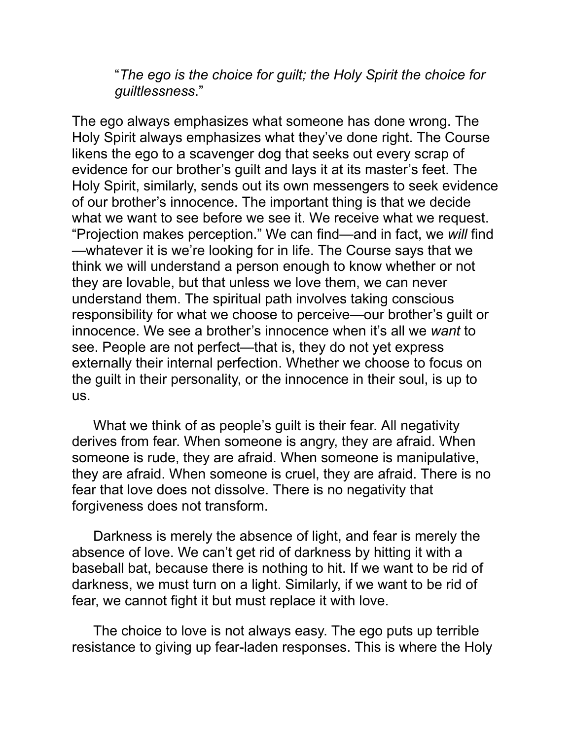> "*The ego is the choice for guilt; the Holy Spirit the choice for guiltlessness*."

The ego always emphasizes what someone has done wrong. The Holy Spirit always emphasizes what they've done right. The Course likens the ego to a scavenger dog that seeks out every scrap of evidence for our brother's guilt and lays it at its master's feet. The Holy Spirit, similarly, sends out its own messengers to seek evidence of our brother's innocence. The important thing is that we decide what we want to see before we see it. We receive what we request. "Projection makes perception." We can find—and in fact, we *will* find—whatever it is we're looking for in life. The Course says that we think we will understand a person enough to know whether or not they are lovable, but that unless we love them, we can never understand them. The spiritual path involves taking conscious responsibility for what we choose to perceive—our brother's guilt or innocence. We see a brother's innocence when it's all we *want* to see. People are not perfect—that is, they do not yet express externally their internal perfection. Whether we choose to focus on the guilt in their personality, or the innocence in their soul, is up to us.

What we think of as people's guilt is their fear. All negativity derives from fear. When someone is angry, they are afraid. When someone is rude, they are afraid. When someone is manipulative, they are afraid. When someone is cruel, they are afraid. There is no fear that love does not dissolve. There is no negativity that forgiveness does not transform.

Darkness is merely the absence of light, and fear is merely the absence of love. We can't get rid of darkness by hitting it with a baseball bat, because there is nothing to hit. If we want to be rid of darkness, we must turn on a light. Similarly, if we want to be rid of fear, we cannot fight it but must replace it with love.

The choice to love is not always easy. The ego puts up terrible resistance to giving up fear-laden responses. This is where the Holy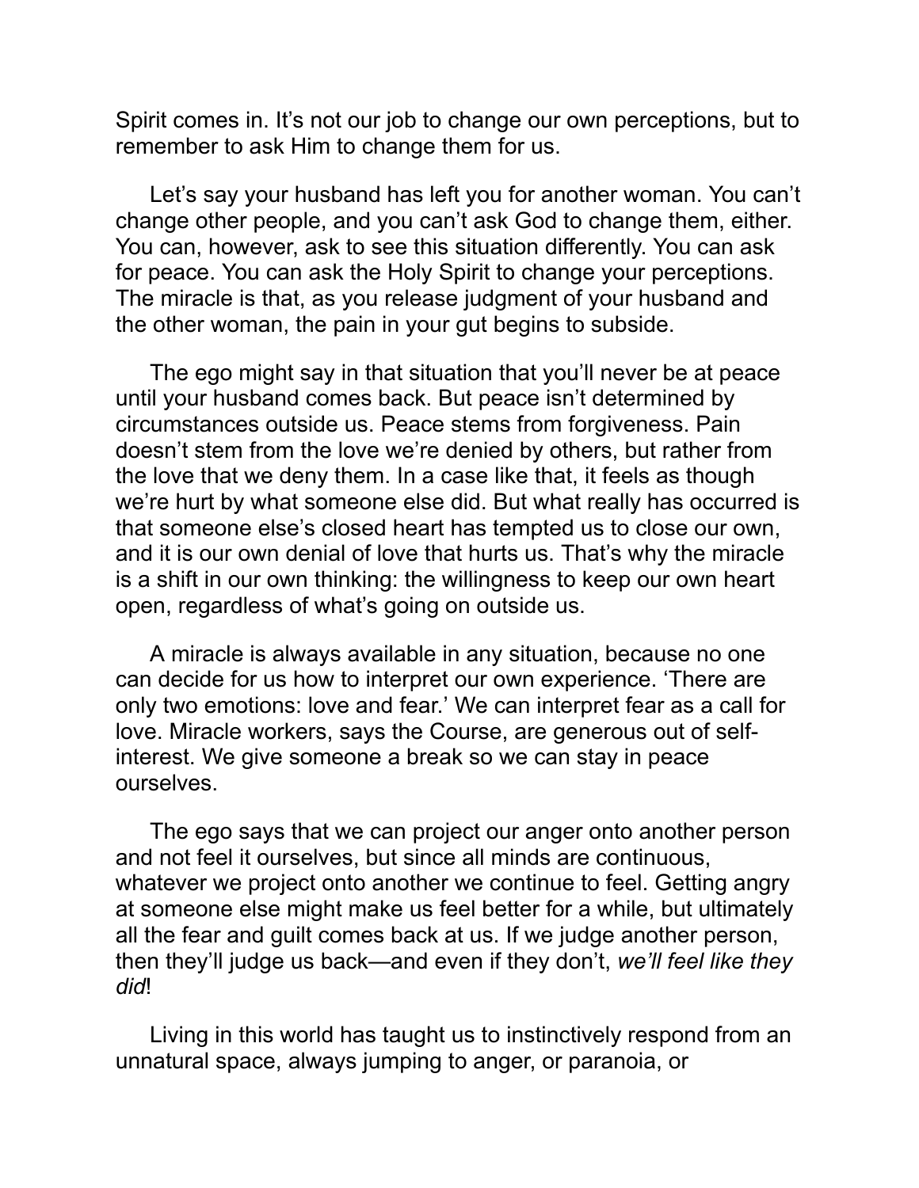Spirit comes in. It’s not our job to change our own perceptions, but to remember to ask Him to change them for us.

Let’s say your husband has left you for another woman. You can’t change other people, and you can’t ask God to change them, either. You can, however, ask to see this situation differently. You can ask for peace. You can ask the Holy Spirit to change your perceptions. The miracle is that, as you release judgment of your husband and the other woman, the pain in your gut begins to subside.

The ego might say in that situation that you’ll never be at peace until your husband comes back. But peace isn’t determined by circumstances outside us. Peace stems from forgiveness. Pain doesn’t stem from the love we’re denied by others, but rather from the love that we deny them. In a case like that, it feels as though we’re hurt by what someone else did. But what really has occurred is that someone else’s closed heart has tempted us to close our own, and it is our own denial of love that hurts us. That’s why the miracle is a shift in our own thinking: the willingness to keep our own heart open, regardless of what’s going on outside us.

A miracle is always available in any situation, because no one can decide for us how to interpret our own experience. ‘There are only two emotions: love and fear.’ We can interpret fear as a call for love. Miracle workers, says the Course, are generous out of self-interest. We give someone a break so we can stay in peace ourselves.

The ego says that we can project our anger onto another person and not feel it ourselves, but since all minds are continuous, whatever we project onto another we continue to feel. Getting angry at someone else might make us feel better for a while, but ultimately all the fear and guilt comes back at us. If we judge another person, then they’ll judge us back—and even if they don’t, *we’ll feel like they did*!

Living in this world has taught us to instinctively respond from an unnatural space, always jumping to anger, or paranoia, or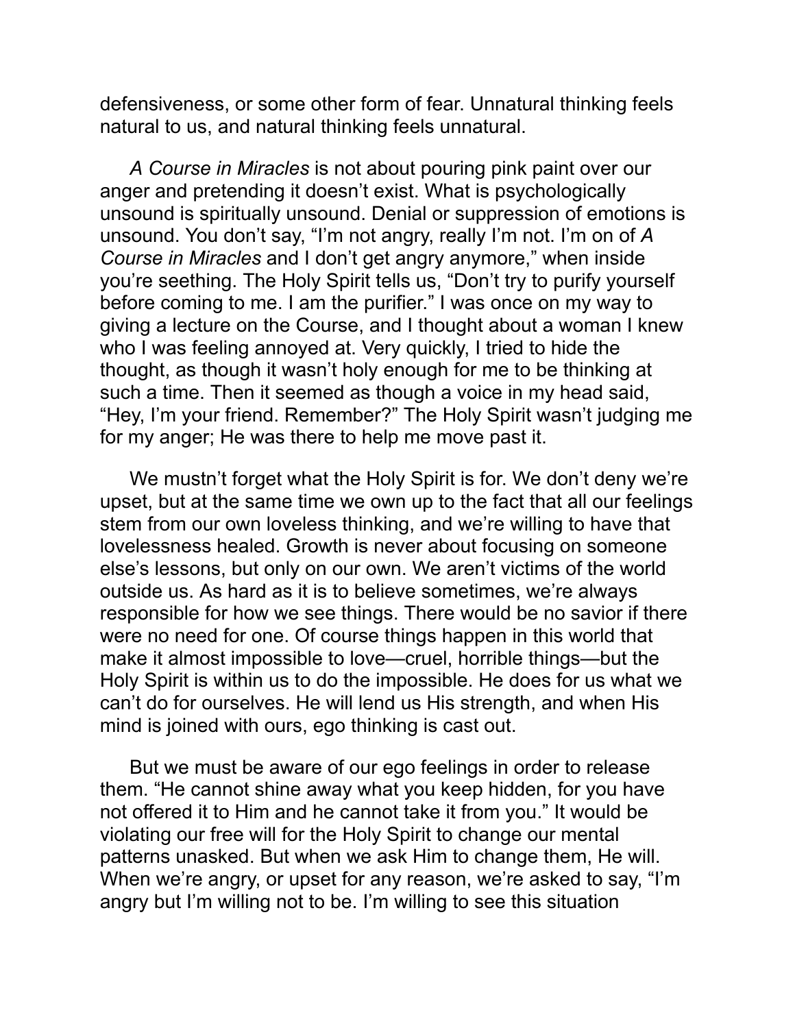defensiveness, or some other form of fear. Unnatural thinking feels natural to us, and natural thinking feels unnatural.

*A Course in Miracles* is not about pouring pink paint over our anger and pretending it doesn't exist. What is psychologically unsound is spiritually unsound. Denial or suppression of emotions is unsound. You don't say, "I'm not angry, really I'm not. I'm on of *A Course in Miracles* and I don't get angry anymore," when inside you're seething. The Holy Spirit tells us, "Don't try to purify yourself before coming to me. I am the purifier." I was once on my way to giving a lecture on the Course, and I thought about a woman I knew who I was feeling annoyed at. Very quickly, I tried to hide the thought, as though it wasn't holy enough for me to be thinking at such a time. Then it seemed as though a voice in my head said, "Hey, I'm your friend. Remember?" The Holy Spirit wasn't judging me for my anger; He was there to help me move past it.

We mustn't forget what the Holy Spirit is for. We don't deny we're upset, but at the same time we own up to the fact that all our feelings stem from our own loveless thinking, and we're willing to have that lovelessness healed. Growth is never about focusing on someone else's lessons, but only on our own. We aren't victims of the world outside us. As hard as it is to believe sometimes, we're always responsible for how we see things. There would be no savior if there were no need for one. Of course things happen in this world that make it almost impossible to love—cruel, horrible things—but the Holy Spirit is within us to do the impossible. He does for us what we can't do for ourselves. He will lend us His strength, and when His mind is joined with ours, ego thinking is cast out.

But we must be aware of our ego feelings in order to release them. "He cannot shine away what you keep hidden, for you have not offered it to Him and he cannot take it from you." It would be violating our free will for the Holy Spirit to change our mental patterns unasked. But when we ask Him to change them, He will. When we're angry, or upset for any reason, we're asked to say, "I'm angry but I'm willing not to be. I'm willing to see this situation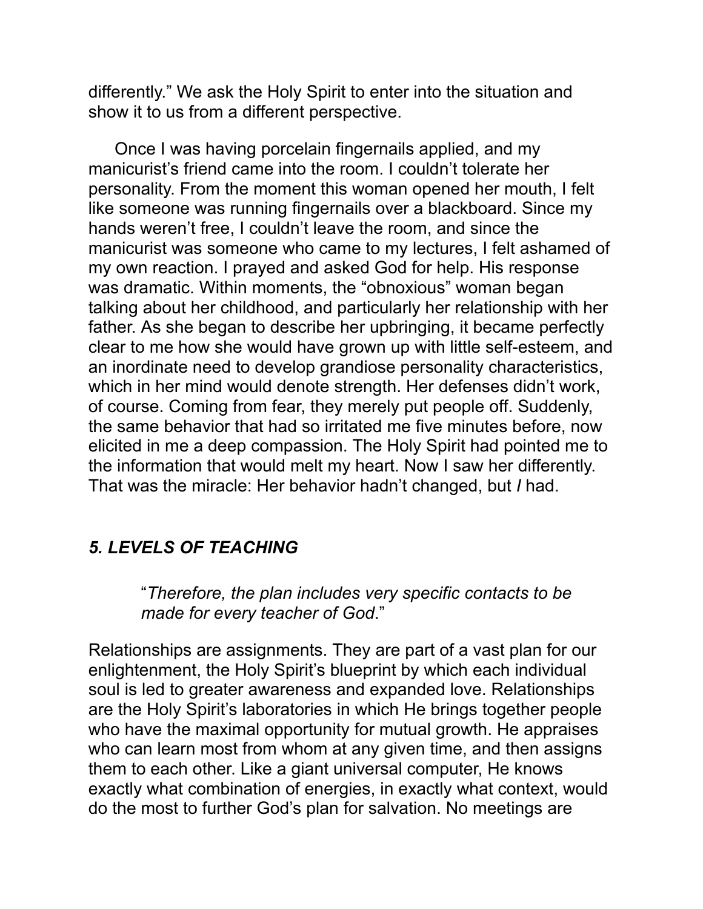differently." We ask the Holy Spirit to enter into the situation and show it to us from a different perspective.

Once I was having porcelain fingernails applied, and my manicurist's friend came into the room. I couldn't tolerate her personality. From the moment this woman opened her mouth, I felt like someone was running fingernails over a blackboard. Since my hands weren't free, I couldn't leave the room, and since the manicurist was someone who came to my lectures, I felt ashamed of my own reaction. I prayed and asked God for help. His response was dramatic. Within moments, the "obnoxious" woman began talking about her childhood, and particularly her relationship with her father. As she began to describe her upbringing, it became perfectly clear to me how she would have grown up with little self-esteem, and an inordinate need to develop grandiose personality characteristics, which in her mind would denote strength. Her defenses didn't work, of course. Coming from fear, they merely put people off. Suddenly, the same behavior that had so irritated me five minutes before, now elicited in me a deep compassion. The Holy Spirit had pointed me to the information that would melt my heart. Now I saw her differently. That was the miracle: Her behavior hadn't changed, but *I* had.

### *5. LEVELS OF TEACHING*

> "*Therefore, the plan includes very specific contacts to be made for every teacher of God*."

Relationships are assignments. They are part of a vast plan for our enlightenment, the Holy Spirit's blueprint by which each individual soul is led to greater awareness and expanded love. Relationships are the Holy Spirit's laboratories in which He brings together people who have the maximal opportunity for mutual growth. He appraises who can learn most from whom at any given time, and then assigns them to each other. Like a giant universal computer, He knows exactly what combination of energies, in exactly what context, would do the most to further God's plan for salvation. No meetings are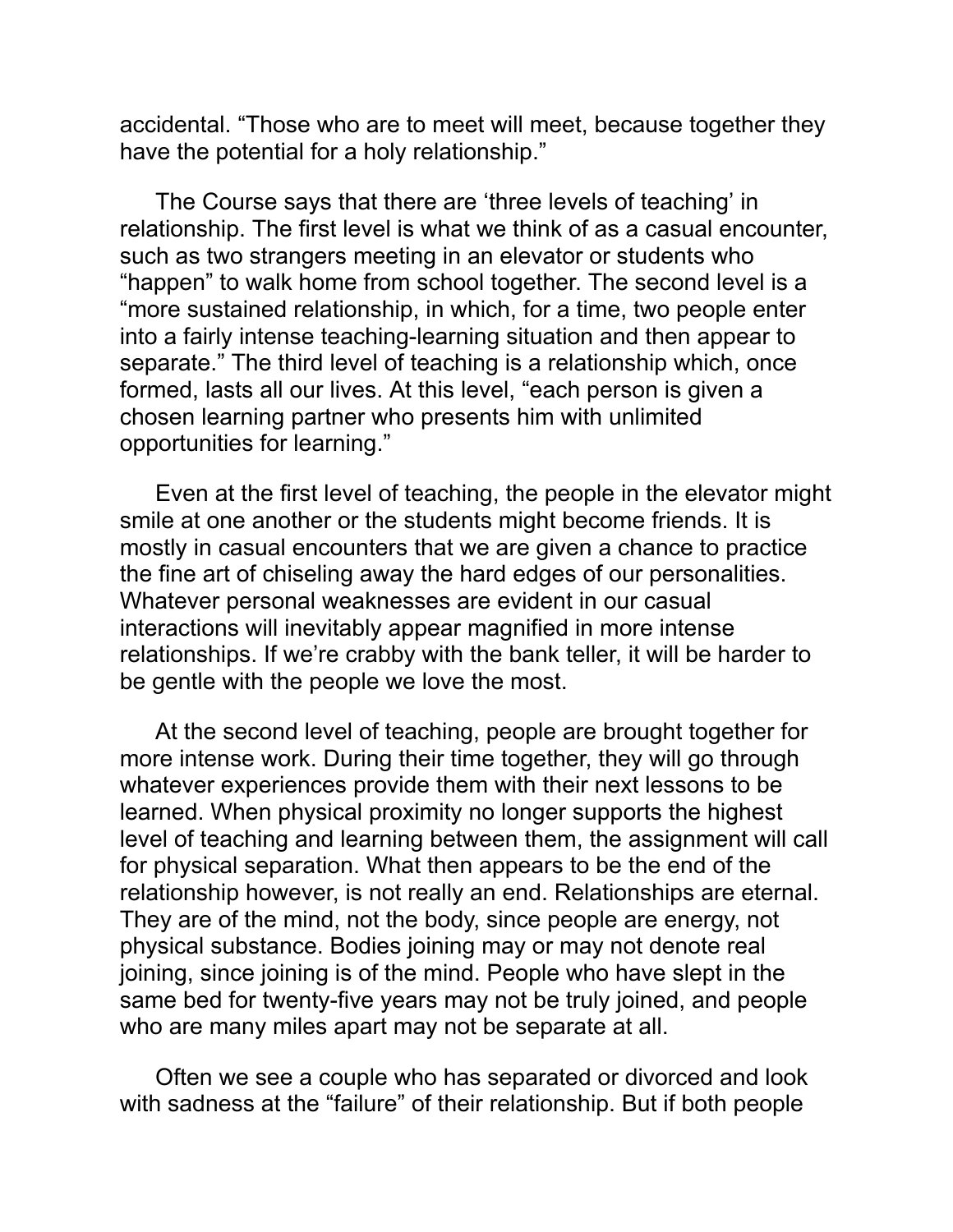accidental. “Those who are to meet will meet, because together they have the potential for a holy relationship.”

The Course says that there are ‘three levels of teaching’ in relationship. The first level is what we think of as a casual encounter, such as two strangers meeting in an elevator or students who “happen” to walk home from school together. The second level is a “more sustained relationship, in which, for a time, two people enter into a fairly intense teaching-learning situation and then appear to separate.” The third level of teaching is a relationship which, once formed, lasts all our lives. At this level, “each person is given a chosen learning partner who presents him with unlimited opportunities for learning.”

Even at the first level of teaching, the people in the elevator might smile at one another or the students might become friends. It is mostly in casual encounters that we are given a chance to practice the fine art of chiseling away the hard edges of our personalities. Whatever personal weaknesses are evident in our casual interactions will inevitably appear magnified in more intense relationships. If we’re crabby with the bank teller, it will be harder to be gentle with the people we love the most.

At the second level of teaching, people are brought together for more intense work. During their time together, they will go through whatever experiences provide them with their next lessons to be learned. When physical proximity no longer supports the highest level of teaching and learning between them, the assignment will call for physical separation. What then appears to be the end of the relationship however, is not really an end. Relationships are eternal. They are of the mind, not the body, since people are energy, not physical substance. Bodies joining may or may not denote real joining, since joining is of the mind. People who have slept in the same bed for twenty-five years may not be truly joined, and people who are many miles apart may not be separate at all.

Often we see a couple who has separated or divorced and look with sadness at the “failure” of their relationship. But if both people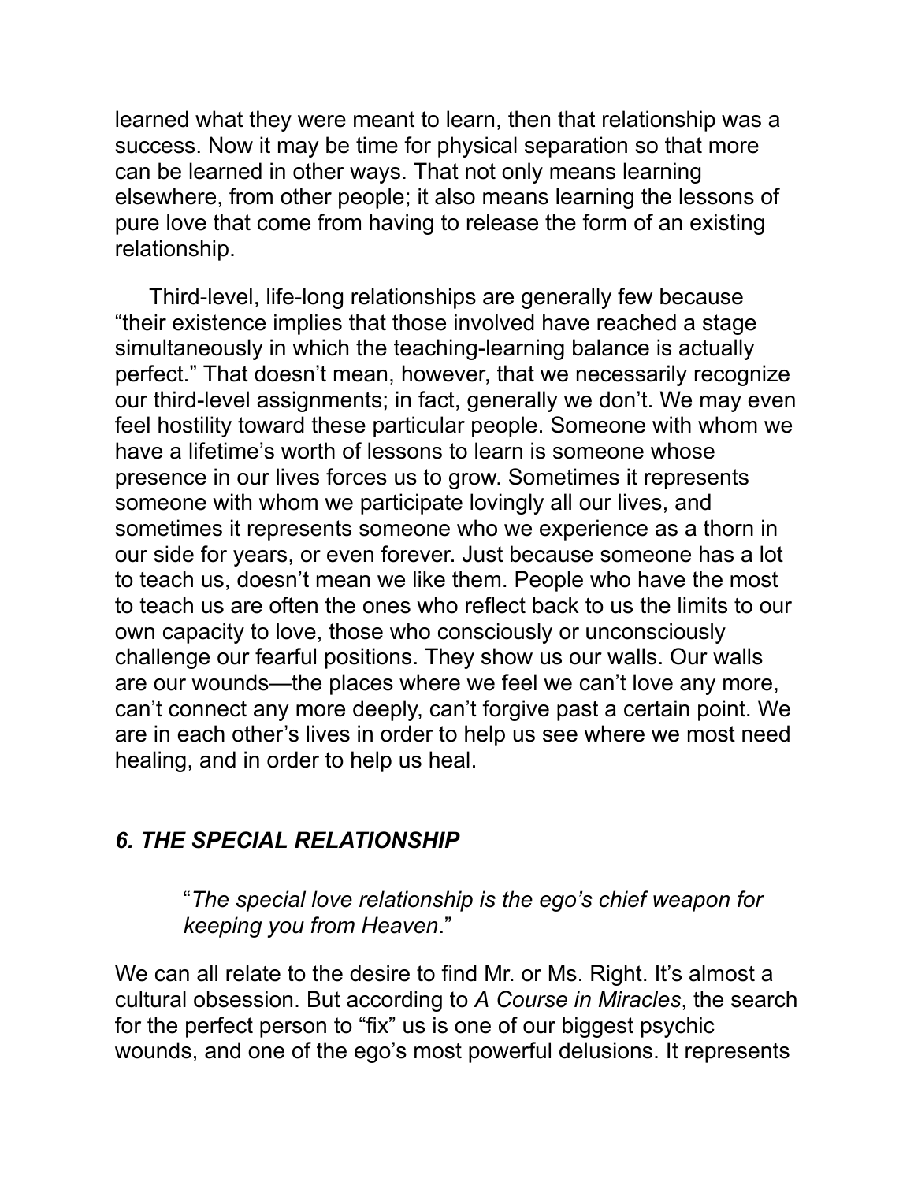learned what they were meant to learn, then that relationship was a success. Now it may be time for physical separation so that more can be learned in other ways. That not only means learning elsewhere, from other people; it also means learning the lessons of pure love that come from having to release the form of an existing relationship.

Third-level, life-long relationships are generally few because "their existence implies that those involved have reached a stage simultaneously in which the teaching-learning balance is actually perfect." That doesn't mean, however, that we necessarily recognize our third-level assignments; in fact, generally we don't. We may even feel hostility toward these particular people. Someone with whom we have a lifetime's worth of lessons to learn is someone whose presence in our lives forces us to grow. Sometimes it represents someone with whom we participate lovingly all our lives, and sometimes it represents someone who we experience as a thorn in our side for years, or even forever. Just because someone has a lot to teach us, doesn't mean we like them. People who have the most to teach us are often the ones who reflect back to us the limits to our own capacity to love, those who consciously or unconsciously challenge our fearful positions. They show us our walls. Our walls are our wounds—the places where we feel we can't love any more, can't connect any more deeply, can't forgive past a certain point. We are in each other's lives in order to help us see where we most need healing, and in order to help us heal.

### *6. THE SPECIAL RELATIONSHIP*

> "*The special love relationship is the ego's chief weapon for keeping you from Heaven*."

We can all relate to the desire to find Mr. or Ms. Right. It's almost a cultural obsession. But according to *A Course in Miracles*, the search for the perfect person to "fix" us is one of our biggest psychic wounds, and one of the ego's most powerful delusions. It represents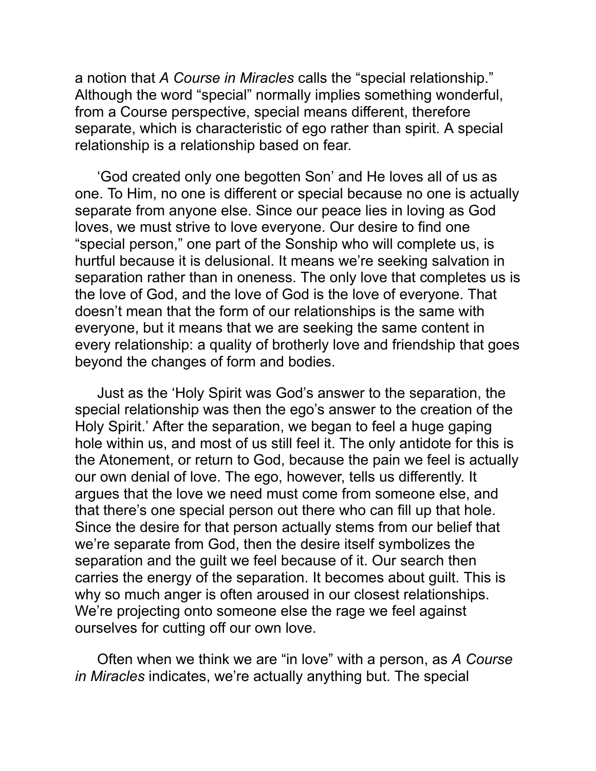a notion that *A Course in Miracles* calls the “special relationship.” Although the word “special” normally implies something wonderful, from a Course perspective, special means different, therefore separate, which is characteristic of ego rather than spirit. A special relationship is a relationship based on fear.

‘God created only one begotten Son’ and He loves all of us as one. To Him, no one is different or special because no one is actually separate from anyone else. Since our peace lies in loving as God loves, we must strive to love everyone. Our desire to find one “special person,” one part of the Sonship who will complete us, is hurtful because it is delusional. It means we’re seeking salvation in separation rather than in oneness. The only love that completes us is the love of God, and the love of God is the love of everyone. That doesn’t mean that the form of our relationships is the same with everyone, but it means that we are seeking the same content in every relationship: a quality of brotherly love and friendship that goes beyond the changes of form and bodies.

Just as the ‘Holy Spirit was God’s answer to the separation, the special relationship was then the ego’s answer to the creation of the Holy Spirit.’ After the separation, we began to feel a huge gaping hole within us, and most of us still feel it. The only antidote for this is the Atonement, or return to God, because the pain we feel is actually our own denial of love. The ego, however, tells us differently. It argues that the love we need must come from someone else, and that there’s one special person out there who can fill up that hole. Since the desire for that person actually stems from our belief that we’re separate from God, then the desire itself symbolizes the separation and the guilt we feel because of it. Our search then carries the energy of the separation. It becomes about guilt. This is why so much anger is often aroused in our closest relationships. We’re projecting onto someone else the rage we feel against ourselves for cutting off our own love.

Often when we think we are “in love” with a person, as *A Course in Miracles* indicates, we’re actually anything but. The special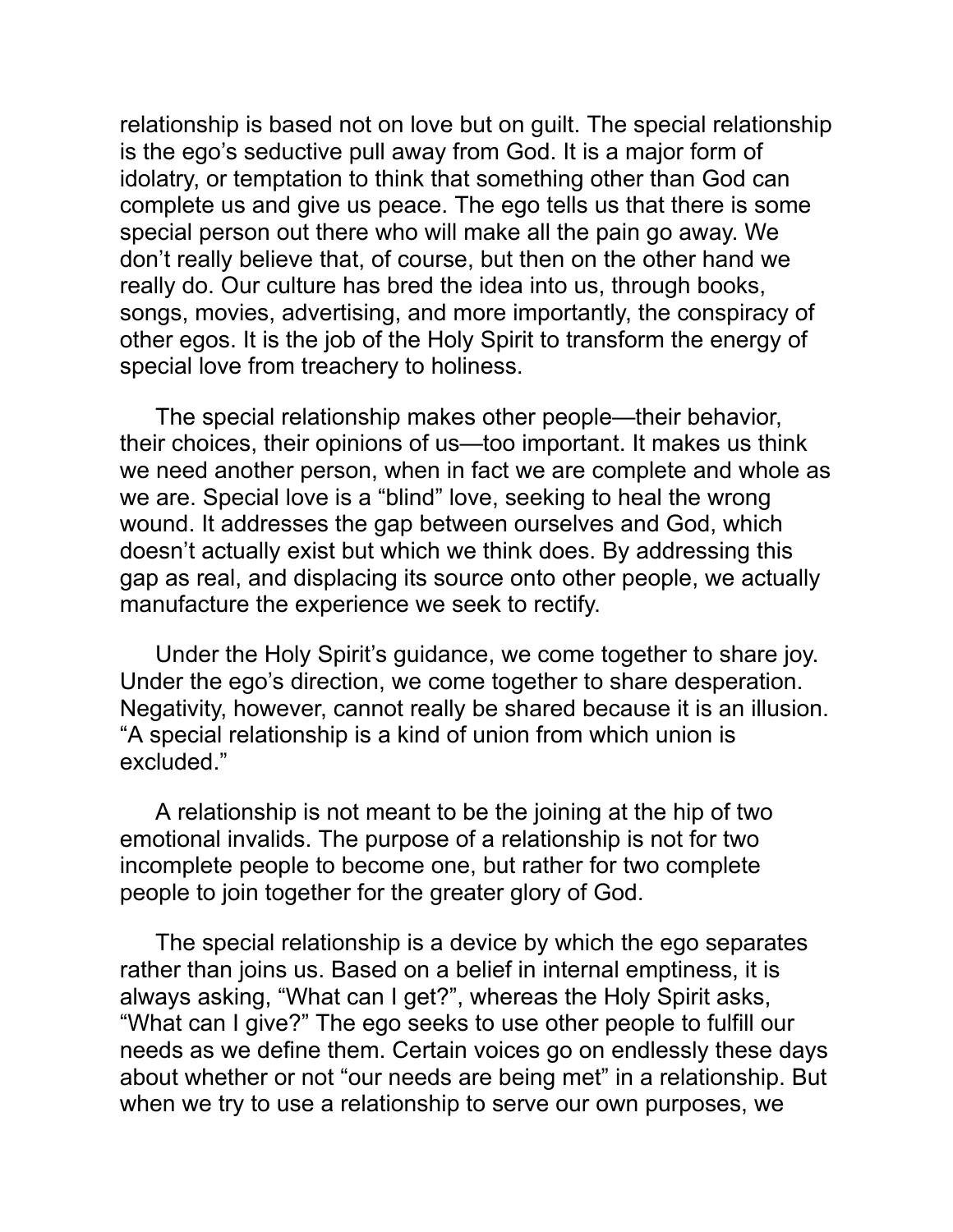relationship is based not on love but on guilt. The special relationship is the ego's seductive pull away from God. It is a major form of idolatry, or temptation to think that something other than God can complete us and give us peace. The ego tells us that there is some special person out there who will make all the pain go away. We don't really believe that, of course, but then on the other hand we really do. Our culture has bred the idea into us, through books, songs, movies, advertising, and more importantly, the conspiracy of other egos. It is the job of the Holy Spirit to transform the energy of special love from treachery to holiness.

The special relationship makes other people—their behavior, their choices, their opinions of us—too important. It makes us think we need another person, when in fact we are complete and whole as we are. Special love is a "blind" love, seeking to heal the wrong wound. It addresses the gap between ourselves and God, which doesn't actually exist but which we think does. By addressing this gap as real, and displacing its source onto other people, we actually manufacture the experience we seek to rectify.

Under the Holy Spirit's guidance, we come together to share joy. Under the ego's direction, we come together to share desperation. Negativity, however, cannot really be shared because it is an illusion. "A special relationship is a kind of union from which union is excluded."

A relationship is not meant to be the joining at the hip of two emotional invalids. The purpose of a relationship is not for two incomplete people to become one, but rather for two complete people to join together for the greater glory of God.

The special relationship is a device by which the ego separates rather than joins us. Based on a belief in internal emptiness, it is always asking, "What can I get?", whereas the Holy Spirit asks, "What can I give?" The ego seeks to use other people to fulfill our needs as we define them. Certain voices go on endlessly these days about whether or not "our needs are being met" in a relationship. But when we try to use a relationship to serve our own purposes, we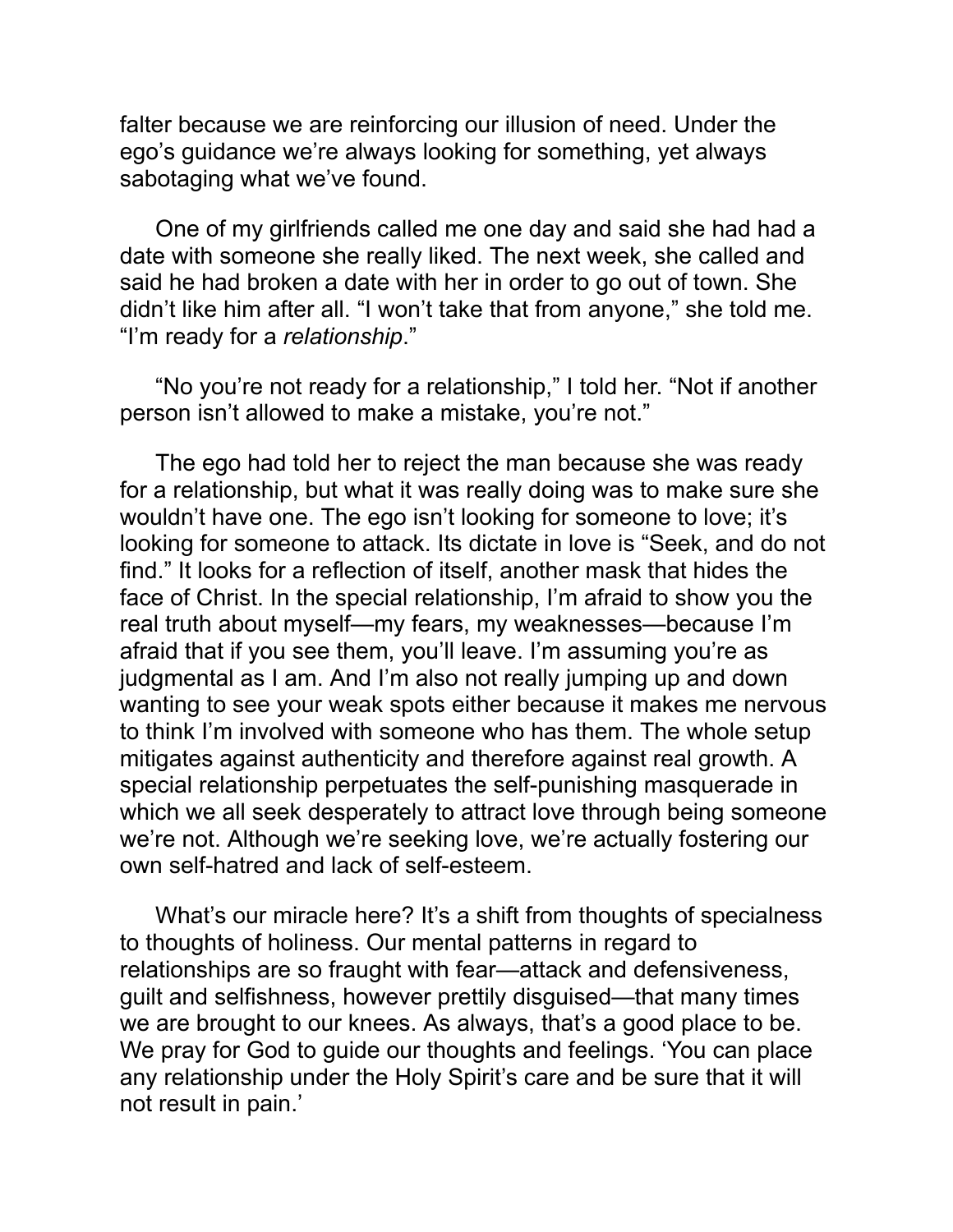falter because we are reinforcing our illusion of need. Under the ego's guidance we're always looking for something, yet always sabotaging what we've found.

One of my girlfriends called me one day and said she had had a date with someone she really liked. The next week, she called and said he had broken a date with her in order to go out of town. She didn't like him after all. "I won't take that from anyone," she told me. "I'm ready for a *relationship*."

"No you're not ready for a relationship," I told her. "Not if another person isn't allowed to make a mistake, you're not."

The ego had told her to reject the man because she was ready for a relationship, but what it was really doing was to make sure she wouldn't have one. The ego isn't looking for someone to love; it's looking for someone to attack. Its dictate in love is "Seek, and do not find." It looks for a reflection of itself, another mask that hides the face of Christ. In the special relationship, I'm afraid to show you the real truth about myself—my fears, my weaknesses—because I'm afraid that if you see them, you'll leave. I'm assuming you're as judgmental as I am. And I'm also not really jumping up and down wanting to see your weak spots either because it makes me nervous to think I'm involved with someone who has them. The whole setup mitigates against authenticity and therefore against real growth. A special relationship perpetuates the self-punishing masquerade in which we all seek desperately to attract love through being someone we're not. Although we're seeking love, we're actually fostering our own self-hatred and lack of self-esteem.

What's our miracle here? It's a shift from thoughts of specialness to thoughts of holiness. Our mental patterns in regard to relationships are so fraught with fear—attack and defensiveness, guilt and selfishness, however prettily disguised—that many times we are brought to our knees. As always, that's a good place to be. We pray for God to guide our thoughts and feelings. 'You can place any relationship under the Holy Spirit's care and be sure that it will not result in pain.'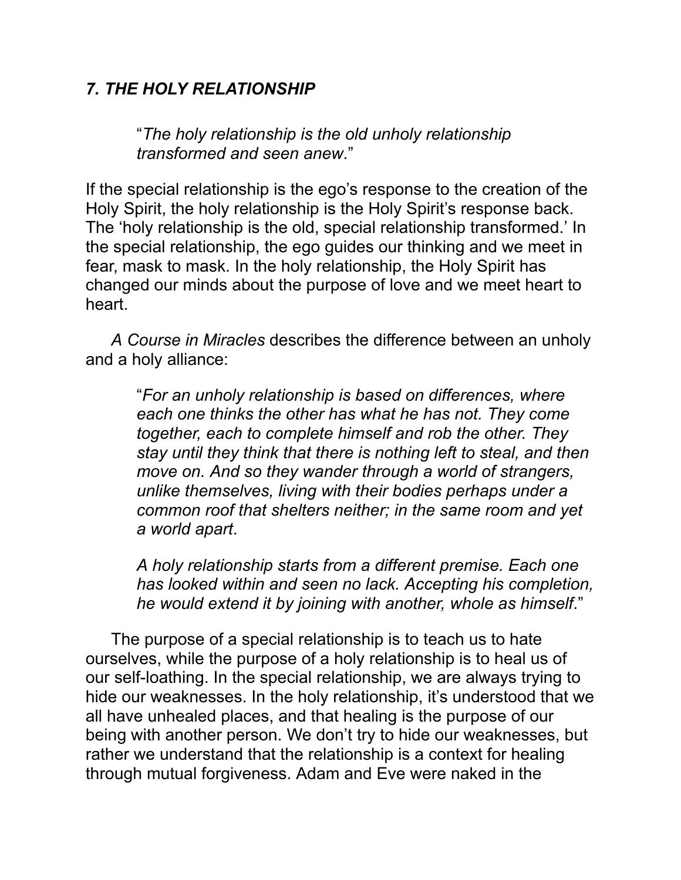## *7. THE HOLY RELATIONSHIP*

> "*The holy relationship is the old unholy relationship transformed and seen anew*."

If the special relationship is the ego's response to the creation of the Holy Spirit, the holy relationship is the Holy Spirit's response back. The 'holy relationship is the old, special relationship transformed.' In the special relationship, the ego guides our thinking and we meet in fear, mask to mask. In the holy relationship, the Holy Spirit has changed our minds about the purpose of love and we meet heart to heart.

*A Course in Miracles* describes the difference between an unholy and a holy alliance:

> "*For an unholy relationship is based on differences, where each one thinks the other has what he has not. They come together, each to complete himself and rob the other. They stay until they think that there is nothing left to steal, and then move on. And so they wander through a world of strangers, unlike themselves, living with their bodies perhaps under a common roof that shelters neither; in the same room and yet a world apart*.
>
> *A holy relationship starts from a different premise. Each one has looked within and seen no lack. Accepting his completion, he would extend it by joining with another, whole as himself*."

The purpose of a special relationship is to teach us to hate ourselves, while the purpose of a holy relationship is to heal us of our self-loathing. In the special relationship, we are always trying to hide our weaknesses. In the holy relationship, it's understood that we all have unhealed places, and that healing is the purpose of our being with another person. We don't try to hide our weaknesses, but rather we understand that the relationship is a context for healing through mutual forgiveness. Adam and Eve were naked in the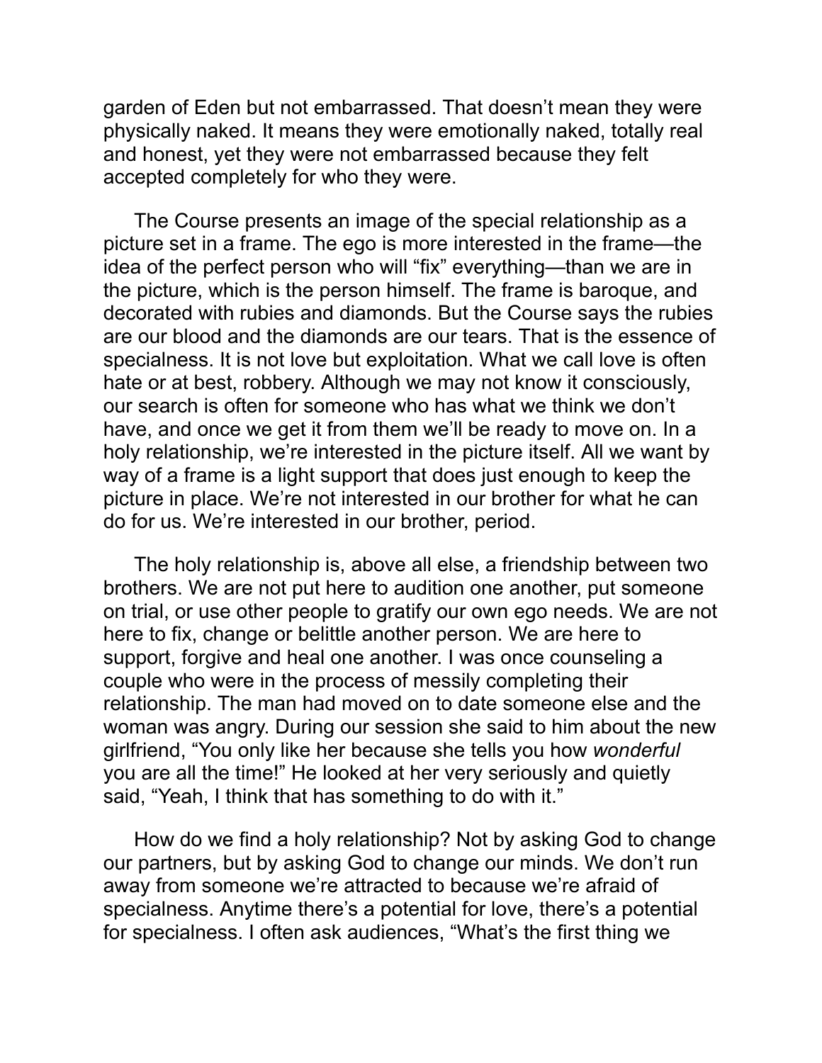garden of Eden but not embarrassed. That doesn't mean they were physically naked. It means they were emotionally naked, totally real and honest, yet they were not embarrassed because they felt accepted completely for who they were.

The Course presents an image of the special relationship as a picture set in a frame. The ego is more interested in the frame—the idea of the perfect person who will "fix" everything—than we are in the picture, which is the person himself. The frame is baroque, and decorated with rubies and diamonds. But the Course says the rubies are our blood and the diamonds are our tears. That is the essence of specialness. It is not love but exploitation. What we call love is often hate or at best, robbery. Although we may not know it consciously, our search is often for someone who has what we think we don't have, and once we get it from them we'll be ready to move on. In a holy relationship, we're interested in the picture itself. All we want by way of a frame is a light support that does just enough to keep the picture in place. We're not interested in our brother for what he can do for us. We're interested in our brother, period.

The holy relationship is, above all else, a friendship between two brothers. We are not put here to audition one another, put someone on trial, or use other people to gratify our own ego needs. We are not here to fix, change or belittle another person. We are here to support, forgive and heal one another. I was once counseling a couple who were in the process of messily completing their relationship. The man had moved on to date someone else and the woman was angry. During our session she said to him about the new girlfriend, "You only like her because she tells you how *wonderful* you are all the time!" He looked at her very seriously and quietly said, "Yeah, I think that has something to do with it."

How do we find a holy relationship? Not by asking God to change our partners, but by asking God to change our minds. We don't run away from someone we're attracted to because we're afraid of specialness. Anytime there's a potential for love, there's a potential for specialness. I often ask audiences, "What's the first thing we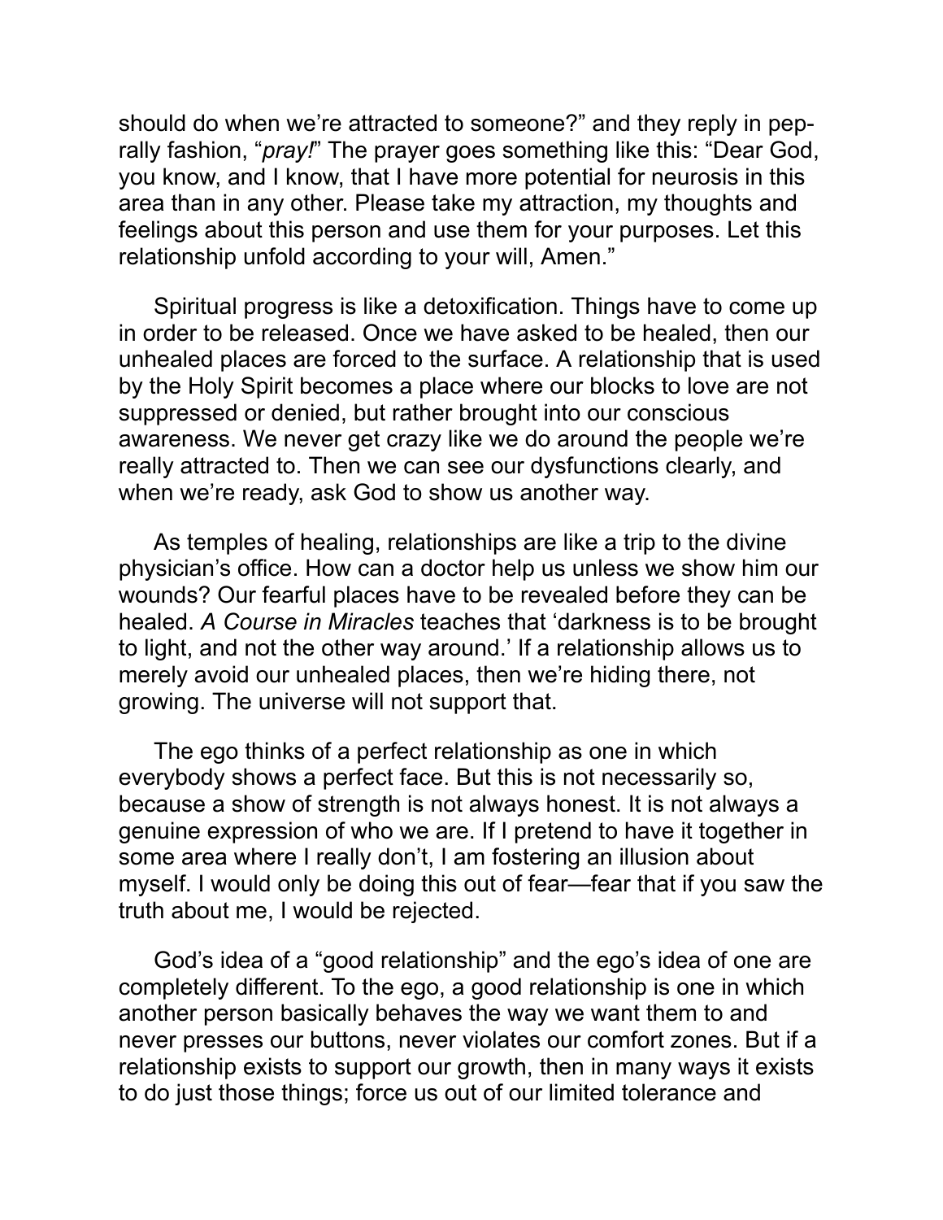should do when we're attracted to someone?" and they reply in pep-rally fashion, "*pray!*" The prayer goes something like this: "Dear God, you know, and I know, that I have more potential for neurosis in this area than in any other. Please take my attraction, my thoughts and feelings about this person and use them for your purposes. Let this relationship unfold according to your will, Amen."

Spiritual progress is like a detoxification. Things have to come up in order to be released. Once we have asked to be healed, then our unhealed places are forced to the surface. A relationship that is used by the Holy Spirit becomes a place where our blocks to love are not suppressed or denied, but rather brought into our conscious awareness. We never get crazy like we do around the people we're really attracted to. Then we can see our dysfunctions clearly, and when we're ready, ask God to show us another way.

As temples of healing, relationships are like a trip to the divine physician's office. How can a doctor help us unless we show him our wounds? Our fearful places have to be revealed before they can be healed. *A Course in Miracles* teaches that 'darkness is to be brought to light, and not the other way around.' If a relationship allows us to merely avoid our unhealed places, then we're hiding there, not growing. The universe will not support that.

The ego thinks of a perfect relationship as one in which everybody shows a perfect face. But this is not necessarily so, because a show of strength is not always honest. It is not always a genuine expression of who we are. If I pretend to have it together in some area where I really don't, I am fostering an illusion about myself. I would only be doing this out of fear—fear that if you saw the truth about me, I would be rejected.

God's idea of a "good relationship" and the ego's idea of one are completely different. To the ego, a good relationship is one in which another person basically behaves the way we want them to and never presses our buttons, never violates our comfort zones. But if a relationship exists to support our growth, then in many ways it exists to do just those things; force us out of our limited tolerance and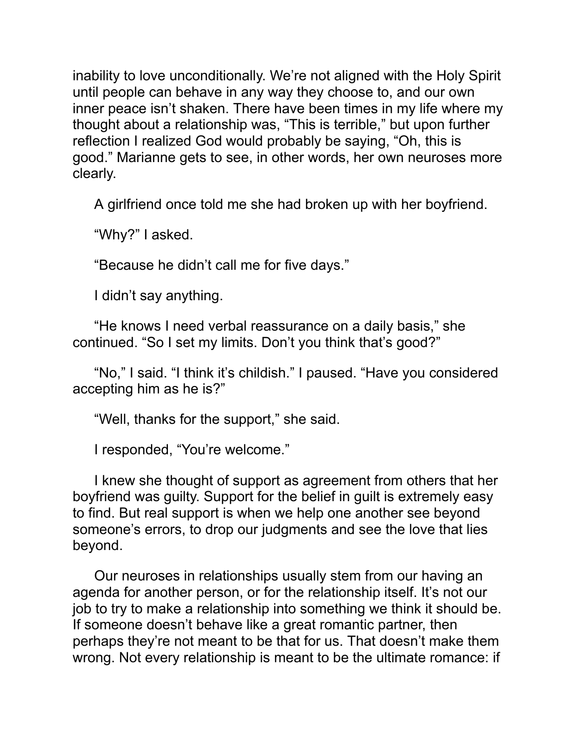inability to love unconditionally. We're not aligned with the Holy Spirit until people can behave in any way they choose to, and our own inner peace isn't shaken. There have been times in my life where my thought about a relationship was, "This is terrible," but upon further reflection I realized God would probably be saying, "Oh, this is good." Marianne gets to see, in other words, her own neuroses more clearly.

A girlfriend once told me she had broken up with her boyfriend.

"Why?" I asked.

"Because he didn't call me for five days."

I didn't say anything.

"He knows I need verbal reassurance on a daily basis," she continued. "So I set my limits. Don't you think that's good?"

"No," I said. "I think it's childish." I paused. "Have you considered accepting him as he is?"

"Well, thanks for the support," she said.

I responded, "You're welcome."

I knew she thought of support as agreement from others that her boyfriend was guilty. Support for the belief in guilt is extremely easy to find. But real support is when we help one another see beyond someone's errors, to drop our judgments and see the love that lies beyond.

Our neuroses in relationships usually stem from our having an agenda for another person, or for the relationship itself. It's not our job to try to make a relationship into something we think it should be. If someone doesn't behave like a great romantic partner, then perhaps they're not meant to be that for us. That doesn't make them wrong. Not every relationship is meant to be the ultimate romance: if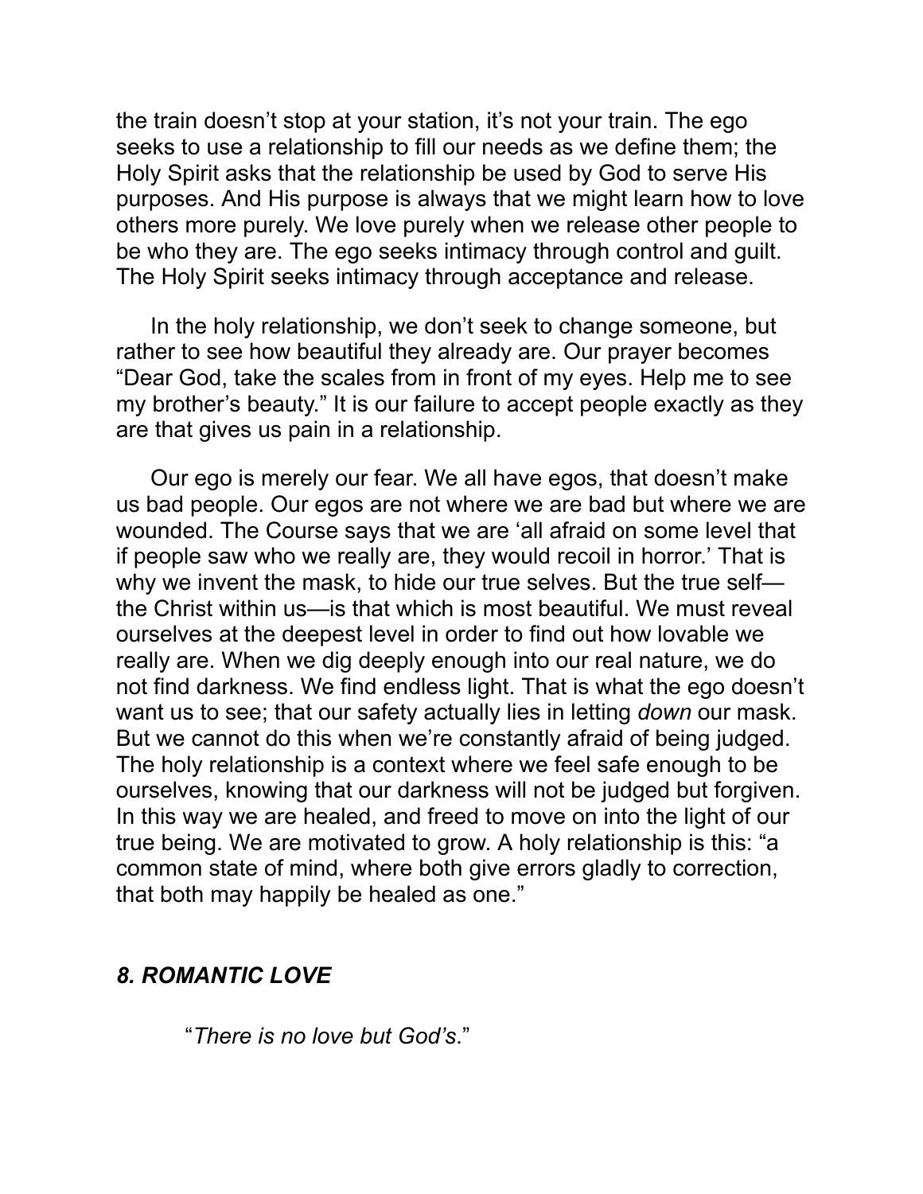the train doesn't stop at your station, it's not your train. The ego seeks to use a relationship to fill our needs as we define them; the Holy Spirit asks that the relationship be used by God to serve His purposes. And His purpose is always that we might learn how to love others more purely. We love purely when we release other people to be who they are. The ego seeks intimacy through control and guilt. The Holy Spirit seeks intimacy through acceptance and release.

In the holy relationship, we don't seek to change someone, but rather to see how beautiful they already are. Our prayer becomes "Dear God, take the scales from in front of my eyes. Help me to see my brother's beauty." It is our failure to accept people exactly as they are that gives us pain in a relationship.

Our ego is merely our fear. We all have egos, that doesn't make us bad people. Our egos are not where we are bad but where we are wounded. The Course says that we are 'all afraid on some level that if people saw who we really are, they would recoil in horror.' That is why we invent the mask, to hide our true selves. But the true self—the Christ within us—is that which is most beautiful. We must reveal ourselves at the deepest level in order to find out how lovable we really are. When we dig deeply enough into our real nature, we do not find darkness. We find endless light. That is what the ego doesn't want us to see; that our safety actually lies in letting *down* our mask. But we cannot do this when we're constantly afraid of being judged. The holy relationship is a context where we feel safe enough to be ourselves, knowing that our darkness will not be judged but forgiven. In this way we are healed, and freed to move on into the light of our true being. We are motivated to grow. A holy relationship is this: "a common state of mind, where both give errors gladly to correction, that both may happily be healed as one."

## *8. ROMANTIC LOVE*

"*There is no love but God's*."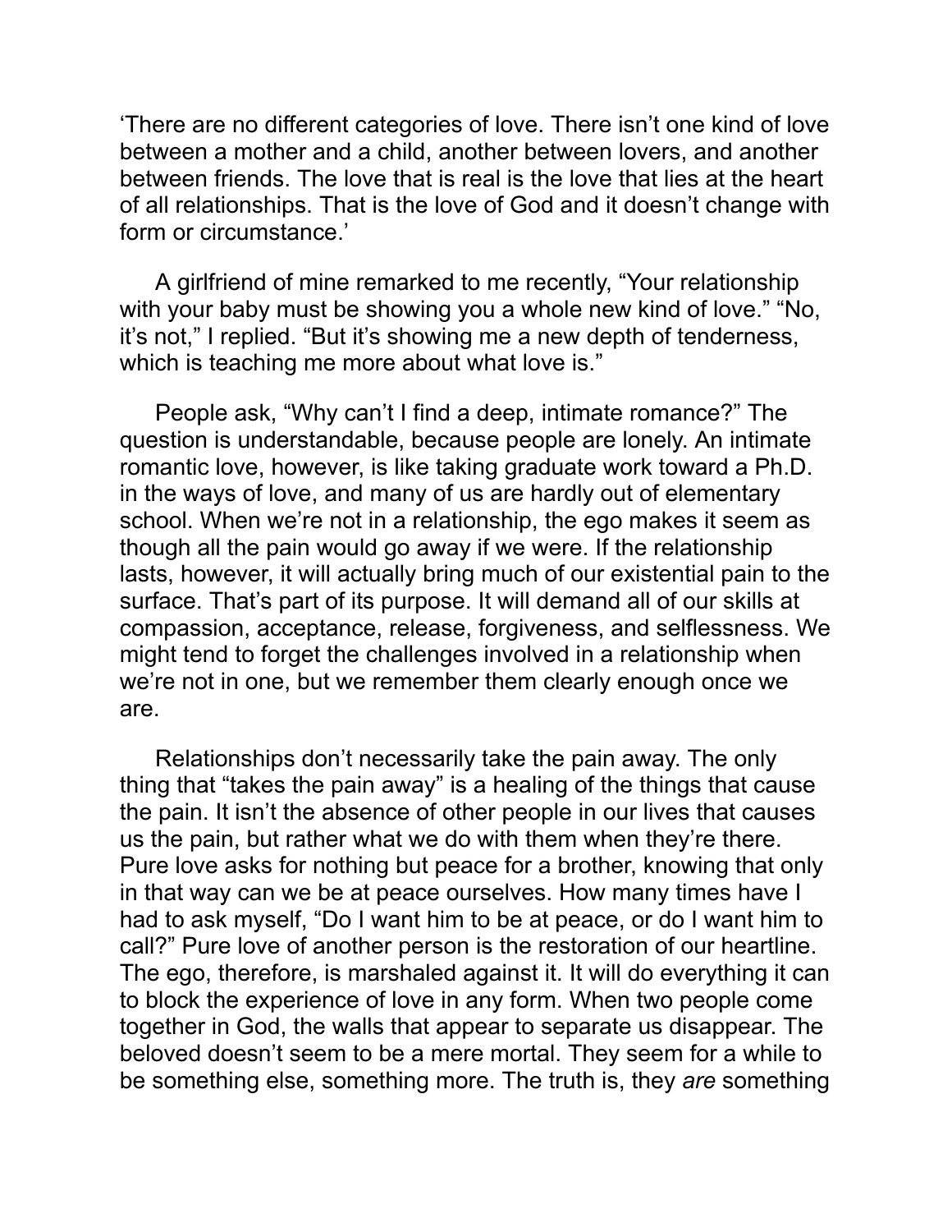‘There are no different categories of love. There isn’t one kind of love between a mother and a child, another between lovers, and another between friends. The love that is real is the love that lies at the heart of all relationships. That is the love of God and it doesn’t change with form or circumstance.’

A girlfriend of mine remarked to me recently, “Your relationship with your baby must be showing you a whole new kind of love.” “No, it’s not,” I replied. “But it’s showing me a new depth of tenderness, which is teaching me more about what love is.”

People ask, “Why can’t I find a deep, intimate romance?” The question is understandable, because people are lonely. An intimate romantic love, however, is like taking graduate work toward a Ph.D. in the ways of love, and many of us are hardly out of elementary school. When we’re not in a relationship, the ego makes it seem as though all the pain would go away if we were. If the relationship lasts, however, it will actually bring much of our existential pain to the surface. That’s part of its purpose. It will demand all of our skills at compassion, acceptance, release, forgiveness, and selflessness. We might tend to forget the challenges involved in a relationship when we’re not in one, but we remember them clearly enough once we are.

Relationships don’t necessarily take the pain away. The only thing that “takes the pain away” is a healing of the things that cause the pain. It isn’t the absence of other people in our lives that causes us the pain, but rather what we do with them when they’re there. Pure love asks for nothing but peace for a brother, knowing that only in that way can we be at peace ourselves. How many times have I had to ask myself, “Do I want him to be at peace, or do I want him to call?” Pure love of another person is the restoration of our heartline. The ego, therefore, is marshaled against it. It will do everything it can to block the experience of love in any form. When two people come together in God, the walls that appear to separate us disappear. The beloved doesn’t seem to be a mere mortal. They seem for a while to be something else, something more. The truth is, they *are* something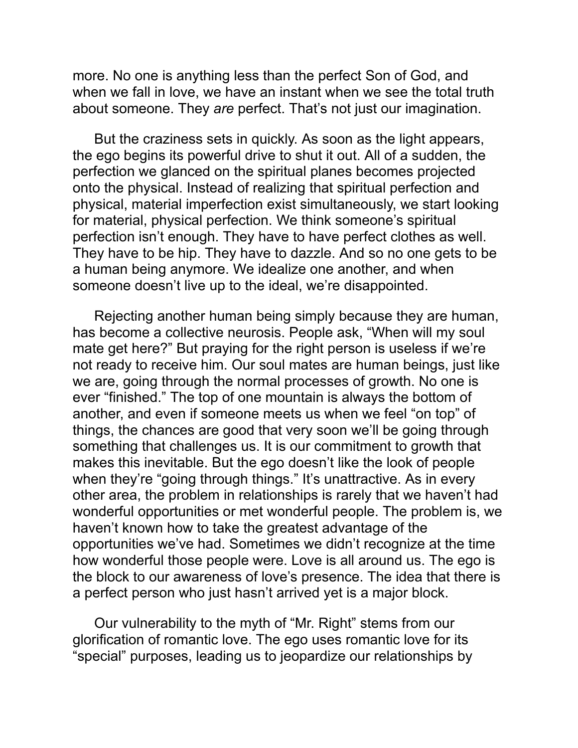more. No one is anything less than the perfect Son of God, and when we fall in love, we have an instant when we see the total truth about someone. They *are* perfect. That's not just our imagination.

But the craziness sets in quickly. As soon as the light appears, the ego begins its powerful drive to shut it out. All of a sudden, the perfection we glanced on the spiritual planes becomes projected onto the physical. Instead of realizing that spiritual perfection and physical, material imperfection exist simultaneously, we start looking for material, physical perfection. We think someone's spiritual perfection isn't enough. They have to have perfect clothes as well. They have to be hip. They have to dazzle. And so no one gets to be a human being anymore. We idealize one another, and when someone doesn't live up to the ideal, we're disappointed.

Rejecting another human being simply because they are human, has become a collective neurosis. People ask, "When will my soul mate get here?" But praying for the right person is useless if we're not ready to receive him. Our soul mates are human beings, just like we are, going through the normal processes of growth. No one is ever "finished." The top of one mountain is always the bottom of another, and even if someone meets us when we feel "on top" of things, the chances are good that very soon we'll be going through something that challenges us. It is our commitment to growth that makes this inevitable. But the ego doesn't like the look of people when they're "going through things." It's unattractive. As in every other area, the problem in relationships is rarely that we haven't had wonderful opportunities or met wonderful people. The problem is, we haven't known how to take the greatest advantage of the opportunities we've had. Sometimes we didn't recognize at the time how wonderful those people were. Love is all around us. The ego is the block to our awareness of love's presence. The idea that there is a perfect person who just hasn't arrived yet is a major block.

Our vulnerability to the myth of "Mr. Right" stems from our glorification of romantic love. The ego uses romantic love for its "special" purposes, leading us to jeopardize our relationships by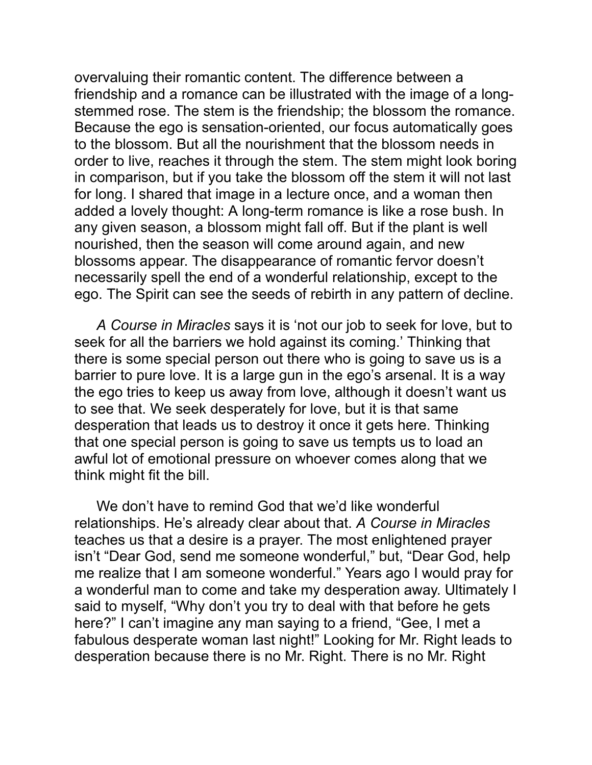overvaluing their romantic content. The difference between a friendship and a romance can be illustrated with the image of a long-stemmed rose. The stem is the friendship; the blossom the romance. Because the ego is sensation-oriented, our focus automatically goes to the blossom. But all the nourishment that the blossom needs in order to live, reaches it through the stem. The stem might look boring in comparison, but if you take the blossom off the stem it will not last for long. I shared that image in a lecture once, and a woman then added a lovely thought: A long-term romance is like a rose bush. In any given season, a blossom might fall off. But if the plant is well nourished, then the season will come around again, and new blossoms appear. The disappearance of romantic fervor doesn't necessarily spell the end of a wonderful relationship, except to the ego. The Spirit can see the seeds of rebirth in any pattern of decline.

*A Course in Miracles* says it is 'not our job to seek for love, but to seek for all the barriers we hold against its coming.' Thinking that there is some special person out there who is going to save us is a barrier to pure love. It is a large gun in the ego's arsenal. It is a way the ego tries to keep us away from love, although it doesn't want us to see that. We seek desperately for love, but it is that same desperation that leads us to destroy it once it gets here. Thinking that one special person is going to save us tempts us to load an awful lot of emotional pressure on whoever comes along that we think might fit the bill.

We don't have to remind God that we'd like wonderful relationships. He's already clear about that. *A Course in Miracles* teaches us that a desire is a prayer. The most enlightened prayer isn't "Dear God, send me someone wonderful," but, "Dear God, help me realize that I am someone wonderful." Years ago I would pray for a wonderful man to come and take my desperation away. Ultimately I said to myself, "Why don't you try to deal with that before he gets here?" I can't imagine any man saying to a friend, "Gee, I met a fabulous desperate woman last night!" Looking for Mr. Right leads to desperation because there is no Mr. Right. There is no Mr. Right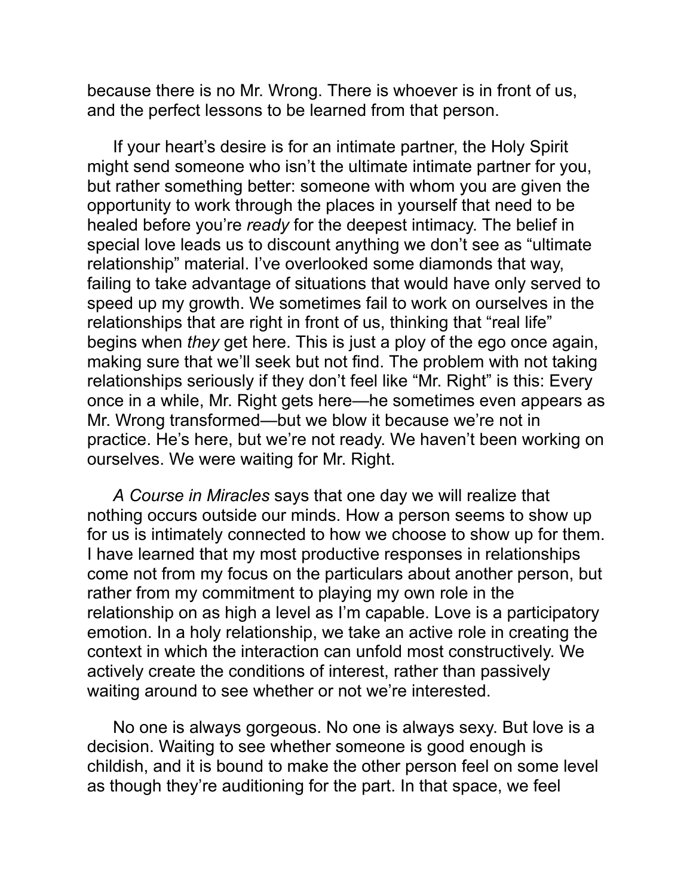because there is no Mr. Wrong. There is whoever is in front of us, and the perfect lessons to be learned from that person.

If your heart's desire is for an intimate partner, the Holy Spirit might send someone who isn't the ultimate intimate partner for you, but rather something better: someone with whom you are given the opportunity to work through the places in yourself that need to be healed before you're *ready* for the deepest intimacy. The belief in special love leads us to discount anything we don't see as "ultimate relationship" material. I've overlooked some diamonds that way, failing to take advantage of situations that would have only served to speed up my growth. We sometimes fail to work on ourselves in the relationships that are right in front of us, thinking that "real life" begins when *they* get here. This is just a ploy of the ego once again, making sure that we'll seek but not find. The problem with not taking relationships seriously if they don't feel like "Mr. Right" is this: Every once in a while, Mr. Right gets here—he sometimes even appears as Mr. Wrong transformed—but we blow it because we're not in practice. He's here, but we're not ready. We haven't been working on ourselves. We were waiting for Mr. Right.

*A Course in Miracles* says that one day we will realize that nothing occurs outside our minds. How a person seems to show up for us is intimately connected to how we choose to show up for them. I have learned that my most productive responses in relationships come not from my focus on the particulars about another person, but rather from my commitment to playing my own role in the relationship on as high a level as I'm capable. Love is a participatory emotion. In a holy relationship, we take an active role in creating the context in which the interaction can unfold most constructively. We actively create the conditions of interest, rather than passively waiting around to see whether or not we're interested.

No one is always gorgeous. No one is always sexy. But love is a decision. Waiting to see whether someone is good enough is childish, and it is bound to make the other person feel on some level as though they're auditioning for the part. In that space, we feel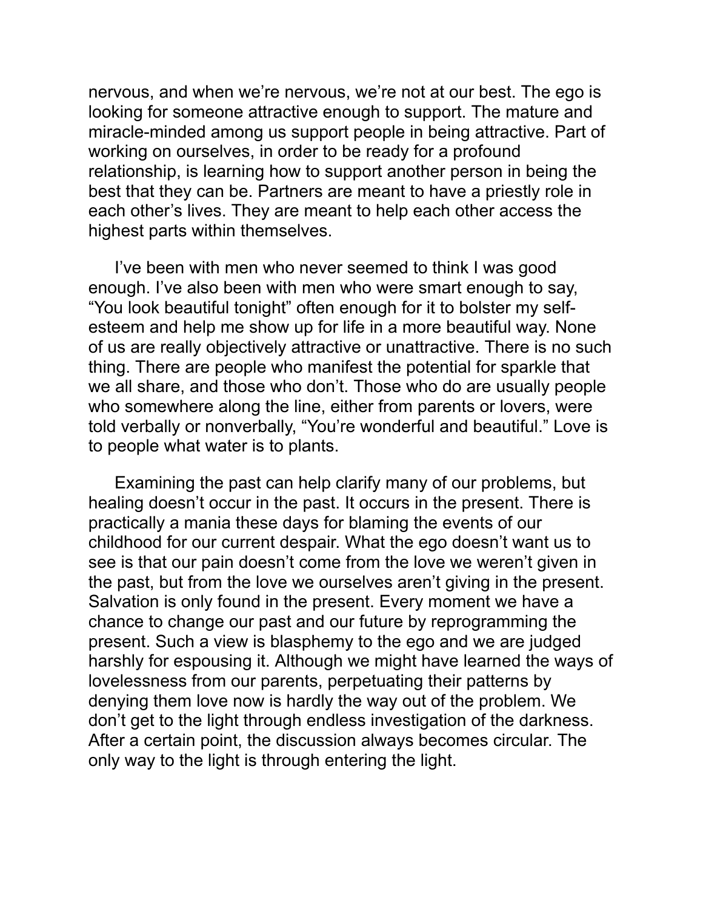nervous, and when we're nervous, we're not at our best. The ego is looking for someone attractive enough to support. The mature and miracle-minded among us support people in being attractive. Part of working on ourselves, in order to be ready for a profound relationship, is learning how to support another person in being the best that they can be. Partners are meant to have a priestly role in each other's lives. They are meant to help each other access the highest parts within themselves.

I've been with men who never seemed to think I was good enough. I've also been with men who were smart enough to say, "You look beautiful tonight" often enough for it to bolster my self-esteem and help me show up for life in a more beautiful way. None of us are really objectively attractive or unattractive. There is no such thing. There are people who manifest the potential for sparkle that we all share, and those who don't. Those who do are usually people who somewhere along the line, either from parents or lovers, were told verbally or nonverbally, "You're wonderful and beautiful." Love is to people what water is to plants.

Examining the past can help clarify many of our problems, but healing doesn't occur in the past. It occurs in the present. There is practically a mania these days for blaming the events of our childhood for our current despair. What the ego doesn't want us to see is that our pain doesn't come from the love we weren't given in the past, but from the love we ourselves aren't giving in the present. Salvation is only found in the present. Every moment we have a chance to change our past and our future by reprogramming the present. Such a view is blasphemy to the ego and we are judged harshly for espousing it. Although we might have learned the ways of lovelessness from our parents, perpetuating their patterns by denying them love now is hardly the way out of the problem. We don't get to the light through endless investigation of the darkness. After a certain point, the discussion always becomes circular. The only way to the light is through entering the light.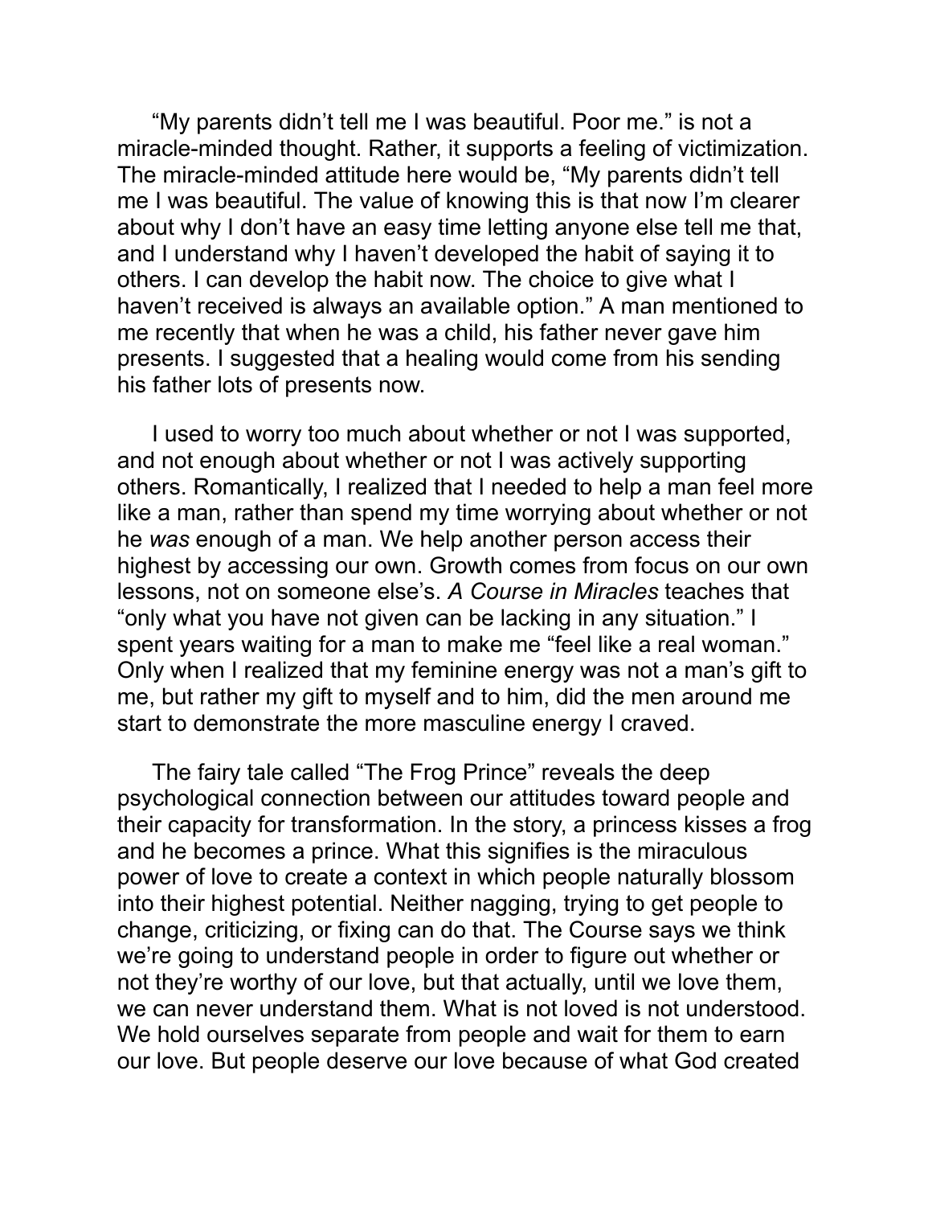"My parents didn't tell me I was beautiful. Poor me." is not a miracle-minded thought. Rather, it supports a feeling of victimization. The miracle-minded attitude here would be, "My parents didn't tell me I was beautiful. The value of knowing this is that now I'm clearer about why I don't have an easy time letting anyone else tell me that, and I understand why I haven't developed the habit of saying it to others. I can develop the habit now. The choice to give what I haven't received is always an available option." A man mentioned to me recently that when he was a child, his father never gave him presents. I suggested that a healing would come from his sending his father lots of presents now.

I used to worry too much about whether or not I was supported, and not enough about whether or not I was actively supporting others. Romantically, I realized that I needed to help a man feel more like a man, rather than spend my time worrying about whether or not he *was* enough of a man. We help another person access their highest by accessing our own. Growth comes from focus on our own lessons, not on someone else's. *A Course in Miracles* teaches that "only what you have not given can be lacking in any situation." I spent years waiting for a man to make me "feel like a real woman." Only when I realized that my feminine energy was not a man's gift to me, but rather my gift to myself and to him, did the men around me start to demonstrate the more masculine energy I craved.

The fairy tale called "The Frog Prince" reveals the deep psychological connection between our attitudes toward people and their capacity for transformation. In the story, a princess kisses a frog and he becomes a prince. What this signifies is the miraculous power of love to create a context in which people naturally blossom into their highest potential. Neither nagging, trying to get people to change, criticizing, or fixing can do that. The Course says we think we're going to understand people in order to figure out whether or not they're worthy of our love, but that actually, until we love them, we can never understand them. What is not loved is not understood. We hold ourselves separate from people and wait for them to earn our love. But people deserve our love because of what God created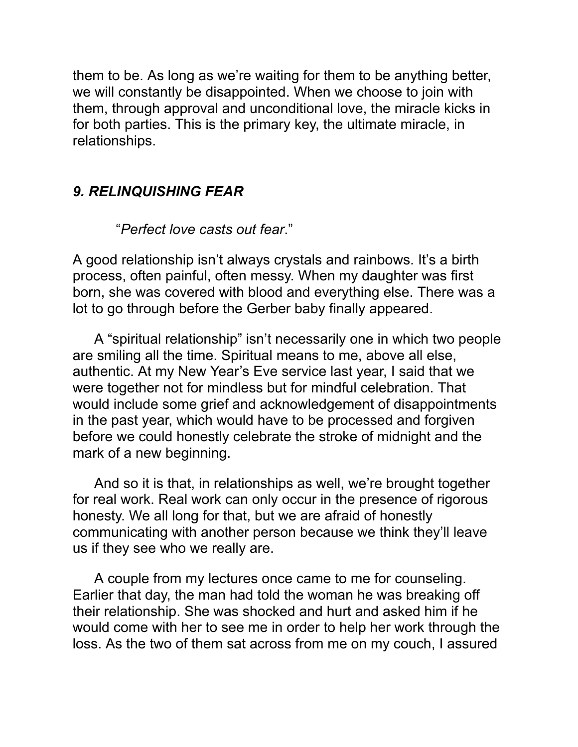them to be. As long as we're waiting for them to be anything better, we will constantly be disappointed. When we choose to join with them, through approval and unconditional love, the miracle kicks in for both parties. This is the primary key, the ultimate miracle, in relationships.

### *9. RELINQUISHING FEAR*

"*Perfect love casts out fear*."

A good relationship isn't always crystals and rainbows. It's a birth process, often painful, often messy. When my daughter was first born, she was covered with blood and everything else. There was a lot to go through before the Gerber baby finally appeared.

A "spiritual relationship" isn't necessarily one in which two people are smiling all the time. Spiritual means to me, above all else, authentic. At my New Year's Eve service last year, I said that we were together not for mindless but for mindful celebration. That would include some grief and acknowledgement of disappointments in the past year, which would have to be processed and forgiven before we could honestly celebrate the stroke of midnight and the mark of a new beginning.

And so it is that, in relationships as well, we're brought together for real work. Real work can only occur in the presence of rigorous honesty. We all long for that, but we are afraid of honestly communicating with another person because we think they'll leave us if they see who we really are.

A couple from my lectures once came to me for counseling. Earlier that day, the man had told the woman he was breaking off their relationship. She was shocked and hurt and asked him if he would come with her to see me in order to help her work through the loss. As the two of them sat across from me on my couch, I assured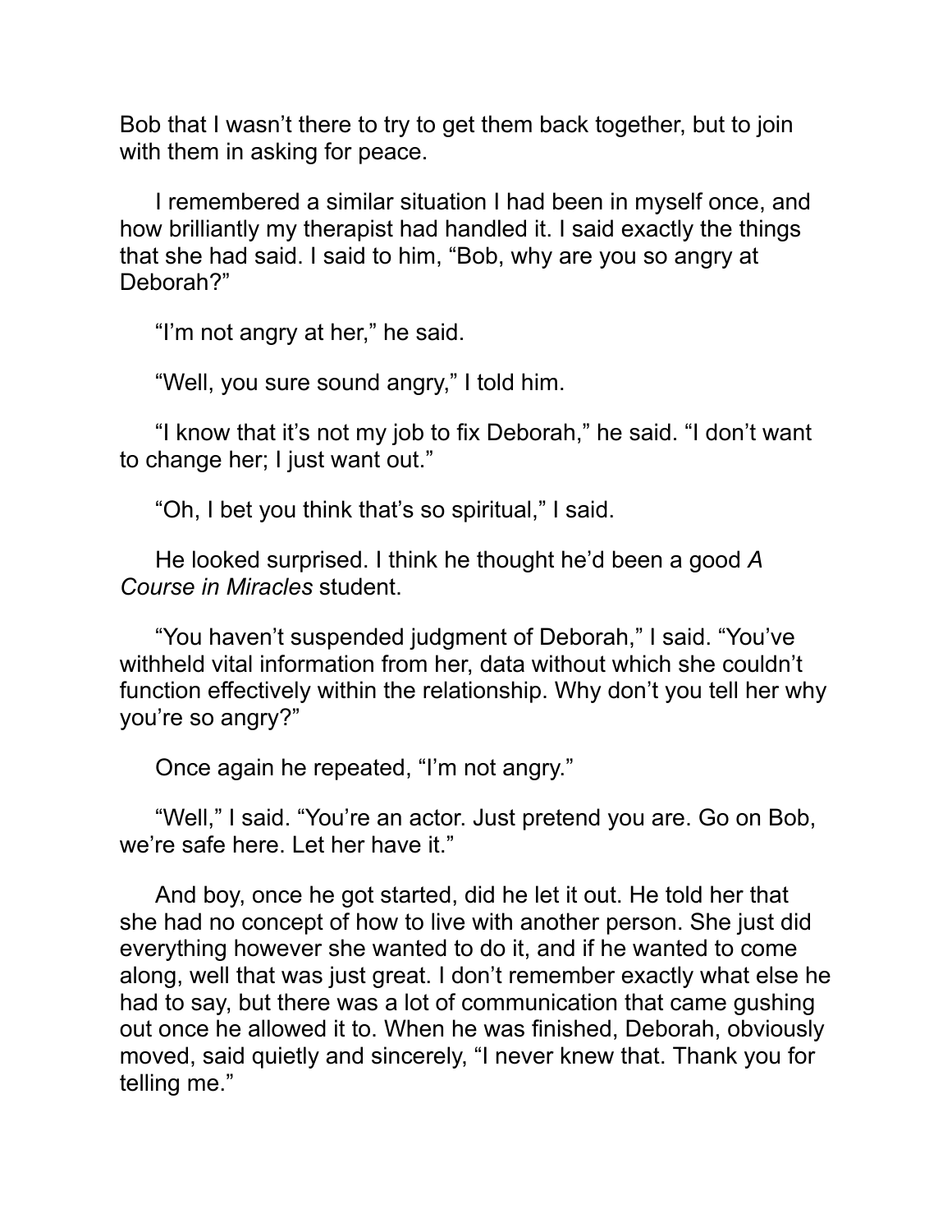Bob that I wasn't there to try to get them back together, but to join with them in asking for peace.

I remembered a similar situation I had been in myself once, and how brilliantly my therapist had handled it. I said exactly the things that she had said. I said to him, "Bob, why are you so angry at Deborah?"

"I'm not angry at her," he said.

"Well, you sure sound angry," I told him.

"I know that it's not my job to fix Deborah," he said. "I don't want to change her; I just want out."

"Oh, I bet you think that's so spiritual," I said.

He looked surprised. I think he thought he'd been a good *A Course in Miracles* student.

"You haven't suspended judgment of Deborah," I said. "You've withheld vital information from her, data without which she couldn't function effectively within the relationship. Why don't you tell her why you're so angry?"

Once again he repeated, "I'm not angry."

"Well," I said. "You're an actor. Just pretend you are. Go on Bob, we're safe here. Let her have it."

And boy, once he got started, did he let it out. He told her that she had no concept of how to live with another person. She just did everything however she wanted to do it, and if he wanted to come along, well that was just great. I don't remember exactly what else he had to say, but there was a lot of communication that came gushing out once he allowed it to. When he was finished, Deborah, obviously moved, said quietly and sincerely, "I never knew that. Thank you for telling me."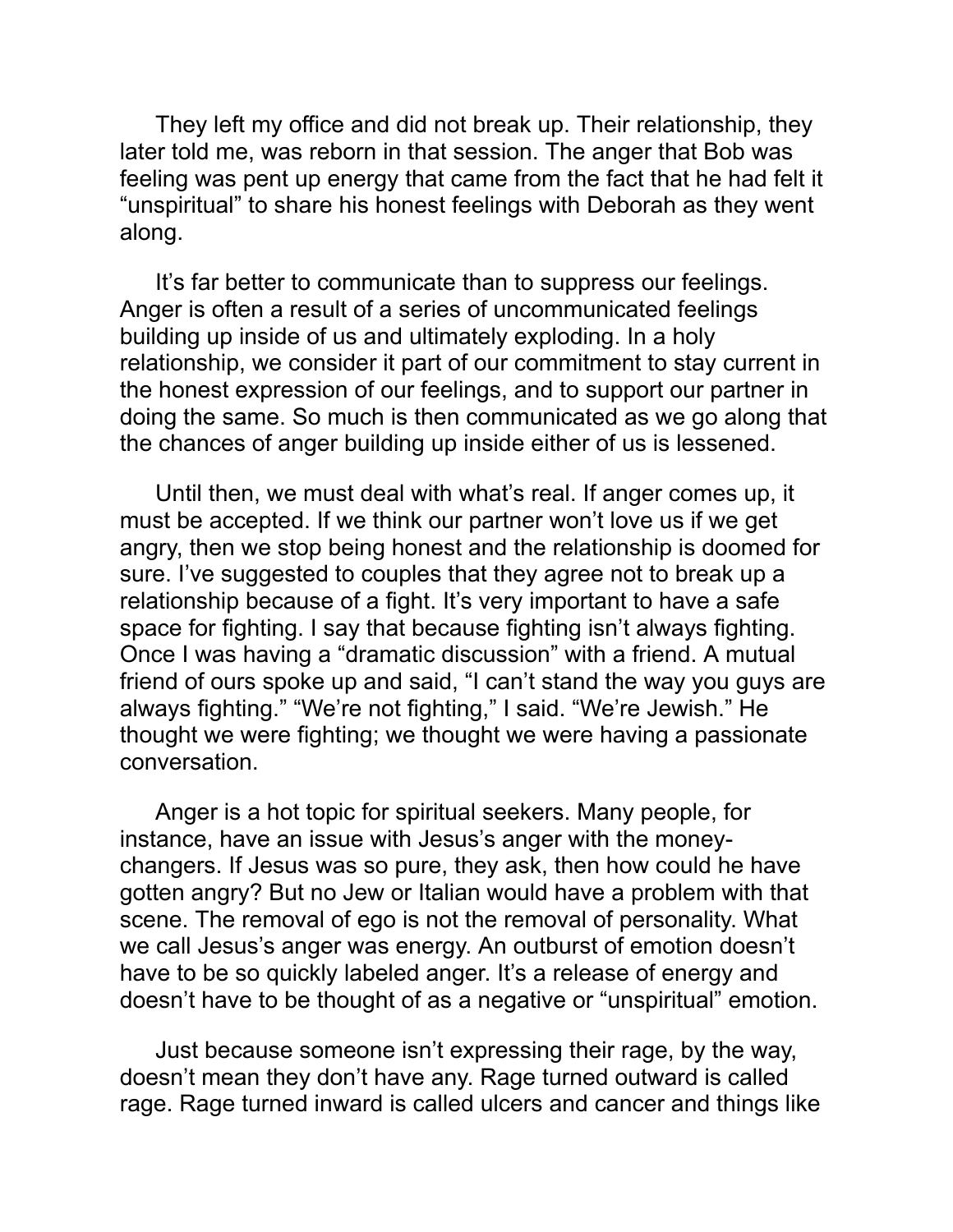They left my office and did not break up. Their relationship, they later told me, was reborn in that session. The anger that Bob was feeling was pent up energy that came from the fact that he had felt it "unspiritual" to share his honest feelings with Deborah as they went along.

It's far better to communicate than to suppress our feelings. Anger is often a result of a series of uncommunicated feelings building up inside of us and ultimately exploding. In a holy relationship, we consider it part of our commitment to stay current in the honest expression of our feelings, and to support our partner in doing the same. So much is then communicated as we go along that the chances of anger building up inside either of us is lessened.

Until then, we must deal with what's real. If anger comes up, it must be accepted. If we think our partner won't love us if we get angry, then we stop being honest and the relationship is doomed for sure. I've suggested to couples that they agree not to break up a relationship because of a fight. It's very important to have a safe space for fighting. I say that because fighting isn't always fighting. Once I was having a "dramatic discussion" with a friend. A mutual friend of ours spoke up and said, "I can't stand the way you guys are always fighting." "We're not fighting," I said. "We're Jewish." He thought we were fighting; we thought we were having a passionate conversation.

Anger is a hot topic for spiritual seekers. Many people, for instance, have an issue with Jesus's anger with the money-changers. If Jesus was so pure, they ask, then how could he have gotten angry? But no Jew or Italian would have a problem with that scene. The removal of ego is not the removal of personality. What we call Jesus's anger was energy. An outburst of emotion doesn't have to be so quickly labeled anger. It's a release of energy and doesn't have to be thought of as a negative or "unspiritual" emotion.

Just because someone isn't expressing their rage, by the way, doesn't mean they don't have any. Rage turned outward is called rage. Rage turned inward is called ulcers and cancer and things like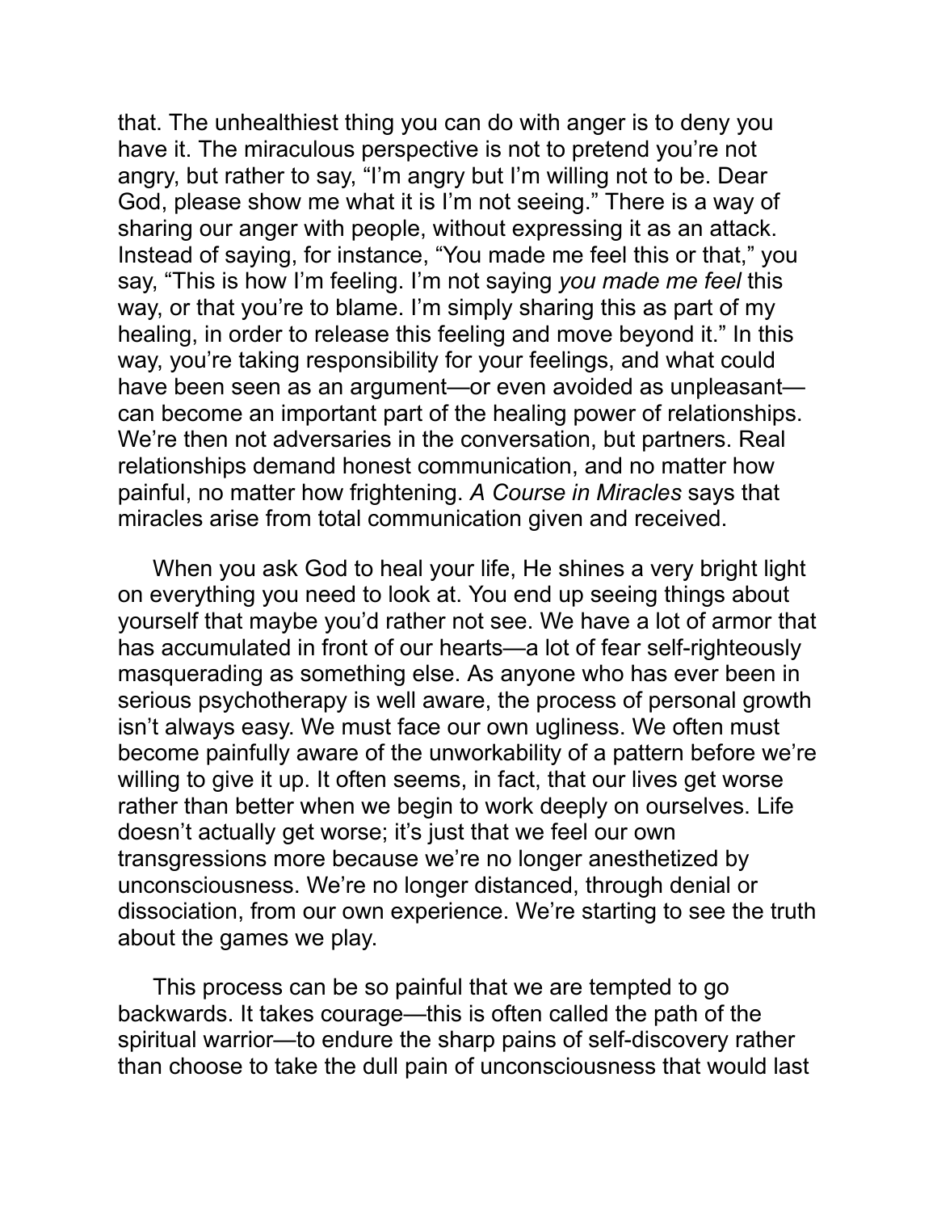that. The unhealthiest thing you can do with anger is to deny you have it. The miraculous perspective is not to pretend you're not angry, but rather to say, "I'm angry but I'm willing not to be. Dear God, please show me what it is I'm not seeing." There is a way of sharing our anger with people, without expressing it as an attack. Instead of saying, for instance, "You made me feel this or that," you say, "This is how I'm feeling. I'm not saying *you made me feel* this way, or that you're to blame. I'm simply sharing this as part of my healing, in order to release this feeling and move beyond it." In this way, you're taking responsibility for your feelings, and what could have been seen as an argument—or even avoided as unpleasant—can become an important part of the healing power of relationships. We're then not adversaries in the conversation, but partners. Real relationships demand honest communication, and no matter how painful, no matter how frightening. *A Course in Miracles* says that miracles arise from total communication given and received.

When you ask God to heal your life, He shines a very bright light on everything you need to look at. You end up seeing things about yourself that maybe you'd rather not see. We have a lot of armor that has accumulated in front of our hearts—a lot of fear self-righteously masquerading as something else. As anyone who has ever been in serious psychotherapy is well aware, the process of personal growth isn't always easy. We must face our own ugliness. We often must become painfully aware of the unworkability of a pattern before we're willing to give it up. It often seems, in fact, that our lives get worse rather than better when we begin to work deeply on ourselves. Life doesn't actually get worse; it's just that we feel our own transgressions more because we're no longer anesthetized by unconsciousness. We're no longer distanced, through denial or dissociation, from our own experience. We're starting to see the truth about the games we play.

This process can be so painful that we are tempted to go backwards. It takes courage—this is often called the path of the spiritual warrior—to endure the sharp pains of self-discovery rather than choose to take the dull pain of unconsciousness that would last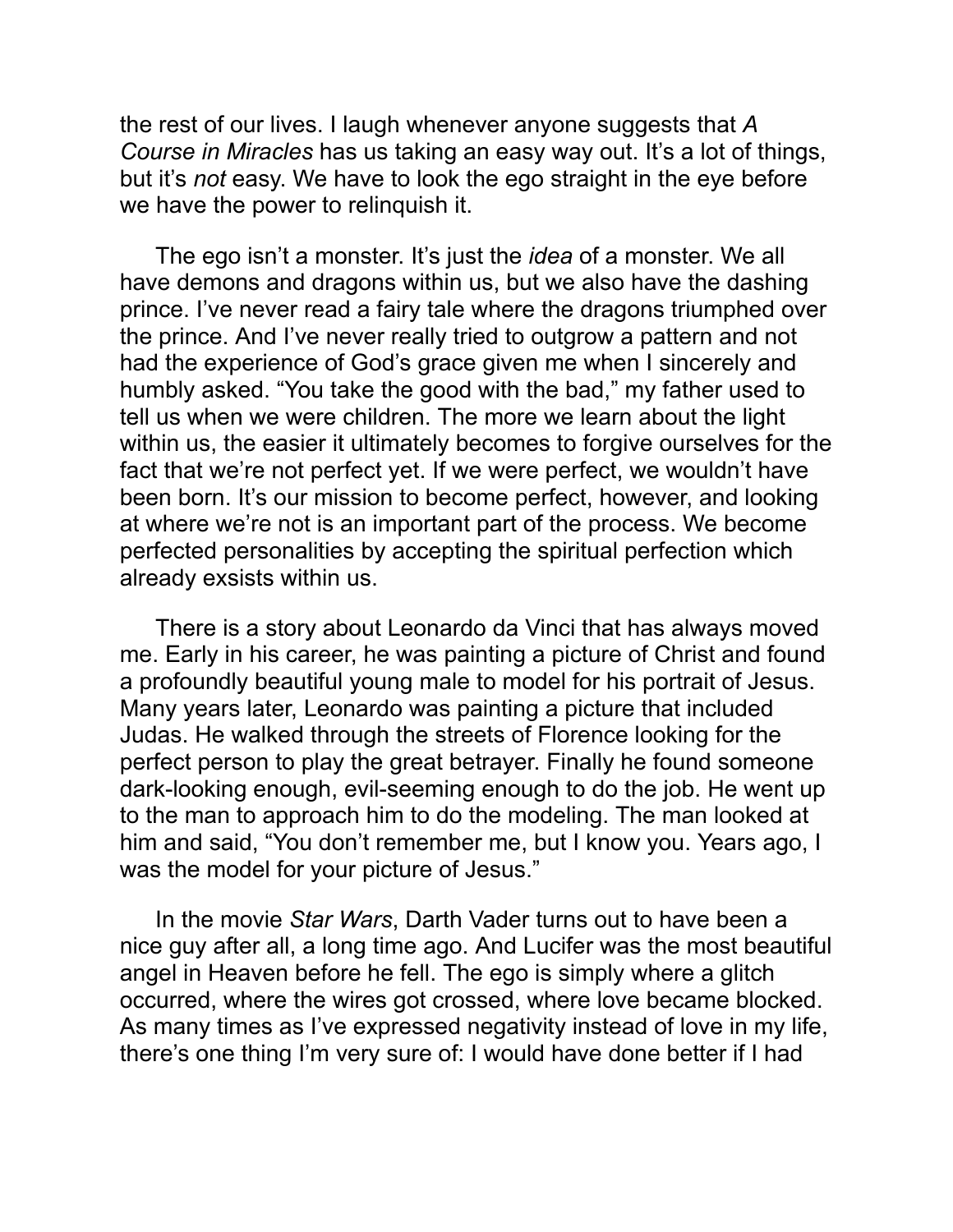the rest of our lives. I laugh whenever anyone suggests that *A Course in Miracles* has us taking an easy way out. It's a lot of things, but it's *not* easy. We have to look the ego straight in the eye before we have the power to relinquish it.

The ego isn't a monster. It's just the *idea* of a monster. We all have demons and dragons within us, but we also have the dashing prince. I've never read a fairy tale where the dragons triumphed over the prince. And I've never really tried to outgrow a pattern and not had the experience of God's grace given me when I sincerely and humbly asked. "You take the good with the bad," my father used to tell us when we were children. The more we learn about the light within us, the easier it ultimately becomes to forgive ourselves for the fact that we're not perfect yet. If we were perfect, we wouldn't have been born. It's our mission to become perfect, however, and looking at where we're not is an important part of the process. We become perfected personalities by accepting the spiritual perfection which already exsists within us.

There is a story about Leonardo da Vinci that has always moved me. Early in his career, he was painting a picture of Christ and found a profoundly beautiful young male to model for his portrait of Jesus. Many years later, Leonardo was painting a picture that included Judas. He walked through the streets of Florence looking for the perfect person to play the great betrayer. Finally he found someone dark-looking enough, evil-seeming enough to do the job. He went up to the man to approach him to do the modeling. The man looked at him and said, "You don't remember me, but I know you. Years ago, I was the model for your picture of Jesus."

In the movie *Star Wars*, Darth Vader turns out to have been a nice guy after all, a long time ago. And Lucifer was the most beautiful angel in Heaven before he fell. The ego is simply where a glitch occurred, where the wires got crossed, where love became blocked. As many times as I've expressed negativity instead of love in my life, there's one thing I'm very sure of: I would have done better if I had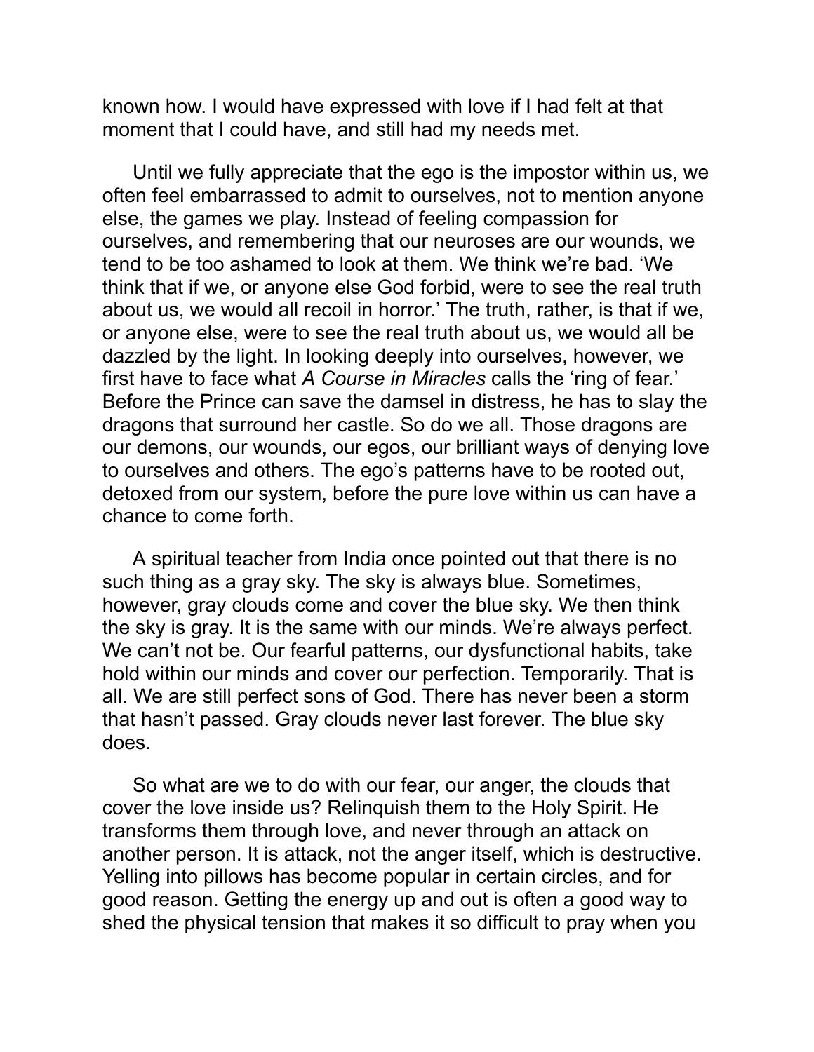known how. I would have expressed with love if I had felt at that moment that I could have, and still had my needs met.

Until we fully appreciate that the ego is the impostor within us, we often feel embarrassed to admit to ourselves, not to mention anyone else, the games we play. Instead of feeling compassion for ourselves, and remembering that our neuroses are our wounds, we tend to be too ashamed to look at them. We think we're bad. 'We think that if we, or anyone else God forbid, were to see the real truth about us, we would all recoil in horror.' The truth, rather, is that if we, or anyone else, were to see the real truth about us, we would all be dazzled by the light. In looking deeply into ourselves, however, we first have to face what *A Course in Miracles* calls the 'ring of fear.' Before the Prince can save the damsel in distress, he has to slay the dragons that surround her castle. So do we all. Those dragons are our demons, our wounds, our egos, our brilliant ways of denying love to ourselves and others. The ego's patterns have to be rooted out, detoxed from our system, before the pure love within us can have a chance to come forth.

A spiritual teacher from India once pointed out that there is no such thing as a gray sky. The sky is always blue. Sometimes, however, gray clouds come and cover the blue sky. We then think the sky is gray. It is the same with our minds. We're always perfect. We can't not be. Our fearful patterns, our dysfunctional habits, take hold within our minds and cover our perfection. Temporarily. That is all. We are still perfect sons of God. There has never been a storm that hasn't passed. Gray clouds never last forever. The blue sky does.

So what are we to do with our fear, our anger, the clouds that cover the love inside us? Relinquish them to the Holy Spirit. He transforms them through love, and never through an attack on another person. It is attack, not the anger itself, which is destructive. Yelling into pillows has become popular in certain circles, and for good reason. Getting the energy up and out is often a good way to shed the physical tension that makes it so difficult to pray when you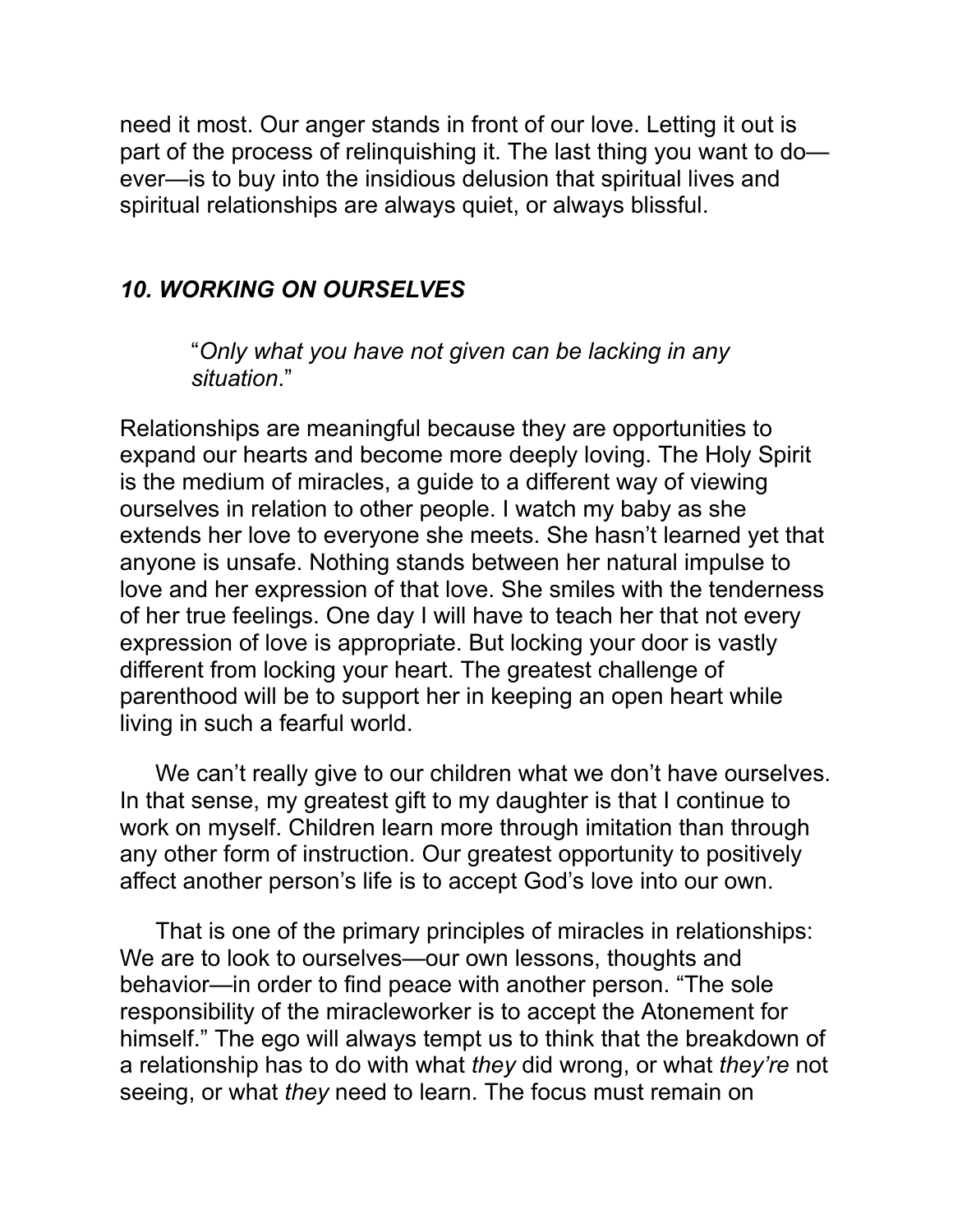need it most. Our anger stands in front of our love. Letting it out is part of the process of relinquishing it. The last thing you want to do—ever—is to buy into the insidious delusion that spiritual lives and spiritual relationships are always quiet, or always blissful.

## *10. WORKING ON OURSELVES*

> "*Only what you have not given can be lacking in any situation*."

Relationships are meaningful because they are opportunities to expand our hearts and become more deeply loving. The Holy Spirit is the medium of miracles, a guide to a different way of viewing ourselves in relation to other people. I watch my baby as she extends her love to everyone she meets. She hasn't learned yet that anyone is unsafe. Nothing stands between her natural impulse to love and her expression of that love. She smiles with the tenderness of her true feelings. One day I will have to teach her that not every expression of love is appropriate. But locking your door is vastly different from locking your heart. The greatest challenge of parenthood will be to support her in keeping an open heart while living in such a fearful world.

We can't really give to our children what we don't have ourselves. In that sense, my greatest gift to my daughter is that I continue to work on myself. Children learn more through imitation than through any other form of instruction. Our greatest opportunity to positively affect another person's life is to accept God's love into our own.

That is one of the primary principles of miracles in relationships: We are to look to ourselves—our own lessons, thoughts and behavior—in order to find peace with another person. "The sole responsibility of the miracleworker is to accept the Atonement for himself." The ego will always tempt us to think that the breakdown of a relationship has to do with what *they* did wrong, or what *they're* not seeing, or what *they* need to learn. The focus must remain on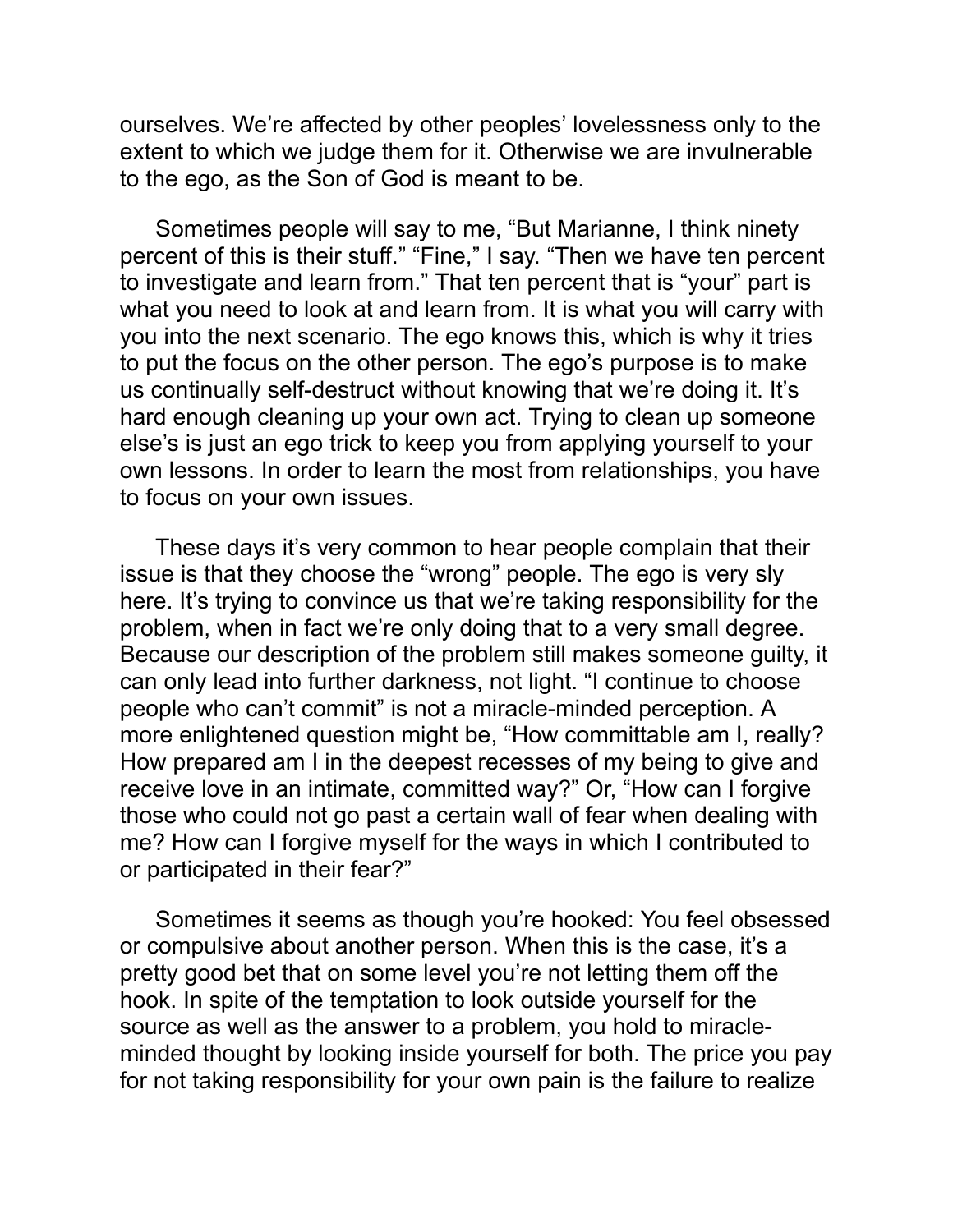ourselves. We're affected by other peoples' lovelessness only to the extent to which we judge them for it. Otherwise we are invulnerable to the ego, as the Son of God is meant to be.

Sometimes people will say to me, "But Marianne, I think ninety percent of this is their stuff." "Fine," I say. "Then we have ten percent to investigate and learn from." That ten percent that is "your" part is what you need to look at and learn from. It is what you will carry with you into the next scenario. The ego knows this, which is why it tries to put the focus on the other person. The ego's purpose is to make us continually self-destruct without knowing that we're doing it. It's hard enough cleaning up your own act. Trying to clean up someone else's is just an ego trick to keep you from applying yourself to your own lessons. In order to learn the most from relationships, you have to focus on your own issues.

These days it's very common to hear people complain that their issue is that they choose the "wrong" people. The ego is very sly here. It's trying to convince us that we're taking responsibility for the problem, when in fact we're only doing that to a very small degree. Because our description of the problem still makes someone guilty, it can only lead into further darkness, not light. "I continue to choose people who can't commit" is not a miracle-minded perception. A more enlightened question might be, "How committable am I, really? How prepared am I in the deepest recesses of my being to give and receive love in an intimate, committed way?" Or, "How can I forgive those who could not go past a certain wall of fear when dealing with me? How can I forgive myself for the ways in which I contributed to or participated in their fear?"

Sometimes it seems as though you're hooked: You feel obsessed or compulsive about another person. When this is the case, it's a pretty good bet that on some level you're not letting them off the hook. In spite of the temptation to look outside yourself for the source as well as the answer to a problem, you hold to miracle-minded thought by looking inside yourself for both. The price you pay for not taking responsibility for your own pain is the failure to realize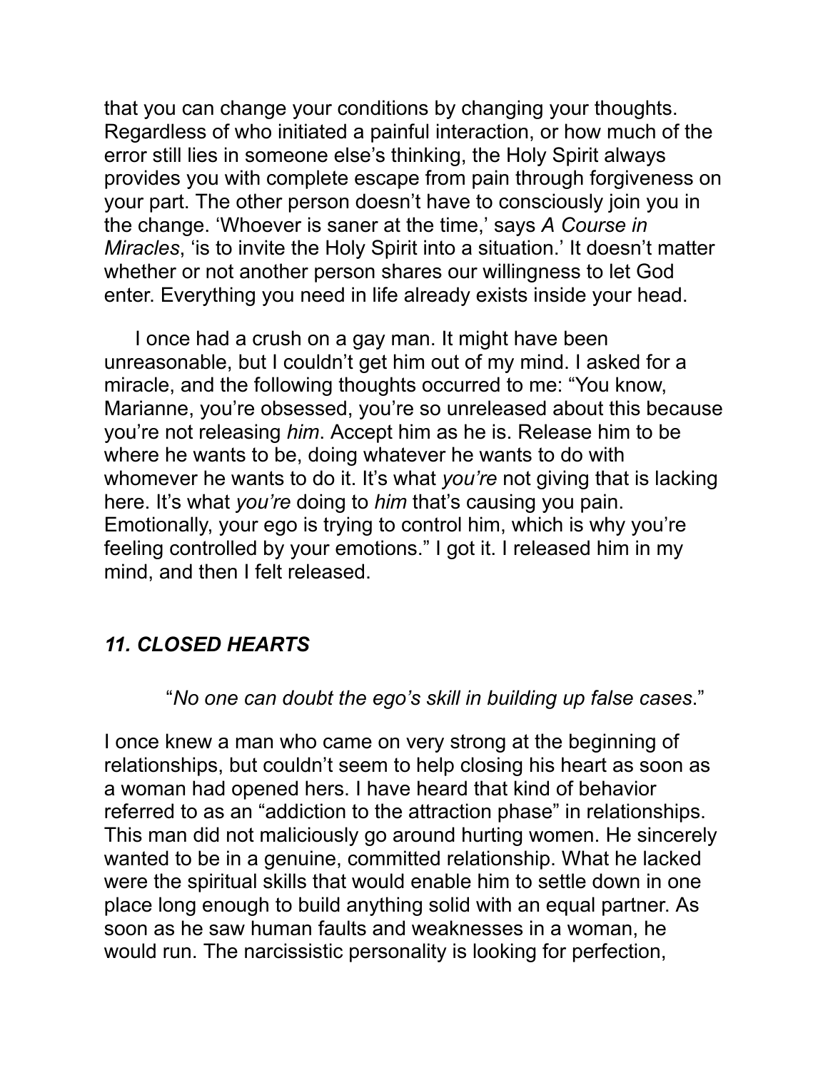that you can change your conditions by changing your thoughts. Regardless of who initiated a painful interaction, or how much of the error still lies in someone else's thinking, the Holy Spirit always provides you with complete escape from pain through forgiveness on your part. The other person doesn't have to consciously join you in the change. 'Whoever is saner at the time,' says *A Course in Miracles*, 'is to invite the Holy Spirit into a situation.' It doesn't matter whether or not another person shares our willingness to let God enter. Everything you need in life already exists inside your head.

I once had a crush on a gay man. It might have been unreasonable, but I couldn't get him out of my mind. I asked for a miracle, and the following thoughts occurred to me: "You know, Marianne, you're obsessed, you're so unreleased about this because you're not releasing *him*. Accept him as he is. Release him to be where he wants to be, doing whatever he wants to do with whomever he wants to do it. It's what *you're* not giving that is lacking here. It's what *you're* doing to *him* that's causing you pain. Emotionally, your ego is trying to control him, which is why you're feeling controlled by your emotions." I got it. I released him in my mind, and then I felt released.

### *11. CLOSED HEARTS*

"*No one can doubt the ego's skill in building up false cases*."

I once knew a man who came on very strong at the beginning of relationships, but couldn't seem to help closing his heart as soon as a woman had opened hers. I have heard that kind of behavior referred to as an "addiction to the attraction phase" in relationships. This man did not maliciously go around hurting women. He sincerely wanted to be in a genuine, committed relationship. What he lacked were the spiritual skills that would enable him to settle down in one place long enough to build anything solid with an equal partner. As soon as he saw human faults and weaknesses in a woman, he would run. The narcissistic personality is looking for perfection,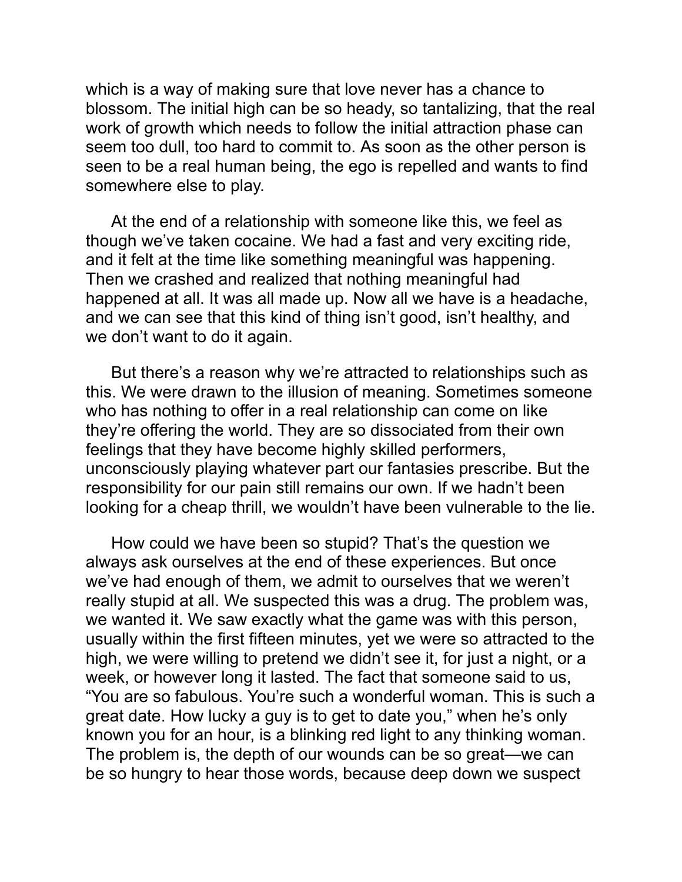which is a way of making sure that love never has a chance to blossom. The initial high can be so heady, so tantalizing, that the real work of growth which needs to follow the initial attraction phase can seem too dull, too hard to commit to. As soon as the other person is seen to be a real human being, the ego is repelled and wants to find somewhere else to play.

At the end of a relationship with someone like this, we feel as though we've taken cocaine. We had a fast and very exciting ride, and it felt at the time like something meaningful was happening. Then we crashed and realized that nothing meaningful had happened at all. It was all made up. Now all we have is a headache, and we can see that this kind of thing isn't good, isn't healthy, and we don't want to do it again.

But there's a reason why we're attracted to relationships such as this. We were drawn to the illusion of meaning. Sometimes someone who has nothing to offer in a real relationship can come on like they're offering the world. They are so dissociated from their own feelings that they have become highly skilled performers, unconsciously playing whatever part our fantasies prescribe. But the responsibility for our pain still remains our own. If we hadn't been looking for a cheap thrill, we wouldn't have been vulnerable to the lie.

How could we have been so stupid? That's the question we always ask ourselves at the end of these experiences. But once we've had enough of them, we admit to ourselves that we weren't really stupid at all. We suspected this was a drug. The problem was, we wanted it. We saw exactly what the game was with this person, usually within the first fifteen minutes, yet we were so attracted to the high, we were willing to pretend we didn't see it, for just a night, or a week, or however long it lasted. The fact that someone said to us, "You are so fabulous. You're such a wonderful woman. This is such a great date. How lucky a guy is to get to date you," when he's only known you for an hour, is a blinking red light to any thinking woman. The problem is, the depth of our wounds can be so great—we can be so hungry to hear those words, because deep down we suspect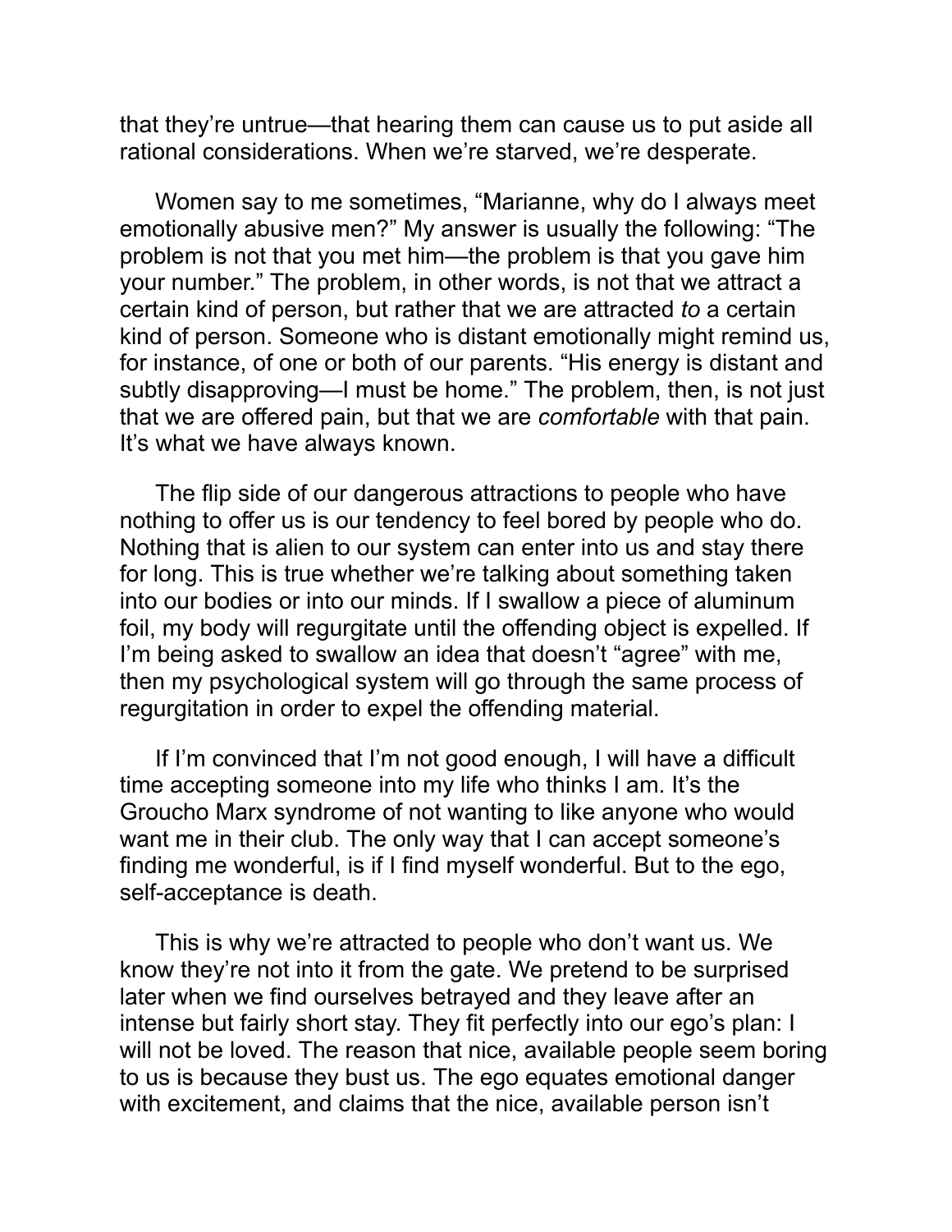that they're untrue—that hearing them can cause us to put aside all rational considerations. When we're starved, we're desperate.

Women say to me sometimes, "Marianne, why do I always meet emotionally abusive men?" My answer is usually the following: "The problem is not that you met him—the problem is that you gave him your number." The problem, in other words, is not that we attract a certain kind of person, but rather that we are attracted *to* a certain kind of person. Someone who is distant emotionally might remind us, for instance, of one or both of our parents. "His energy is distant and subtly disapproving—I must be home." The problem, then, is not just that we are offered pain, but that we are *comfortable* with that pain. It's what we have always known.

The flip side of our dangerous attractions to people who have nothing to offer us is our tendency to feel bored by people who do. Nothing that is alien to our system can enter into us and stay there for long. This is true whether we're talking about something taken into our bodies or into our minds. If I swallow a piece of aluminum foil, my body will regurgitate until the offending object is expelled. If I'm being asked to swallow an idea that doesn't "agree" with me, then my psychological system will go through the same process of regurgitation in order to expel the offending material.

If I'm convinced that I'm not good enough, I will have a difficult time accepting someone into my life who thinks I am. It's the Groucho Marx syndrome of not wanting to like anyone who would want me in their club. The only way that I can accept someone's finding me wonderful, is if I find myself wonderful. But to the ego, self-acceptance is death.

This is why we're attracted to people who don't want us. We know they're not into it from the gate. We pretend to be surprised later when we find ourselves betrayed and they leave after an intense but fairly short stay. They fit perfectly into our ego's plan: I will not be loved. The reason that nice, available people seem boring to us is because they bust us. The ego equates emotional danger with excitement, and claims that the nice, available person isn't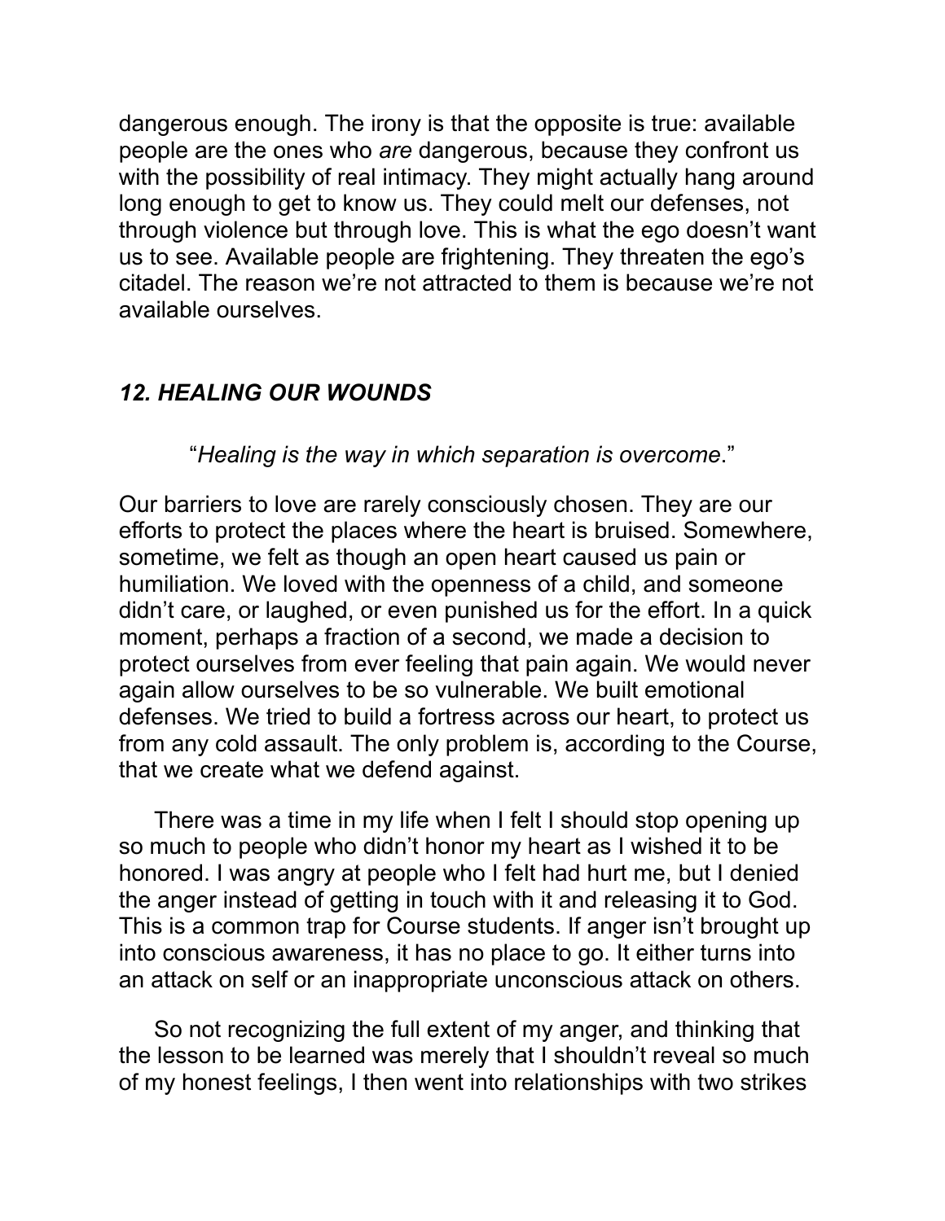dangerous enough. The irony is that the opposite is true: available people are the ones who *are* dangerous, because they confront us with the possibility of real intimacy. They might actually hang around long enough to get to know us. They could melt our defenses, not through violence but through love. This is what the ego doesn't want us to see. Available people are frightening. They threaten the ego's citadel. The reason we're not attracted to them is because we're not available ourselves.

### *12. HEALING OUR WOUNDS*

"*Healing is the way in which separation is overcome*."

Our barriers to love are rarely consciously chosen. They are our efforts to protect the places where the heart is bruised. Somewhere, sometime, we felt as though an open heart caused us pain or humiliation. We loved with the openness of a child, and someone didn't care, or laughed, or even punished us for the effort. In a quick moment, perhaps a fraction of a second, we made a decision to protect ourselves from ever feeling that pain again. We would never again allow ourselves to be so vulnerable. We built emotional defenses. We tried to build a fortress across our heart, to protect us from any cold assault. The only problem is, according to the Course, that we create what we defend against.

There was a time in my life when I felt I should stop opening up so much to people who didn't honor my heart as I wished it to be honored. I was angry at people who I felt had hurt me, but I denied the anger instead of getting in touch with it and releasing it to God. This is a common trap for Course students. If anger isn't brought up into conscious awareness, it has no place to go. It either turns into an attack on self or an inappropriate unconscious attack on others.

So not recognizing the full extent of my anger, and thinking that the lesson to be learned was merely that I shouldn't reveal so much of my honest feelings, I then went into relationships with two strikes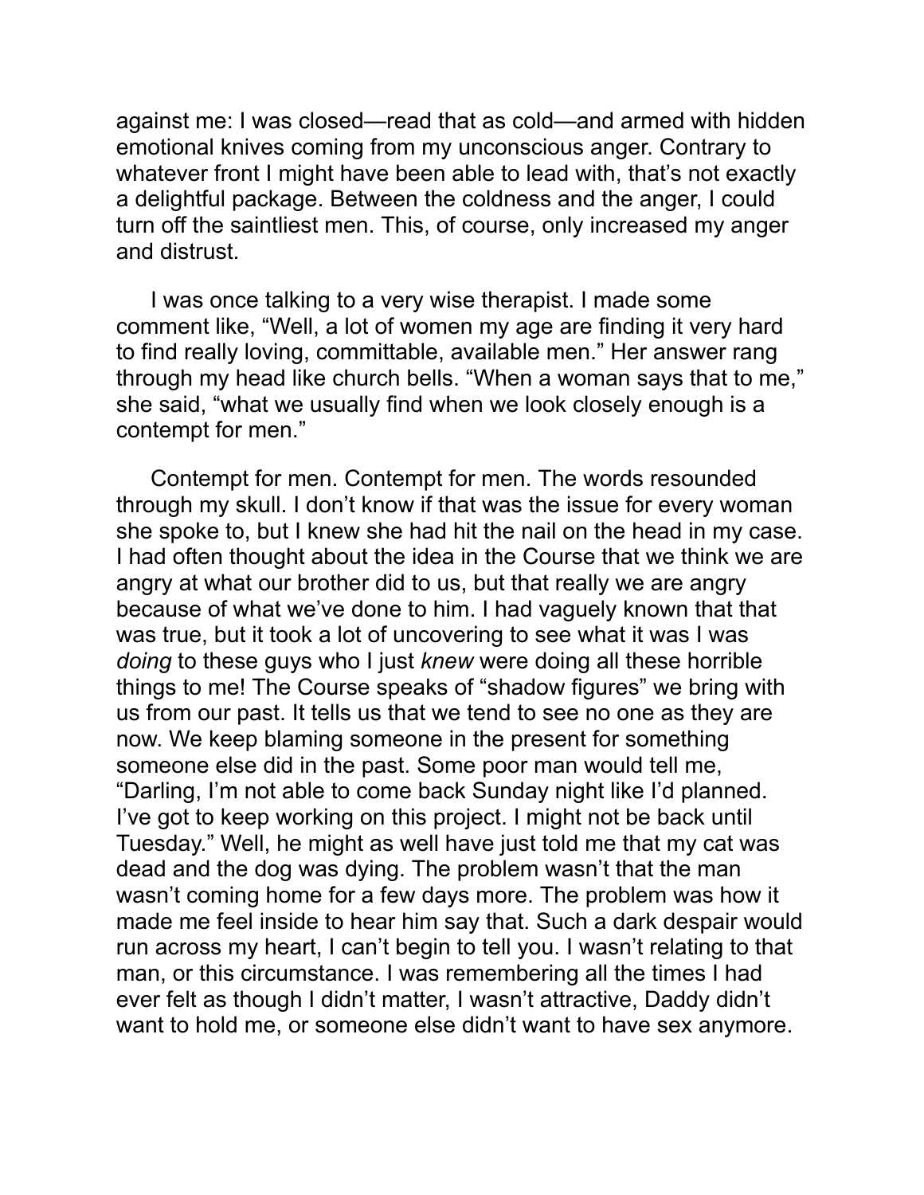against me: I was closed—read that as cold—and armed with hidden emotional knives coming from my unconscious anger. Contrary to whatever front I might have been able to lead with, that's not exactly a delightful package. Between the coldness and the anger, I could turn off the saintliest men. This, of course, only increased my anger and distrust.

I was once talking to a very wise therapist. I made some comment like, "Well, a lot of women my age are finding it very hard to find really loving, committable, available men." Her answer rang through my head like church bells. "When a woman says that to me," she said, "what we usually find when we look closely enough is a contempt for men."

Contempt for men. Contempt for men. The words resounded through my skull. I don't know if that was the issue for every woman she spoke to, but I knew she had hit the nail on the head in my case. I had often thought about the idea in the Course that we think we are angry at what our brother did to us, but that really we are angry because of what we've done to him. I had vaguely known that that was true, but it took a lot of uncovering to see what it was I was *doing* to these guys who I just *knew* were doing all these horrible things to me! The Course speaks of "shadow figures" we bring with us from our past. It tells us that we tend to see no one as they are now. We keep blaming someone in the present for something someone else did in the past. Some poor man would tell me, "Darling, I'm not able to come back Sunday night like I'd planned. I've got to keep working on this project. I might not be back until Tuesday." Well, he might as well have just told me that my cat was dead and the dog was dying. The problem wasn't that the man wasn't coming home for a few days more. The problem was how it made me feel inside to hear him say that. Such a dark despair would run across my heart, I can't begin to tell you. I wasn't relating to that man, or this circumstance. I was remembering all the times I had ever felt as though I didn't matter, I wasn't attractive, Daddy didn't want to hold me, or someone else didn't want to have sex anymore.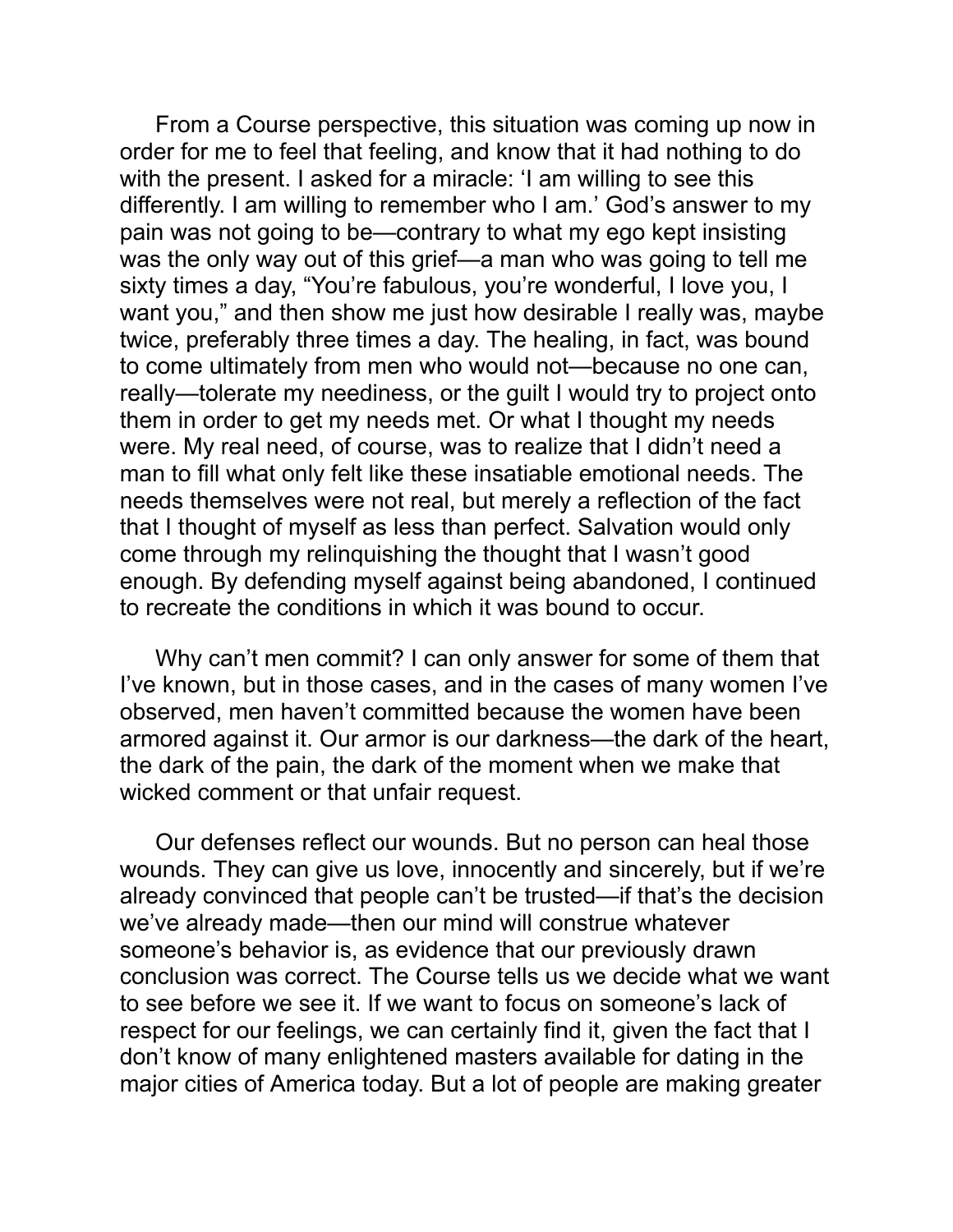From a Course perspective, this situation was coming up now in order for me to feel that feeling, and know that it had nothing to do with the present. I asked for a miracle: 'I am willing to see this differently. I am willing to remember who I am.' God's answer to my pain was not going to be—contrary to what my ego kept insisting was the only way out of this grief—a man who was going to tell me sixty times a day, "You're fabulous, you're wonderful, I love you, I want you," and then show me just how desirable I really was, maybe twice, preferably three times a day. The healing, in fact, was bound to come ultimately from men who would not—because no one can, really—tolerate my neediness, or the guilt I would try to project onto them in order to get my needs met. Or what I thought my needs were. My real need, of course, was to realize that I didn't need a man to fill what only felt like these insatiable emotional needs. The needs themselves were not real, but merely a reflection of the fact that I thought of myself as less than perfect. Salvation would only come through my relinquishing the thought that I wasn't good enough. By defending myself against being abandoned, I continued to recreate the conditions in which it was bound to occur.

Why can't men commit? I can only answer for some of them that I've known, but in those cases, and in the cases of many women I've observed, men haven't committed because the women have been armored against it. Our armor is our darkness—the dark of the heart, the dark of the pain, the dark of the moment when we make that wicked comment or that unfair request.

Our defenses reflect our wounds. But no person can heal those wounds. They can give us love, innocently and sincerely, but if we're already convinced that people can't be trusted—if that's the decision we've already made—then our mind will construe whatever someone's behavior is, as evidence that our previously drawn conclusion was correct. The Course tells us we decide what we want to see before we see it. If we want to focus on someone's lack of respect for our feelings, we can certainly find it, given the fact that I don't know of many enlightened masters available for dating in the major cities of America today. But a lot of people are making greater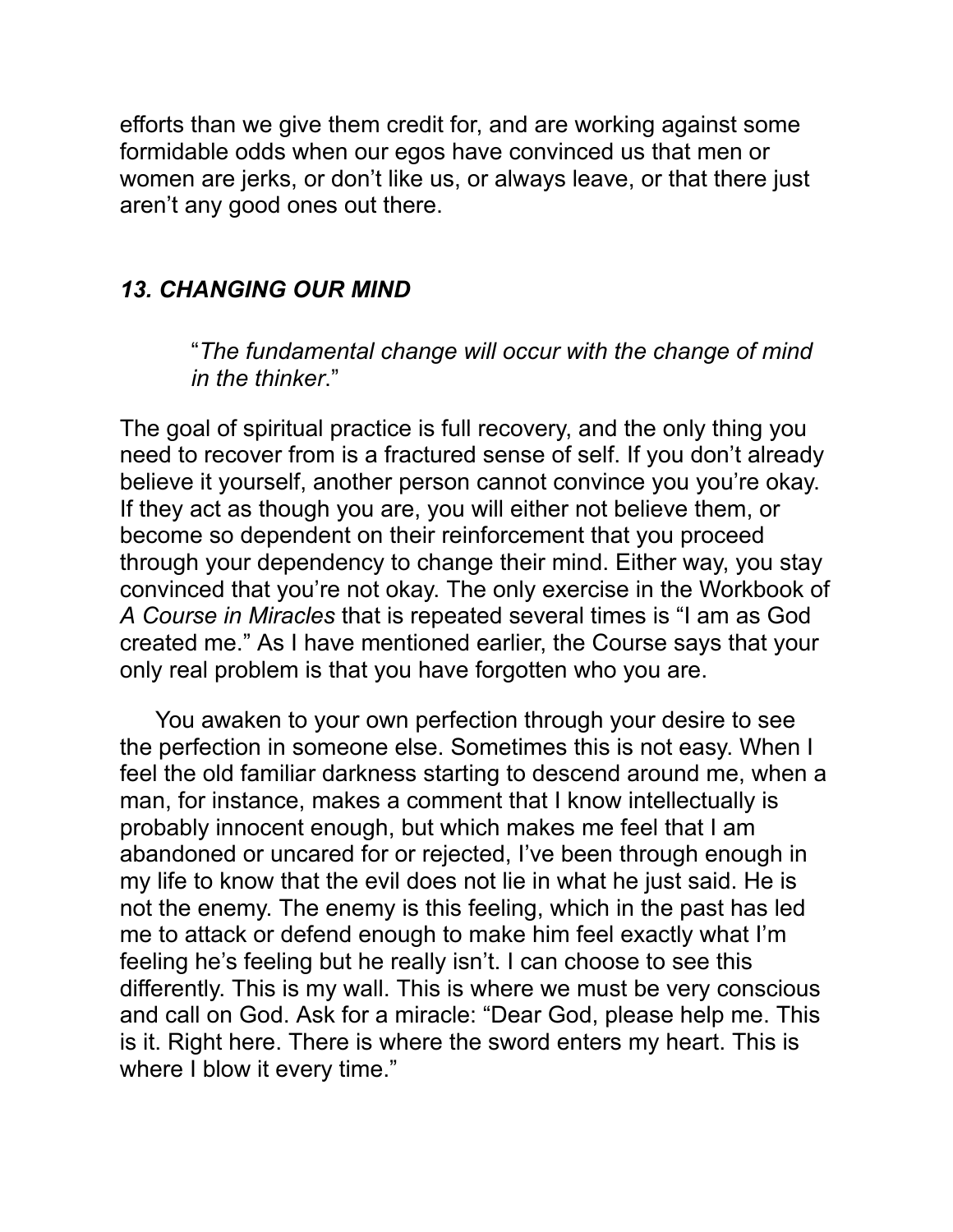efforts than we give them credit for, and are working against some formidable odds when our egos have convinced us that men or women are jerks, or don't like us, or always leave, or that there just aren't any good ones out there.

### *13. CHANGING OUR MIND*

> "*The fundamental change will occur with the change of mind in the thinker*."

The goal of spiritual practice is full recovery, and the only thing you need to recover from is a fractured sense of self. If you don't already believe it yourself, another person cannot convince you you're okay. If they act as though you are, you will either not believe them, or become so dependent on their reinforcement that you proceed through your dependency to change their mind. Either way, you stay convinced that you're not okay. The only exercise in the Workbook of *A Course in Miracles* that is repeated several times is "I am as God created me." As I have mentioned earlier, the Course says that your only real problem is that you have forgotten who you are.

You awaken to your own perfection through your desire to see the perfection in someone else. Sometimes this is not easy. When I feel the old familiar darkness starting to descend around me, when a man, for instance, makes a comment that I know intellectually is probably innocent enough, but which makes me feel that I am abandoned or uncared for or rejected, I've been through enough in my life to know that the evil does not lie in what he just said. He is not the enemy. The enemy is this feeling, which in the past has led me to attack or defend enough to make him feel exactly what I'm feeling he's feeling but he really isn't. I can choose to see this differently. This is my wall. This is where we must be very conscious and call on God. Ask for a miracle: "Dear God, please help me. This is it. Right here. There is where the sword enters my heart. This is where I blow it every time."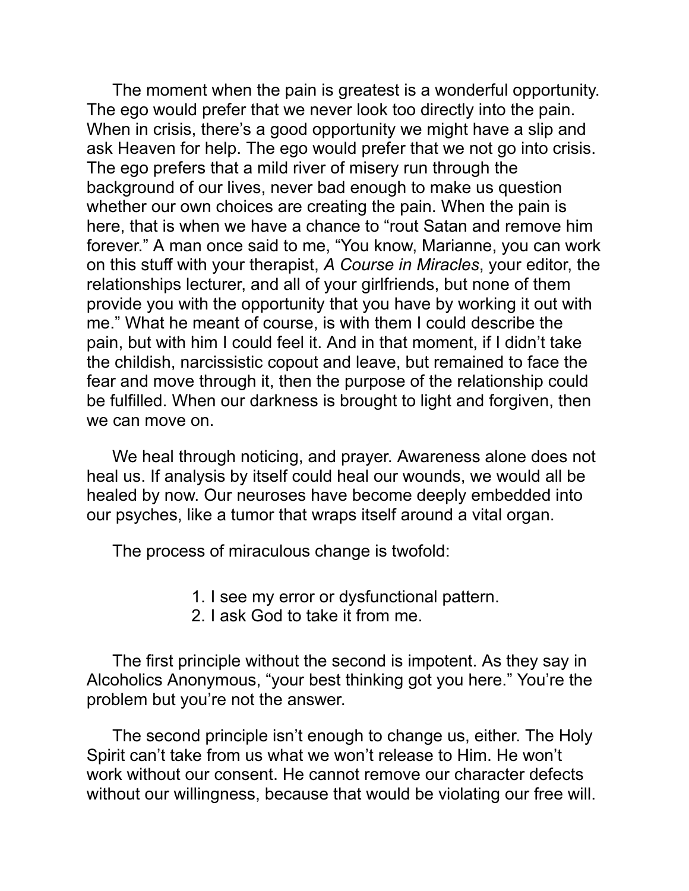The moment when the pain is greatest is a wonderful opportunity. The ego would prefer that we never look too directly into the pain. When in crisis, there's a good opportunity we might have a slip and ask Heaven for help. The ego would prefer that we not go into crisis. The ego prefers that a mild river of misery run through the background of our lives, never bad enough to make us question whether our own choices are creating the pain. When the pain is here, that is when we have a chance to "rout Satan and remove him forever." A man once said to me, "You know, Marianne, you can work on this stuff with your therapist, *A Course in Miracles*, your editor, the relationships lecturer, and all of your girlfriends, but none of them provide you with the opportunity that you have by working it out with me." What he meant of course, is with them I could describe the pain, but with him I could feel it. And in that moment, if I didn't take the childish, narcissistic copout and leave, but remained to face the fear and move through it, then the purpose of the relationship could be fulfilled. When our darkness is brought to light and forgiven, then we can move on.

We heal through noticing, and prayer. Awareness alone does not heal us. If analysis by itself could heal our wounds, we would all be healed by now. Our neuroses have become deeply embedded into our psyches, like a tumor that wraps itself around a vital organ.

The process of miraculous change is twofold:

1. I see my error or dysfunctional pattern.
2. I ask God to take it from me.

The first principle without the second is impotent. As they say in Alcoholics Anonymous, "your best thinking got you here." You're the problem but you're not the answer.

The second principle isn't enough to change us, either. The Holy Spirit can't take from us what we won't release to Him. He won't work without our consent. He cannot remove our character defects without our willingness, because that would be violating our free will.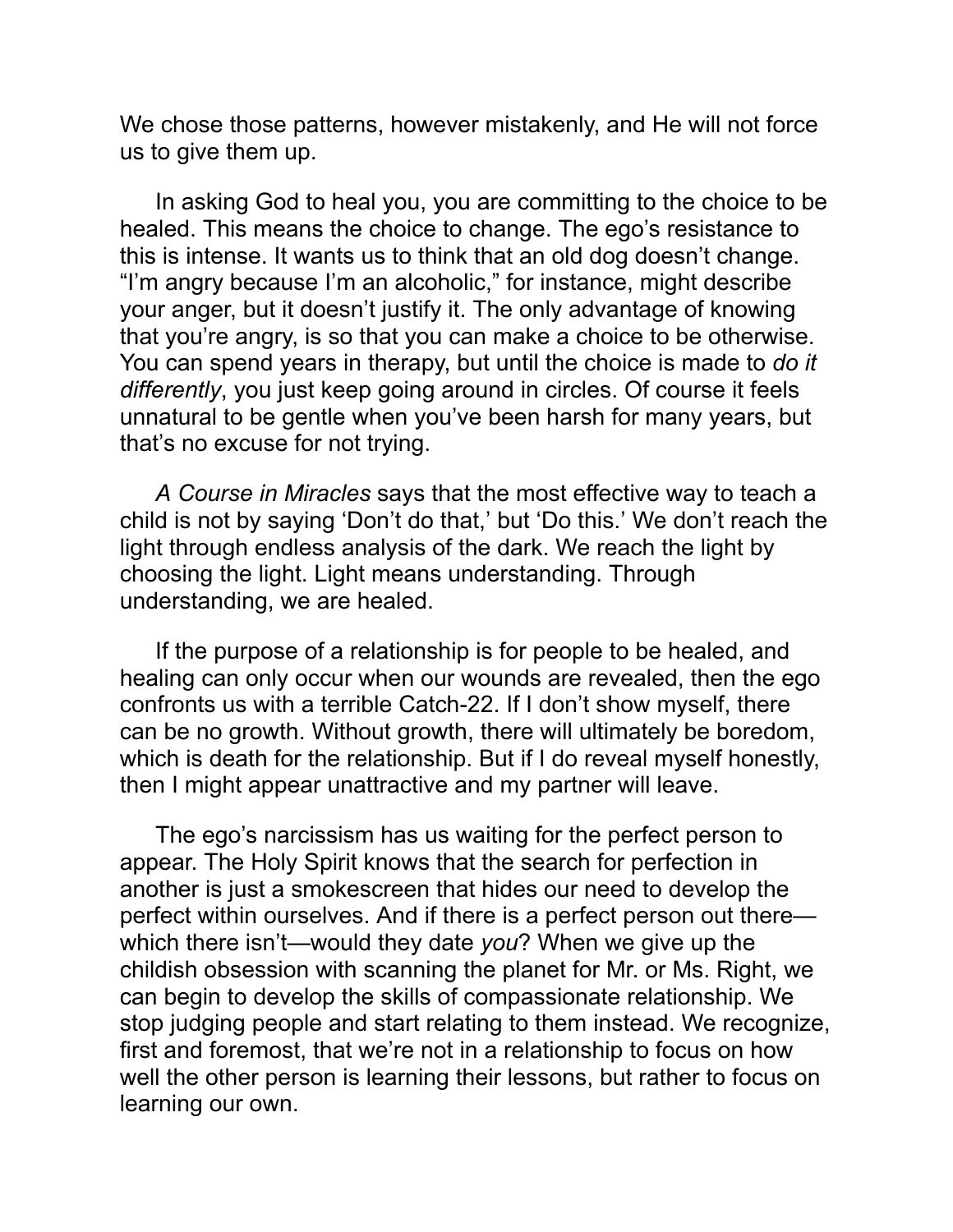We chose those patterns, however mistakenly, and He will not force us to give them up.

In asking God to heal you, you are committing to the choice to be healed. This means the choice to change. The ego's resistance to this is intense. It wants us to think that an old dog doesn't change. "I'm angry because I'm an alcoholic," for instance, might describe your anger, but it doesn't justify it. The only advantage of knowing that you're angry, is so that you can make a choice to be otherwise. You can spend years in therapy, but until the choice is made to *do it differently*, you just keep going around in circles. Of course it feels unnatural to be gentle when you've been harsh for many years, but that's no excuse for not trying.

*A Course in Miracles* says that the most effective way to teach a child is not by saying 'Don't do that,' but 'Do this.' We don't reach the light through endless analysis of the dark. We reach the light by choosing the light. Light means understanding. Through understanding, we are healed.

If the purpose of a relationship is for people to be healed, and healing can only occur when our wounds are revealed, then the ego confronts us with a terrible Catch-22. If I don't show myself, there can be no growth. Without growth, there will ultimately be boredom, which is death for the relationship. But if I do reveal myself honestly, then I might appear unattractive and my partner will leave.

The ego's narcissism has us waiting for the perfect person to appear. The Holy Spirit knows that the search for perfection in another is just a smokescreen that hides our need to develop the perfect within ourselves. And if there is a perfect person out there—which there isn't—would they date *you*? When we give up the childish obsession with scanning the planet for Mr. or Ms. Right, we can begin to develop the skills of compassionate relationship. We stop judging people and start relating to them instead. We recognize, first and foremost, that we're not in a relationship to focus on how well the other person is learning their lessons, but rather to focus on learning our own.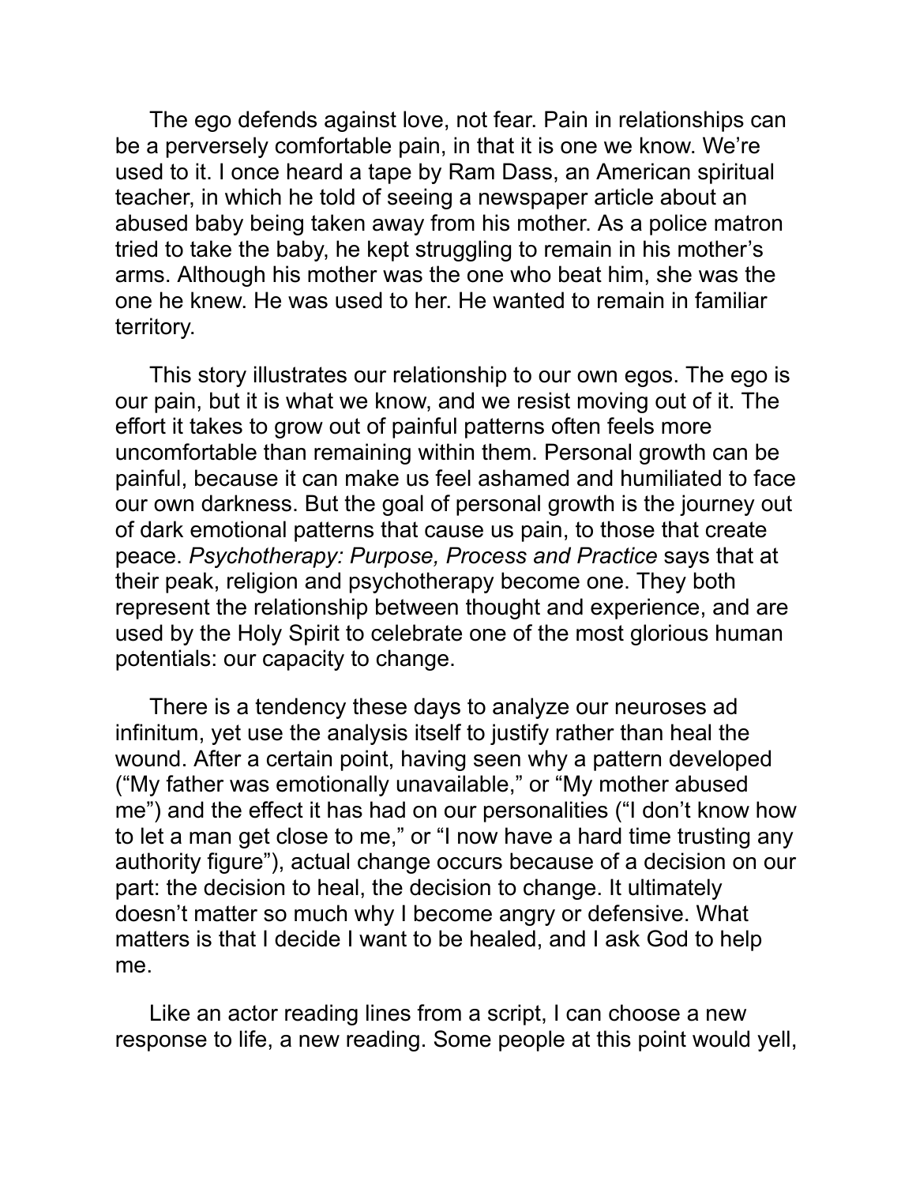The ego defends against love, not fear. Pain in relationships can be a perversely comfortable pain, in that it is one we know. We're used to it. I once heard a tape by Ram Dass, an American spiritual teacher, in which he told of seeing a newspaper article about an abused baby being taken away from his mother. As a police matron tried to take the baby, he kept struggling to remain in his mother's arms. Although his mother was the one who beat him, she was the one he knew. He was used to her. He wanted to remain in familiar territory.

This story illustrates our relationship to our own egos. The ego is our pain, but it is what we know, and we resist moving out of it. The effort it takes to grow out of painful patterns often feels more uncomfortable than remaining within them. Personal growth can be painful, because it can make us feel ashamed and humiliated to face our own darkness. But the goal of personal growth is the journey out of dark emotional patterns that cause us pain, to those that create peace. *Psychotherapy: Purpose, Process and Practice* says that at their peak, religion and psychotherapy become one. They both represent the relationship between thought and experience, and are used by the Holy Spirit to celebrate one of the most glorious human potentials: our capacity to change.

There is a tendency these days to analyze our neuroses ad infinitum, yet use the analysis itself to justify rather than heal the wound. After a certain point, having seen why a pattern developed ("My father was emotionally unavailable," or "My mother abused me") and the effect it has had on our personalities ("I don't know how to let a man get close to me," or "I now have a hard time trusting any authority figure"), actual change occurs because of a decision on our part: the decision to heal, the decision to change. It ultimately doesn't matter so much why I become angry or defensive. What matters is that I decide I want to be healed, and I ask God to help me.

Like an actor reading lines from a script, I can choose a new response to life, a new reading. Some people at this point would yell,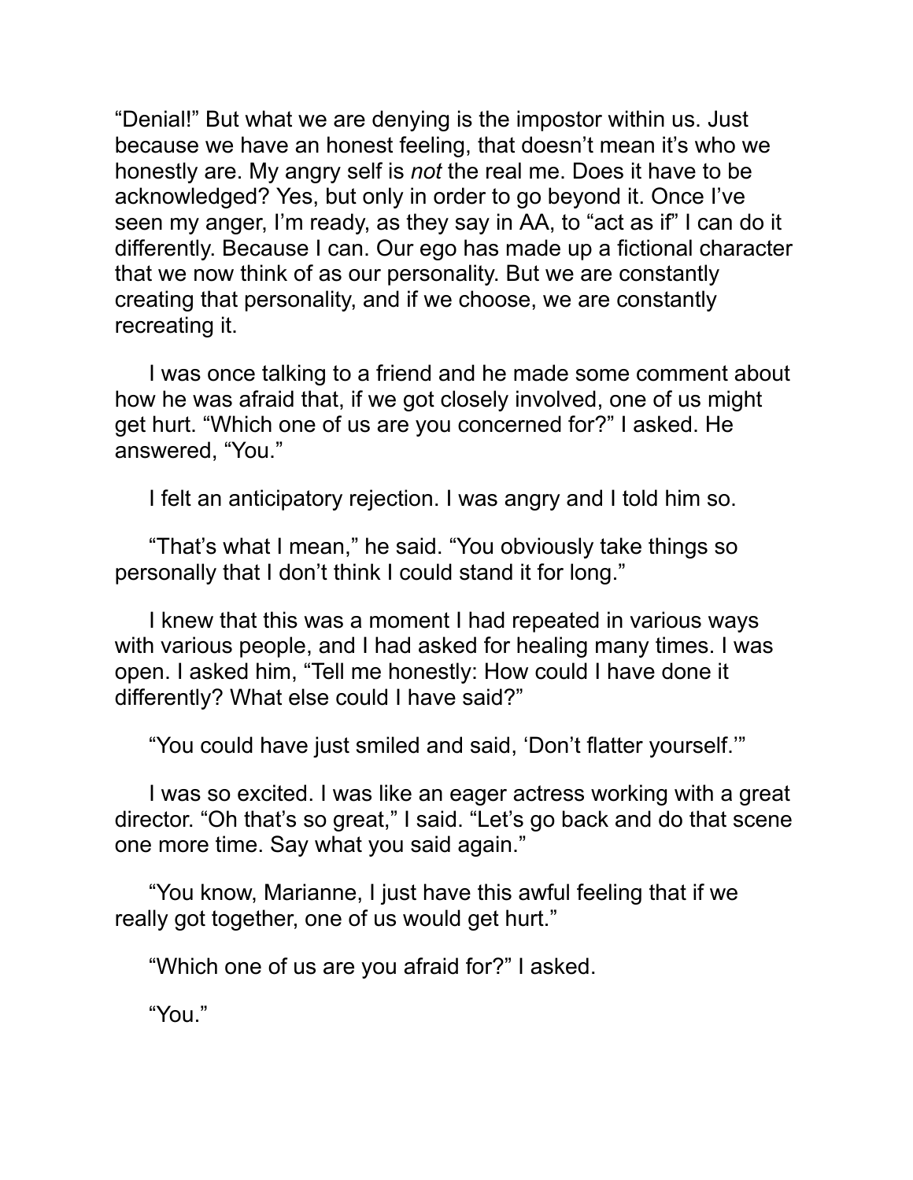“Denial!” But what we are denying is the impostor within us. Just because we have an honest feeling, that doesn’t mean it’s who we honestly are. My angry self is *not* the real me. Does it have to be acknowledged? Yes, but only in order to go beyond it. Once I’ve seen my anger, I’m ready, as they say in AA, to “act as if” I can do it differently. Because I can. Our ego has made up a fictional character that we now think of as our personality. But we are constantly creating that personality, and if we choose, we are constantly recreating it.

I was once talking to a friend and he made some comment about how he was afraid that, if we got closely involved, one of us might get hurt. “Which one of us are you concerned for?” I asked. He answered, “You.”

I felt an anticipatory rejection. I was angry and I told him so.

“That’s what I mean,” he said. “You obviously take things so personally that I don’t think I could stand it for long.”

I knew that this was a moment I had repeated in various ways with various people, and I had asked for healing many times. I was open. I asked him, “Tell me honestly: How could I have done it differently? What else could I have said?”

“You could have just smiled and said, ‘Don’t flatter yourself.’”

I was so excited. I was like an eager actress working with a great director. “Oh that’s so great,” I said. “Let’s go back and do that scene one more time. Say what you said again.”

“You know, Marianne, I just have this awful feeling that if we really got together, one of us would get hurt.”

“Which one of us are you afraid for?” I asked.

“You.”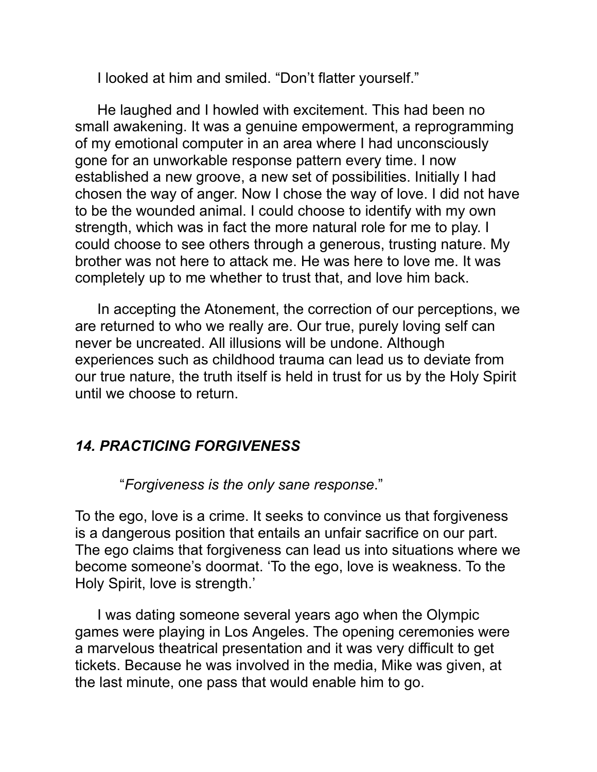I looked at him and smiled. “Don’t flatter yourself.”

He laughed and I howled with excitement. This had been no small awakening. It was a genuine empowerment, a reprogramming of my emotional computer in an area where I had unconsciously gone for an unworkable response pattern every time. I now established a new groove, a new set of possibilities. Initially I had chosen the way of anger. Now I chose the way of love. I did not have to be the wounded animal. I could choose to identify with my own strength, which was in fact the more natural role for me to play. I could choose to see others through a generous, trusting nature. My brother was not here to attack me. He was here to love me. It was completely up to me whether to trust that, and love him back.

In accepting the Atonement, the correction of our perceptions, we are returned to who we really are. Our true, purely loving self can never be uncreated. All illusions will be undone. Although experiences such as childhood trauma can lead us to deviate from our true nature, the truth itself is held in trust for us by the Holy Spirit until we choose to return.

## *14. PRACTICING FORGIVENESS*

> “*Forgiveness is the only sane response*.”

To the ego, love is a crime. It seeks to convince us that forgiveness is a dangerous position that entails an unfair sacrifice on our part. The ego claims that forgiveness can lead us into situations where we become someone’s doormat. ‘To the ego, love is weakness. To the Holy Spirit, love is strength.’

I was dating someone several years ago when the Olympic games were playing in Los Angeles. The opening ceremonies were a marvelous theatrical presentation and it was very difficult to get tickets. Because he was involved in the media, Mike was given, at the last minute, one pass that would enable him to go.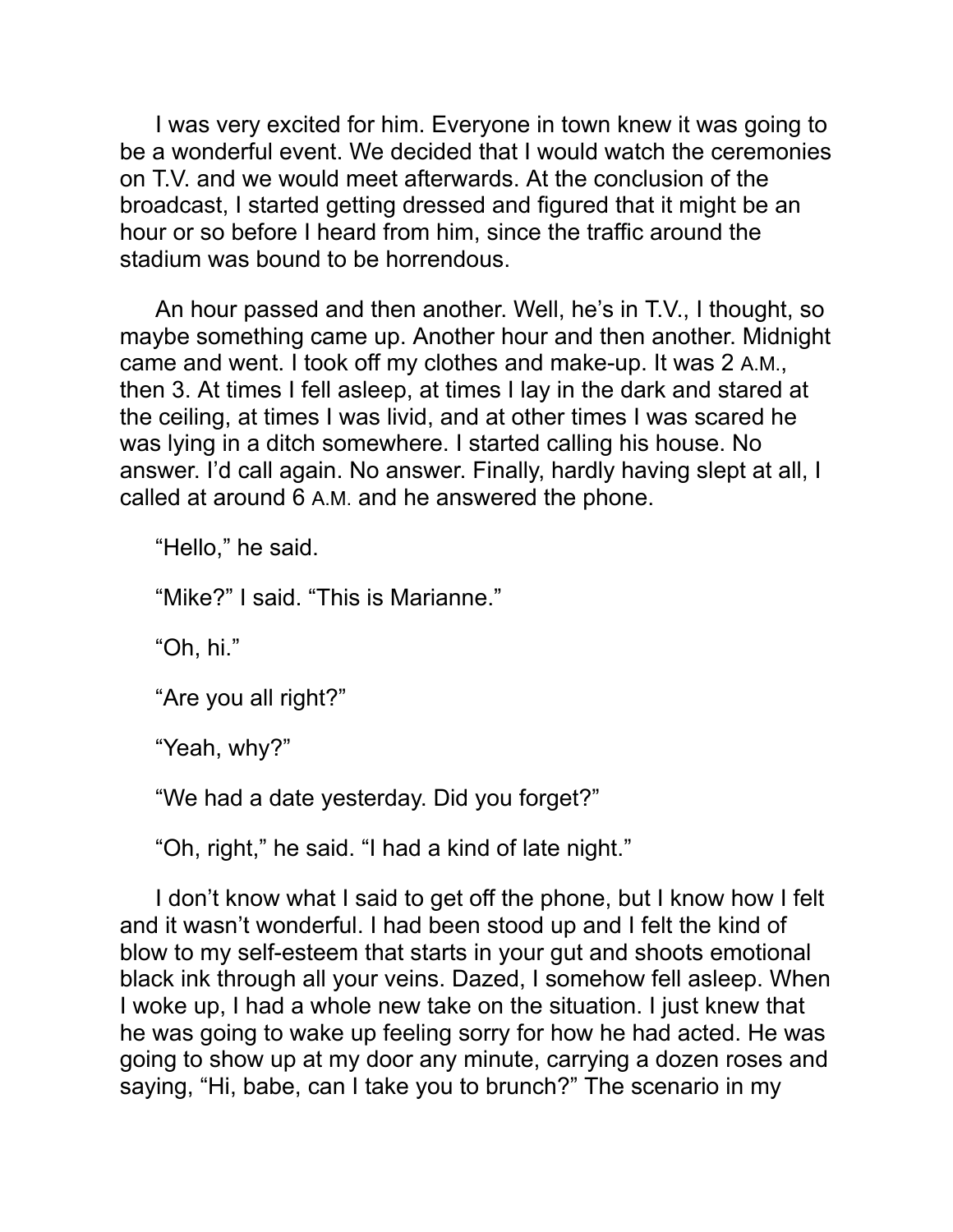I was very excited for him. Everyone in town knew it was going to be a wonderful event. We decided that I would watch the ceremonies on T.V. and we would meet afterwards. At the conclusion of the broadcast, I started getting dressed and figured that it might be an hour or so before I heard from him, since the traffic around the stadium was bound to be horrendous.

An hour passed and then another. Well, he's in T.V., I thought, so maybe something came up. Another hour and then another. Midnight came and went. I took off my clothes and make-up. It was 2 A.M., then 3. At times I fell asleep, at times I lay in the dark and stared at the ceiling, at times I was livid, and at other times I was scared he was lying in a ditch somewhere. I started calling his house. No answer. I'd call again. No answer. Finally, hardly having slept at all, I called at around 6 A.M. and he answered the phone.

"Hello," he said.

"Mike?" I said. "This is Marianne."

"Oh, hi."

"Are you all right?"

"Yeah, why?"

"We had a date yesterday. Did you forget?"

"Oh, right," he said. "I had a kind of late night."

I don't know what I said to get off the phone, but I know how I felt and it wasn't wonderful. I had been stood up and I felt the kind of blow to my self-esteem that starts in your gut and shoots emotional black ink through all your veins. Dazed, I somehow fell asleep. When I woke up, I had a whole new take on the situation. I just knew that he was going to wake up feeling sorry for how he had acted. He was going to show up at my door any minute, carrying a dozen roses and saying, "Hi, babe, can I take you to brunch?" The scenario in my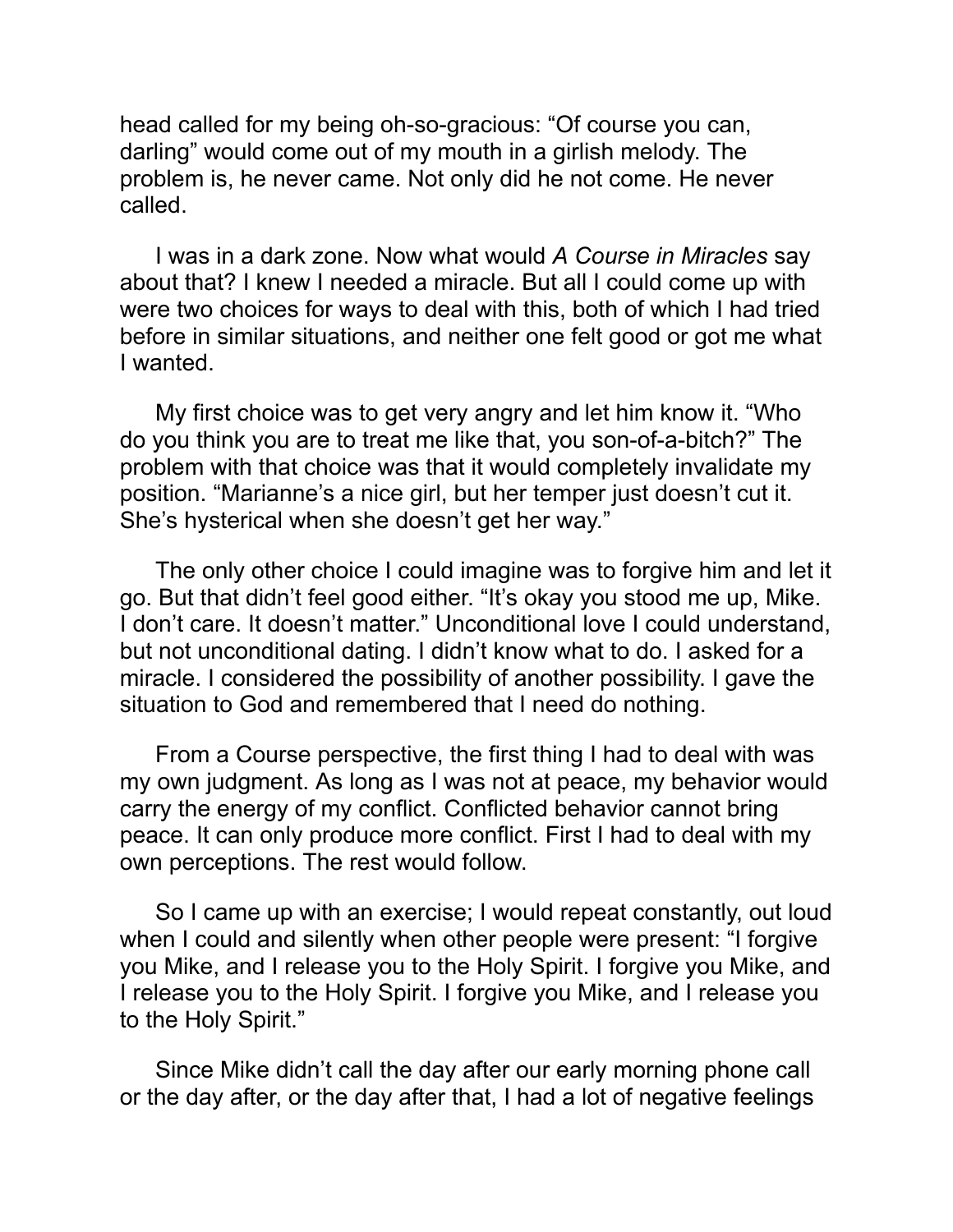head called for my being oh-so-gracious: “Of course you can, darling” would come out of my mouth in a girlish melody. The problem is, he never came. Not only did he not come. He never called.

I was in a dark zone. Now what would *A Course in Miracles* say about that? I knew I needed a miracle. But all I could come up with were two choices for ways to deal with this, both of which I had tried before in similar situations, and neither one felt good or got me what I wanted.

My first choice was to get very angry and let him know it. “Who do you think you are to treat me like that, you son-of-a-bitch?” The problem with that choice was that it would completely invalidate my position. “Marianne’s a nice girl, but her temper just doesn’t cut it. She’s hysterical when she doesn’t get her way.”

The only other choice I could imagine was to forgive him and let it go. But that didn’t feel good either. “It’s okay you stood me up, Mike. I don’t care. It doesn’t matter.” Unconditional love I could understand, but not unconditional dating. I didn’t know what to do. I asked for a miracle. I considered the possibility of another possibility. I gave the situation to God and remembered that I need do nothing.

From a Course perspective, the first thing I had to deal with was my own judgment. As long as I was not at peace, my behavior would carry the energy of my conflict. Conflicted behavior cannot bring peace. It can only produce more conflict. First I had to deal with my own perceptions. The rest would follow.

So I came up with an exercise; I would repeat constantly, out loud when I could and silently when other people were present: “I forgive you Mike, and I release you to the Holy Spirit. I forgive you Mike, and I release you to the Holy Spirit. I forgive you Mike, and I release you to the Holy Spirit.”

Since Mike didn’t call the day after our early morning phone call or the day after, or the day after that, I had a lot of negative feelings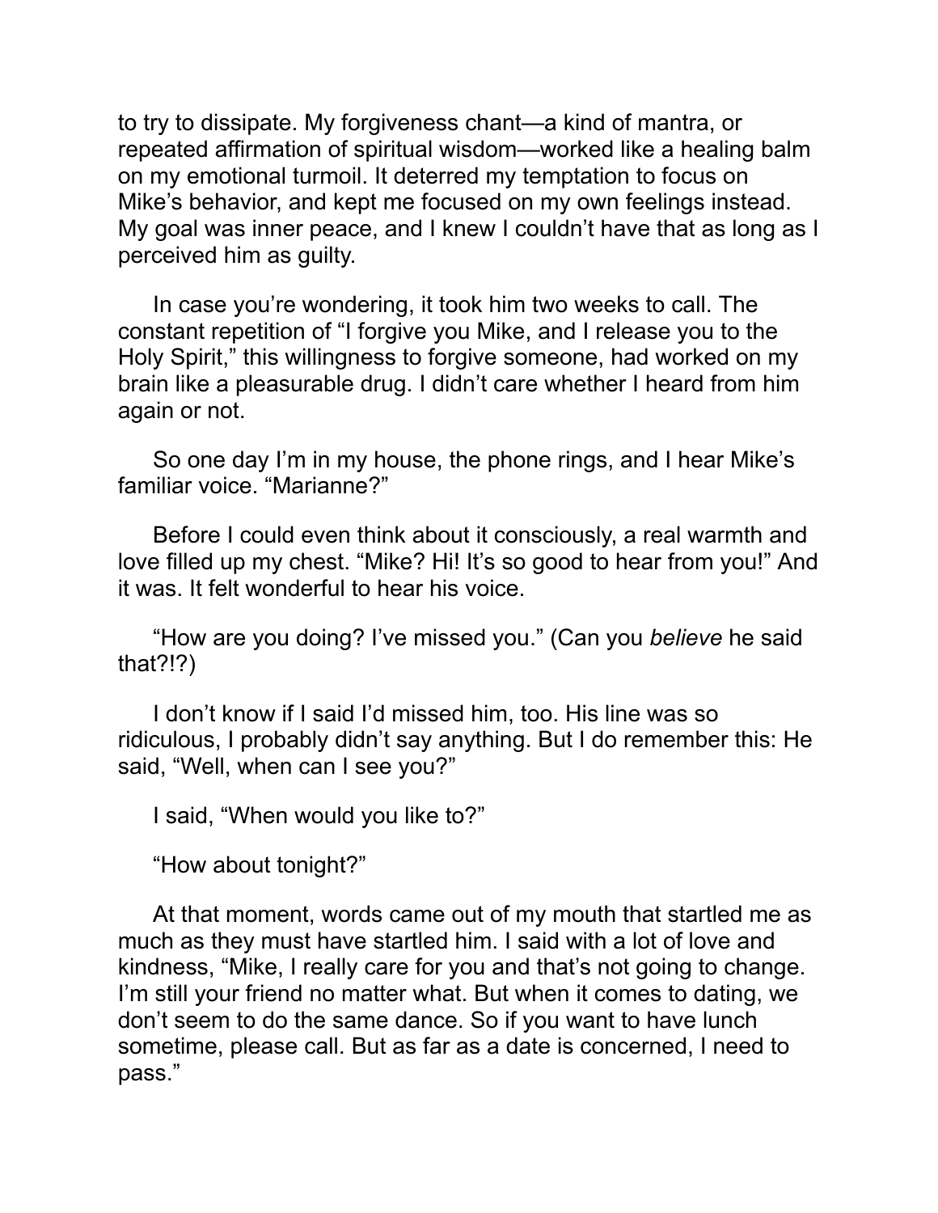to try to dissipate. My forgiveness chant—a kind of mantra, or repeated affirmation of spiritual wisdom—worked like a healing balm on my emotional turmoil. It deterred my temptation to focus on Mike's behavior, and kept me focused on my own feelings instead. My goal was inner peace, and I knew I couldn't have that as long as I perceived him as guilty.

In case you're wondering, it took him two weeks to call. The constant repetition of "I forgive you Mike, and I release you to the Holy Spirit," this willingness to forgive someone, had worked on my brain like a pleasurable drug. I didn't care whether I heard from him again or not.

So one day I'm in my house, the phone rings, and I hear Mike's familiar voice. "Marianne?"

Before I could even think about it consciously, a real warmth and love filled up my chest. "Mike? Hi! It's so good to hear from you!" And it was. It felt wonderful to hear his voice.

"How are you doing? I've missed you." (Can you *believe* he said that?!?)

I don't know if I said I'd missed him, too. His line was so ridiculous, I probably didn't say anything. But I do remember this: He said, "Well, when can I see you?"

I said, "When would you like to?"

"How about tonight?"

At that moment, words came out of my mouth that startled me as much as they must have startled him. I said with a lot of love and kindness, "Mike, I really care for you and that's not going to change. I'm still your friend no matter what. But when it comes to dating, we don't seem to do the same dance. So if you want to have lunch sometime, please call. But as far as a date is concerned, I need to pass."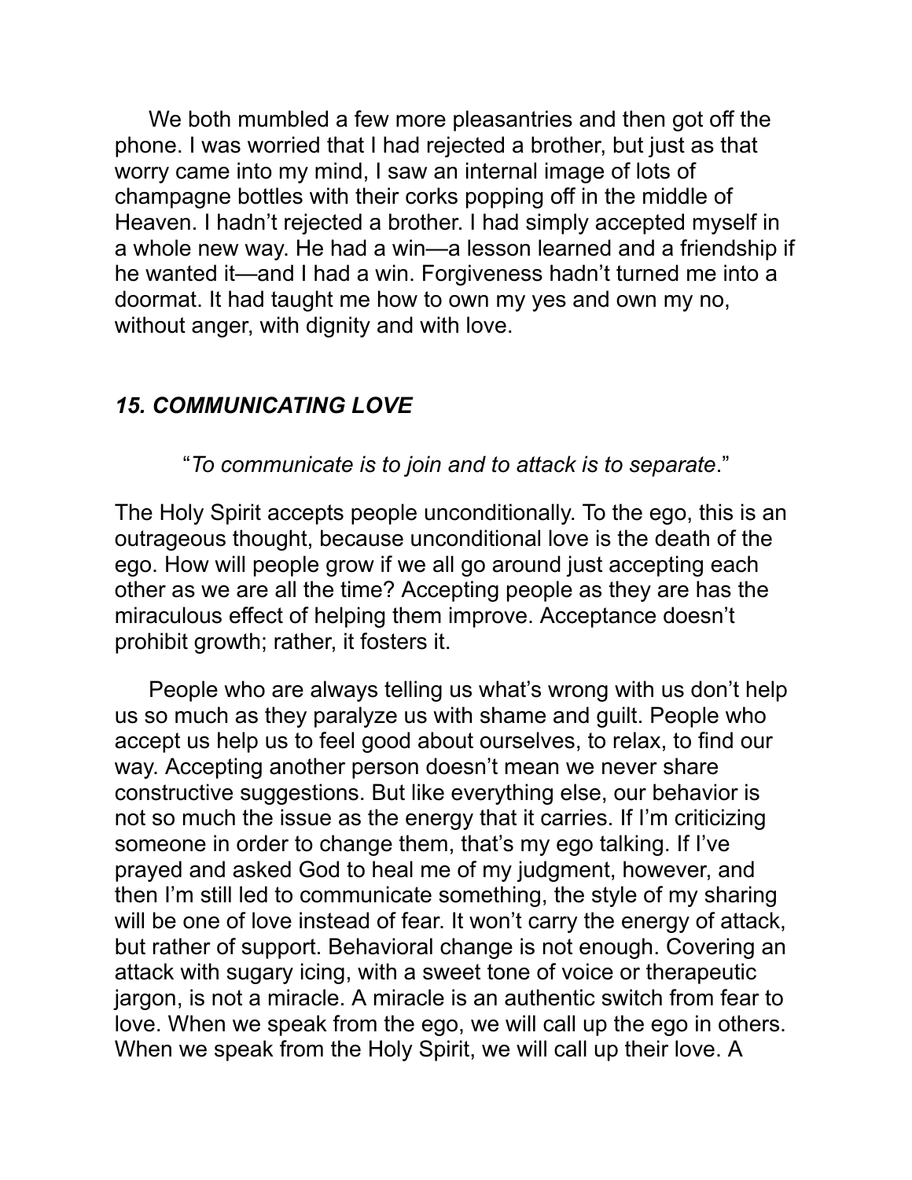We both mumbled a few more pleasantries and then got off the phone. I was worried that I had rejected a brother, but just as that worry came into my mind, I saw an internal image of lots of champagne bottles with their corks popping off in the middle of Heaven. I hadn't rejected a brother. I had simply accepted myself in a whole new way. He had a win—a lesson learned and a friendship if he wanted it—and I had a win. Forgiveness hadn't turned me into a doormat. It had taught me how to own my yes and own my no, without anger, with dignity and with love.

### *15. COMMUNICATING LOVE*

"*To communicate is to join and to attack is to separate*."

The Holy Spirit accepts people unconditionally. To the ego, this is an outrageous thought, because unconditional love is the death of the ego. How will people grow if we all go around just accepting each other as we are all the time? Accepting people as they are has the miraculous effect of helping them improve. Acceptance doesn't prohibit growth; rather, it fosters it.

People who are always telling us what's wrong with us don't help us so much as they paralyze us with shame and guilt. People who accept us help us to feel good about ourselves, to relax, to find our way. Accepting another person doesn't mean we never share constructive suggestions. But like everything else, our behavior is not so much the issue as the energy that it carries. If I'm criticizing someone in order to change them, that's my ego talking. If I've prayed and asked God to heal me of my judgment, however, and then I'm still led to communicate something, the style of my sharing will be one of love instead of fear. It won't carry the energy of attack, but rather of support. Behavioral change is not enough. Covering an attack with sugary icing, with a sweet tone of voice or therapeutic jargon, is not a miracle. A miracle is an authentic switch from fear to love. When we speak from the ego, we will call up the ego in others. When we speak from the Holy Spirit, we will call up their love. A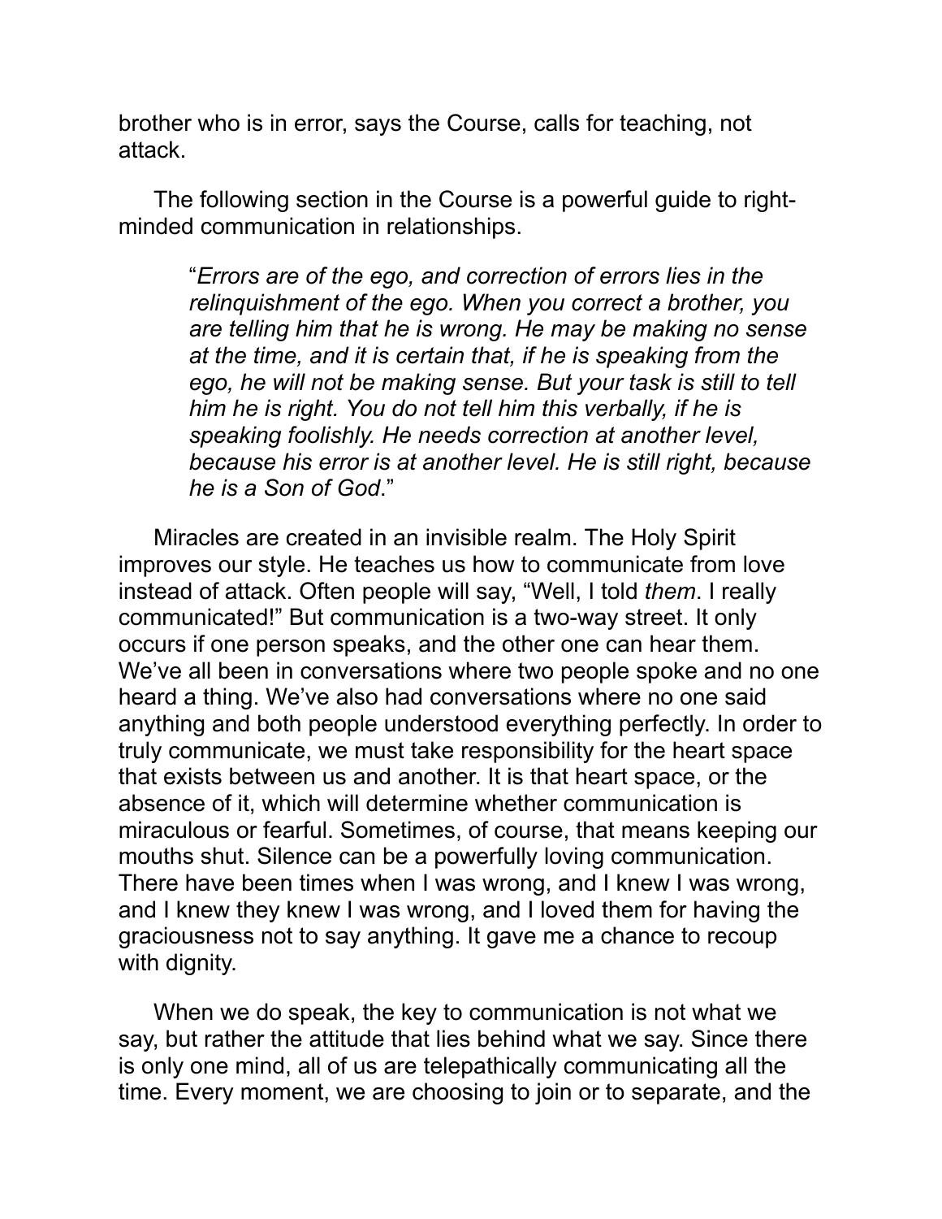brother who is in error, says the Course, calls for teaching, not attack.

The following section in the Course is a powerful guide to right-minded communication in relationships.

> "*Errors are of the ego, and correction of errors lies in the relinquishment of the ego. When you correct a brother, you are telling him that he is wrong. He may be making no sense at the time, and it is certain that, if he is speaking from the ego, he will not be making sense. But your task is still to tell him he is right. You do not tell him this verbally, if he is speaking foolishly. He needs correction at another level, because his error is at another level. He is still right, because he is a Son of God*."

Miracles are created in an invisible realm. The Holy Spirit improves our style. He teaches us how to communicate from love instead of attack. Often people will say, "Well, I told *them*. I really communicated!" But communication is a two-way street. It only occurs if one person speaks, and the other one can hear them. We've all been in conversations where two people spoke and no one heard a thing. We've also had conversations where no one said anything and both people understood everything perfectly. In order to truly communicate, we must take responsibility for the heart space that exists between us and another. It is that heart space, or the absence of it, which will determine whether communication is miraculous or fearful. Sometimes, of course, that means keeping our mouths shut. Silence can be a powerfully loving communication. There have been times when I was wrong, and I knew I was wrong, and I knew they knew I was wrong, and I loved them for having the graciousness not to say anything. It gave me a chance to recoup with dignity.

When we do speak, the key to communication is not what we say, but rather the attitude that lies behind what we say. Since there is only one mind, all of us are telepathically communicating all the time. Every moment, we are choosing to join or to separate, and the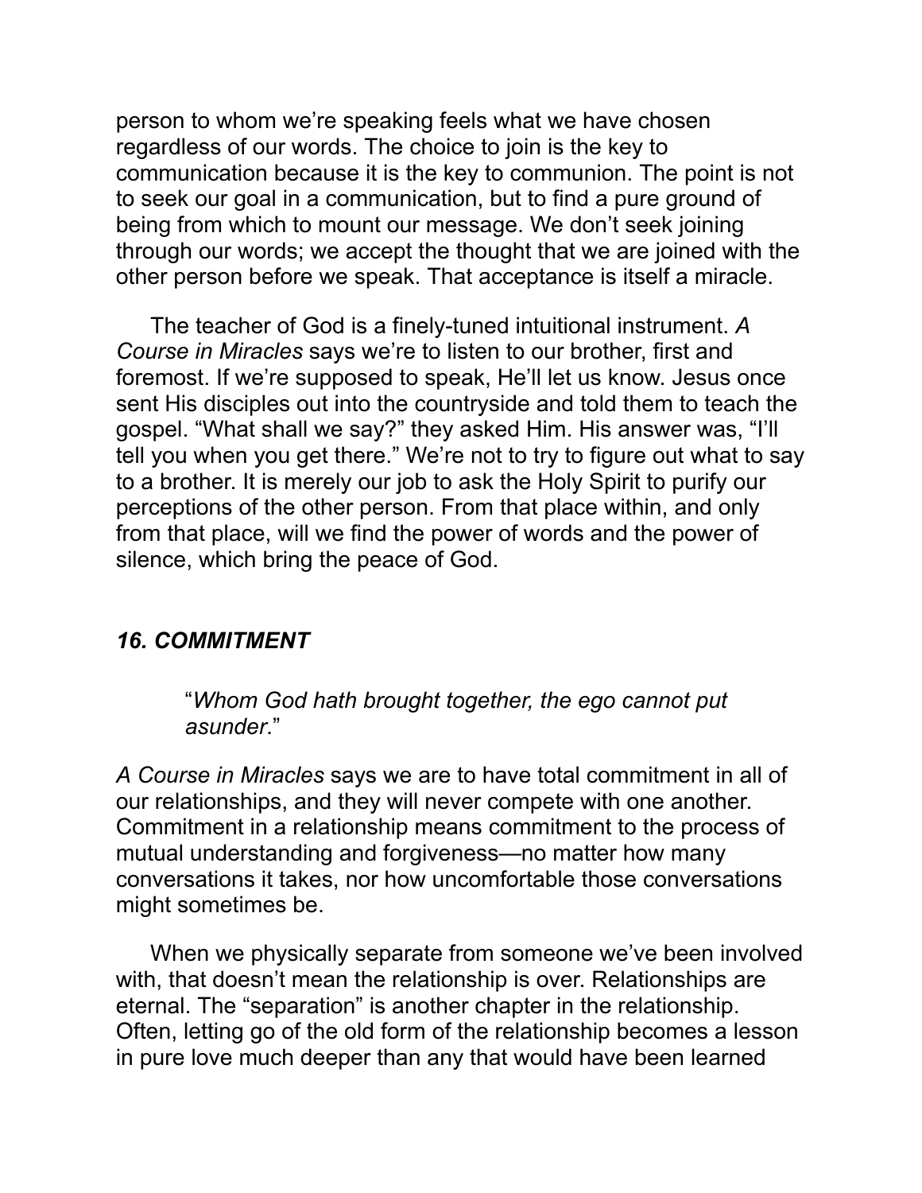person to whom we're speaking feels what we have chosen regardless of our words. The choice to join is the key to communication because it is the key to communion. The point is not to seek our goal in a communication, but to find a pure ground of being from which to mount our message. We don't seek joining through our words; we accept the thought that we are joined with the other person before we speak. That acceptance is itself a miracle.

The teacher of God is a finely-tuned intuitional instrument. *A Course in Miracles* says we're to listen to our brother, first and foremost. If we're supposed to speak, He'll let us know. Jesus once sent His disciples out into the countryside and told them to teach the gospel. "What shall we say?" they asked Him. His answer was, "I'll tell you when you get there." We're not to try to figure out what to say to a brother. It is merely our job to ask the Holy Spirit to purify our perceptions of the other person. From that place within, and only from that place, will we find the power of words and the power of silence, which bring the peace of God.

### *16. COMMITMENT*

> "*Whom God hath brought together, the ego cannot put asunder*."

*A Course in Miracles* says we are to have total commitment in all of our relationships, and they will never compete with one another. Commitment in a relationship means commitment to the process of mutual understanding and forgiveness—no matter how many conversations it takes, nor how uncomfortable those conversations might sometimes be.

When we physically separate from someone we've been involved with, that doesn't mean the relationship is over. Relationships are eternal. The "separation" is another chapter in the relationship. Often, letting go of the old form of the relationship becomes a lesson in pure love much deeper than any that would have been learned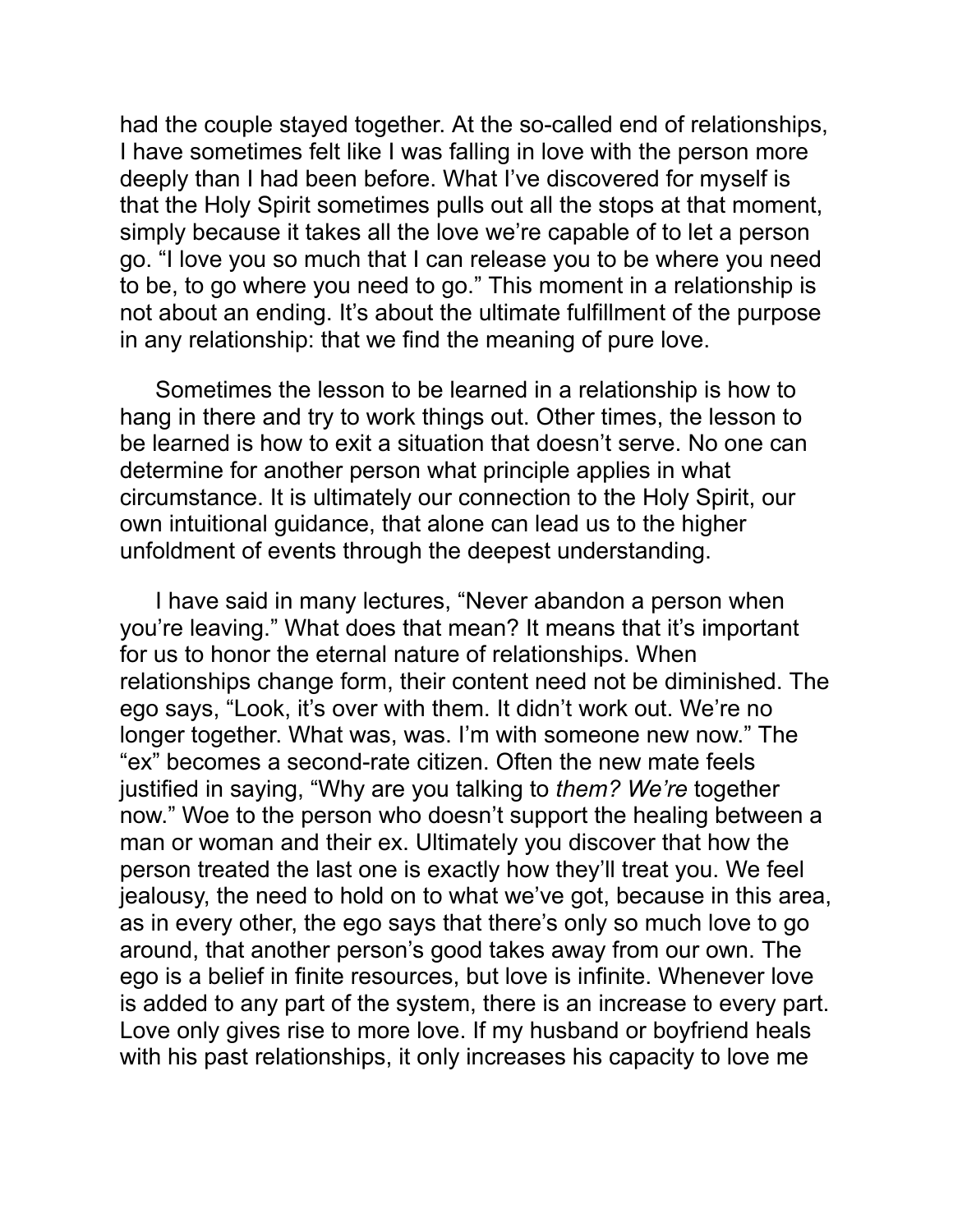had the couple stayed together. At the so-called end of relationships, I have sometimes felt like I was falling in love with the person more deeply than I had been before. What I've discovered for myself is that the Holy Spirit sometimes pulls out all the stops at that moment, simply because it takes all the love we're capable of to let a person go. "I love you so much that I can release you to be where you need to be, to go where you need to go." This moment in a relationship is not about an ending. It's about the ultimate fulfillment of the purpose in any relationship: that we find the meaning of pure love.

Sometimes the lesson to be learned in a relationship is how to hang in there and try to work things out. Other times, the lesson to be learned is how to exit a situation that doesn't serve. No one can determine for another person what principle applies in what circumstance. It is ultimately our connection to the Holy Spirit, our own intuitional guidance, that alone can lead us to the higher unfoldment of events through the deepest understanding.

I have said in many lectures, "Never abandon a person when you're leaving." What does that mean? It means that it's important for us to honor the eternal nature of relationships. When relationships change form, their content need not be diminished. The ego says, "Look, it's over with them. It didn't work out. We're no longer together. What was, was. I'm with someone new now." The "ex" becomes a second-rate citizen. Often the new mate feels justified in saying, "Why are you talking to *them? We're* together now." Woe to the person who doesn't support the healing between a man or woman and their ex. Ultimately you discover that how the person treated the last one is exactly how they'll treat you. We feel jealousy, the need to hold on to what we've got, because in this area, as in every other, the ego says that there's only so much love to go around, that another person's good takes away from our own. The ego is a belief in finite resources, but love is infinite. Whenever love is added to any part of the system, there is an increase to every part. Love only gives rise to more love. If my husband or boyfriend heals with his past relationships, it only increases his capacity to love me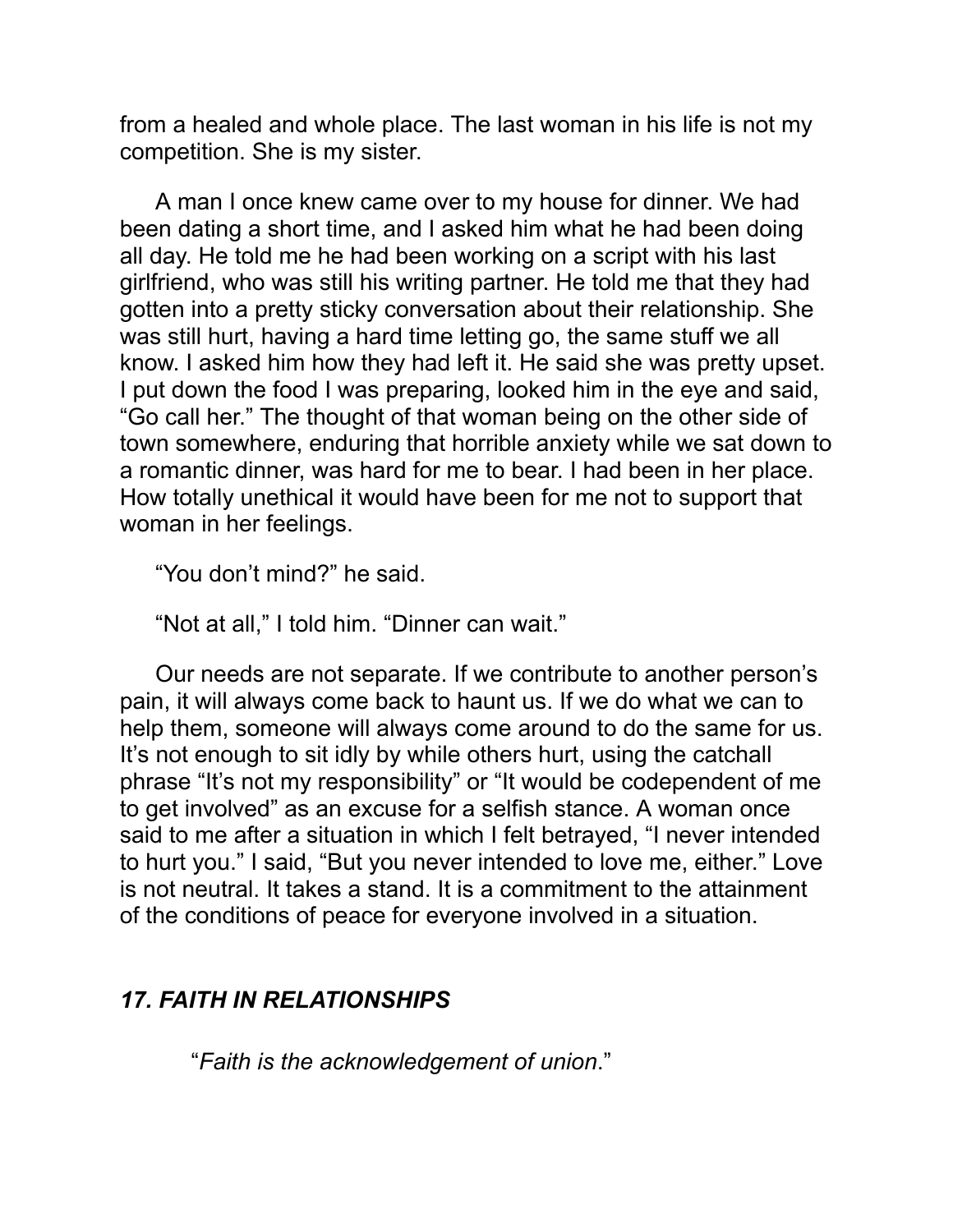from a healed and whole place. The last woman in his life is not my competition. She is my sister.

A man I once knew came over to my house for dinner. We had been dating a short time, and I asked him what he had been doing all day. He told me he had been working on a script with his last girlfriend, who was still his writing partner. He told me that they had gotten into a pretty sticky conversation about their relationship. She was still hurt, having a hard time letting go, the same stuff we all know. I asked him how they had left it. He said she was pretty upset. I put down the food I was preparing, looked him in the eye and said, “Go call her.” The thought of that woman being on the other side of town somewhere, enduring that horrible anxiety while we sat down to a romantic dinner, was hard for me to bear. I had been in her place. How totally unethical it would have been for me not to support that woman in her feelings.

“You don’t mind?” he said.

“Not at all,” I told him. “Dinner can wait.”

Our needs are not separate. If we contribute to another person’s pain, it will always come back to haunt us. If we do what we can to help them, someone will always come around to do the same for us. It’s not enough to sit idly by while others hurt, using the catchall phrase “It’s not my responsibility” or “It would be codependent of me to get involved” as an excuse for a selfish stance. A woman once said to me after a situation in which I felt betrayed, “I never intended to hurt you.” I said, “But you never intended to love me, either.” Love is not neutral. It takes a stand. It is a commitment to the attainment of the conditions of peace for everyone involved in a situation.

## *17. FAITH IN RELATIONSHIPS*

“*Faith is the acknowledgement of union*.”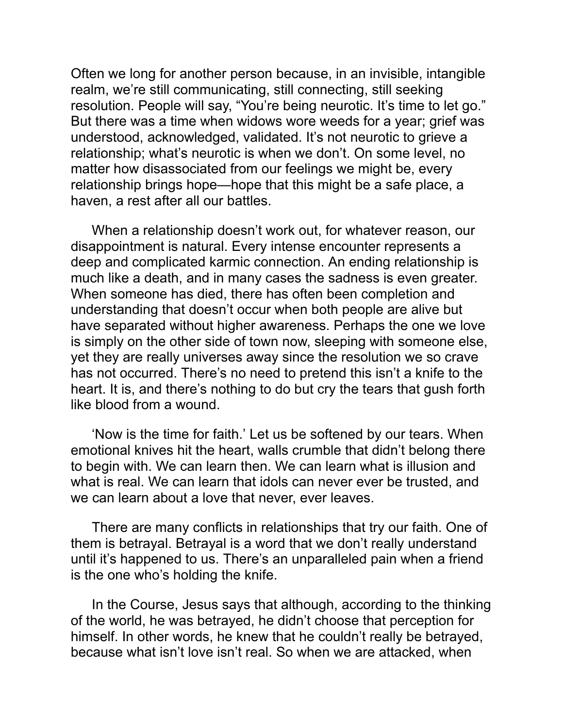Often we long for another person because, in an invisible, intangible realm, we're still communicating, still connecting, still seeking resolution. People will say, "You're being neurotic. It's time to let go." But there was a time when widows wore weeds for a year; grief was understood, acknowledged, validated. It's not neurotic to grieve a relationship; what's neurotic is when we don't. On some level, no matter how disassociated from our feelings we might be, every relationship brings hope—hope that this might be a safe place, a haven, a rest after all our battles.

When a relationship doesn't work out, for whatever reason, our disappointment is natural. Every intense encounter represents a deep and complicated karmic connection. An ending relationship is much like a death, and in many cases the sadness is even greater. When someone has died, there has often been completion and understanding that doesn't occur when both people are alive but have separated without higher awareness. Perhaps the one we love is simply on the other side of town now, sleeping with someone else, yet they are really universes away since the resolution we so crave has not occurred. There's no need to pretend this isn't a knife to the heart. It is, and there's nothing to do but cry the tears that gush forth like blood from a wound.

'Now is the time for faith.' Let us be softened by our tears. When emotional knives hit the heart, walls crumble that didn't belong there to begin with. We can learn then. We can learn what is illusion and what is real. We can learn that idols can never ever be trusted, and we can learn about a love that never, ever leaves.

There are many conflicts in relationships that try our faith. One of them is betrayal. Betrayal is a word that we don't really understand until it's happened to us. There's an unparalleled pain when a friend is the one who's holding the knife.

In the Course, Jesus says that although, according to the thinking of the world, he was betrayed, he didn't choose that perception for himself. In other words, he knew that he couldn't really be betrayed, because what isn't love isn't real. So when we are attacked, when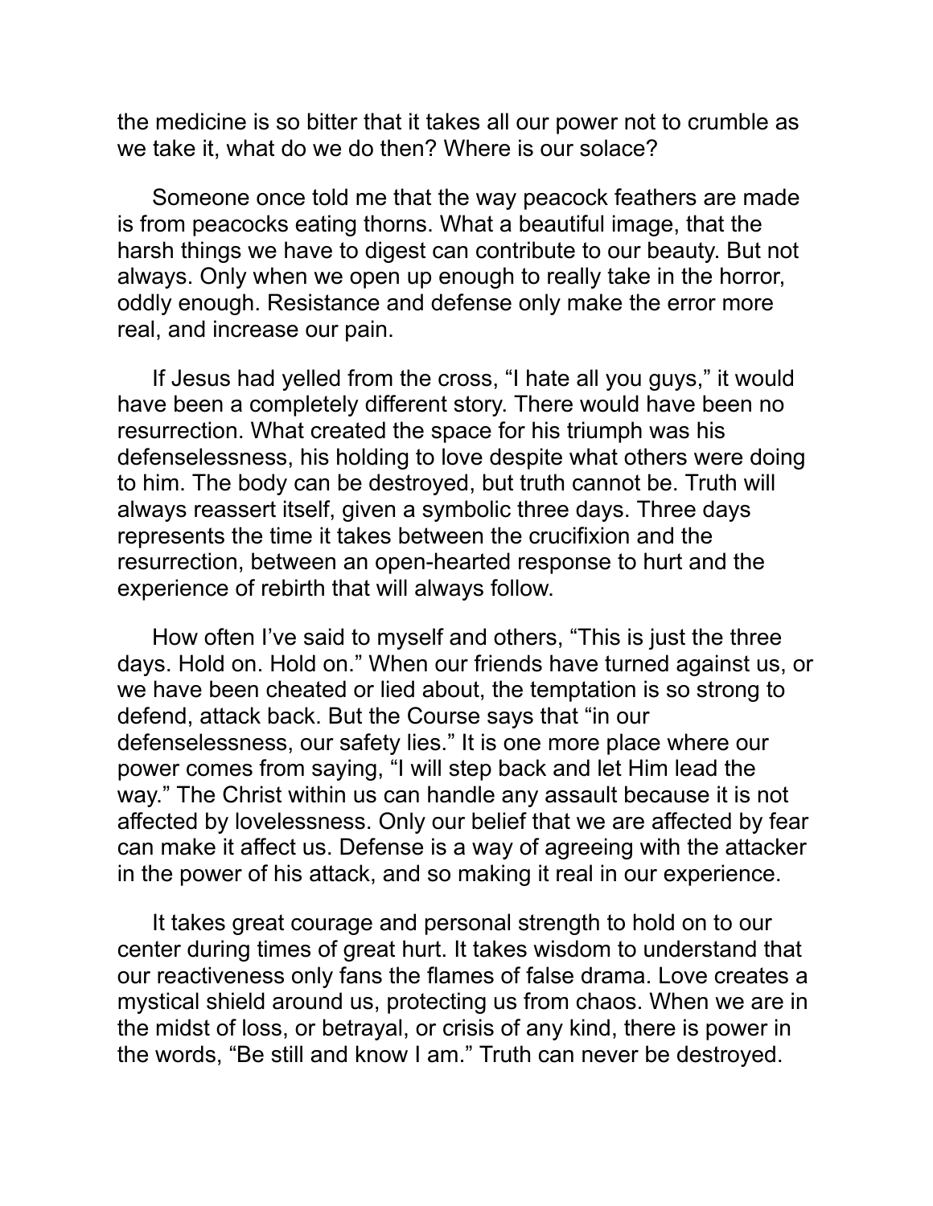the medicine is so bitter that it takes all our power not to crumble as we take it, what do we do then? Where is our solace?

Someone once told me that the way peacock feathers are made is from peacocks eating thorns. What a beautiful image, that the harsh things we have to digest can contribute to our beauty. But not always. Only when we open up enough to really take in the horror, oddly enough. Resistance and defense only make the error more real, and increase our pain.

If Jesus had yelled from the cross, "I hate all you guys," it would have been a completely different story. There would have been no resurrection. What created the space for his triumph was his defenselessness, his holding to love despite what others were doing to him. The body can be destroyed, but truth cannot be. Truth will always reassert itself, given a symbolic three days. Three days represents the time it takes between the crucifixion and the resurrection, between an open-hearted response to hurt and the experience of rebirth that will always follow.

How often I've said to myself and others, "This is just the three days. Hold on. Hold on." When our friends have turned against us, or we have been cheated or lied about, the temptation is so strong to defend, attack back. But the Course says that "in our defenselessness, our safety lies." It is one more place where our power comes from saying, "I will step back and let Him lead the way." The Christ within us can handle any assault because it is not affected by lovelessness. Only our belief that we are affected by fear can make it affect us. Defense is a way of agreeing with the attacker in the power of his attack, and so making it real in our experience.

It takes great courage and personal strength to hold on to our center during times of great hurt. It takes wisdom to understand that our reactiveness only fans the flames of false drama. Love creates a mystical shield around us, protecting us from chaos. When we are in the midst of loss, or betrayal, or crisis of any kind, there is power in the words, "Be still and know I am." Truth can never be destroyed.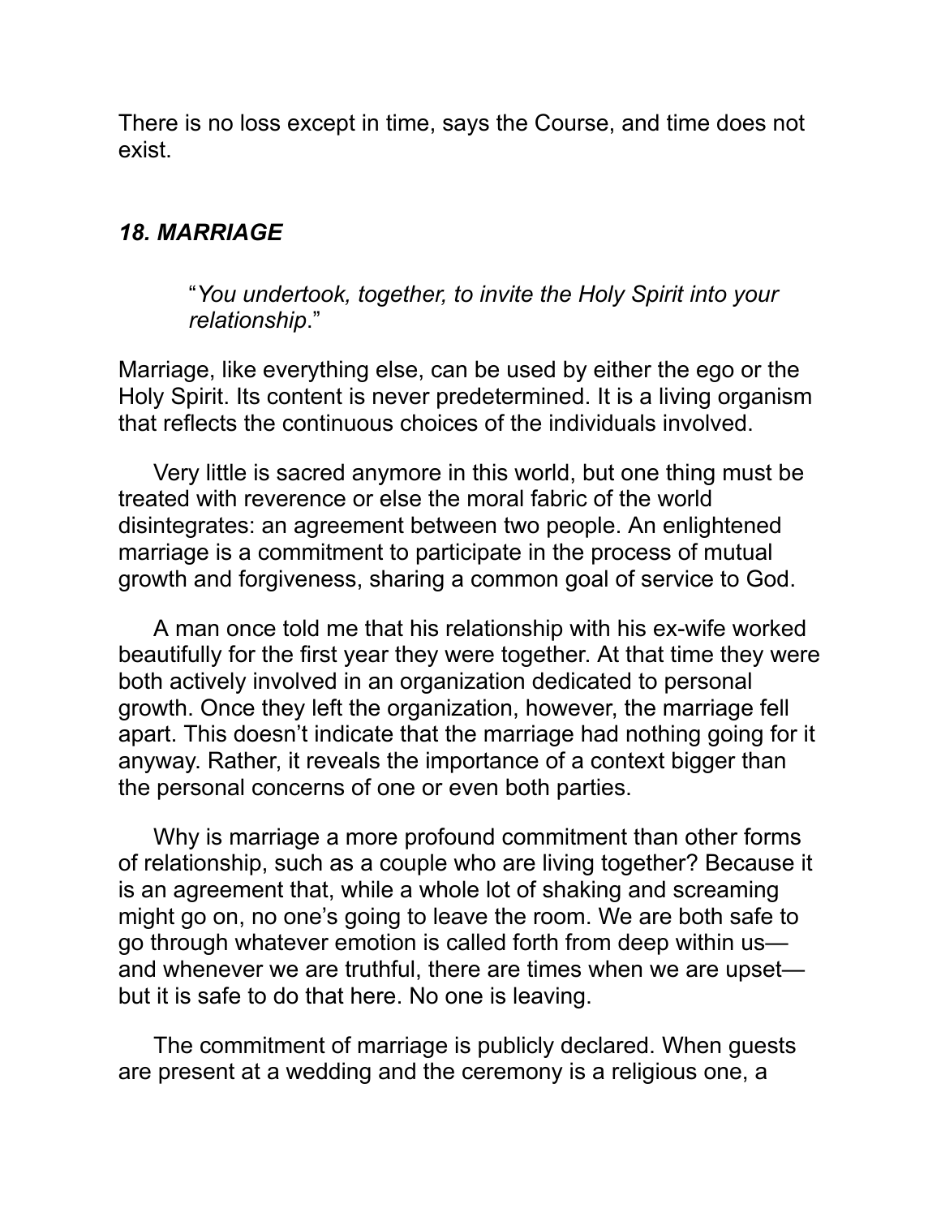There is no loss except in time, says the Course, and time does not exist.

### *18. MARRIAGE*

> "*You undertook, together, to invite the Holy Spirit into your relationship*."

Marriage, like everything else, can be used by either the ego or the Holy Spirit. Its content is never predetermined. It is a living organism that reflects the continuous choices of the individuals involved.

Very little is sacred anymore in this world, but one thing must be treated with reverence or else the moral fabric of the world disintegrates: an agreement between two people. An enlightened marriage is a commitment to participate in the process of mutual growth and forgiveness, sharing a common goal of service to God.

A man once told me that his relationship with his ex-wife worked beautifully for the first year they were together. At that time they were both actively involved in an organization dedicated to personal growth. Once they left the organization, however, the marriage fell apart. This doesn't indicate that the marriage had nothing going for it anyway. Rather, it reveals the importance of a context bigger than the personal concerns of one or even both parties.

Why is marriage a more profound commitment than other forms of relationship, such as a couple who are living together? Because it is an agreement that, while a whole lot of shaking and screaming might go on, no one's going to leave the room. We are both safe to go through whatever emotion is called forth from deep within us—and whenever we are truthful, there are times when we are upset—but it is safe to do that here. No one is leaving.

The commitment of marriage is publicly declared. When guests are present at a wedding and the ceremony is a religious one, a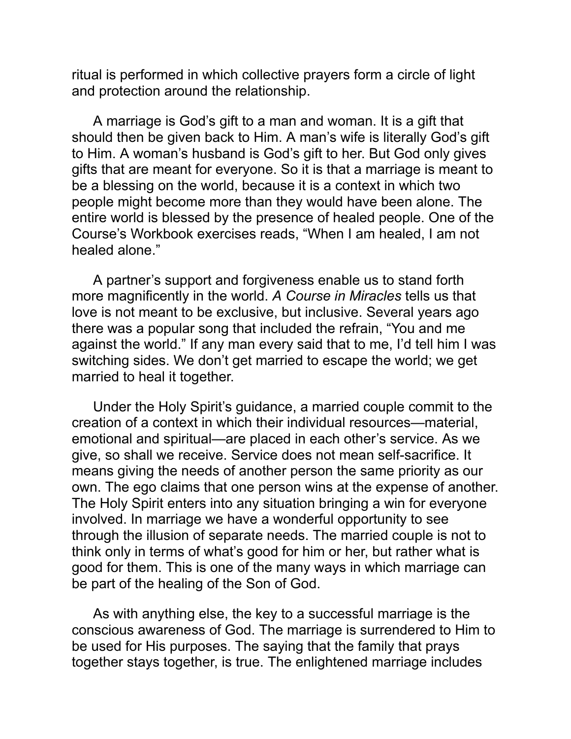ritual is performed in which collective prayers form a circle of light and protection around the relationship.

A marriage is God's gift to a man and woman. It is a gift that should then be given back to Him. A man's wife is literally God's gift to Him. A woman's husband is God's gift to her. But God only gives gifts that are meant for everyone. So it is that a marriage is meant to be a blessing on the world, because it is a context in which two people might become more than they would have been alone. The entire world is blessed by the presence of healed people. One of the Course's Workbook exercises reads, "When I am healed, I am not healed alone."

A partner's support and forgiveness enable us to stand forth more magnificently in the world. *A Course in Miracles* tells us that love is not meant to be exclusive, but inclusive. Several years ago there was a popular song that included the refrain, "You and me against the world." If any man every said that to me, I'd tell him I was switching sides. We don't get married to escape the world; we get married to heal it together.

Under the Holy Spirit's guidance, a married couple commit to the creation of a context in which their individual resources—material, emotional and spiritual—are placed in each other's service. As we give, so shall we receive. Service does not mean self-sacrifice. It means giving the needs of another person the same priority as our own. The ego claims that one person wins at the expense of another. The Holy Spirit enters into any situation bringing a win for everyone involved. In marriage we have a wonderful opportunity to see through the illusion of separate needs. The married couple is not to think only in terms of what's good for him or her, but rather what is good for them. This is one of the many ways in which marriage can be part of the healing of the Son of God.

As with anything else, the key to a successful marriage is the conscious awareness of God. The marriage is surrendered to Him to be used for His purposes. The saying that the family that prays together stays together, is true. The enlightened marriage includes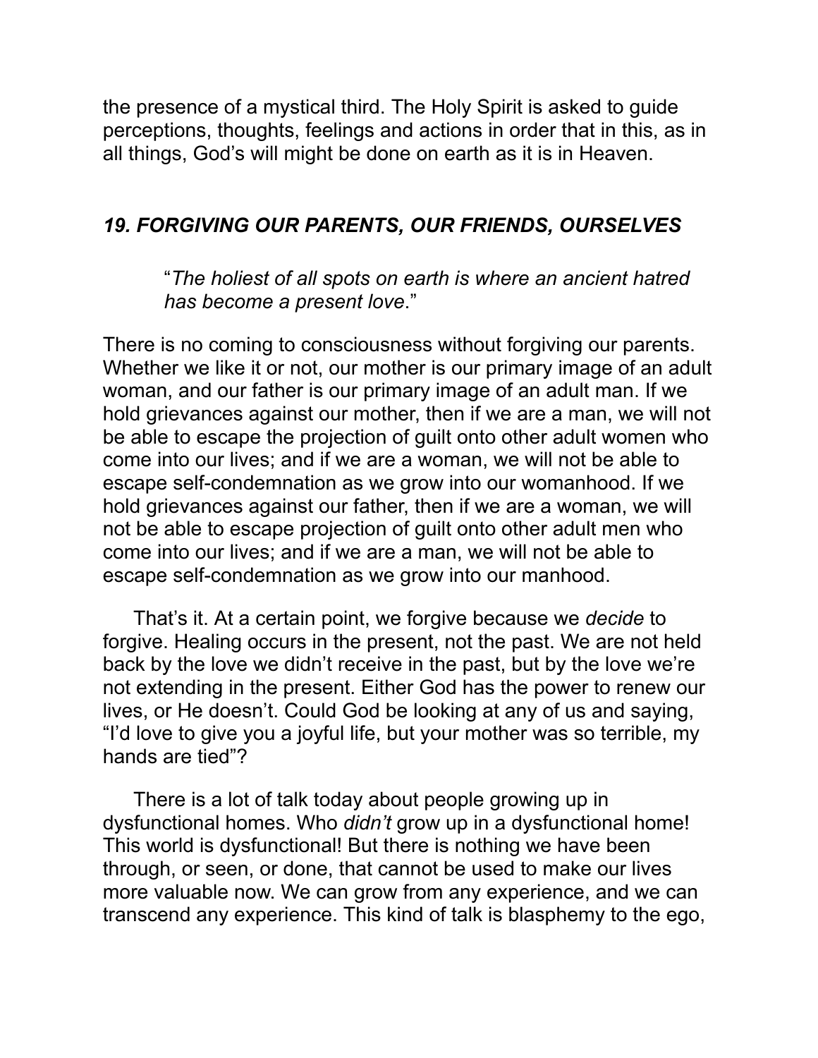the presence of a mystical third. The Holy Spirit is asked to guide perceptions, thoughts, feelings and actions in order that in this, as in all things, God's will might be done on earth as it is in Heaven.

## *19. FORGIVING OUR PARENTS, OUR FRIENDS, OURSELVES*

> "*The holiest of all spots on earth is where an ancient hatred has become a present love*."

There is no coming to consciousness without forgiving our parents. Whether we like it or not, our mother is our primary image of an adult woman, and our father is our primary image of an adult man. If we hold grievances against our mother, then if we are a man, we will not be able to escape the projection of guilt onto other adult women who come into our lives; and if we are a woman, we will not be able to escape self-condemnation as we grow into our womanhood. If we hold grievances against our father, then if we are a woman, we will not be able to escape projection of guilt onto other adult men who come into our lives; and if we are a man, we will not be able to escape self-condemnation as we grow into our manhood.

That's it. At a certain point, we forgive because we *decide* to forgive. Healing occurs in the present, not the past. We are not held back by the love we didn't receive in the past, but by the love we're not extending in the present. Either God has the power to renew our lives, or He doesn't. Could God be looking at any of us and saying, "I'd love to give you a joyful life, but your mother was so terrible, my hands are tied"?

There is a lot of talk today about people growing up in dysfunctional homes. Who *didn't* grow up in a dysfunctional home! This world is dysfunctional! But there is nothing we have been through, or seen, or done, that cannot be used to make our lives more valuable now. We can grow from any experience, and we can transcend any experience. This kind of talk is blasphemy to the ego,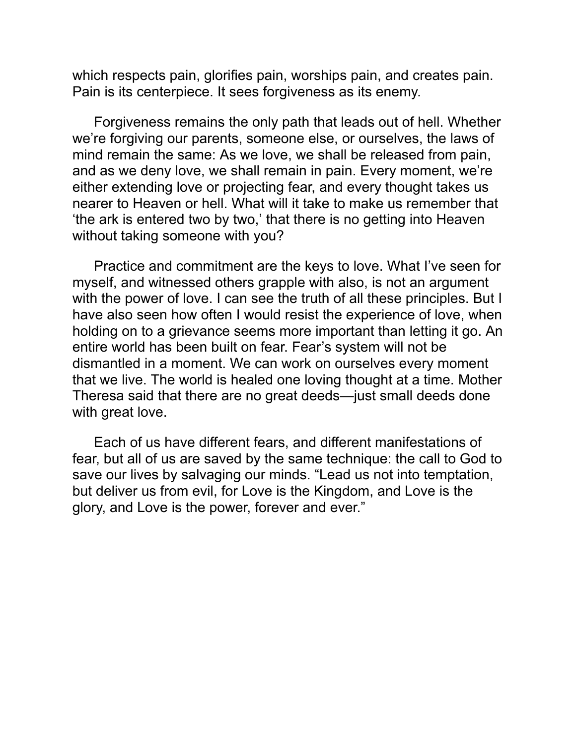which respects pain, glorifies pain, worships pain, and creates pain. Pain is its centerpiece. It sees forgiveness as its enemy.

Forgiveness remains the only path that leads out of hell. Whether we're forgiving our parents, someone else, or ourselves, the laws of mind remain the same: As we love, we shall be released from pain, and as we deny love, we shall remain in pain. Every moment, we're either extending love or projecting fear, and every thought takes us nearer to Heaven or hell. What will it take to make us remember that 'the ark is entered two by two,' that there is no getting into Heaven without taking someone with you?

Practice and commitment are the keys to love. What I've seen for myself, and witnessed others grapple with also, is not an argument with the power of love. I can see the truth of all these principles. But I have also seen how often I would resist the experience of love, when holding on to a grievance seems more important than letting it go. An entire world has been built on fear. Fear's system will not be dismantled in a moment. We can work on ourselves every moment that we live. The world is healed one loving thought at a time. Mother Theresa said that there are no great deeds—just small deeds done with great love.

Each of us have different fears, and different manifestations of fear, but all of us are saved by the same technique: the call to God to save our lives by salvaging our minds. "Lead us not into temptation, but deliver us from evil, for Love is the Kingdom, and Love is the glory, and Love is the power, forever and ever."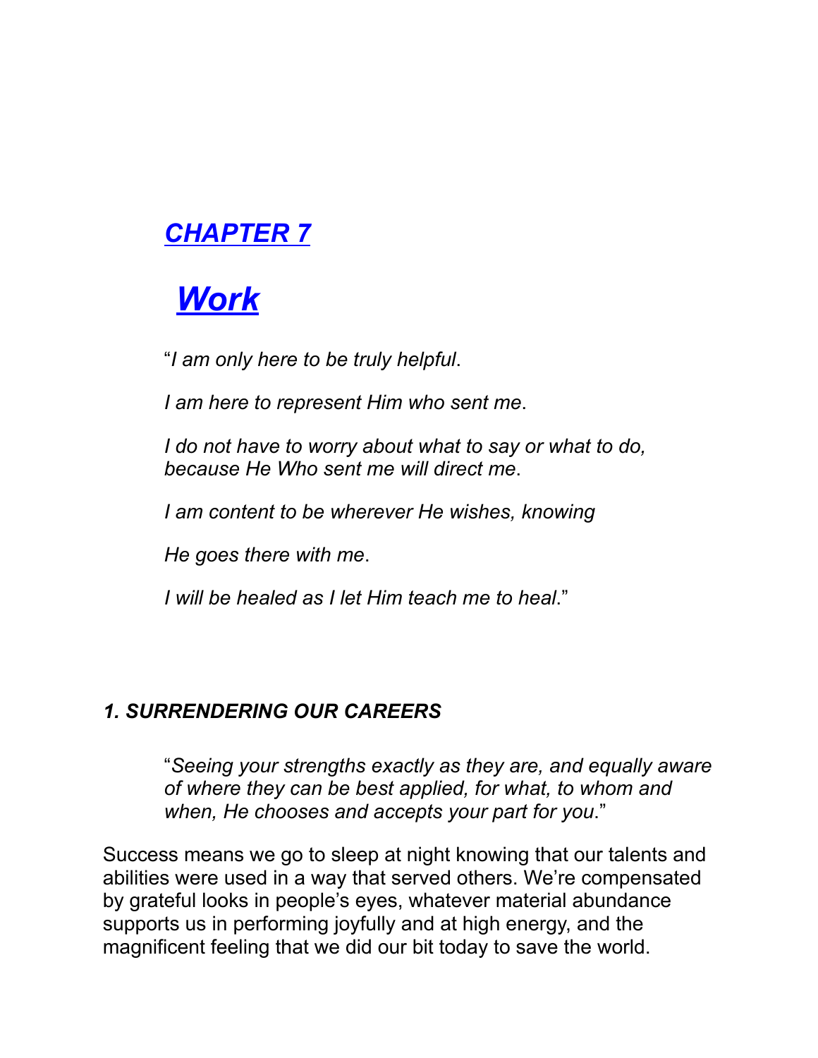# *CHAPTER 7*

# *Work*

"*I am only here to be truly helpful*.

*I am here to represent Him who sent me*.

*I do not have to worry about what to say or what to do, because He Who sent me will direct me*.

*I am content to be wherever He wishes, knowing*

*He goes there with me*.

*I will be healed as I let Him teach me to heal*."

### *1. SURRENDERING OUR CAREERS*

"*Seeing your strengths exactly as they are, and equally aware of where they can be best applied, for what, to whom and when, He chooses and accepts your part for you*."

Success means we go to sleep at night knowing that our talents and abilities were used in a way that served others. We're compensated by grateful looks in people's eyes, whatever material abundance supports us in performing joyfully and at high energy, and the magnificent feeling that we did our bit today to save the world.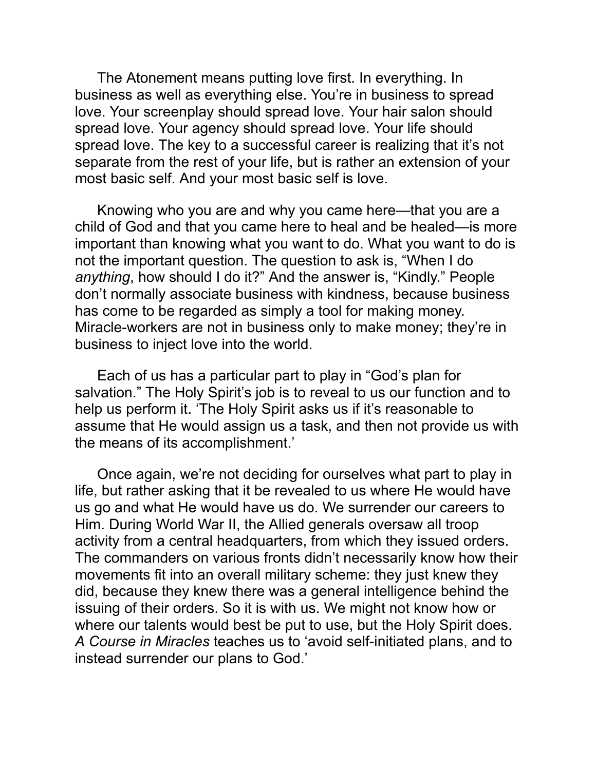The Atonement means putting love first. In everything. In business as well as everything else. You're in business to spread love. Your screenplay should spread love. Your hair salon should spread love. Your agency should spread love. Your life should spread love. The key to a successful career is realizing that it's not separate from the rest of your life, but is rather an extension of your most basic self. And your most basic self is love.

Knowing who you are and why you came here—that you are a child of God and that you came here to heal and be healed—is more important than knowing what you want to do. What you want to do is not the important question. The question to ask is, "When I do *anything*, how should I do it?" And the answer is, "Kindly." People don't normally associate business with kindness, because business has come to be regarded as simply a tool for making money. Miracle-workers are not in business only to make money; they're in business to inject love into the world.

Each of us has a particular part to play in "God's plan for salvation." The Holy Spirit's job is to reveal to us our function and to help us perform it. 'The Holy Spirit asks us if it's reasonable to assume that He would assign us a task, and then not provide us with the means of its accomplishment.'

Once again, we're not deciding for ourselves what part to play in life, but rather asking that it be revealed to us where He would have us go and what He would have us do. We surrender our careers to Him. During World War II, the Allied generals oversaw all troop activity from a central headquarters, from which they issued orders. The commanders on various fronts didn't necessarily know how their movements fit into an overall military scheme: they just knew they did, because they knew there was a general intelligence behind the issuing of their orders. So it is with us. We might not know how or where our talents would best be put to use, but the Holy Spirit does. *A Course in Miracles* teaches us to 'avoid self-initiated plans, and to instead surrender our plans to God.'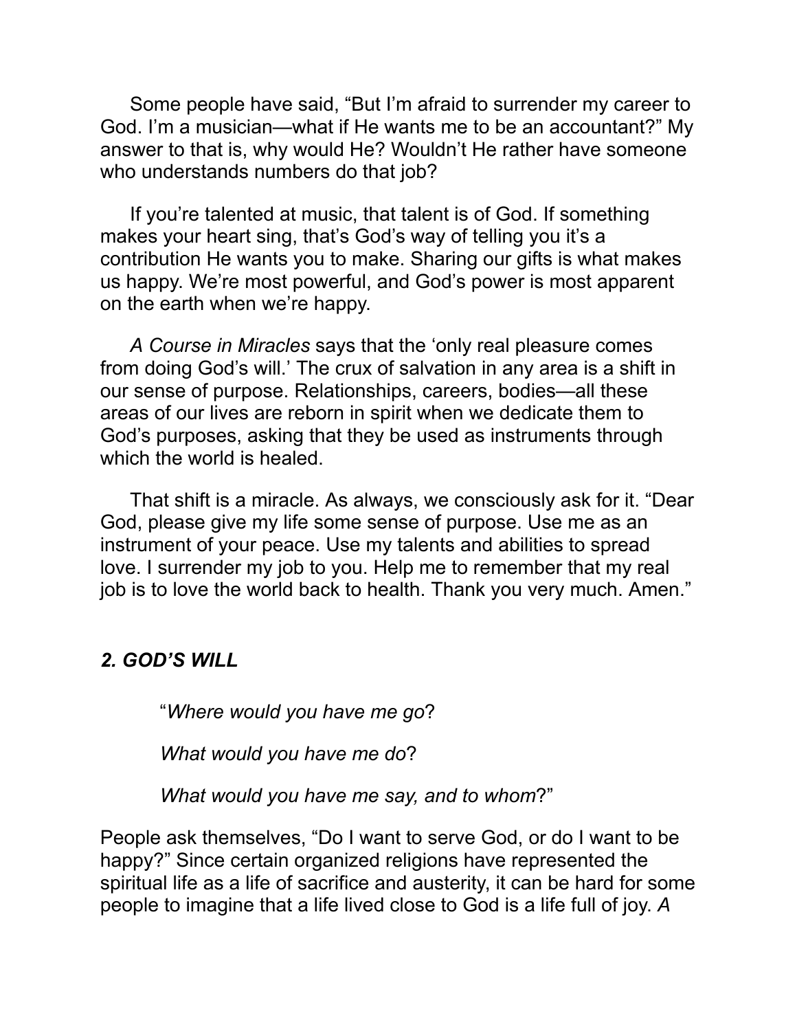Some people have said, "But I'm afraid to surrender my career to God. I'm a musician—what if He wants me to be an accountant?" My answer to that is, why would He? Wouldn't He rather have someone who understands numbers do that job?

If you're talented at music, that talent is of God. If something makes your heart sing, that's God's way of telling you it's a contribution He wants you to make. Sharing our gifts is what makes us happy. We're most powerful, and God's power is most apparent on the earth when we're happy.

*A Course in Miracles* says that the 'only real pleasure comes from doing God's will.' The crux of salvation in any area is a shift in our sense of purpose. Relationships, careers, bodies—all these areas of our lives are reborn in spirit when we dedicate them to God's purposes, asking that they be used as instruments through which the world is healed.

That shift is a miracle. As always, we consciously ask for it. "Dear God, please give my life some sense of purpose. Use me as an instrument of your peace. Use my talents and abilities to spread love. I surrender my job to you. Help me to remember that my real job is to love the world back to health. Thank you very much. Amen."

### *2. GOD'S WILL*

> "*Where would you have me go*?
>
> *What would you have me do*?
>
> *What would you have me say, and to whom*?"

People ask themselves, "Do I want to serve God, or do I want to be happy?" Since certain organized religions have represented the spiritual life as a life of sacrifice and austerity, it can be hard for some people to imagine that a life lived close to God is a life full of joy. *A*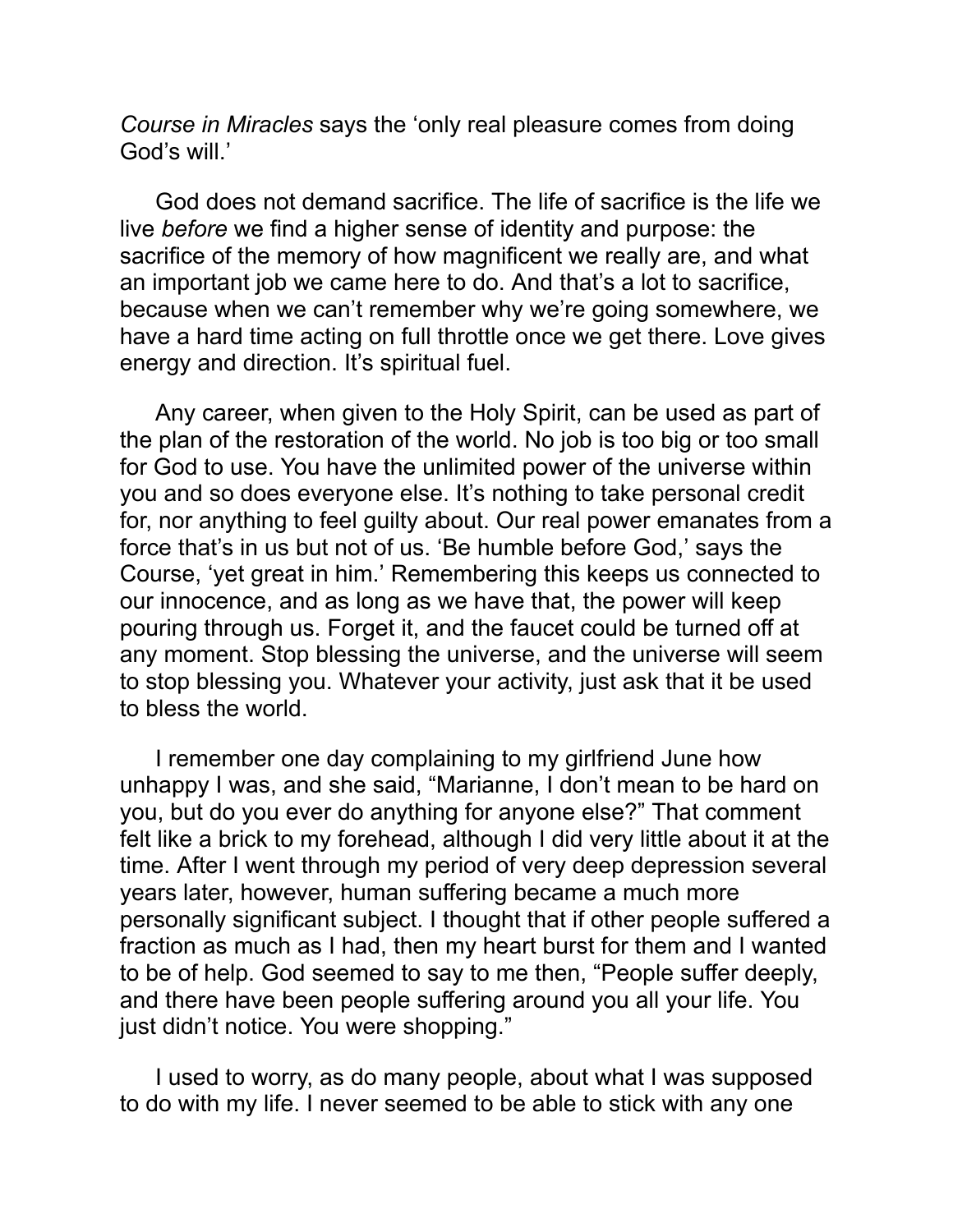*Course in Miracles* says the 'only real pleasure comes from doing God's will.'

God does not demand sacrifice. The life of sacrifice is the life we live *before* we find a higher sense of identity and purpose: the sacrifice of the memory of how magnificent we really are, and what an important job we came here to do. And that's a lot to sacrifice, because when we can't remember why we're going somewhere, we have a hard time acting on full throttle once we get there. Love gives energy and direction. It's spiritual fuel.

Any career, when given to the Holy Spirit, can be used as part of the plan of the restoration of the world. No job is too big or too small for God to use. You have the unlimited power of the universe within you and so does everyone else. It's nothing to take personal credit for, nor anything to feel guilty about. Our real power emanates from a force that's in us but not of us. 'Be humble before God,' says the Course, 'yet great in him.' Remembering this keeps us connected to our innocence, and as long as we have that, the power will keep pouring through us. Forget it, and the faucet could be turned off at any moment. Stop blessing the universe, and the universe will seem to stop blessing you. Whatever your activity, just ask that it be used to bless the world.

I remember one day complaining to my girlfriend June how unhappy I was, and she said, "Marianne, I don't mean to be hard on you, but do you ever do anything for anyone else?" That comment felt like a brick to my forehead, although I did very little about it at the time. After I went through my period of very deep depression several years later, however, human suffering became a much more personally significant subject. I thought that if other people suffered a fraction as much as I had, then my heart burst for them and I wanted to be of help. God seemed to say to me then, "People suffer deeply, and there have been people suffering around you all your life. You just didn't notice. You were shopping."

I used to worry, as do many people, about what I was supposed to do with my life. I never seemed to be able to stick with any one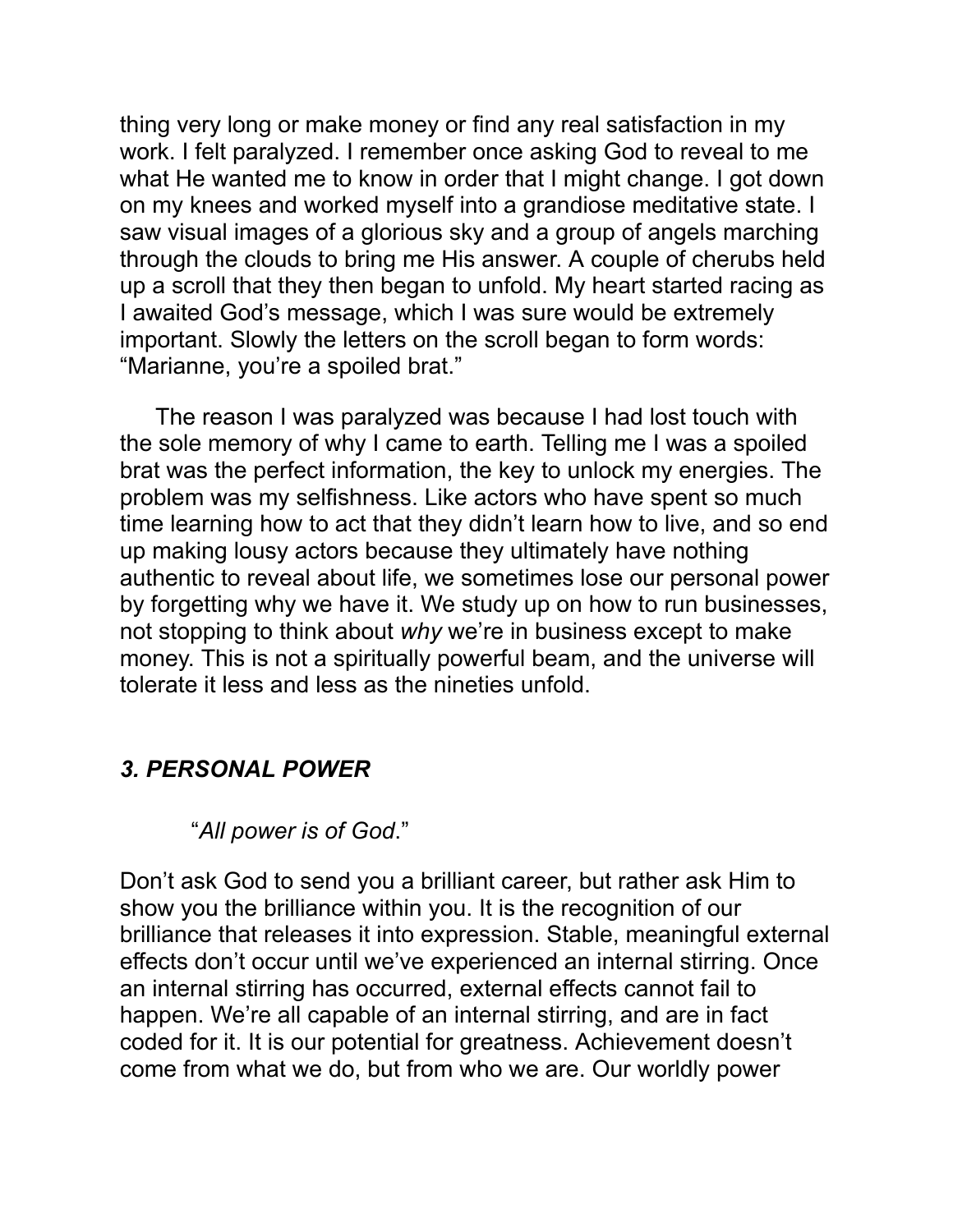thing very long or make money or find any real satisfaction in my work. I felt paralyzed. I remember once asking God to reveal to me what He wanted me to know in order that I might change. I got down on my knees and worked myself into a grandiose meditative state. I saw visual images of a glorious sky and a group of angels marching through the clouds to bring me His answer. A couple of cherubs held up a scroll that they then began to unfold. My heart started racing as I awaited God's message, which I was sure would be extremely important. Slowly the letters on the scroll began to form words: "Marianne, you're a spoiled brat."

The reason I was paralyzed was because I had lost touch with the sole memory of why I came to earth. Telling me I was a spoiled brat was the perfect information, the key to unlock my energies. The problem was my selfishness. Like actors who have spent so much time learning how to act that they didn't learn how to live, and so end up making lousy actors because they ultimately have nothing authentic to reveal about life, we sometimes lose our personal power by forgetting why we have it. We study up on how to run businesses, not stopping to think about *why* we're in business except to make money. This is not a spiritually powerful beam, and the universe will tolerate it less and less as the nineties unfold.

### *3. PERSONAL POWER*

> "*All power is of God*."

Don't ask God to send you a brilliant career, but rather ask Him to show you the brilliance within you. It is the recognition of our brilliance that releases it into expression. Stable, meaningful external effects don't occur until we've experienced an internal stirring. Once an internal stirring has occurred, external effects cannot fail to happen. We're all capable of an internal stirring, and are in fact coded for it. It is our potential for greatness. Achievement doesn't come from what we do, but from who we are. Our worldly power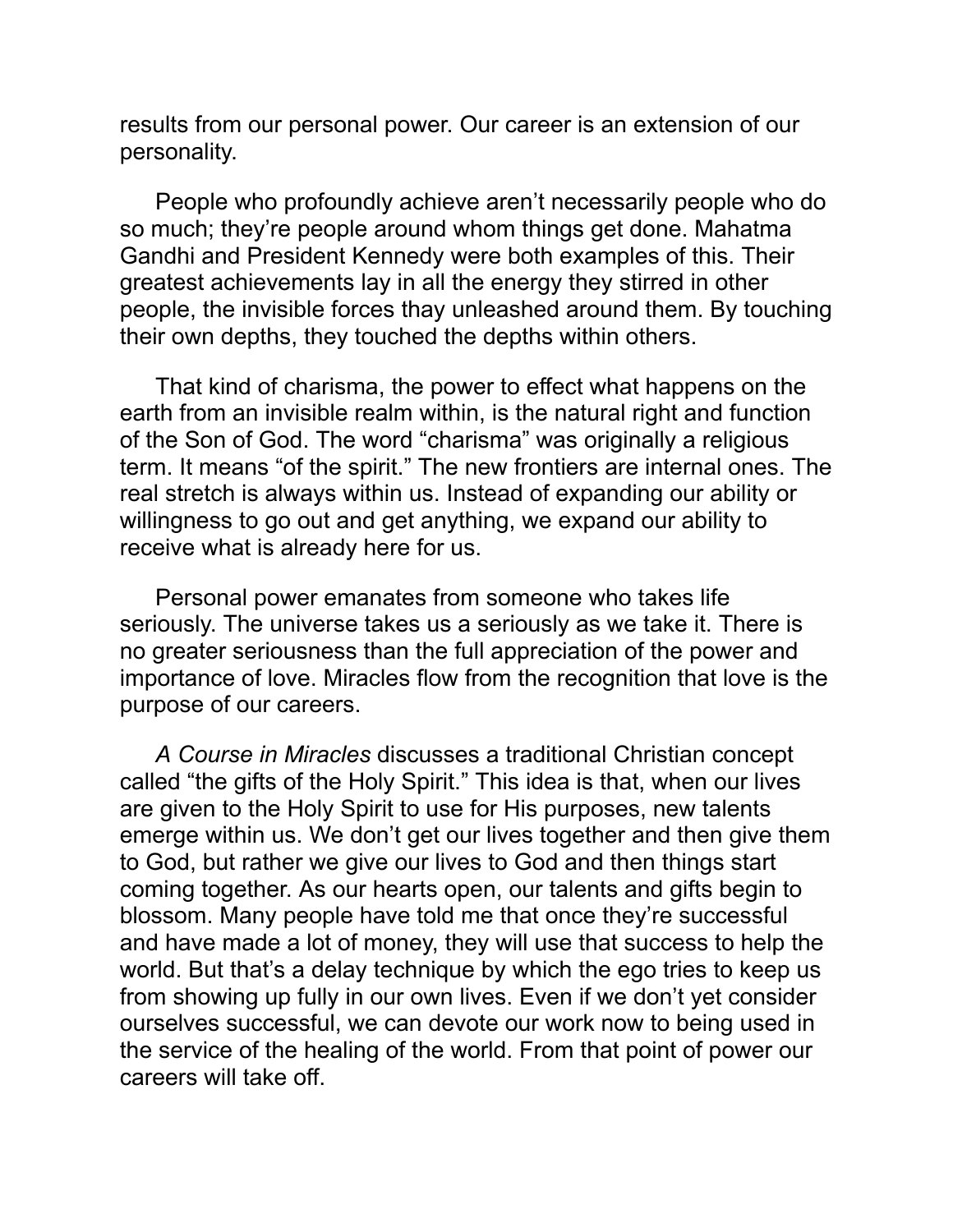results from our personal power. Our career is an extension of our personality.

People who profoundly achieve aren't necessarily people who do so much; they're people around whom things get done. Mahatma Gandhi and President Kennedy were both examples of this. Their greatest achievements lay in all the energy they stirred in other people, the invisible forces thay unleashed around them. By touching their own depths, they touched the depths within others.

That kind of charisma, the power to effect what happens on the earth from an invisible realm within, is the natural right and function of the Son of God. The word "charisma" was originally a religious term. It means "of the spirit." The new frontiers are internal ones. The real stretch is always within us. Instead of expanding our ability or willingness to go out and get anything, we expand our ability to receive what is already here for us.

Personal power emanates from someone who takes life seriously. The universe takes us a seriously as we take it. There is no greater seriousness than the full appreciation of the power and importance of love. Miracles flow from the recognition that love is the purpose of our careers.

*A Course in Miracles* discusses a traditional Christian concept called "the gifts of the Holy Spirit." This idea is that, when our lives are given to the Holy Spirit to use for His purposes, new talents emerge within us. We don't get our lives together and then give them to God, but rather we give our lives to God and then things start coming together. As our hearts open, our talents and gifts begin to blossom. Many people have told me that once they're successful and have made a lot of money, they will use that success to help the world. But that's a delay technique by which the ego tries to keep us from showing up fully in our own lives. Even if we don't yet consider ourselves successful, we can devote our work now to being used in the service of the healing of the world. From that point of power our careers will take off.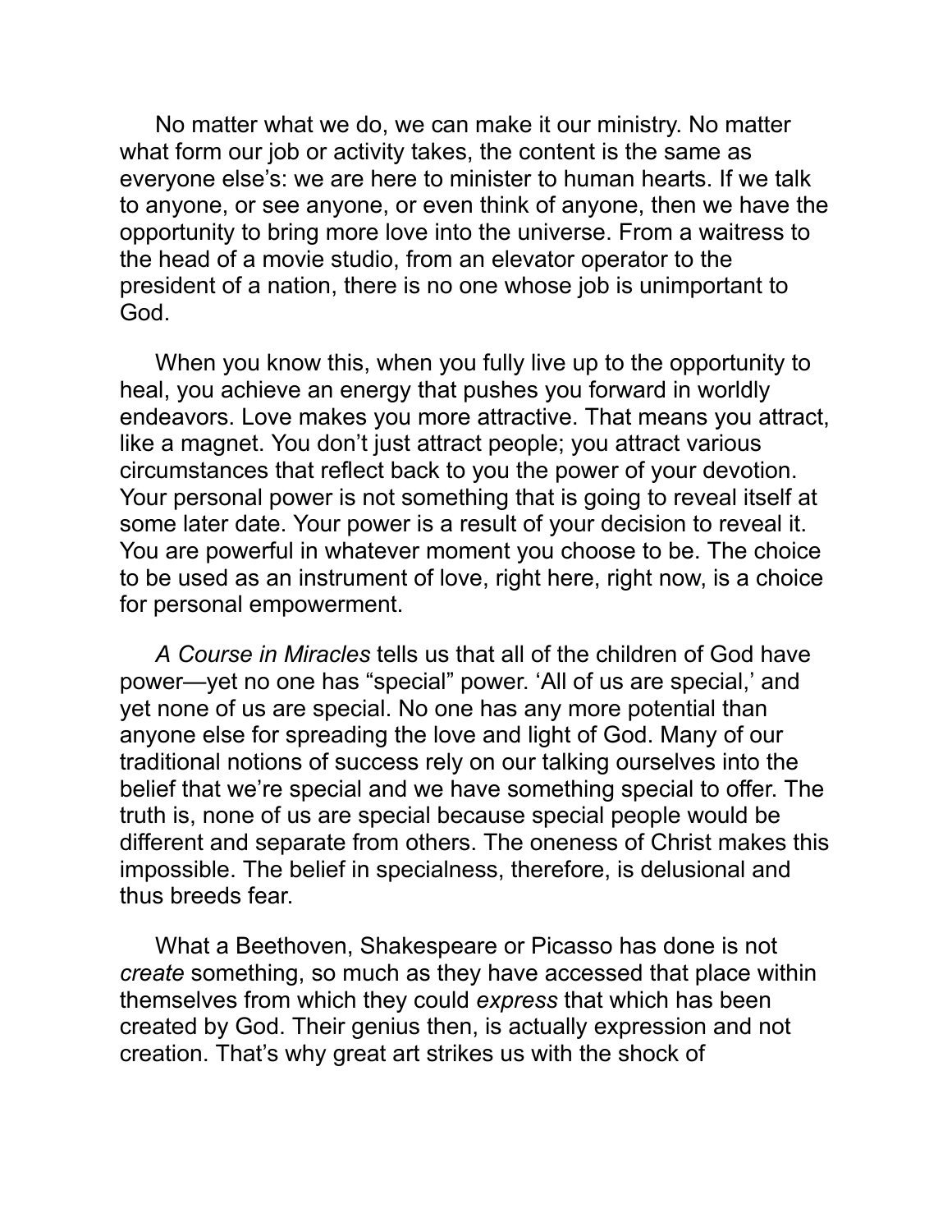No matter what we do, we can make it our ministry. No matter what form our job or activity takes, the content is the same as everyone else's: we are here to minister to human hearts. If we talk to anyone, or see anyone, or even think of anyone, then we have the opportunity to bring more love into the universe. From a waitress to the head of a movie studio, from an elevator operator to the president of a nation, there is no one whose job is unimportant to God.

When you know this, when you fully live up to the opportunity to heal, you achieve an energy that pushes you forward in worldly endeavors. Love makes you more attractive. That means you attract, like a magnet. You don't just attract people; you attract various circumstances that reflect back to you the power of your devotion. Your personal power is not something that is going to reveal itself at some later date. Your power is a result of your decision to reveal it. You are powerful in whatever moment you choose to be. The choice to be used as an instrument of love, right here, right now, is a choice for personal empowerment.

*A Course in Miracles* tells us that all of the children of God have power—yet no one has "special" power. 'All of us are special,' and yet none of us are special. No one has any more potential than anyone else for spreading the love and light of God. Many of our traditional notions of success rely on our talking ourselves into the belief that we're special and we have something special to offer. The truth is, none of us are special because special people would be different and separate from others. The oneness of Christ makes this impossible. The belief in specialness, therefore, is delusional and thus breeds fear.

What a Beethoven, Shakespeare or Picasso has done is not *create* something, so much as they have accessed that place within themselves from which they could *express* that which has been created by God. Their genius then, is actually expression and not creation. That's why great art strikes us with the shock of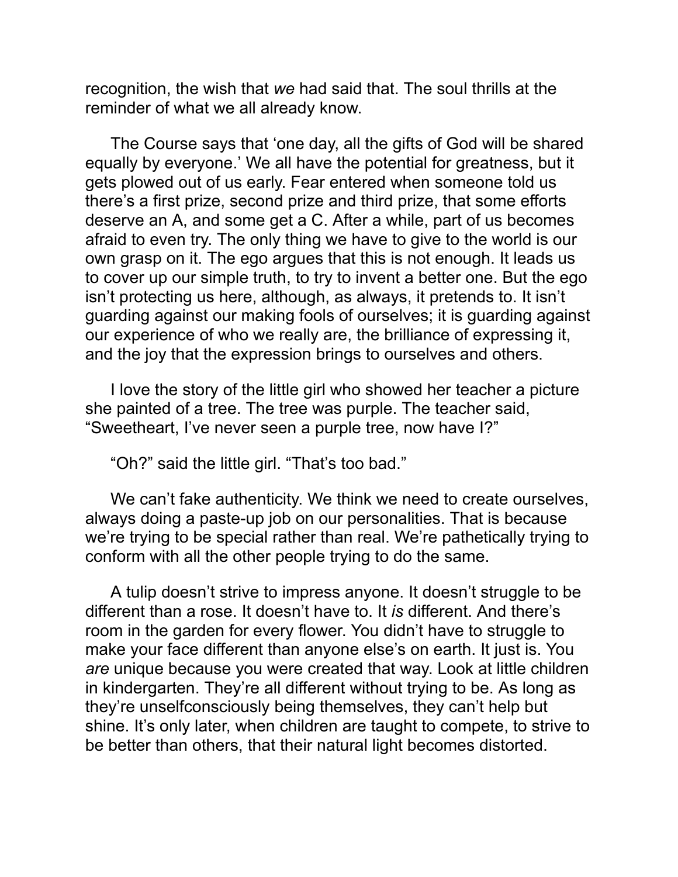recognition, the wish that *we* had said that. The soul thrills at the reminder of what we all already know.

The Course says that 'one day, all the gifts of God will be shared equally by everyone.' We all have the potential for greatness, but it gets plowed out of us early. Fear entered when someone told us there's a first prize, second prize and third prize, that some efforts deserve an A, and some get a C. After a while, part of us becomes afraid to even try. The only thing we have to give to the world is our own grasp on it. The ego argues that this is not enough. It leads us to cover up our simple truth, to try to invent a better one. But the ego isn't protecting us here, although, as always, it pretends to. It isn't guarding against our making fools of ourselves; it is guarding against our experience of who we really are, the brilliance of expressing it, and the joy that the expression brings to ourselves and others.

I love the story of the little girl who showed her teacher a picture she painted of a tree. The tree was purple. The teacher said, "Sweetheart, I've never seen a purple tree, now have I?"

"Oh?" said the little girl. "That's too bad."

We can't fake authenticity. We think we need to create ourselves, always doing a paste-up job on our personalities. That is because we're trying to be special rather than real. We're pathetically trying to conform with all the other people trying to do the same.

A tulip doesn't strive to impress anyone. It doesn't struggle to be different than a rose. It doesn't have to. It *is* different. And there's room in the garden for every flower. You didn't have to struggle to make your face different than anyone else's on earth. It just is. You *are* unique because you were created that way. Look at little children in kindergarten. They're all different without trying to be. As long as they're unselfconsciously being themselves, they can't help but shine. It's only later, when children are taught to compete, to strive to be better than others, that their natural light becomes distorted.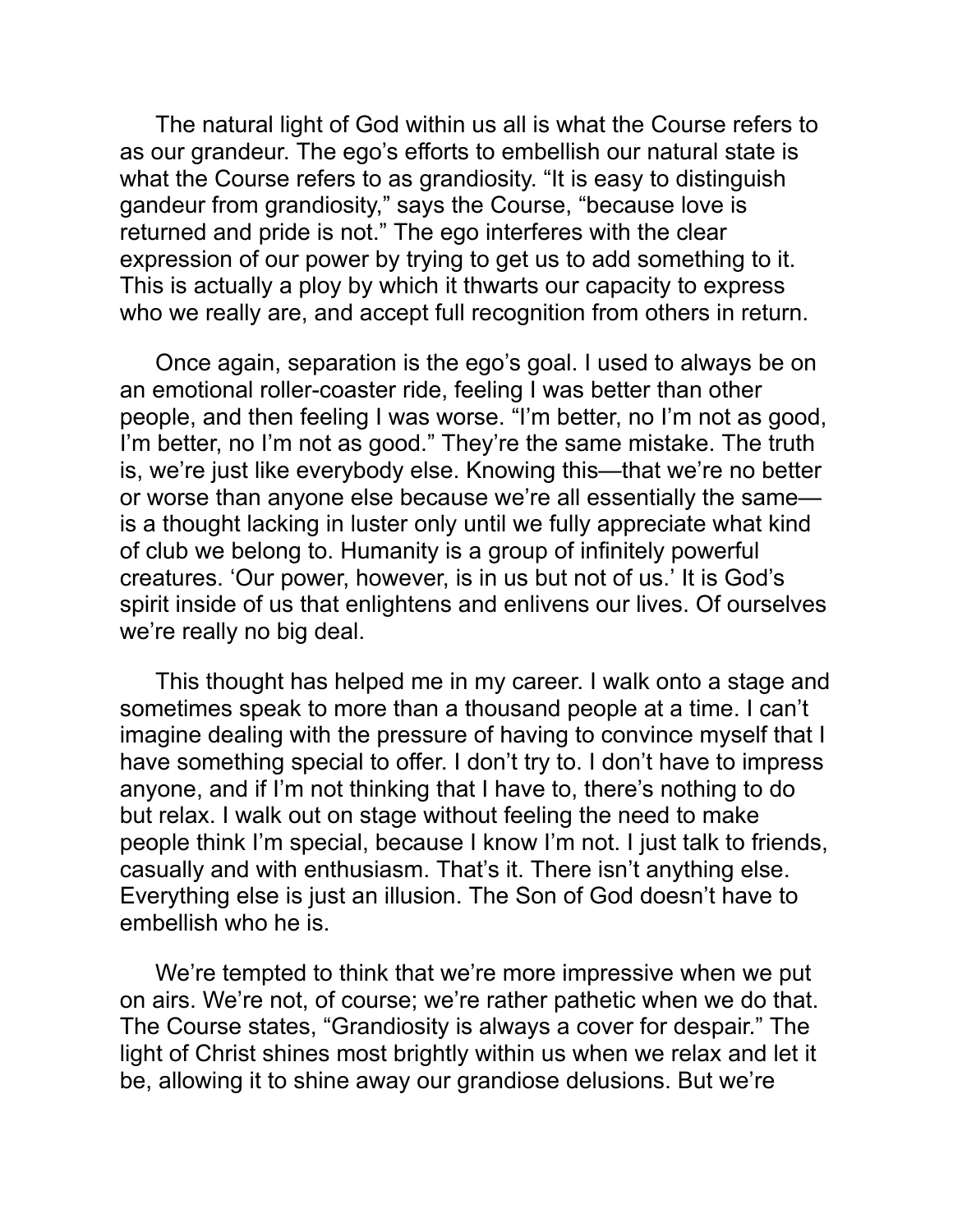The natural light of God within us all is what the Course refers to as our grandeur. The ego's efforts to embellish our natural state is what the Course refers to as grandiosity. "It is easy to distinguish gandeur from grandiosity," says the Course, "because love is returned and pride is not." The ego interferes with the clear expression of our power by trying to get us to add something to it. This is actually a ploy by which it thwarts our capacity to express who we really are, and accept full recognition from others in return.

Once again, separation is the ego's goal. I used to always be on an emotional roller-coaster ride, feeling I was better than other people, and then feeling I was worse. "I'm better, no I'm not as good, I'm better, no I'm not as good." They're the same mistake. The truth is, we're just like everybody else. Knowing this—that we're no better or worse than anyone else because we're all essentially the same—is a thought lacking in luster only until we fully appreciate what kind of club we belong to. Humanity is a group of infinitely powerful creatures. 'Our power, however, is in us but not of us.' It is God's spirit inside of us that enlightens and enlivens our lives. Of ourselves we're really no big deal.

This thought has helped me in my career. I walk onto a stage and sometimes speak to more than a thousand people at a time. I can't imagine dealing with the pressure of having to convince myself that I have something special to offer. I don't try to. I don't have to impress anyone, and if I'm not thinking that I have to, there's nothing to do but relax. I walk out on stage without feeling the need to make people think I'm special, because I know I'm not. I just talk to friends, casually and with enthusiasm. That's it. There isn't anything else. Everything else is just an illusion. The Son of God doesn't have to embellish who he is.

We're tempted to think that we're more impressive when we put on airs. We're not, of course; we're rather pathetic when we do that. The Course states, "Grandiosity is always a cover for despair." The light of Christ shines most brightly within us when we relax and let it be, allowing it to shine away our grandiose delusions. But we're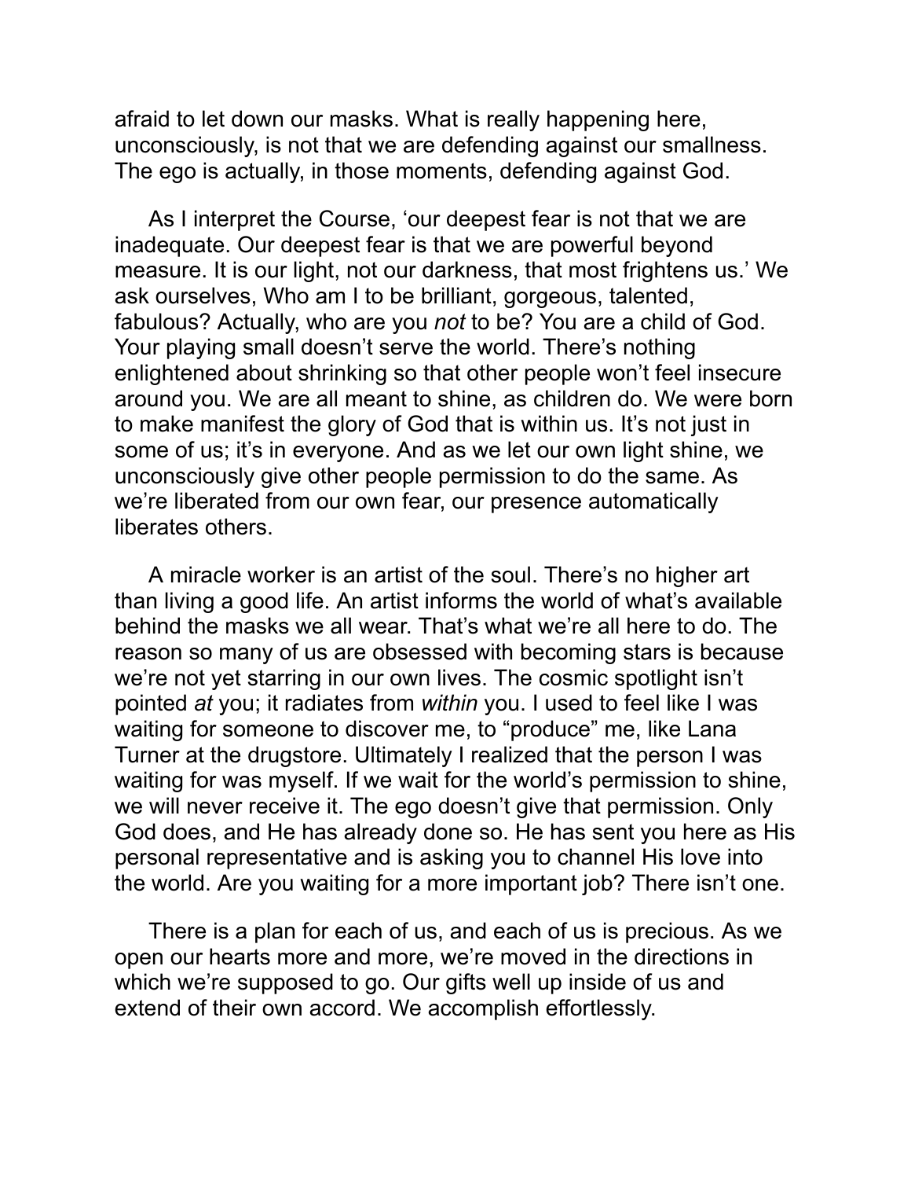afraid to let down our masks. What is really happening here, unconsciously, is not that we are defending against our smallness. The ego is actually, in those moments, defending against God.

As I interpret the Course, 'our deepest fear is not that we are inadequate. Our deepest fear is that we are powerful beyond measure. It is our light, not our darkness, that most frightens us.' We ask ourselves, Who am I to be brilliant, gorgeous, talented, fabulous? Actually, who are you *not* to be? You are a child of God. Your playing small doesn't serve the world. There's nothing enlightened about shrinking so that other people won't feel insecure around you. We are all meant to shine, as children do. We were born to make manifest the glory of God that is within us. It's not just in some of us; it's in everyone. And as we let our own light shine, we unconsciously give other people permission to do the same. As we're liberated from our own fear, our presence automatically liberates others.

A miracle worker is an artist of the soul. There's no higher art than living a good life. An artist informs the world of what's available behind the masks we all wear. That's what we're all here to do. The reason so many of us are obsessed with becoming stars is because we're not yet starring in our own lives. The cosmic spotlight isn't pointed *at* you; it radiates from *within* you. I used to feel like I was waiting for someone to discover me, to "produce" me, like Lana Turner at the drugstore. Ultimately I realized that the person I was waiting for was myself. If we wait for the world's permission to shine, we will never receive it. The ego doesn't give that permission. Only God does, and He has already done so. He has sent you here as His personal representative and is asking you to channel His love into the world. Are you waiting for a more important job? There isn't one.

There is a plan for each of us, and each of us is precious. As we open our hearts more and more, we're moved in the directions in which we're supposed to go. Our gifts well up inside of us and extend of their own accord. We accomplish effortlessly.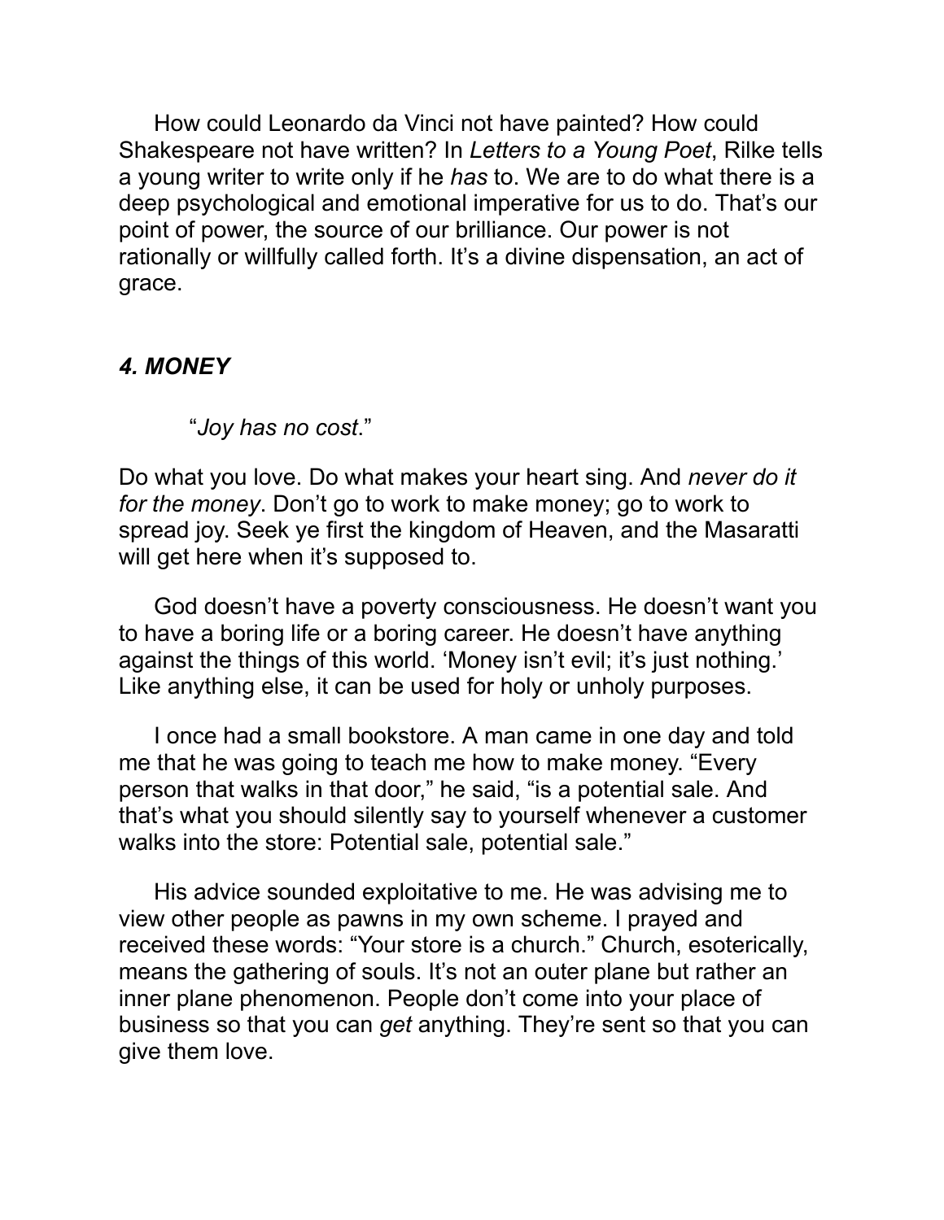How could Leonardo da Vinci not have painted? How could Shakespeare not have written? In *Letters to a Young Poet*, Rilke tells a young writer to write only if he *has* to. We are to do what there is a deep psychological and emotional imperative for us to do. That's our point of power, the source of our brilliance. Our power is not rationally or willfully called forth. It's a divine dispensation, an act of grace.

### *4. MONEY*

> "*Joy has no cost*."

Do what you love. Do what makes your heart sing. And *never do it for the money*. Don't go to work to make money; go to work to spread joy. Seek ye first the kingdom of Heaven, and the Masaratti will get here when it's supposed to.

God doesn't have a poverty consciousness. He doesn't want you to have a boring life or a boring career. He doesn't have anything against the things of this world. 'Money isn't evil; it's just nothing.' Like anything else, it can be used for holy or unholy purposes.

I once had a small bookstore. A man came in one day and told me that he was going to teach me how to make money. "Every person that walks in that door," he said, "is a potential sale. And that's what you should silently say to yourself whenever a customer walks into the store: Potential sale, potential sale."

His advice sounded exploitative to me. He was advising me to view other people as pawns in my own scheme. I prayed and received these words: "Your store is a church." Church, esoterically, means the gathering of souls. It's not an outer plane but rather an inner plane phenomenon. People don't come into your place of business so that you can *get* anything. They're sent so that you can give them love.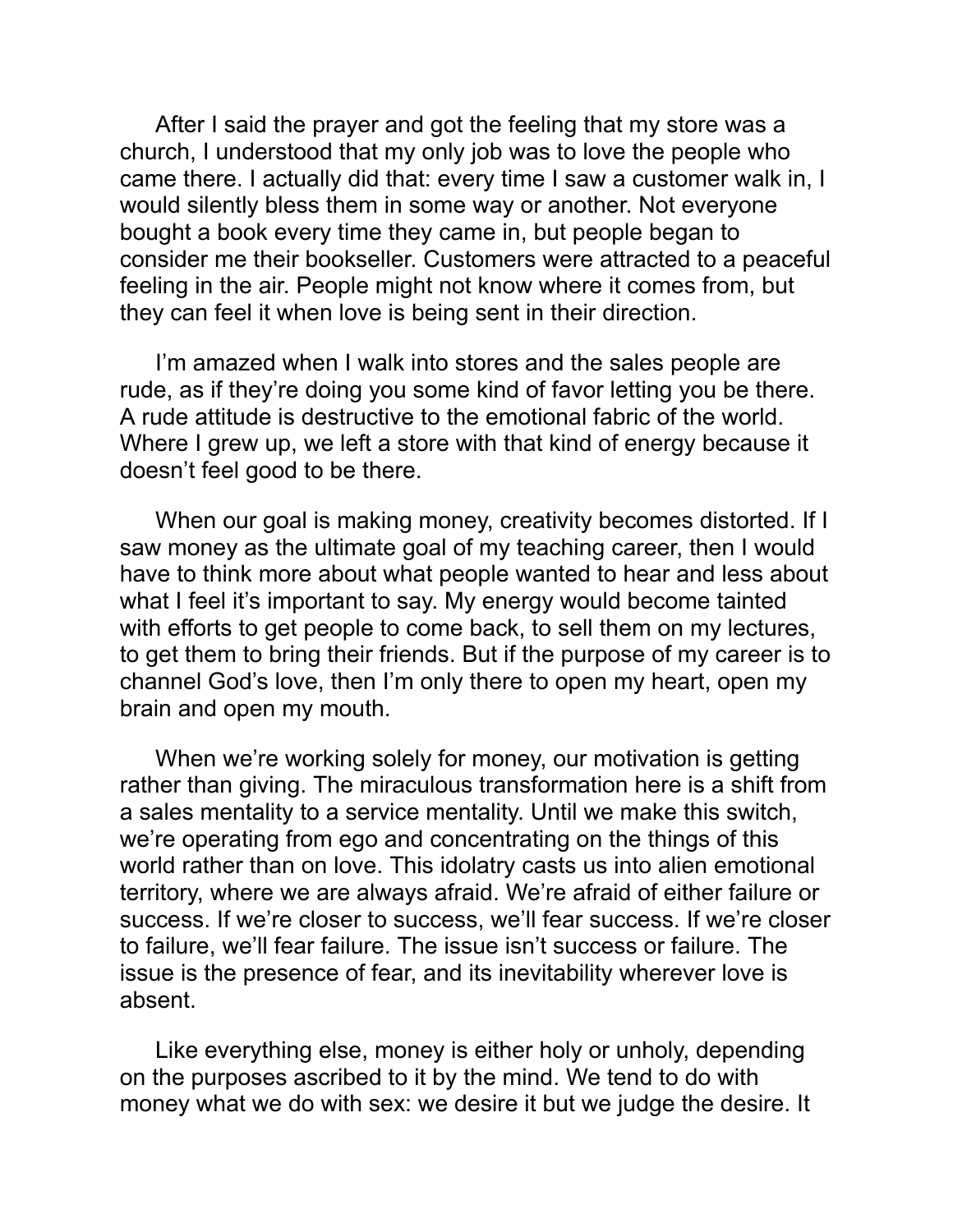After I said the prayer and got the feeling that my store was a church, I understood that my only job was to love the people who came there. I actually did that: every time I saw a customer walk in, I would silently bless them in some way or another. Not everyone bought a book every time they came in, but people began to consider me their bookseller. Customers were attracted to a peaceful feeling in the air. People might not know where it comes from, but they can feel it when love is being sent in their direction.

I'm amazed when I walk into stores and the sales people are rude, as if they're doing you some kind of favor letting you be there. A rude attitude is destructive to the emotional fabric of the world. Where I grew up, we left a store with that kind of energy because it doesn't feel good to be there.

When our goal is making money, creativity becomes distorted. If I saw money as the ultimate goal of my teaching career, then I would have to think more about what people wanted to hear and less about what I feel it's important to say. My energy would become tainted with efforts to get people to come back, to sell them on my lectures, to get them to bring their friends. But if the purpose of my career is to channel God's love, then I'm only there to open my heart, open my brain and open my mouth.

When we're working solely for money, our motivation is getting rather than giving. The miraculous transformation here is a shift from a sales mentality to a service mentality. Until we make this switch, we're operating from ego and concentrating on the things of this world rather than on love. This idolatry casts us into alien emotional territory, where we are always afraid. We're afraid of either failure or success. If we're closer to success, we'll fear success. If we're closer to failure, we'll fear failure. The issue isn't success or failure. The issue is the presence of fear, and its inevitability wherever love is absent.

Like everything else, money is either holy or unholy, depending on the purposes ascribed to it by the mind. We tend to do with money what we do with sex: we desire it but we judge the desire. It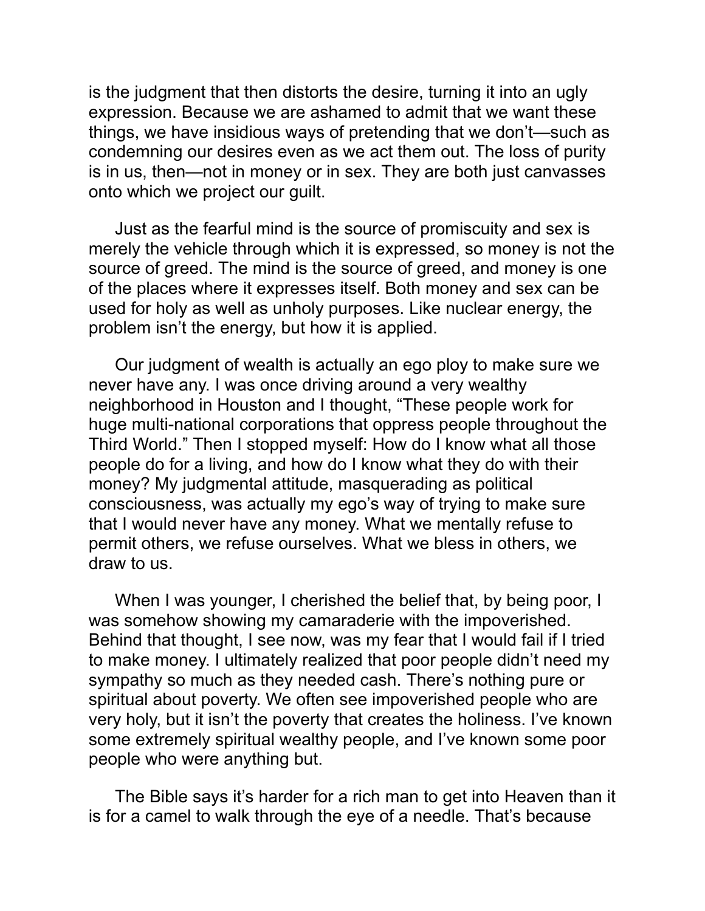is the judgment that then distorts the desire, turning it into an ugly expression. Because we are ashamed to admit that we want these things, we have insidious ways of pretending that we don't—such as condemning our desires even as we act them out. The loss of purity is in us, then—not in money or in sex. They are both just canvasses onto which we project our guilt.

Just as the fearful mind is the source of promiscuity and sex is merely the vehicle through which it is expressed, so money is not the source of greed. The mind is the source of greed, and money is one of the places where it expresses itself. Both money and sex can be used for holy as well as unholy purposes. Like nuclear energy, the problem isn't the energy, but how it is applied.

Our judgment of wealth is actually an ego ploy to make sure we never have any. I was once driving around a very wealthy neighborhood in Houston and I thought, "These people work for huge multi-national corporations that oppress people throughout the Third World." Then I stopped myself: How do I know what all those people do for a living, and how do I know what they do with their money? My judgmental attitude, masquerading as political consciousness, was actually my ego's way of trying to make sure that I would never have any money. What we mentally refuse to permit others, we refuse ourselves. What we bless in others, we draw to us.

When I was younger, I cherished the belief that, by being poor, I was somehow showing my camaraderie with the impoverished. Behind that thought, I see now, was my fear that I would fail if I tried to make money. I ultimately realized that poor people didn't need my sympathy so much as they needed cash. There's nothing pure or spiritual about poverty. We often see impoverished people who are very holy, but it isn't the poverty that creates the holiness. I've known some extremely spiritual wealthy people, and I've known some poor people who were anything but.

The Bible says it's harder for a rich man to get into Heaven than it is for a camel to walk through the eye of a needle. That's because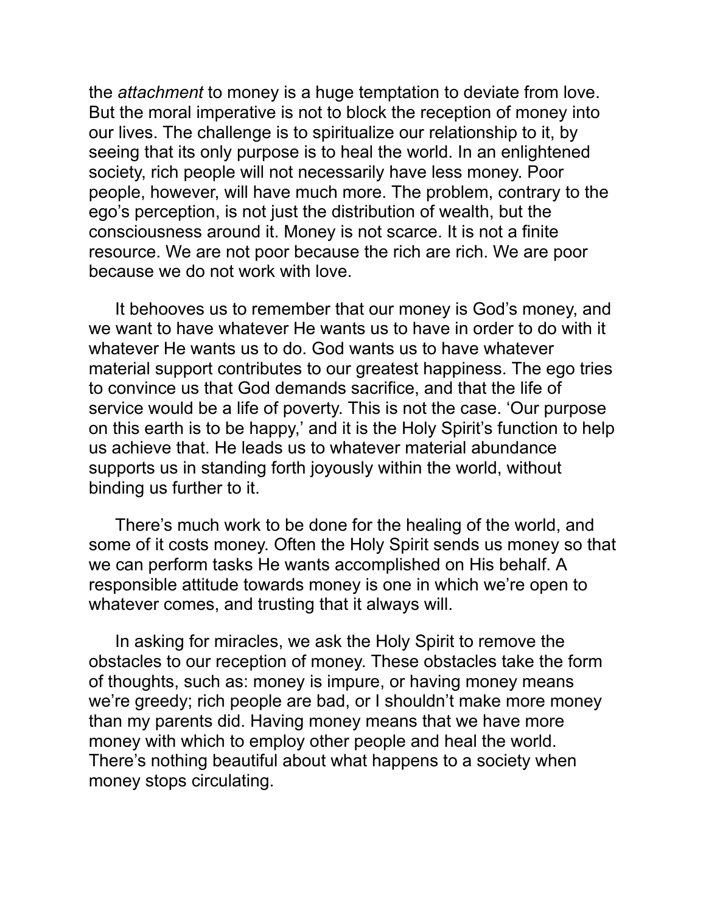the *attachment* to money is a huge temptation to deviate from love. But the moral imperative is not to block the reception of money into our lives. The challenge is to spiritualize our relationship to it, by seeing that its only purpose is to heal the world. In an enlightened society, rich people will not necessarily have less money. Poor people, however, will have much more. The problem, contrary to the ego's perception, is not just the distribution of wealth, but the consciousness around it. Money is not scarce. It is not a finite resource. We are not poor because the rich are rich. We are poor because we do not work with love.

It behooves us to remember that our money is God's money, and we want to have whatever He wants us to have in order to do with it whatever He wants us to do. God wants us to have whatever material support contributes to our greatest happiness. The ego tries to convince us that God demands sacrifice, and that the life of service would be a life of poverty. This is not the case. 'Our purpose on this earth is to be happy,' and it is the Holy Spirit's function to help us achieve that. He leads us to whatever material abundance supports us in standing forth joyously within the world, without binding us further to it.

There's much work to be done for the healing of the world, and some of it costs money. Often the Holy Spirit sends us money so that we can perform tasks He wants accomplished on His behalf. A responsible attitude towards money is one in which we're open to whatever comes, and trusting that it always will.

In asking for miracles, we ask the Holy Spirit to remove the obstacles to our reception of money. These obstacles take the form of thoughts, such as: money is impure, or having money means we're greedy; rich people are bad, or I shouldn't make more money than my parents did. Having money means that we have more money with which to employ other people and heal the world. There's nothing beautiful about what happens to a society when money stops circulating.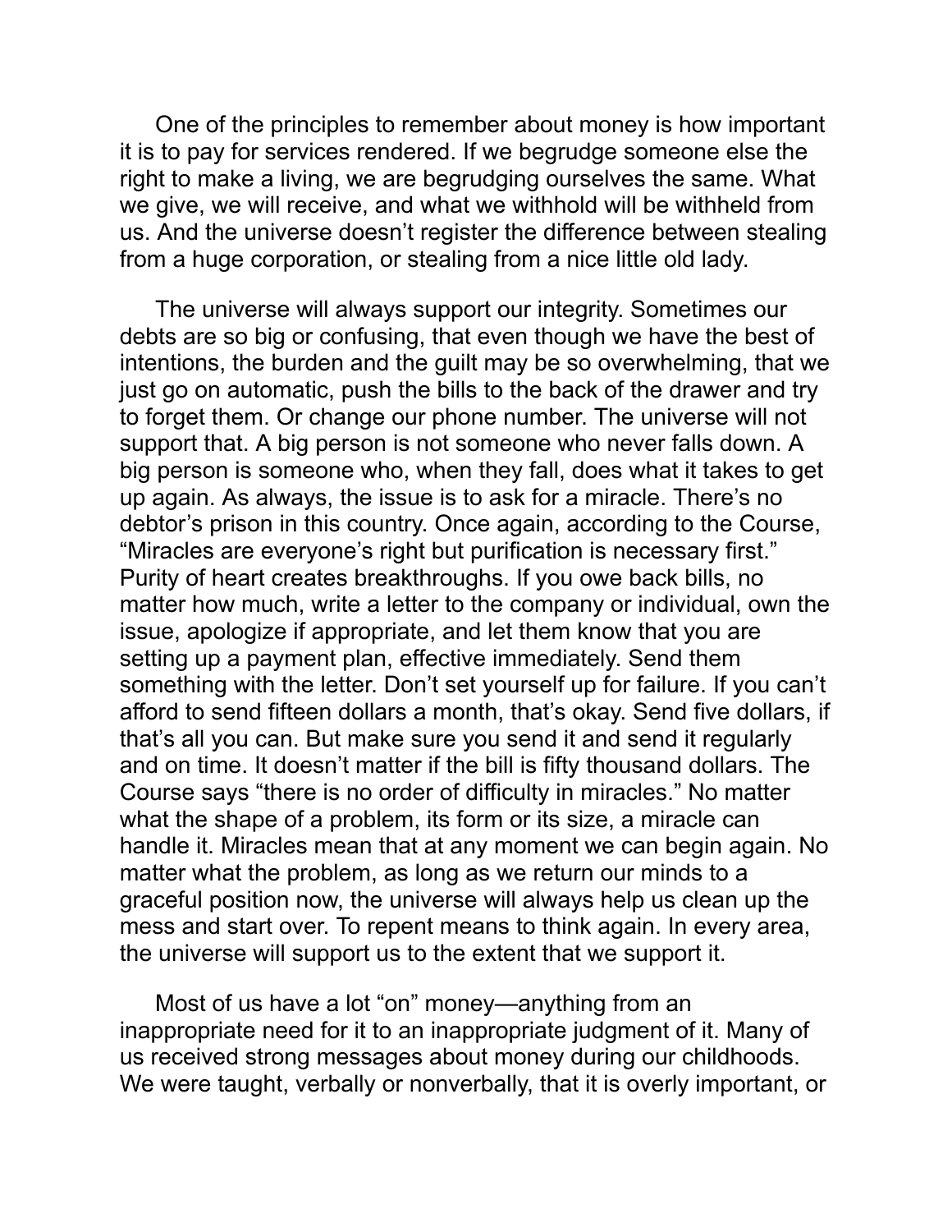One of the principles to remember about money is how important it is to pay for services rendered. If we begrudge someone else the right to make a living, we are begrudging ourselves the same. What we give, we will receive, and what we withhold will be withheld from us. And the universe doesn't register the difference between stealing from a huge corporation, or stealing from a nice little old lady.

The universe will always support our integrity. Sometimes our debts are so big or confusing, that even though we have the best of intentions, the burden and the guilt may be so overwhelming, that we just go on automatic, push the bills to the back of the drawer and try to forget them. Or change our phone number. The universe will not support that. A big person is not someone who never falls down. A big person is someone who, when they fall, does what it takes to get up again. As always, the issue is to ask for a miracle. There's no debtor's prison in this country. Once again, according to the Course, "Miracles are everyone's right but purification is necessary first." Purity of heart creates breakthroughs. If you owe back bills, no matter how much, write a letter to the company or individual, own the issue, apologize if appropriate, and let them know that you are setting up a payment plan, effective immediately. Send them something with the letter. Don't set yourself up for failure. If you can't afford to send fifteen dollars a month, that's okay. Send five dollars, if that's all you can. But make sure you send it and send it regularly and on time. It doesn't matter if the bill is fifty thousand dollars. The Course says "there is no order of difficulty in miracles." No matter what the shape of a problem, its form or its size, a miracle can handle it. Miracles mean that at any moment we can begin again. No matter what the problem, as long as we return our minds to a graceful position now, the universe will always help us clean up the mess and start over. To repent means to think again. In every area, the universe will support us to the extent that we support it.

Most of us have a lot "on" money—anything from an inappropriate need for it to an inappropriate judgment of it. Many of us received strong messages about money during our childhoods. We were taught, verbally or nonverbally, that it is overly important, or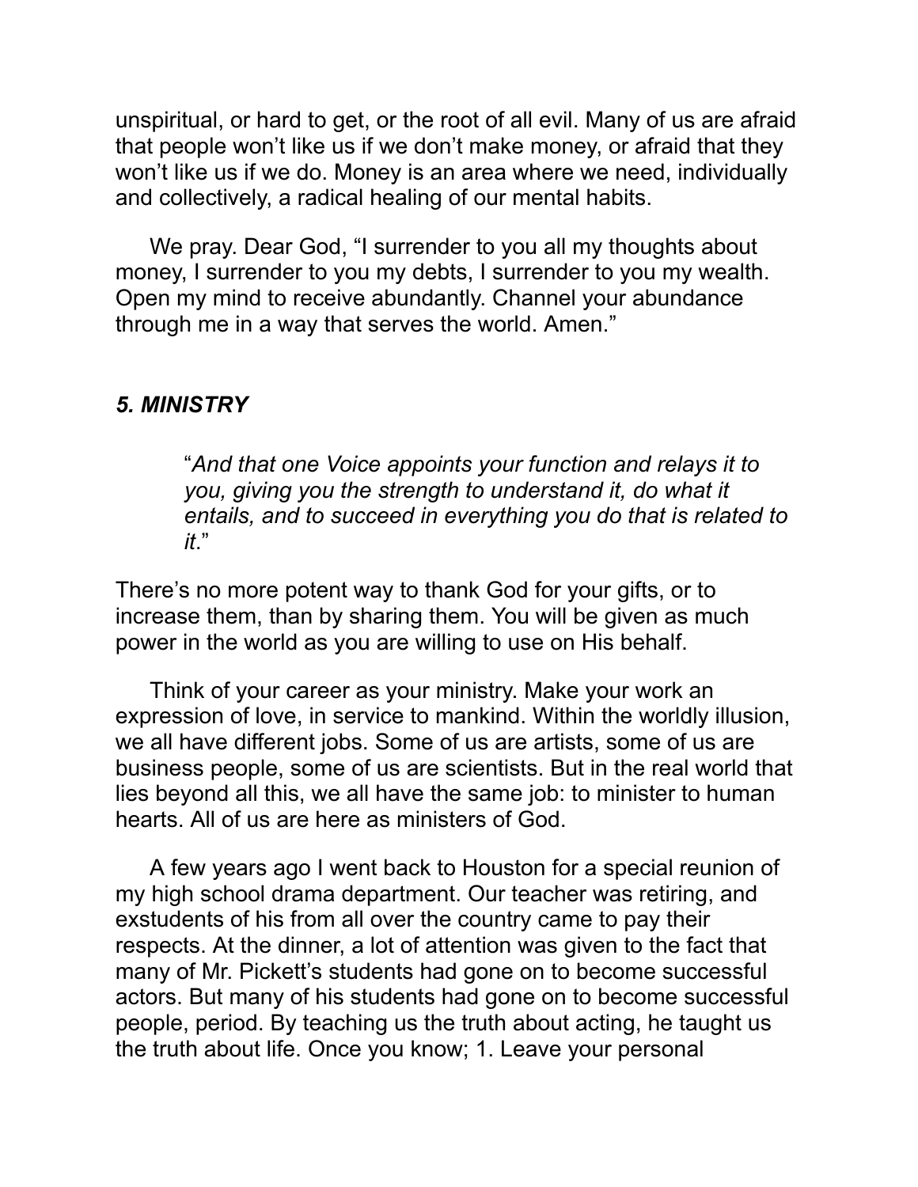unspiritual, or hard to get, or the root of all evil. Many of us are afraid that people won't like us if we don't make money, or afraid that they won't like us if we do. Money is an area where we need, individually and collectively, a radical healing of our mental habits.

We pray. Dear God, "I surrender to you all my thoughts about money, I surrender to you my debts, I surrender to you my wealth. Open my mind to receive abundantly. Channel your abundance through me in a way that serves the world. Amen."

### *5. MINISTRY*

> "*And that one Voice appoints your function and relays it to you, giving you the strength to understand it, do what it entails, and to succeed in everything you do that is related to it*."

There's no more potent way to thank God for your gifts, or to increase them, than by sharing them. You will be given as much power in the world as you are willing to use on His behalf.

Think of your career as your ministry. Make your work an expression of love, in service to mankind. Within the worldly illusion, we all have different jobs. Some of us are artists, some of us are business people, some of us are scientists. But in the real world that lies beyond all this, we all have the same job: to minister to human hearts. All of us are here as ministers of God.

A few years ago I went back to Houston for a special reunion of my high school drama department. Our teacher was retiring, and exstudents of his from all over the country came to pay their respects. At the dinner, a lot of attention was given to the fact that many of Mr. Pickett's students had gone on to become successful actors. But many of his students had gone on to become successful people, period. By teaching us the truth about acting, he taught us the truth about life. Once you know; 1. Leave your personal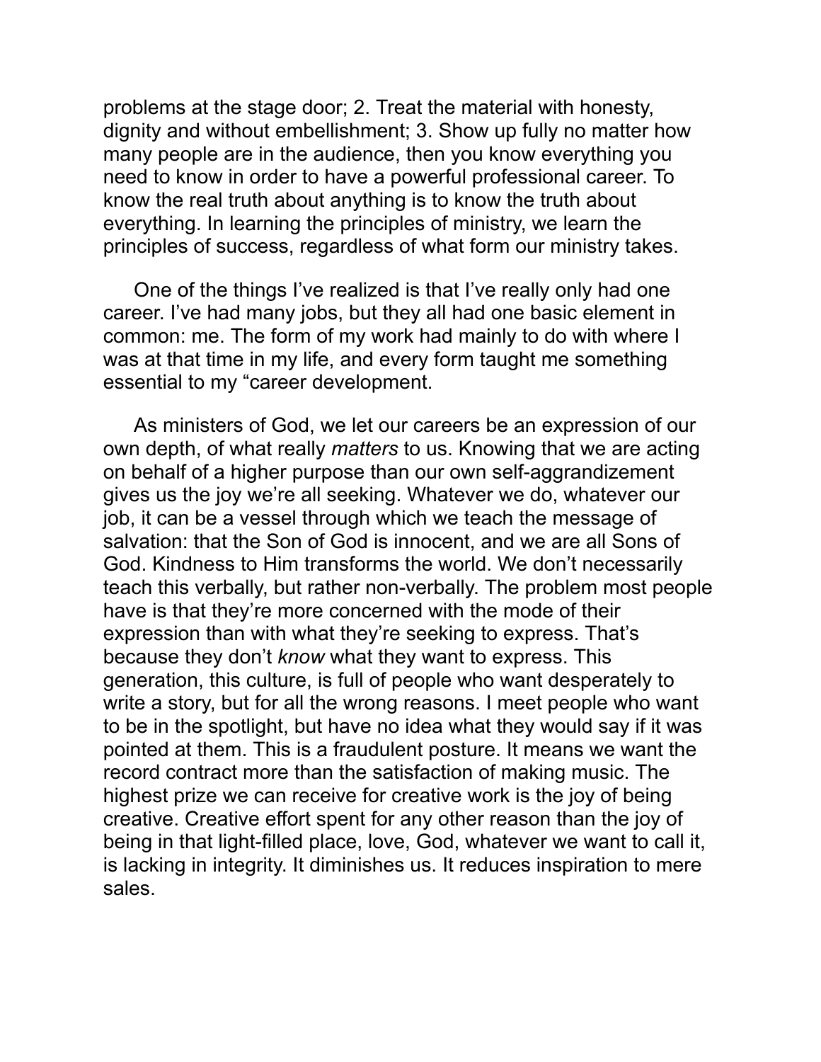problems at the stage door; 2. Treat the material with honesty, dignity and without embellishment; 3. Show up fully no matter how many people are in the audience, then you know everything you need to know in order to have a powerful professional career. To know the real truth about anything is to know the truth about everything. In learning the principles of ministry, we learn the principles of success, regardless of what form our ministry takes.

One of the things I've realized is that I've really only had one career. I've had many jobs, but they all had one basic element in common: me. The form of my work had mainly to do with where I was at that time in my life, and every form taught me something essential to my "career development.

As ministers of God, we let our careers be an expression of our own depth, of what really *matters* to us. Knowing that we are acting on behalf of a higher purpose than our own self-aggrandizement gives us the joy we're all seeking. Whatever we do, whatever our job, it can be a vessel through which we teach the message of salvation: that the Son of God is innocent, and we are all Sons of God. Kindness to Him transforms the world. We don't necessarily teach this verbally, but rather non-verbally. The problem most people have is that they're more concerned with the mode of their expression than with what they're seeking to express. That's because they don't *know* what they want to express. This generation, this culture, is full of people who want desperately to write a story, but for all the wrong reasons. I meet people who want to be in the spotlight, but have no idea what they would say if it was pointed at them. This is a fraudulent posture. It means we want the record contract more than the satisfaction of making music. The highest prize we can receive for creative work is the joy of being creative. Creative effort spent for any other reason than the joy of being in that light-filled place, love, God, whatever we want to call it, is lacking in integrity. It diminishes us. It reduces inspiration to mere sales.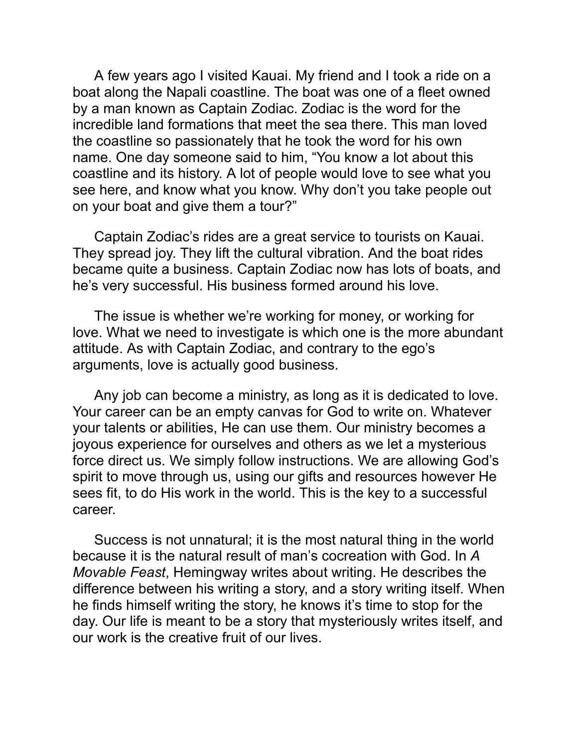A few years ago I visited Kauai. My friend and I took a ride on a boat along the Napali coastline. The boat was one of a fleet owned by a man known as Captain Zodiac. Zodiac is the word for the incredible land formations that meet the sea there. This man loved the coastline so passionately that he took the word for his own name. One day someone said to him, “You know a lot about this coastline and its history. A lot of people would love to see what you see here, and know what you know. Why don’t you take people out on your boat and give them a tour?”

Captain Zodiac’s rides are a great service to tourists on Kauai. They spread joy. They lift the cultural vibration. And the boat rides became quite a business. Captain Zodiac now has lots of boats, and he’s very successful. His business formed around his love.

The issue is whether we’re working for money, or working for love. What we need to investigate is which one is the more abundant attitude. As with Captain Zodiac, and contrary to the ego’s arguments, love is actually good business.

Any job can become a ministry, as long as it is dedicated to love. Your career can be an empty canvas for God to write on. Whatever your talents or abilities, He can use them. Our ministry becomes a joyous experience for ourselves and others as we let a mysterious force direct us. We simply follow instructions. We are allowing God’s spirit to move through us, using our gifts and resources however He sees fit, to do His work in the world. This is the key to a successful career.

Success is not unnatural; it is the most natural thing in the world because it is the natural result of man’s cocreation with God. In *A Movable Feast*, Hemingway writes about writing. He describes the difference between his writing a story, and a story writing itself. When he finds himself writing the story, he knows it’s time to stop for the day. Our life is meant to be a story that mysteriously writes itself, and our work is the creative fruit of our lives.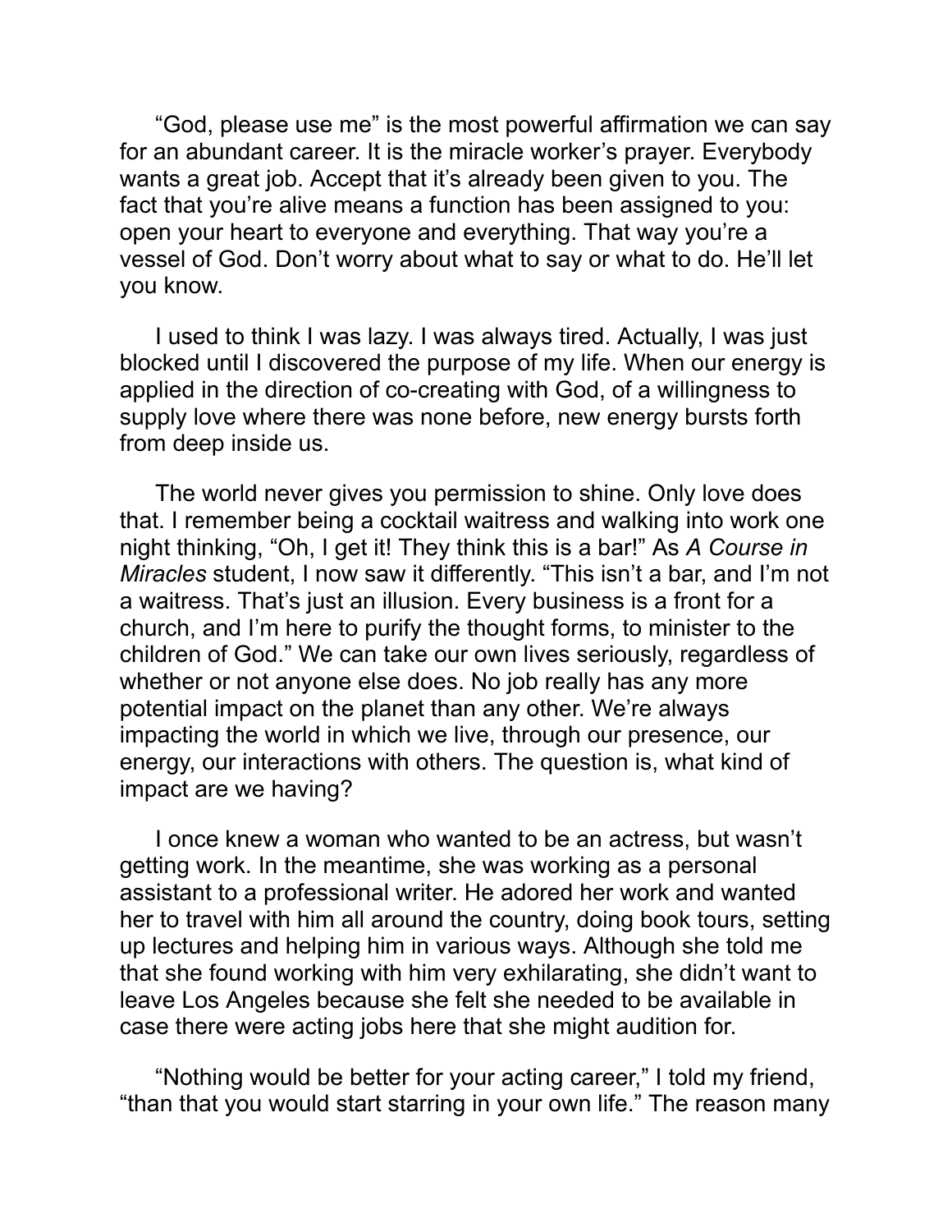"God, please use me" is the most powerful affirmation we can say for an abundant career. It is the miracle worker's prayer. Everybody wants a great job. Accept that it's already been given to you. The fact that you're alive means a function has been assigned to you: open your heart to everyone and everything. That way you're a vessel of God. Don't worry about what to say or what to do. He'll let you know.

I used to think I was lazy. I was always tired. Actually, I was just blocked until I discovered the purpose of my life. When our energy is applied in the direction of co-creating with God, of a willingness to supply love where there was none before, new energy bursts forth from deep inside us.

The world never gives you permission to shine. Only love does that. I remember being a cocktail waitress and walking into work one night thinking, "Oh, I get it! They think this is a bar!" As *A Course in Miracles* student, I now saw it differently. "This isn't a bar, and I'm not a waitress. That's just an illusion. Every business is a front for a church, and I'm here to purify the thought forms, to minister to the children of God." We can take our own lives seriously, regardless of whether or not anyone else does. No job really has any more potential impact on the planet than any other. We're always impacting the world in which we live, through our presence, our energy, our interactions with others. The question is, what kind of impact are we having?

I once knew a woman who wanted to be an actress, but wasn't getting work. In the meantime, she was working as a personal assistant to a professional writer. He adored her work and wanted her to travel with him all around the country, doing book tours, setting up lectures and helping him in various ways. Although she told me that she found working with him very exhilarating, she didn't want to leave Los Angeles because she felt she needed to be available in case there were acting jobs here that she might audition for.

"Nothing would be better for your acting career," I told my friend, "than that you would start starring in your own life." The reason many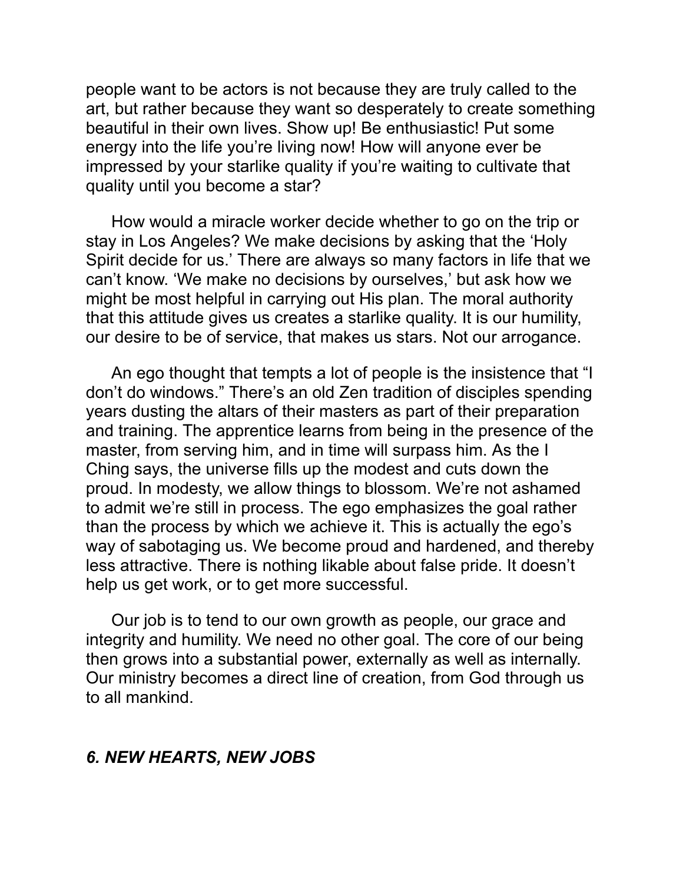people want to be actors is not because they are truly called to the art, but rather because they want so desperately to create something beautiful in their own lives. Show up! Be enthusiastic! Put some energy into the life you're living now! How will anyone ever be impressed by your starlike quality if you're waiting to cultivate that quality until you become a star?

How would a miracle worker decide whether to go on the trip or stay in Los Angeles? We make decisions by asking that the 'Holy Spirit decide for us.' There are always so many factors in life that we can't know. 'We make no decisions by ourselves,' but ask how we might be most helpful in carrying out His plan. The moral authority that this attitude gives us creates a starlike quality. It is our humility, our desire to be of service, that makes us stars. Not our arrogance.

An ego thought that tempts a lot of people is the insistence that "I don't do windows." There's an old Zen tradition of disciples spending years dusting the altars of their masters as part of their preparation and training. The apprentice learns from being in the presence of the master, from serving him, and in time will surpass him. As the I Ching says, the universe fills up the modest and cuts down the proud. In modesty, we allow things to blossom. We're not ashamed to admit we're still in process. The ego emphasizes the goal rather than the process by which we achieve it. This is actually the ego's way of sabotaging us. We become proud and hardened, and thereby less attractive. There is nothing likable about false pride. It doesn't help us get work, or to get more successful.

Our job is to tend to our own growth as people, our grace and integrity and humility. We need no other goal. The core of our being then grows into a substantial power, externally as well as internally. Our ministry becomes a direct line of creation, from God through us to all mankind.

### *6. NEW HEARTS, NEW JOBS*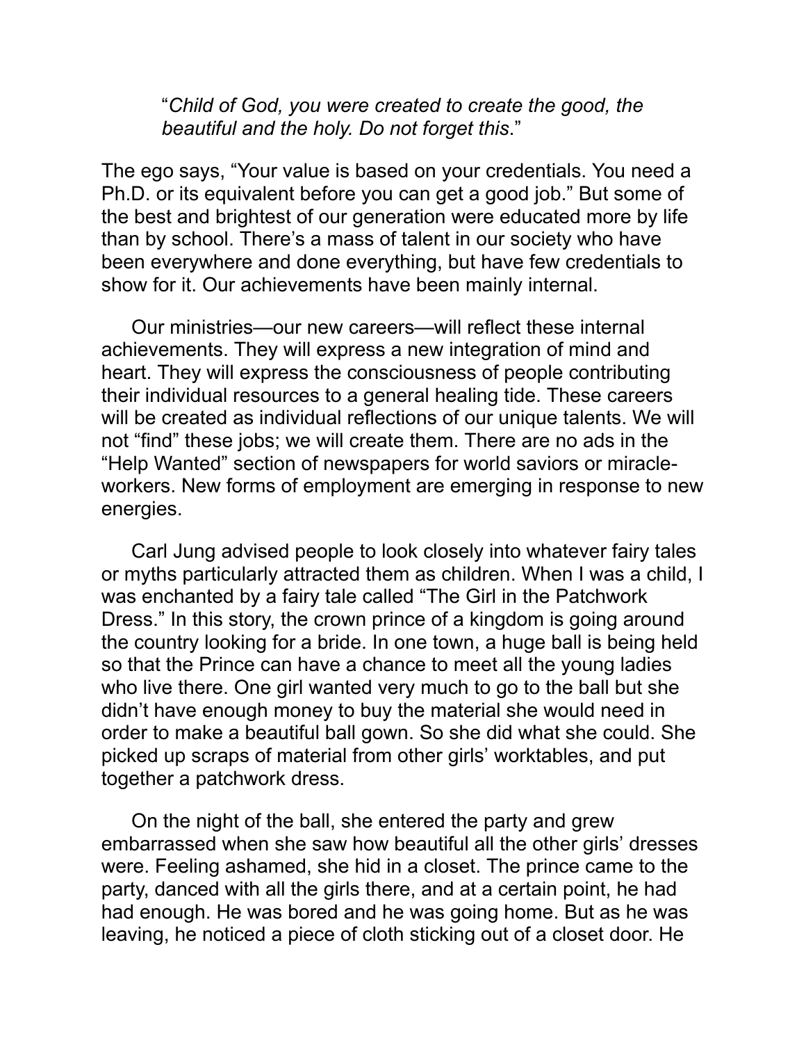> "*Child of God, you were created to create the good, the beautiful and the holy. Do not forget this*."

The ego says, "Your value is based on your credentials. You need a Ph.D. or its equivalent before you can get a good job." But some of the best and brightest of our generation were educated more by life than by school. There's a mass of talent in our society who have been everywhere and done everything, but have few credentials to show for it. Our achievements have been mainly internal.

Our ministries—our new careers—will reflect these internal achievements. They will express a new integration of mind and heart. They will express the consciousness of people contributing their individual resources to a general healing tide. These careers will be created as individual reflections of our unique talents. We will not "find" these jobs; we will create them. There are no ads in the "Help Wanted" section of newspapers for world saviors or miracle-workers. New forms of employment are emerging in response to new energies.

Carl Jung advised people to look closely into whatever fairy tales or myths particularly attracted them as children. When I was a child, I was enchanted by a fairy tale called "The Girl in the Patchwork Dress." In this story, the crown prince of a kingdom is going around the country looking for a bride. In one town, a huge ball is being held so that the Prince can have a chance to meet all the young ladies who live there. One girl wanted very much to go to the ball but she didn't have enough money to buy the material she would need in order to make a beautiful ball gown. So she did what she could. She picked up scraps of material from other girls' worktables, and put together a patchwork dress.

On the night of the ball, she entered the party and grew embarrassed when she saw how beautiful all the other girls' dresses were. Feeling ashamed, she hid in a closet. The prince came to the party, danced with all the girls there, and at a certain point, he had had enough. He was bored and he was going home. But as he was leaving, he noticed a piece of cloth sticking out of a closet door. He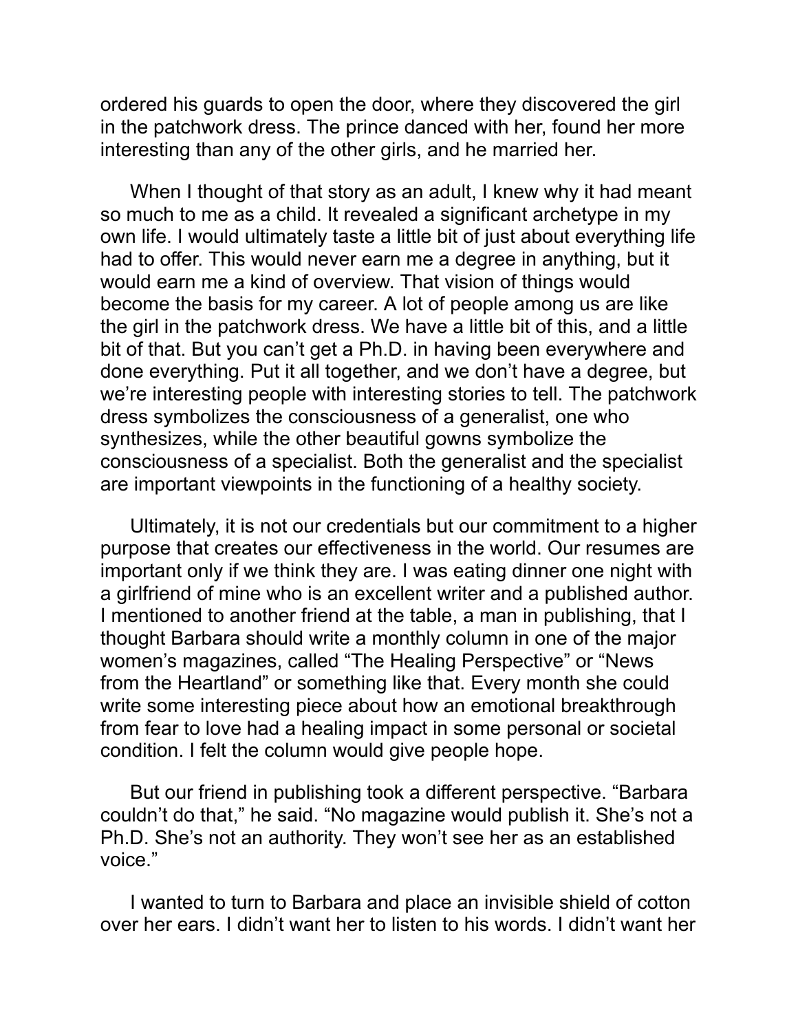ordered his guards to open the door, where they discovered the girl in the patchwork dress. The prince danced with her, found her more interesting than any of the other girls, and he married her.

When I thought of that story as an adult, I knew why it had meant so much to me as a child. It revealed a significant archetype in my own life. I would ultimately taste a little bit of just about everything life had to offer. This would never earn me a degree in anything, but it would earn me a kind of overview. That vision of things would become the basis for my career. A lot of people among us are like the girl in the patchwork dress. We have a little bit of this, and a little bit of that. But you can't get a Ph.D. in having been everywhere and done everything. Put it all together, and we don't have a degree, but we're interesting people with interesting stories to tell. The patchwork dress symbolizes the consciousness of a generalist, one who synthesizes, while the other beautiful gowns symbolize the consciousness of a specialist. Both the generalist and the specialist are important viewpoints in the functioning of a healthy society.

Ultimately, it is not our credentials but our commitment to a higher purpose that creates our effectiveness in the world. Our resumes are important only if we think they are. I was eating dinner one night with a girlfriend of mine who is an excellent writer and a published author. I mentioned to another friend at the table, a man in publishing, that I thought Barbara should write a monthly column in one of the major women's magazines, called "The Healing Perspective" or "News from the Heartland" or something like that. Every month she could write some interesting piece about how an emotional breakthrough from fear to love had a healing impact in some personal or societal condition. I felt the column would give people hope.

But our friend in publishing took a different perspective. "Barbara couldn't do that," he said. "No magazine would publish it. She's not a Ph.D. She's not an authority. They won't see her as an established voice."

I wanted to turn to Barbara and place an invisible shield of cotton over her ears. I didn't want her to listen to his words. I didn't want her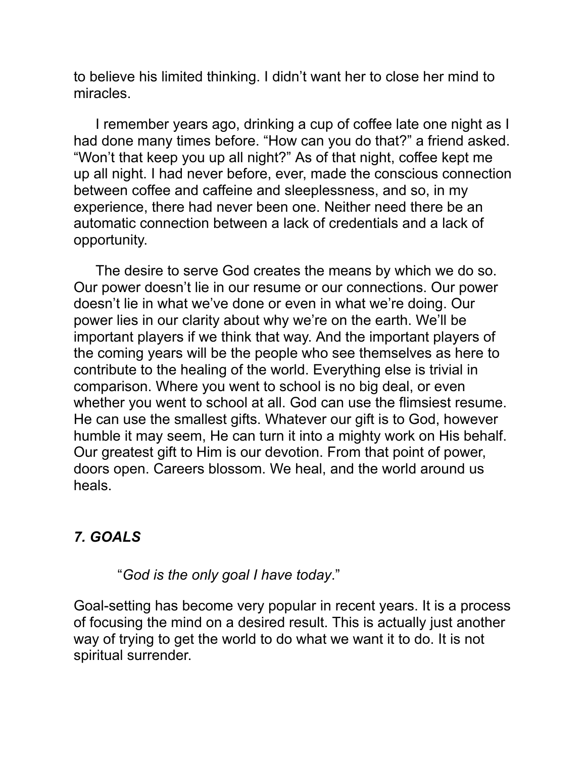to believe his limited thinking. I didn't want her to close her mind to miracles.

I remember years ago, drinking a cup of coffee late one night as I had done many times before. "How can you do that?" a friend asked. "Won't that keep you up all night?" As of that night, coffee kept me up all night. I had never before, ever, made the conscious connection between coffee and caffeine and sleeplessness, and so, in my experience, there had never been one. Neither need there be an automatic connection between a lack of credentials and a lack of opportunity.

The desire to serve God creates the means by which we do so. Our power doesn't lie in our resume or our connections. Our power doesn't lie in what we've done or even in what we're doing. Our power lies in our clarity about why we're on the earth. We'll be important players if we think that way. And the important players of the coming years will be the people who see themselves as here to contribute to the healing of the world. Everything else is trivial in comparison. Where you went to school is no big deal, or even whether you went to school at all. God can use the flimsiest resume. He can use the smallest gifts. Whatever our gift is to God, however humble it may seem, He can turn it into a mighty work on His behalf. Our greatest gift to Him is our devotion. From that point of power, doors open. Careers blossom. We heal, and the world around us heals.

### *7. GOALS*

"*God is the only goal I have today*."

Goal-setting has become very popular in recent years. It is a process of focusing the mind on a desired result. This is actually just another way of trying to get the world to do what we want it to do. It is not spiritual surrender.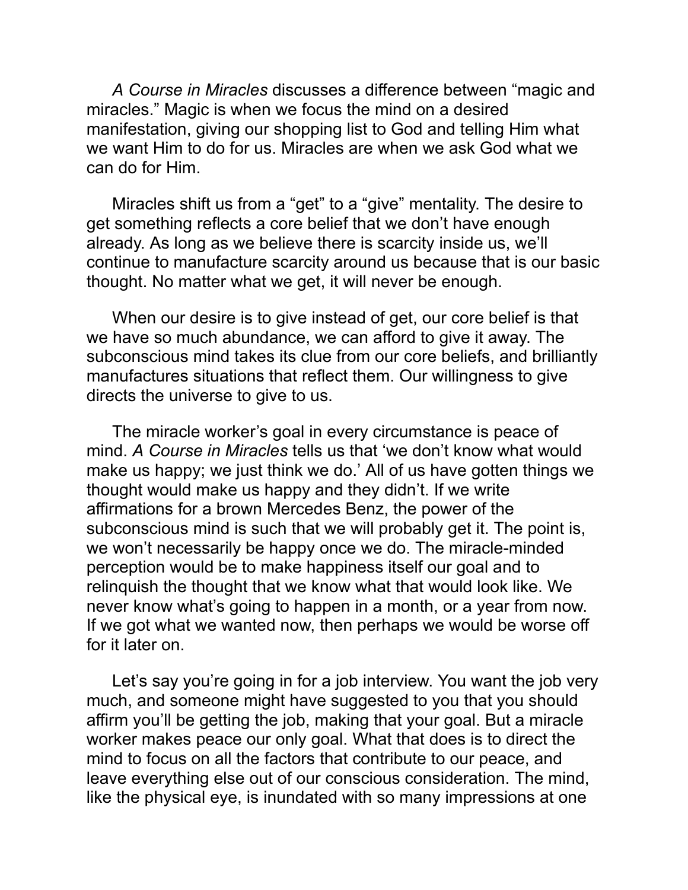*A Course in Miracles* discusses a difference between “magic and miracles.” Magic is when we focus the mind on a desired manifestation, giving our shopping list to God and telling Him what we want Him to do for us. Miracles are when we ask God what we can do for Him.

Miracles shift us from a “get” to a “give” mentality. The desire to get something reflects a core belief that we don’t have enough already. As long as we believe there is scarcity inside us, we’ll continue to manufacture scarcity around us because that is our basic thought. No matter what we get, it will never be enough.

When our desire is to give instead of get, our core belief is that we have so much abundance, we can afford to give it away. The subconscious mind takes its clue from our core beliefs, and brilliantly manufactures situations that reflect them. Our willingness to give directs the universe to give to us.

The miracle worker’s goal in every circumstance is peace of mind. *A Course in Miracles* tells us that ‘we don’t know what would make us happy; we just think we do.’ All of us have gotten things we thought would make us happy and they didn’t. If we write affirmations for a brown Mercedes Benz, the power of the subconscious mind is such that we will probably get it. The point is, we won’t necessarily be happy once we do. The miracle-minded perception would be to make happiness itself our goal and to relinquish the thought that we know what that would look like. We never know what’s going to happen in a month, or a year from now. If we got what we wanted now, then perhaps we would be worse off for it later on.

Let’s say you’re going in for a job interview. You want the job very much, and someone might have suggested to you that you should affirm you’ll be getting the job, making that your goal. But a miracle worker makes peace our only goal. What that does is to direct the mind to focus on all the factors that contribute to our peace, and leave everything else out of our conscious consideration. The mind, like the physical eye, is inundated with so many impressions at one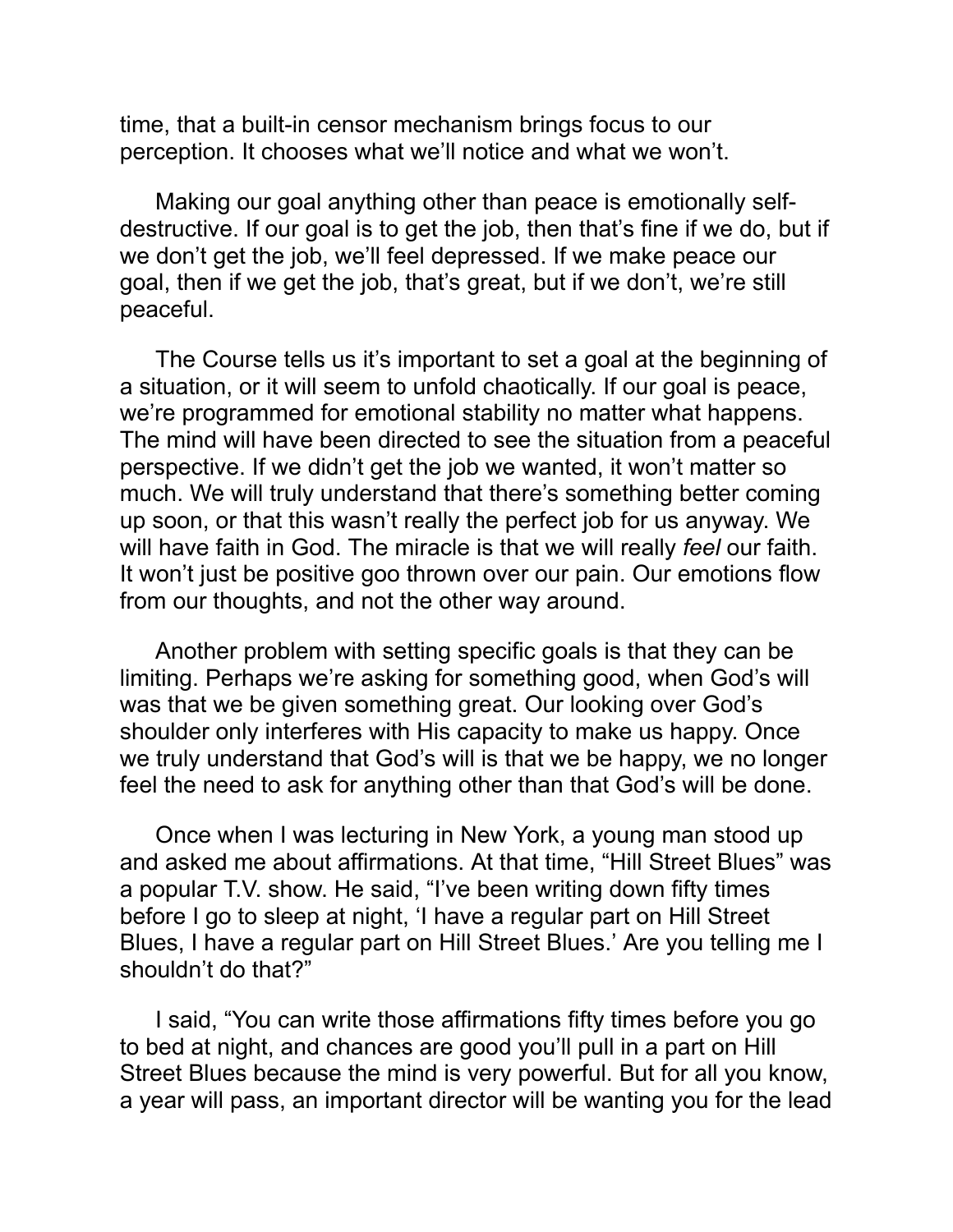time, that a built-in censor mechanism brings focus to our perception. It chooses what we'll notice and what we won't.

Making our goal anything other than peace is emotionally self-destructive. If our goal is to get the job, then that's fine if we do, but if we don't get the job, we'll feel depressed. If we make peace our goal, then if we get the job, that's great, but if we don't, we're still peaceful.

The Course tells us it's important to set a goal at the beginning of a situation, or it will seem to unfold chaotically. If our goal is peace, we're programmed for emotional stability no matter what happens. The mind will have been directed to see the situation from a peaceful perspective. If we didn't get the job we wanted, it won't matter so much. We will truly understand that there's something better coming up soon, or that this wasn't really the perfect job for us anyway. We will have faith in God. The miracle is that we will really *feel* our faith. It won't just be positive goo thrown over our pain. Our emotions flow from our thoughts, and not the other way around.

Another problem with setting specific goals is that they can be limiting. Perhaps we're asking for something good, when God's will was that we be given something great. Our looking over God's shoulder only interferes with His capacity to make us happy. Once we truly understand that God's will is that we be happy, we no longer feel the need to ask for anything other than that God's will be done.

Once when I was lecturing in New York, a young man stood up and asked me about affirmations. At that time, "Hill Street Blues" was a popular T.V. show. He said, "I've been writing down fifty times before I go to sleep at night, 'I have a regular part on Hill Street Blues, I have a regular part on Hill Street Blues.' Are you telling me I shouldn't do that?"

I said, "You can write those affirmations fifty times before you go to bed at night, and chances are good you'll pull in a part on Hill Street Blues because the mind is very powerful. But for all you know, a year will pass, an important director will be wanting you for the lead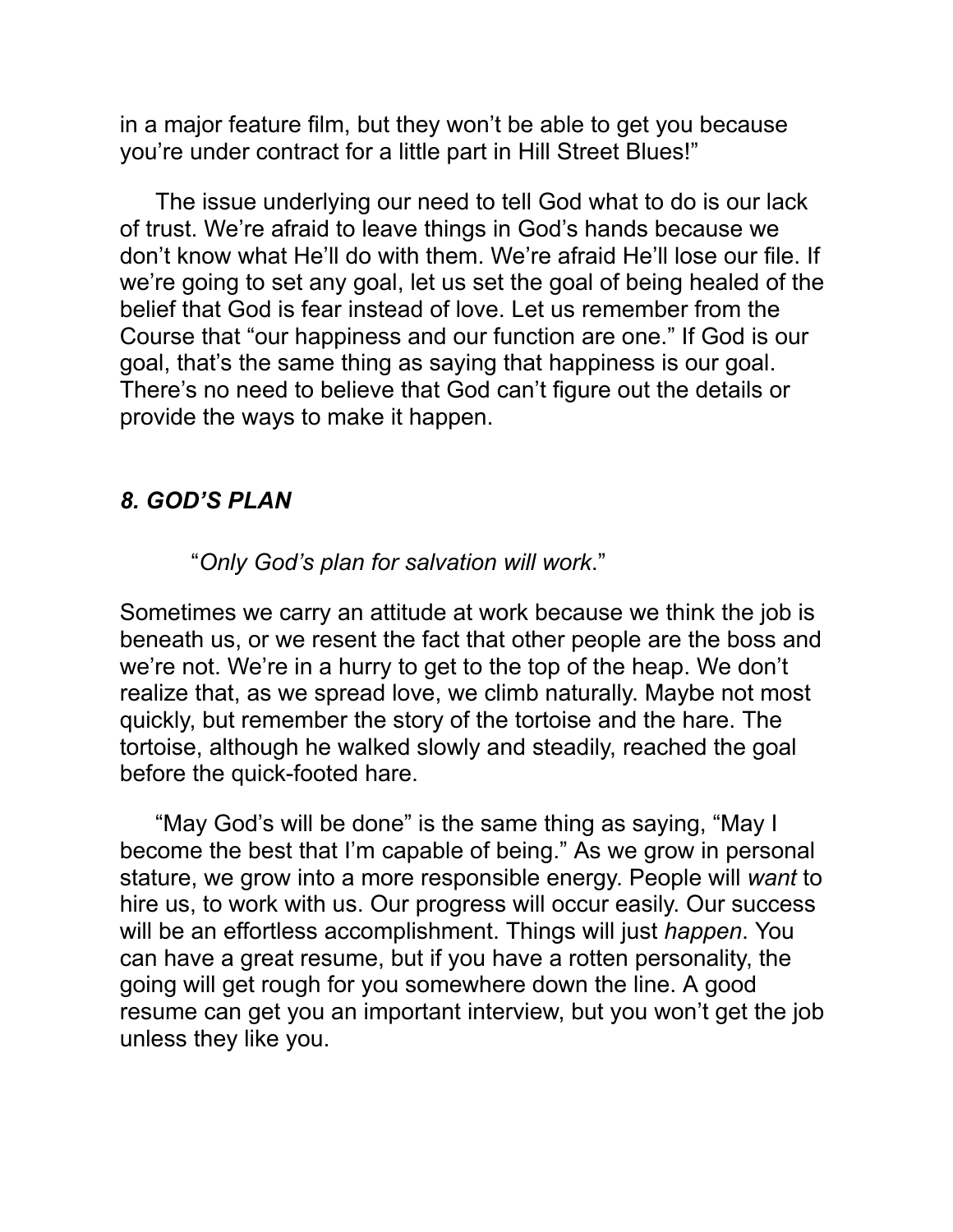in a major feature film, but they won't be able to get you because you're under contract for a little part in Hill Street Blues!"

The issue underlying our need to tell God what to do is our lack of trust. We're afraid to leave things in God's hands because we don't know what He'll do with them. We're afraid He'll lose our file. If we're going to set any goal, let us set the goal of being healed of the belief that God is fear instead of love. Let us remember from the Course that "our happiness and our function are one." If God is our goal, that's the same thing as saying that happiness is our goal. There's no need to believe that God can't figure out the details or provide the ways to make it happen.

### *8. GOD'S PLAN*

"*Only God's plan for salvation will work*."

Sometimes we carry an attitude at work because we think the job is beneath us, or we resent the fact that other people are the boss and we're not. We're in a hurry to get to the top of the heap. We don't realize that, as we spread love, we climb naturally. Maybe not most quickly, but remember the story of the tortoise and the hare. The tortoise, although he walked slowly and steadily, reached the goal before the quick-footed hare.

"May God's will be done" is the same thing as saying, "May I become the best that I'm capable of being." As we grow in personal stature, we grow into a more responsible energy. People will *want* to hire us, to work with us. Our progress will occur easily. Our success will be an effortless accomplishment. Things will just *happen*. You can have a great resume, but if you have a rotten personality, the going will get rough for you somewhere down the line. A good resume can get you an important interview, but you won't get the job unless they like you.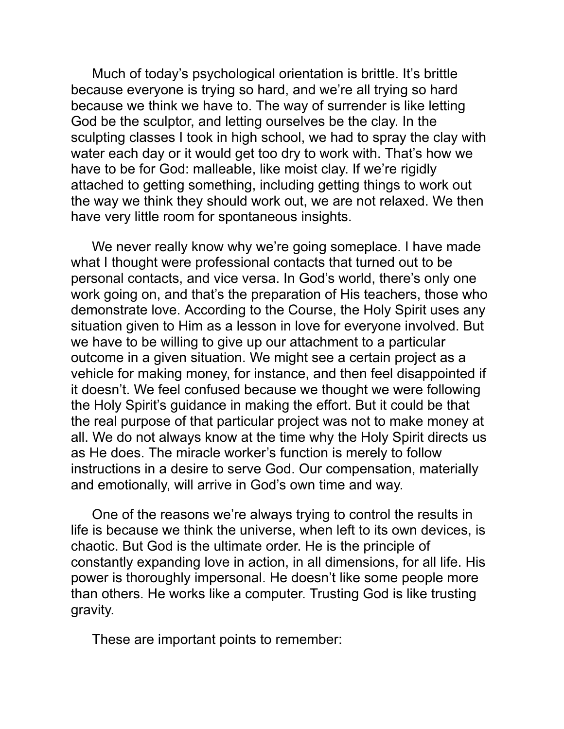Much of today's psychological orientation is brittle. It's brittle because everyone is trying so hard, and we're all trying so hard because we think we have to. The way of surrender is like letting God be the sculptor, and letting ourselves be the clay. In the sculpting classes I took in high school, we had to spray the clay with water each day or it would get too dry to work with. That's how we have to be for God: malleable, like moist clay. If we're rigidly attached to getting something, including getting things to work out the way we think they should work out, we are not relaxed. We then have very little room for spontaneous insights.

We never really know why we're going someplace. I have made what I thought were professional contacts that turned out to be personal contacts, and vice versa. In God's world, there's only one work going on, and that's the preparation of His teachers, those who demonstrate love. According to the Course, the Holy Spirit uses any situation given to Him as a lesson in love for everyone involved. But we have to be willing to give up our attachment to a particular outcome in a given situation. We might see a certain project as a vehicle for making money, for instance, and then feel disappointed if it doesn't. We feel confused because we thought we were following the Holy Spirit's guidance in making the effort. But it could be that the real purpose of that particular project was not to make money at all. We do not always know at the time why the Holy Spirit directs us as He does. The miracle worker's function is merely to follow instructions in a desire to serve God. Our compensation, materially and emotionally, will arrive in God's own time and way.

One of the reasons we're always trying to control the results in life is because we think the universe, when left to its own devices, is chaotic. But God is the ultimate order. He is the principle of constantly expanding love in action, in all dimensions, for all life. His power is thoroughly impersonal. He doesn't like some people more than others. He works like a computer. Trusting God is like trusting gravity.

These are important points to remember: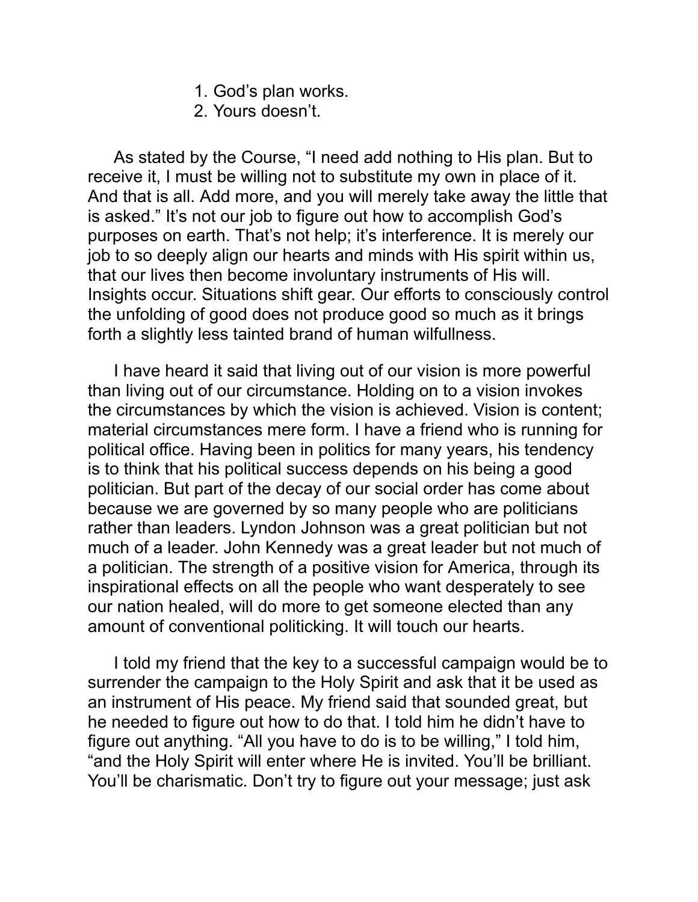1. God's plan works.
2. Yours doesn't.

As stated by the Course, "I need add nothing to His plan. But to receive it, I must be willing not to substitute my own in place of it. And that is all. Add more, and you will merely take away the little that is asked." It's not our job to figure out how to accomplish God's purposes on earth. That's not help; it's interference. It is merely our job to so deeply align our hearts and minds with His spirit within us, that our lives then become involuntary instruments of His will. Insights occur. Situations shift gear. Our efforts to consciously control the unfolding of good does not produce good so much as it brings forth a slightly less tainted brand of human wilfullness.

I have heard it said that living out of our vision is more powerful than living out of our circumstance. Holding on to a vision invokes the circumstances by which the vision is achieved. Vision is content; material circumstances mere form. I have a friend who is running for political office. Having been in politics for many years, his tendency is to think that his political success depends on his being a good politician. But part of the decay of our social order has come about because we are governed by so many people who are politicians rather than leaders. Lyndon Johnson was a great politician but not much of a leader. John Kennedy was a great leader but not much of a politician. The strength of a positive vision for America, through its inspirational effects on all the people who want desperately to see our nation healed, will do more to get someone elected than any amount of conventional politicking. It will touch our hearts.

I told my friend that the key to a successful campaign would be to surrender the campaign to the Holy Spirit and ask that it be used as an instrument of His peace. My friend said that sounded great, but he needed to figure out how to do that. I told him he didn't have to figure out anything. "All you have to do is to be willing," I told him, "and the Holy Spirit will enter where He is invited. You'll be brilliant. You'll be charismatic. Don't try to figure out your message; just ask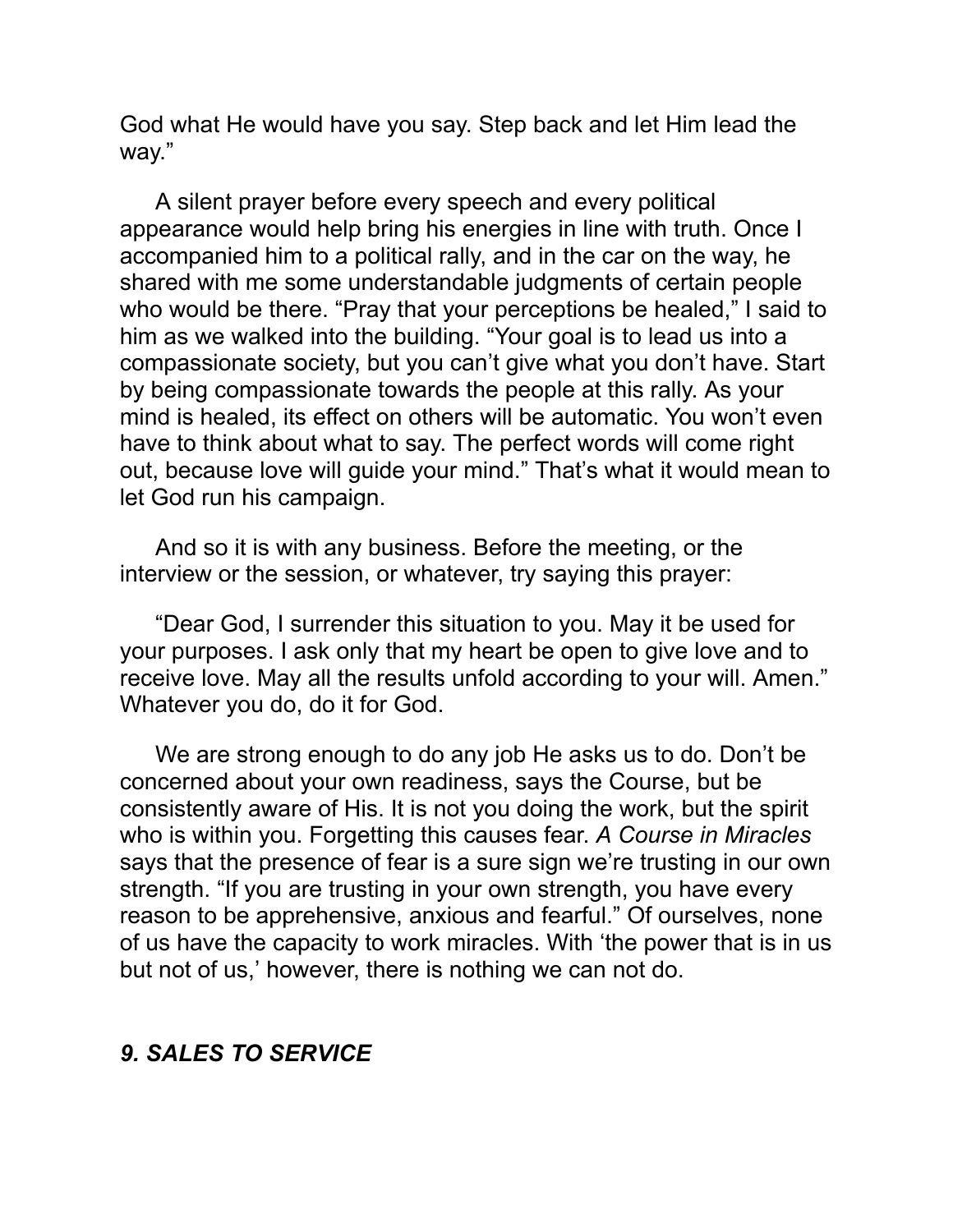God what He would have you say. Step back and let Him lead the way."

A silent prayer before every speech and every political appearance would help bring his energies in line with truth. Once I accompanied him to a political rally, and in the car on the way, he shared with me some understandable judgments of certain people who would be there. "Pray that your perceptions be healed," I said to him as we walked into the building. "Your goal is to lead us into a compassionate society, but you can't give what you don't have. Start by being compassionate towards the people at this rally. As your mind is healed, its effect on others will be automatic. You won't even have to think about what to say. The perfect words will come right out, because love will guide your mind." That's what it would mean to let God run his campaign.

And so it is with any business. Before the meeting, or the interview or the session, or whatever, try saying this prayer:

"Dear God, I surrender this situation to you. May it be used for your purposes. I ask only that my heart be open to give love and to receive love. May all the results unfold according to your will. Amen." Whatever you do, do it for God.

We are strong enough to do any job He asks us to do. Don't be concerned about your own readiness, says the Course, but be consistently aware of His. It is not you doing the work, but the spirit who is within you. Forgetting this causes fear. *A Course in Miracles* says that the presence of fear is a sure sign we're trusting in our own strength. "If you are trusting in your own strength, you have every reason to be apprehensive, anxious and fearful." Of ourselves, none of us have the capacity to work miracles. With 'the power that is in us but not of us,' however, there is nothing we can not do.

### *9. SALES TO SERVICE*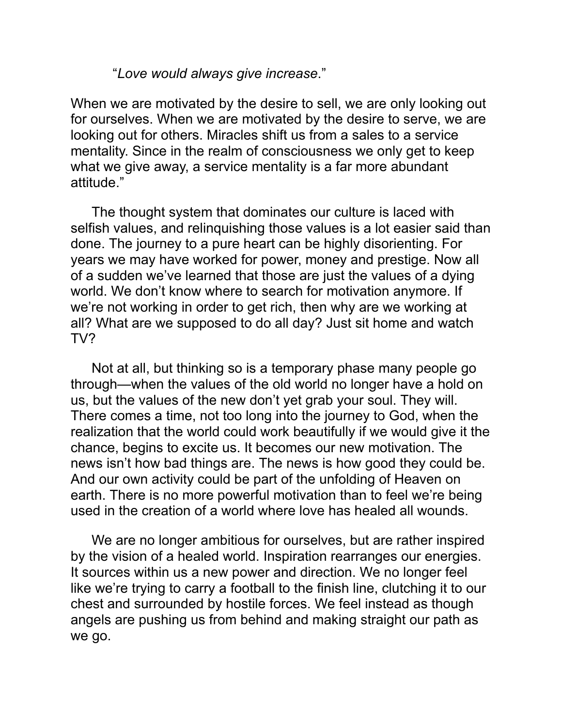"*Love would always give increase*."

When we are motivated by the desire to sell, we are only looking out for ourselves. When we are motivated by the desire to serve, we are looking out for others. Miracles shift us from a sales to a service mentality. Since in the realm of consciousness we only get to keep what we give away, a service mentality is a far more abundant attitude."

The thought system that dominates our culture is laced with selfish values, and relinquishing those values is a lot easier said than done. The journey to a pure heart can be highly disorienting. For years we may have worked for power, money and prestige. Now all of a sudden we've learned that those are just the values of a dying world. We don't know where to search for motivation anymore. If we're not working in order to get rich, then why are we working at all? What are we supposed to do all day? Just sit home and watch TV?

Not at all, but thinking so is a temporary phase many people go through—when the values of the old world no longer have a hold on us, but the values of the new don't yet grab your soul. They will. There comes a time, not too long into the journey to God, when the realization that the world could work beautifully if we would give it the chance, begins to excite us. It becomes our new motivation. The news isn't how bad things are. The news is how good they could be. And our own activity could be part of the unfolding of Heaven on earth. There is no more powerful motivation than to feel we're being used in the creation of a world where love has healed all wounds.

We are no longer ambitious for ourselves, but are rather inspired by the vision of a healed world. Inspiration rearranges our energies. It sources within us a new power and direction. We no longer feel like we're trying to carry a football to the finish line, clutching it to our chest and surrounded by hostile forces. We feel instead as though angels are pushing us from behind and making straight our path as we go.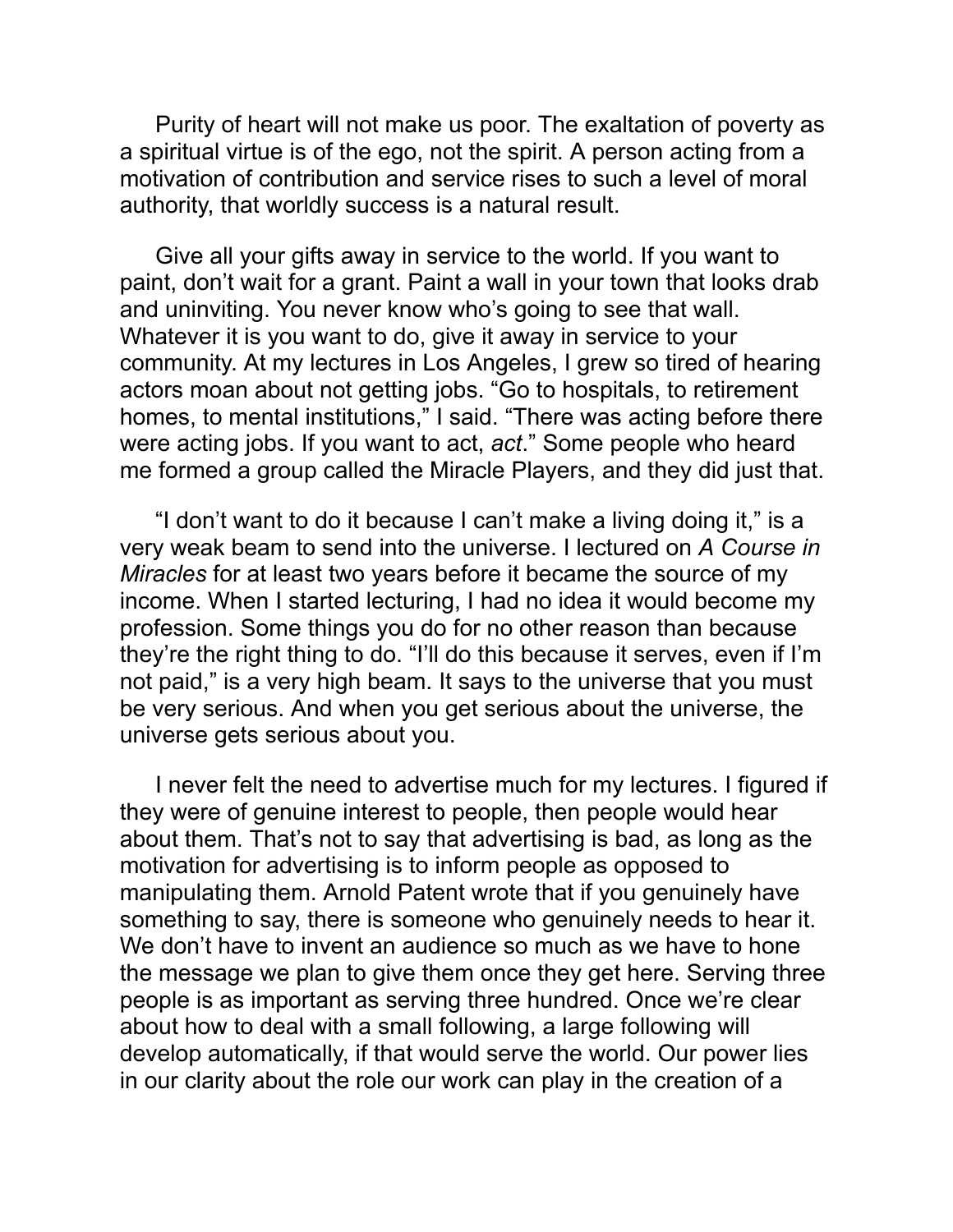Purity of heart will not make us poor. The exaltation of poverty as a spiritual virtue is of the ego, not the spirit. A person acting from a motivation of contribution and service rises to such a level of moral authority, that worldly success is a natural result.

Give all your gifts away in service to the world. If you want to paint, don't wait for a grant. Paint a wall in your town that looks drab and uninviting. You never know who's going to see that wall. Whatever it is you want to do, give it away in service to your community. At my lectures in Los Angeles, I grew so tired of hearing actors moan about not getting jobs. "Go to hospitals, to retirement homes, to mental institutions," I said. "There was acting before there were acting jobs. If you want to act, *act*." Some people who heard me formed a group called the Miracle Players, and they did just that.

"I don't want to do it because I can't make a living doing it," is a very weak beam to send into the universe. I lectured on *A Course in Miracles* for at least two years before it became the source of my income. When I started lecturing, I had no idea it would become my profession. Some things you do for no other reason than because they're the right thing to do. "I'll do this because it serves, even if I'm not paid," is a very high beam. It says to the universe that you must be very serious. And when you get serious about the universe, the universe gets serious about you.

I never felt the need to advertise much for my lectures. I figured if they were of genuine interest to people, then people would hear about them. That's not to say that advertising is bad, as long as the motivation for advertising is to inform people as opposed to manipulating them. Arnold Patent wrote that if you genuinely have something to say, there is someone who genuinely needs to hear it. We don't have to invent an audience so much as we have to hone the message we plan to give them once they get here. Serving three people is as important as serving three hundred. Once we're clear about how to deal with a small following, a large following will develop automatically, if that would serve the world. Our power lies in our clarity about the role our work can play in the creation of a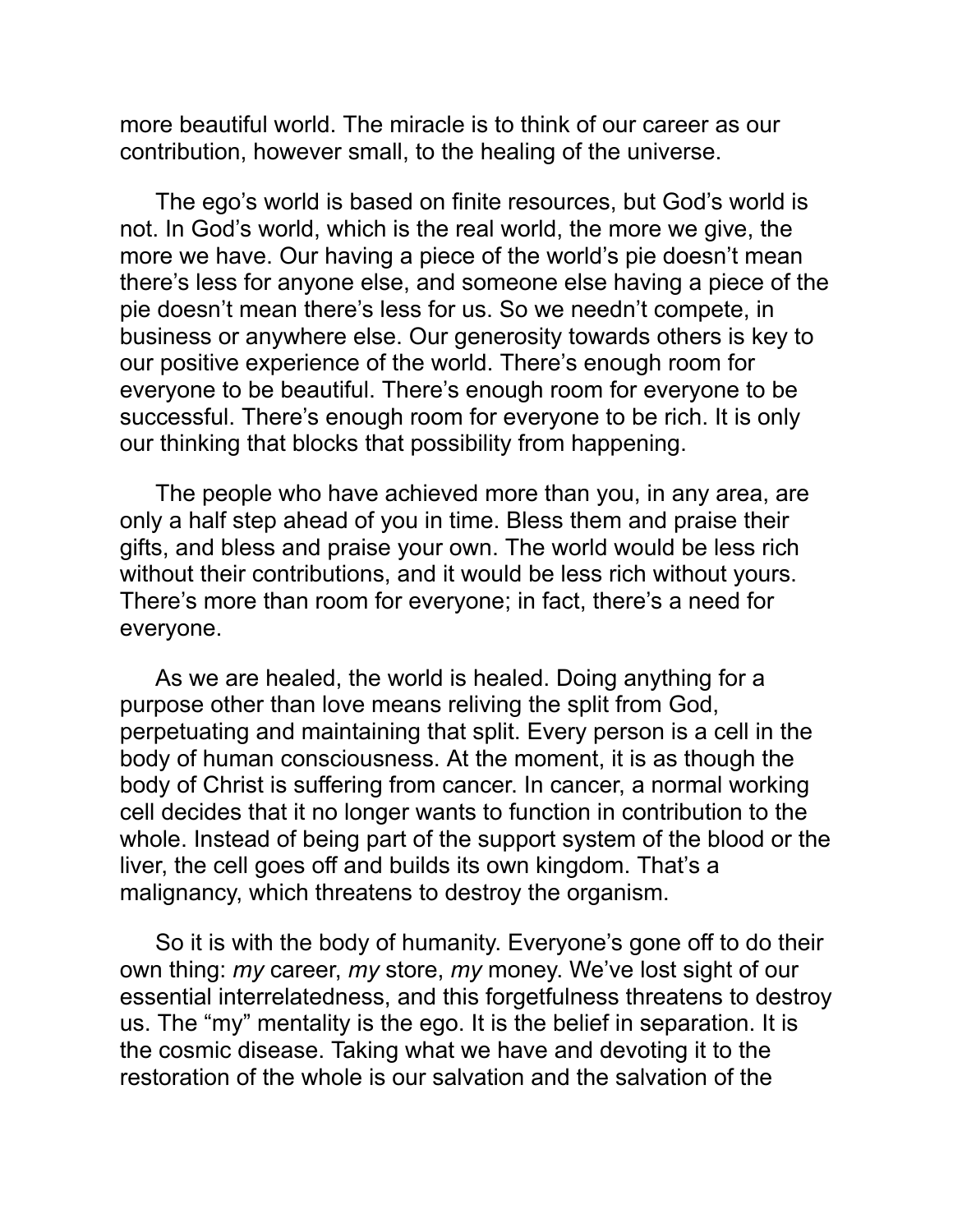more beautiful world. The miracle is to think of our career as our contribution, however small, to the healing of the universe.

The ego's world is based on finite resources, but God's world is not. In God's world, which is the real world, the more we give, the more we have. Our having a piece of the world's pie doesn't mean there's less for anyone else, and someone else having a piece of the pie doesn't mean there's less for us. So we needn't compete, in business or anywhere else. Our generosity towards others is key to our positive experience of the world. There's enough room for everyone to be beautiful. There's enough room for everyone to be successful. There's enough room for everyone to be rich. It is only our thinking that blocks that possibility from happening.

The people who have achieved more than you, in any area, are only a half step ahead of you in time. Bless them and praise their gifts, and bless and praise your own. The world would be less rich without their contributions, and it would be less rich without yours. There's more than room for everyone; in fact, there's a need for everyone.

As we are healed, the world is healed. Doing anything for a purpose other than love means reliving the split from God, perpetuating and maintaining that split. Every person is a cell in the body of human consciousness. At the moment, it is as though the body of Christ is suffering from cancer. In cancer, a normal working cell decides that it no longer wants to function in contribution to the whole. Instead of being part of the support system of the blood or the liver, the cell goes off and builds its own kingdom. That's a malignancy, which threatens to destroy the organism.

So it is with the body of humanity. Everyone's gone off to do their own thing: *my* career, *my* store, *my* money. We've lost sight of our essential interrelatedness, and this forgetfulness threatens to destroy us. The "my" mentality is the ego. It is the belief in separation. It is the cosmic disease. Taking what we have and devoting it to the restoration of the whole is our salvation and the salvation of the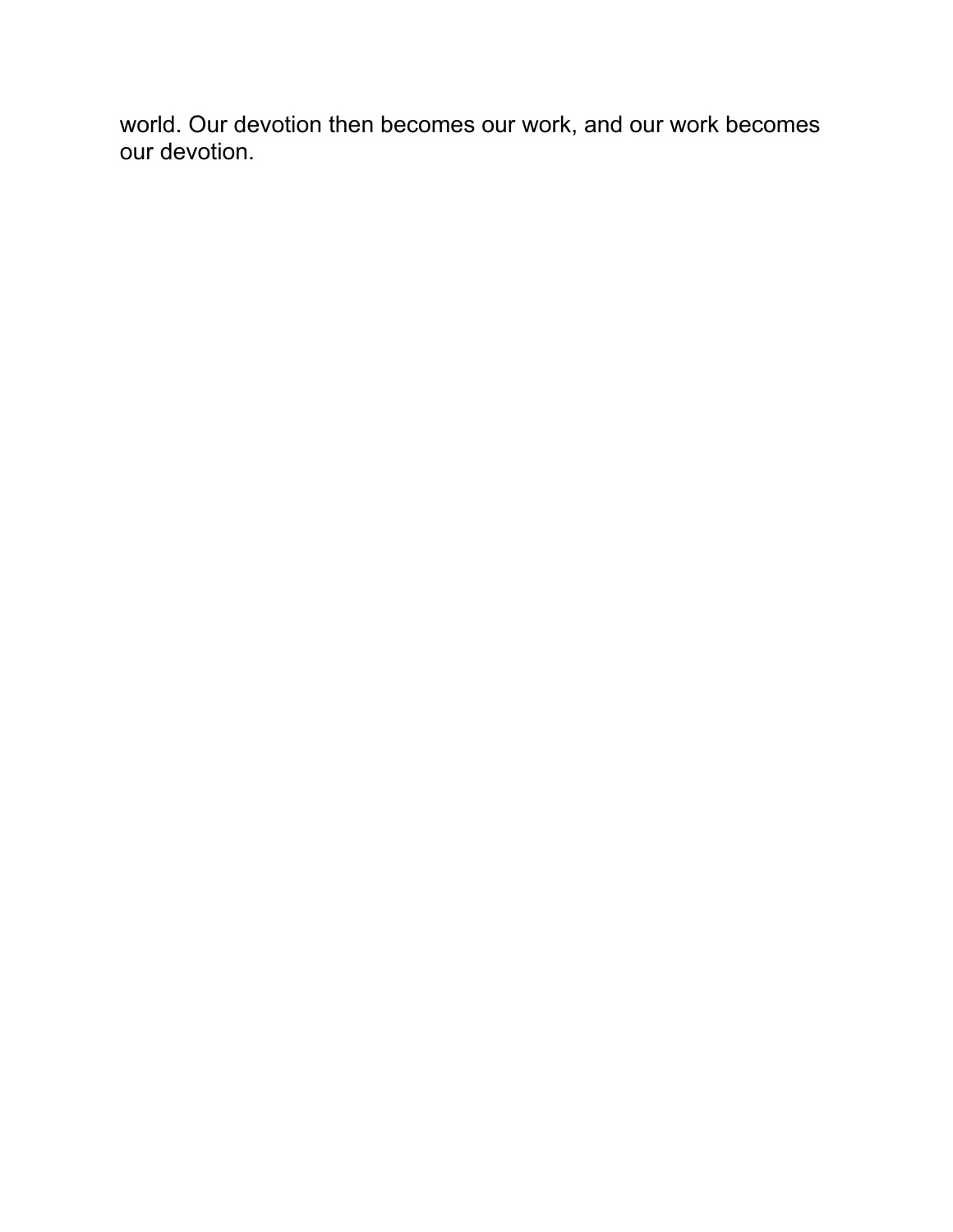world. Our devotion then becomes our work, and our work becomes our devotion.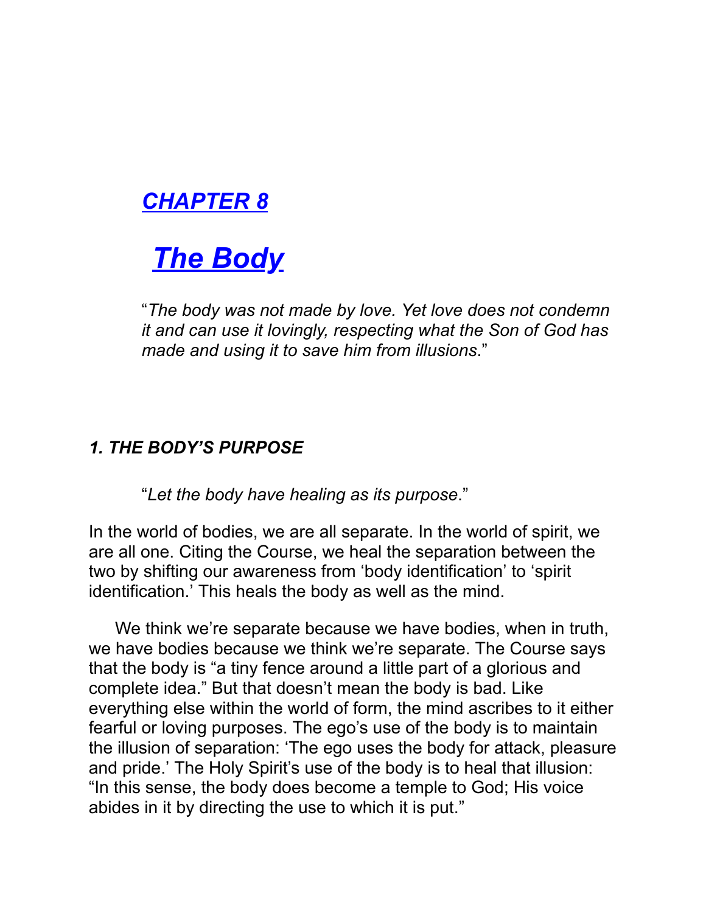# *CHAPTER 8*

# *The Body*

"*The body was not made by love. Yet love does not condemn it and can use it lovingly, respecting what the Son of God has made and using it to save him from illusions*."

### *1. THE BODY'S PURPOSE*

"*Let the body have healing as its purpose*."

In the world of bodies, we are all separate. In the world of spirit, we are all one. Citing the Course, we heal the separation between the two by shifting our awareness from 'body identification' to 'spirit identification.' This heals the body as well as the mind.

We think we're separate because we have bodies, when in truth, we have bodies because we think we're separate. The Course says that the body is "a tiny fence around a little part of a glorious and complete idea." But that doesn't mean the body is bad. Like everything else within the world of form, the mind ascribes to it either fearful or loving purposes. The ego's use of the body is to maintain the illusion of separation: 'The ego uses the body for attack, pleasure and pride.' The Holy Spirit's use of the body is to heal that illusion: "In this sense, the body does become a temple to God; His voice abides in it by directing the use to which it is put."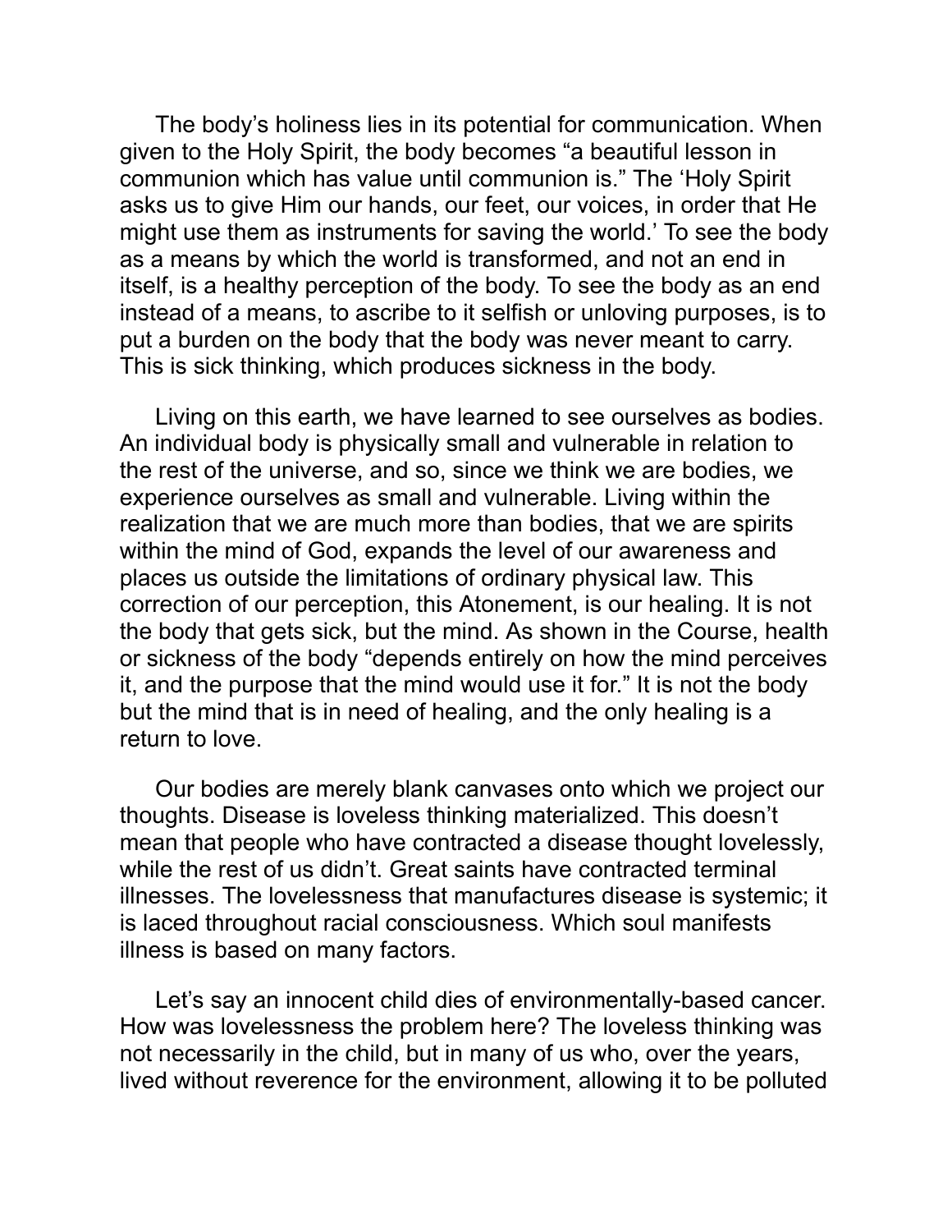The body's holiness lies in its potential for communication. When given to the Holy Spirit, the body becomes "a beautiful lesson in communion which has value until communion is." The 'Holy Spirit asks us to give Him our hands, our feet, our voices, in order that He might use them as instruments for saving the world.' To see the body as a means by which the world is transformed, and not an end in itself, is a healthy perception of the body. To see the body as an end instead of a means, to ascribe to it selfish or unloving purposes, is to put a burden on the body that the body was never meant to carry. This is sick thinking, which produces sickness in the body.

Living on this earth, we have learned to see ourselves as bodies. An individual body is physically small and vulnerable in relation to the rest of the universe, and so, since we think we are bodies, we experience ourselves as small and vulnerable. Living within the realization that we are much more than bodies, that we are spirits within the mind of God, expands the level of our awareness and places us outside the limitations of ordinary physical law. This correction of our perception, this Atonement, is our healing. It is not the body that gets sick, but the mind. As shown in the Course, health or sickness of the body "depends entirely on how the mind perceives it, and the purpose that the mind would use it for." It is not the body but the mind that is in need of healing, and the only healing is a return to love.

Our bodies are merely blank canvases onto which we project our thoughts. Disease is loveless thinking materialized. This doesn't mean that people who have contracted a disease thought lovelessly, while the rest of us didn't. Great saints have contracted terminal illnesses. The lovelessness that manufactures disease is systemic; it is laced throughout racial consciousness. Which soul manifests illness is based on many factors.

Let's say an innocent child dies of environmentally-based cancer. How was lovelessness the problem here? The loveless thinking was not necessarily in the child, but in many of us who, over the years, lived without reverence for the environment, allowing it to be polluted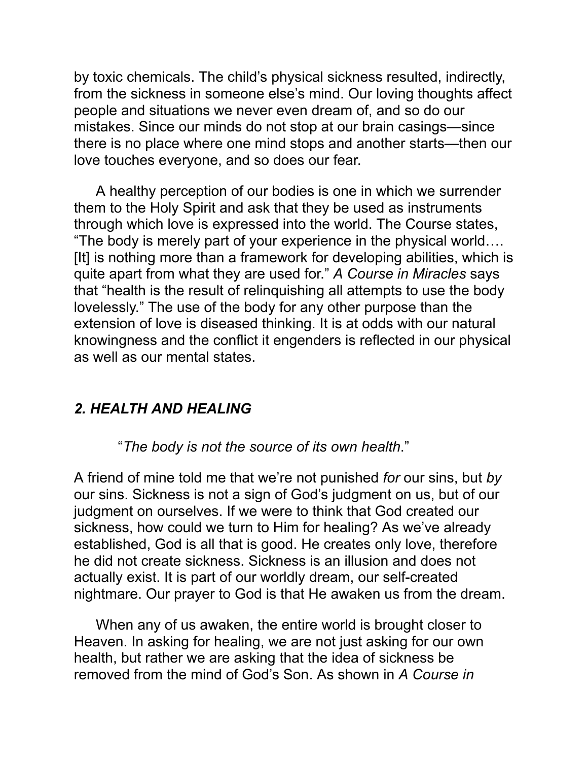by toxic chemicals. The child's physical sickness resulted, indirectly, from the sickness in someone else's mind. Our loving thoughts affect people and situations we never even dream of, and so do our mistakes. Since our minds do not stop at our brain casings—since there is no place where one mind stops and another starts—then our love touches everyone, and so does our fear.

A healthy perception of our bodies is one in which we surrender them to the Holy Spirit and ask that they be used as instruments through which love is expressed into the world. The Course states, "The body is merely part of your experience in the physical world…. [It] is nothing more than a framework for developing abilities, which is quite apart from what they are used for." *A Course in Miracles* says that "health is the result of relinquishing all attempts to use the body lovelessly." The use of the body for any other purpose than the extension of love is diseased thinking. It is at odds with our natural knowingness and the conflict it engenders is reflected in our physical as well as our mental states.

## *2. HEALTH AND HEALING*

> "*The body is not the source of its own health*."

A friend of mine told me that we're not punished *for* our sins, but *by* our sins. Sickness is not a sign of God's judgment on us, but of our judgment on ourselves. If we were to think that God created our sickness, how could we turn to Him for healing? As we've already established, God is all that is good. He creates only love, therefore he did not create sickness. Sickness is an illusion and does not actually exist. It is part of our worldly dream, our self-created nightmare. Our prayer to God is that He awaken us from the dream.

When any of us awaken, the entire world is brought closer to Heaven. In asking for healing, we are not just asking for our own health, but rather we are asking that the idea of sickness be removed from the mind of God's Son. As shown in *A Course in*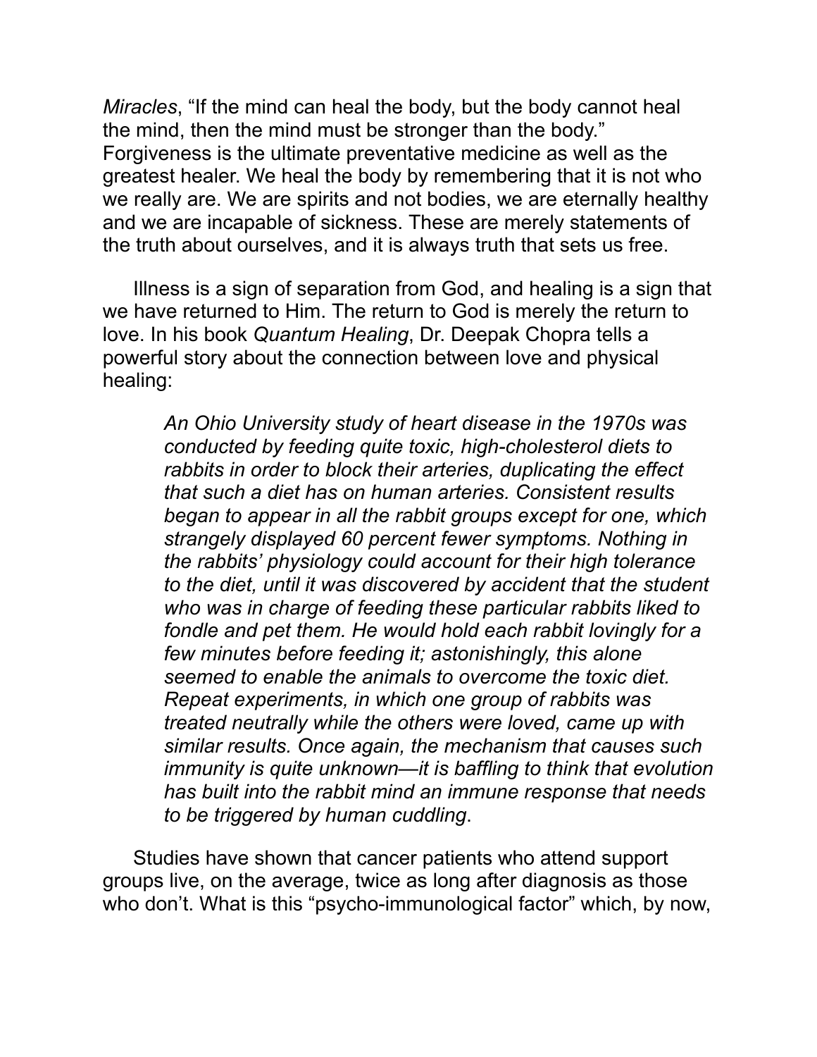*Miracles*, “If the mind can heal the body, but the body cannot heal the mind, then the mind must be stronger than the body.” Forgiveness is the ultimate preventative medicine as well as the greatest healer. We heal the body by remembering that it is not who we really are. We are spirits and not bodies, we are eternally healthy and we are incapable of sickness. These are merely statements of the truth about ourselves, and it is always truth that sets us free.

Illness is a sign of separation from God, and healing is a sign that we have returned to Him. The return to God is merely the return to love. In his book *Quantum Healing*, Dr. Deepak Chopra tells a powerful story about the connection between love and physical healing:

> *An Ohio University study of heart disease in the 1970s was conducted by feeding quite toxic, high-cholesterol diets to rabbits in order to block their arteries, duplicating the effect that such a diet has on human arteries. Consistent results began to appear in all the rabbit groups except for one, which strangely displayed 60 percent fewer symptoms. Nothing in the rabbits' physiology could account for their high tolerance to the diet, until it was discovered by accident that the student who was in charge of feeding these particular rabbits liked to fondle and pet them. He would hold each rabbit lovingly for a few minutes before feeding it; astonishingly, this alone seemed to enable the animals to overcome the toxic diet. Repeat experiments, in which one group of rabbits was treated neutrally while the others were loved, came up with similar results. Once again, the mechanism that causes such immunity is quite unknown—it is baffling to think that evolution has built into the rabbit mind an immune response that needs to be triggered by human cuddling*.

Studies have shown that cancer patients who attend support groups live, on the average, twice as long after diagnosis as those who don't. What is this “psycho-immunological factor” which, by now,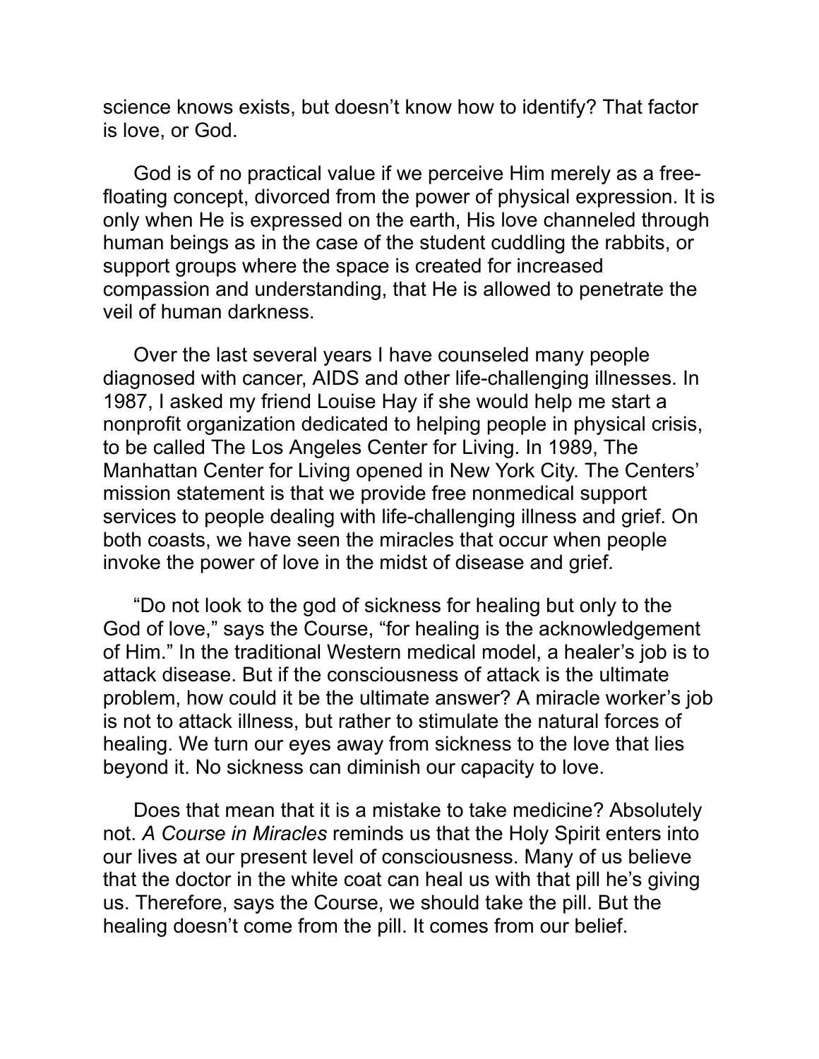science knows exists, but doesn't know how to identify? That factor is love, or God.

God is of no practical value if we perceive Him merely as a free-floating concept, divorced from the power of physical expression. It is only when He is expressed on the earth, His love channeled through human beings as in the case of the student cuddling the rabbits, or support groups where the space is created for increased compassion and understanding, that He is allowed to penetrate the veil of human darkness.

Over the last several years I have counseled many people diagnosed with cancer, AIDS and other life-challenging illnesses. In 1987, I asked my friend Louise Hay if she would help me start a nonprofit organization dedicated to helping people in physical crisis, to be called The Los Angeles Center for Living. In 1989, The Manhattan Center for Living opened in New York City. The Centers' mission statement is that we provide free nonmedical support services to people dealing with life-challenging illness and grief. On both coasts, we have seen the miracles that occur when people invoke the power of love in the midst of disease and grief.

"Do not look to the god of sickness for healing but only to the God of love," says the Course, "for healing is the acknowledgement of Him." In the traditional Western medical model, a healer's job is to attack disease. But if the consciousness of attack is the ultimate problem, how could it be the ultimate answer? A miracle worker's job is not to attack illness, but rather to stimulate the natural forces of healing. We turn our eyes away from sickness to the love that lies beyond it. No sickness can diminish our capacity to love.

Does that mean that it is a mistake to take medicine? Absolutely not. *A Course in Miracles* reminds us that the Holy Spirit enters into our lives at our present level of consciousness. Many of us believe that the doctor in the white coat can heal us with that pill he's giving us. Therefore, says the Course, we should take the pill. But the healing doesn't come from the pill. It comes from our belief.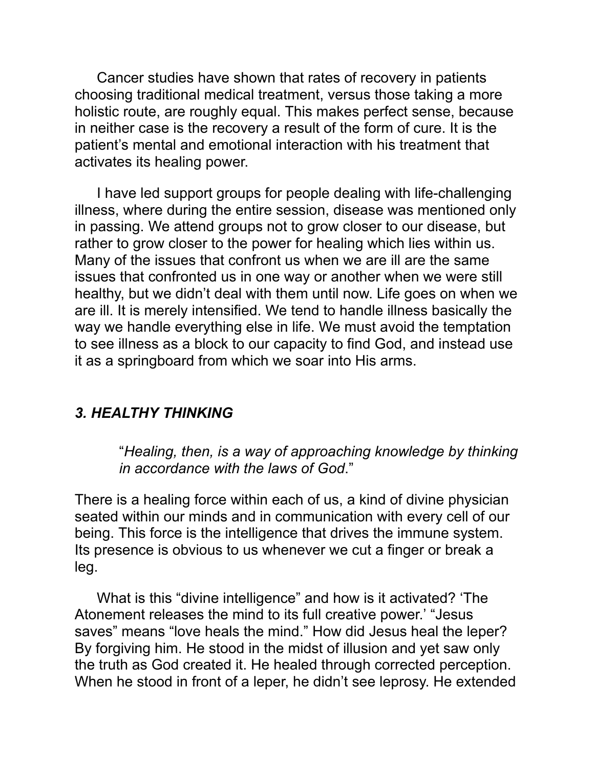Cancer studies have shown that rates of recovery in patients choosing traditional medical treatment, versus those taking a more holistic route, are roughly equal. This makes perfect sense, because in neither case is the recovery a result of the form of cure. It is the patient's mental and emotional interaction with his treatment that activates its healing power.

I have led support groups for people dealing with life-challenging illness, where during the entire session, disease was mentioned only in passing. We attend groups not to grow closer to our disease, but rather to grow closer to the power for healing which lies within us. Many of the issues that confront us when we are ill are the same issues that confronted us in one way or another when we were still healthy, but we didn't deal with them until now. Life goes on when we are ill. It is merely intensified. We tend to handle illness basically the way we handle everything else in life. We must avoid the temptation to see illness as a block to our capacity to find God, and instead use it as a springboard from which we soar into His arms.

### *3. HEALTHY THINKING*

> "*Healing, then, is a way of approaching knowledge by thinking in accordance with the laws of God*."

There is a healing force within each of us, a kind of divine physician seated within our minds and in communication with every cell of our being. This force is the intelligence that drives the immune system. Its presence is obvious to us whenever we cut a finger or break a leg.

What is this "divine intelligence" and how is it activated? 'The Atonement releases the mind to its full creative power.' "Jesus saves" means "love heals the mind." How did Jesus heal the leper? By forgiving him. He stood in the midst of illusion and yet saw only the truth as God created it. He healed through corrected perception. When he stood in front of a leper, he didn't see leprosy. He extended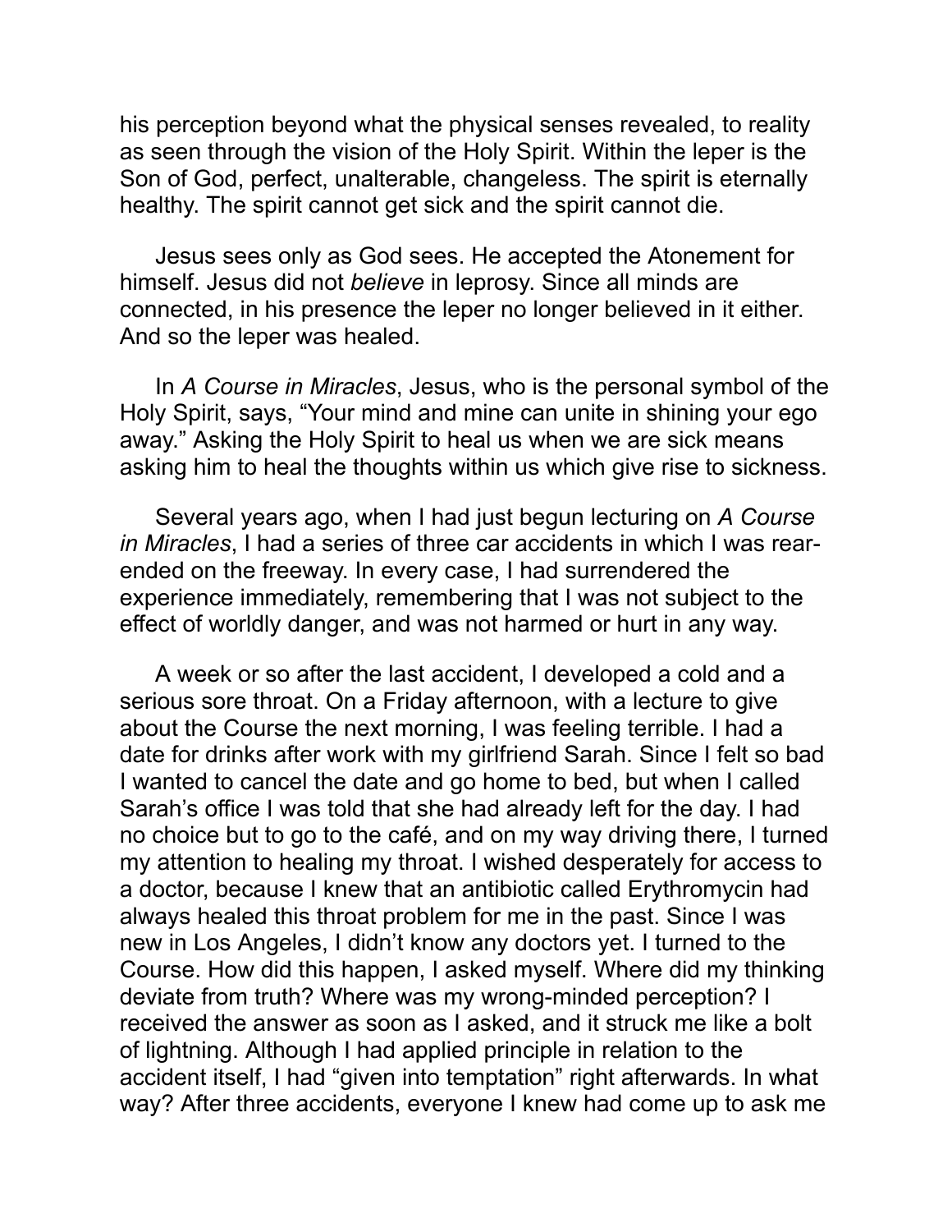his perception beyond what the physical senses revealed, to reality as seen through the vision of the Holy Spirit. Within the leper is the Son of God, perfect, unalterable, changeless. The spirit is eternally healthy. The spirit cannot get sick and the spirit cannot die.

Jesus sees only as God sees. He accepted the Atonement for himself. Jesus did not *believe* in leprosy. Since all minds are connected, in his presence the leper no longer believed in it either. And so the leper was healed.

In *A Course in Miracles*, Jesus, who is the personal symbol of the Holy Spirit, says, "Your mind and mine can unite in shining your ego away." Asking the Holy Spirit to heal us when we are sick means asking him to heal the thoughts within us which give rise to sickness.

Several years ago, when I had just begun lecturing on *A Course in Miracles*, I had a series of three car accidents in which I was rear-ended on the freeway. In every case, I had surrendered the experience immediately, remembering that I was not subject to the effect of worldly danger, and was not harmed or hurt in any way.

A week or so after the last accident, I developed a cold and a serious sore throat. On a Friday afternoon, with a lecture to give about the Course the next morning, I was feeling terrible. I had a date for drinks after work with my girlfriend Sarah. Since I felt so bad I wanted to cancel the date and go home to bed, but when I called Sarah's office I was told that she had already left for the day. I had no choice but to go to the café, and on my way driving there, I turned my attention to healing my throat. I wished desperately for access to a doctor, because I knew that an antibiotic called Erythromycin had always healed this throat problem for me in the past. Since I was new in Los Angeles, I didn't know any doctors yet. I turned to the Course. How did this happen, I asked myself. Where did my thinking deviate from truth? Where was my wrong-minded perception? I received the answer as soon as I asked, and it struck me like a bolt of lightning. Although I had applied principle in relation to the accident itself, I had "given into temptation" right afterwards. In what way? After three accidents, everyone I knew had come up to ask me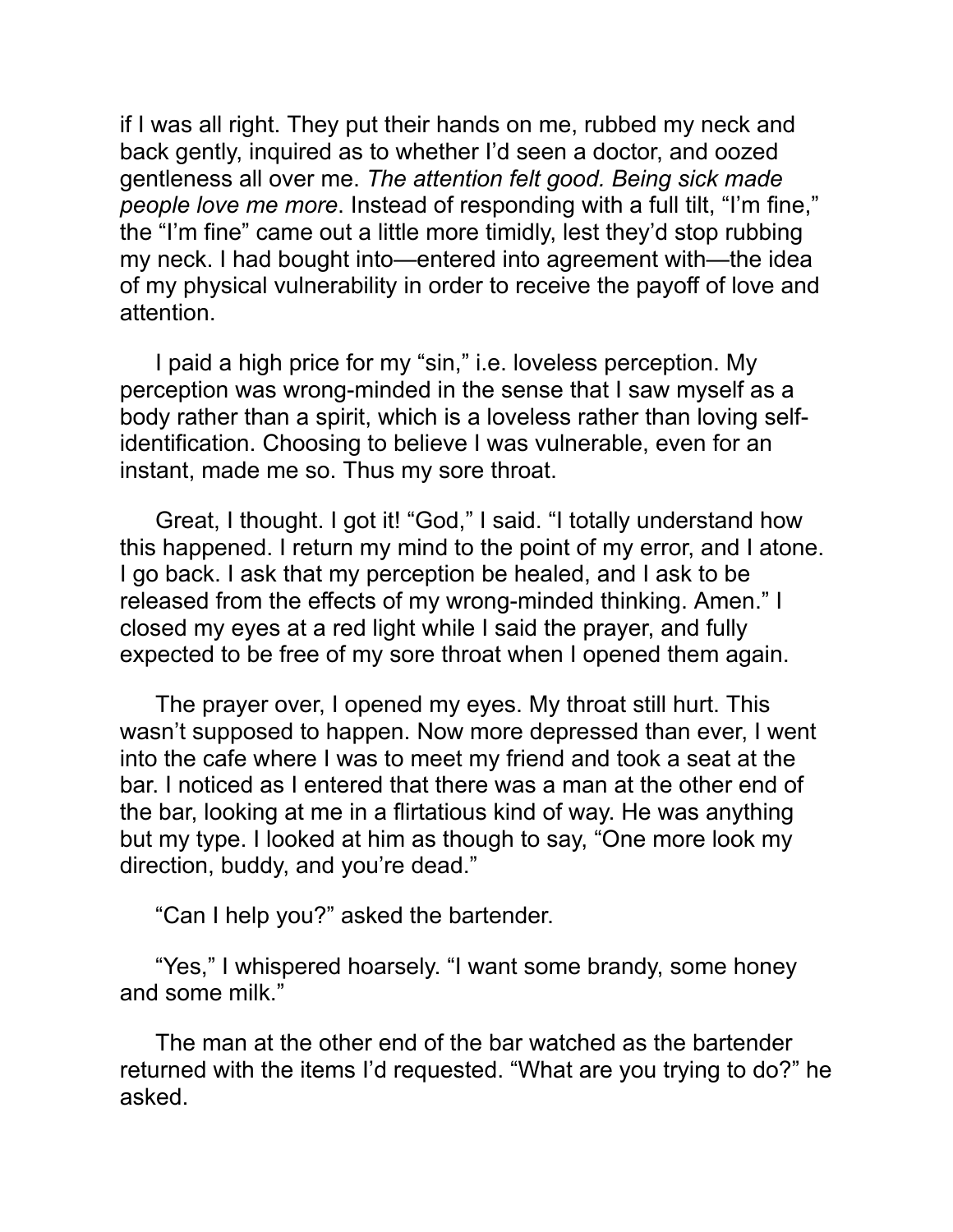if I was all right. They put their hands on me, rubbed my neck and back gently, inquired as to whether I'd seen a doctor, and oozed gentleness all over me. *The attention felt good. Being sick made people love me more*. Instead of responding with a full tilt, "I'm fine," the "I'm fine" came out a little more timidly, lest they'd stop rubbing my neck. I had bought into—entered into agreement with—the idea of my physical vulnerability in order to receive the payoff of love and attention.

I paid a high price for my "sin," i.e. loveless perception. My perception was wrong-minded in the sense that I saw myself as a body rather than a spirit, which is a loveless rather than loving self-identification. Choosing to believe I was vulnerable, even for an instant, made me so. Thus my sore throat.

Great, I thought. I got it! "God," I said. "I totally understand how this happened. I return my mind to the point of my error, and I atone. I go back. I ask that my perception be healed, and I ask to be released from the effects of my wrong-minded thinking. Amen." I closed my eyes at a red light while I said the prayer, and fully expected to be free of my sore throat when I opened them again.

The prayer over, I opened my eyes. My throat still hurt. This wasn't supposed to happen. Now more depressed than ever, I went into the cafe where I was to meet my friend and took a seat at the bar. I noticed as I entered that there was a man at the other end of the bar, looking at me in a flirtatious kind of way. He was anything but my type. I looked at him as though to say, "One more look my direction, buddy, and you're dead."

"Can I help you?" asked the bartender.

"Yes," I whispered hoarsely. "I want some brandy, some honey and some milk."

The man at the other end of the bar watched as the bartender returned with the items I'd requested. "What are you trying to do?" he asked.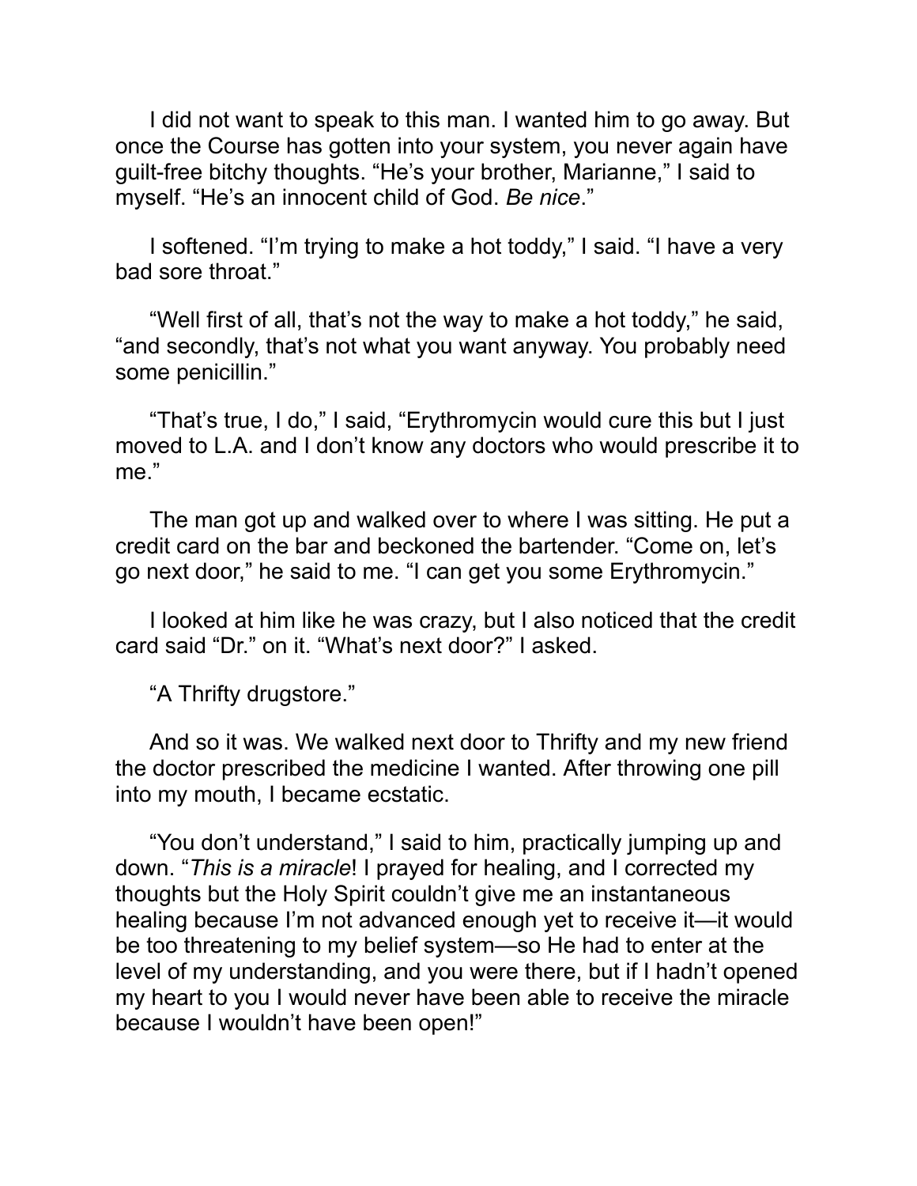I did not want to speak to this man. I wanted him to go away. But once the Course has gotten into your system, you never again have guilt-free bitchy thoughts. "He's your brother, Marianne," I said to myself. "He's an innocent child of God. *Be nice*."

I softened. "I'm trying to make a hot toddy," I said. "I have a very bad sore throat."

"Well first of all, that's not the way to make a hot toddy," he said, "and secondly, that's not what you want anyway. You probably need some penicillin."

"That's true, I do," I said, "Erythromycin would cure this but I just moved to L.A. and I don't know any doctors who would prescribe it to me."

The man got up and walked over to where I was sitting. He put a credit card on the bar and beckoned the bartender. "Come on, let's go next door," he said to me. "I can get you some Erythromycin."

I looked at him like he was crazy, but I also noticed that the credit card said "Dr." on it. "What's next door?" I asked.

"A Thrifty drugstore."

And so it was. We walked next door to Thrifty and my new friend the doctor prescribed the medicine I wanted. After throwing one pill into my mouth, I became ecstatic.

"You don't understand," I said to him, practically jumping up and down. "*This is a miracle*! I prayed for healing, and I corrected my thoughts but the Holy Spirit couldn't give me an instantaneous healing because I'm not advanced enough yet to receive it—it would be too threatening to my belief system—so He had to enter at the level of my understanding, and you were there, but if I hadn't opened my heart to you I would never have been able to receive the miracle because I wouldn't have been open!"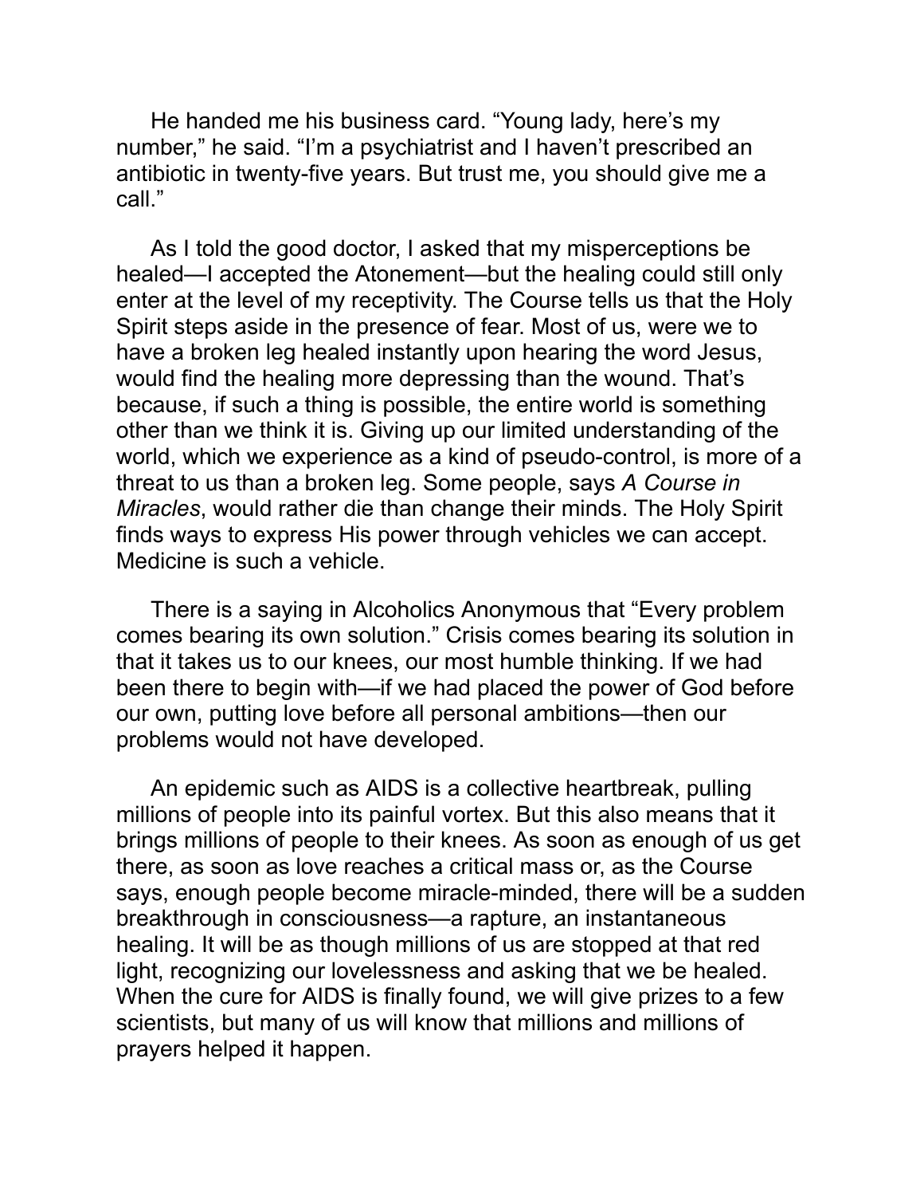He handed me his business card. "Young lady, here's my number," he said. "I'm a psychiatrist and I haven't prescribed an antibiotic in twenty-five years. But trust me, you should give me a call."

As I told the good doctor, I asked that my misperceptions be healed—I accepted the Atonement—but the healing could still only enter at the level of my receptivity. The Course tells us that the Holy Spirit steps aside in the presence of fear. Most of us, were we to have a broken leg healed instantly upon hearing the word Jesus, would find the healing more depressing than the wound. That's because, if such a thing is possible, the entire world is something other than we think it is. Giving up our limited understanding of the world, which we experience as a kind of pseudo-control, is more of a threat to us than a broken leg. Some people, says *A Course in Miracles*, would rather die than change their minds. The Holy Spirit finds ways to express His power through vehicles we can accept. Medicine is such a vehicle.

There is a saying in Alcoholics Anonymous that "Every problem comes bearing its own solution." Crisis comes bearing its solution in that it takes us to our knees, our most humble thinking. If we had been there to begin with—if we had placed the power of God before our own, putting love before all personal ambitions—then our problems would not have developed.

An epidemic such as AIDS is a collective heartbreak, pulling millions of people into its painful vortex. But this also means that it brings millions of people to their knees. As soon as enough of us get there, as soon as love reaches a critical mass or, as the Course says, enough people become miracle-minded, there will be a sudden breakthrough in consciousness—a rapture, an instantaneous healing. It will be as though millions of us are stopped at that red light, recognizing our lovelessness and asking that we be healed. When the cure for AIDS is finally found, we will give prizes to a few scientists, but many of us will know that millions and millions of prayers helped it happen.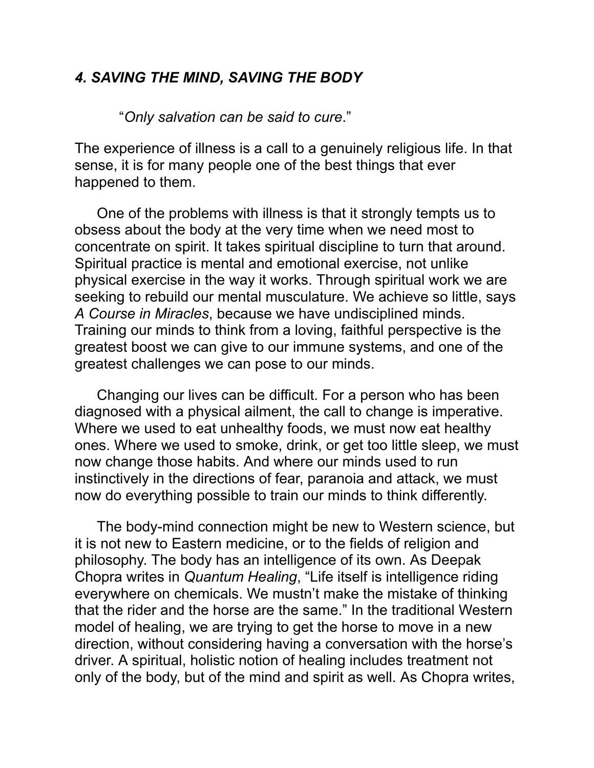## *4. SAVING THE MIND, SAVING THE BODY*

"*Only salvation can be said to cure*."

The experience of illness is a call to a genuinely religious life. In that sense, it is for many people one of the best things that ever happened to them.

One of the problems with illness is that it strongly tempts us to obsess about the body at the very time when we need most to concentrate on spirit. It takes spiritual discipline to turn that around. Spiritual practice is mental and emotional exercise, not unlike physical exercise in the way it works. Through spiritual work we are seeking to rebuild our mental musculature. We achieve so little, says *A Course in Miracles*, because we have undisciplined minds. Training our minds to think from a loving, faithful perspective is the greatest boost we can give to our immune systems, and one of the greatest challenges we can pose to our minds.

Changing our lives can be difficult. For a person who has been diagnosed with a physical ailment, the call to change is imperative. Where we used to eat unhealthy foods, we must now eat healthy ones. Where we used to smoke, drink, or get too little sleep, we must now change those habits. And where our minds used to run instinctively in the directions of fear, paranoia and attack, we must now do everything possible to train our minds to think differently.

The body-mind connection might be new to Western science, but it is not new to Eastern medicine, or to the fields of religion and philosophy. The body has an intelligence of its own. As Deepak Chopra writes in *Quantum Healing*, "Life itself is intelligence riding everywhere on chemicals. We mustn't make the mistake of thinking that the rider and the horse are the same." In the traditional Western model of healing, we are trying to get the horse to move in a new direction, without considering having a conversation with the horse's driver. A spiritual, holistic notion of healing includes treatment not only of the body, but of the mind and spirit as well. As Chopra writes,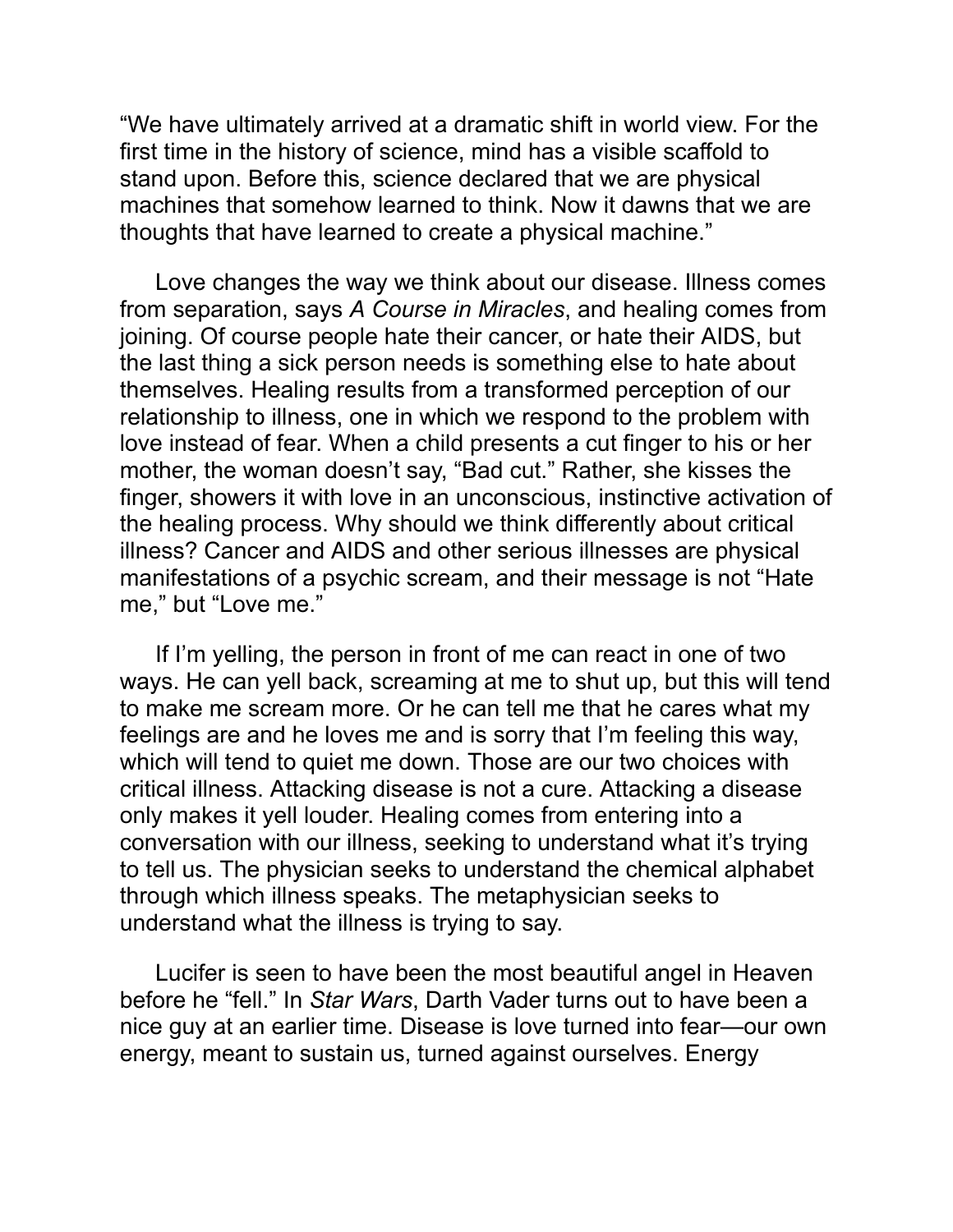“We have ultimately arrived at a dramatic shift in world view. For the first time in the history of science, mind has a visible scaffold to stand upon. Before this, science declared that we are physical machines that somehow learned to think. Now it dawns that we are thoughts that have learned to create a physical machine.”

Love changes the way we think about our disease. Illness comes from separation, says *A Course in Miracles*, and healing comes from joining. Of course people hate their cancer, or hate their AIDS, but the last thing a sick person needs is something else to hate about themselves. Healing results from a transformed perception of our relationship to illness, one in which we respond to the problem with love instead of fear. When a child presents a cut finger to his or her mother, the woman doesn’t say, “Bad cut.” Rather, she kisses the finger, showers it with love in an unconscious, instinctive activation of the healing process. Why should we think differently about critical illness? Cancer and AIDS and other serious illnesses are physical manifestations of a psychic scream, and their message is not “Hate me,” but “Love me.”

If I’m yelling, the person in front of me can react in one of two ways. He can yell back, screaming at me to shut up, but this will tend to make me scream more. Or he can tell me that he cares what my feelings are and he loves me and is sorry that I’m feeling this way, which will tend to quiet me down. Those are our two choices with critical illness. Attacking disease is not a cure. Attacking a disease only makes it yell louder. Healing comes from entering into a conversation with our illness, seeking to understand what it’s trying to tell us. The physician seeks to understand the chemical alphabet through which illness speaks. The metaphysician seeks to understand what the illness is trying to say.

Lucifer is seen to have been the most beautiful angel in Heaven before he “fell.” In *Star Wars*, Darth Vader turns out to have been a nice guy at an earlier time. Disease is love turned into fear—our own energy, meant to sustain us, turned against ourselves. Energy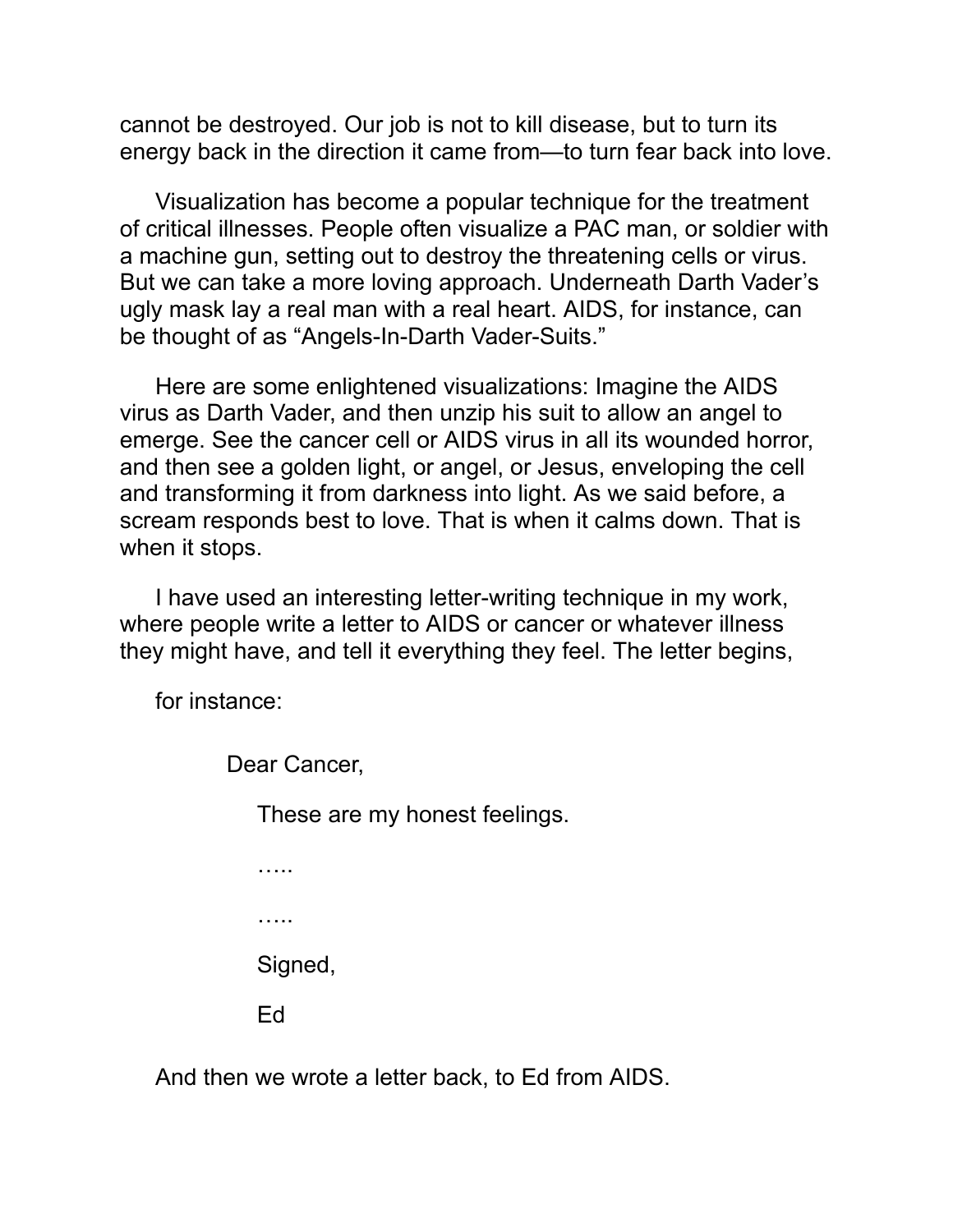cannot be destroyed. Our job is not to kill disease, but to turn its energy back in the direction it came from—to turn fear back into love.

Visualization has become a popular technique for the treatment of critical illnesses. People often visualize a PAC man, or soldier with a machine gun, setting out to destroy the threatening cells or virus. But we can take a more loving approach. Underneath Darth Vader's ugly mask lay a real man with a real heart. AIDS, for instance, can be thought of as "Angels-In-Darth Vader-Suits."

Here are some enlightened visualizations: Imagine the AIDS virus as Darth Vader, and then unzip his suit to allow an angel to emerge. See the cancer cell or AIDS virus in all its wounded horror, and then see a golden light, or angel, or Jesus, enveloping the cell and transforming it from darkness into light. As we said before, a scream responds best to love. That is when it calms down. That is when it stops.

I have used an interesting letter-writing technique in my work, where people write a letter to AIDS or cancer or whatever illness they might have, and tell it everything they feel. The letter begins,

for instance:

> Dear Cancer,
>
> These are my honest feelings.
>
> …..
>
> …..
>
> Signed,
>
> Ed

And then we wrote a letter back, to Ed from AIDS.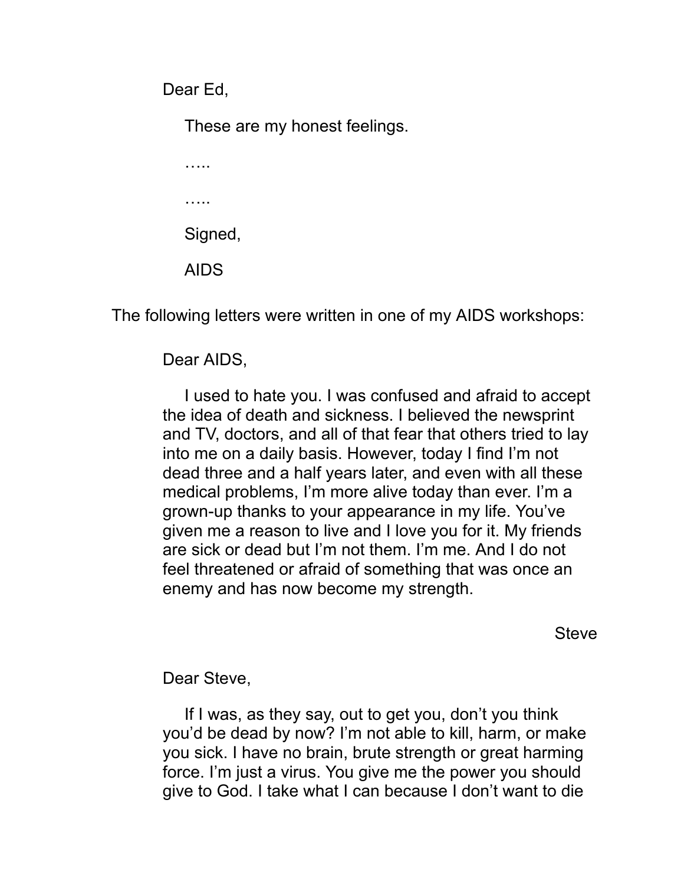Dear Ed,

These are my honest feelings.

…..

…..

Signed,

AIDS

The following letters were written in one of my AIDS workshops:

Dear AIDS,

I used to hate you. I was confused and afraid to accept the idea of death and sickness. I believed the newsprint and TV, doctors, and all of that fear that others tried to lay into me on a daily basis. However, today I find I'm not dead three and a half years later, and even with all these medical problems, I'm more alive today than ever. I'm a grown-up thanks to your appearance in my life. You've given me a reason to live and I love you for it. My friends are sick or dead but I'm not them. I'm me. And I do not feel threatened or afraid of something that was once an enemy and has now become my strength.

Steve

Dear Steve,

If I was, as they say, out to get you, don't you think you'd be dead by now? I'm not able to kill, harm, or make you sick. I have no brain, brute strength or great harming force. I'm just a virus. You give me the power you should give to God. I take what I can because I don't want to die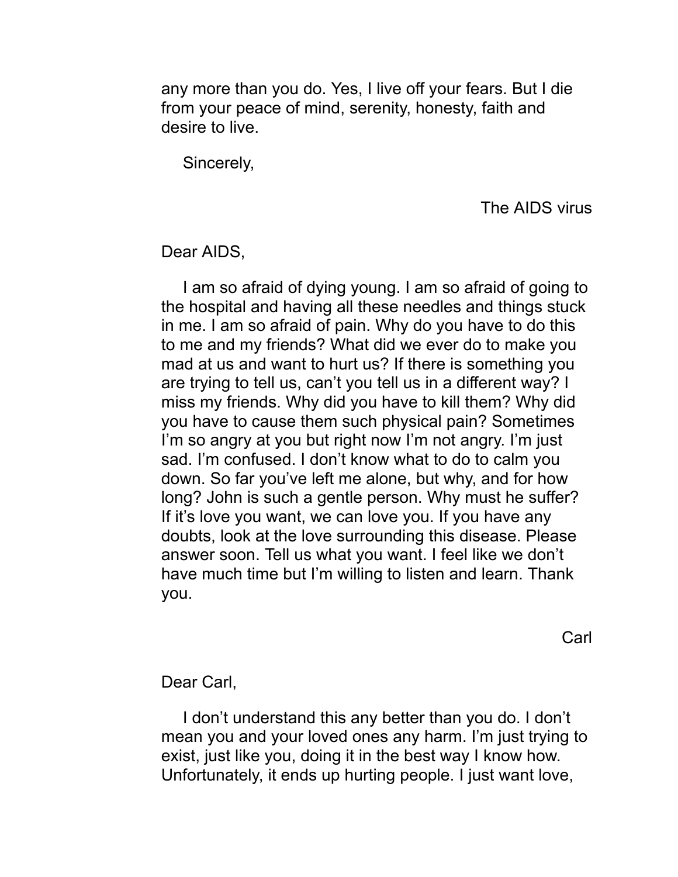any more than you do. Yes, I live off your fears. But I die from your peace of mind, serenity, honesty, faith and desire to live.

Sincerely,

The AIDS virus

Dear AIDS,

I am so afraid of dying young. I am so afraid of going to the hospital and having all these needles and things stuck in me. I am so afraid of pain. Why do you have to do this to me and my friends? What did we ever do to make you mad at us and want to hurt us? If there is something you are trying to tell us, can't you tell us in a different way? I miss my friends. Why did you have to kill them? Why did you have to cause them such physical pain? Sometimes I'm so angry at you but right now I'm not angry. I'm just sad. I'm confused. I don't know what to do to calm you down. So far you've left me alone, but why, and for how long? John is such a gentle person. Why must he suffer? If it's love you want, we can love you. If you have any doubts, look at the love surrounding this disease. Please answer soon. Tell us what you want. I feel like we don't have much time but I'm willing to listen and learn. Thank you.

Carl

Dear Carl,

I don't understand this any better than you do. I don't mean you and your loved ones any harm. I'm just trying to exist, just like you, doing it in the best way I know how. Unfortunately, it ends up hurting people. I just want love,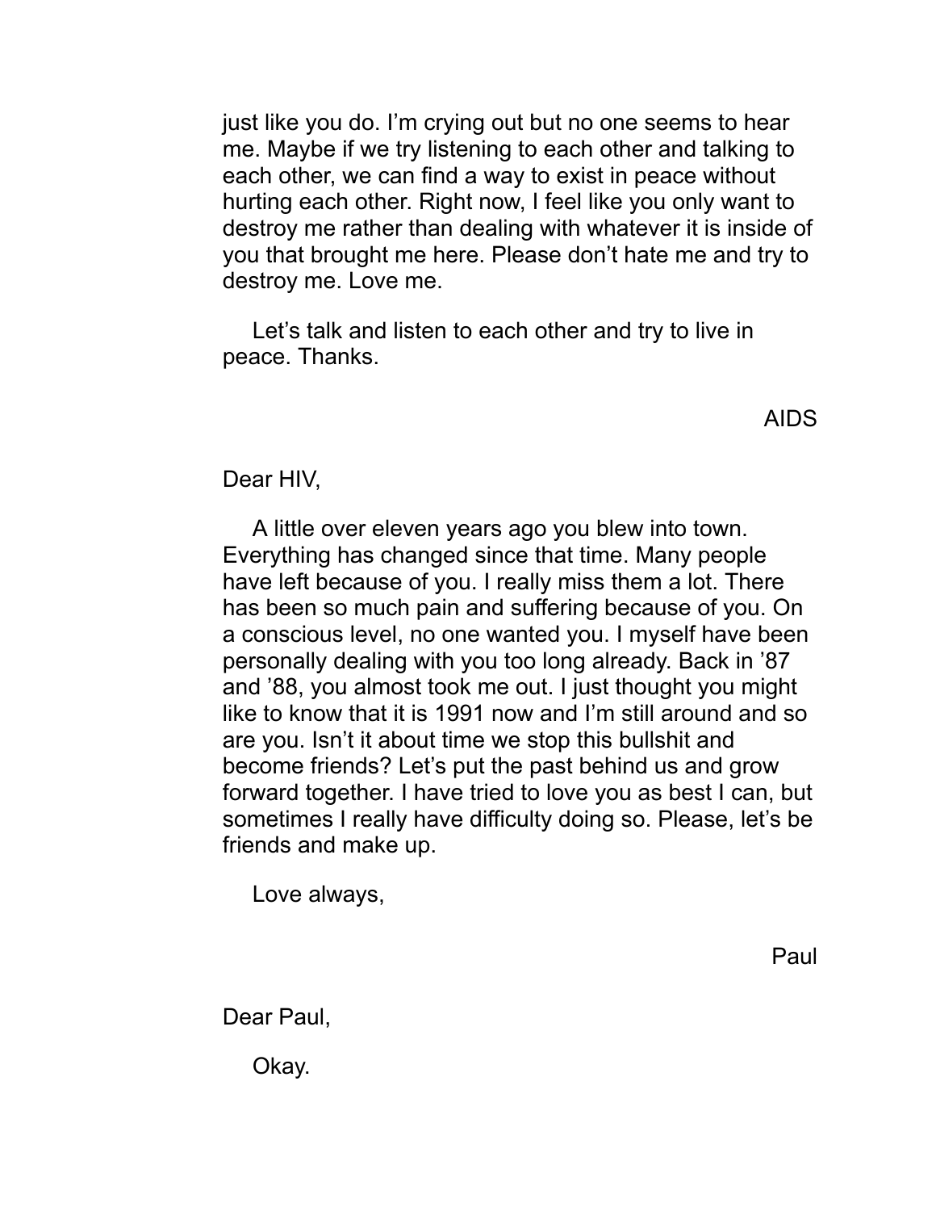just like you do. I'm crying out but no one seems to hear me. Maybe if we try listening to each other and talking to each other, we can find a way to exist in peace without hurting each other. Right now, I feel like you only want to destroy me rather than dealing with whatever it is inside of you that brought me here. Please don't hate me and try to destroy me. Love me.

Let's talk and listen to each other and try to live in peace. Thanks.

AIDS

Dear HIV,

A little over eleven years ago you blew into town. Everything has changed since that time. Many people have left because of you. I really miss them a lot. There has been so much pain and suffering because of you. On a conscious level, no one wanted you. I myself have been personally dealing with you too long already. Back in '87 and '88, you almost took me out. I just thought you might like to know that it is 1991 now and I'm still around and so are you. Isn't it about time we stop this bullshit and become friends? Let's put the past behind us and grow forward together. I have tried to love you as best I can, but sometimes I really have difficulty doing so. Please, let's be friends and make up.

Love always,

Paul

Dear Paul,

Okay.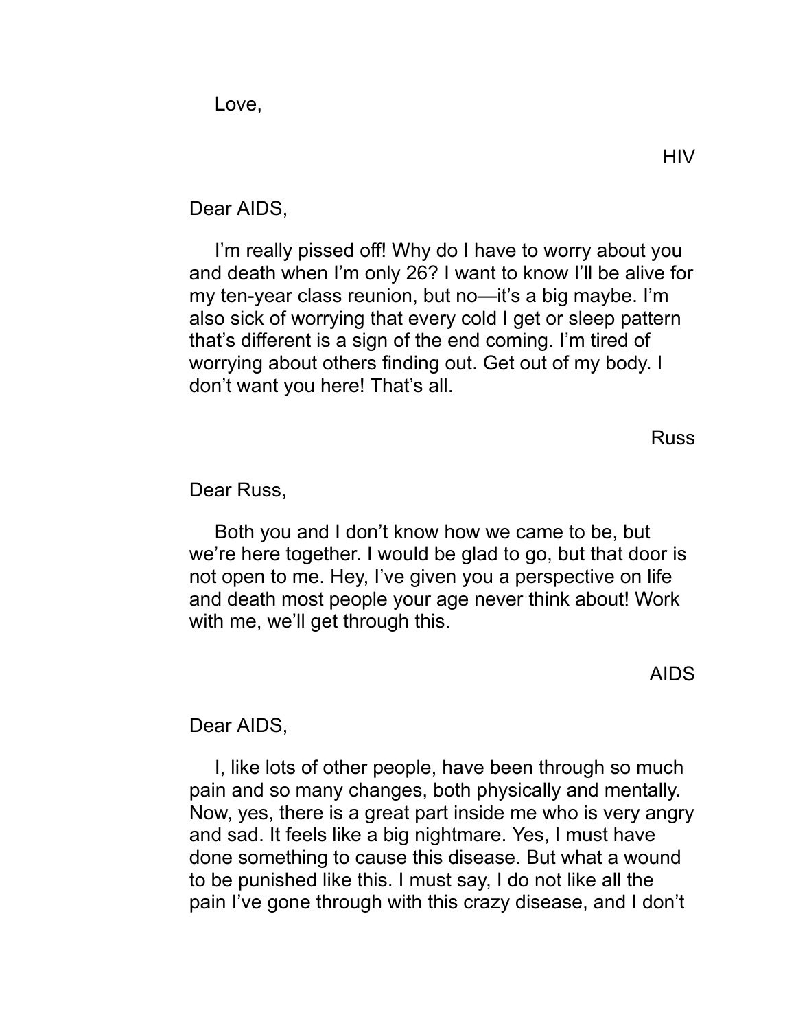Love,

HIV

Dear AIDS,

I'm really pissed off! Why do I have to worry about you and death when I'm only 26? I want to know I'll be alive for my ten-year class reunion, but no—it's a big maybe. I'm also sick of worrying that every cold I get or sleep pattern that's different is a sign of the end coming. I'm tired of worrying about others finding out. Get out of my body. I don't want you here! That's all.

Russ

Dear Russ,

Both you and I don't know how we came to be, but we're here together. I would be glad to go, but that door is not open to me. Hey, I've given you a perspective on life and death most people your age never think about! Work with me, we'll get through this.

AIDS

Dear AIDS,

I, like lots of other people, have been through so much pain and so many changes, both physically and mentally. Now, yes, there is a great part inside me who is very angry and sad. It feels like a big nightmare. Yes, I must have done something to cause this disease. But what a wound to be punished like this. I must say, I do not like all the pain I've gone through with this crazy disease, and I don't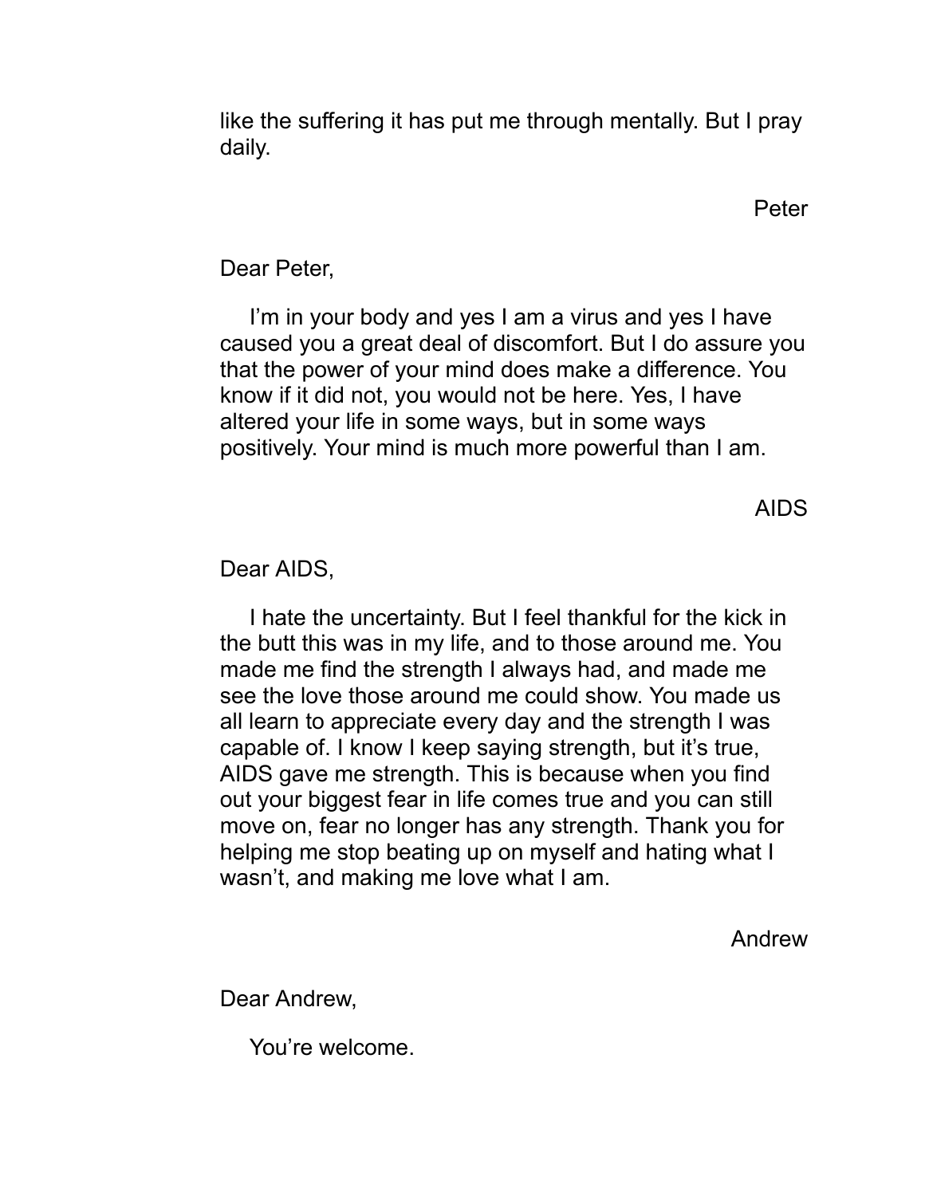like the suffering it has put me through mentally. But I pray daily.

Peter

Dear Peter,

I'm in your body and yes I am a virus and yes I have caused you a great deal of discomfort. But I do assure you that the power of your mind does make a difference. You know if it did not, you would not be here. Yes, I have altered your life in some ways, but in some ways positively. Your mind is much more powerful than I am.

AIDS

Dear AIDS,

I hate the uncertainty. But I feel thankful for the kick in the butt this was in my life, and to those around me. You made me find the strength I always had, and made me see the love those around me could show. You made us all learn to appreciate every day and the strength I was capable of. I know I keep saying strength, but it's true, AIDS gave me strength. This is because when you find out your biggest fear in life comes true and you can still move on, fear no longer has any strength. Thank you for helping me stop beating up on myself and hating what I wasn't, and making me love what I am.

Andrew

Dear Andrew,

You're welcome.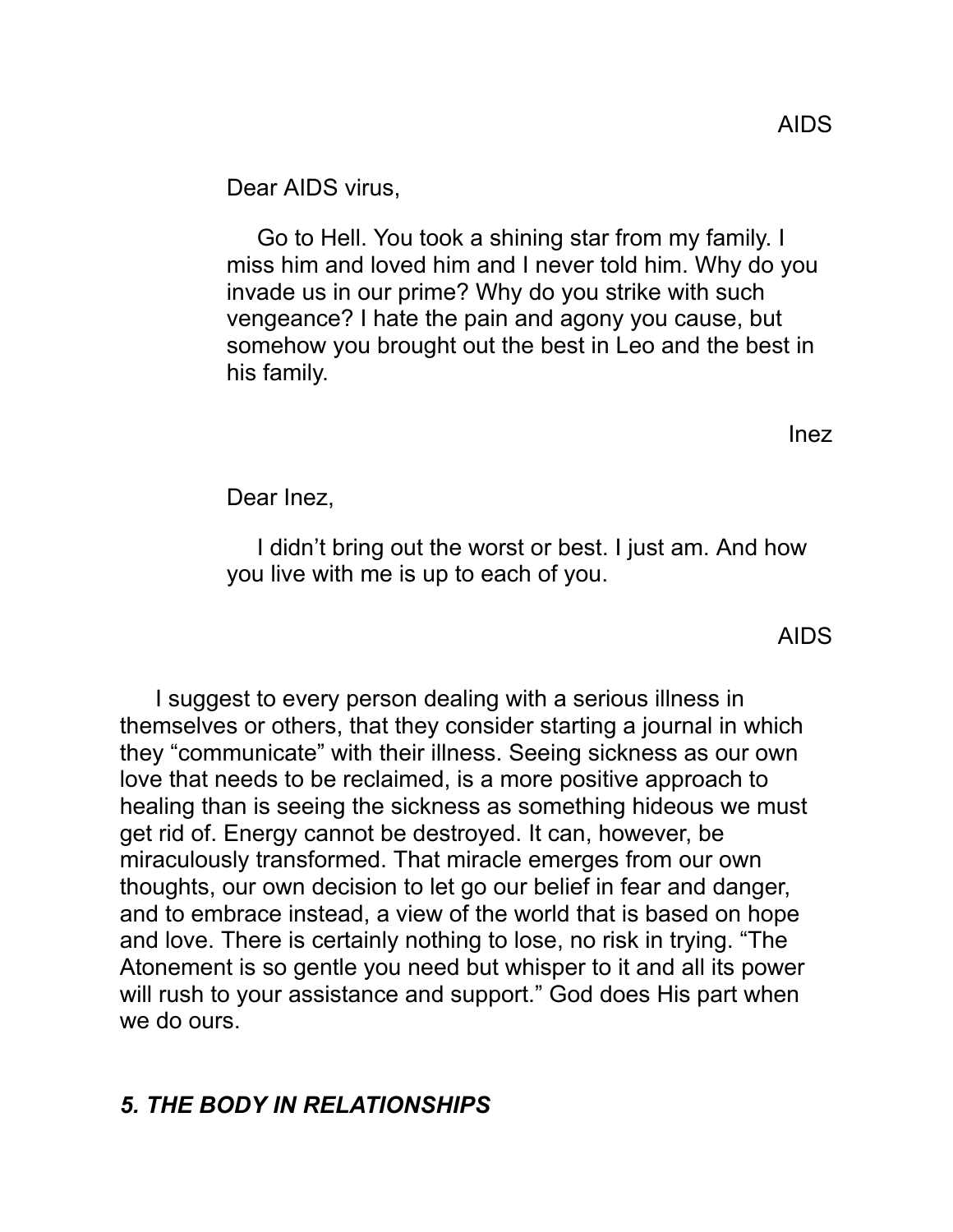AIDS

Dear AIDS virus,

Go to Hell. You took a shining star from my family. I miss him and loved him and I never told him. Why do you invade us in our prime? Why do you strike with such vengeance? I hate the pain and agony you cause, but somehow you brought out the best in Leo and the best in his family.

Inez

Dear Inez,

I didn't bring out the worst or best. I just am. And how you live with me is up to each of you.

AIDS

I suggest to every person dealing with a serious illness in themselves or others, that they consider starting a journal in which they "communicate" with their illness. Seeing sickness as our own love that needs to be reclaimed, is a more positive approach to healing than is seeing the sickness as something hideous we must get rid of. Energy cannot be destroyed. It can, however, be miraculously transformed. That miracle emerges from our own thoughts, our own decision to let go our belief in fear and danger, and to embrace instead, a view of the world that is based on hope and love. There is certainly nothing to lose, no risk in trying. "The Atonement is so gentle you need but whisper to it and all its power will rush to your assistance and support." God does His part when we do ours.

## *5. THE BODY IN RELATIONSHIPS*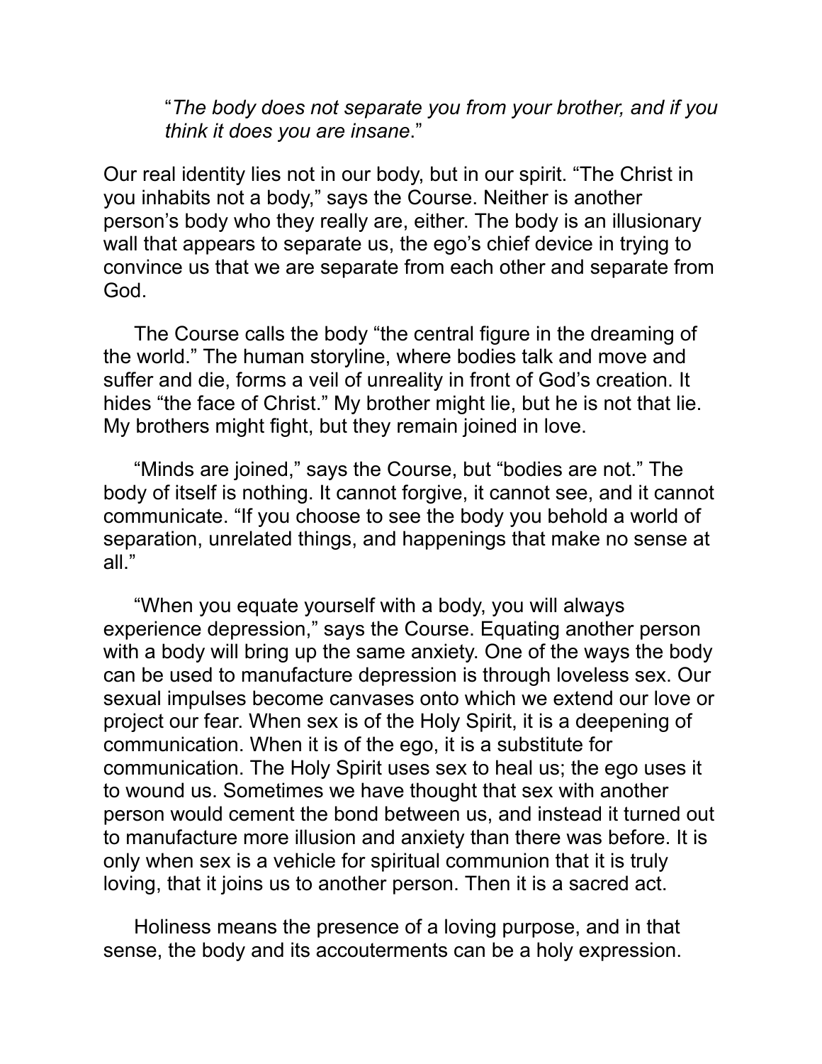> "*The body does not separate you from your brother, and if you think it does you are insane*."

Our real identity lies not in our body, but in our spirit. "The Christ in you inhabits not a body," says the Course. Neither is another person's body who they really are, either. The body is an illusionary wall that appears to separate us, the ego's chief device in trying to convince us that we are separate from each other and separate from God.

The Course calls the body "the central figure in the dreaming of the world." The human storyline, where bodies talk and move and suffer and die, forms a veil of unreality in front of God's creation. It hides "the face of Christ." My brother might lie, but he is not that lie. My brothers might fight, but they remain joined in love.

"Minds are joined," says the Course, but "bodies are not." The body of itself is nothing. It cannot forgive, it cannot see, and it cannot communicate. "If you choose to see the body you behold a world of separation, unrelated things, and happenings that make no sense at all."

"When you equate yourself with a body, you will always experience depression," says the Course. Equating another person with a body will bring up the same anxiety. One of the ways the body can be used to manufacture depression is through loveless sex. Our sexual impulses become canvases onto which we extend our love or project our fear. When sex is of the Holy Spirit, it is a deepening of communication. When it is of the ego, it is a substitute for communication. The Holy Spirit uses sex to heal us; the ego uses it to wound us. Sometimes we have thought that sex with another person would cement the bond between us, and instead it turned out to manufacture more illusion and anxiety than there was before. It is only when sex is a vehicle for spiritual communion that it is truly loving, that it joins us to another person. Then it is a sacred act.

Holiness means the presence of a loving purpose, and in that sense, the body and its accouterments can be a holy expression.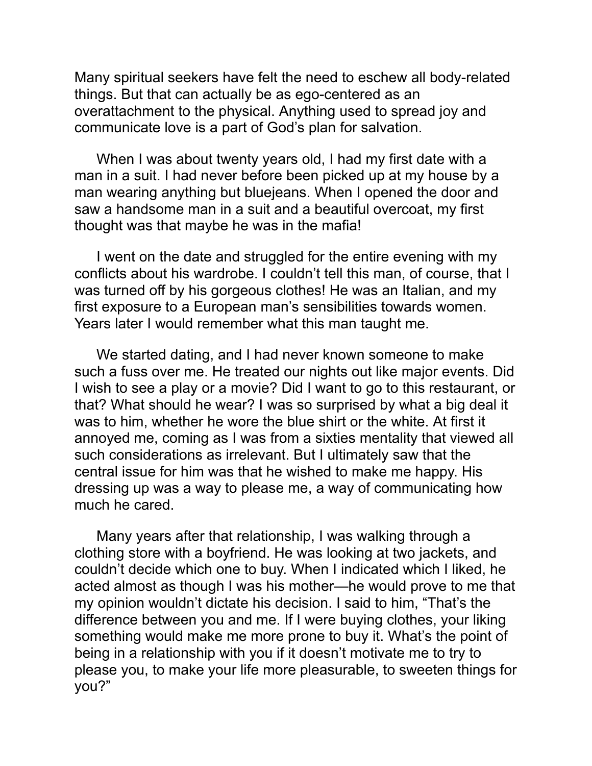Many spiritual seekers have felt the need to eschew all body-related things. But that can actually be as ego-centered as an overattachment to the physical. Anything used to spread joy and communicate love is a part of God's plan for salvation.

When I was about twenty years old, I had my first date with a man in a suit. I had never before been picked up at my house by a man wearing anything but bluejeans. When I opened the door and saw a handsome man in a suit and a beautiful overcoat, my first thought was that maybe he was in the mafia!

I went on the date and struggled for the entire evening with my conflicts about his wardrobe. I couldn't tell this man, of course, that I was turned off by his gorgeous clothes! He was an Italian, and my first exposure to a European man's sensibilities towards women. Years later I would remember what this man taught me.

We started dating, and I had never known someone to make such a fuss over me. He treated our nights out like major events. Did I wish to see a play or a movie? Did I want to go to this restaurant, or that? What should he wear? I was so surprised by what a big deal it was to him, whether he wore the blue shirt or the white. At first it annoyed me, coming as I was from a sixties mentality that viewed all such considerations as irrelevant. But I ultimately saw that the central issue for him was that he wished to make me happy. His dressing up was a way to please me, a way of communicating how much he cared.

Many years after that relationship, I was walking through a clothing store with a boyfriend. He was looking at two jackets, and couldn't decide which one to buy. When I indicated which I liked, he acted almost as though I was his mother—he would prove to me that my opinion wouldn't dictate his decision. I said to him, "That's the difference between you and me. If I were buying clothes, your liking something would make me more prone to buy it. What's the point of being in a relationship with you if it doesn't motivate me to try to please you, to make your life more pleasurable, to sweeten things for you?"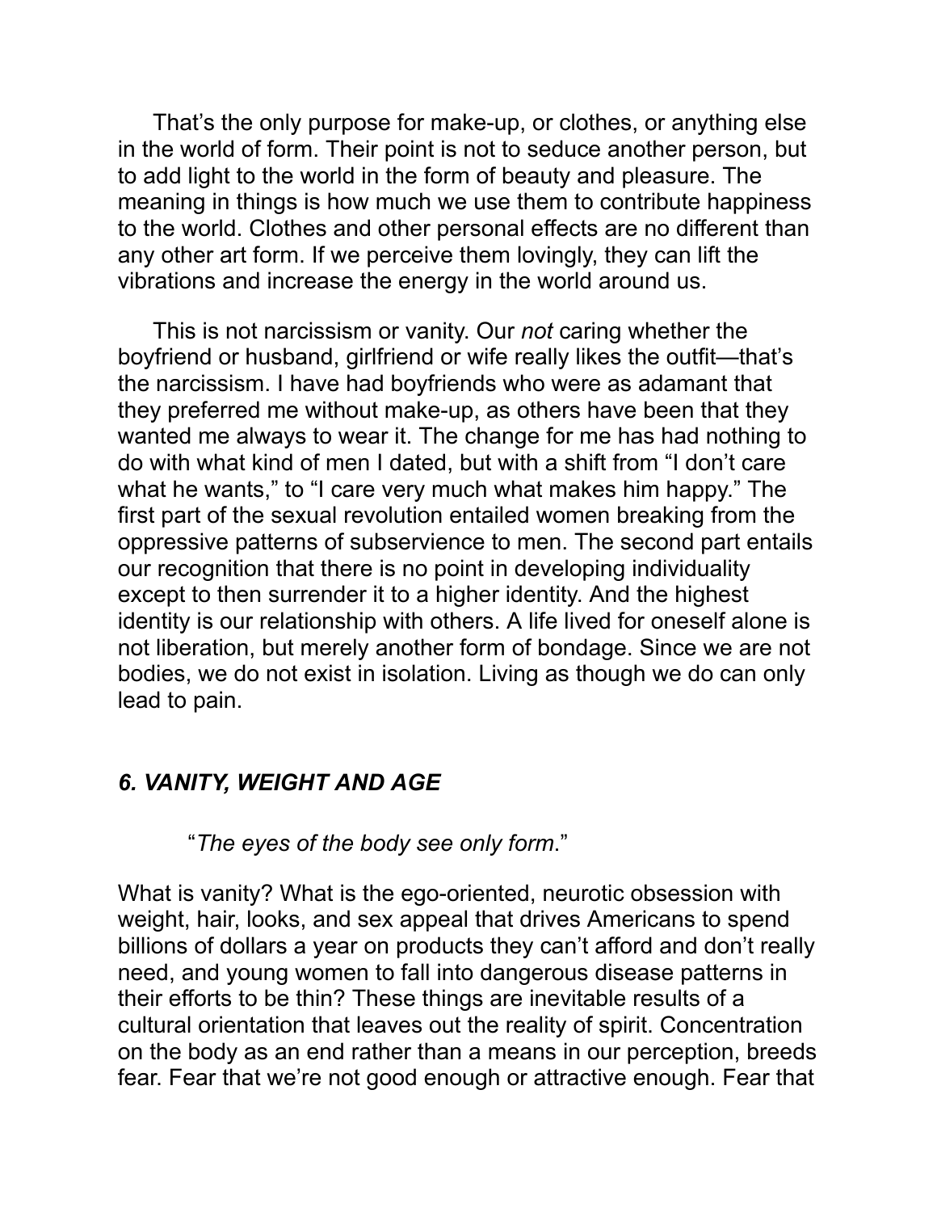That's the only purpose for make-up, or clothes, or anything else in the world of form. Their point is not to seduce another person, but to add light to the world in the form of beauty and pleasure. The meaning in things is how much we use them to contribute happiness to the world. Clothes and other personal effects are no different than any other art form. If we perceive them lovingly, they can lift the vibrations and increase the energy in the world around us.

This is not narcissism or vanity. Our *not* caring whether the boyfriend or husband, girlfriend or wife really likes the outfit—that's the narcissism. I have had boyfriends who were as adamant that they preferred me without make-up, as others have been that they wanted me always to wear it. The change for me has had nothing to do with what kind of men I dated, but with a shift from "I don't care what he wants," to "I care very much what makes him happy." The first part of the sexual revolution entailed women breaking from the oppressive patterns of subservience to men. The second part entails our recognition that there is no point in developing individuality except to then surrender it to a higher identity. And the highest identity is our relationship with others. A life lived for oneself alone is not liberation, but merely another form of bondage. Since we are not bodies, we do not exist in isolation. Living as though we do can only lead to pain.

## *6. VANITY, WEIGHT AND AGE*

"*The eyes of the body see only form*."

What is vanity? What is the ego-oriented, neurotic obsession with weight, hair, looks, and sex appeal that drives Americans to spend billions of dollars a year on products they can't afford and don't really need, and young women to fall into dangerous disease patterns in their efforts to be thin? These things are inevitable results of a cultural orientation that leaves out the reality of spirit. Concentration on the body as an end rather than a means in our perception, breeds fear. Fear that we're not good enough or attractive enough. Fear that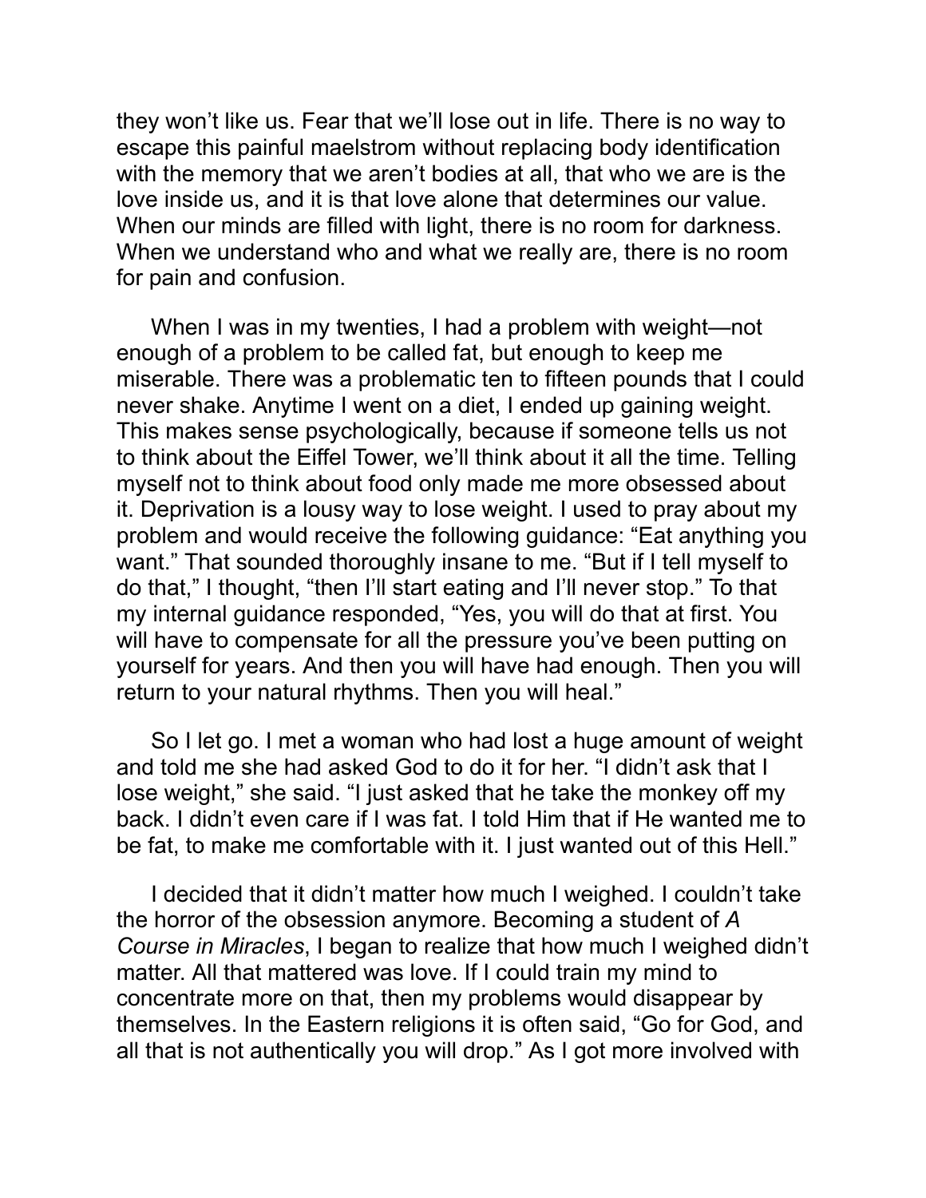they won't like us. Fear that we'll lose out in life. There is no way to escape this painful maelstrom without replacing body identification with the memory that we aren't bodies at all, that who we are is the love inside us, and it is that love alone that determines our value. When our minds are filled with light, there is no room for darkness. When we understand who and what we really are, there is no room for pain and confusion.

When I was in my twenties, I had a problem with weight—not enough of a problem to be called fat, but enough to keep me miserable. There was a problematic ten to fifteen pounds that I could never shake. Anytime I went on a diet, I ended up gaining weight. This makes sense psychologically, because if someone tells us not to think about the Eiffel Tower, we'll think about it all the time. Telling myself not to think about food only made me more obsessed about it. Deprivation is a lousy way to lose weight. I used to pray about my problem and would receive the following guidance: "Eat anything you want." That sounded thoroughly insane to me. "But if I tell myself to do that," I thought, "then I'll start eating and I'll never stop." To that my internal guidance responded, "Yes, you will do that at first. You will have to compensate for all the pressure you've been putting on yourself for years. And then you will have had enough. Then you will return to your natural rhythms. Then you will heal."

So I let go. I met a woman who had lost a huge amount of weight and told me she had asked God to do it for her. "I didn't ask that I lose weight," she said. "I just asked that he take the monkey off my back. I didn't even care if I was fat. I told Him that if He wanted me to be fat, to make me comfortable with it. I just wanted out of this Hell."

I decided that it didn't matter how much I weighed. I couldn't take the horror of the obsession anymore. Becoming a student of *A Course in Miracles*, I began to realize that how much I weighed didn't matter. All that mattered was love. If I could train my mind to concentrate more on that, then my problems would disappear by themselves. In the Eastern religions it is often said, "Go for God, and all that is not authentically you will drop." As I got more involved with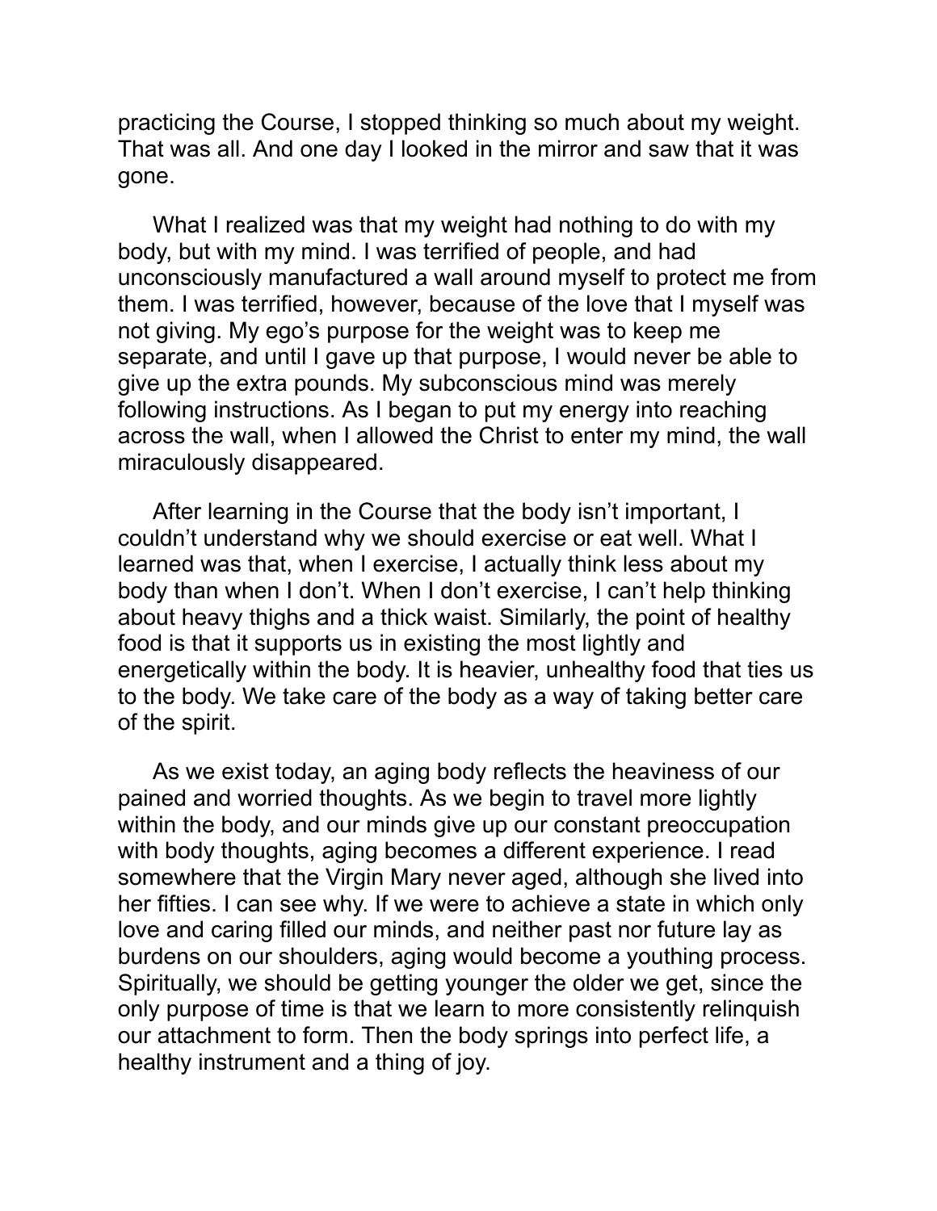practicing the Course, I stopped thinking so much about my weight. That was all. And one day I looked in the mirror and saw that it was gone.

What I realized was that my weight had nothing to do with my body, but with my mind. I was terrified of people, and had unconsciously manufactured a wall around myself to protect me from them. I was terrified, however, because of the love that I myself was not giving. My ego's purpose for the weight was to keep me separate, and until I gave up that purpose, I would never be able to give up the extra pounds. My subconscious mind was merely following instructions. As I began to put my energy into reaching across the wall, when I allowed the Christ to enter my mind, the wall miraculously disappeared.

After learning in the Course that the body isn't important, I couldn't understand why we should exercise or eat well. What I learned was that, when I exercise, I actually think less about my body than when I don't. When I don't exercise, I can't help thinking about heavy thighs and a thick waist. Similarly, the point of healthy food is that it supports us in existing the most lightly and energetically within the body. It is heavier, unhealthy food that ties us to the body. We take care of the body as a way of taking better care of the spirit.

As we exist today, an aging body reflects the heaviness of our pained and worried thoughts. As we begin to travel more lightly within the body, and our minds give up our constant preoccupation with body thoughts, aging becomes a different experience. I read somewhere that the Virgin Mary never aged, although she lived into her fifties. I can see why. If we were to achieve a state in which only love and caring filled our minds, and neither past nor future lay as burdens on our shoulders, aging would become a youthing process. Spiritually, we should be getting younger the older we get, since the only purpose of time is that we learn to more consistently relinquish our attachment to form. Then the body springs into perfect life, a healthy instrument and a thing of joy.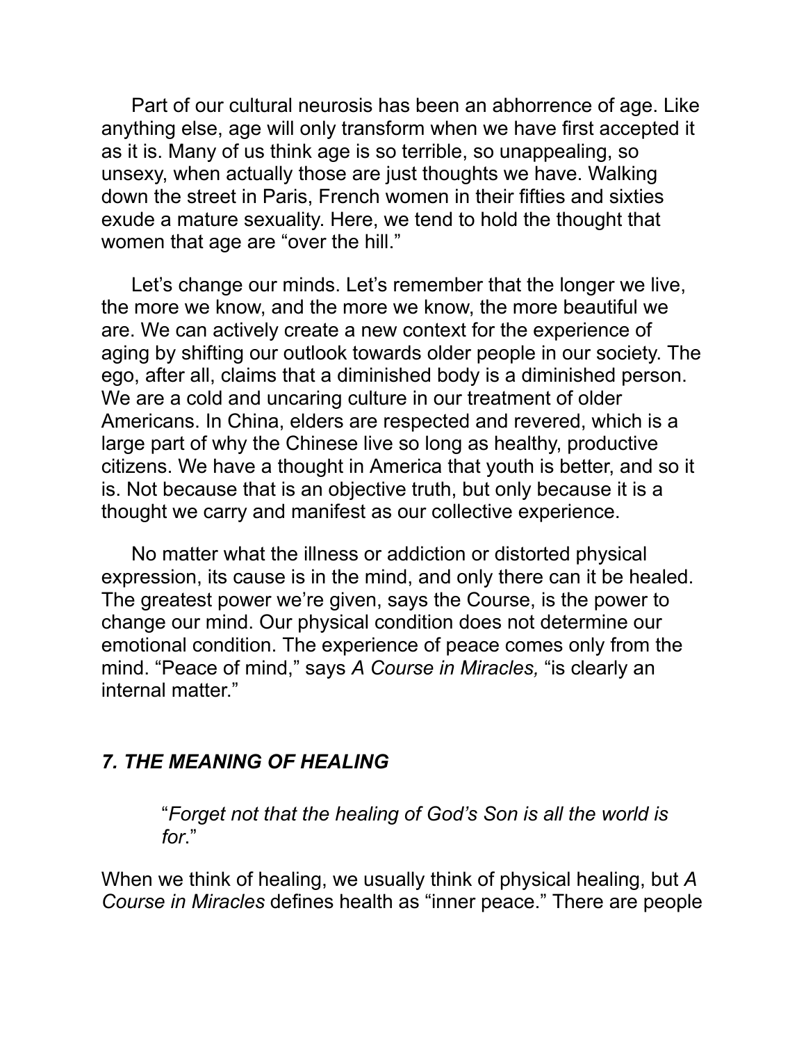Part of our cultural neurosis has been an abhorrence of age. Like anything else, age will only transform when we have first accepted it as it is. Many of us think age is so terrible, so unappealing, so unsexy, when actually those are just thoughts we have. Walking down the street in Paris, French women in their fifties and sixties exude a mature sexuality. Here, we tend to hold the thought that women that age are "over the hill."

Let's change our minds. Let's remember that the longer we live, the more we know, and the more we know, the more beautiful we are. We can actively create a new context for the experience of aging by shifting our outlook towards older people in our society. The ego, after all, claims that a diminished body is a diminished person. We are a cold and uncaring culture in our treatment of older Americans. In China, elders are respected and revered, which is a large part of why the Chinese live so long as healthy, productive citizens. We have a thought in America that youth is better, and so it is. Not because that is an objective truth, but only because it is a thought we carry and manifest as our collective experience.

No matter what the illness or addiction or distorted physical expression, its cause is in the mind, and only there can it be healed. The greatest power we're given, says the Course, is the power to change our mind. Our physical condition does not determine our emotional condition. The experience of peace comes only from the mind. "Peace of mind," says *A Course in Miracles,* "is clearly an internal matter."

## *7. THE MEANING OF HEALING*

> "*Forget not that the healing of God's Son is all the world is for*."

When we think of healing, we usually think of physical healing, but *A Course in Miracles* defines health as "inner peace." There are people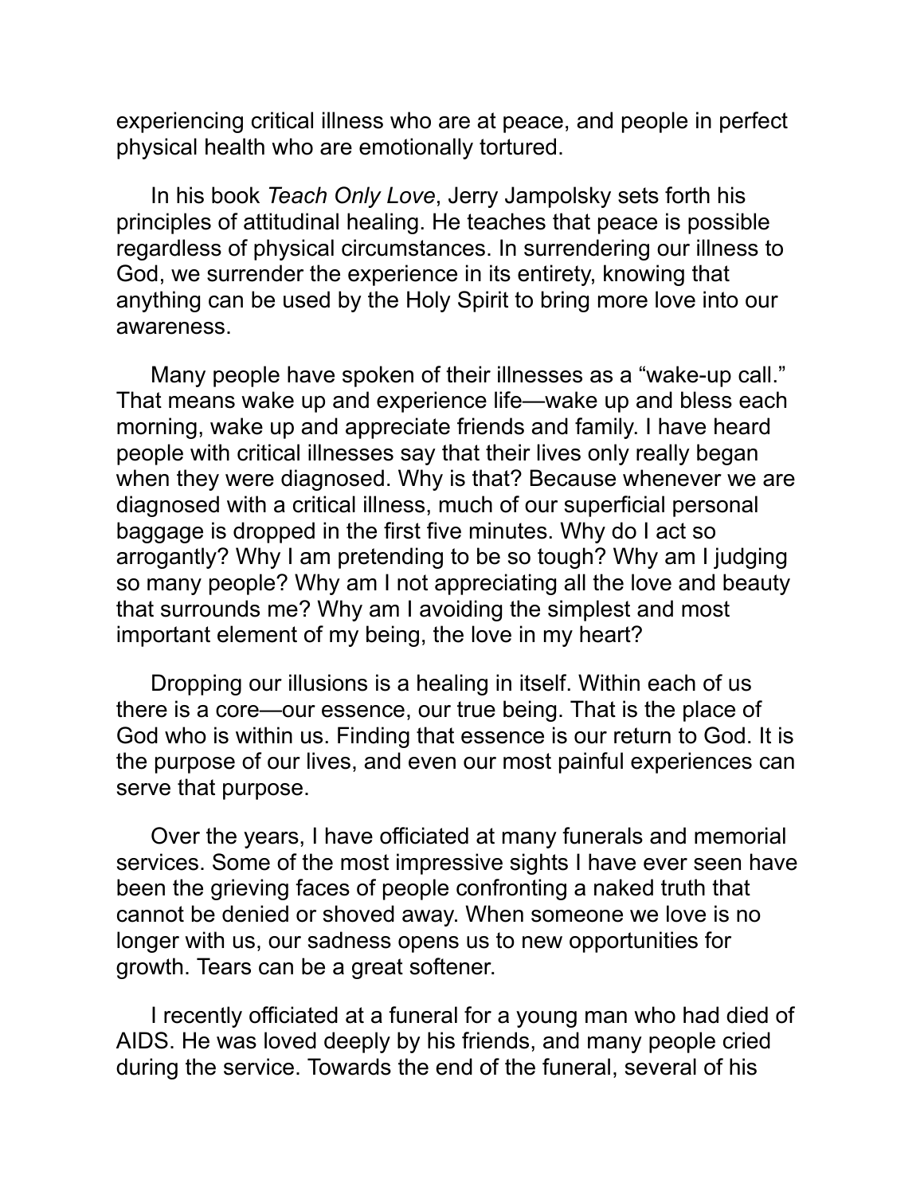experiencing critical illness who are at peace, and people in perfect physical health who are emotionally tortured.

In his book *Teach Only Love*, Jerry Jampolsky sets forth his principles of attitudinal healing. He teaches that peace is possible regardless of physical circumstances. In surrendering our illness to God, we surrender the experience in its entirety, knowing that anything can be used by the Holy Spirit to bring more love into our awareness.

Many people have spoken of their illnesses as a "wake-up call." That means wake up and experience life—wake up and bless each morning, wake up and appreciate friends and family. I have heard people with critical illnesses say that their lives only really began when they were diagnosed. Why is that? Because whenever we are diagnosed with a critical illness, much of our superficial personal baggage is dropped in the first five minutes. Why do I act so arrogantly? Why I am pretending to be so tough? Why am I judging so many people? Why am I not appreciating all the love and beauty that surrounds me? Why am I avoiding the simplest and most important element of my being, the love in my heart?

Dropping our illusions is a healing in itself. Within each of us there is a core—our essence, our true being. That is the place of God who is within us. Finding that essence is our return to God. It is the purpose of our lives, and even our most painful experiences can serve that purpose.

Over the years, I have officiated at many funerals and memorial services. Some of the most impressive sights I have ever seen have been the grieving faces of people confronting a naked truth that cannot be denied or shoved away. When someone we love is no longer with us, our sadness opens us to new opportunities for growth. Tears can be a great softener.

I recently officiated at a funeral for a young man who had died of AIDS. He was loved deeply by his friends, and many people cried during the service. Towards the end of the funeral, several of his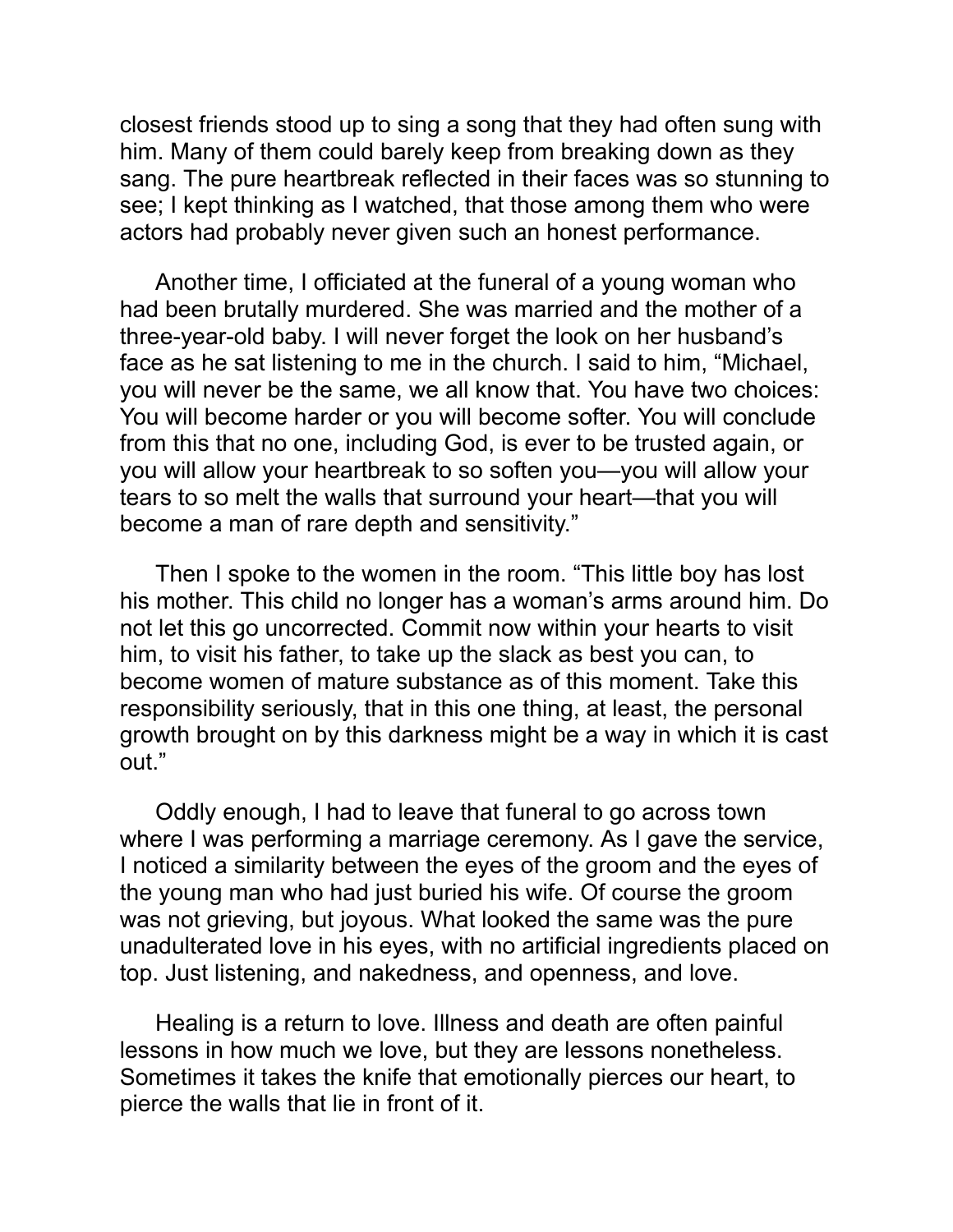closest friends stood up to sing a song that they had often sung with him. Many of them could barely keep from breaking down as they sang. The pure heartbreak reflected in their faces was so stunning to see; I kept thinking as I watched, that those among them who were actors had probably never given such an honest performance.

Another time, I officiated at the funeral of a young woman who had been brutally murdered. She was married and the mother of a three-year-old baby. I will never forget the look on her husband's face as he sat listening to me in the church. I said to him, "Michael, you will never be the same, we all know that. You have two choices: You will become harder or you will become softer. You will conclude from this that no one, including God, is ever to be trusted again, or you will allow your heartbreak to so soften you—you will allow your tears to so melt the walls that surround your heart—that you will become a man of rare depth and sensitivity."

Then I spoke to the women in the room. "This little boy has lost his mother. This child no longer has a woman's arms around him. Do not let this go uncorrected. Commit now within your hearts to visit him, to visit his father, to take up the slack as best you can, to become women of mature substance as of this moment. Take this responsibility seriously, that in this one thing, at least, the personal growth brought on by this darkness might be a way in which it is cast out."

Oddly enough, I had to leave that funeral to go across town where I was performing a marriage ceremony. As I gave the service, I noticed a similarity between the eyes of the groom and the eyes of the young man who had just buried his wife. Of course the groom was not grieving, but joyous. What looked the same was the pure unadulterated love in his eyes, with no artificial ingredients placed on top. Just listening, and nakedness, and openness, and love.

Healing is a return to love. Illness and death are often painful lessons in how much we love, but they are lessons nonetheless. Sometimes it takes the knife that emotionally pierces our heart, to pierce the walls that lie in front of it.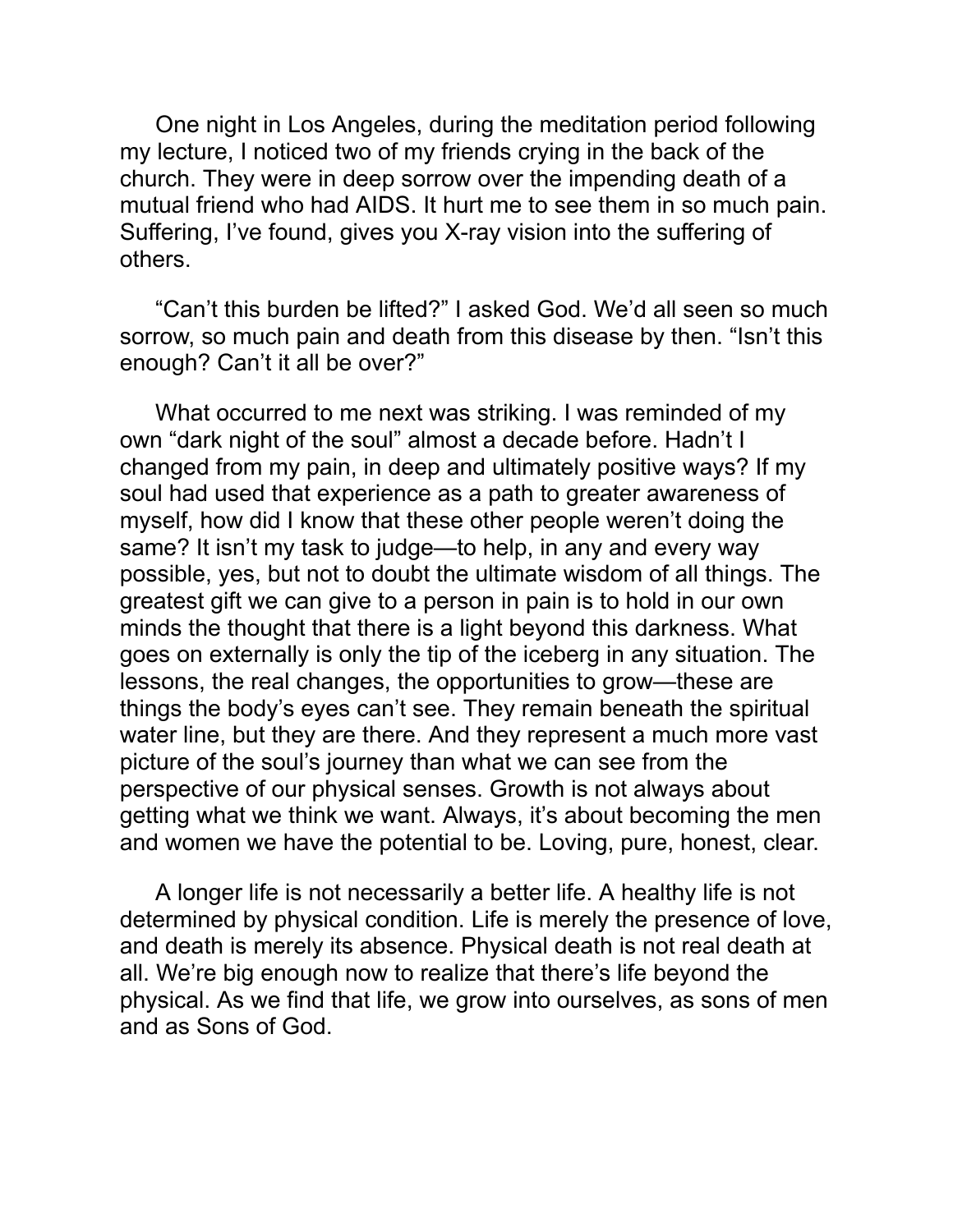One night in Los Angeles, during the meditation period following my lecture, I noticed two of my friends crying in the back of the church. They were in deep sorrow over the impending death of a mutual friend who had AIDS. It hurt me to see them in so much pain. Suffering, I've found, gives you X-ray vision into the suffering of others.

"Can't this burden be lifted?" I asked God. We'd all seen so much sorrow, so much pain and death from this disease by then. "Isn't this enough? Can't it all be over?"

What occurred to me next was striking. I was reminded of my own "dark night of the soul" almost a decade before. Hadn't I changed from my pain, in deep and ultimately positive ways? If my soul had used that experience as a path to greater awareness of myself, how did I know that these other people weren't doing the same? It isn't my task to judge—to help, in any and every way possible, yes, but not to doubt the ultimate wisdom of all things. The greatest gift we can give to a person in pain is to hold in our own minds the thought that there is a light beyond this darkness. What goes on externally is only the tip of the iceberg in any situation. The lessons, the real changes, the opportunities to grow—these are things the body's eyes can't see. They remain beneath the spiritual water line, but they are there. And they represent a much more vast picture of the soul's journey than what we can see from the perspective of our physical senses. Growth is not always about getting what we think we want. Always, it's about becoming the men and women we have the potential to be. Loving, pure, honest, clear.

A longer life is not necessarily a better life. A healthy life is not determined by physical condition. Life is merely the presence of love, and death is merely its absence. Physical death is not real death at all. We're big enough now to realize that there's life beyond the physical. As we find that life, we grow into ourselves, as sons of men and as Sons of God.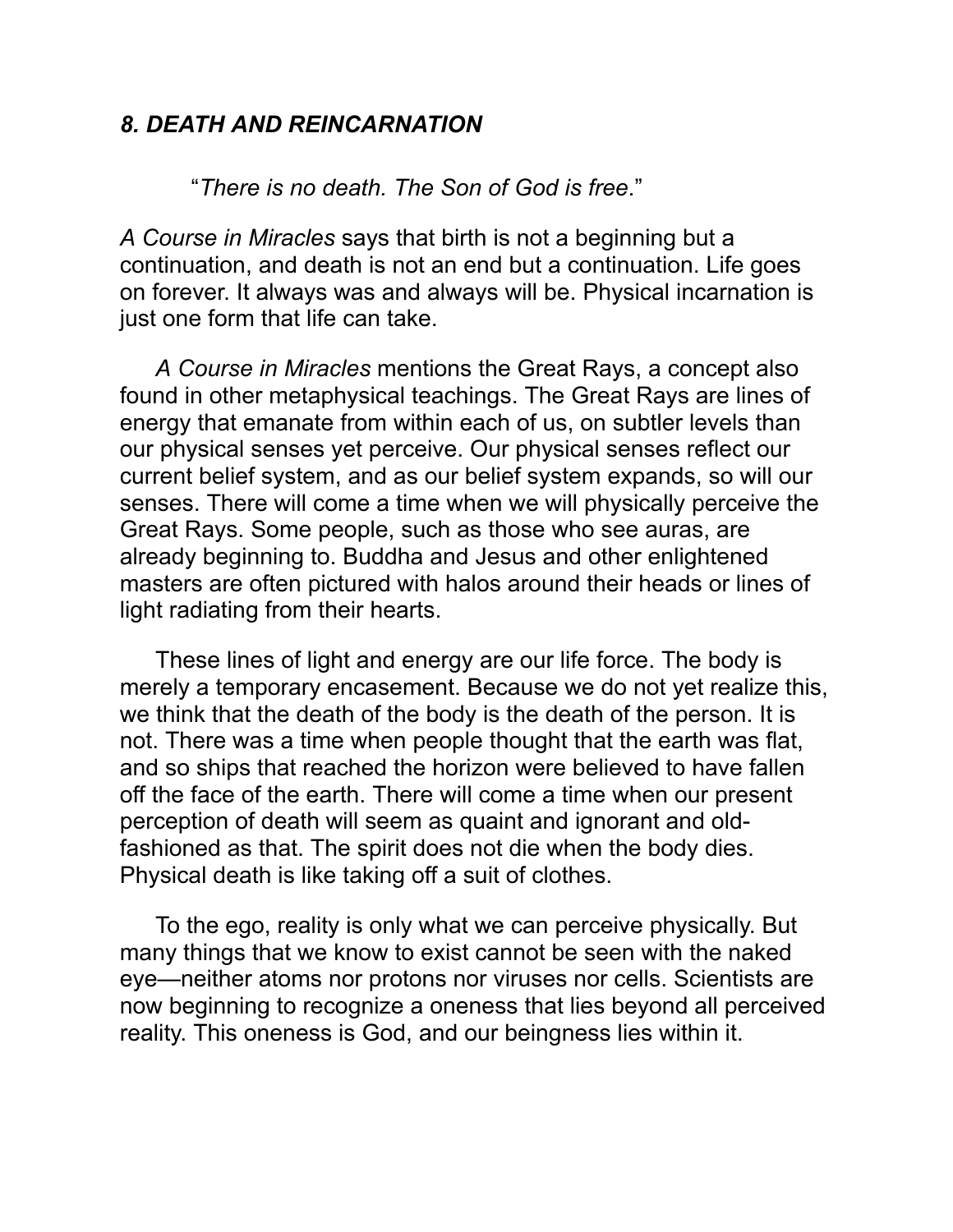### *8. DEATH AND REINCARNATION*

"*There is no death. The Son of God is free*."

*A Course in Miracles* says that birth is not a beginning but a continuation, and death is not an end but a continuation. Life goes on forever. It always was and always will be. Physical incarnation is just one form that life can take.

*A Course in Miracles* mentions the Great Rays, a concept also found in other metaphysical teachings. The Great Rays are lines of energy that emanate from within each of us, on subtler levels than our physical senses yet perceive. Our physical senses reflect our current belief system, and as our belief system expands, so will our senses. There will come a time when we will physically perceive the Great Rays. Some people, such as those who see auras, are already beginning to. Buddha and Jesus and other enlightened masters are often pictured with halos around their heads or lines of light radiating from their hearts.

These lines of light and energy are our life force. The body is merely a temporary encasement. Because we do not yet realize this, we think that the death of the body is the death of the person. It is not. There was a time when people thought that the earth was flat, and so ships that reached the horizon were believed to have fallen off the face of the earth. There will come a time when our present perception of death will seem as quaint and ignorant and old-fashioned as that. The spirit does not die when the body dies. Physical death is like taking off a suit of clothes.

To the ego, reality is only what we can perceive physically. But many things that we know to exist cannot be seen with the naked eye—neither atoms nor protons nor viruses nor cells. Scientists are now beginning to recognize a oneness that lies beyond all perceived reality. This oneness is God, and our beingness lies within it.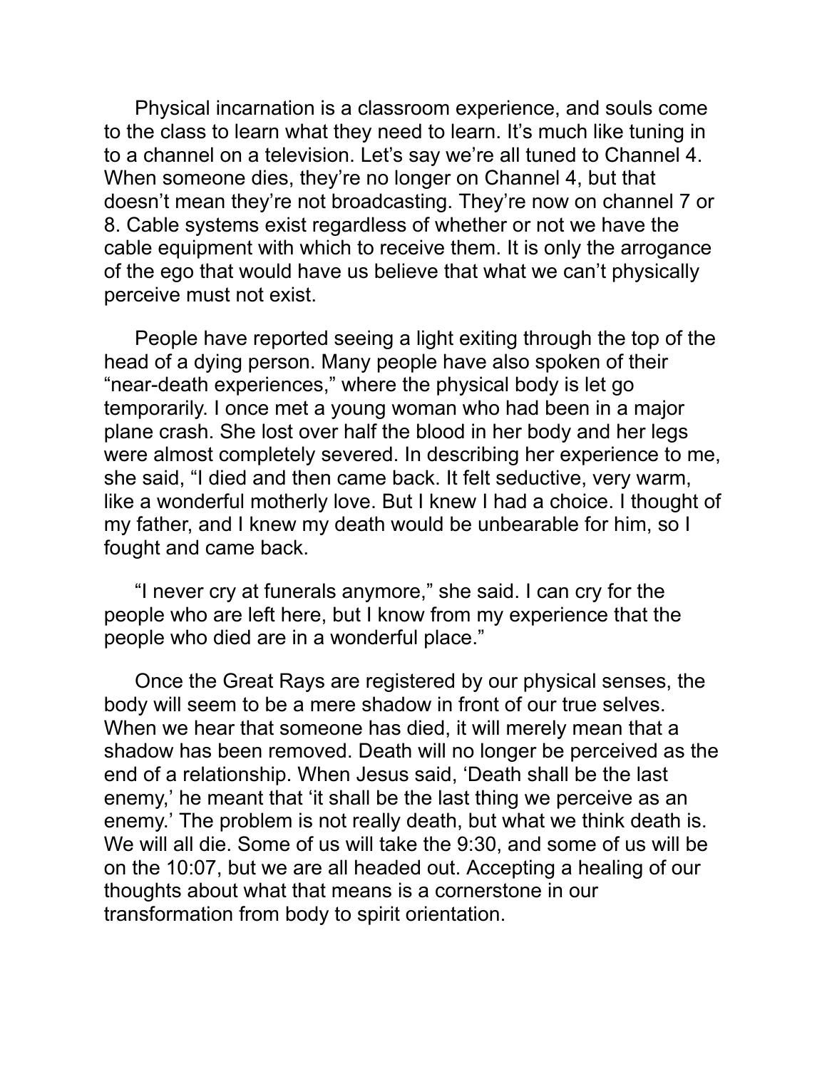Physical incarnation is a classroom experience, and souls come to the class to learn what they need to learn. It's much like tuning in to a channel on a television. Let's say we're all tuned to Channel 4. When someone dies, they're no longer on Channel 4, but that doesn't mean they're not broadcasting. They're now on channel 7 or 8. Cable systems exist regardless of whether or not we have the cable equipment with which to receive them. It is only the arrogance of the ego that would have us believe that what we can't physically perceive must not exist.

People have reported seeing a light exiting through the top of the head of a dying person. Many people have also spoken of their "near-death experiences," where the physical body is let go temporarily. I once met a young woman who had been in a major plane crash. She lost over half the blood in her body and her legs were almost completely severed. In describing her experience to me, she said, "I died and then came back. It felt seductive, very warm, like a wonderful motherly love. But I knew I had a choice. I thought of my father, and I knew my death would be unbearable for him, so I fought and came back.

"I never cry at funerals anymore," she said. I can cry for the people who are left here, but I know from my experience that the people who died are in a wonderful place."

Once the Great Rays are registered by our physical senses, the body will seem to be a mere shadow in front of our true selves. When we hear that someone has died, it will merely mean that a shadow has been removed. Death will no longer be perceived as the end of a relationship. When Jesus said, 'Death shall be the last enemy,' he meant that 'it shall be the last thing we perceive as an enemy.' The problem is not really death, but what we think death is. We will all die. Some of us will take the 9:30, and some of us will be on the 10:07, but we are all headed out. Accepting a healing of our thoughts about what that means is a cornerstone in our transformation from body to spirit orientation.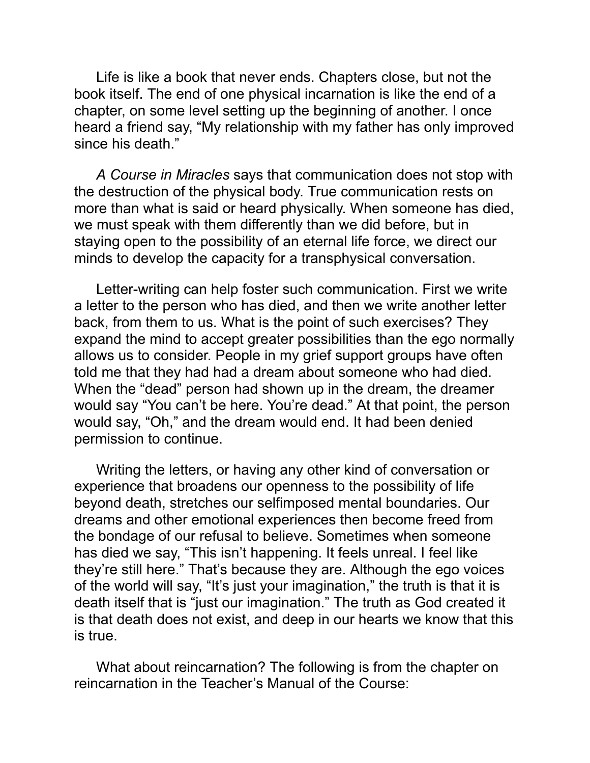Life is like a book that never ends. Chapters close, but not the book itself. The end of one physical incarnation is like the end of a chapter, on some level setting up the beginning of another. I once heard a friend say, “My relationship with my father has only improved since his death.”

*A Course in Miracles* says that communication does not stop with the destruction of the physical body. True communication rests on more than what is said or heard physically. When someone has died, we must speak with them differently than we did before, but in staying open to the possibility of an eternal life force, we direct our minds to develop the capacity for a transphysical conversation.

Letter-writing can help foster such communication. First we write a letter to the person who has died, and then we write another letter back, from them to us. What is the point of such exercises? They expand the mind to accept greater possibilities than the ego normally allows us to consider. People in my grief support groups have often told me that they had had a dream about someone who had died. When the “dead” person had shown up in the dream, the dreamer would say “You can’t be here. You’re dead.” At that point, the person would say, “Oh,” and the dream would end. It had been denied permission to continue.

Writing the letters, or having any other kind of conversation or experience that broadens our openness to the possibility of life beyond death, stretches our selfimposed mental boundaries. Our dreams and other emotional experiences then become freed from the bondage of our refusal to believe. Sometimes when someone has died we say, “This isn’t happening. It feels unreal. I feel like they’re still here.” That’s because they are. Although the ego voices of the world will say, “It’s just your imagination,” the truth is that it is death itself that is “just our imagination.” The truth as God created it is that death does not exist, and deep in our hearts we know that this is true.

What about reincarnation? The following is from the chapter on reincarnation in the Teacher’s Manual of the Course: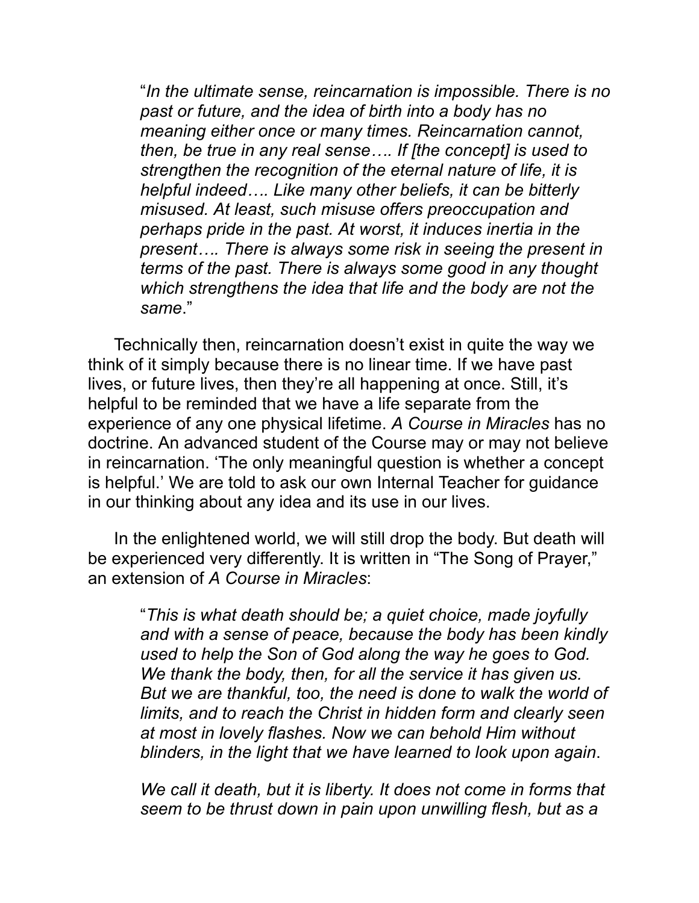> "*In the ultimate sense, reincarnation is impossible. There is no past or future, and the idea of birth into a body has no meaning either once or many times. Reincarnation cannot, then, be true in any real sense…. If [the concept] is used to strengthen the recognition of the eternal nature of life, it is helpful indeed…. Like many other beliefs, it can be bitterly misused. At least, such misuse offers preoccupation and perhaps pride in the past. At worst, it induces inertia in the present…. There is always some risk in seeing the present in terms of the past. There is always some good in any thought which strengthens the idea that life and the body are not the same*."

Technically then, reincarnation doesn't exist in quite the way we think of it simply because there is no linear time. If we have past lives, or future lives, then they're all happening at once. Still, it's helpful to be reminded that we have a life separate from the experience of any one physical lifetime. *A Course in Miracles* has no doctrine. An advanced student of the Course may or may not believe in reincarnation. 'The only meaningful question is whether a concept is helpful.' We are told to ask our own Internal Teacher for guidance in our thinking about any idea and its use in our lives.

In the enlightened world, we will still drop the body. But death will be experienced very differently. It is written in "The Song of Prayer," an extension of *A Course in Miracles*:

> "*This is what death should be; a quiet choice, made joyfully and with a sense of peace, because the body has been kindly used to help the Son of God along the way he goes to God. We thank the body, then, for all the service it has given us. But we are thankful, too, the need is done to walk the world of limits, and to reach the Christ in hidden form and clearly seen at most in lovely flashes. Now we can behold Him without blinders, in the light that we have learned to look upon again*.
>
> *We call it death, but it is liberty. It does not come in forms that seem to be thrust down in pain upon unwilling flesh, but as a*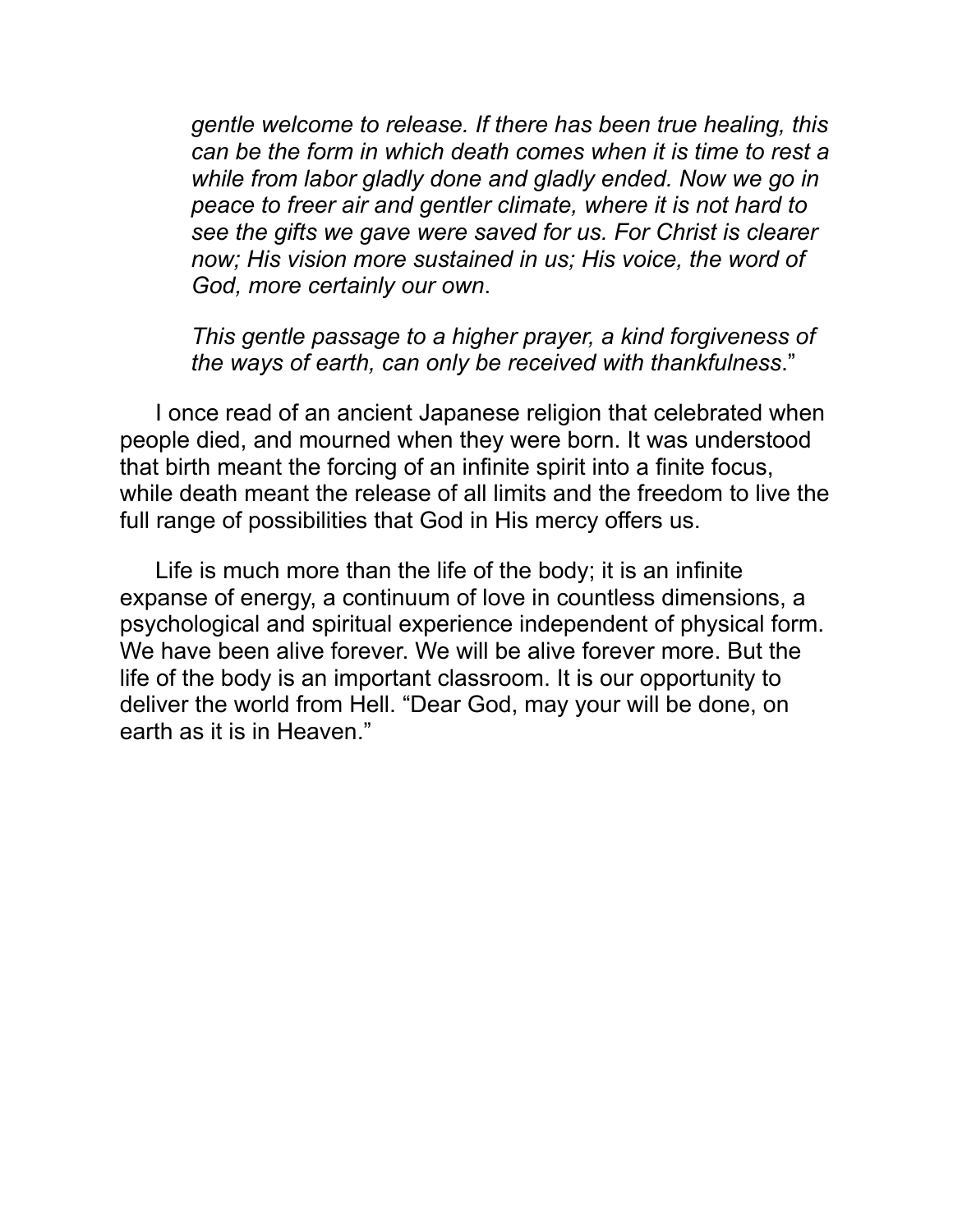> *gentle welcome to release. If there has been true healing, this can be the form in which death comes when it is time to rest a while from labor gladly done and gladly ended. Now we go in peace to freer air and gentler climate, where it is not hard to see the gifts we gave were saved for us. For Christ is clearer now; His vision more sustained in us; His voice, the word of God, more certainly our own*.
>
> *This gentle passage to a higher prayer, a kind forgiveness of the ways of earth, can only be received with thankfulness*."

I once read of an ancient Japanese religion that celebrated when people died, and mourned when they were born. It was understood that birth meant the forcing of an infinite spirit into a finite focus, while death meant the release of all limits and the freedom to live the full range of possibilities that God in His mercy offers us.

Life is much more than the life of the body; it is an infinite expanse of energy, a continuum of love in countless dimensions, a psychological and spiritual experience independent of physical form. We have been alive forever. We will be alive forever more. But the life of the body is an important classroom. It is our opportunity to deliver the world from Hell. "Dear God, may your will be done, on earth as it is in Heaven."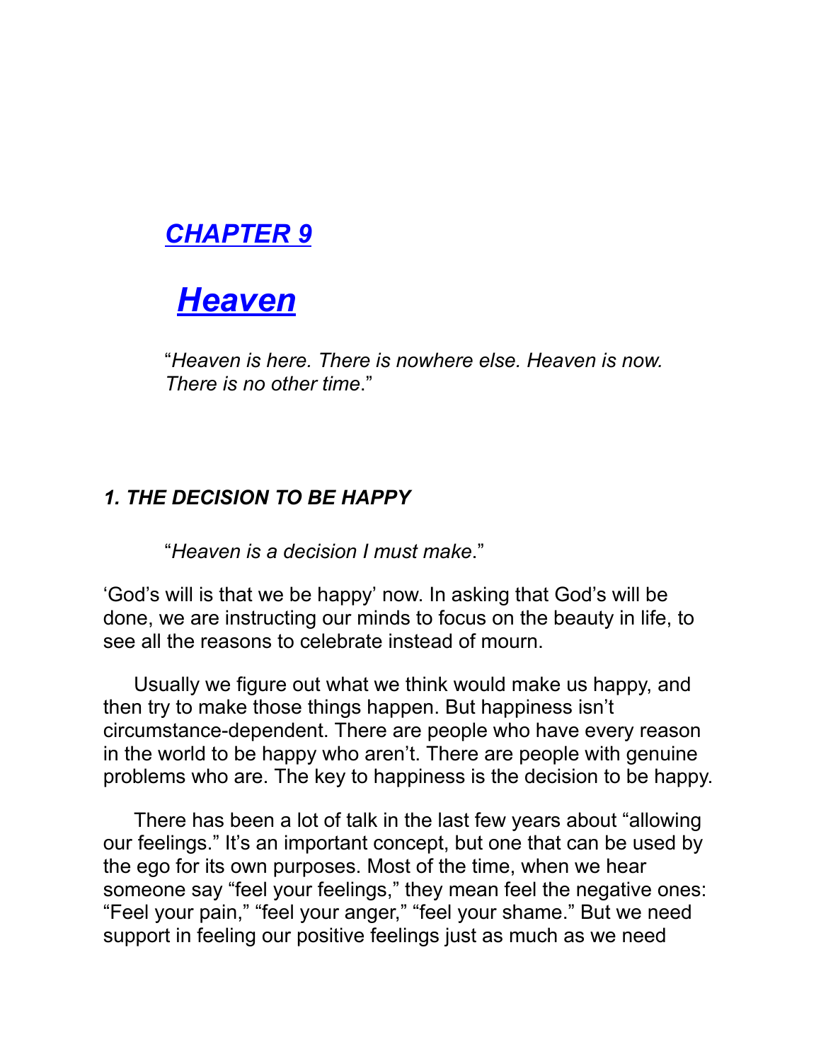# *CHAPTER 9*

# *Heaven*

"*Heaven is here. There is nowhere else. Heaven is now. There is no other time*."

### *1. THE DECISION TO BE HAPPY*

"*Heaven is a decision I must make*."

'God's will is that we be happy' now. In asking that God's will be done, we are instructing our minds to focus on the beauty in life, to see all the reasons to celebrate instead of mourn.

Usually we figure out what we think would make us happy, and then try to make those things happen. But happiness isn't circumstance-dependent. There are people who have every reason in the world to be happy who aren't. There are people with genuine problems who are. The key to happiness is the decision to be happy.

There has been a lot of talk in the last few years about "allowing our feelings." It's an important concept, but one that can be used by the ego for its own purposes. Most of the time, when we hear someone say "feel your feelings," they mean feel the negative ones: "Feel your pain," "feel your anger," "feel your shame." But we need support in feeling our positive feelings just as much as we need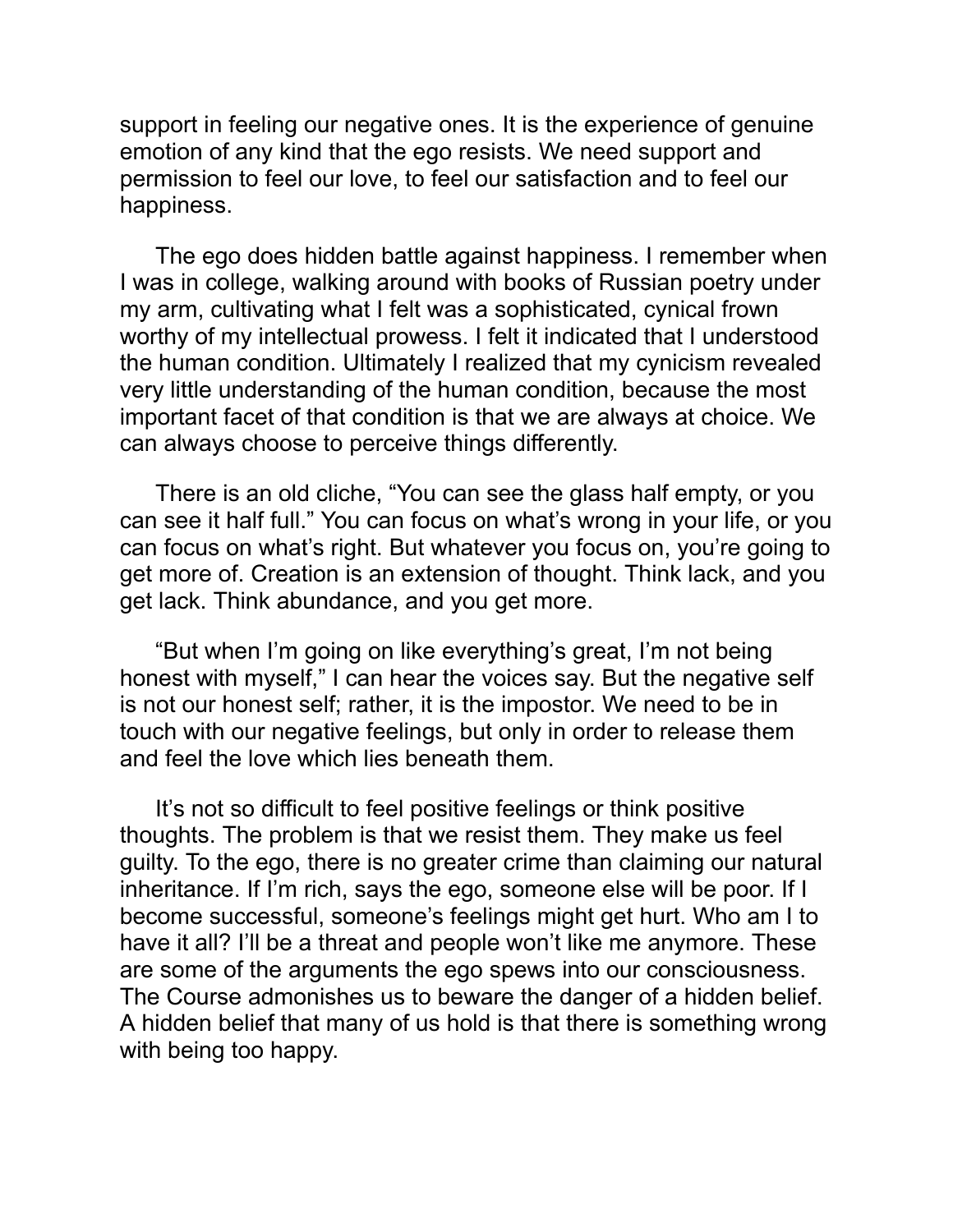support in feeling our negative ones. It is the experience of genuine emotion of any kind that the ego resists. We need support and permission to feel our love, to feel our satisfaction and to feel our happiness.

The ego does hidden battle against happiness. I remember when I was in college, walking around with books of Russian poetry under my arm, cultivating what I felt was a sophisticated, cynical frown worthy of my intellectual prowess. I felt it indicated that I understood the human condition. Ultimately I realized that my cynicism revealed very little understanding of the human condition, because the most important facet of that condition is that we are always at choice. We can always choose to perceive things differently.

There is an old cliche, “You can see the glass half empty, or you can see it half full.” You can focus on what’s wrong in your life, or you can focus on what’s right. But whatever you focus on, you’re going to get more of. Creation is an extension of thought. Think lack, and you get lack. Think abundance, and you get more.

“But when I’m going on like everything’s great, I’m not being honest with myself,” I can hear the voices say. But the negative self is not our honest self; rather, it is the impostor. We need to be in touch with our negative feelings, but only in order to release them and feel the love which lies beneath them.

It’s not so difficult to feel positive feelings or think positive thoughts. The problem is that we resist them. They make us feel guilty. To the ego, there is no greater crime than claiming our natural inheritance. If I’m rich, says the ego, someone else will be poor. If I become successful, someone’s feelings might get hurt. Who am I to have it all? I’ll be a threat and people won’t like me anymore. These are some of the arguments the ego spews into our consciousness. The Course admonishes us to beware the danger of a hidden belief. A hidden belief that many of us hold is that there is something wrong with being too happy.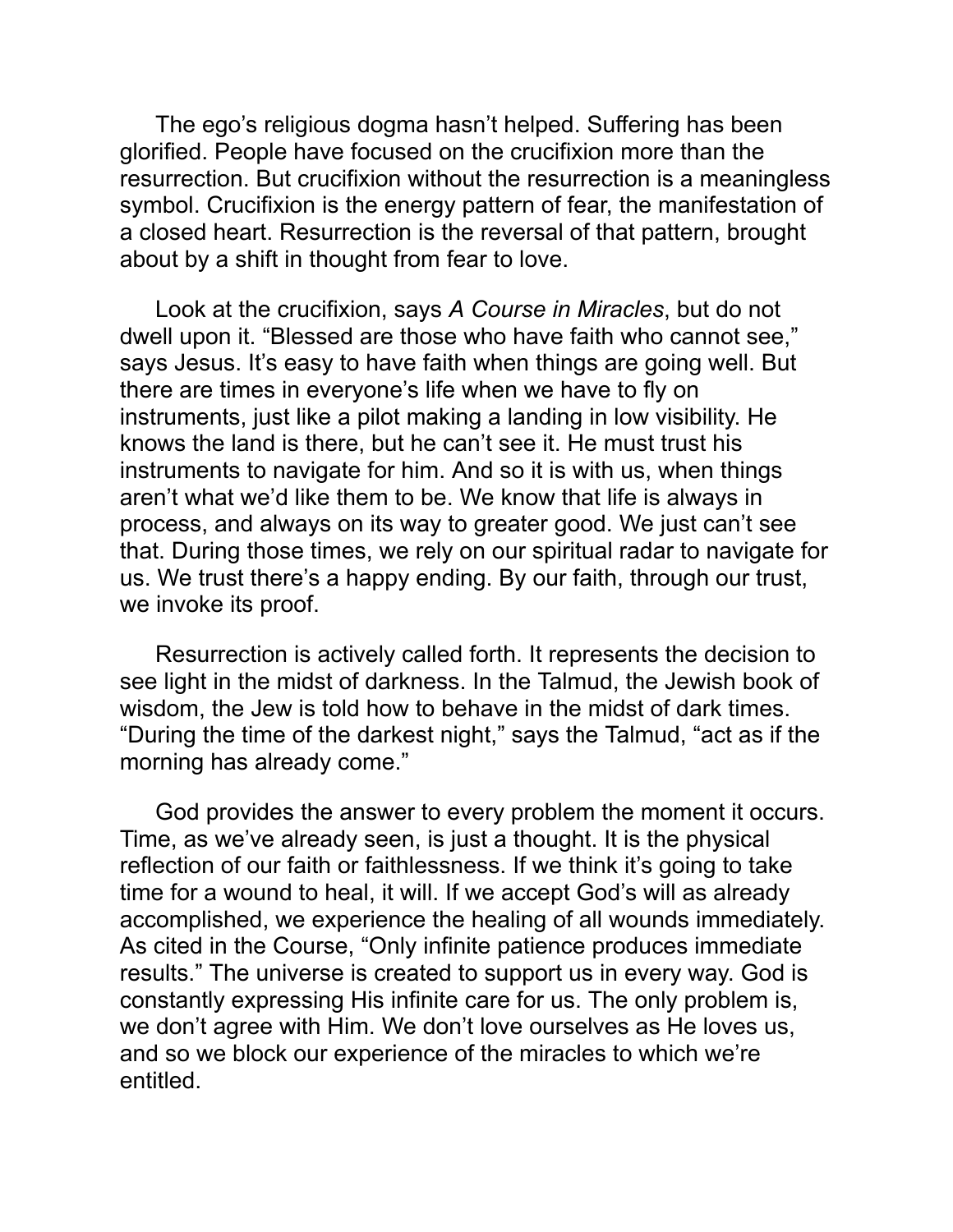The ego's religious dogma hasn't helped. Suffering has been glorified. People have focused on the crucifixion more than the resurrection. But crucifixion without the resurrection is a meaningless symbol. Crucifixion is the energy pattern of fear, the manifestation of a closed heart. Resurrection is the reversal of that pattern, brought about by a shift in thought from fear to love.

Look at the crucifixion, says *A Course in Miracles*, but do not dwell upon it. "Blessed are those who have faith who cannot see," says Jesus. It's easy to have faith when things are going well. But there are times in everyone's life when we have to fly on instruments, just like a pilot making a landing in low visibility. He knows the land is there, but he can't see it. He must trust his instruments to navigate for him. And so it is with us, when things aren't what we'd like them to be. We know that life is always in process, and always on its way to greater good. We just can't see that. During those times, we rely on our spiritual radar to navigate for us. We trust there's a happy ending. By our faith, through our trust, we invoke its proof.

Resurrection is actively called forth. It represents the decision to see light in the midst of darkness. In the Talmud, the Jewish book of wisdom, the Jew is told how to behave in the midst of dark times. "During the time of the darkest night," says the Talmud, "act as if the morning has already come."

God provides the answer to every problem the moment it occurs. Time, as we've already seen, is just a thought. It is the physical reflection of our faith or faithlessness. If we think it's going to take time for a wound to heal, it will. If we accept God's will as already accomplished, we experience the healing of all wounds immediately. As cited in the Course, "Only infinite patience produces immediate results." The universe is created to support us in every way. God is constantly expressing His infinite care for us. The only problem is, we don't agree with Him. We don't love ourselves as He loves us, and so we block our experience of the miracles to which we're entitled.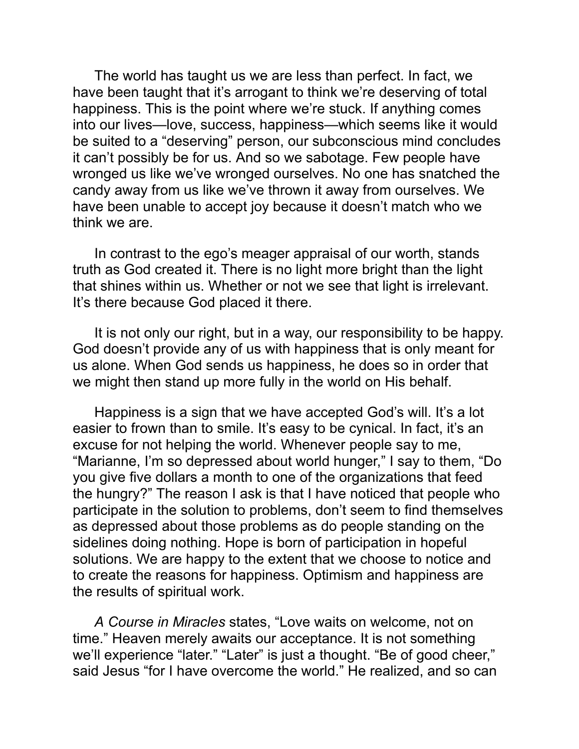The world has taught us we are less than perfect. In fact, we have been taught that it's arrogant to think we're deserving of total happiness. This is the point where we're stuck. If anything comes into our lives—love, success, happiness—which seems like it would be suited to a "deserving" person, our subconscious mind concludes it can't possibly be for us. And so we sabotage. Few people have wronged us like we've wronged ourselves. No one has snatched the candy away from us like we've thrown it away from ourselves. We have been unable to accept joy because it doesn't match who we think we are.

In contrast to the ego's meager appraisal of our worth, stands truth as God created it. There is no light more bright than the light that shines within us. Whether or not we see that light is irrelevant. It's there because God placed it there.

It is not only our right, but in a way, our responsibility to be happy. God doesn't provide any of us with happiness that is only meant for us alone. When God sends us happiness, he does so in order that we might then stand up more fully in the world on His behalf.

Happiness is a sign that we have accepted God's will. It's a lot easier to frown than to smile. It's easy to be cynical. In fact, it's an excuse for not helping the world. Whenever people say to me, "Marianne, I'm so depressed about world hunger," I say to them, "Do you give five dollars a month to one of the organizations that feed the hungry?" The reason I ask is that I have noticed that people who participate in the solution to problems, don't seem to find themselves as depressed about those problems as do people standing on the sidelines doing nothing. Hope is born of participation in hopeful solutions. We are happy to the extent that we choose to notice and to create the reasons for happiness. Optimism and happiness are the results of spiritual work.

*A Course in Miracles* states, "Love waits on welcome, not on time." Heaven merely awaits our acceptance. It is not something we'll experience "later." "Later" is just a thought. "Be of good cheer," said Jesus "for I have overcome the world." He realized, and so can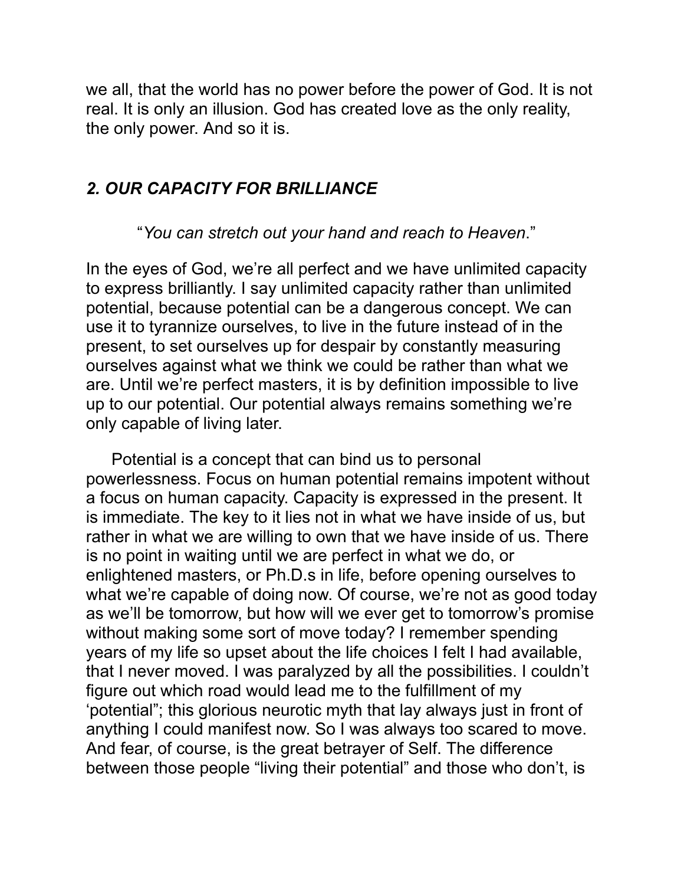we all, that the world has no power before the power of God. It is not real. It is only an illusion. God has created love as the only reality, the only power. And so it is.

## *2. OUR CAPACITY FOR BRILLIANCE*

"*You can stretch out your hand and reach to Heaven*."

In the eyes of God, we're all perfect and we have unlimited capacity to express brilliantly. I say unlimited capacity rather than unlimited potential, because potential can be a dangerous concept. We can use it to tyrannize ourselves, to live in the future instead of in the present, to set ourselves up for despair by constantly measuring ourselves against what we think we could be rather than what we are. Until we're perfect masters, it is by definition impossible to live up to our potential. Our potential always remains something we're only capable of living later.

Potential is a concept that can bind us to personal powerlessness. Focus on human potential remains impotent without a focus on human capacity. Capacity is expressed in the present. It is immediate. The key to it lies not in what we have inside of us, but rather in what we are willing to own that we have inside of us. There is no point in waiting until we are perfect in what we do, or enlightened masters, or Ph.D.s in life, before opening ourselves to what we're capable of doing now. Of course, we're not as good today as we'll be tomorrow, but how will we ever get to tomorrow's promise without making some sort of move today? I remember spending years of my life so upset about the life choices I felt I had available, that I never moved. I was paralyzed by all the possibilities. I couldn't figure out which road would lead me to the fulfillment of my 'potential"; this glorious neurotic myth that lay always just in front of anything I could manifest now. So I was always too scared to move. And fear, of course, is the great betrayer of Self. The difference between those people "living their potential" and those who don't, is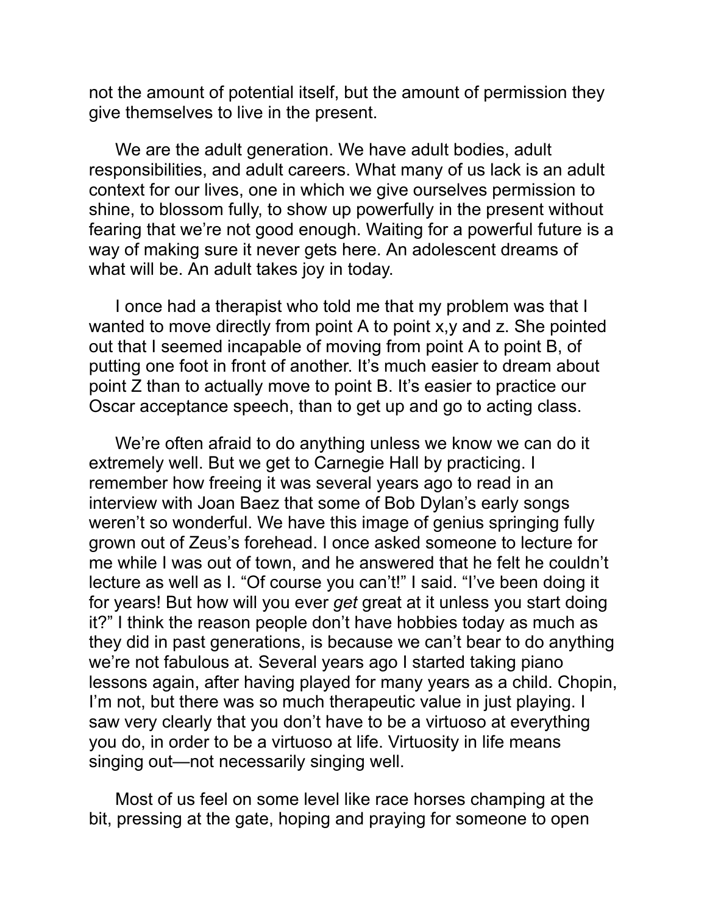not the amount of potential itself, but the amount of permission they give themselves to live in the present.

We are the adult generation. We have adult bodies, adult responsibilities, and adult careers. What many of us lack is an adult context for our lives, one in which we give ourselves permission to shine, to blossom fully, to show up powerfully in the present without fearing that we're not good enough. Waiting for a powerful future is a way of making sure it never gets here. An adolescent dreams of what will be. An adult takes joy in today.

I once had a therapist who told me that my problem was that I wanted to move directly from point A to point x,y and z. She pointed out that I seemed incapable of moving from point A to point B, of putting one foot in front of another. It's much easier to dream about point Z than to actually move to point B. It's easier to practice our Oscar acceptance speech, than to get up and go to acting class.

We're often afraid to do anything unless we know we can do it extremely well. But we get to Carnegie Hall by practicing. I remember how freeing it was several years ago to read in an interview with Joan Baez that some of Bob Dylan's early songs weren't so wonderful. We have this image of genius springing fully grown out of Zeus's forehead. I once asked someone to lecture for me while I was out of town, and he answered that he felt he couldn't lecture as well as I. "Of course you can't!" I said. "I've been doing it for years! But how will you ever *get* great at it unless you start doing it?" I think the reason people don't have hobbies today as much as they did in past generations, is because we can't bear to do anything we're not fabulous at. Several years ago I started taking piano lessons again, after having played for many years as a child. Chopin, I'm not, but there was so much therapeutic value in just playing. I saw very clearly that you don't have to be a virtuoso at everything you do, in order to be a virtuoso at life. Virtuosity in life means singing out—not necessarily singing well.

Most of us feel on some level like race horses champing at the bit, pressing at the gate, hoping and praying for someone to open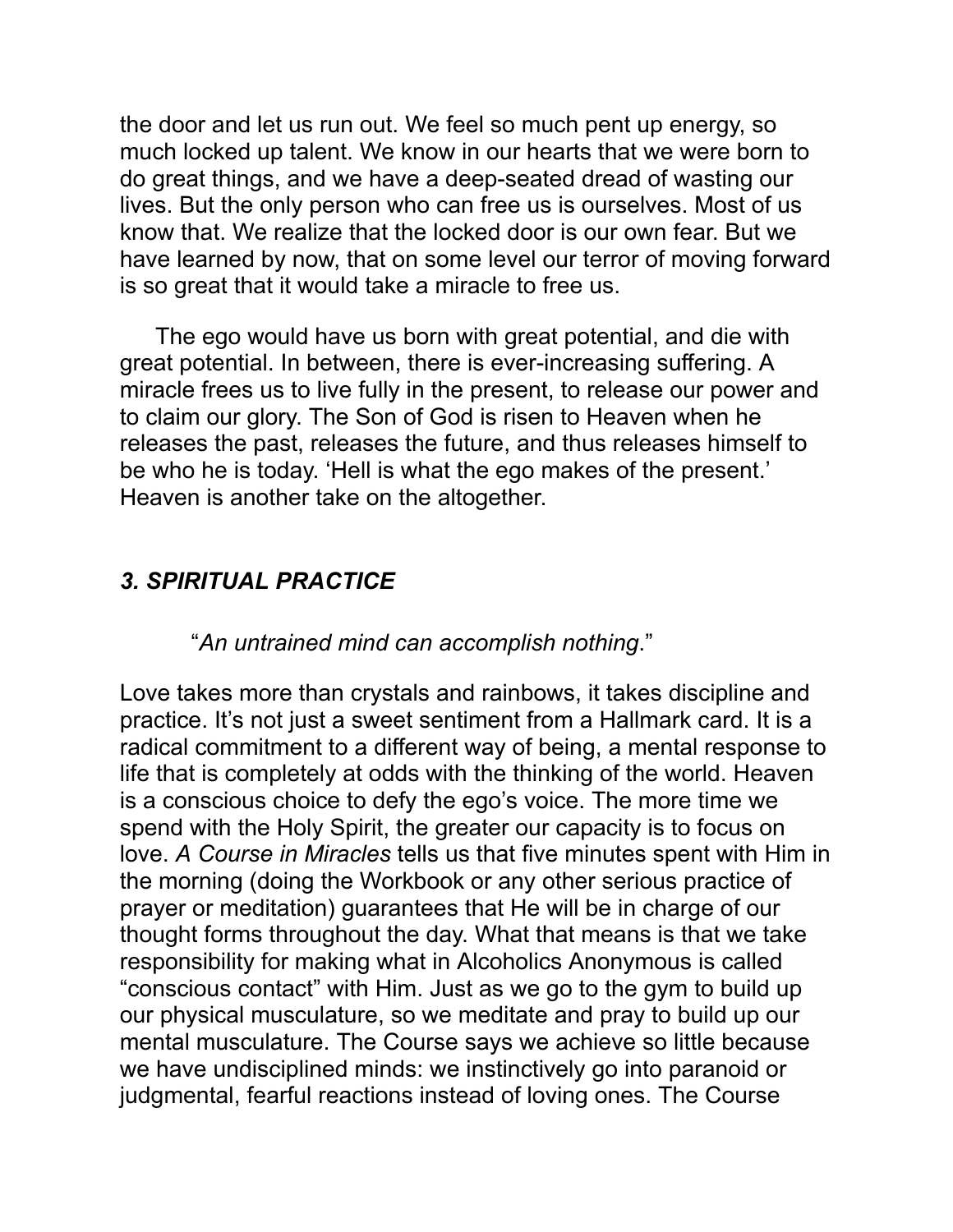the door and let us run out. We feel so much pent up energy, so much locked up talent. We know in our hearts that we were born to do great things, and we have a deep-seated dread of wasting our lives. But the only person who can free us is ourselves. Most of us know that. We realize that the locked door is our own fear. But we have learned by now, that on some level our terror of moving forward is so great that it would take a miracle to free us.

The ego would have us born with great potential, and die with great potential. In between, there is ever-increasing suffering. A miracle frees us to live fully in the present, to release our power and to claim our glory. The Son of God is risen to Heaven when he releases the past, releases the future, and thus releases himself to be who he is today. 'Hell is what the ego makes of the present.' Heaven is another take on the altogether.

### *3. SPIRITUAL PRACTICE*

"*An untrained mind can accomplish nothing*."

Love takes more than crystals and rainbows, it takes discipline and practice. It's not just a sweet sentiment from a Hallmark card. It is a radical commitment to a different way of being, a mental response to life that is completely at odds with the thinking of the world. Heaven is a conscious choice to defy the ego's voice. The more time we spend with the Holy Spirit, the greater our capacity is to focus on love. *A Course in Miracles* tells us that five minutes spent with Him in the morning (doing the Workbook or any other serious practice of prayer or meditation) guarantees that He will be in charge of our thought forms throughout the day. What that means is that we take responsibility for making what in Alcoholics Anonymous is called "conscious contact" with Him. Just as we go to the gym to build up our physical musculature, so we meditate and pray to build up our mental musculature. The Course says we achieve so little because we have undisciplined minds: we instinctively go into paranoid or judgmental, fearful reactions instead of loving ones. The Course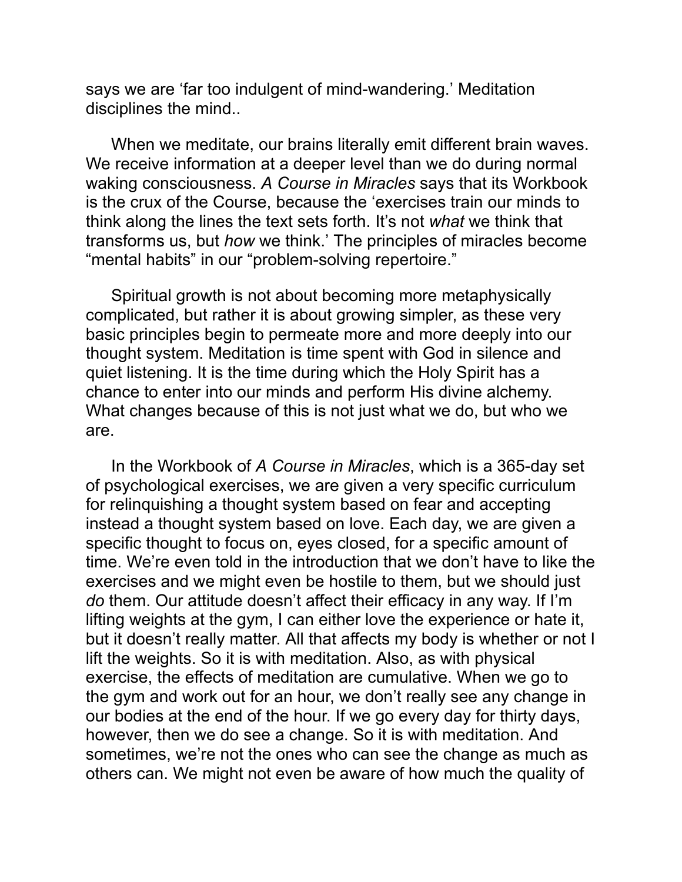says we are 'far too indulgent of mind-wandering.' Meditation disciplines the mind..

When we meditate, our brains literally emit different brain waves. We receive information at a deeper level than we do during normal waking consciousness. *A Course in Miracles* says that its Workbook is the crux of the Course, because the 'exercises train our minds to think along the lines the text sets forth. It's not *what* we think that transforms us, but *how* we think.' The principles of miracles become "mental habits" in our "problem-solving repertoire."

Spiritual growth is not about becoming more metaphysically complicated, but rather it is about growing simpler, as these very basic principles begin to permeate more and more deeply into our thought system. Meditation is time spent with God in silence and quiet listening. It is the time during which the Holy Spirit has a chance to enter into our minds and perform His divine alchemy. What changes because of this is not just what we do, but who we are.

In the Workbook of *A Course in Miracles*, which is a 365-day set of psychological exercises, we are given a very specific curriculum for relinquishing a thought system based on fear and accepting instead a thought system based on love. Each day, we are given a specific thought to focus on, eyes closed, for a specific amount of time. We're even told in the introduction that we don't have to like the exercises and we might even be hostile to them, but we should just *do* them. Our attitude doesn't affect their efficacy in any way. If I'm lifting weights at the gym, I can either love the experience or hate it, but it doesn't really matter. All that affects my body is whether or not I lift the weights. So it is with meditation. Also, as with physical exercise, the effects of meditation are cumulative. When we go to the gym and work out for an hour, we don't really see any change in our bodies at the end of the hour. If we go every day for thirty days, however, then we do see a change. So it is with meditation. And sometimes, we're not the ones who can see the change as much as others can. We might not even be aware of how much the quality of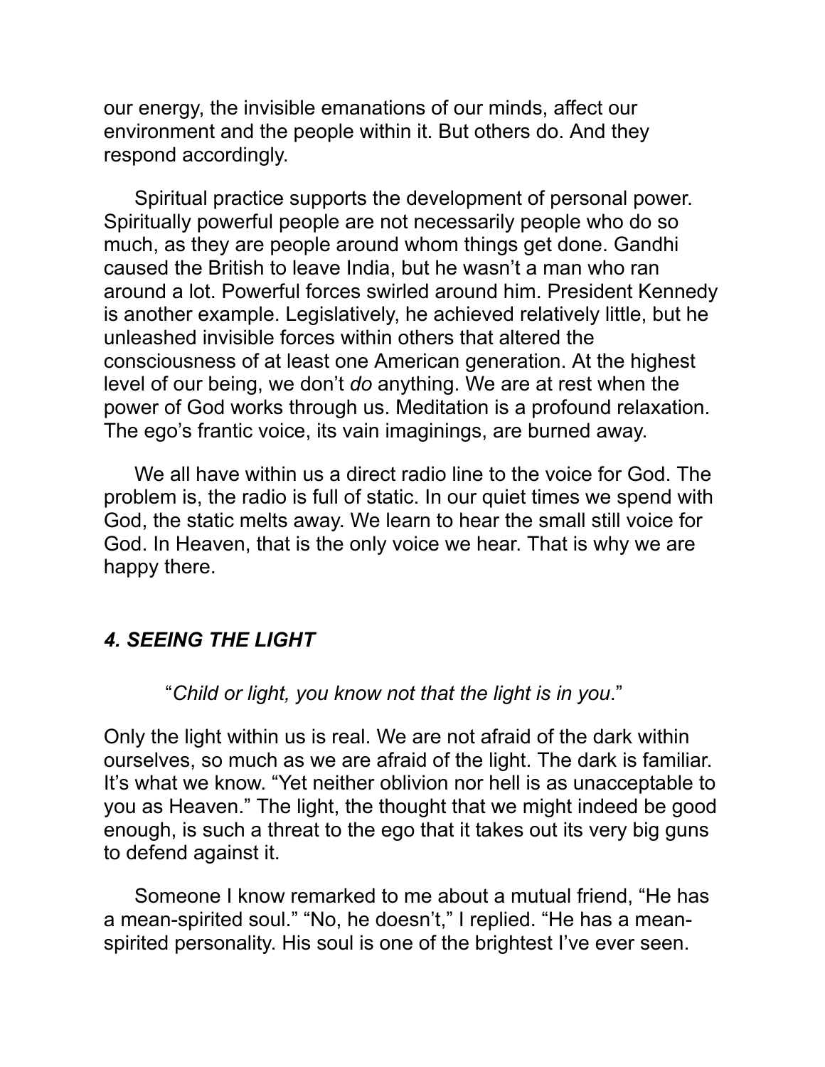our energy, the invisible emanations of our minds, affect our environment and the people within it. But others do. And they respond accordingly.

Spiritual practice supports the development of personal power. Spiritually powerful people are not necessarily people who do so much, as they are people around whom things get done. Gandhi caused the British to leave India, but he wasn't a man who ran around a lot. Powerful forces swirled around him. President Kennedy is another example. Legislatively, he achieved relatively little, but he unleashed invisible forces within others that altered the consciousness of at least one American generation. At the highest level of our being, we don't *do* anything. We are at rest when the power of God works through us. Meditation is a profound relaxation. The ego's frantic voice, its vain imaginings, are burned away.

We all have within us a direct radio line to the voice for God. The problem is, the radio is full of static. In our quiet times we spend with God, the static melts away. We learn to hear the small still voice for God. In Heaven, that is the only voice we hear. That is why we are happy there.

### *4. SEEING THE LIGHT*

"*Child or light, you know not that the light is in you*."

Only the light within us is real. We are not afraid of the dark within ourselves, so much as we are afraid of the light. The dark is familiar. It's what we know. "Yet neither oblivion nor hell is as unacceptable to you as Heaven." The light, the thought that we might indeed be good enough, is such a threat to the ego that it takes out its very big guns to defend against it.

Someone I know remarked to me about a mutual friend, "He has a mean-spirited soul." "No, he doesn't," I replied. "He has a mean-spirited personality. His soul is one of the brightest I've ever seen.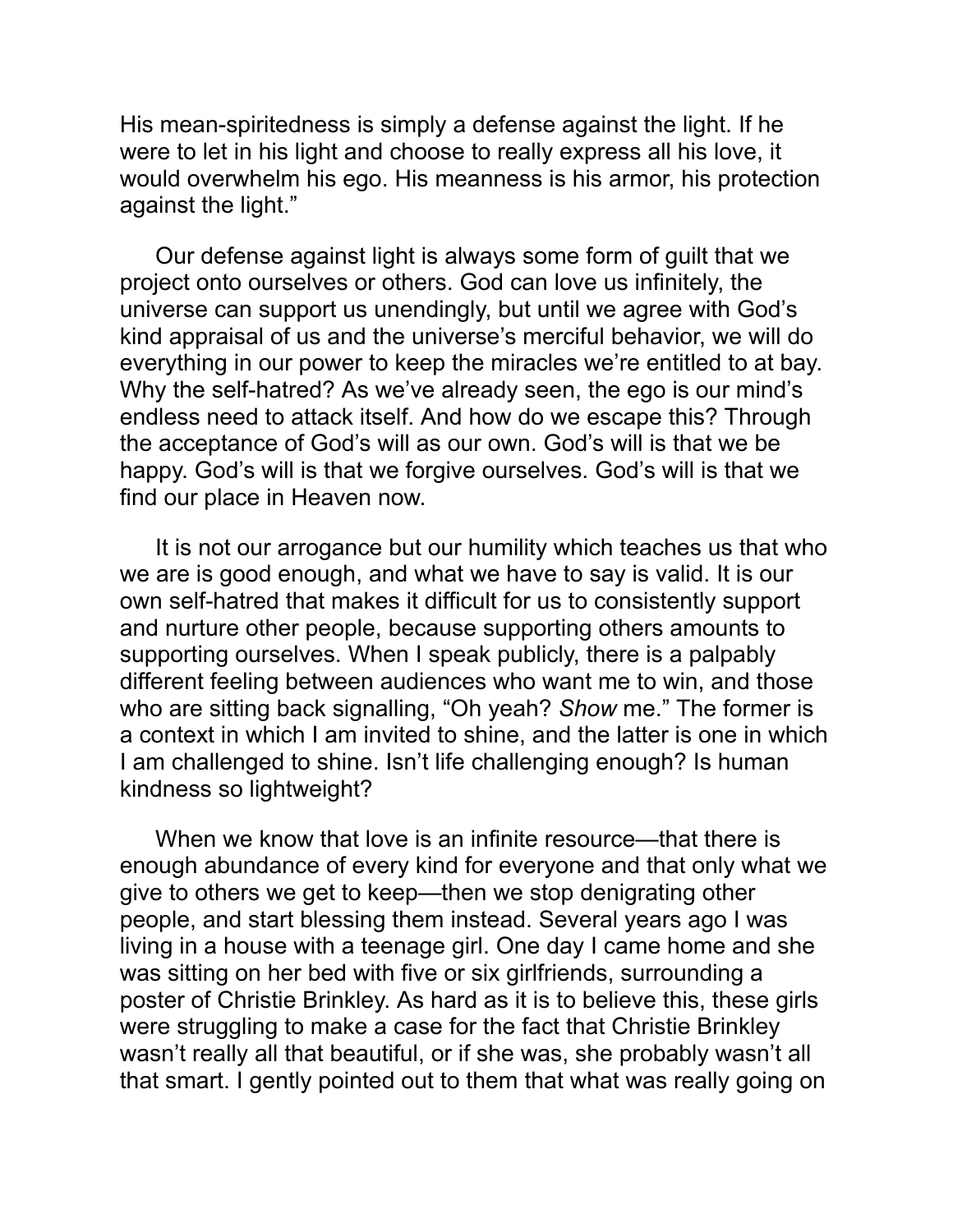His mean-spiritedness is simply a defense against the light. If he were to let in his light and choose to really express all his love, it would overwhelm his ego. His meanness is his armor, his protection against the light."

Our defense against light is always some form of guilt that we project onto ourselves or others. God can love us infinitely, the universe can support us unendingly, but until we agree with God's kind appraisal of us and the universe's merciful behavior, we will do everything in our power to keep the miracles we're entitled to at bay. Why the self-hatred? As we've already seen, the ego is our mind's endless need to attack itself. And how do we escape this? Through the acceptance of God's will as our own. God's will is that we be happy. God's will is that we forgive ourselves. God's will is that we find our place in Heaven now.

It is not our arrogance but our humility which teaches us that who we are is good enough, and what we have to say is valid. It is our own self-hatred that makes it difficult for us to consistently support and nurture other people, because supporting others amounts to supporting ourselves. When I speak publicly, there is a palpably different feeling between audiences who want me to win, and those who are sitting back signalling, "Oh yeah? *Show* me." The former is a context in which I am invited to shine, and the latter is one in which I am challenged to shine. Isn't life challenging enough? Is human kindness so lightweight?

When we know that love is an infinite resource—that there is enough abundance of every kind for everyone and that only what we give to others we get to keep—then we stop denigrating other people, and start blessing them instead. Several years ago I was living in a house with a teenage girl. One day I came home and she was sitting on her bed with five or six girlfriends, surrounding a poster of Christie Brinkley. As hard as it is to believe this, these girls were struggling to make a case for the fact that Christie Brinkley wasn't really all that beautiful, or if she was, she probably wasn't all that smart. I gently pointed out to them that what was really going on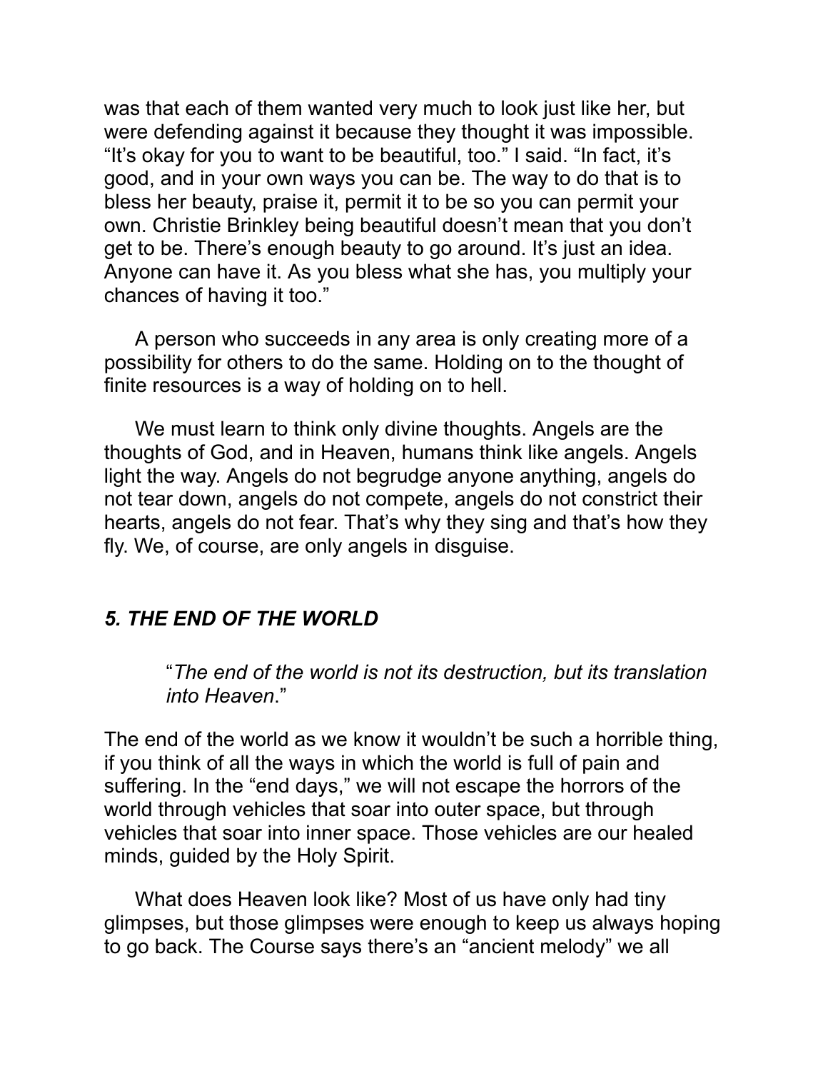was that each of them wanted very much to look just like her, but were defending against it because they thought it was impossible. "It's okay for you to want to be beautiful, too." I said. "In fact, it's good, and in your own ways you can be. The way to do that is to bless her beauty, praise it, permit it to be so you can permit your own. Christie Brinkley being beautiful doesn't mean that you don't get to be. There's enough beauty to go around. It's just an idea. Anyone can have it. As you bless what she has, you multiply your chances of having it too."

A person who succeeds in any area is only creating more of a possibility for others to do the same. Holding on to the thought of finite resources is a way of holding on to hell.

We must learn to think only divine thoughts. Angels are the thoughts of God, and in Heaven, humans think like angels. Angels light the way. Angels do not begrudge anyone anything, angels do not tear down, angels do not compete, angels do not constrict their hearts, angels do not fear. That's why they sing and that's how they fly. We, of course, are only angels in disguise.

## *5. THE END OF THE WORLD*

> "*The end of the world is not its destruction, but its translation into Heaven*."

The end of the world as we know it wouldn't be such a horrible thing, if you think of all the ways in which the world is full of pain and suffering. In the "end days," we will not escape the horrors of the world through vehicles that soar into outer space, but through vehicles that soar into inner space. Those vehicles are our healed minds, guided by the Holy Spirit.

What does Heaven look like? Most of us have only had tiny glimpses, but those glimpses were enough to keep us always hoping to go back. The Course says there's an "ancient melody" we all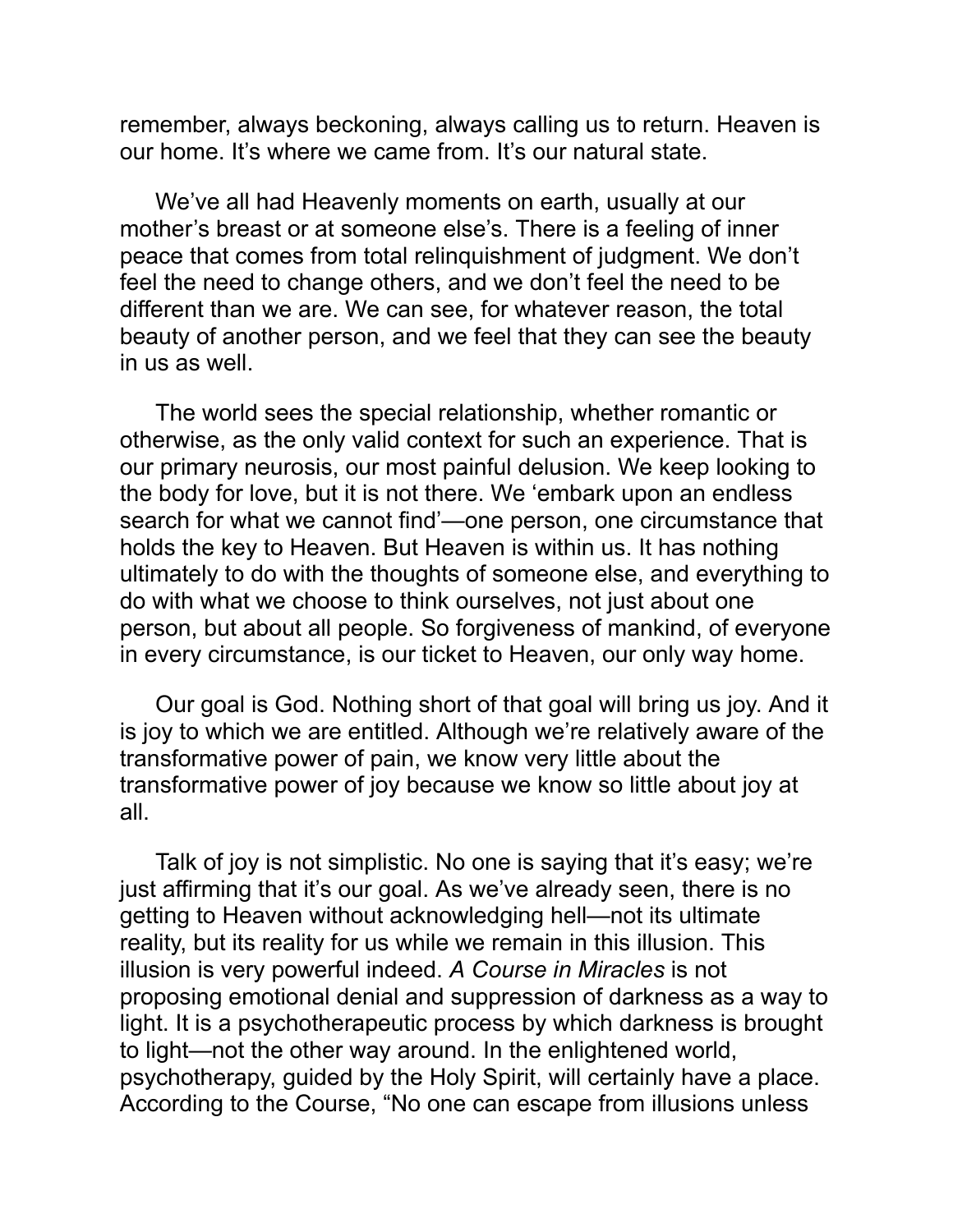remember, always beckoning, always calling us to return. Heaven is our home. It's where we came from. It's our natural state.

We've all had Heavenly moments on earth, usually at our mother's breast or at someone else's. There is a feeling of inner peace that comes from total relinquishment of judgment. We don't feel the need to change others, and we don't feel the need to be different than we are. We can see, for whatever reason, the total beauty of another person, and we feel that they can see the beauty in us as well.

The world sees the special relationship, whether romantic or otherwise, as the only valid context for such an experience. That is our primary neurosis, our most painful delusion. We keep looking to the body for love, but it is not there. We 'embark upon an endless search for what we cannot find'—one person, one circumstance that holds the key to Heaven. But Heaven is within us. It has nothing ultimately to do with the thoughts of someone else, and everything to do with what we choose to think ourselves, not just about one person, but about all people. So forgiveness of mankind, of everyone in every circumstance, is our ticket to Heaven, our only way home.

Our goal is God. Nothing short of that goal will bring us joy. And it is joy to which we are entitled. Although we're relatively aware of the transformative power of pain, we know very little about the transformative power of joy because we know so little about joy at all.

Talk of joy is not simplistic. No one is saying that it's easy; we're just affirming that it's our goal. As we've already seen, there is no getting to Heaven without acknowledging hell—not its ultimate reality, but its reality for us while we remain in this illusion. This illusion is very powerful indeed. *A Course in Miracles* is not proposing emotional denial and suppression of darkness as a way to light. It is a psychotherapeutic process by which darkness is brought to light—not the other way around. In the enlightened world, psychotherapy, guided by the Holy Spirit, will certainly have a place. According to the Course, "No one can escape from illusions unless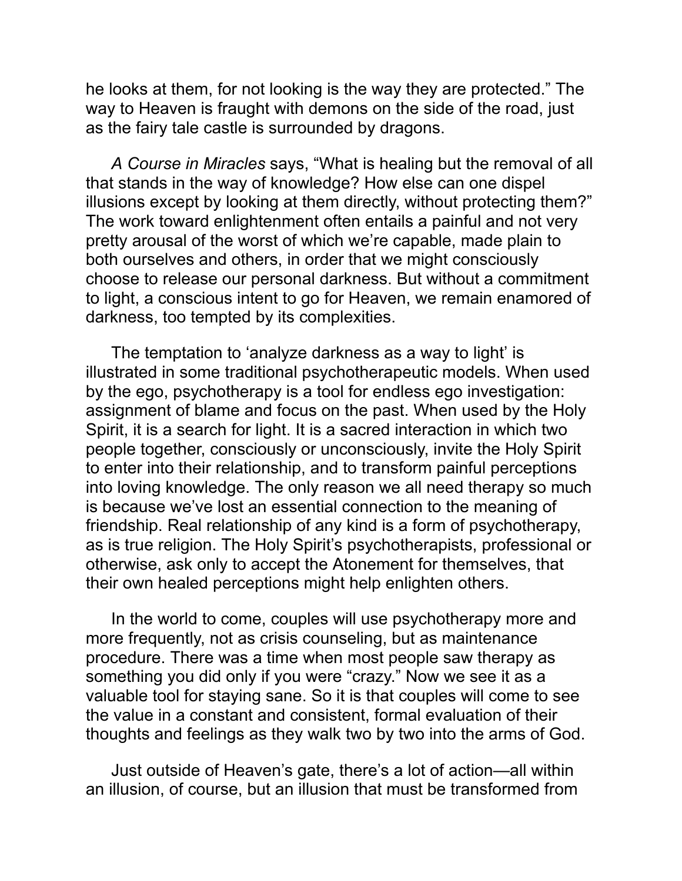he looks at them, for not looking is the way they are protected." The way to Heaven is fraught with demons on the side of the road, just as the fairy tale castle is surrounded by dragons.

*A Course in Miracles* says, "What is healing but the removal of all that stands in the way of knowledge? How else can one dispel illusions except by looking at them directly, without protecting them?" The work toward enlightenment often entails a painful and not very pretty arousal of the worst of which we're capable, made plain to both ourselves and others, in order that we might consciously choose to release our personal darkness. But without a commitment to light, a conscious intent to go for Heaven, we remain enamored of darkness, too tempted by its complexities.

The temptation to 'analyze darkness as a way to light' is illustrated in some traditional psychotherapeutic models. When used by the ego, psychotherapy is a tool for endless ego investigation: assignment of blame and focus on the past. When used by the Holy Spirit, it is a search for light. It is a sacred interaction in which two people together, consciously or unconsciously, invite the Holy Spirit to enter into their relationship, and to transform painful perceptions into loving knowledge. The only reason we all need therapy so much is because we've lost an essential connection to the meaning of friendship. Real relationship of any kind is a form of psychotherapy, as is true religion. The Holy Spirit's psychotherapists, professional or otherwise, ask only to accept the Atonement for themselves, that their own healed perceptions might help enlighten others.

In the world to come, couples will use psychotherapy more and more frequently, not as crisis counseling, but as maintenance procedure. There was a time when most people saw therapy as something you did only if you were "crazy." Now we see it as a valuable tool for staying sane. So it is that couples will come to see the value in a constant and consistent, formal evaluation of their thoughts and feelings as they walk two by two into the arms of God.

Just outside of Heaven's gate, there's a lot of action—all within an illusion, of course, but an illusion that must be transformed from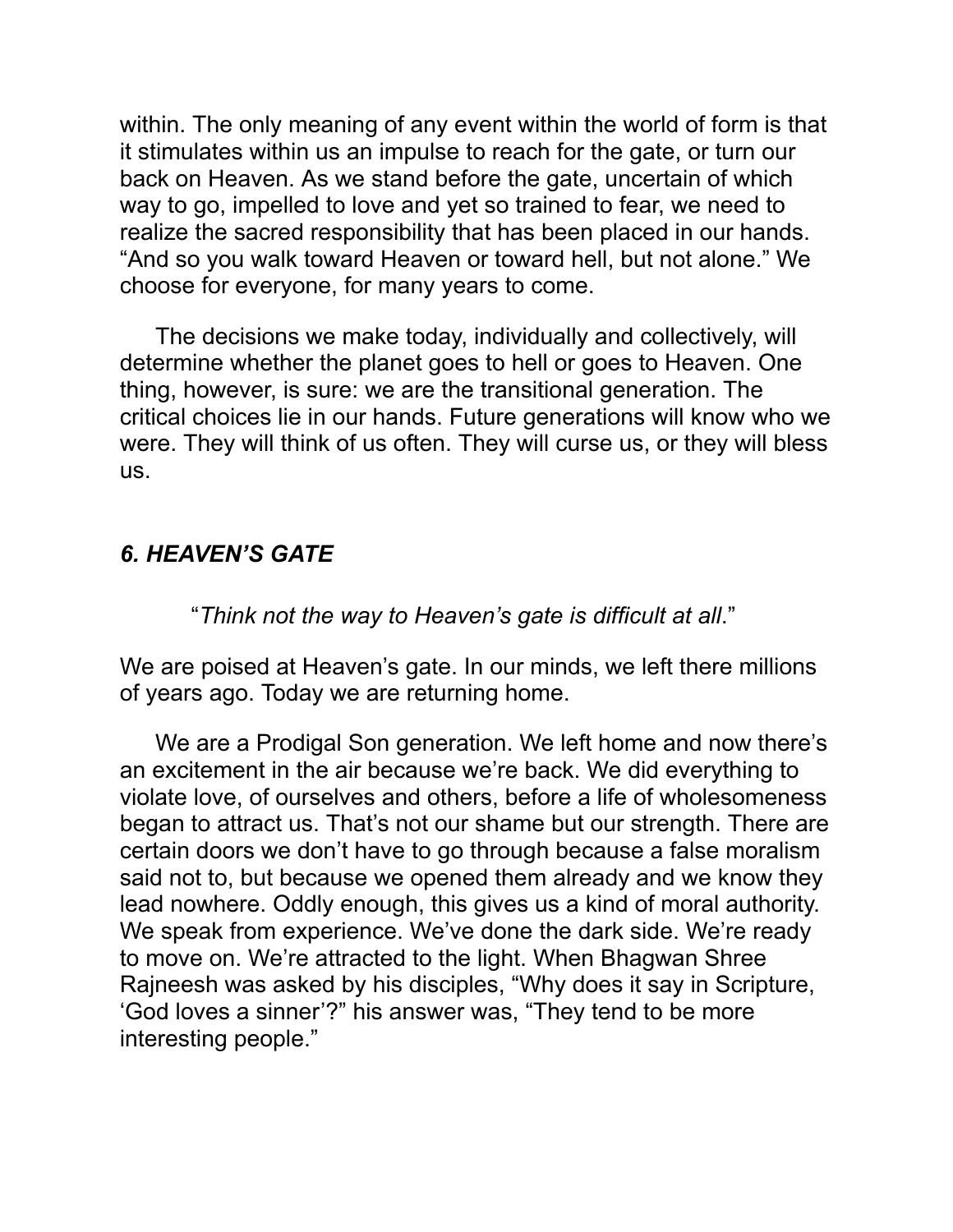within. The only meaning of any event within the world of form is that it stimulates within us an impulse to reach for the gate, or turn our back on Heaven. As we stand before the gate, uncertain of which way to go, impelled to love and yet so trained to fear, we need to realize the sacred responsibility that has been placed in our hands. “And so you walk toward Heaven or toward hell, but not alone.” We choose for everyone, for many years to come.

The decisions we make today, individually and collectively, will determine whether the planet goes to hell or goes to Heaven. One thing, however, is sure: we are the transitional generation. The critical choices lie in our hands. Future generations will know who we were. They will think of us often. They will curse us, or they will bless us.

## *6. HEAVEN’S GATE*

“*Think not the way to Heaven’s gate is difficult at all*.”

We are poised at Heaven’s gate. In our minds, we left there millions of years ago. Today we are returning home.

We are a Prodigal Son generation. We left home and now there’s an excitement in the air because we’re back. We did everything to violate love, of ourselves and others, before a life of wholesomeness began to attract us. That’s not our shame but our strength. There are certain doors we don’t have to go through because a false moralism said not to, but because we opened them already and we know they lead nowhere. Oddly enough, this gives us a kind of moral authority. We speak from experience. We’ve done the dark side. We’re ready to move on. We’re attracted to the light. When Bhagwan Shree Rajneesh was asked by his disciples, “Why does it say in Scripture, ‘God loves a sinner’?” his answer was, “They tend to be more interesting people.”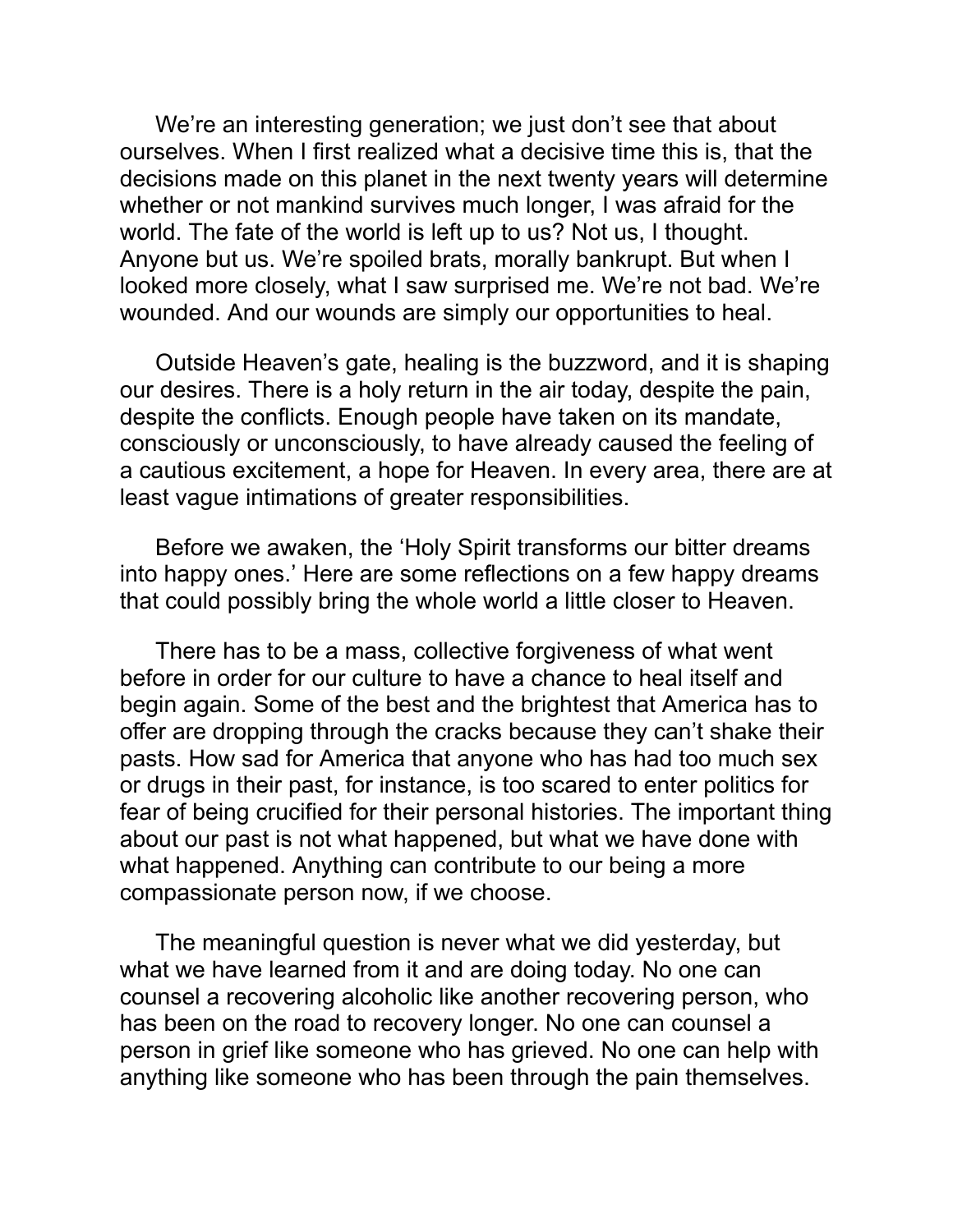We're an interesting generation; we just don't see that about ourselves. When I first realized what a decisive time this is, that the decisions made on this planet in the next twenty years will determine whether or not mankind survives much longer, I was afraid for the world. The fate of the world is left up to us? Not us, I thought. Anyone but us. We're spoiled brats, morally bankrupt. But when I looked more closely, what I saw surprised me. We're not bad. We're wounded. And our wounds are simply our opportunities to heal.

Outside Heaven's gate, healing is the buzzword, and it is shaping our desires. There is a holy return in the air today, despite the pain, despite the conflicts. Enough people have taken on its mandate, consciously or unconsciously, to have already caused the feeling of a cautious excitement, a hope for Heaven. In every area, there are at least vague intimations of greater responsibilities.

Before we awaken, the 'Holy Spirit transforms our bitter dreams into happy ones.' Here are some reflections on a few happy dreams that could possibly bring the whole world a little closer to Heaven.

There has to be a mass, collective forgiveness of what went before in order for our culture to have a chance to heal itself and begin again. Some of the best and the brightest that America has to offer are dropping through the cracks because they can't shake their pasts. How sad for America that anyone who has had too much sex or drugs in their past, for instance, is too scared to enter politics for fear of being crucified for their personal histories. The important thing about our past is not what happened, but what we have done with what happened. Anything can contribute to our being a more compassionate person now, if we choose.

The meaningful question is never what we did yesterday, but what we have learned from it and are doing today. No one can counsel a recovering alcoholic like another recovering person, who has been on the road to recovery longer. No one can counsel a person in grief like someone who has grieved. No one can help with anything like someone who has been through the pain themselves.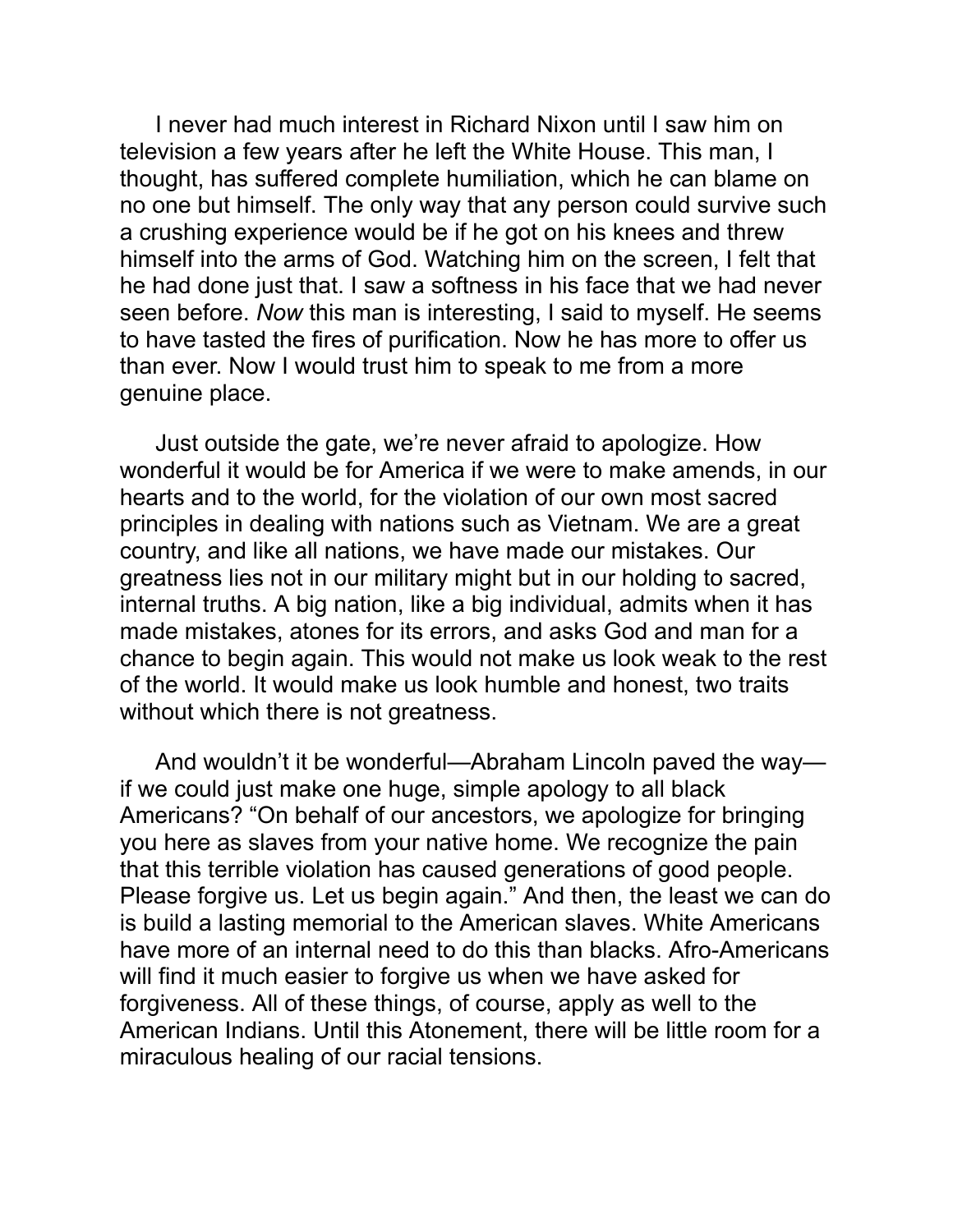I never had much interest in Richard Nixon until I saw him on television a few years after he left the White House. This man, I thought, has suffered complete humiliation, which he can blame on no one but himself. The only way that any person could survive such a crushing experience would be if he got on his knees and threw himself into the arms of God. Watching him on the screen, I felt that he had done just that. I saw a softness in his face that we had never seen before. *Now* this man is interesting, I said to myself. He seems to have tasted the fires of purification. Now he has more to offer us than ever. Now I would trust him to speak to me from a more genuine place.

Just outside the gate, we're never afraid to apologize. How wonderful it would be for America if we were to make amends, in our hearts and to the world, for the violation of our own most sacred principles in dealing with nations such as Vietnam. We are a great country, and like all nations, we have made our mistakes. Our greatness lies not in our military might but in our holding to sacred, internal truths. A big nation, like a big individual, admits when it has made mistakes, atones for its errors, and asks God and man for a chance to begin again. This would not make us look weak to the rest of the world. It would make us look humble and honest, two traits without which there is not greatness.

And wouldn't it be wonderful—Abraham Lincoln paved the way—if we could just make one huge, simple apology to all black Americans? "On behalf of our ancestors, we apologize for bringing you here as slaves from your native home. We recognize the pain that this terrible violation has caused generations of good people. Please forgive us. Let us begin again." And then, the least we can do is build a lasting memorial to the American slaves. White Americans have more of an internal need to do this than blacks. Afro-Americans will find it much easier to forgive us when we have asked for forgiveness. All of these things, of course, apply as well to the American Indians. Until this Atonement, there will be little room for a miraculous healing of our racial tensions.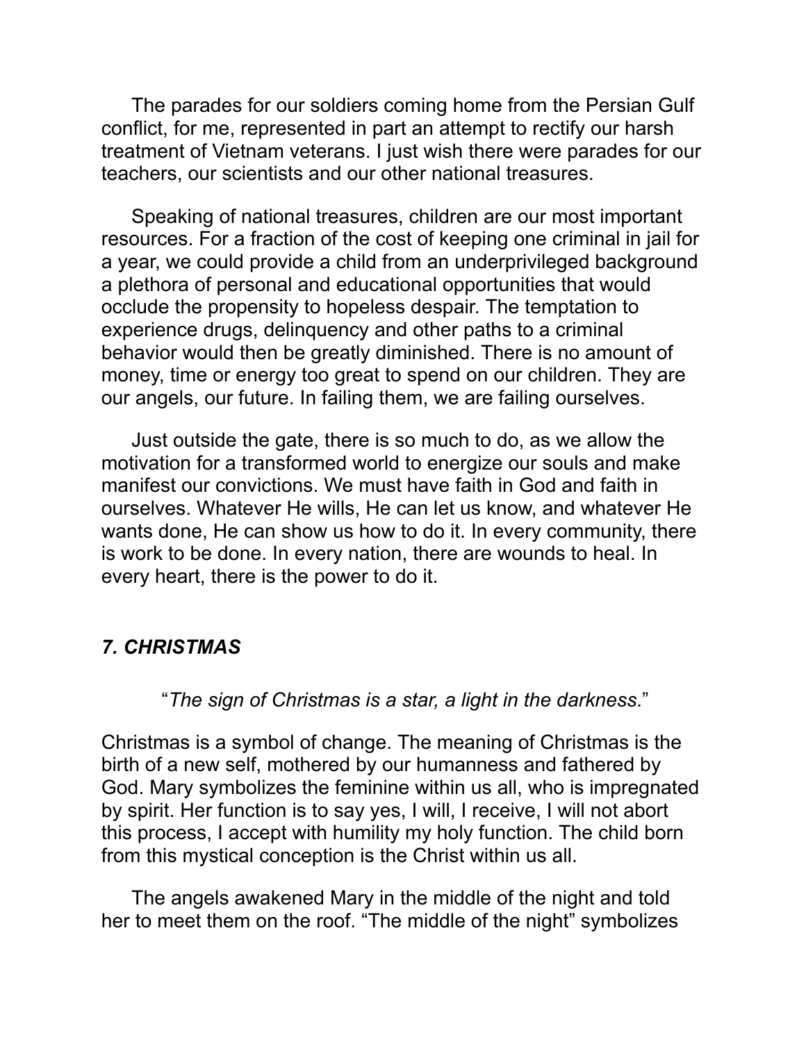The parades for our soldiers coming home from the Persian Gulf conflict, for me, represented in part an attempt to rectify our harsh treatment of Vietnam veterans. I just wish there were parades for our teachers, our scientists and our other national treasures.

Speaking of national treasures, children are our most important resources. For a fraction of the cost of keeping one criminal in jail for a year, we could provide a child from an underprivileged background a plethora of personal and educational opportunities that would occlude the propensity to hopeless despair. The temptation to experience drugs, delinquency and other paths to a criminal behavior would then be greatly diminished. There is no amount of money, time or energy too great to spend on our children. They are our angels, our future. In failing them, we are failing ourselves.

Just outside the gate, there is so much to do, as we allow the motivation for a transformed world to energize our souls and make manifest our convictions. We must have faith in God and faith in ourselves. Whatever He wills, He can let us know, and whatever He wants done, He can show us how to do it. In every community, there is work to be done. In every nation, there are wounds to heal. In every heart, there is the power to do it.

## *7. CHRISTMAS*

"*The sign of Christmas is a star, a light in the darkness*."

Christmas is a symbol of change. The meaning of Christmas is the birth of a new self, mothered by our humanness and fathered by God. Mary symbolizes the feminine within us all, who is impregnated by spirit. Her function is to say yes, I will, I receive, I will not abort this process, I accept with humility my holy function. The child born from this mystical conception is the Christ within us all.

The angels awakened Mary in the middle of the night and told her to meet them on the roof. "The middle of the night" symbolizes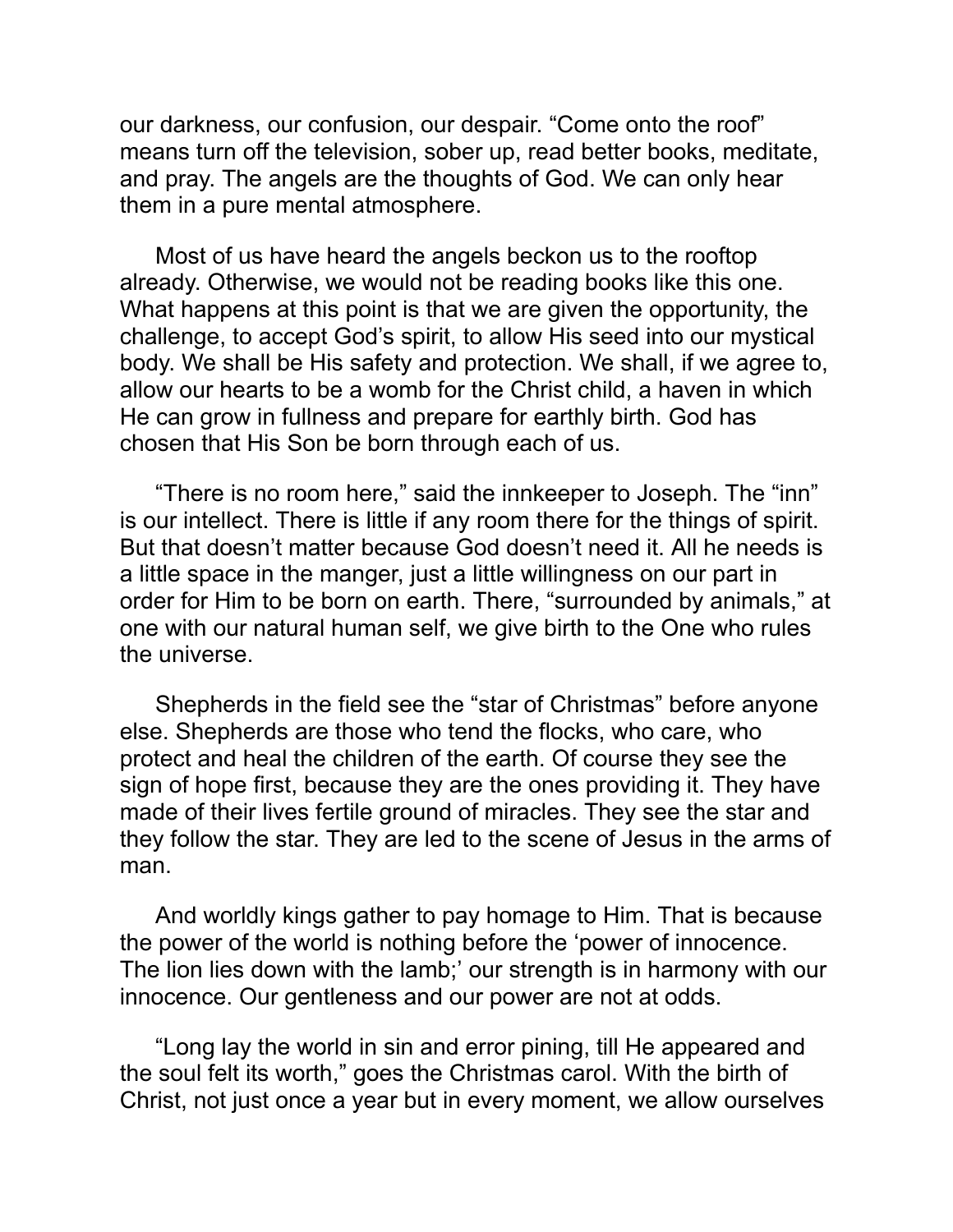our darkness, our confusion, our despair. “Come onto the roof” means turn off the television, sober up, read better books, meditate, and pray. The angels are the thoughts of God. We can only hear them in a pure mental atmosphere.

Most of us have heard the angels beckon us to the rooftop already. Otherwise, we would not be reading books like this one. What happens at this point is that we are given the opportunity, the challenge, to accept God’s spirit, to allow His seed into our mystical body. We shall be His safety and protection. We shall, if we agree to, allow our hearts to be a womb for the Christ child, a haven in which He can grow in fullness and prepare for earthly birth. God has chosen that His Son be born through each of us.

“There is no room here,” said the innkeeper to Joseph. The “inn” is our intellect. There is little if any room there for the things of spirit. But that doesn’t matter because God doesn’t need it. All he needs is a little space in the manger, just a little willingness on our part in order for Him to be born on earth. There, “surrounded by animals,” at one with our natural human self, we give birth to the One who rules the universe.

Shepherds in the field see the “star of Christmas” before anyone else. Shepherds are those who tend the flocks, who care, who protect and heal the children of the earth. Of course they see the sign of hope first, because they are the ones providing it. They have made of their lives fertile ground of miracles. They see the star and they follow the star. They are led to the scene of Jesus in the arms of man.

And worldly kings gather to pay homage to Him. That is because the power of the world is nothing before the ‘power of innocence. The lion lies down with the lamb;’ our strength is in harmony with our innocence. Our gentleness and our power are not at odds.

“Long lay the world in sin and error pining, till He appeared and the soul felt its worth,” goes the Christmas carol. With the birth of Christ, not just once a year but in every moment, we allow ourselves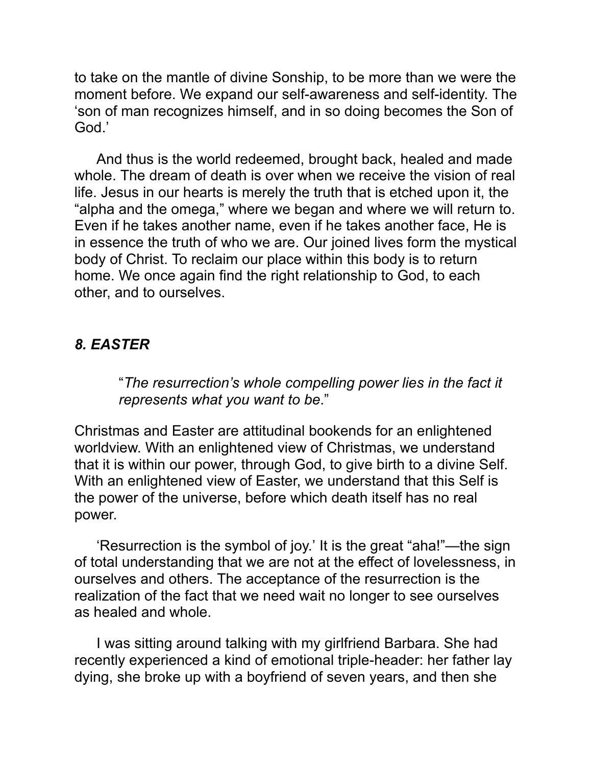to take on the mantle of divine Sonship, to be more than we were the moment before. We expand our self-awareness and self-identity. The 'son of man recognizes himself, and in so doing becomes the Son of God.'

And thus is the world redeemed, brought back, healed and made whole. The dream of death is over when we receive the vision of real life. Jesus in our hearts is merely the truth that is etched upon it, the "alpha and the omega," where we began and where we will return to. Even if he takes another name, even if he takes another face, He is in essence the truth of who we are. Our joined lives form the mystical body of Christ. To reclaim our place within this body is to return home. We once again find the right relationship to God, to each other, and to ourselves.

### *8. EASTER*

> "*The resurrection's whole compelling power lies in the fact it represents what you want to be*."

Christmas and Easter are attitudinal bookends for an enlightened worldview. With an enlightened view of Christmas, we understand that it is within our power, through God, to give birth to a divine Self. With an enlightened view of Easter, we understand that this Self is the power of the universe, before which death itself has no real power.

'Resurrection is the symbol of joy.' It is the great "aha!"—the sign of total understanding that we are not at the effect of lovelessness, in ourselves and others. The acceptance of the resurrection is the realization of the fact that we need wait no longer to see ourselves as healed and whole.

I was sitting around talking with my girlfriend Barbara. She had recently experienced a kind of emotional triple-header: her father lay dying, she broke up with a boyfriend of seven years, and then she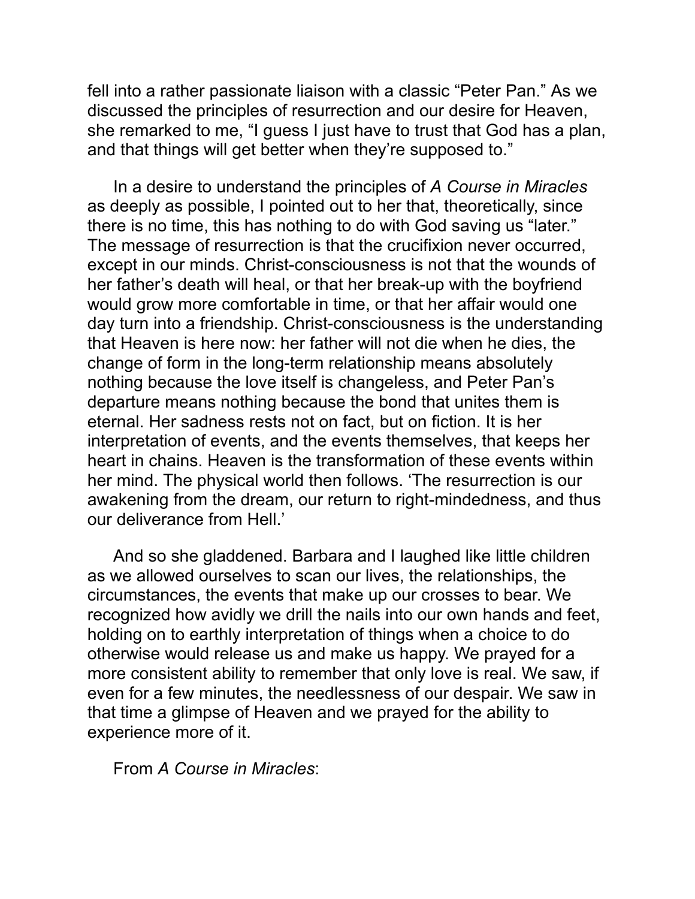fell into a rather passionate liaison with a classic "Peter Pan." As we discussed the principles of resurrection and our desire for Heaven, she remarked to me, "I guess I just have to trust that God has a plan, and that things will get better when they're supposed to."

In a desire to understand the principles of *A Course in Miracles* as deeply as possible, I pointed out to her that, theoretically, since there is no time, this has nothing to do with God saving us "later." The message of resurrection is that the crucifixion never occurred, except in our minds. Christ-consciousness is not that the wounds of her father's death will heal, or that her break-up with the boyfriend would grow more comfortable in time, or that her affair would one day turn into a friendship. Christ-consciousness is the understanding that Heaven is here now: her father will not die when he dies, the change of form in the long-term relationship means absolutely nothing because the love itself is changeless, and Peter Pan's departure means nothing because the bond that unites them is eternal. Her sadness rests not on fact, but on fiction. It is her interpretation of events, and the events themselves, that keeps her heart in chains. Heaven is the transformation of these events within her mind. The physical world then follows. 'The resurrection is our awakening from the dream, our return to right-mindedness, and thus our deliverance from Hell.'

And so she gladdened. Barbara and I laughed like little children as we allowed ourselves to scan our lives, the relationships, the circumstances, the events that make up our crosses to bear. We recognized how avidly we drill the nails into our own hands and feet, holding on to earthly interpretation of things when a choice to do otherwise would release us and make us happy. We prayed for a more consistent ability to remember that only love is real. We saw, if even for a few minutes, the needlessness of our despair. We saw in that time a glimpse of Heaven and we prayed for the ability to experience more of it.

From *A Course in Miracles*: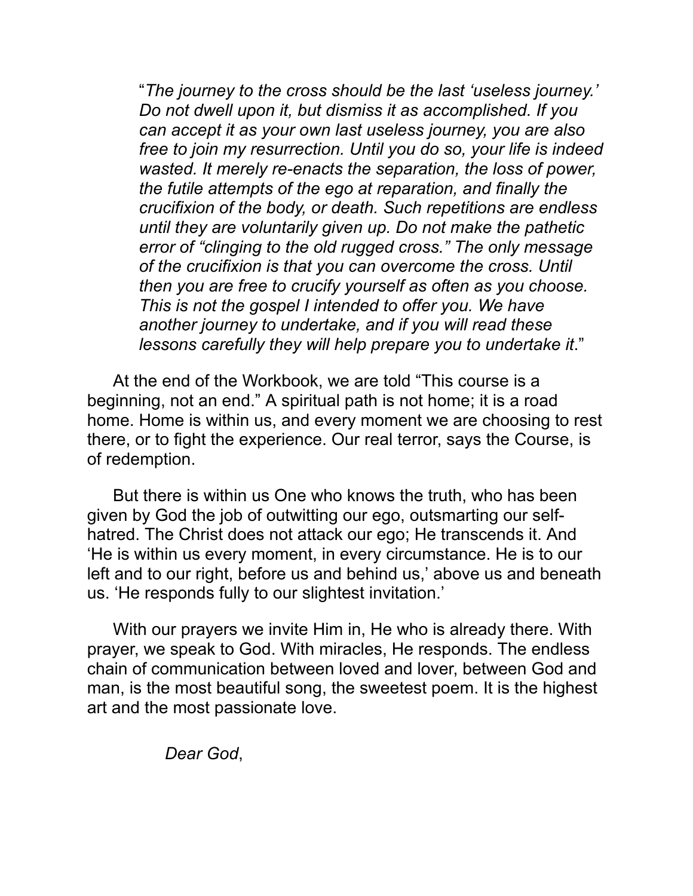> "*The journey to the cross should be the last 'useless journey.' Do not dwell upon it, but dismiss it as accomplished. If you can accept it as your own last useless journey, you are also free to join my resurrection. Until you do so, your life is indeed wasted. It merely re-enacts the separation, the loss of power, the futile attempts of the ego at reparation, and finally the crucifixion of the body, or death. Such repetitions are endless until they are voluntarily given up. Do not make the pathetic error of "clinging to the old rugged cross." The only message of the crucifixion is that you can overcome the cross. Until then you are free to crucify yourself as often as you choose. This is not the gospel I intended to offer you. We have another journey to undertake, and if you will read these lessons carefully they will help prepare you to undertake it*."

At the end of the Workbook, we are told "This course is a beginning, not an end." A spiritual path is not home; it is a road home. Home is within us, and every moment we are choosing to rest there, or to fight the experience. Our real terror, says the Course, is of redemption.

But there is within us One who knows the truth, who has been given by God the job of outwitting our ego, outsmarting our self-hatred. The Christ does not attack our ego; He transcends it. And 'He is within us every moment, in every circumstance. He is to our left and to our right, before us and behind us,' above us and beneath us. 'He responds fully to our slightest invitation.'

With our prayers we invite Him in, He who is already there. With prayer, we speak to God. With miracles, He responds. The endless chain of communication between loved and lover, between God and man, is the most beautiful song, the sweetest poem. It is the highest art and the most passionate love.

*Dear God*,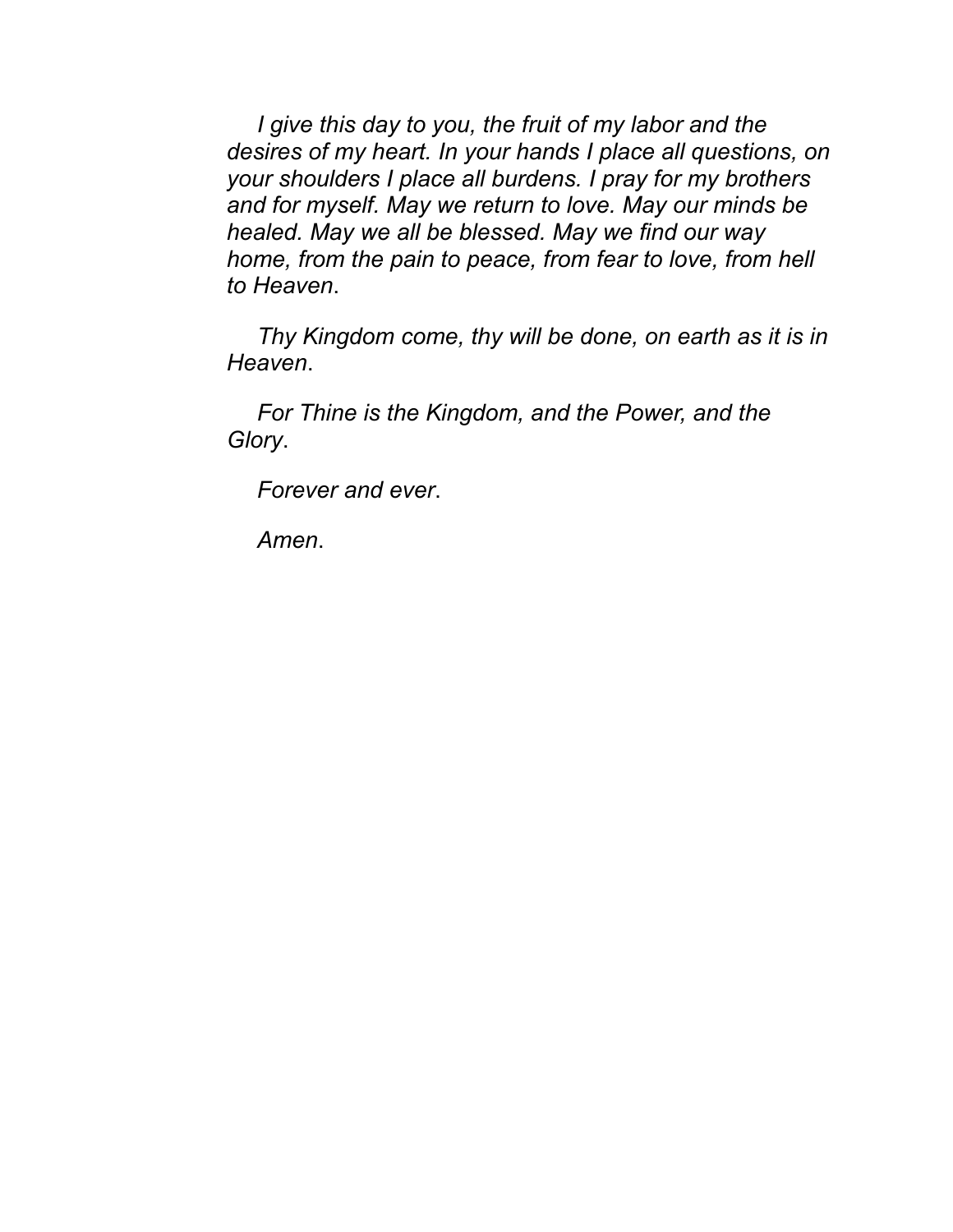*I give this day to you, the fruit of my labor and the desires of my heart. In your hands I place all questions, on your shoulders I place all burdens. I pray for my brothers and for myself. May we return to love. May our minds be healed. May we all be blessed. May we find our way home, from the pain to peace, from fear to love, from hell to Heaven*.

*Thy Kingdom come, thy will be done, on earth as it is in Heaven*.

*For Thine is the Kingdom, and the Power, and the Glory*.

*Forever and ever*.

*Amen*.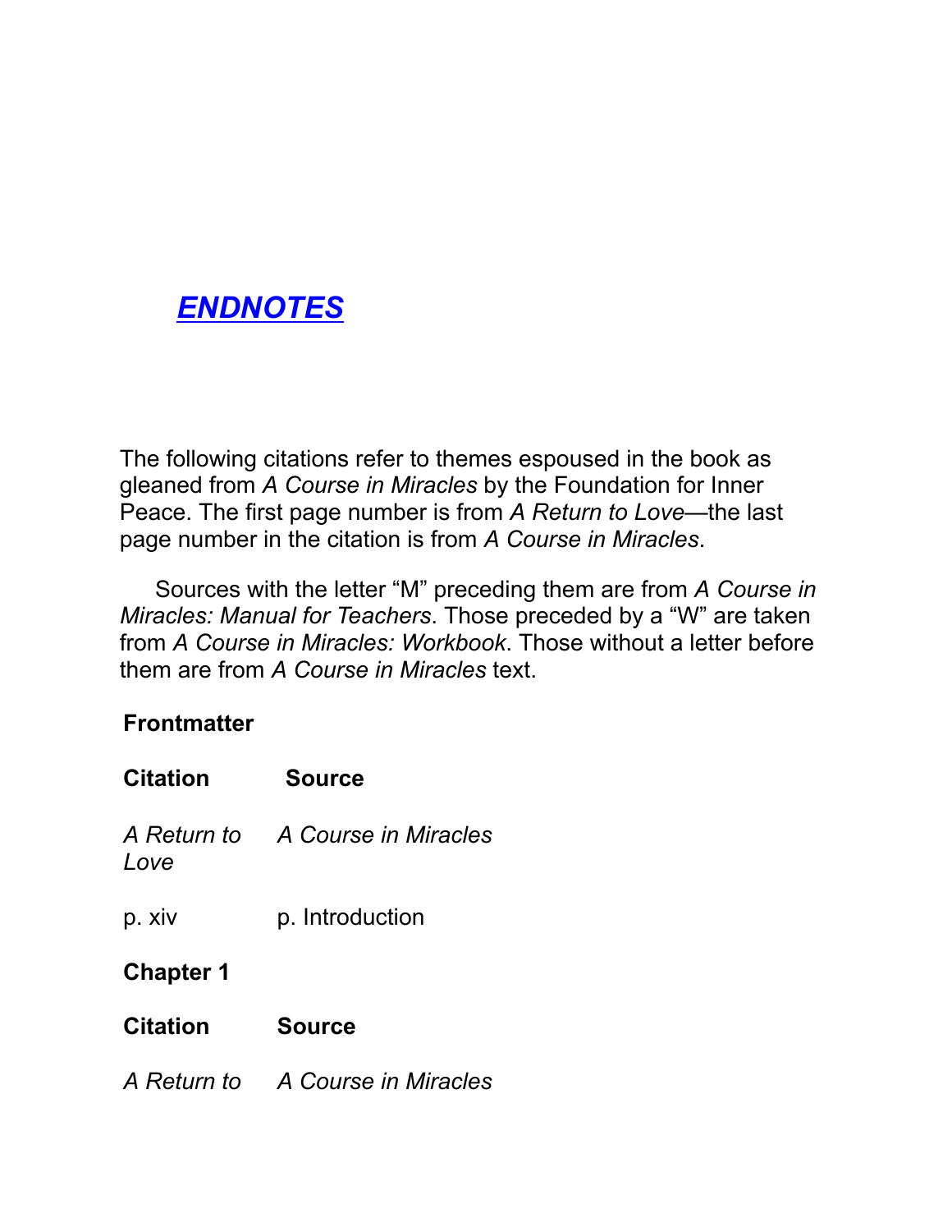## ***ENDNOTES***

The following citations refer to themes espoused in the book as gleaned from *A Course in Miracles* by the Foundation for Inner Peace. The first page number is from *A Return to Love*—the last page number in the citation is from *A Course in Miracles*.

Sources with the letter “M” preceding them are from *A Course in Miracles: Manual for Teachers*. Those preceded by a “W” are taken from *A Course in Miracles: Workbook*. Those without a letter before them are from *A Course in Miracles* text.

**Frontmatter**

| Citation | Source |
| --- | --- |
| *A Return to Love* | *A Course in Miracles* |
| p. xiv | p. Introduction |

**Chapter 1**

| Citation | Source |
| --- | --- |
| *A Return to* | *A Course in Miracles* |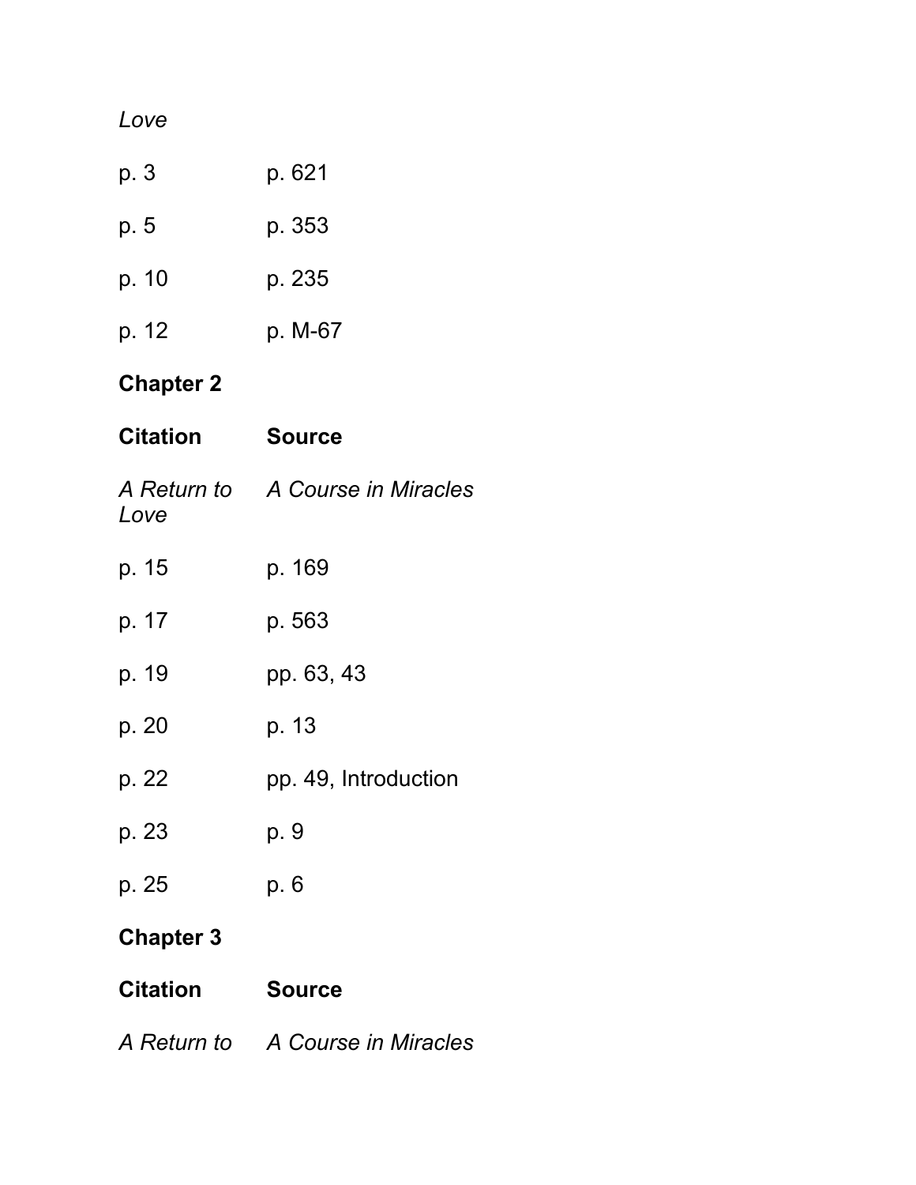| *Love* | |
|---|---|
| p. 3 | p. 621 |
| p. 5 | p. 353 |
| p. 10 | p. 235 |
| p. 12 | p. M-67 |

## Chapter 2

| **Citation** | **Source** |
|---|---|
| *A Return to Love* | *A Course in Miracles* |
| p. 15 | p. 169 |
| p. 17 | p. 563 |
| p. 19 | pp. 63, 43 |
| p. 20 | p. 13 |
| p. 22 | pp. 49, Introduction |
| p. 23 | p. 9 |
| p. 25 | p. 6 |

## Chapter 3

| **Citation** | **Source** |
|---|---|
| *A Return to* | *A Course in Miracles* |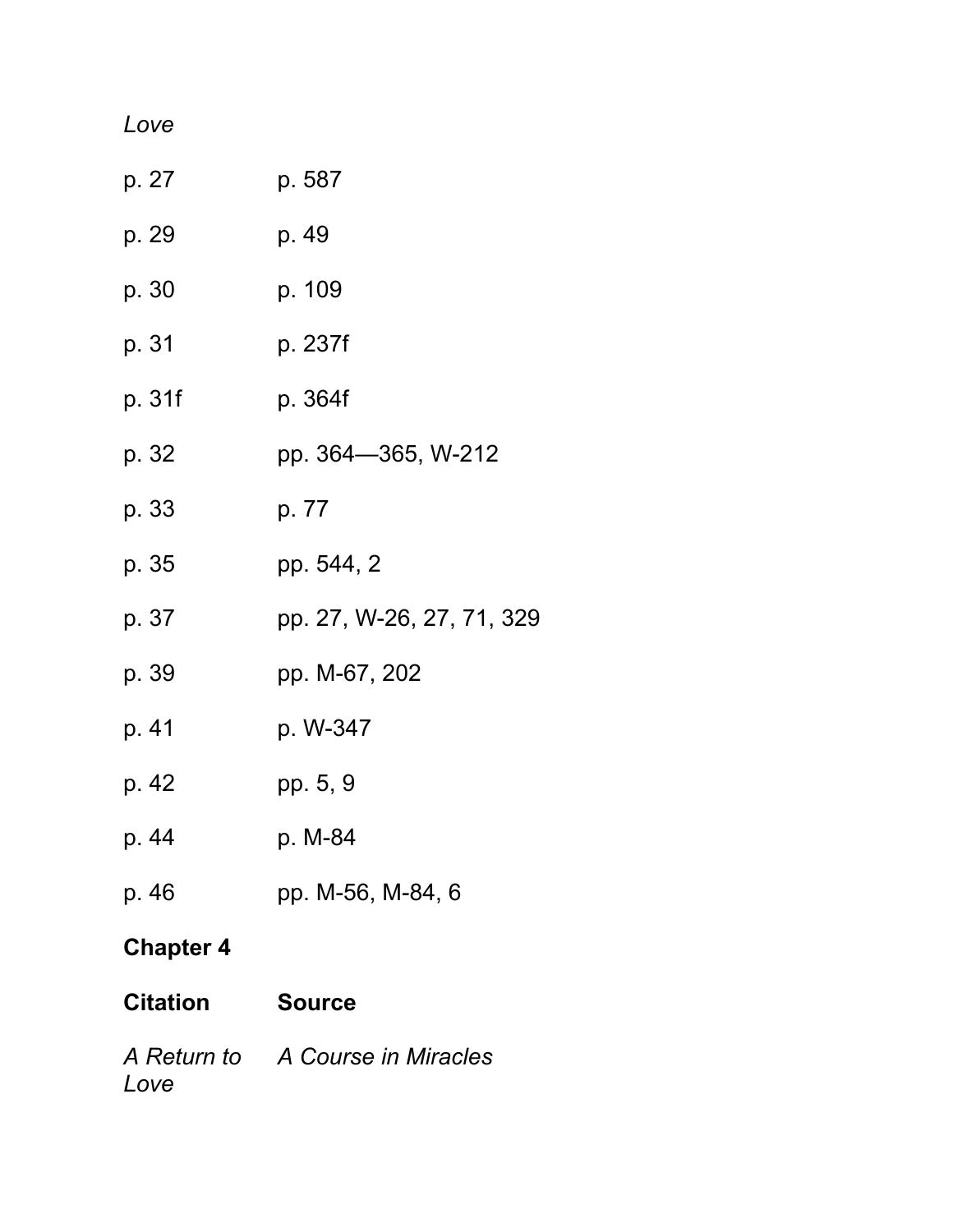*Love*

| | |
|---|---|
| p. 27 | p. 587 |
| p. 29 | p. 49 |
| p. 30 | p. 109 |
| p. 31 | p. 237f |
| p. 31f | p. 364f |
| p. 32 | pp. 364—365, W-212 |
| p. 33 | p. 77 |
| p. 35 | pp. 544, 2 |
| p. 37 | pp. 27, W-26, 27, 71, 329 |
| p. 39 | pp. M-67, 202 |
| p. 41 | p. W-347 |
| p. 42 | pp. 5, 9 |
| p. 44 | p. M-84 |
| p. 46 | pp. M-56, M-84, 6 |

**Chapter 4**

| **Citation** | **Source** |
|---|---|
| *A Return to Love* | *A Course in Miracles* |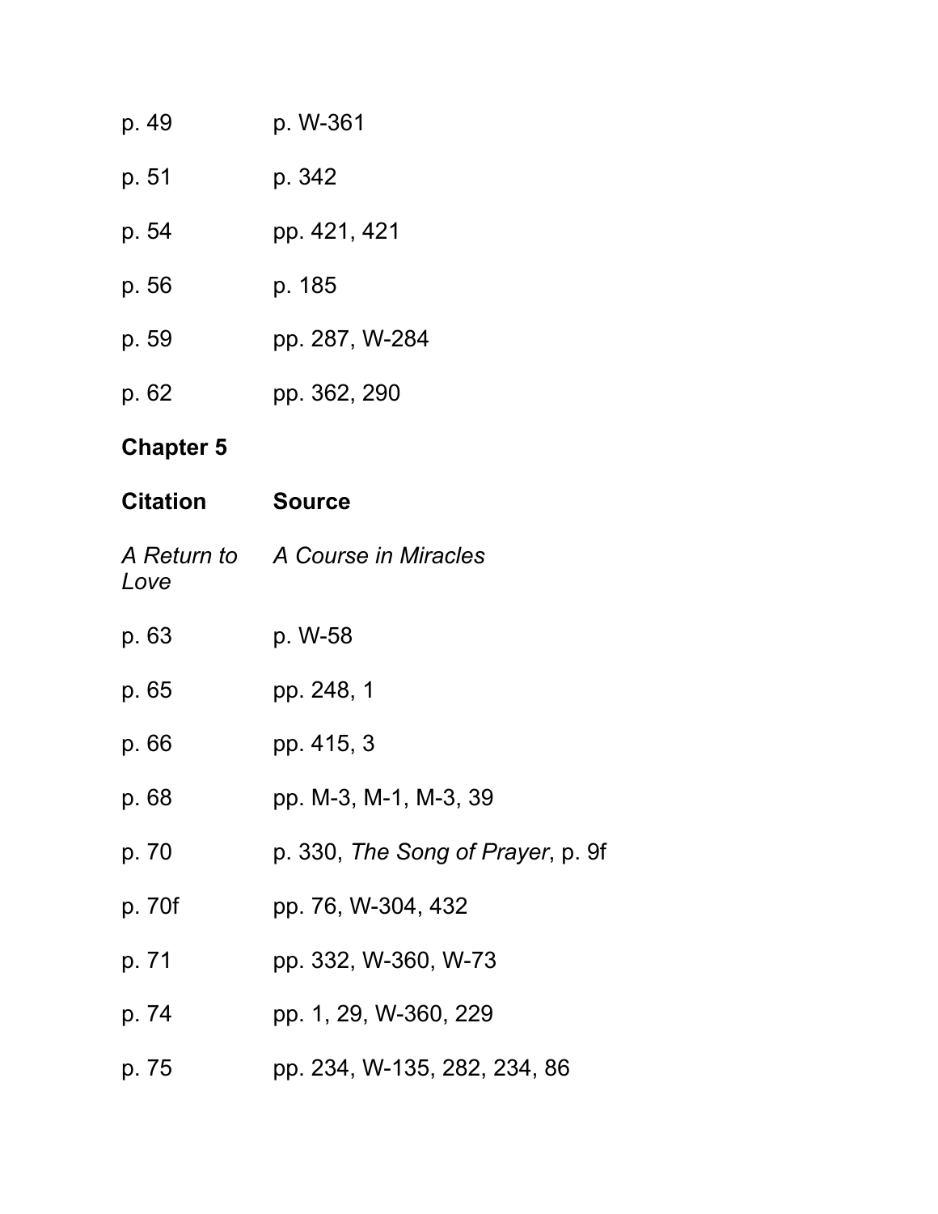| | |
|---|---|
| p. 49 | p. W-361 |
| p. 51 | p. 342 |
| p. 54 | pp. 421, 421 |
| p. 56 | p. 185 |
| p. 59 | pp. 287, W-284 |
| p. 62 | pp. 362, 290 |

### Chapter 5

| **Citation** | **Source** |
|---|---|
| *A Return to Love* | *A Course in Miracles* |
| p. 63 | p. W-58 |
| p. 65 | pp. 248, 1 |
| p. 66 | pp. 415, 3 |
| p. 68 | pp. M-3, M-1, M-3, 39 |
| p. 70 | p. 330, *The Song of Prayer*, p. 9f |
| p. 70f | pp. 76, W-304, 432 |
| p. 71 | pp. 332, W-360, W-73 |
| p. 74 | pp. 1, 29, W-360, 229 |
| p. 75 | pp. 234, W-135, 282, 234, 86 |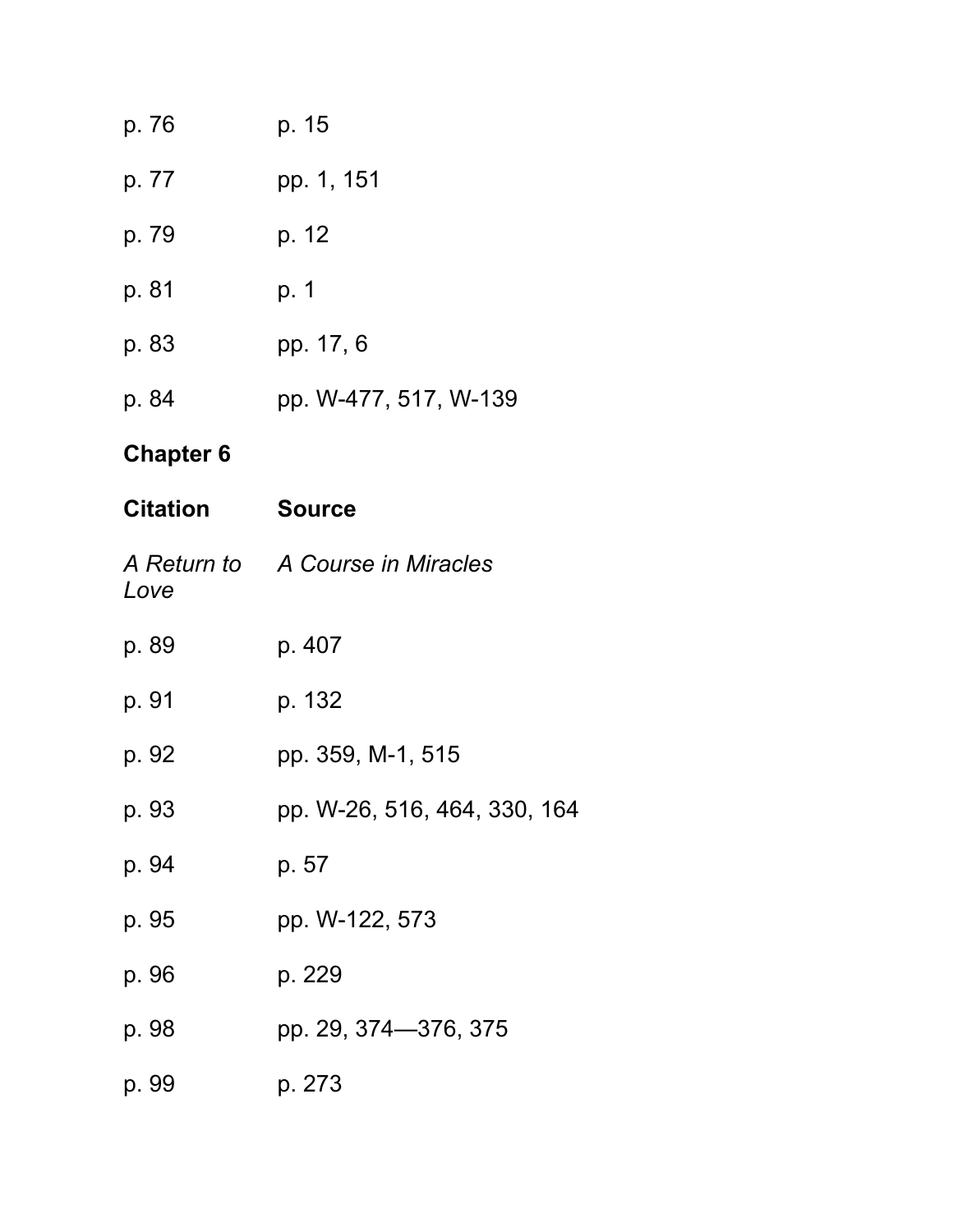| | |
|---|---|
| p. 76 | p. 15 |
| p. 77 | pp. 1, 151 |
| p. 79 | p. 12 |
| p. 81 | p. 1 |
| p. 83 | pp. 17, 6 |
| p. 84 | pp. W-477, 517, W-139 |

## Chapter 6

| **Citation** | **Source** |
|---|---|
| *A Return to Love* | *A Course in Miracles* |
| p. 89 | p. 407 |
| p. 91 | p. 132 |
| p. 92 | pp. 359, M-1, 515 |
| p. 93 | pp. W-26, 516, 464, 330, 164 |
| p. 94 | p. 57 |
| p. 95 | pp. W-122, 573 |
| p. 96 | p. 229 |
| p. 98 | pp. 29, 374—376, 375 |
| p. 99 | p. 273 |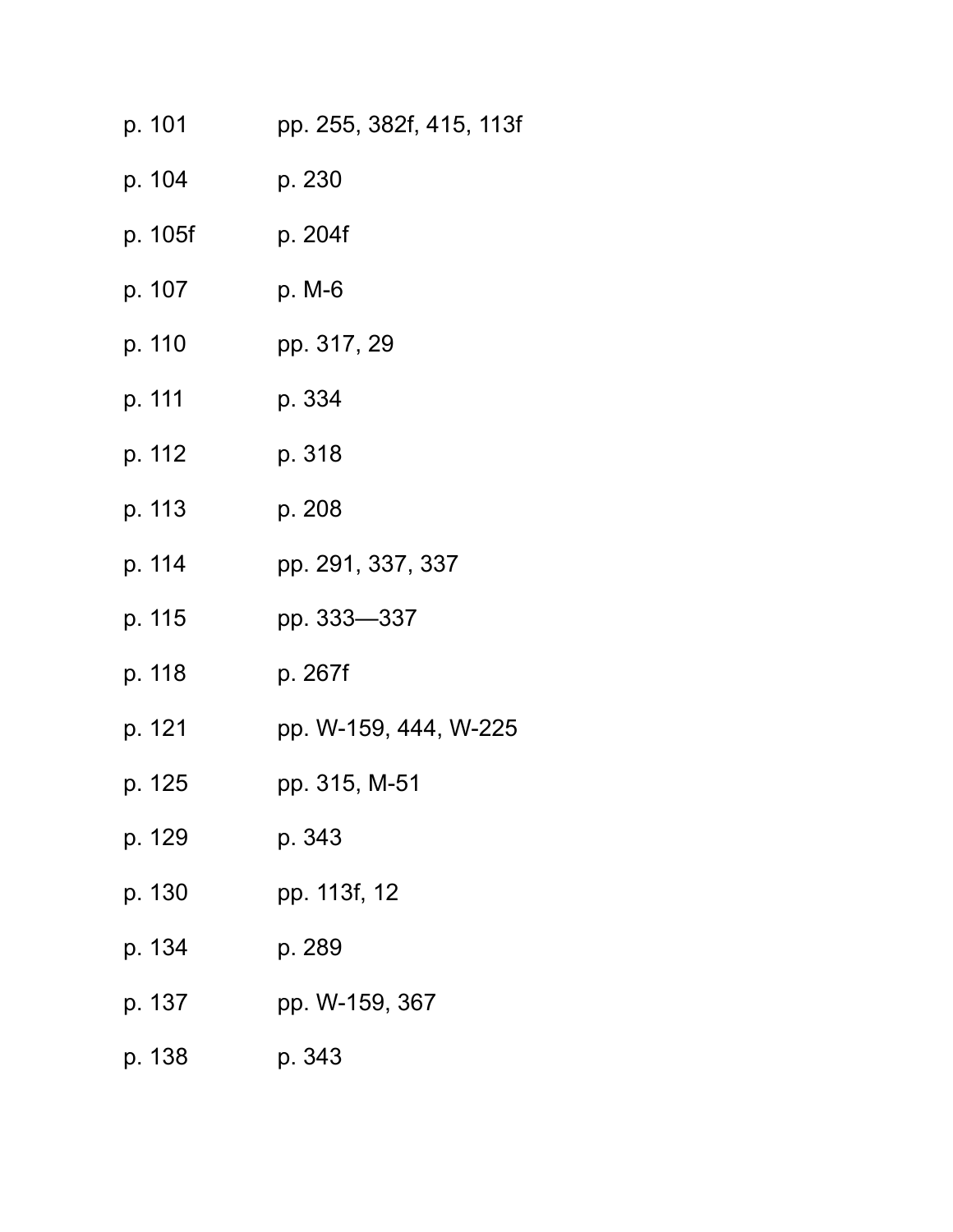| | |
|---|---|
| p. 101 | pp. 255, 382f, 415, 113f |
| p. 104 | p. 230 |
| p. 105f | p. 204f |
| p. 107 | p. M-6 |
| p. 110 | pp. 317, 29 |
| p. 111 | p. 334 |
| p. 112 | p. 318 |
| p. 113 | p. 208 |
| p. 114 | pp. 291, 337, 337 |
| p. 115 | pp. 333—337 |
| p. 118 | p. 267f |
| p. 121 | pp. W-159, 444, W-225 |
| p. 125 | pp. 315, M-51 |
| p. 129 | p. 343 |
| p. 130 | pp. 113f, 12 |
| p. 134 | p. 289 |
| p. 137 | pp. W-159, 367 |
| p. 138 | p. 343 |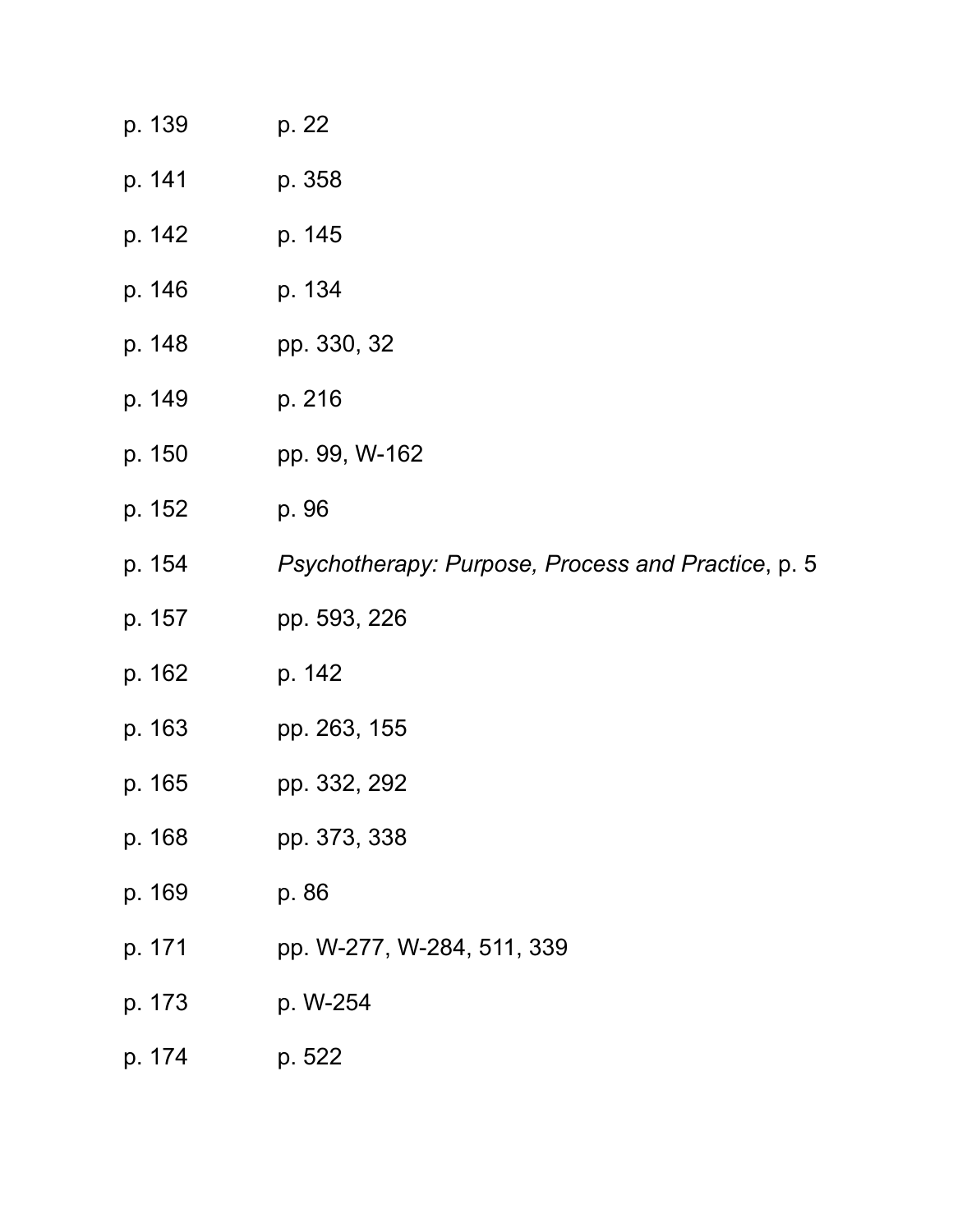p. 139 p. 22

p. 141 p. 358

p. 142 p. 145

p. 146 p. 134

p. 148 pp. 330, 32

p. 149 p. 216

p. 150 pp. 99, W-162

p. 152 p. 96

p. 154 *Psychotherapy: Purpose, Process and Practice*, p. 5

p. 157 pp. 593, 226

p. 162 p. 142

p. 163 pp. 263, 155

p. 165 pp. 332, 292

p. 168 pp. 373, 338

p. 169 p. 86

p. 171 pp. W-277, W-284, 511, 339

p. 173 p. W-254

p. 174 p. 522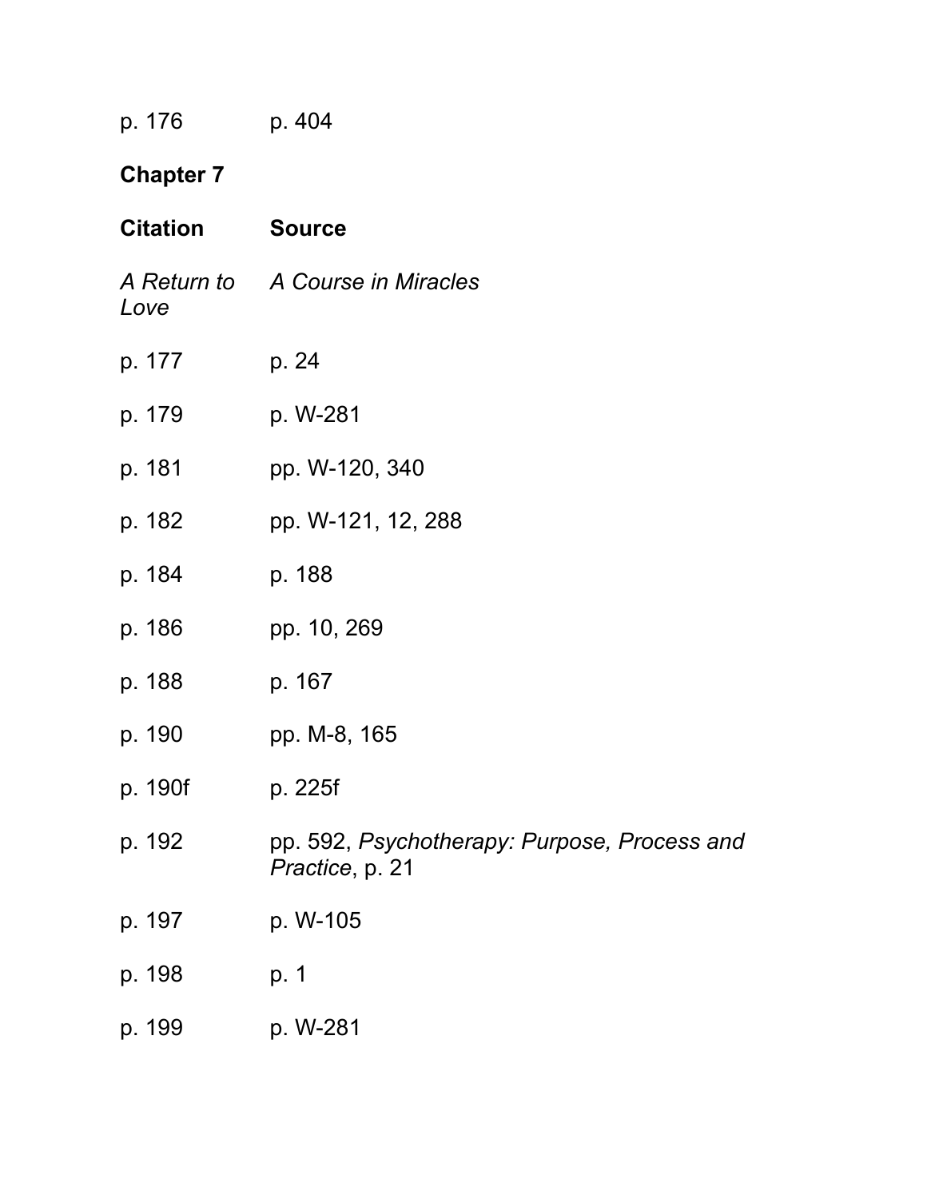| | |
|---|---|
| p. 176 | p. 404 |

## Chapter 7

| Citation | Source |
|---|---|
| *A Return to Love* | *A Course in Miracles* |
| p. 177 | p. 24 |
| p. 179 | p. W-281 |
| p. 181 | pp. W-120, 340 |
| p. 182 | pp. W-121, 12, 288 |
| p. 184 | p. 188 |
| p. 186 | pp. 10, 269 |
| p. 188 | p. 167 |
| p. 190 | pp. M-8, 165 |
| p. 190f | p. 225f |
| p. 192 | pp. 592, *Psychotherapy: Purpose, Process and Practice*, p. 21 |
| p. 197 | p. W-105 |
| p. 198 | p. 1 |
| p. 199 | p. W-281 |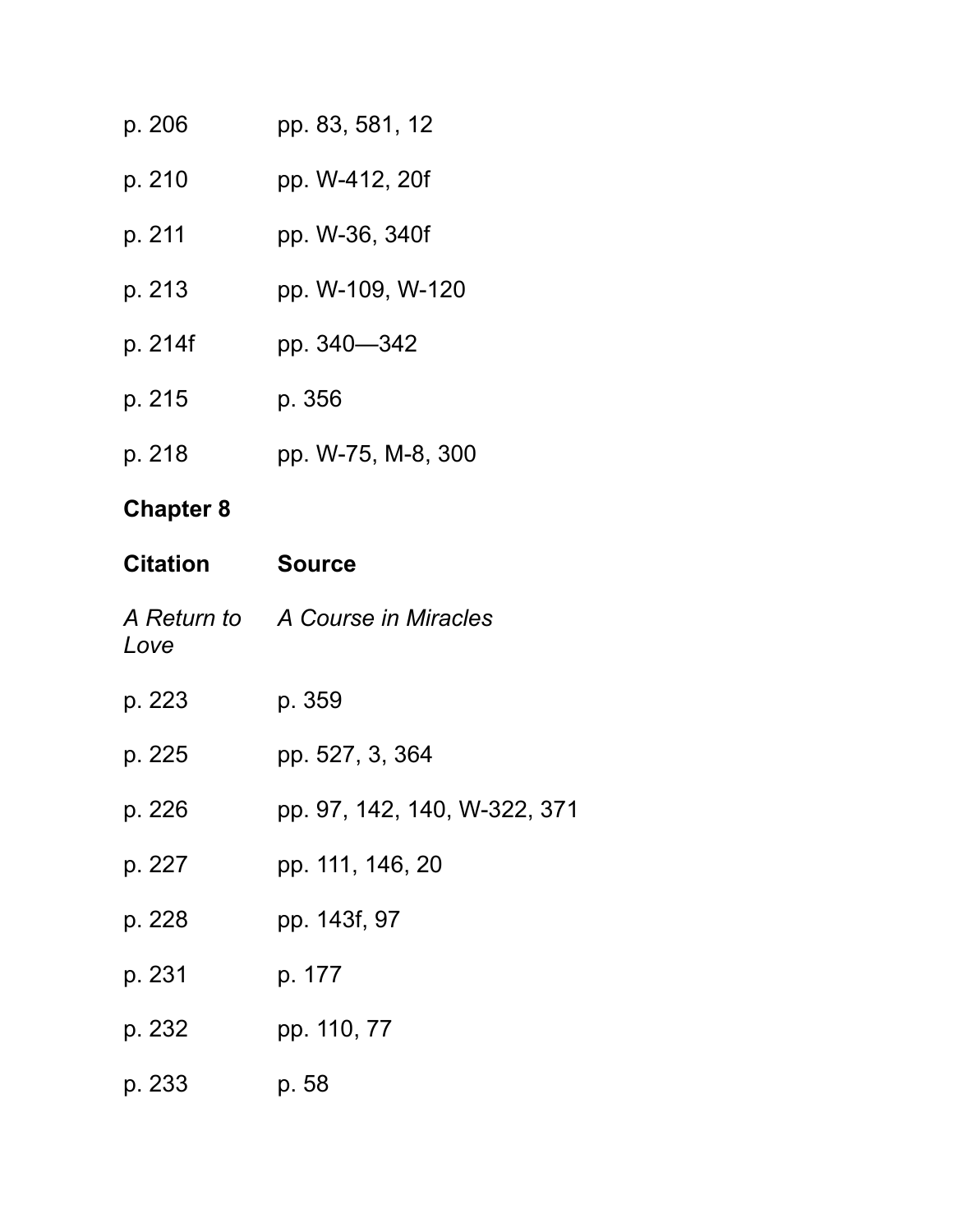| | |
|---|---|
| p. 206 | pp. 83, 581, 12 |
| p. 210 | pp. W-412, 20f |
| p. 211 | pp. W-36, 340f |
| p. 213 | pp. W-109, W-120 |
| p. 214f | pp. 340—342 |
| p. 215 | p. 356 |
| p. 218 | pp. W-75, M-8, 300 |

**Chapter 8**

| **Citation** | **Source** |
|---|---|
| *A Return to Love* | *A Course in Miracles* |
| p. 223 | p. 359 |
| p. 225 | pp. 527, 3, 364 |
| p. 226 | pp. 97, 142, 140, W-322, 371 |
| p. 227 | pp. 111, 146, 20 |
| p. 228 | pp. 143f, 97 |
| p. 231 | p. 177 |
| p. 232 | pp. 110, 77 |
| p. 233 | p. 58 |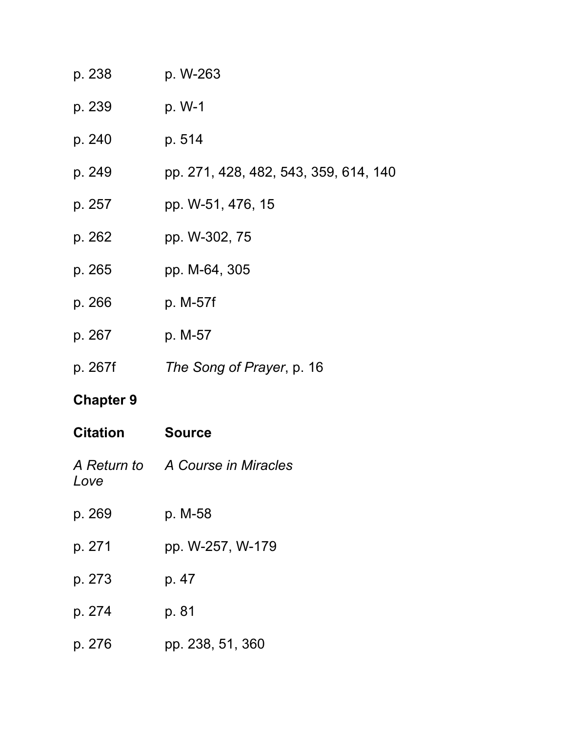| | |
|---|---|
| p. 238 | p. W-263 |
| p. 239 | p. W-1 |
| p. 240 | p. 514 |
| p. 249 | pp. 271, 428, 482, 543, 359, 614, 140 |
| p. 257 | pp. W-51, 476, 15 |
| p. 262 | pp. W-302, 75 |
| p. 265 | pp. M-64, 305 |
| p. 266 | p. M-57f |
| p. 267 | p. M-57 |
| p. 267f | *The Song of Prayer*, p. 16 |

**Chapter 9**

| **Citation** | **Source** |
|---|---|
| *A Return to Love* | *A Course in Miracles* |
| p. 269 | p. M-58 |
| p. 271 | pp. W-257, W-179 |
| p. 273 | p. 47 |
| p. 274 | p. 81 |
| p. 276 | pp. 238, 51, 360 |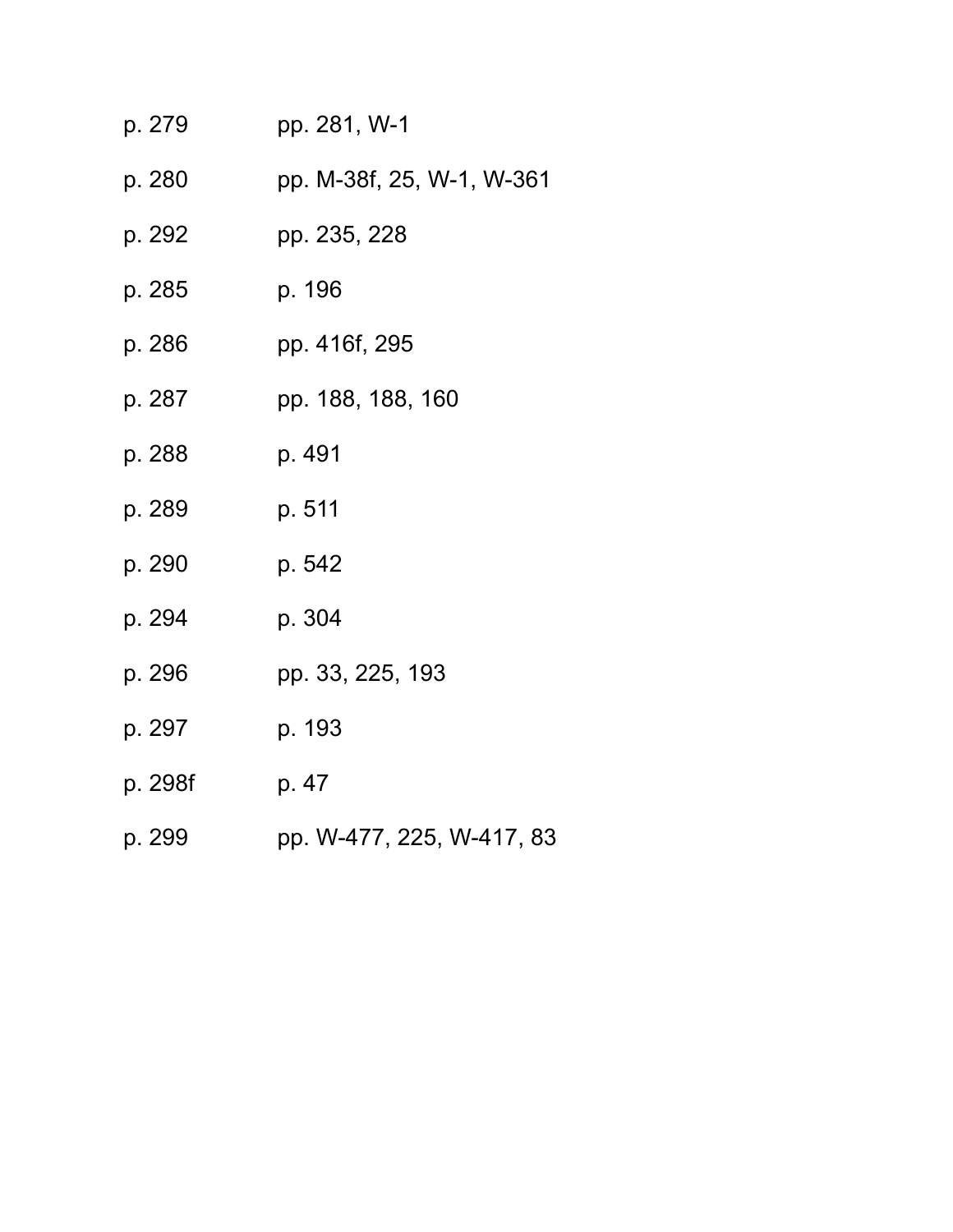| | |
|---|---|
| p. 279 | pp. 281, W-1 |
| p. 280 | pp. M-38f, 25, W-1, W-361 |
| p. 292 | pp. 235, 228 |
| p. 285 | p. 196 |
| p. 286 | pp. 416f, 295 |
| p. 287 | pp. 188, 188, 160 |
| p. 288 | p. 491 |
| p. 289 | p. 511 |
| p. 290 | p. 542 |
| p. 294 | p. 304 |
| p. 296 | pp. 33, 225, 193 |
| p. 297 | p. 193 |
| p. 298f | p. 47 |
| p. 299 | pp. W-477, 225, W-417, 83 |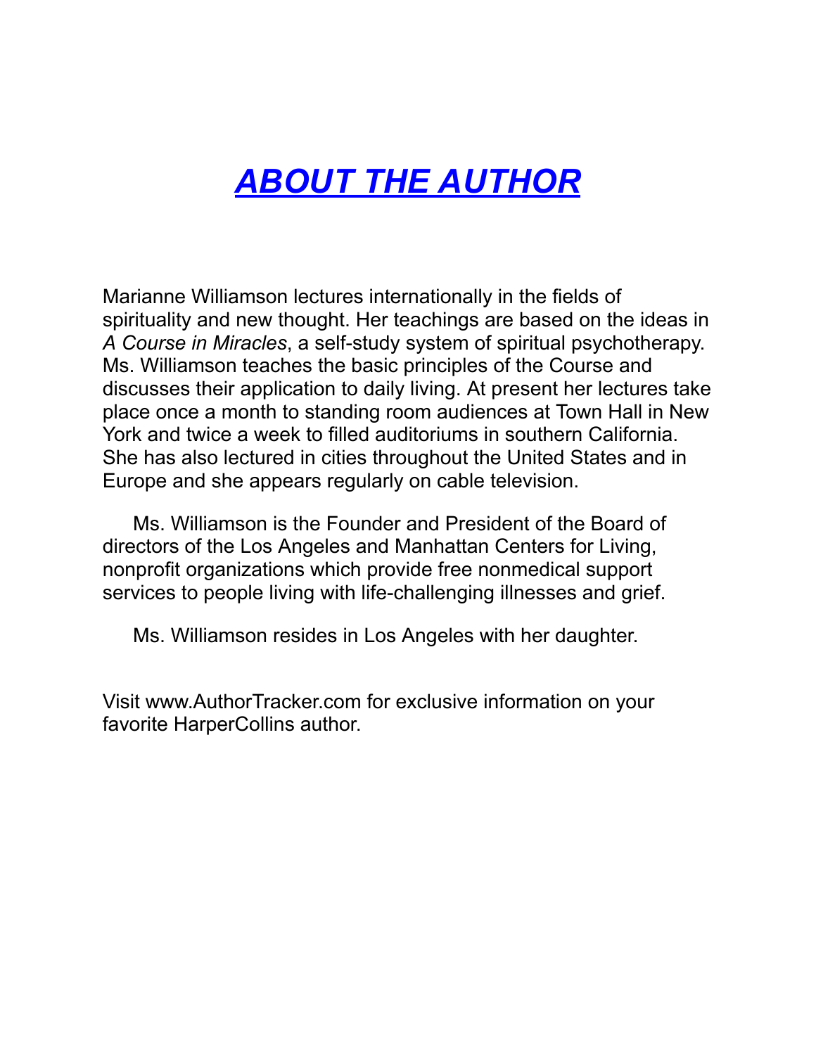# *ABOUT THE AUTHOR*

Marianne Williamson lectures internationally in the fields of spirituality and new thought. Her teachings are based on the ideas in *A Course in Miracles*, a self-study system of spiritual psychotherapy. Ms. Williamson teaches the basic principles of the Course and discusses their application to daily living. At present her lectures take place once a month to standing room audiences at Town Hall in New York and twice a week to filled auditoriums in southern California. She has also lectured in cities throughout the United States and in Europe and she appears regularly on cable television.

Ms. Williamson is the Founder and President of the Board of directors of the Los Angeles and Manhattan Centers for Living, nonprofit organizations which provide free nonmedical support services to people living with life-challenging illnesses and grief.

Ms. Williamson resides in Los Angeles with her daughter.

Visit www.AuthorTracker.com for exclusive information on your favorite HarperCollins author.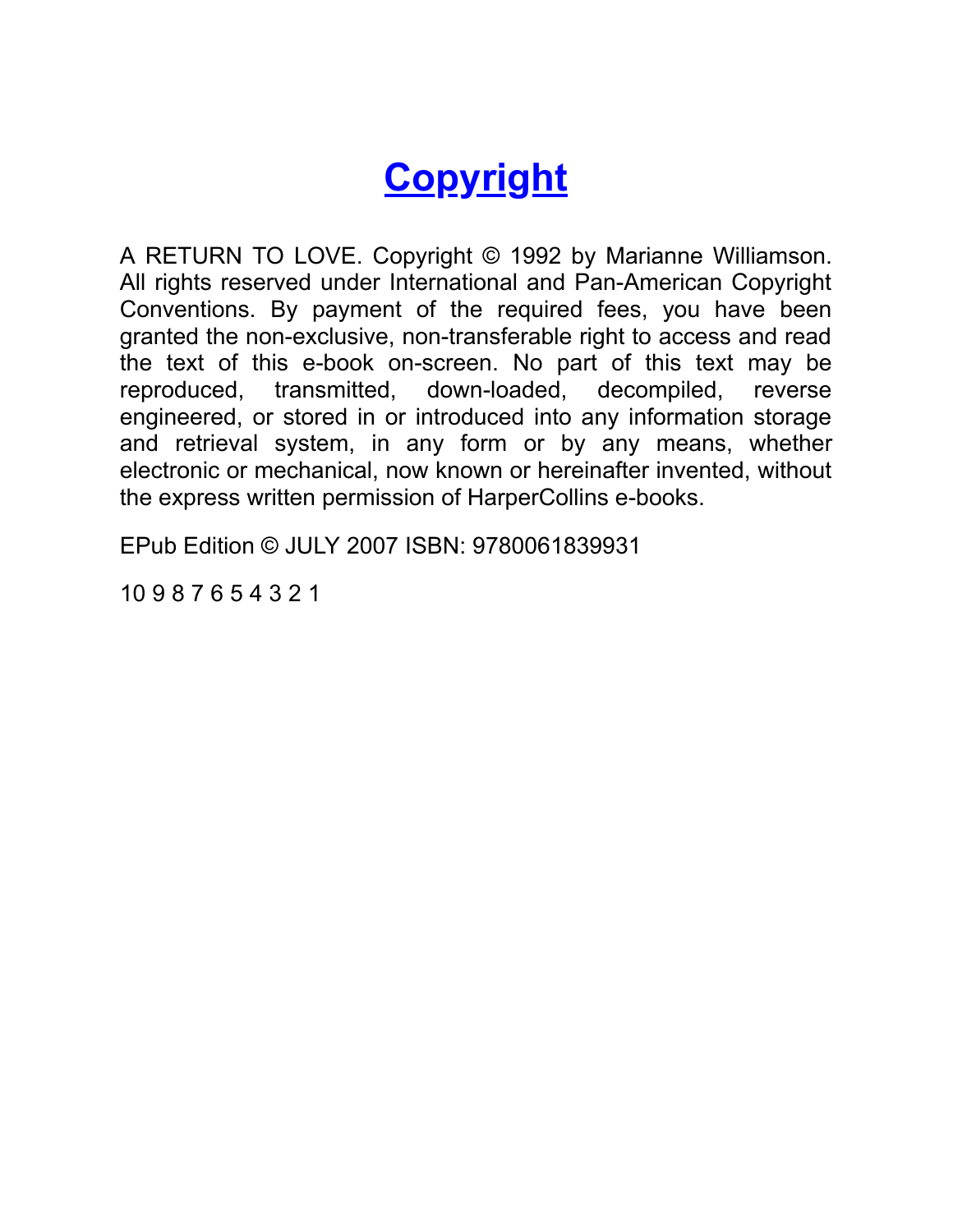# Copyright

A RETURN TO LOVE. Copyright © 1992 by Marianne Williamson. All rights reserved under International and Pan-American Copyright Conventions. By payment of the required fees, you have been granted the non-exclusive, non-transferable right to access and read the text of this e-book on-screen. No part of this text may be reproduced, transmitted, down-loaded, decompiled, reverse engineered, or stored in or introduced into any information storage and retrieval system, in any form or by any means, whether electronic or mechanical, now known or hereinafter invented, without the express written permission of HarperCollins e-books.

EPub Edition © JULY 2007 ISBN: 9780061839931

10 9 8 7 6 5 4 3 2 1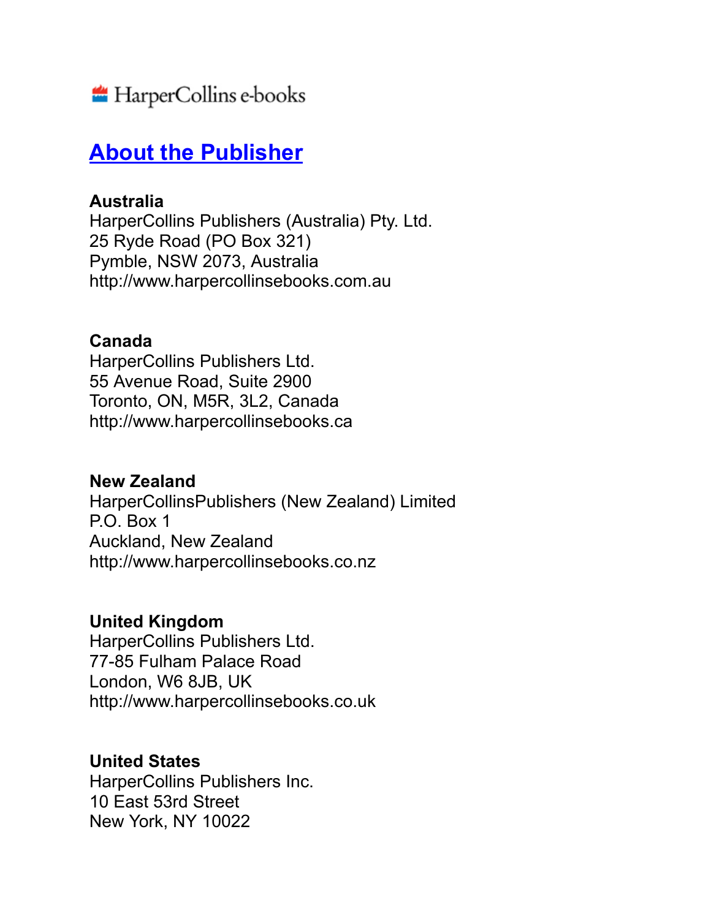HarperCollins e-books

## About the Publisher

**Australia**
HarperCollins Publishers (Australia) Pty. Ltd.
25 Ryde Road (PO Box 321)
Pymble, NSW 2073, Australia
http://www.harpercollinsebooks.com.au

**Canada**
HarperCollins Publishers Ltd.
55 Avenue Road, Suite 2900
Toronto, ON, M5R, 3L2, Canada
http://www.harpercollinsebooks.ca

**New Zealand**
HarperCollinsPublishers (New Zealand) Limited
P.O. Box 1
Auckland, New Zealand
http://www.harpercollinsebooks.co.nz

**United Kingdom**
HarperCollins Publishers Ltd.
77-85 Fulham Palace Road
London, W6 8JB, UK
http://www.harpercollinsebooks.co.uk

**United States**
HarperCollins Publishers Inc.
10 East 53rd Street
New York, NY 10022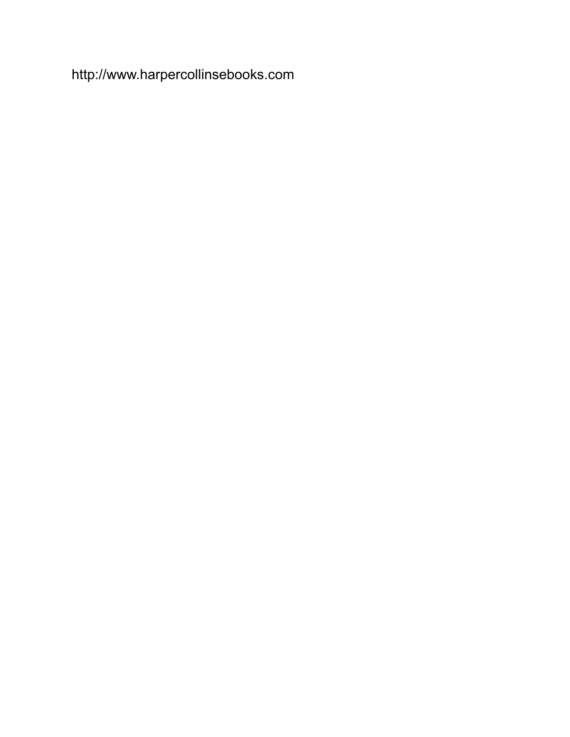http://www.harpercollinsebooks.com